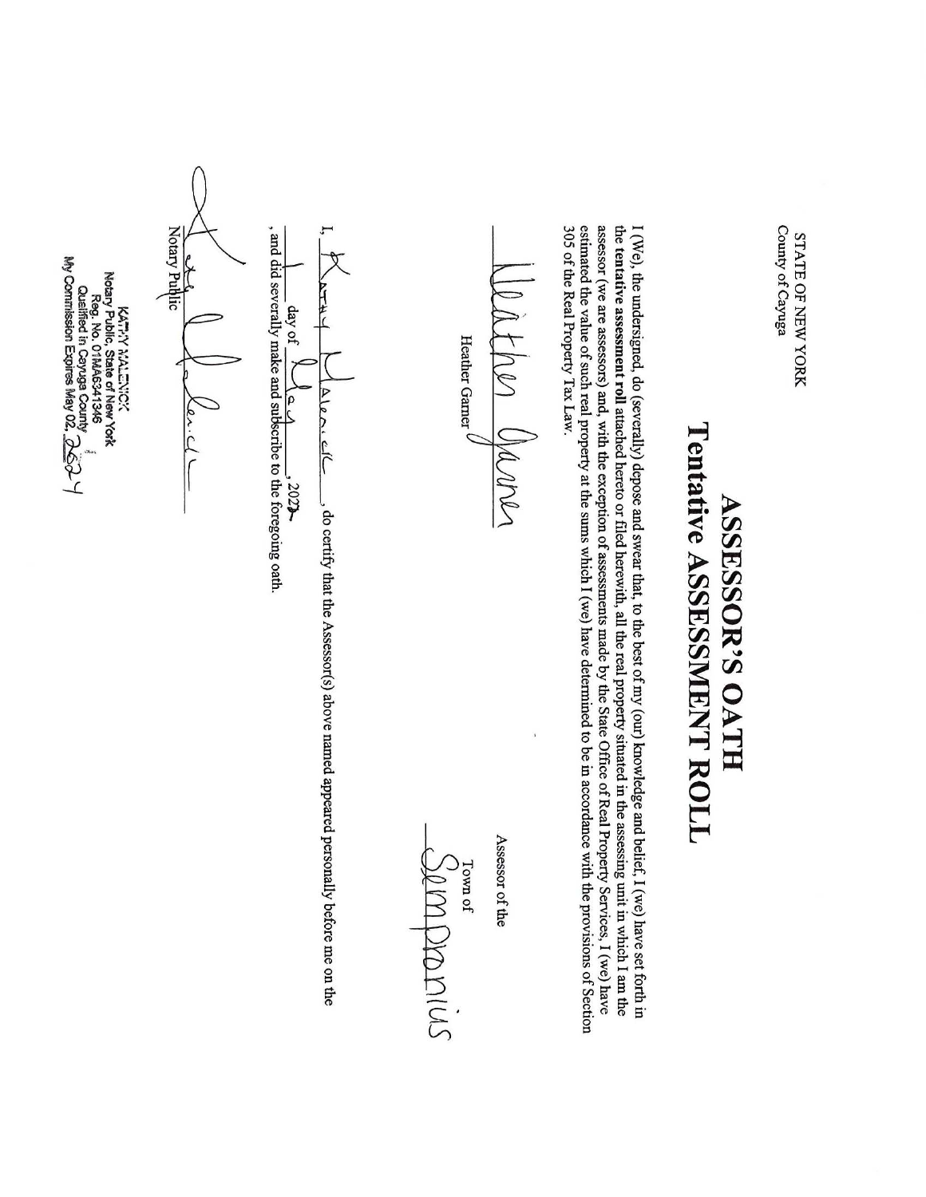STATE OF NEW YORK
County of Cayuga

# ASSESSOR'S OATH
# Tentative ASSESSMENT ROLL

I (We), the undersigned, do (severally) depose and swear that, to the best of my (our) knowledge and belief, I (we) have set forth in the **tentative assessment roll** attached hereto or filed herewith, all the real property situated in the assessing unit in which I am the assessor (we are assessors) and, with the exception of assessments made by the State Office of Real Property Services, I (we) have estimated the value of such real property at the sums which I (we) have determined to be in accordance with the provisions of Section 305 of the Real Property Tax Law.

Heather Garner
Heather Garner

Assessor of the
Town of
Sempronius

I, Kathy Halenick, do certify that the Assessor(s) above named appeared personally before me on the 1 day of May, 2024, and did severally make and subscribe to the foregoing oath.

Kathy Halenick
Notary Public

KATHY HALENICK
Notary Public, State of New York
Reg. No. 01HA6341346
Qualified in Cayuga County
My Commission Expires May 02, 2024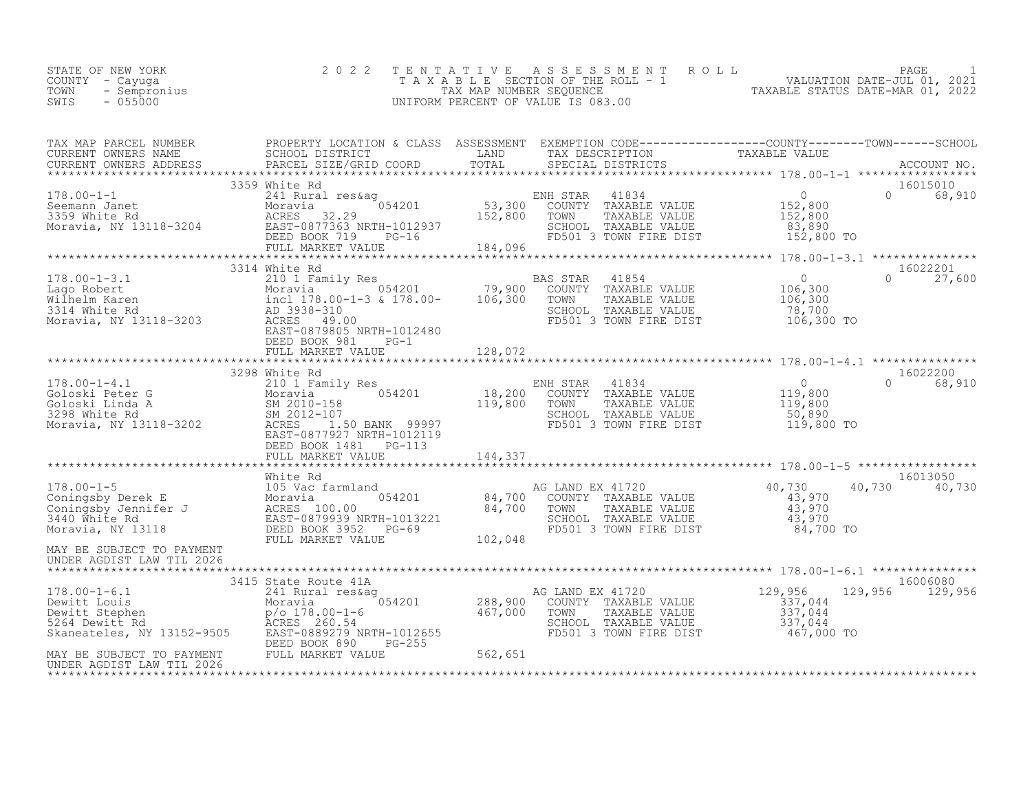STATE OF NEW YORK
COUNTY - Cayuga
TOWN - Sempronius
SWIS - 055000

# 2022 TENTATIVE ASSESSMENT ROLL

TAXABLE SECTION OF THE ROLL - 1
TAX MAP NUMBER SEQUENCE
UNIFORM PERCENT OF VALUE IS 083.00

VALUATION DATE-JUL 01, 2021
TAXABLE STATUS DATE-MAR 01, 2022

| TAX MAP PARCEL NUMBER / CURRENT OWNERS NAME / CURRENT OWNERS ADDRESS | PROPERTY LOCATION & CLASS / SCHOOL DISTRICT / PARCEL SIZE/GRID COORD | ASSESSMENT LAND / TOTAL | EXEMPTION CODE / TAX DESCRIPTION / SPECIAL DISTRICTS | COUNTY TAXABLE VALUE | TOWN | SCHOOL / ACCOUNT NO. |
|---|---|---|---|---|---|---|
| **178.00-1-1** | 3359 White Rd | | | | | 16015010 |
| 178.00-1-1 | 241 Rural res&ag | | ENH STAR 41834 | 0 | 0 | 68,910 |
| Seemann Janet | Moravia 054201 | 53,300 | COUNTY TAXABLE VALUE | 152,800 | | |
| 3359 White Rd | ACRES 32.29 | 152,800 | TOWN TAXABLE VALUE | 152,800 | | |
| Moravia, NY 13118-3204 | EAST-0877363 NRTH-1012937 | | SCHOOL TAXABLE VALUE | 83,890 | | |
| | DEED BOOK 719 PG-16 | | FD501 3 TOWN FIRE DIST | 152,800 TO | | |
| | FULL MARKET VALUE | 184,096 | | | | |
| **178.00-1-3.1** | 3314 White Rd | | | | | 16022201 |
| 178.00-1-3.1 | 210 1 Family Res | | BAS STAR 41854 | 0 | 0 | 27,600 |
| Lago Robert | Moravia 054201 | 79,900 | COUNTY TAXABLE VALUE | 106,300 | | |
| Wilhelm Karen | incl 178.00-1-3 & 178.00- | 106,300 | TOWN TAXABLE VALUE | 106,300 | | |
| 3314 White Rd | AD 3938-310 | | SCHOOL TAXABLE VALUE | 78,700 | | |
| Moravia, NY 13118-3203 | ACRES 49.00 | | FD501 3 TOWN FIRE DIST | 106,300 TO | | |
| | EAST-0879805 NRTH-1012480 | | | | | |
| | DEED BOOK 981 PG-1 | | | | | |
| | FULL MARKET VALUE | 128,072 | | | | |
| **178.00-1-4.1** | 3298 White Rd | | | | | 16022200 |
| 178.00-1-4.1 | 210 1 Family Res | | ENH STAR 41834 | 0 | 0 | 68,910 |
| Goloski Peter G | Moravia 054201 | 18,200 | COUNTY TAXABLE VALUE | 119,800 | | |
| Goloski Linda A | SM 2010-158 | 119,800 | TOWN TAXABLE VALUE | 119,800 | | |
| 3298 White Rd | SM 2012-107 | | SCHOOL TAXABLE VALUE | 50,890 | | |
| Moravia, NY 13118-3202 | ACRES 1.50 BANK 99997 | | FD501 3 TOWN FIRE DIST | 119,800 TO | | |
| | EAST-0877927 NRTH-1012119 | | | | | |
| | DEED BOOK 1481 PG-113 | | | | | |
| | FULL MARKET VALUE | 144,337 | | | | |
| **178.00-1-5** | White Rd | | | | | 16013050 |
| 178.00-1-5 | 105 Vac farmland | | AG LAND EX 41720 | 40,730 | 40,730 | 40,730 |
| Coningsby Derek E | Moravia 054201 | 84,700 | COUNTY TAXABLE VALUE | 43,970 | | |
| Coningsby Jennifer J | ACRES 100.00 | 84,700 | TOWN TAXABLE VALUE | 43,970 | | |
| 3440 White Rd | EAST-0879939 NRTH-1013221 | | SCHOOL TAXABLE VALUE | 43,970 | | |
| Moravia, NY 13118 | DEED BOOK 3952 PG-69 | | FD501 3 TOWN FIRE DIST | 84,700 TO | | |
| | FULL MARKET VALUE | 102,048 | | | | |
| MAY BE SUBJECT TO PAYMENT UNDER AGDIST LAW TIL 2026 | | | | | | |
| **178.00-1-6.1** | 3415 State Route 41A | | | | | 16006080 |
| 178.00-1-6.1 | 241 Rural res&ag | | AG LAND EX 41720 | 129,956 | 129,956 | 129,956 |
| Dewitt Louis | Moravia 054201 | 288,900 | COUNTY TAXABLE VALUE | 337,044 | | |
| Dewitt Stephen | p/o 178.00-1-6 | 467,000 | TOWN TAXABLE VALUE | 337,044 | | |
| 5264 Dewitt Rd | ACRES 260.54 | | SCHOOL TAXABLE VALUE | 337,044 | | |
| Skaneateles, NY 13152-9505 | EAST-0889279 NRTH-1012655 | | FD501 3 TOWN FIRE DIST | 467,000 TO | | |
| | DEED BOOK 890 PG-255 | | | | | |
| MAY BE SUBJECT TO PAYMENT UNDER AGDIST LAW TIL 2026 | FULL MARKET VALUE | 562,651 | | | | |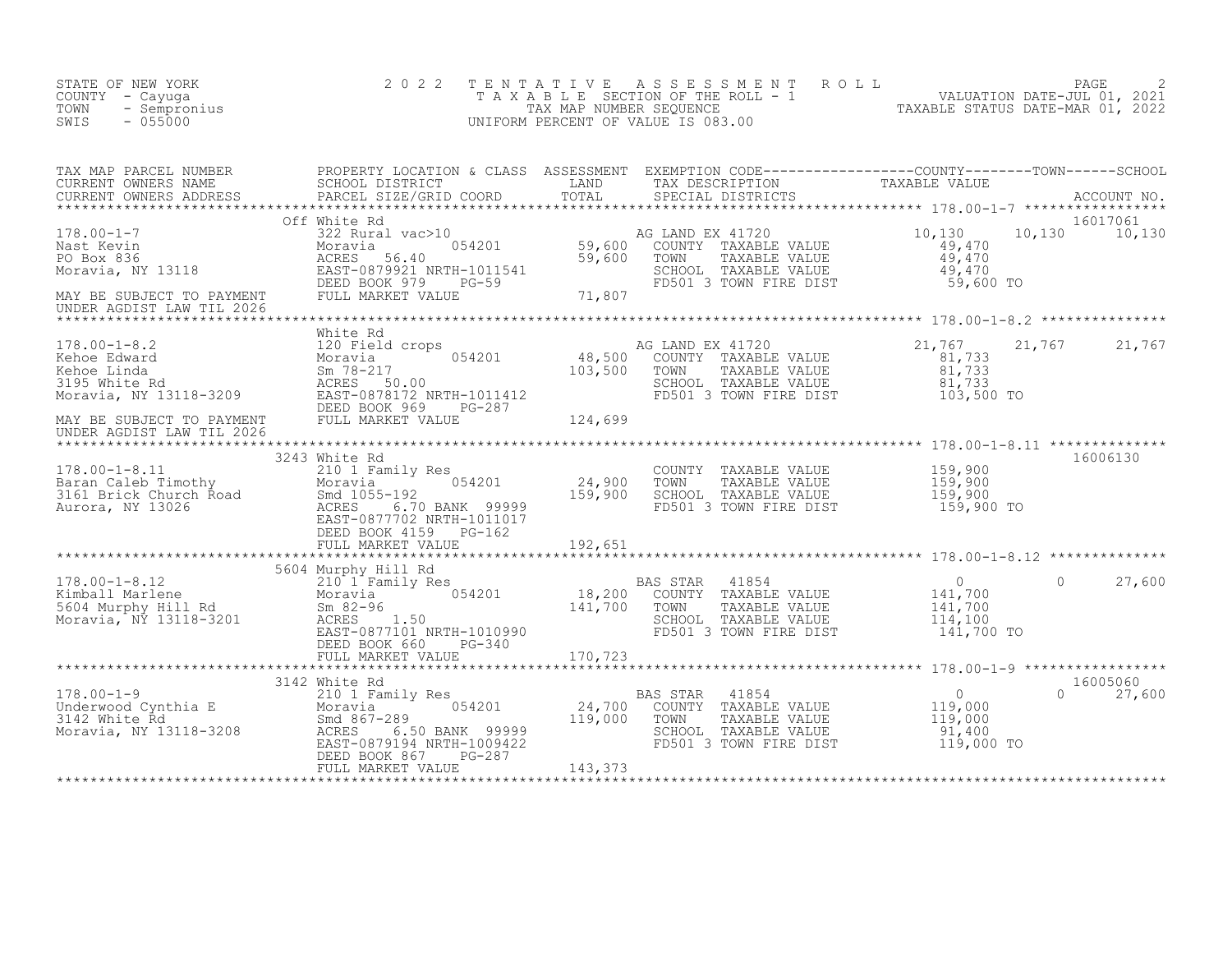STATE OF NEW YORK
COUNTY - Cayuga
TOWN - Sempronius
SWIS - 055000

2022 TENTATIVE ASSESSMENT ROLL
TAXABLE SECTION OF THE ROLL - 1
TAX MAP NUMBER SEQUENCE
UNIFORM PERCENT OF VALUE IS 083.00

VALUATION DATE-JUL 01, 2021
TAXABLE STATUS DATE-MAR 01, 2022

| TAX MAP PARCEL NUMBER / CURRENT OWNERS NAME / CURRENT OWNERS ADDRESS | PROPERTY LOCATION & CLASS / SCHOOL DISTRICT / PARCEL SIZE/GRID COORD | ASSESSMENT LAND / TOTAL | EXEMPTION CODE / TAX DESCRIPTION / SPECIAL DISTRICTS | COUNTY TAXABLE VALUE | TOWN | SCHOOL | ACCOUNT NO. |
|---|---|---|---|---|---|---|---|
| 178.00-1-7 | Off White Rd | | | | | | 16017061 |
| | 322 Rural vac>10 | | AG LAND EX 41720 | 10,130 | 10,130 | 10,130 | |
| Nast Kevin | Moravia 054201 | 59,600 | COUNTY TAXABLE VALUE | 49,470 | | | |
| PO Box 836 | ACRES 56.40 | 59,600 | TOWN TAXABLE VALUE | 49,470 | | | |
| Moravia, NY 13118 | EAST-0879921 NRTH-1011541 | | SCHOOL TAXABLE VALUE | 49,470 | | | |
| | DEED BOOK 979 PG-59 | | FD501 3 TOWN FIRE DIST | 59,600 TO | | | |
| MAY BE SUBJECT TO PAYMENT UNDER AGDIST LAW TIL 2026 | FULL MARKET VALUE | 71,807 | | | | | |
| 178.00-1-8.2 | White Rd | | | | | | |
| | 120 Field crops | | AG LAND EX 41720 | 21,767 | 21,767 | 21,767 | |
| Kehoe Edward | Moravia 054201 | 48,500 | COUNTY TAXABLE VALUE | 81,733 | | | |
| Kehoe Linda | Sm 78-217 | 103,500 | TOWN TAXABLE VALUE | 81,733 | | | |
| 3195 White Rd | ACRES 50.00 | | SCHOOL TAXABLE VALUE | 81,733 | | | |
| Moravia, NY 13118-3209 | EAST-0878172 NRTH-1011412 | | FD501 3 TOWN FIRE DIST | 103,500 TO | | | |
| | DEED BOOK 969 PG-287 | | | | | | |
| MAY BE SUBJECT TO PAYMENT UNDER AGDIST LAW TIL 2026 | FULL MARKET VALUE | 124,699 | | | | | |
| 178.00-1-8.11 | 3243 White Rd | | | | | | 16006130 |
| Baran Caleb Timothy | 210 1 Family Res | | COUNTY TAXABLE VALUE | 159,900 | | | |
| 3161 Brick Church Road | Moravia 054201 | 24,900 | TOWN TAXABLE VALUE | 159,900 | | | |
| Aurora, NY 13026 | Smd 1055-192 | 159,900 | SCHOOL TAXABLE VALUE | 159,900 | | | |
| | ACRES 6.70 BANK 99999 | | FD501 3 TOWN FIRE DIST | 159,900 TO | | | |
| | EAST-0877702 NRTH-1011017 | | | | | | |
| | DEED BOOK 4159 PG-162 | | | | | | |
| | FULL MARKET VALUE | 192,651 | | | | | |
| 178.00-1-8.12 | 5604 Murphy Hill Rd | | | | | | |
| | 210 1 Family Res | | BAS STAR 41854 | 0 | 0 | 27,600 | |
| Kimball Marlene | Moravia 054201 | 18,200 | COUNTY TAXABLE VALUE | 141,700 | | | |
| 5604 Murphy Hill Rd | Sm 82-96 | 141,700 | TOWN TAXABLE VALUE | 141,700 | | | |
| Moravia, NY 13118-3201 | ACRES 1.50 | | SCHOOL TAXABLE VALUE | 114,100 | | | |
| | EAST-0877101 NRTH-1010990 | | FD501 3 TOWN FIRE DIST | 141,700 TO | | | |
| | DEED BOOK 660 PG-340 | | | | | | |
| | FULL MARKET VALUE | 170,723 | | | | | |
| 178.00-1-9 | 3142 White Rd | | | | | | 16005060 |
| | 210 1 Family Res | | BAS STAR 41854 | 0 | 0 | 27,600 | |
| Underwood Cynthia E | Moravia 054201 | 24,700 | COUNTY TAXABLE VALUE | 119,000 | | | |
| 3142 White Rd | Smd 867-289 | 119,000 | TOWN TAXABLE VALUE | 119,000 | | | |
| Moravia, NY 13118-3208 | ACRES 6.50 BANK 99999 | | SCHOOL TAXABLE VALUE | 91,400 | | | |
| | EAST-0879194 NRTH-1009422 | | FD501 3 TOWN FIRE DIST | 119,000 TO | | | |
| | DEED BOOK 867 PG-287 | | | | | | |
| | FULL MARKET VALUE | 143,373 | | | | | |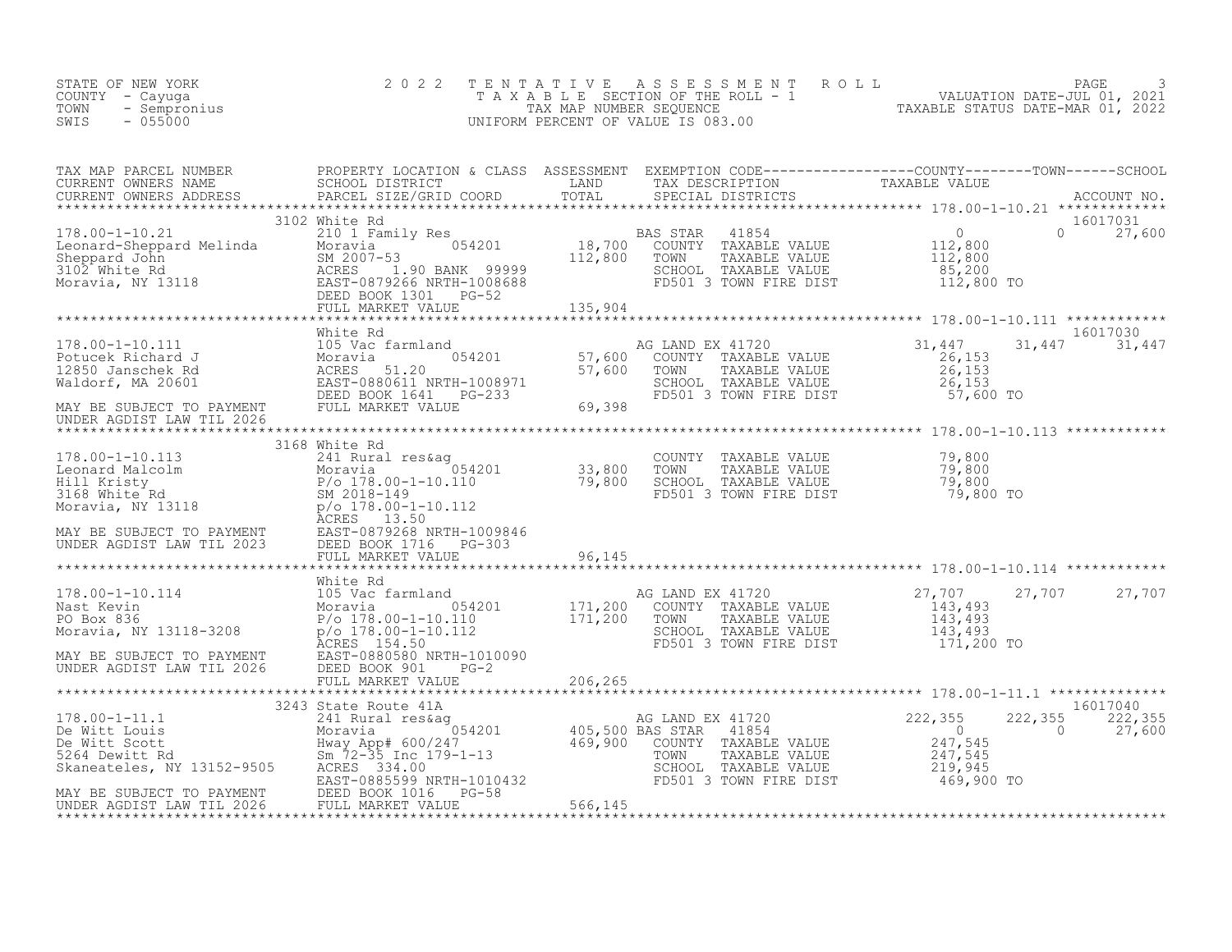STATE OF NEW YORK
COUNTY - Cayuga
TOWN - Sempronius
SWIS - 055000

2 0 2 2 TENTATIVE ASSESSMENT ROLL
TAXABLE SECTION OF THE ROLL - 1
TAX MAP NUMBER SEQUENCE
UNIFORM PERCENT OF VALUE IS 083.00

VALUATION DATE-JUL 01, 2021
TAXABLE STATUS DATE-MAR 01, 2022

| TAX MAP PARCEL NUMBER / CURRENT OWNERS NAME / CURRENT OWNERS ADDRESS | PROPERTY LOCATION & CLASS / SCHOOL DISTRICT / PARCEL SIZE/GRID COORD | ASSESSMENT LAND / TOTAL | EXEMPTION CODE / TAX DESCRIPTION / SPECIAL DISTRICTS | COUNTY TAXABLE VALUE | TOWN | SCHOOL | ACCOUNT NO. |
|---|---|---|---|---|---|---|---|
| 178.00-1-10.21 | 3102 White Rd | | | | | | 16017031 |
| 178.00-1-10.21 | 210 1 Family Res | | BAS STAR 41854 | 0 | 0 | 27,600 | |
| Leonard-Sheppard Melinda | Moravia 054201 | 18,700 | COUNTY TAXABLE VALUE | 112,800 | | | |
| Sheppard John | SM 2007-53 | 112,800 | TOWN TAXABLE VALUE | 112,800 | | | |
| 3102 White Rd | ACRES 1.90 BANK 99999 | | SCHOOL TAXABLE VALUE | 85,200 | | | |
| Moravia, NY 13118 | EAST-0879266 NRTH-1008688 | | FD501 3 TOWN FIRE DIST | 112,800 TO | | | |
| | DEED BOOK 1301 PG-52 | | | | | | |
| | FULL MARKET VALUE | 135,904 | | | | | |
| 178.00-1-10.111 | White Rd | | | | | | 16017030 |
| 178.00-1-10.111 | 105 Vac farmland | | AG LAND EX 41720 | 31,447 | 31,447 | 31,447 | |
| Potucek Richard J | Moravia 054201 | 57,600 | COUNTY TAXABLE VALUE | 26,153 | | | |
| 12850 Janschek Rd | ACRES 51.20 | 57,600 | TOWN TAXABLE VALUE | 26,153 | | | |
| Waldorf, MA 20601 | EAST-0880611 NRTH-1008971 | | SCHOOL TAXABLE VALUE | 26,153 | | | |
| | DEED BOOK 1641 PG-233 | | FD501 3 TOWN FIRE DIST | 57,600 TO | | | |
| MAY BE SUBJECT TO PAYMENT | FULL MARKET VALUE | 69,398 | | | | | |
| UNDER AGDIST LAW TIL 2026 | | | | | | | |
| 178.00-1-10.113 | 3168 White Rd | | | | | | |
| 178.00-1-10.113 | 241 Rural res&ag | | COUNTY TAXABLE VALUE | 79,800 | | | |
| Leonard Malcolm | Moravia 054201 | 33,800 | TOWN TAXABLE VALUE | 79,800 | | | |
| Hill Kristy | P/o 178.00-1-10.110 | 79,800 | SCHOOL TAXABLE VALUE | 79,800 | | | |
| 3168 White Rd | SM 2018-149 | | FD501 3 TOWN FIRE DIST | 79,800 TO | | | |
| Moravia, NY 13118 | p/o 178.00-1-10.112 | | | | | | |
| | ACRES 13.50 | | | | | | |
| MAY BE SUBJECT TO PAYMENT | EAST-0879268 NRTH-1009846 | | | | | | |
| UNDER AGDIST LAW TIL 2023 | DEED BOOK 1716 PG-303 | | | | | | |
| | FULL MARKET VALUE | 96,145 | | | | | |
| 178.00-1-10.114 | White Rd | | | | | | |
| 178.00-1-10.114 | 105 Vac farmland | | AG LAND EX 41720 | 27,707 | 27,707 | 27,707 | |
| Nast Kevin | Moravia 054201 | 171,200 | COUNTY TAXABLE VALUE | 143,493 | | | |
| PO Box 836 | P/o 178.00-1-10.110 | 171,200 | TOWN TAXABLE VALUE | 143,493 | | | |
| Moravia, NY 13118-3208 | p/o 178.00-1-10.112 | | SCHOOL TAXABLE VALUE | 143,493 | | | |
| | ACRES 154.50 | | FD501 3 TOWN FIRE DIST | 171,200 TO | | | |
| MAY BE SUBJECT TO PAYMENT | EAST-0880580 NRTH-1010090 | | | | | | |
| UNDER AGDIST LAW TIL 2026 | DEED BOOK 901 PG-2 | | | | | | |
| | FULL MARKET VALUE | 206,265 | | | | | |
| 178.00-1-11.1 | 3243 State Route 41A | | | | | | 16017040 |
| 178.00-1-11.1 | 241 Rural res&ag | | AG LAND EX 41720 | 222,355 | 222,355 | 222,355 | |
| De Witt Louis | Moravia 054201 | 405,500 | BAS STAR 41854 | 0 | 0 | 27,600 | |
| De Witt Scott | Hway App# 600/247 | 469,900 | COUNTY TAXABLE VALUE | 247,545 | | | |
| 5264 Dewitt Rd | Sm 72-35 Inc 179-1-13 | | TOWN TAXABLE VALUE | 247,545 | | | |
| Skaneateles, NY 13152-9505 | ACRES 334.00 | | SCHOOL TAXABLE VALUE | 219,945 | | | |
| | EAST-0885599 NRTH-1010432 | | FD501 3 TOWN FIRE DIST | 469,900 TO | | | |
| MAY BE SUBJECT TO PAYMENT | DEED BOOK 1016 PG-58 | | | | | | |
| UNDER AGDIST LAW TIL 2026 | FULL MARKET VALUE | 566,145 | | | | | |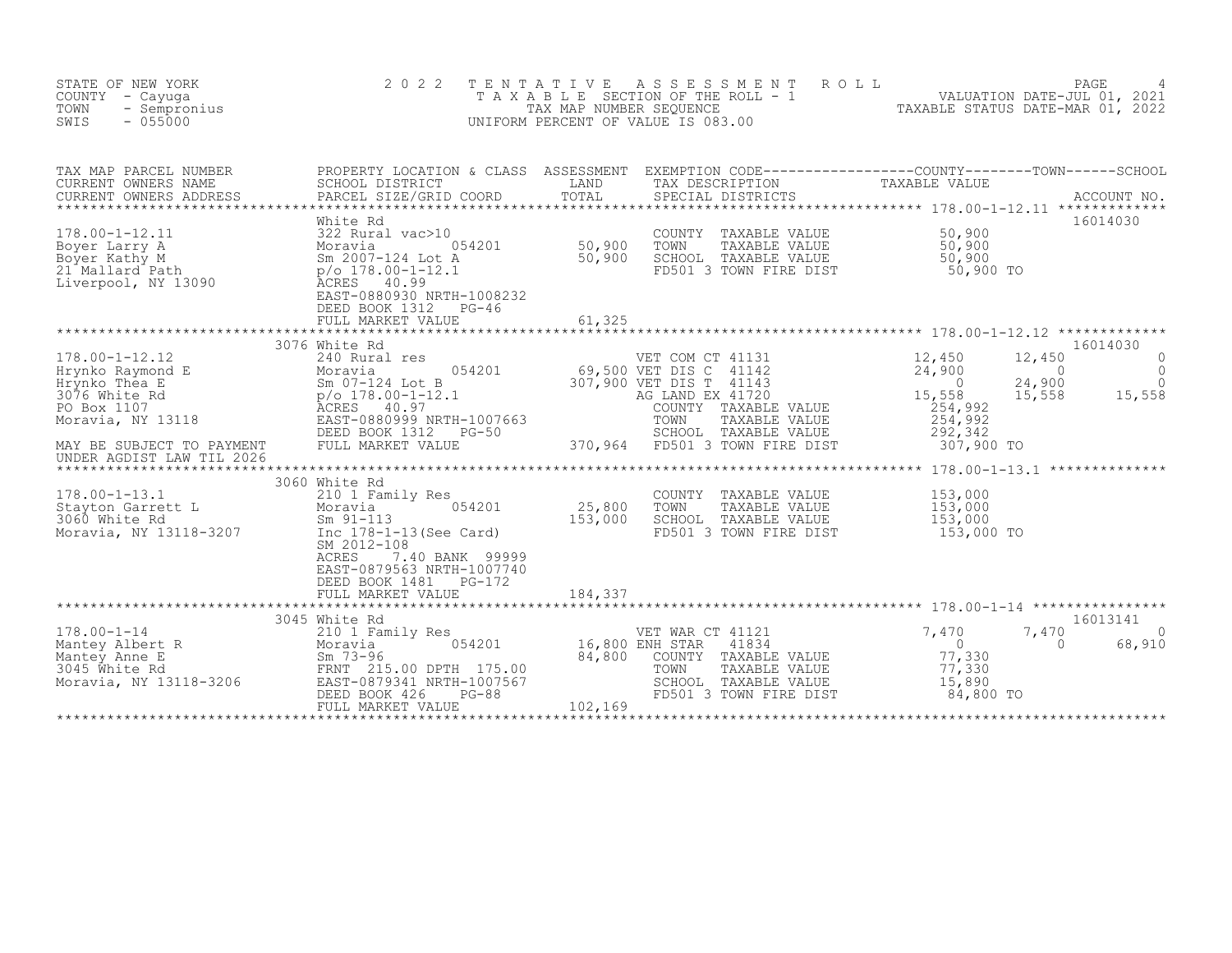STATE OF NEW YORK
COUNTY - Cayuga
TOWN - Sempronius
SWIS - 055000

# 2022 TENTATIVE ASSESSMENT ROLL

TAXABLE SECTION OF THE ROLL - 1
TAX MAP NUMBER SEQUENCE
UNIFORM PERCENT OF VALUE IS 083.00

VALUATION DATE-JUL 01, 2021
TAXABLE STATUS DATE-MAR 01, 2022

| TAX MAP PARCEL NUMBER / CURRENT OWNERS NAME / CURRENT OWNERS ADDRESS | PROPERTY LOCATION & CLASS / SCHOOL DISTRICT / PARCEL SIZE/GRID COORD | ASSESSMENT LAND / TOTAL | EXEMPTION CODE / TAX DESCRIPTION / SPECIAL DISTRICTS | COUNTY TAXABLE VALUE | TOWN | SCHOOL / ACCOUNT NO. |
|---|---|---|---|---|---|---|
| **178.00-1-12.11** | White Rd | | | | | 16014030 |
| 178.00-1-12.11 | 322 Rural vac>10 | | COUNTY TAXABLE VALUE | 50,900 | | |
| Boyer Larry A | Moravia 054201 | 50,900 | TOWN TAXABLE VALUE | 50,900 | | |
| Boyer Kathy M | Sm 2007-124 Lot A | 50,900 | SCHOOL TAXABLE VALUE | 50,900 | | |
| 21 Mallard Path | p/o 178.00-1-12.1 | | FD501 3 TOWN FIRE DIST | 50,900 TO | | |
| Liverpool, NY 13090 | ACRES 40.99 | | | | | |
| | EAST-0880930 NRTH-1008232 | | | | | |
| | DEED BOOK 1312 PG-46 | | | | | |
| | FULL MARKET VALUE | 61,325 | | | | |
| **178.00-1-12.12** | 3076 White Rd | | | | | 16014030 |
| 178.00-1-12.12 | 240 Rural res | | VET COM CT 41131 | 12,450 | 12,450 | 0 |
| Hrynko Raymond E | Moravia 054201 | 69,500 | VET DIS C 41142 | 24,900 | 0 | 0 |
| Hrynko Thea E | Sm 07-124 Lot B | 307,900 | VET DIS T 41143 | 0 | 24,900 | 0 |
| 3076 White Rd | p/o 178.00-1-12.1 | | AG LAND EX 41720 | 15,558 | 15,558 | 15,558 |
| PO Box 1107 | ACRES 40.97 | | COUNTY TAXABLE VALUE | 254,992 | | |
| Moravia, NY 13118 | EAST-0880999 NRTH-1007663 | | TOWN TAXABLE VALUE | 254,992 | | |
| | DEED BOOK 1312 PG-50 | | SCHOOL TAXABLE VALUE | 292,342 | | |
| MAY BE SUBJECT TO PAYMENT | FULL MARKET VALUE | 370,964 | FD501 3 TOWN FIRE DIST | 307,900 TO | | |
| UNDER AGDIST LAW TIL 2026 | | | | | | |
| **178.00-1-13.1** | 3060 White Rd | | | | | |
| 178.00-1-13.1 | 210 1 Family Res | | COUNTY TAXABLE VALUE | 153,000 | | |
| Stayton Garrett L | Moravia 054201 | 25,800 | TOWN TAXABLE VALUE | 153,000 | | |
| 3060 White Rd | Sm 91-113 | 153,000 | SCHOOL TAXABLE VALUE | 153,000 | | |
| Moravia, NY 13118-3207 | Inc 178-1-13(See Card) | | FD501 3 TOWN FIRE DIST | 153,000 TO | | |
| | SM 2012-108 | | | | | |
| | ACRES 7.40 BANK 99999 | | | | | |
| | EAST-0879563 NRTH-1007740 | | | | | |
| | DEED BOOK 1481 PG-172 | | | | | |
| | FULL MARKET VALUE | 184,337 | | | | |
| **178.00-1-14** | 3045 White Rd | | | | | 16013141 |
| 178.00-1-14 | 210 1 Family Res | | VET WAR CT 41121 | 7,470 | 7,470 | 0 |
| Mantey Albert R | Moravia 054201 | 16,800 | ENH STAR 41834 | 0 | 0 | 68,910 |
| Mantey Anne E | Sm 73-96 | 84,800 | COUNTY TAXABLE VALUE | 77,330 | | |
| 3045 White Rd | FRNT 215.00 DPTH 175.00 | | TOWN TAXABLE VALUE | 77,330 | | |
| Moravia, NY 13118-3206 | EAST-0879341 NRTH-1007567 | | SCHOOL TAXABLE VALUE | 15,890 | | |
| | DEED BOOK 426 PG-88 | | FD501 3 TOWN FIRE DIST | 84,800 TO | | |
| | FULL MARKET VALUE | 102,169 | | | | |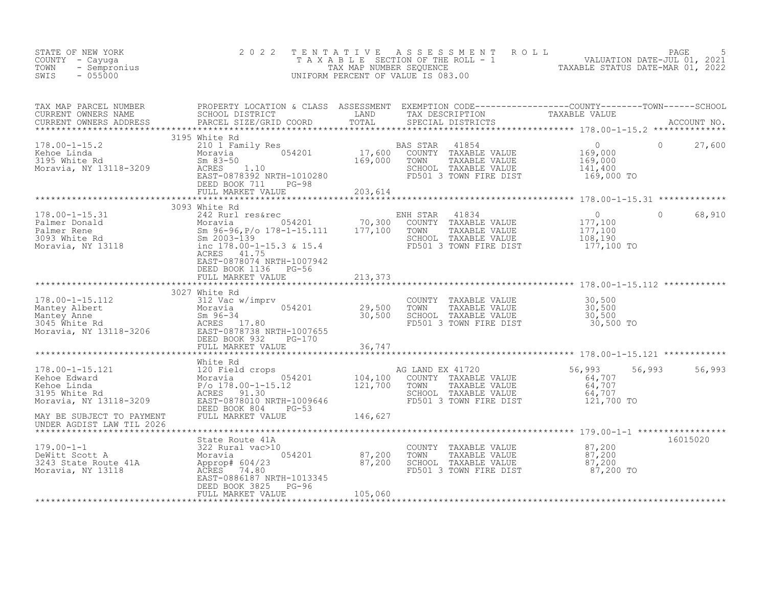STATE OF NEW YORK
COUNTY - Cayuga
TOWN - Sempronius
SWIS - 055000

2 0 2 2 TENTATIVE ASSESSMENT ROLL
TAXABLE SECTION OF THE ROLL - 1
TAX MAP NUMBER SEQUENCE
UNIFORM PERCENT OF VALUE IS 083.00

VALUATION DATE-JUL 01, 2021
TAXABLE STATUS DATE-MAR 01, 2022

| TAX MAP PARCEL NUMBER / CURRENT OWNERS NAME / CURRENT OWNERS ADDRESS | PROPERTY LOCATION & CLASS / SCHOOL DISTRICT / PARCEL SIZE/GRID COORD | ASSESSMENT LAND | TOTAL | EXEMPTION CODE / TAX DESCRIPTION / SPECIAL DISTRICTS | COUNTY TAXABLE VALUE | TOWN | SCHOOL / ACCOUNT NO. |
|---|---|---|---|---|---|---|---|
| **178.00-1-15.2** | 3195 White Rd | | | | | | |
| 178.00-1-15.2 | 210 1 Family Res | | | BAS STAR 41854 | 0 | 0 | 27,600 |
| Kehoe Linda | Moravia 054201 | 17,600 | | COUNTY TAXABLE VALUE | 169,000 | | |
| 3195 White Rd | Sm 83-50 | | 169,000 | TOWN TAXABLE VALUE | 169,000 | | |
| Moravia, NY 13118-3209 | ACRES 1.10 | | | SCHOOL TAXABLE VALUE | 141,400 | | |
| | EAST-0878392 NRTH-1010280 | | | FD501 3 TOWN FIRE DIST | 169,000 TO | | |
| | DEED BOOK 711 PG-98 | | | | | | |
| | FULL MARKET VALUE | | 203,614 | | | | |
| **178.00-1-15.31** | 3093 White Rd | | | | | | |
| 178.00-1-15.31 | 242 Rurl res&rec | | | ENH STAR 41834 | 0 | 0 | 68,910 |
| Palmer Donald | Moravia 054201 | 70,300 | | COUNTY TAXABLE VALUE | 177,100 | | |
| Palmer Rene | Sm 96-96,P/o 178-1-15.111 | | 177,100 | TOWN TAXABLE VALUE | 177,100 | | |
| 3093 White Rd | Sm 2003-139 | | | SCHOOL TAXABLE VALUE | 108,190 | | |
| Moravia, NY 13118 | inc 178.00-1-15.3 & 15.4 | | | FD501 3 TOWN FIRE DIST | 177,100 TO | | |
| | ACRES 41.75 | | | | | | |
| | EAST-0878074 NRTH-1007942 | | | | | | |
| | DEED BOOK 1136 PG-56 | | | | | | |
| | FULL MARKET VALUE | | 213,373 | | | | |
| **178.00-1-15.112** | 3027 White Rd | | | | | | |
| 178.00-1-15.112 | 312 Vac w/imprv | | | COUNTY TAXABLE VALUE | 30,500 | | |
| Mantey Albert | Moravia 054201 | 29,500 | | TOWN TAXABLE VALUE | 30,500 | | |
| Mantey Anne | Sm 96-34 | | 30,500 | SCHOOL TAXABLE VALUE | 30,500 | | |
| 3045 White Rd | ACRES 17.80 | | | FD501 3 TOWN FIRE DIST | 30,500 TO | | |
| Moravia, NY 13118-3206 | EAST-0878738 NRTH-1007655 | | | | | | |
| | DEED BOOK 932 PG-170 | | | | | | |
| | FULL MARKET VALUE | | 36,747 | | | | |
| **178.00-1-15.121** | White Rd | | | | | | |
| 178.00-1-15.121 | 120 Field crops | | | AG LAND EX 41720 | 56,993 | 56,993 | 56,993 |
| Kehoe Edward | Moravia 054201 | 104,100 | | COUNTY TAXABLE VALUE | 64,707 | | |
| Kehoe Linda | P/o 178.00-1-15.12 | | 121,700 | TOWN TAXABLE VALUE | 64,707 | | |
| 3195 White Rd | ACRES 91.30 | | | SCHOOL TAXABLE VALUE | 64,707 | | |
| Moravia, NY 13118-3209 | EAST-0878010 NRTH-1009646 | | | FD501 3 TOWN FIRE DIST | 121,700 TO | | |
| | DEED BOOK 804 PG-53 | | | | | | |
| MAY BE SUBJECT TO PAYMENT | FULL MARKET VALUE | | 146,627 | | | | |
| UNDER AGDIST LAW TIL 2026 | | | | | | | |
| **179.00-1-1** | State Route 41A | | | | | | 16015020 |
| 179.00-1-1 | 322 Rural vac>10 | | | COUNTY TAXABLE VALUE | 87,200 | | |
| DeWitt Scott A | Moravia 054201 | 87,200 | | TOWN TAXABLE VALUE | 87,200 | | |
| 3243 State Route 41A | Approp# 604/23 | | 87,200 | SCHOOL TAXABLE VALUE | 87,200 | | |
| Moravia, NY 13118 | ACRES 74.80 | | | FD501 3 TOWN FIRE DIST | 87,200 TO | | |
| | EAST-0886187 NRTH-1013345 | | | | | | |
| | DEED BOOK 3825 PG-96 | | | | | | |
| | FULL MARKET VALUE | | 105,060 | | | | |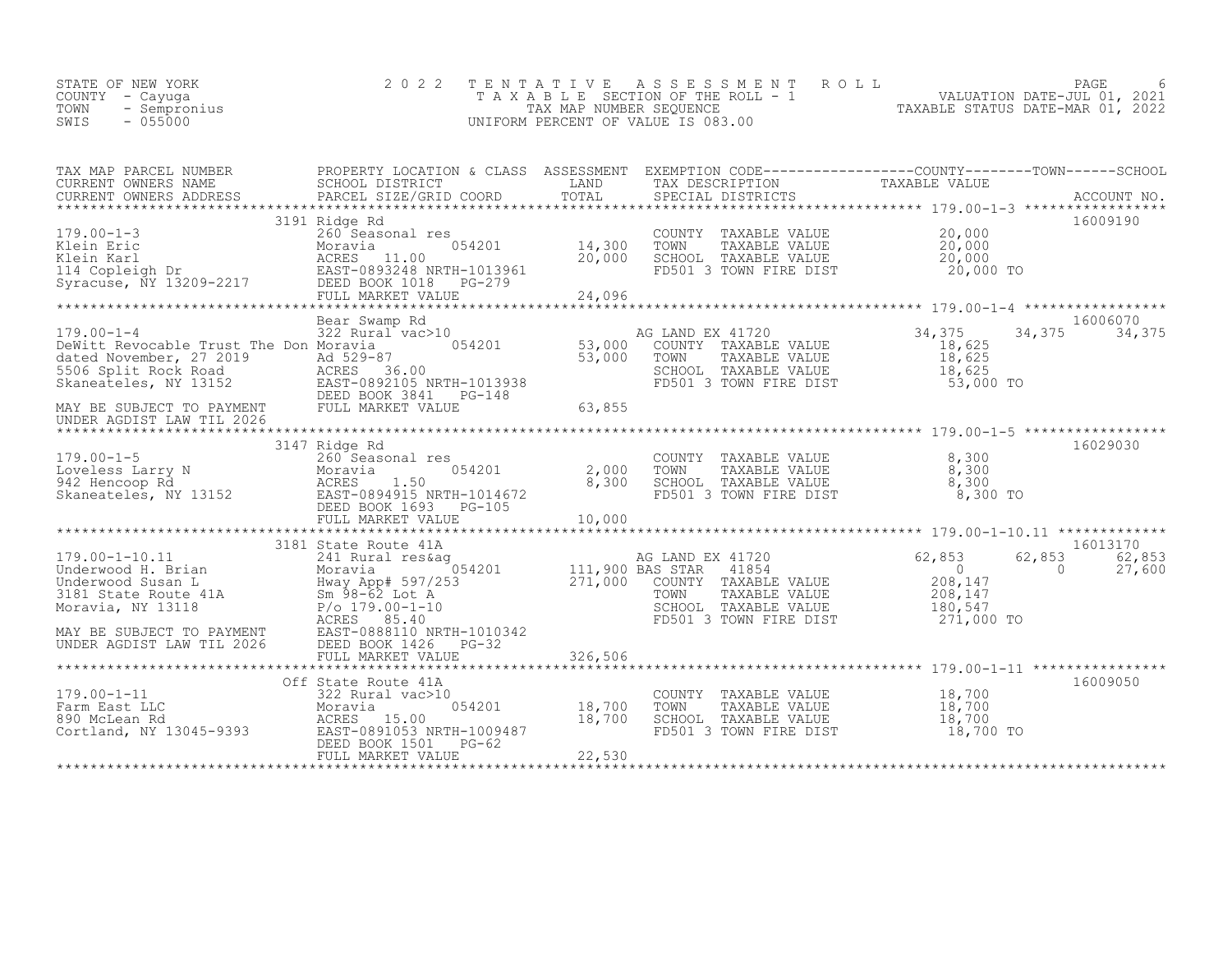STATE OF NEW YORK
COUNTY - Cayuga
TOWN - Sempronius
SWIS - 055000

# 2022 TENTATIVE ASSESSMENT ROLL

TAXABLE SECTION OF THE ROLL - 1
TAX MAP NUMBER SEQUENCE
UNIFORM PERCENT OF VALUE IS 083.00

VALUATION DATE-JUL 01, 2021
TAXABLE STATUS DATE-MAR 01, 2022

| TAX MAP PARCEL NUMBER / CURRENT OWNERS NAME / CURRENT OWNERS ADDRESS | PROPERTY LOCATION & CLASS / SCHOOL DISTRICT / PARCEL SIZE/GRID COORD | ASSESSMENT LAND | TOTAL | EXEMPTION CODE / TAX DESCRIPTION / SPECIAL DISTRICTS | COUNTY TAXABLE VALUE | TOWN | SCHOOL | ACCOUNT NO. |
|---|---|---|---|---|---|---|---|---|
| **179.00-1-3** | 3191 Ridge Rd | | | | | | | 16009190 |
| 179.00-1-3 | 260 Seasonal res | | | COUNTY TAXABLE VALUE | 20,000 | | | |
| Klein Eric | Moravia 054201 | 14,300 | | TOWN TAXABLE VALUE | 20,000 | | | |
| Klein Karl | ACRES 11.00 | | 20,000 | SCHOOL TAXABLE VALUE | 20,000 | | | |
| 114 Copleigh Dr | EAST-0893248 NRTH-1013961 | | | FD501 3 TOWN FIRE DIST | 20,000 TO | | | |
| Syracuse, NY 13209-2217 | DEED BOOK 1018 PG-279 | | | | | | | |
| | FULL MARKET VALUE | | 24,096 | | | | | |
| **179.00-1-4** | Bear Swamp Rd | | | | | | | 16006070 |
| 179.00-1-4 | 322 Rural vac>10 | | | AG LAND EX 41720 | 34,375 | 34,375 | 34,375 | |
| DeWitt Revocable Trust The Don | Moravia 054201 | 53,000 | | COUNTY TAXABLE VALUE | 18,625 | | | |
| dated November, 27 2019 | Ad 529-87 | | 53,000 | TOWN TAXABLE VALUE | 18,625 | | | |
| 5506 Split Rock Road | ACRES 36.00 | | | SCHOOL TAXABLE VALUE | 18,625 | | | |
| Skaneateles, NY 13152 | EAST-0892105 NRTH-1013938 | | | FD501 3 TOWN FIRE DIST | 53,000 TO | | | |
| | DEED BOOK 3841 PG-148 | | | | | | | |
| MAY BE SUBJECT TO PAYMENT | FULL MARKET VALUE | | 63,855 | | | | | |
| UNDER AGDIST LAW TIL 2026 | | | | | | | | |
| **179.00-1-5** | 3147 Ridge Rd | | | | | | | 16029030 |
| 179.00-1-5 | 260 Seasonal res | | | COUNTY TAXABLE VALUE | 8,300 | | | |
| Loveless Larry N | Moravia 054201 | 2,000 | | TOWN TAXABLE VALUE | 8,300 | | | |
| 942 Hencoop Rd | ACRES 1.50 | | 8,300 | SCHOOL TAXABLE VALUE | 8,300 | | | |
| Skaneateles, NY 13152 | EAST-0894915 NRTH-1014672 | | | FD501 3 TOWN FIRE DIST | 8,300 TO | | | |
| | DEED BOOK 1693 PG-105 | | | | | | | |
| | FULL MARKET VALUE | | 10,000 | | | | | |
| **179.00-1-10.11** | 3181 State Route 41A | | | | | | | 16013170 |
| 179.00-1-10.11 | 241 Rural res&ag | | | AG LAND EX 41720 | 62,853 | 62,853 | 62,853 | |
| Underwood H. Brian | Moravia 054201 | 111,900 | | BAS STAR 41854 | 0 | 0 | 27,600 | |
| Underwood Susan L | Hway App# 597/253 | | 271,000 | COUNTY TAXABLE VALUE | 208,147 | | | |
| 3181 State Route 41A | Sm 98-62 Lot A | | | TOWN TAXABLE VALUE | 208,147 | | | |
| Moravia, NY 13118 | P/o 179.00-1-10 | | | SCHOOL TAXABLE VALUE | 180,547 | | | |
| | ACRES 85.40 | | | FD501 3 TOWN FIRE DIST | 271,000 TO | | | |
| MAY BE SUBJECT TO PAYMENT | EAST-0888110 NRTH-1010342 | | | | | | | |
| UNDER AGDIST LAW TIL 2026 | DEED BOOK 1426 PG-32 | | | | | | | |
| | FULL MARKET VALUE | | 326,506 | | | | | |
| **179.00-1-11** | Off State Route 41A | | | | | | | 16009050 |
| 179.00-1-11 | 322 Rural vac>10 | | | COUNTY TAXABLE VALUE | 18,700 | | | |
| Farm East LLC | Moravia 054201 | 18,700 | | TOWN TAXABLE VALUE | 18,700 | | | |
| 890 McLean Rd | ACRES 15.00 | | 18,700 | SCHOOL TAXABLE VALUE | 18,700 | | | |
| Cortland, NY 13045-9393 | EAST-0891053 NRTH-1009487 | | | FD501 3 TOWN FIRE DIST | 18,700 TO | | | |
| | DEED BOOK 1501 PG-62 | | | | | | | |
| | FULL MARKET VALUE | | 22,530 | | | | | |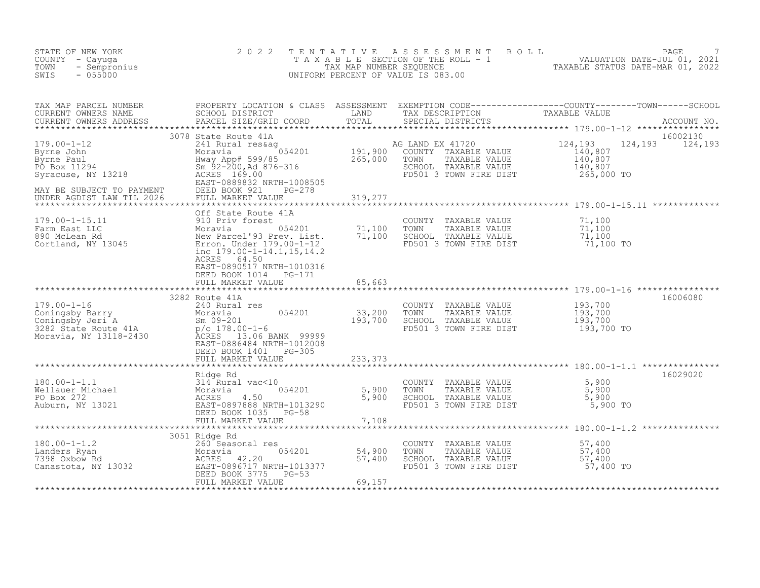STATE OF NEW YORK
COUNTY - Cayuga
TOWN - Sempronius
SWIS - 055000

# 2022 TENTATIVE ASSESSMENT ROLL

TAXABLE SECTION OF THE ROLL - 1
TAX MAP NUMBER SEQUENCE
UNIFORM PERCENT OF VALUE IS 083.00

VALUATION DATE-JUL 01, 2021
TAXABLE STATUS DATE-MAR 01, 2022

| TAX MAP PARCEL NUMBER / CURRENT OWNERS NAME / CURRENT OWNERS ADDRESS | PROPERTY LOCATION & CLASS / SCHOOL DISTRICT / PARCEL SIZE/GRID COORD | ASSESSMENT LAND | ASSESSMENT TOTAL | EXEMPTION CODE / TAX DESCRIPTION / SPECIAL DISTRICTS | COUNTY TAXABLE VALUE | TOWN | SCHOOL | ACCOUNT NO. |
|---|---|---|---|---|---|---|---|---|
| 179.00-1-12 | 3078 State Route 41A | | | | | | | 16002130 |
| Byrne John | 241 Rural res&ag | | | AG LAND EX 41720 | 124,193 | 124,193 | 124,193 | |
| Byrne Paul | Moravia 054201 | 191,900 | | COUNTY TAXABLE VALUE | 140,807 | | | |
| PO Box 11294 | Hway App# 599/85 | | 265,000 | TOWN TAXABLE VALUE | 140,807 | | | |
| Syracuse, NY 13218 | Sm 92-200,Ad 876-316 | | | SCHOOL TAXABLE VALUE | 140,807 | | | |
| | ACRES 169.00 | | | FD501 3 TOWN FIRE DIST | 265,000 TO | | | |
| | EAST-0889832 NRTH-1008505 | | | | | | | |
| MAY BE SUBJECT TO PAYMENT | DEED BOOK 921 PG-278 | | | | | | | |
| UNDER AGDIST LAW TIL 2026 | FULL MARKET VALUE | | 319,277 | | | | | |
| 179.00-1-15.11 | Off State Route 41A | | | | | | | |
| Farm East LLC | 910 Priv forest | | | COUNTY TAXABLE VALUE | 71,100 | | | |
| 890 McLean Rd | Moravia 054201 | 71,100 | | TOWN TAXABLE VALUE | 71,100 | | | |
| Cortland, NY 13045 | New Parcel'93 Prev. List. | | 71,100 | SCHOOL TAXABLE VALUE | 71,100 | | | |
| | Erron. Under 179.00-1-12 | | | FD501 3 TOWN FIRE DIST | 71,100 TO | | | |
| | inc 179.00-1-14.1,15,14.2 | | | | | | | |
| | ACRES 64.50 | | | | | | | |
| | EAST-0890517 NRTH-1010316 | | | | | | | |
| | DEED BOOK 1014 PG-171 | | | | | | | |
| | FULL MARKET VALUE | | 85,663 | | | | | |
| 179.00-1-16 | 3282 Route 41A | | | | | | | 16006080 |
| Coningsby Barry | 240 Rural res | | | COUNTY TAXABLE VALUE | 193,700 | | | |
| Coningsby Jeri A | Moravia 054201 | 33,200 | | TOWN TAXABLE VALUE | 193,700 | | | |
| 3282 State Route 41A | Sm 09-201 | | 193,700 | SCHOOL TAXABLE VALUE | 193,700 | | | |
| Moravia, NY 13118-2430 | p/o 178.00-1-6 | | | FD501 3 TOWN FIRE DIST | 193,700 TO | | | |
| | ACRES 13.06 BANK 99999 | | | | | | | |
| | EAST-0886484 NRTH-1012008 | | | | | | | |
| | DEED BOOK 1401 PG-305 | | | | | | | |
| | FULL MARKET VALUE | | 233,373 | | | | | |
| 180.00-1-1.1 | Ridge Rd | | | | | | | 16029020 |
| Wellauer Michael | 314 Rural vac<10 | | | COUNTY TAXABLE VALUE | 5,900 | | | |
| PO Box 272 | Moravia 054201 | 5,900 | | TOWN TAXABLE VALUE | 5,900 | | | |
| Auburn, NY 13021 | ACRES 4.50 | | 5,900 | SCHOOL TAXABLE VALUE | 5,900 | | | |
| | EAST-0897888 NRTH-1013290 | | | FD501 3 TOWN FIRE DIST | 5,900 TO | | | |
| | DEED BOOK 1035 PG-58 | | | | | | | |
| | FULL MARKET VALUE | | 7,108 | | | | | |
| 180.00-1-1.2 | 3051 Ridge Rd | | | | | | | |
| Landers Ryan | 260 Seasonal res | | | COUNTY TAXABLE VALUE | 57,400 | | | |
| 7398 Oxbow Rd | Moravia 054201 | 54,900 | | TOWN TAXABLE VALUE | 57,400 | | | |
| Canastota, NY 13032 | ACRES 42.20 | | 57,400 | SCHOOL TAXABLE VALUE | 57,400 | | | |
| | EAST-0896717 NRTH-1013377 | | | FD501 3 TOWN FIRE DIST | 57,400 TO | | | |
| | DEED BOOK 3775 PG-53 | | | | | | | |
| | FULL MARKET VALUE | | 69,157 | | | | | |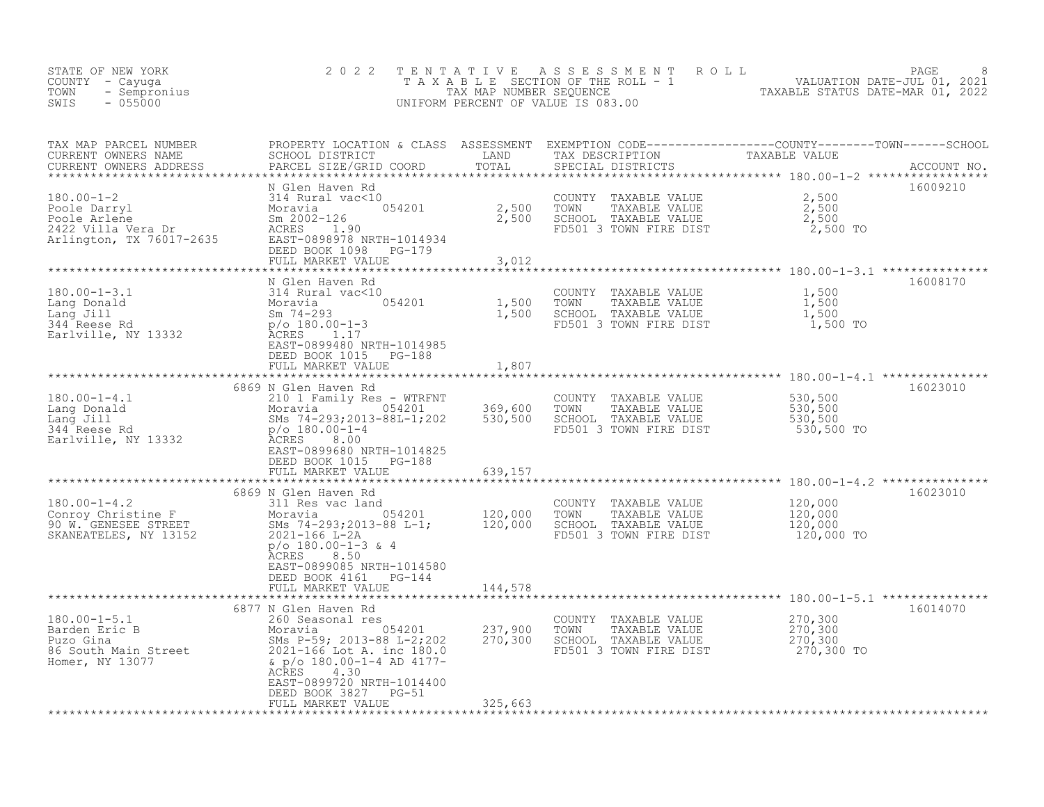STATE OF NEW YORK
COUNTY - Cayuga
TOWN - Sempronius
SWIS - 055000

2022 TENTATIVE ASSESSMENT ROLL
TAXABLE SECTION OF THE ROLL - 1
TAX MAP NUMBER SEQUENCE
UNIFORM PERCENT OF VALUE IS 083.00

VALUATION DATE-JUL 01, 2021
TAXABLE STATUS DATE-MAR 01, 2022

| TAX MAP PARCEL NUMBER / CURRENT OWNERS NAME / CURRENT OWNERS ADDRESS | PROPERTY LOCATION & CLASS / SCHOOL DISTRICT / PARCEL SIZE/GRID COORD | ASSESSMENT LAND | TOTAL | EXEMPTION CODE / TAX DESCRIPTION / SPECIAL DISTRICTS | TAXABLE VALUE (COUNTY / TOWN / SCHOOL) | ACCOUNT NO. |
|---|---|---|---|---|---|---|
| 180.00-1-2 | N Glen Haven Rd | | | | | 16009210 |
| Poole Darryl | 314 Rural vac<10 | | | COUNTY TAXABLE VALUE | 2,500 | |
| Poole Arlene | Moravia 054201 | 2,500 | | TOWN TAXABLE VALUE | 2,500 | |
| 2422 Villa Vera Dr | Sm 2002-126 | | 2,500 | SCHOOL TAXABLE VALUE | 2,500 | |
| Arlington, TX 76017-2635 | ACRES 1.90 | | | FD501 3 TOWN FIRE DIST | 2,500 TO | |
| | EAST-0898978 NRTH-1014934 | | | | | |
| | DEED BOOK 1098 PG-179 | | | | | |
| | FULL MARKET VALUE | | 3,012 | | | |
| 180.00-1-3.1 | N Glen Haven Rd | | | | | 16008170 |
| Lang Donald | 314 Rural vac<10 | | | COUNTY TAXABLE VALUE | 1,500 | |
| Lang Jill | Moravia 054201 | 1,500 | | TOWN TAXABLE VALUE | 1,500 | |
| 344 Reese Rd | Sm 74-293 | | 1,500 | SCHOOL TAXABLE VALUE | 1,500 | |
| Earlville, NY 13332 | p/o 180.00-1-3 | | | FD501 3 TOWN FIRE DIST | 1,500 TO | |
| | ACRES 1.17 | | | | | |
| | EAST-0899480 NRTH-1014985 | | | | | |
| | DEED BOOK 1015 PG-188 | | | | | |
| | FULL MARKET VALUE | | 1,807 | | | |
| 180.00-1-4.1 | 6869 N Glen Haven Rd | | | | | 16023010 |
| Lang Donald | 210 1 Family Res - WTRFNT | | | COUNTY TAXABLE VALUE | 530,500 | |
| Lang Jill | Moravia 054201 | 369,600 | | TOWN TAXABLE VALUE | 530,500 | |
| 344 Reese Rd | SMs 74-293;2013-88L-1;202 | | 530,500 | SCHOOL TAXABLE VALUE | 530,500 | |
| Earlville, NY 13332 | p/o 180.00-1-4 | | | FD501 3 TOWN FIRE DIST | 530,500 TO | |
| | ACRES 8.00 | | | | | |
| | EAST-0899680 NRTH-1014825 | | | | | |
| | DEED BOOK 1015 PG-188 | | | | | |
| | FULL MARKET VALUE | | 639,157 | | | |
| 180.00-1-4.2 | 6869 N Glen Haven Rd | | | | | 16023010 |
| Conroy Christine F | 311 Res vac land | | | COUNTY TAXABLE VALUE | 120,000 | |
| 90 W. GENESEE STREET | Moravia 054201 | 120,000 | | TOWN TAXABLE VALUE | 120,000 | |
| SKANEATELES, NY 13152 | SMs 74-293;2013-88 L-1; | | 120,000 | SCHOOL TAXABLE VALUE | 120,000 | |
| | 2021-166 L-2A | | | FD501 3 TOWN FIRE DIST | 120,000 TO | |
| | p/o 180.00-1-3 & 4 | | | | | |
| | ACRES 8.50 | | | | | |
| | EAST-0899085 NRTH-1014580 | | | | | |
| | DEED BOOK 4161 PG-144 | | | | | |
| | FULL MARKET VALUE | | 144,578 | | | |
| 180.00-1-5.1 | 6877 N Glen Haven Rd | | | | | 16014070 |
| Barden Eric B | 260 Seasonal res | | | COUNTY TAXABLE VALUE | 270,300 | |
| Puzo Gina | Moravia 054201 | 237,900 | | TOWN TAXABLE VALUE | 270,300 | |
| 86 South Main Street | SMs P-59; 2013-88 L-2;202 | | 270,300 | SCHOOL TAXABLE VALUE | 270,300 | |
| Homer, NY 13077 | 2021-166 Lot A. inc 180.0 | | | FD501 3 TOWN FIRE DIST | 270,300 TO | |
| | & p/o 180.00-1-4 AD 4177- | | | | | |
| | ACRES 4.30 | | | | | |
| | EAST-0899720 NRTH-1014400 | | | | | |
| | DEED BOOK 3827 PG-51 | | | | | |
| | FULL MARKET VALUE | | 325,663 | | | |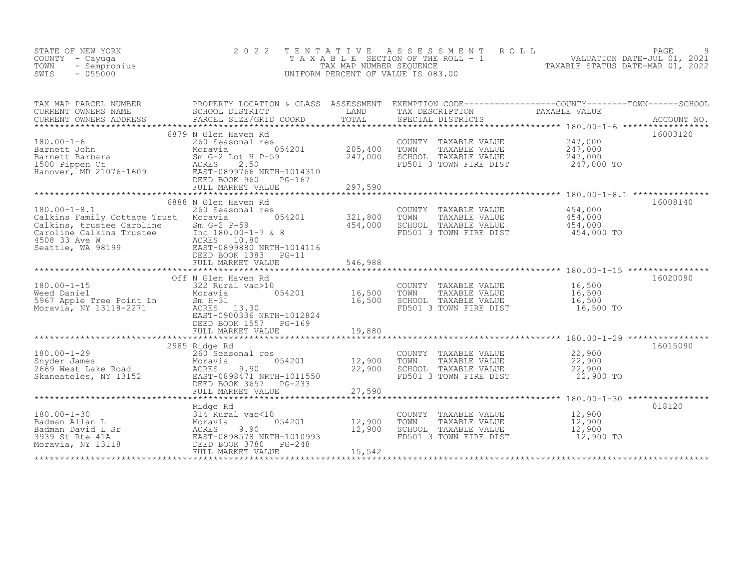STATE OF NEW YORK
COUNTY - Cayuga
TOWN - Sempronius
SWIS - 055000

2 0 2 2 T E N T A T I V E A S S E S S M E N T R O L L
T A X A B L E SECTION OF THE ROLL - 1
TAX MAP NUMBER SEQUENCE
UNIFORM PERCENT OF VALUE IS 083.00

VALUATION DATE-JUL 01, 2021
TAXABLE STATUS DATE-MAR 01, 2022

| TAX MAP PARCEL NUMBER / CURRENT OWNERS NAME / CURRENT OWNERS ADDRESS | PROPERTY LOCATION & CLASS / SCHOOL DISTRICT / PARCEL SIZE/GRID COORD | ASSESSMENT LAND / TOTAL | EXEMPTION CODE / TAX DESCRIPTION / SPECIAL DISTRICTS | TAXABLE VALUE | ACCOUNT NO. |
|---|---|---|---|---|---|
| 180.00-1-6 | 6879 N Glen Haven Rd | | | | 16003120 |
| 180.00-1-6 | 260 Seasonal res | | COUNTY TAXABLE VALUE | 247,000 | |
| Barnett John | Moravia 054201 | 205,400 | TOWN TAXABLE VALUE | 247,000 | |
| Barnett Barbara | Sm G-2 Lot H P-59 | 247,000 | SCHOOL TAXABLE VALUE | 247,000 | |
| 1500 Pippen Ct | ACRES 2.50 | | FD501 3 TOWN FIRE DIST | 247,000 TO | |
| Hanover, MD 21076-1609 | EAST-0899766 NRTH-1014310 | | | | |
| | DEED BOOK 960 PG-167 | | | | |
| | FULL MARKET VALUE | 297,590 | | | |
| 180.00-1-8.1 | 6888 N Glen Haven Rd | | | | 16008140 |
| 180.00-1-8.1 | 260 Seasonal res | | COUNTY TAXABLE VALUE | 454,000 | |
| Calkins Family Cottage Trust | Moravia 054201 | 321,800 | TOWN TAXABLE VALUE | 454,000 | |
| Calkins, trustee Caroline | Sm G-2 P-59 | 454,000 | SCHOOL TAXABLE VALUE | 454,000 | |
| Caroline Calkins Trustee | Inc 180.00-1-7 & 8 | | FD501 3 TOWN FIRE DIST | 454,000 TO | |
| 4508 33 Ave W | ACRES 10.80 | | | | |
| Seattle, WA 98199 | EAST-0899880 NRTH-1014116 | | | | |
| | DEED BOOK 1383 PG-11 | | | | |
| | FULL MARKET VALUE | 546,988 | | | |
| 180.00-1-15 | Off N Glen Haven Rd | | | | 16020090 |
| 180.00-1-15 | 322 Rural vac>10 | | COUNTY TAXABLE VALUE | 16,500 | |
| Weed Daniel | Moravia 054201 | 16,500 | TOWN TAXABLE VALUE | 16,500 | |
| 5967 Apple Tree Point Ln | Sm H-31 | 16,500 | SCHOOL TAXABLE VALUE | 16,500 | |
| Moravia, NY 13118-2271 | ACRES 13.30 | | FD501 3 TOWN FIRE DIST | 16,500 TO | |
| | EAST-0900336 NRTH-1012824 | | | | |
| | DEED BOOK 1557 PG-169 | | | | |
| | FULL MARKET VALUE | 19,880 | | | |
| 180.00-1-29 | 2985 Ridge Rd | | | | 16015090 |
| 180.00-1-29 | 260 Seasonal res | | COUNTY TAXABLE VALUE | 22,900 | |
| Snyder James | Moravia 054201 | 12,900 | TOWN TAXABLE VALUE | 22,900 | |
| 2669 West Lake Road | ACRES 9.90 | 22,900 | SCHOOL TAXABLE VALUE | 22,900 | |
| Skaneateles, NY 13152 | EAST-0898471 NRTH-1011550 | | FD501 3 TOWN FIRE DIST | 22,900 TO | |
| | DEED BOOK 3657 PG-233 | | | | |
| | FULL MARKET VALUE | 27,590 | | | |
| 180.00-1-30 | Ridge Rd | | | | 018120 |
| 180.00-1-30 | 314 Rural vac<10 | | COUNTY TAXABLE VALUE | 12,900 | |
| Badman Allan L | Moravia 054201 | 12,900 | TOWN TAXABLE VALUE | 12,900 | |
| Badman David L Sr | ACRES 9.90 | 12,900 | SCHOOL TAXABLE VALUE | 12,900 | |
| 3939 St Rte 41A | EAST-0898578 NRTH-1010993 | | FD501 3 TOWN FIRE DIST | 12,900 TO | |
| Moravia, NY 13118 | DEED BOOK 3780 PG-248 | | | | |
| | FULL MARKET VALUE | 15,542 | | | |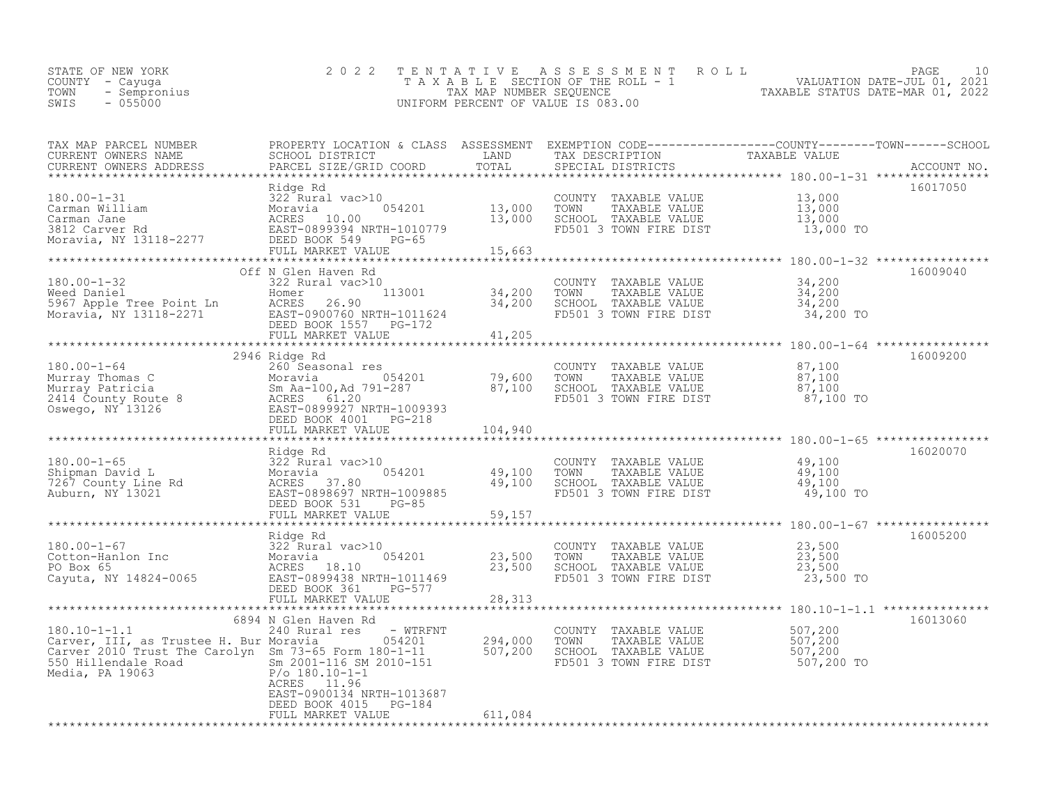STATE OF NEW YORK
COUNTY - Cayuga
TOWN - Sempronius
SWIS - 055000

2022 TENTATIVE ASSESSMENT ROLL
TAXABLE SECTION OF THE ROLL - 1
TAX MAP NUMBER SEQUENCE
UNIFORM PERCENT OF VALUE IS 083.00

VALUATION DATE-JUL 01, 2021
TAXABLE STATUS DATE-MAR 01, 2022

| TAX MAP PARCEL NUMBER / CURRENT OWNERS NAME / CURRENT OWNERS ADDRESS | PROPERTY LOCATION & CLASS / SCHOOL DISTRICT / PARCEL SIZE/GRID COORD | ASSESSMENT LAND / TOTAL | EXEMPTION CODE / TAX DESCRIPTION / SPECIAL DISTRICTS | TAXABLE VALUE (COUNTY / TOWN / SCHOOL) | ACCOUNT NO. |
|---|---|---|---|---|---|
| 180.00-1-31<br>Carman William<br>Carman Jane<br>3812 Carver Rd<br>Moravia, NY 13118-2277 | Ridge Rd<br>322 Rural vac>10<br>Moravia 054201<br>ACRES 10.00<br>EAST-0899394 NRTH-1010779<br>DEED BOOK 549 PG-65<br>FULL MARKET VALUE | 13,000<br>13,000<br><br><br><br><br>15,663 | COUNTY TAXABLE VALUE<br>TOWN TAXABLE VALUE<br>SCHOOL TAXABLE VALUE<br>FD501 3 TOWN FIRE DIST | 13,000<br>13,000<br>13,000<br>13,000 TO | 16017050 |
| 180.00-1-32<br>Weed Daniel<br>5967 Apple Tree Point Ln<br>Moravia, NY 13118-2271 | Off N Glen Haven Rd<br>322 Rural vac>10<br>Homer 113001<br>ACRES 26.90<br>EAST-0900760 NRTH-1011624<br>DEED BOOK 1557 PG-172<br>FULL MARKET VALUE | 34,200<br>34,200<br><br><br><br><br>41,205 | COUNTY TAXABLE VALUE<br>TOWN TAXABLE VALUE<br>SCHOOL TAXABLE VALUE<br>FD501 3 TOWN FIRE DIST | 34,200<br>34,200<br>34,200<br>34,200 TO | 16009040 |
| 180.00-1-64<br>Murray Thomas C<br>Murray Patricia<br>2414 County Route 8<br>Oswego, NY 13126 | 2946 Ridge Rd<br>260 Seasonal res<br>Moravia 054201<br>Sm Aa-100,Ad 791-287<br>ACRES 61.20<br>EAST-0899927 NRTH-1009393<br>DEED BOOK 4001 PG-218<br>FULL MARKET VALUE | 79,600<br>87,100<br><br><br><br><br><br>104,940 | COUNTY TAXABLE VALUE<br>TOWN TAXABLE VALUE<br>SCHOOL TAXABLE VALUE<br>FD501 3 TOWN FIRE DIST | 87,100<br>87,100<br>87,100<br>87,100 TO | 16009200 |
| 180.00-1-65<br>Shipman David L<br>7267 County Line Rd<br>Auburn, NY 13021 | Ridge Rd<br>322 Rural vac>10<br>Moravia 054201<br>ACRES 37.80<br>EAST-0898697 NRTH-1009885<br>DEED BOOK 531 PG-85<br>FULL MARKET VALUE | 49,100<br>49,100<br><br><br><br><br>59,157 | COUNTY TAXABLE VALUE<br>TOWN TAXABLE VALUE<br>SCHOOL TAXABLE VALUE<br>FD501 3 TOWN FIRE DIST | 49,100<br>49,100<br>49,100<br>49,100 TO | 16020070 |
| 180.00-1-67<br>Cotton-Hanlon Inc<br>PO Box 65<br>Cayuta, NY 14824-0065 | Ridge Rd<br>322 Rural vac>10<br>Moravia 054201<br>ACRES 18.10<br>EAST-0899438 NRTH-1011469<br>DEED BOOK 361 PG-577<br>FULL MARKET VALUE | 23,500<br>23,500<br><br><br><br><br>28,313 | COUNTY TAXABLE VALUE<br>TOWN TAXABLE VALUE<br>SCHOOL TAXABLE VALUE<br>FD501 3 TOWN FIRE DIST | 23,500<br>23,500<br>23,500<br>23,500 TO | 16005200 |
| 180.10-1-1.1<br>Carver, III, as Trustee H. Bur<br>Carver 2010 Trust The Carolyn<br>550 Hillendale Road<br>Media, PA 19063 | 6894 N Glen Haven Rd<br>240 Rural res - WTRFNT<br>Moravia 054201<br>Sm 73-65 Form 180-1-11<br>Sm 2001-116 SM 2010-151<br>P/o 180.10-1-1<br>ACRES 11.96<br>EAST-0900134 NRTH-1013687<br>DEED BOOK 4015 PG-184<br>FULL MARKET VALUE | 294,000<br>507,200<br><br><br><br><br><br><br><br>611,084 | COUNTY TAXABLE VALUE<br>TOWN TAXABLE VALUE<br>SCHOOL TAXABLE VALUE<br>FD501 3 TOWN FIRE DIST | 507,200<br>507,200<br>507,200<br>507,200 TO | 16013060 |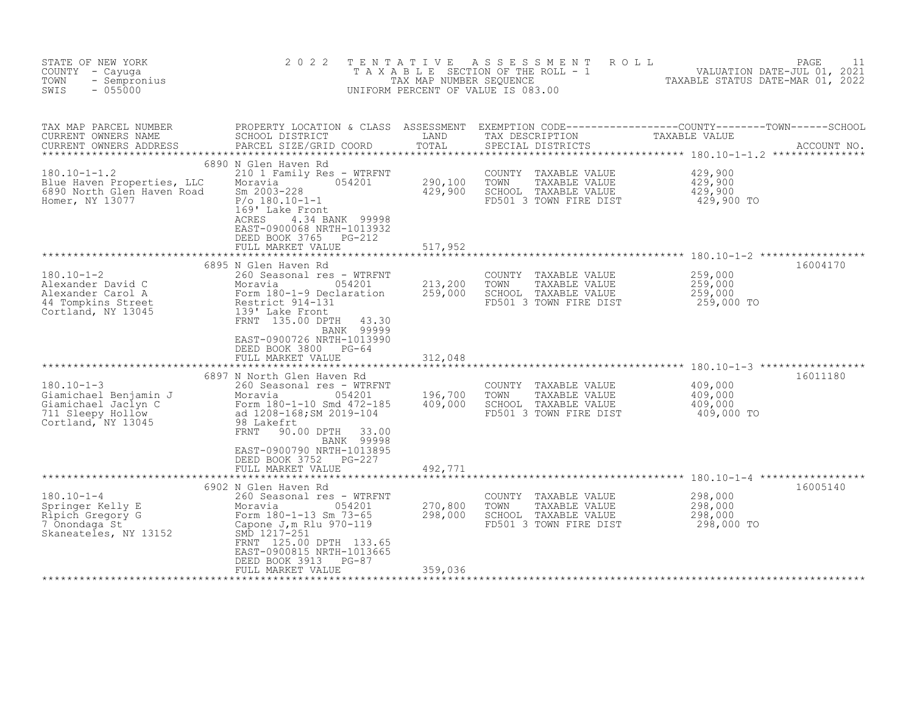STATE OF NEW YORK
COUNTY - Cayuga
TOWN - Sempronius
SWIS - 055000

2022 TENTATIVE ASSESSMENT ROLL
TAXABLE SECTION OF THE ROLL - 1
TAX MAP NUMBER SEQUENCE
UNIFORM PERCENT OF VALUE IS 083.00

VALUATION DATE-JUL 01, 2021
TAXABLE STATUS DATE-MAR 01, 2022

| TAX MAP PARCEL NUMBER / CURRENT OWNERS NAME / CURRENT OWNERS ADDRESS | PROPERTY LOCATION & CLASS / SCHOOL DISTRICT / PARCEL SIZE/GRID COORD | ASSESSMENT LAND / TOTAL | EXEMPTION CODE / TAX DESCRIPTION / SPECIAL DISTRICTS | COUNTY / TOWN / SCHOOL TAXABLE VALUE | ACCOUNT NO. |
|---|---|---|---|---|---|
| **180.10-1-1.2** | 6890 N Glen Haven Rd | | | | |
| 180.10-1-1.2 | 210 1 Family Res - WTRFNT | | COUNTY TAXABLE VALUE | 429,900 | |
| Blue Haven Properties, LLC | Moravia 054201 | 290,100 | TOWN TAXABLE VALUE | 429,900 | |
| 6890 North Glen Haven Road | Sm 2003-228 | 429,900 | SCHOOL TAXABLE VALUE | 429,900 | |
| Homer, NY 13077 | P/o 180.10-1-1 | | FD501 3 TOWN FIRE DIST | 429,900 TO | |
| | 169' Lake Front | | | | |
| | ACRES 4.34 BANK 99998 | | | | |
| | EAST-0900068 NRTH-1013932 | | | | |
| | DEED BOOK 3765 PG-212 | | | | |
| | FULL MARKET VALUE | 517,952 | | | |
| **180.10-1-2** | 6895 N Glen Haven Rd | | | | 16004170 |
| 180.10-1-2 | 260 Seasonal res - WTRFNT | | COUNTY TAXABLE VALUE | 259,000 | |
| Alexander David C | Moravia 054201 | 213,200 | TOWN TAXABLE VALUE | 259,000 | |
| Alexander Carol A | Form 180-1-9 Declaration | 259,000 | SCHOOL TAXABLE VALUE | 259,000 | |
| 44 Tompkins Street | Restrict 914-131 | | FD501 3 TOWN FIRE DIST | 259,000 TO | |
| Cortland, NY 13045 | 139' Lake Front | | | | |
| | FRNT 135.00 DPTH 43.30 | | | | |
| | BANK 99999 | | | | |
| | EAST-0900726 NRTH-1013990 | | | | |
| | DEED BOOK 3800 PG-64 | | | | |
| | FULL MARKET VALUE | 312,048 | | | |
| **180.10-1-3** | 6897 N North Glen Haven Rd | | | | 16011180 |
| 180.10-1-3 | 260 Seasonal res - WTRFNT | | COUNTY TAXABLE VALUE | 409,000 | |
| Giamichael Benjamin J | Moravia 054201 | 196,700 | TOWN TAXABLE VALUE | 409,000 | |
| Giamichael Jaclyn C | Form 180-1-10 Smd 472-185 | 409,000 | SCHOOL TAXABLE VALUE | 409,000 | |
| 711 Sleepy Hollow | ad 1208-168;SM 2019-104 | | FD501 3 TOWN FIRE DIST | 409,000 TO | |
| Cortland, NY 13045 | 98 Lakefrt | | | | |
| | FRNT 90.00 DPTH 33.00 | | | | |
| | BANK 99998 | | | | |
| | EAST-0900790 NRTH-1013895 | | | | |
| | DEED BOOK 3752 PG-227 | | | | |
| | FULL MARKET VALUE | 492,771 | | | |
| **180.10-1-4** | 6902 N Glen Haven Rd | | | | 16005140 |
| 180.10-1-4 | 260 Seasonal res - WTRFNT | | COUNTY TAXABLE VALUE | 298,000 | |
| Springer Kelly E | Moravia 054201 | 270,800 | TOWN TAXABLE VALUE | 298,000 | |
| Ripich Gregory G | Form 180-1-13 Sm 73-65 | 298,000 | SCHOOL TAXABLE VALUE | 298,000 | |
| 7 Onondaga St | Capone J,m Rlu 970-119 | | FD501 3 TOWN FIRE DIST | 298,000 TO | |
| Skaneateles, NY 13152 | SMD 1217-251 | | | | |
| | FRNT 125.00 DPTH 133.65 | | | | |
| | EAST-0900815 NRTH-1013665 | | | | |
| | DEED BOOK 3913 PG-87 | | | | |
| | FULL MARKET VALUE | 359,036 | | | |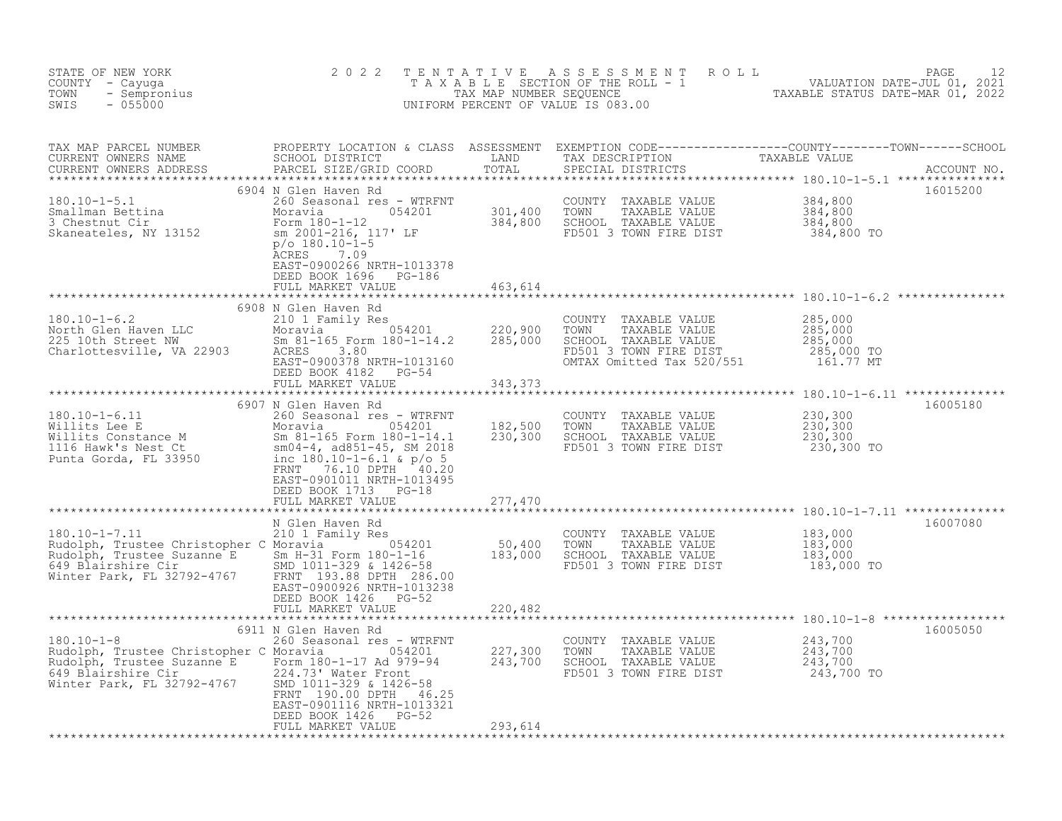STATE OF NEW YORK
COUNTY - Cayuga
TOWN - Sempronius
SWIS - 055000

2 0 2 2 T E N T A T I V E A S S E S S M E N T R O L L
T A X A B L E SECTION OF THE ROLL - 1
TAX MAP NUMBER SEQUENCE
UNIFORM PERCENT OF VALUE IS 083.00

VALUATION DATE-JUL 01, 2021
TAXABLE STATUS DATE-MAR 01, 2022

| TAX MAP PARCEL NUMBER / CURRENT OWNERS NAME / CURRENT OWNERS ADDRESS | PROPERTY LOCATION & CLASS / SCHOOL DISTRICT / PARCEL SIZE/GRID COORD | ASSESSMENT LAND / TOTAL | EXEMPTION CODE / TAX DESCRIPTION / SPECIAL DISTRICTS | TAXABLE VALUE (COUNTY / TOWN / SCHOOL) | ACCOUNT NO. |
|---|---|---|---|---|---|
| 180.10-1-5.1<br>Smallman Bettina<br>3 Chestnut Cir<br>Skaneateles, NY 13152 | 6904 N Glen Haven Rd<br>260 Seasonal res - WTRFNT<br>Moravia 054201<br>Form 180-1-12<br>sm 2001-216, 117' LF<br>p/o 180.10-1-5<br>ACRES 7.09<br>EAST-0900266 NRTH-1013378<br>DEED BOOK 1696 PG-186<br>FULL MARKET VALUE | 301,400<br>384,800<br><br><br><br><br><br><br><br>463,614 | COUNTY TAXABLE VALUE<br>TOWN TAXABLE VALUE<br>SCHOOL TAXABLE VALUE<br>FD501 3 TOWN FIRE DIST | 384,800<br>384,800<br>384,800<br>384,800 TO | 16015200 |
| 180.10-1-6.2<br>North Glen Haven LLC<br>225 10th Street NW<br>Charlottesville, VA 22903 | 6908 N Glen Haven Rd<br>210 1 Family Res<br>Moravia 054201<br>Sm 81-165 Form 180-1-14.2<br>ACRES 3.80<br>EAST-0900378 NRTH-1013160<br>DEED BOOK 4182 PG-54<br>FULL MARKET VALUE | 220,900<br>285,000<br><br><br><br><br>343,373 | COUNTY TAXABLE VALUE<br>TOWN TAXABLE VALUE<br>SCHOOL TAXABLE VALUE<br>FD501 3 TOWN FIRE DIST<br>OMTAX Omitted Tax 520/551 | 285,000<br>285,000<br>285,000<br>285,000 TO<br>161.77 MT | |
| 180.10-1-6.11<br>Willits Lee E<br>Willits Constance M<br>1116 Hawk's Nest Ct<br>Punta Gorda, FL 33950 | 6907 N Glen Haven Rd<br>260 Seasonal res - WTRFNT<br>Moravia 054201<br>Sm 81-165 Form 180-1-14.1<br>sm04-4, ad851-45, SM 2018<br>inc 180.10-1-6.1 & p/o 5<br>FRNT 76.10 DPTH 40.20<br>EAST-0901011 NRTH-1013495<br>DEED BOOK 1713 PG-18<br>FULL MARKET VALUE | 182,500<br>230,300<br><br><br><br><br><br><br><br>277,470 | COUNTY TAXABLE VALUE<br>TOWN TAXABLE VALUE<br>SCHOOL TAXABLE VALUE<br>FD501 3 TOWN FIRE DIST | 230,300<br>230,300<br>230,300<br>230,300 TO | 16005180 |
| 180.10-1-7.11<br>Rudolph, Trustee Christopher C<br>Rudolph, Trustee Suzanne E<br>649 Blairshire Cir<br>Winter Park, FL 32792-4767 | N Glen Haven Rd<br>210 1 Family Res<br>Moravia 054201<br>Sm H-31 Form 180-1-16<br>SMD 1011-329 & 1426-58<br>FRNT 193.88 DPTH 286.00<br>EAST-0900926 NRTH-1013238<br>DEED BOOK 1426 PG-52<br>FULL MARKET VALUE | 50,400<br>183,000<br><br><br><br><br><br><br>220,482 | COUNTY TAXABLE VALUE<br>TOWN TAXABLE VALUE<br>SCHOOL TAXABLE VALUE<br>FD501 3 TOWN FIRE DIST | 183,000<br>183,000<br>183,000<br>183,000 TO | 16007080 |
| 180.10-1-8<br>Rudolph, Trustee Christopher C<br>Rudolph, Trustee Suzanne E<br>649 Blairshire Cir<br>Winter Park, FL 32792-4767 | 6911 N Glen Haven Rd<br>260 Seasonal res - WTRFNT<br>Moravia 054201<br>Form 180-1-17 Ad 979-94<br>224.73' Water Front<br>SMD 1011-329 & 1426-58<br>FRNT 190.00 DPTH 46.25<br>EAST-0901116 NRTH-1013321<br>DEED BOOK 1426 PG-52<br>FULL MARKET VALUE | 227,300<br>243,700<br><br><br><br><br><br><br><br>293,614 | COUNTY TAXABLE VALUE<br>TOWN TAXABLE VALUE<br>SCHOOL TAXABLE VALUE<br>FD501 3 TOWN FIRE DIST | 243,700<br>243,700<br>243,700<br>243,700 TO | 16005050 |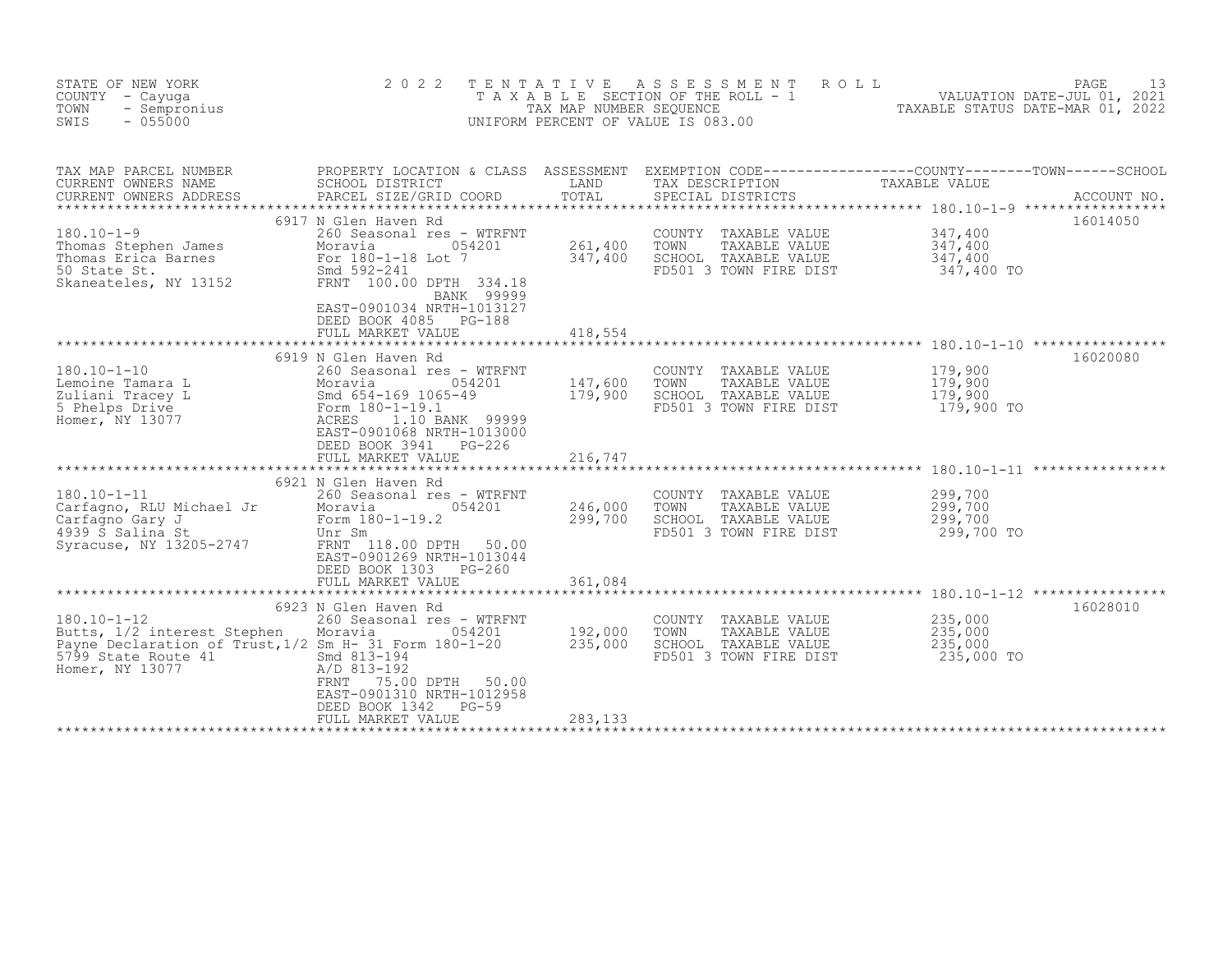STATE OF NEW YORK
COUNTY - Cayuga
TOWN - Sempronius
SWIS - 055000

2022 TENTATIVE ASSESSMENT ROLL
TAXABLE SECTION OF THE ROLL - 1
TAX MAP NUMBER SEQUENCE
UNIFORM PERCENT OF VALUE IS 083.00

VALUATION DATE-JUL 01, 2021
TAXABLE STATUS DATE-MAR 01, 2022

| TAX MAP PARCEL NUMBER / CURRENT OWNERS NAME / CURRENT OWNERS ADDRESS | PROPERTY LOCATION & CLASS / SCHOOL DISTRICT / PARCEL SIZE/GRID COORD | ASSESSMENT LAND / TOTAL | EXEMPTION CODE / TAX DESCRIPTION / SPECIAL DISTRICTS | COUNTY / TOWN / SCHOOL TAXABLE VALUE | ACCOUNT NO. |
|---|---|---|---|---|---|
| | 6917 N Glen Haven Rd | | | | 16014050 |
| 180.10-1-9 | 260 Seasonal res - WTRFNT | | COUNTY TAXABLE VALUE | 347,400 | |
| Thomas Stephen James | Moravia 054201 | 261,400 | TOWN TAXABLE VALUE | 347,400 | |
| Thomas Erica Barnes | For 180-1-18 Lot 7 | 347,400 | SCHOOL TAXABLE VALUE | 347,400 | |
| 50 State St. | Smd 592-241 | | FD501 3 TOWN FIRE DIST | 347,400 TO | |
| Skaneateles, NY 13152 | FRNT 100.00 DPTH 334.18 | | | | |
| | BANK 99999 | | | | |
| | EAST-0901034 NRTH-1013127 | | | | |
| | DEED BOOK 4085 PG-188 | | | | |
| | FULL MARKET VALUE | 418,554 | | | |
| | 6919 N Glen Haven Rd | | | | 16020080 |
| 180.10-1-10 | 260 Seasonal res - WTRFNT | | COUNTY TAXABLE VALUE | 179,900 | |
| Lemoine Tamara L | Moravia 054201 | 147,600 | TOWN TAXABLE VALUE | 179,900 | |
| Zuliani Tracey L | Smd 654-169 1065-49 | 179,900 | SCHOOL TAXABLE VALUE | 179,900 | |
| 5 Phelps Drive | Form 180-1-19.1 | | FD501 3 TOWN FIRE DIST | 179,900 TO | |
| Homer, NY 13077 | ACRES 1.10 BANK 99999 | | | | |
| | EAST-0901068 NRTH-1013000 | | | | |
| | DEED BOOK 3941 PG-226 | | | | |
| | FULL MARKET VALUE | 216,747 | | | |
| | 6921 N Glen Haven Rd | | | | |
| 180.10-1-11 | 260 Seasonal res - WTRFNT | | COUNTY TAXABLE VALUE | 299,700 | |
| Carfagno, RLU Michael Jr | Moravia 054201 | 246,000 | TOWN TAXABLE VALUE | 299,700 | |
| Carfagno Gary J | Form 180-1-19.2 | 299,700 | SCHOOL TAXABLE VALUE | 299,700 | |
| 4939 S Salina St | Unr Sm | | FD501 3 TOWN FIRE DIST | 299,700 TO | |
| Syracuse, NY 13205-2747 | FRNT 118.00 DPTH 50.00 | | | | |
| | EAST-0901269 NRTH-1013044 | | | | |
| | DEED BOOK 1303 PG-260 | | | | |
| | FULL MARKET VALUE | 361,084 | | | |
| | 6923 N Glen Haven Rd | | | | 16028010 |
| 180.10-1-12 | 260 Seasonal res - WTRFNT | | COUNTY TAXABLE VALUE | 235,000 | |
| Butts, 1/2 interest Stephen | Moravia 054201 | 192,000 | TOWN TAXABLE VALUE | 235,000 | |
| Payne Declaration of Trust,1/2 | Sm H- 31 Form 180-1-20 | 235,000 | SCHOOL TAXABLE VALUE | 235,000 | |
| 5799 State Route 41 | Smd 813-194 | | FD501 3 TOWN FIRE DIST | 235,000 TO | |
| Homer, NY 13077 | A/D 813-192 | | | | |
| | FRNT 75.00 DPTH 50.00 | | | | |
| | EAST-0901310 NRTH-1012958 | | | | |
| | DEED BOOK 1342 PG-59 | | | | |
| | FULL MARKET VALUE | 283,133 | | | |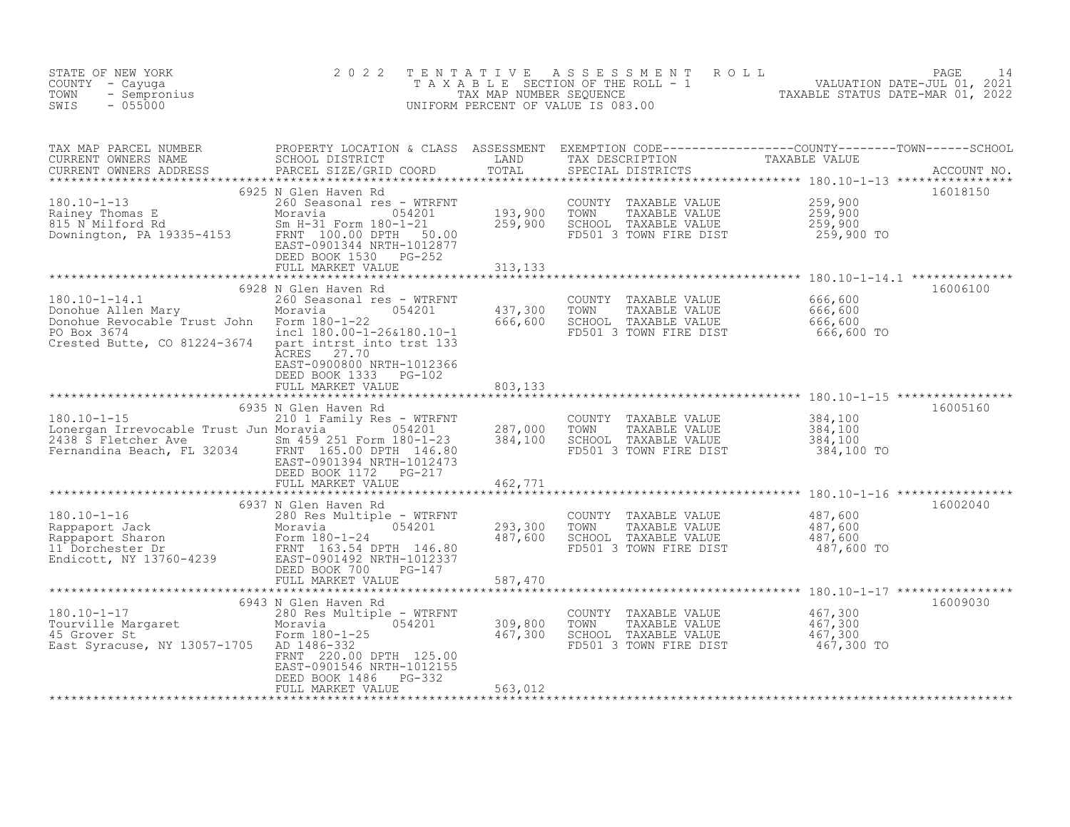STATE OF NEW YORK
COUNTY - Cayuga
TOWN - Sempronius
SWIS - 055000

# 2022 TENTATIVE ASSESSMENT ROLL

TAXABLE SECTION OF THE ROLL - 1
TAX MAP NUMBER SEQUENCE
UNIFORM PERCENT OF VALUE IS 083.00

VALUATION DATE-JUL 01, 2021
TAXABLE STATUS DATE-MAR 01, 2022

| TAX MAP PARCEL NUMBER / CURRENT OWNERS NAME / CURRENT OWNERS ADDRESS | PROPERTY LOCATION & CLASS / SCHOOL DISTRICT / PARCEL SIZE/GRID COORD | ASSESSMENT LAND / TOTAL | EXEMPTION CODE / TAX DESCRIPTION / SPECIAL DISTRICTS | TAXABLE VALUE (COUNTY / TOWN / SCHOOL) | ACCOUNT NO. |
|---|---|---|---|---|---|
| 180.10-1-13 | 6925 N Glen Haven Rd | | | | 16018150 |
| Rainey Thomas E | 260 Seasonal res - WTRFNT | | COUNTY TAXABLE VALUE | 259,900 | |
| 815 N Milford Rd | Moravia 054201 | 193,900 | TOWN TAXABLE VALUE | 259,900 | |
| Downington, PA 19335-4153 | Sm H-31 Form 180-1-21 | 259,900 | SCHOOL TAXABLE VALUE | 259,900 | |
| | FRNT 100.00 DPTH 50.00 | | FD501 3 TOWN FIRE DIST | 259,900 TO | |
| | EAST-0901344 NRTH-1012877 | | | | |
| | DEED BOOK 1530 PG-252 | | | | |
| | FULL MARKET VALUE | 313,133 | | | |
| 180.10-1-14.1 | 6928 N Glen Haven Rd | | | | 16006100 |
| Donohue Allen Mary | 260 Seasonal res - WTRFNT | | COUNTY TAXABLE VALUE | 666,600 | |
| Donohue Revocable Trust John | Moravia 054201 | 437,300 | TOWN TAXABLE VALUE | 666,600 | |
| PO Box 3674 | Form 180-1-22 | 666,600 | SCHOOL TAXABLE VALUE | 666,600 | |
| Crested Butte, CO 81224-3674 | incl 180.00-1-26&180.10-1 | | FD501 3 TOWN FIRE DIST | 666,600 TO | |
| | part intrst into trst 133 | | | | |
| | ACRES 27.70 | | | | |
| | EAST-0900800 NRTH-1012366 | | | | |
| | DEED BOOK 1333 PG-102 | | | | |
| | FULL MARKET VALUE | 803,133 | | | |
| 180.10-1-15 | 6935 N Glen Haven Rd | | | | 16005160 |
| Lonergan Irrevocable Trust Jun | 210 1 Family Res - WTRFNT | | COUNTY TAXABLE VALUE | 384,100 | |
| 2438 S Fletcher Ave | Moravia 054201 | 287,000 | TOWN TAXABLE VALUE | 384,100 | |
| Fernandina Beach, FL 32034 | Sm 459 251 Form 180-1-23 | 384,100 | SCHOOL TAXABLE VALUE | 384,100 | |
| | FRNT 165.00 DPTH 146.80 | | FD501 3 TOWN FIRE DIST | 384,100 TO | |
| | EAST-0901394 NRTH-1012473 | | | | |
| | DEED BOOK 1172 PG-217 | | | | |
| | FULL MARKET VALUE | 462,771 | | | |
| 180.10-1-16 | 6937 N Glen Haven Rd | | | | 16002040 |
| Rappaport Jack | 280 Res Multiple - WTRFNT | | COUNTY TAXABLE VALUE | 487,600 | |
| Rappaport Sharon | Moravia 054201 | 293,300 | TOWN TAXABLE VALUE | 487,600 | |
| 11 Dorchester Dr | Form 180-1-24 | 487,600 | SCHOOL TAXABLE VALUE | 487,600 | |
| Endicott, NY 13760-4239 | FRNT 163.54 DPTH 146.80 | | FD501 3 TOWN FIRE DIST | 487,600 TO | |
| | EAST-0901492 NRTH-1012337 | | | | |
| | DEED BOOK 700 PG-147 | | | | |
| | FULL MARKET VALUE | 587,470 | | | |
| 180.10-1-17 | 6943 N Glen Haven Rd | | | | 16009030 |
| Tourville Margaret | 280 Res Multiple - WTRFNT | | COUNTY TAXABLE VALUE | 467,300 | |
| 45 Grover St | Moravia 054201 | 309,800 | TOWN TAXABLE VALUE | 467,300 | |
| East Syracuse, NY 13057-1705 | Form 180-1-25 | 467,300 | SCHOOL TAXABLE VALUE | 467,300 | |
| | AD 1486-332 | | FD501 3 TOWN FIRE DIST | 467,300 TO | |
| | FRNT 220.00 DPTH 125.00 | | | | |
| | EAST-0901546 NRTH-1012155 | | | | |
| | DEED BOOK 1486 PG-332 | | | | |
| | FULL MARKET VALUE | 563,012 | | | |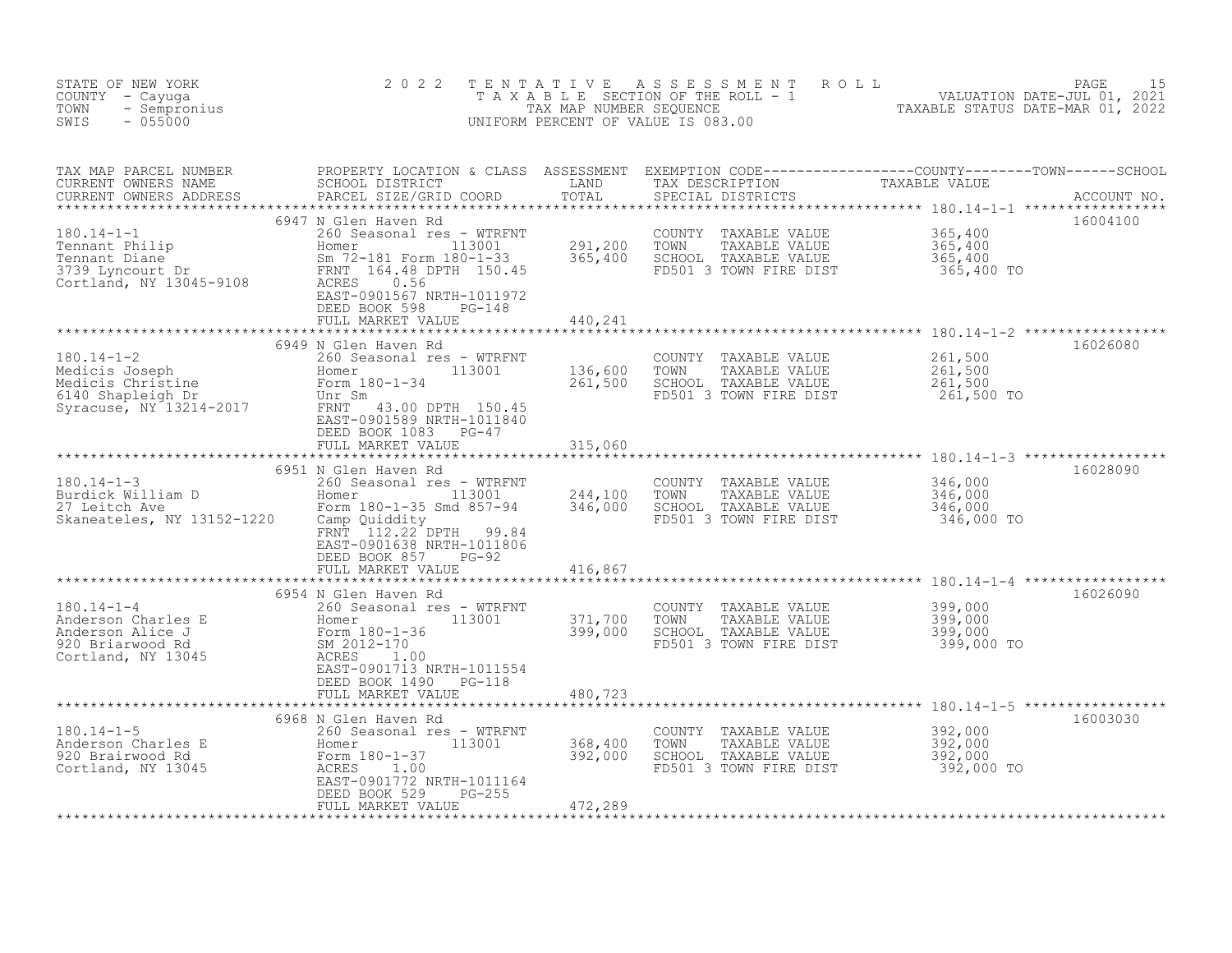STATE OF NEW YORK
COUNTY - Cayuga
TOWN - Sempronius
SWIS - 055000

# 2022 TENTATIVE ASSESSMENT ROLL

TAXABLE SECTION OF THE ROLL - 1
TAX MAP NUMBER SEQUENCE
UNIFORM PERCENT OF VALUE IS 083.00

VALUATION DATE-JUL 01, 2021
TAXABLE STATUS DATE-MAR 01, 2022

| TAX MAP PARCEL NUMBER / CURRENT OWNERS NAME / CURRENT OWNERS ADDRESS | PROPERTY LOCATION & CLASS / SCHOOL DISTRICT / PARCEL SIZE/GRID COORD | ASSESSMENT LAND | ASSESSMENT TOTAL | EXEMPTION CODE / TAX DESCRIPTION / SPECIAL DISTRICTS | TAXABLE VALUE | ACCOUNT NO. |
|---|---|---|---|---|---|---|
| 180.14-1-1 | 6947 N Glen Haven Rd | | | | | 16004100 |
| Tennant Philip | 260 Seasonal res - WTRFNT | | | COUNTY TAXABLE VALUE | 365,400 | |
| Tennant Diane | Homer 113001 | 291,200 | | TOWN TAXABLE VALUE | 365,400 | |
| 3739 Lyncourt Dr | Sm 72-181 Form 180-1-33 | | 365,400 | SCHOOL TAXABLE VALUE | 365,400 | |
| Cortland, NY 13045-9108 | FRNT 164.48 DPTH 150.45 | | | FD501 3 TOWN FIRE DIST | 365,400 TO | |
| | ACRES 0.56 | | | | | |
| | EAST-0901567 NRTH-1011972 | | | | | |
| | DEED BOOK 598 PG-148 | | | | | |
| | FULL MARKET VALUE | | 440,241 | | | |
| 180.14-1-2 | 6949 N Glen Haven Rd | | | | | 16026080 |
| Medicis Joseph | 260 Seasonal res - WTRFNT | | | COUNTY TAXABLE VALUE | 261,500 | |
| Medicis Christine | Homer 113001 | 136,600 | | TOWN TAXABLE VALUE | 261,500 | |
| 6140 Shapleigh Dr | Form 180-1-34 | | 261,500 | SCHOOL TAXABLE VALUE | 261,500 | |
| Syracuse, NY 13214-2017 | Unr Sm | | | FD501 3 TOWN FIRE DIST | 261,500 TO | |
| | FRNT 43.00 DPTH 150.45 | | | | | |
| | EAST-0901589 NRTH-1011840 | | | | | |
| | DEED BOOK 1083 PG-47 | | | | | |
| | FULL MARKET VALUE | | 315,060 | | | |
| 180.14-1-3 | 6951 N Glen Haven Rd | | | | | 16028090 |
| Burdick William D | 260 Seasonal res - WTRFNT | | | COUNTY TAXABLE VALUE | 346,000 | |
| 27 Leitch Ave | Homer 113001 | 244,100 | | TOWN TAXABLE VALUE | 346,000 | |
| Skaneateles, NY 13152-1220 | Form 180-1-35 Smd 857-94 | | 346,000 | SCHOOL TAXABLE VALUE | 346,000 | |
| | Camp Quiddity | | | FD501 3 TOWN FIRE DIST | 346,000 TO | |
| | FRNT 112.22 DPTH 99.84 | | | | | |
| | EAST-0901638 NRTH-1011806 | | | | | |
| | DEED BOOK 857 PG-92 | | | | | |
| | FULL MARKET VALUE | | 416,867 | | | |
| 180.14-1-4 | 6954 N Glen Haven Rd | | | | | 16026090 |
| Anderson Charles E | 260 Seasonal res - WTRFNT | | | COUNTY TAXABLE VALUE | 399,000 | |
| Anderson Alice J | Homer 113001 | 371,700 | | TOWN TAXABLE VALUE | 399,000 | |
| 920 Briarwood Rd | Form 180-1-36 | | 399,000 | SCHOOL TAXABLE VALUE | 399,000 | |
| Cortland, NY 13045 | SM 2012-170 | | | FD501 3 TOWN FIRE DIST | 399,000 TO | |
| | ACRES 1.00 | | | | | |
| | EAST-0901713 NRTH-1011554 | | | | | |
| | DEED BOOK 1490 PG-118 | | | | | |
| | FULL MARKET VALUE | | 480,723 | | | |
| 180.14-1-5 | 6968 N Glen Haven Rd | | | | | 16003030 |
| Anderson Charles E | 260 Seasonal res - WTRFNT | | | COUNTY TAXABLE VALUE | 392,000 | |
| 920 Brairwood Rd | Homer 113001 | 368,400 | | TOWN TAXABLE VALUE | 392,000 | |
| Cortland, NY 13045 | Form 180-1-37 | | 392,000 | SCHOOL TAXABLE VALUE | 392,000 | |
| | ACRES 1.00 | | | FD501 3 TOWN FIRE DIST | 392,000 TO | |
| | EAST-0901772 NRTH-1011164 | | | | | |
| | DEED BOOK 529 PG-255 | | | | | |
| | FULL MARKET VALUE | | 472,289 | | | |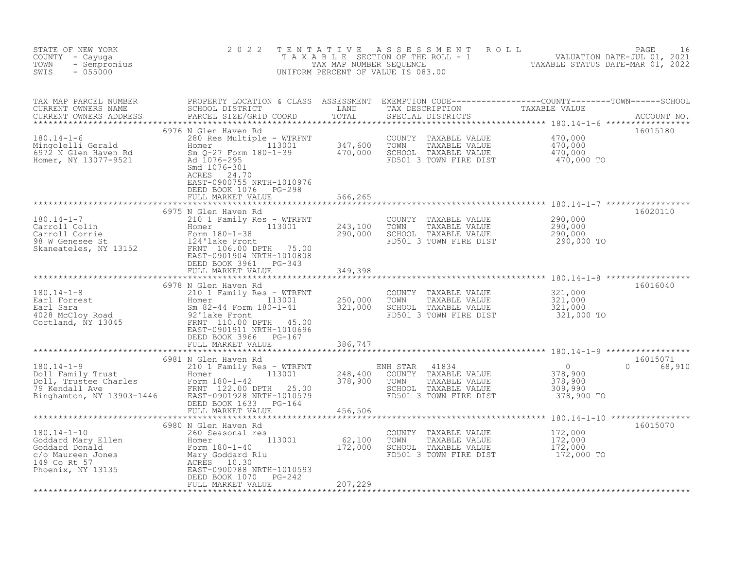STATE OF NEW YORK
COUNTY - Cayuga
TOWN - Sempronius
SWIS - 055000

2022 TENTATIVE ASSESSMENT ROLL
TAXABLE SECTION OF THE ROLL - 1
TAX MAP NUMBER SEQUENCE
UNIFORM PERCENT OF VALUE IS 083.00

VALUATION DATE-JUL 01, 2021
TAXABLE STATUS DATE-MAR 01, 2022

| TAX MAP PARCEL NUMBER / CURRENT OWNERS NAME / CURRENT OWNERS ADDRESS | PROPERTY LOCATION & CLASS / SCHOOL DISTRICT / PARCEL SIZE/GRID COORD | ASSESSMENT LAND | TOTAL | EXEMPTION CODE / TAX DESCRIPTION / SPECIAL DISTRICTS | COUNTY / TOWN / SCHOOL TAXABLE VALUE | ACCOUNT NO. |
|---|---|---|---|---|---|---|
| 180.14-1-6 | 6976 N Glen Haven Rd | | | | | 16015180 |
| Mingolelli Gerald | 280 Res Multiple - WTRFNT | | | COUNTY TAXABLE VALUE | 470,000 | |
| 6972 N Glen Haven Rd | Homer 113001 | 347,600 | | TOWN TAXABLE VALUE | 470,000 | |
| Homer, NY 13077-9521 | Sm Q-27 Form 180-1-39 | | 470,000 | SCHOOL TAXABLE VALUE | 470,000 | |
| | Ad 1076-295 | | | FD501 3 TOWN FIRE DIST | 470,000 TO | |
| | Smd 1076-301 | | | | | |
| | ACRES 24.70 | | | | | |
| | EAST-0900755 NRTH-1010976 | | | | | |
| | DEED BOOK 1076 PG-298 | | | | | |
| | FULL MARKET VALUE | | 566,265 | | | |
| 180.14-1-7 | 6975 N Glen Haven Rd | | | | | 16020110 |
| Carroll Colin | 210 1 Family Res - WTRFNT | | | COUNTY TAXABLE VALUE | 290,000 | |
| Carroll Corrie | Homer 113001 | 243,100 | | TOWN TAXABLE VALUE | 290,000 | |
| 98 W Genesee St | Form 180-1-38 | | 290,000 | SCHOOL TAXABLE VALUE | 290,000 | |
| Skaneateles, NY 13152 | 124'lake Front | | | FD501 3 TOWN FIRE DIST | 290,000 TO | |
| | FRNT 106.00 DPTH 75.00 | | | | | |
| | EAST-0901904 NRTH-1010808 | | | | | |
| | DEED BOOK 3961 PG-343 | | | | | |
| | FULL MARKET VALUE | | 349,398 | | | |
| 180.14-1-8 | 6978 N Glen Haven Rd | | | | | 16016040 |
| Earl Forrest | 210 1 Family Res - WTRFNT | | | COUNTY TAXABLE VALUE | 321,000 | |
| Earl Sara | Homer 113001 | 250,000 | | TOWN TAXABLE VALUE | 321,000 | |
| 4028 McCloy Road | Sm 82-44 Form 180-1-41 | | 321,000 | SCHOOL TAXABLE VALUE | 321,000 | |
| Cortland, NY 13045 | 92'lake Front | | | FD501 3 TOWN FIRE DIST | 321,000 TO | |
| | FRNT 110.00 DPTH 45.00 | | | | | |
| | EAST-0901911 NRTH-1010696 | | | | | |
| | DEED BOOK 3966 PG-167 | | | | | |
| | FULL MARKET VALUE | | 386,747 | | | |
| 180.14-1-9 | 6981 N Glen Haven Rd | | | | | 16015071 |
| Doll Family Trust | 210 1 Family Res - WTRFNT | | | ENH STAR 41834 | 0 / 0 / 68,910 | |
| Doll, Trustee Charles | Homer 113001 | 248,400 | | COUNTY TAXABLE VALUE | 378,900 | |
| 79 Kendall Ave | Form 180-1-42 | | 378,900 | TOWN TAXABLE VALUE | 378,900 | |
| Binghamton, NY 13903-1446 | FRNT 122.00 DPTH 25.00 | | | SCHOOL TAXABLE VALUE | 309,990 | |
| | EAST-0901928 NRTH-1010579 | | | FD501 3 TOWN FIRE DIST | 378,900 TO | |
| | DEED BOOK 1633 PG-164 | | | | | |
| | FULL MARKET VALUE | | 456,506 | | | |
| 180.14-1-10 | 6980 N Glen Haven Rd | | | | | 16015070 |
| Goddard Mary Ellen | 260 Seasonal res | | | COUNTY TAXABLE VALUE | 172,000 | |
| Goddard Donald | Homer 113001 | 62,100 | | TOWN TAXABLE VALUE | 172,000 | |
| c/o Maureen Jones | Form 180-1-40 | | 172,000 | SCHOOL TAXABLE VALUE | 172,000 | |
| 149 Co Rt 57 | Mary Goddard Rlu | | | FD501 3 TOWN FIRE DIST | 172,000 TO | |
| Phoenix, NY 13135 | ACRES 10.30 | | | | | |
| | EAST-0900788 NRTH-1010593 | | | | | |
| | DEED BOOK 1070 PG-242 | | | | | |
| | FULL MARKET VALUE | | 207,229 | | | |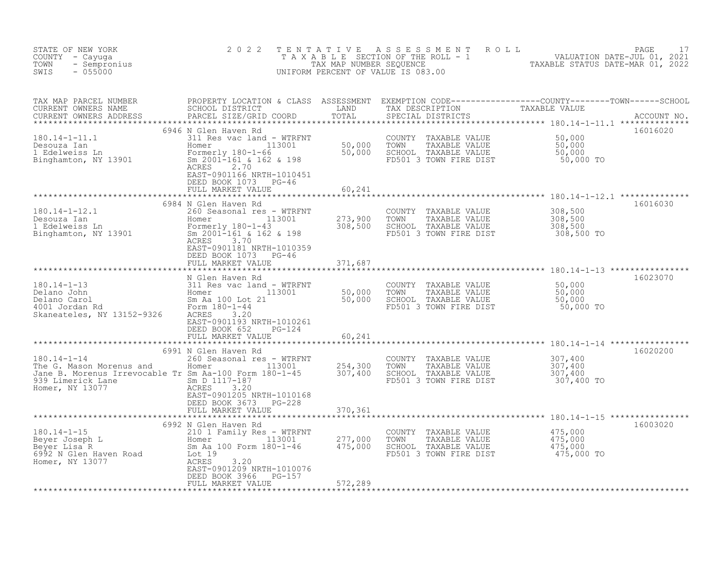STATE OF NEW YORK
COUNTY - Cayuga
TOWN - Sempronius
SWIS - 055000

2022 TENTATIVE ASSESSMENT ROLL
TAXABLE SECTION OF THE ROLL - 1
TAX MAP NUMBER SEQUENCE
UNIFORM PERCENT OF VALUE IS 083.00

VALUATION DATE-JUL 01, 2021
TAXABLE STATUS DATE-MAR 01, 2022

| TAX MAP PARCEL NUMBER / CURRENT OWNERS NAME / CURRENT OWNERS ADDRESS | PROPERTY LOCATION & CLASS / SCHOOL DISTRICT / PARCEL SIZE/GRID COORD | ASSESSMENT LAND / TOTAL | EXEMPTION CODE / TAX DESCRIPTION / SPECIAL DISTRICTS | TAXABLE VALUE (COUNTY / TOWN / SCHOOL) | ACCOUNT NO. |
|---|---|---|---|---|---|
| 180.14-1-11.1<br>Desouza Ian<br>1 Edelweiss Ln<br>Binghamton, NY 13901 | 6946 N Glen Haven Rd<br>311 Res vac land - WTRFNT<br>Homer 113001<br>Formerly 180-1-66<br>Sm 2001-161 & 162 & 198<br>ACRES 2.70<br>EAST-0901166 NRTH-1010451<br>DEED BOOK 1073 PG-46<br>FULL MARKET VALUE | 50,000<br>50,000<br><br><br><br><br><br><br>60,241 | COUNTY TAXABLE VALUE<br>TOWN TAXABLE VALUE<br>SCHOOL TAXABLE VALUE<br>FD501 3 TOWN FIRE DIST | 50,000<br>50,000<br>50,000<br>50,000 TO | 16016020 |
| 180.14-1-12.1<br>Desouza Ian<br>1 Edelweiss Ln<br>Binghamton, NY 13901 | 6984 N Glen Haven Rd<br>260 Seasonal res - WTRFNT<br>Homer 113001<br>Formerly 180-1-43<br>Sm 2001-161 & 162 & 198<br>ACRES 3.70<br>EAST-0901181 NRTH-1010359<br>DEED BOOK 1073 PG-46<br>FULL MARKET VALUE | 273,900<br>308,500<br><br><br><br><br><br><br>371,687 | COUNTY TAXABLE VALUE<br>TOWN TAXABLE VALUE<br>SCHOOL TAXABLE VALUE<br>FD501 3 TOWN FIRE DIST | 308,500<br>308,500<br>308,500<br>308,500 TO | 16016030 |
| 180.14-1-13<br>Delano John<br>Delano Carol<br>4001 Jordan Rd<br>Skaneateles, NY 13152-9326 | N Glen Haven Rd<br>311 Res vac land - WTRFNT<br>Homer 113001<br>Sm Aa 100 Lot 21<br>Form 180-1-44<br>ACRES 3.20<br>EAST-0901193 NRTH-1010261<br>DEED BOOK 652 PG-124<br>FULL MARKET VALUE | 50,000<br>50,000<br><br><br><br><br><br><br>60,241 | COUNTY TAXABLE VALUE<br>TOWN TAXABLE VALUE<br>SCHOOL TAXABLE VALUE<br>FD501 3 TOWN FIRE DIST | 50,000<br>50,000<br>50,000<br>50,000 TO | 16023070 |
| 180.14-1-14<br>The G. Mason Morenus and<br>Jane B. Morenus Irrevocable Tr<br>939 Limerick Lane<br>Homer, NY 13077 | 6991 N Glen Haven Rd<br>260 Seasonal res - WTRFNT<br>Homer 113001<br>Sm Aa-100 Form 180-1-45<br>Sm D 1117-187<br>ACRES 3.20<br>EAST-0901205 NRTH-1010168<br>DEED BOOK 3673 PG-228<br>FULL MARKET VALUE | 254,300<br>307,400<br><br><br><br><br><br><br>370,361 | COUNTY TAXABLE VALUE<br>TOWN TAXABLE VALUE<br>SCHOOL TAXABLE VALUE<br>FD501 3 TOWN FIRE DIST | 307,400<br>307,400<br>307,400<br>307,400 TO | 16020200 |
| 180.14-1-15<br>Beyer Joseph L<br>Beyer Lisa R<br>6992 N Glen Haven Road<br>Homer, NY 13077 | 6992 N Glen Haven Rd<br>210 1 Family Res - WTRFNT<br>Homer 113001<br>Sm Aa 100 Form 180-1-46<br>Lot 19<br>ACRES 3.20<br>EAST-0901209 NRTH-1010076<br>DEED BOOK 3966 PG-157<br>FULL MARKET VALUE | 277,000<br>475,000<br><br><br><br><br><br><br>572,289 | COUNTY TAXABLE VALUE<br>TOWN TAXABLE VALUE<br>SCHOOL TAXABLE VALUE<br>FD501 3 TOWN FIRE DIST | 475,000<br>475,000<br>475,000<br>475,000 TO | 16003020 |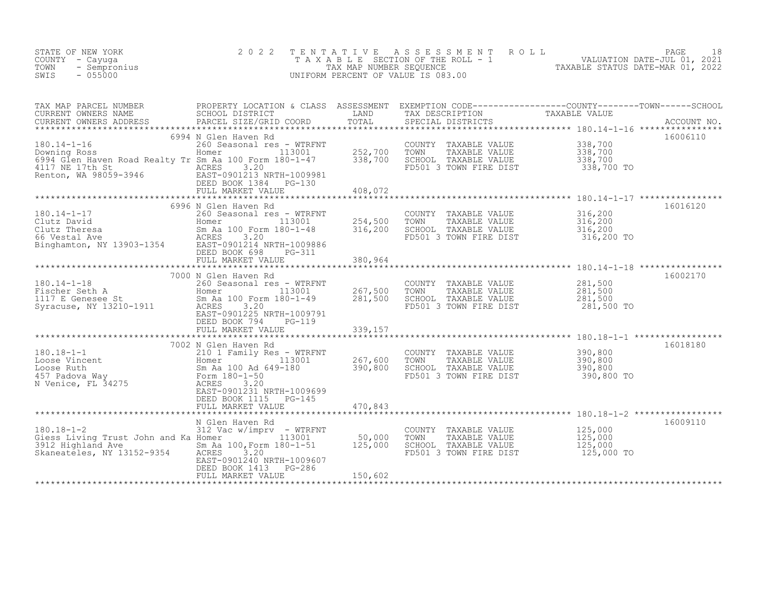STATE OF NEW YORK
COUNTY - Cayuga
TOWN - Sempronius
SWIS - 055000

2022 TENTATIVE ASSESSMENT ROLL
TAXABLE SECTION OF THE ROLL - 1
TAX MAP NUMBER SEQUENCE
UNIFORM PERCENT OF VALUE IS 083.00

VALUATION DATE-JUL 01, 2021
TAXABLE STATUS DATE-MAR 01, 2022

| TAX MAP PARCEL NUMBER / CURRENT OWNERS NAME / CURRENT OWNERS ADDRESS | PROPERTY LOCATION & CLASS / SCHOOL DISTRICT / PARCEL SIZE/GRID COORD | ASSESSMENT LAND | ASSESSMENT TOTAL | EXEMPTION CODE / TAX DESCRIPTION / SPECIAL DISTRICTS | TAXABLE VALUE (COUNTY / TOWN / SCHOOL) | ACCOUNT NO. |
|---|---|---|---|---|---|---|
| 180.14-1-16 | 6994 N Glen Haven Rd | | | | | 16006110 |
| Downing Ross | 260 Seasonal res - WTRFNT | | | COUNTY TAXABLE VALUE | 338,700 | |
| 6994 Glen Haven Road Realty Tr | Homer 113001 | 252,700 | | TOWN TAXABLE VALUE | 338,700 | |
| 4117 NE 17th St | Sm Aa 100 Form 180-1-47 | | 338,700 | SCHOOL TAXABLE VALUE | 338,700 | |
| Renton, WA 98059-3946 | ACRES 3.20 | | | FD501 3 TOWN FIRE DIST | 338,700 TO | |
| | EAST-0901213 NRTH-1009981 | | | | | |
| | DEED BOOK 1384 PG-130 | | | | | |
| | FULL MARKET VALUE | | 408,072 | | | |
| 180.14-1-17 | 6996 N Glen Haven Rd | | | | | 16016120 |
| Clutz David | 260 Seasonal res - WTRFNT | | | COUNTY TAXABLE VALUE | 316,200 | |
| Clutz Theresa | Homer 113001 | 254,500 | | TOWN TAXABLE VALUE | 316,200 | |
| 66 Vestal Ave | Sm Aa 100 Form 180-1-48 | | 316,200 | SCHOOL TAXABLE VALUE | 316,200 | |
| Binghamton, NY 13903-1354 | ACRES 3.20 | | | FD501 3 TOWN FIRE DIST | 316,200 TO | |
| | EAST-0901214 NRTH-1009886 | | | | | |
| | DEED BOOK 698 PG-311 | | | | | |
| | FULL MARKET VALUE | | 380,964 | | | |
| 180.14-1-18 | 7000 N Glen Haven Rd | | | | | 16002170 |
| Fischer Seth A | 260 Seasonal res - WTRFNT | | | COUNTY TAXABLE VALUE | 281,500 | |
| 1117 E Genesee St | Homer 113001 | 267,500 | | TOWN TAXABLE VALUE | 281,500 | |
| Syracuse, NY 13210-1911 | Sm Aa 100 Form 180-1-49 | | 281,500 | SCHOOL TAXABLE VALUE | 281,500 | |
| | ACRES 3.20 | | | FD501 3 TOWN FIRE DIST | 281,500 TO | |
| | EAST-0901225 NRTH-1009791 | | | | | |
| | DEED BOOK 794 PG-119 | | | | | |
| | FULL MARKET VALUE | | 339,157 | | | |
| 180.18-1-1 | 7002 N Glen Haven Rd | | | | | 16018180 |
| Loose Vincent | 210 1 Family Res - WTRFNT | | | COUNTY TAXABLE VALUE | 390,800 | |
| Loose Ruth | Homer 113001 | 267,600 | | TOWN TAXABLE VALUE | 390,800 | |
| 457 Padova Way | Sm Aa 100 Ad 649-180 | | 390,800 | SCHOOL TAXABLE VALUE | 390,800 | |
| N Venice, FL 34275 | Form 180-1-50 | | | FD501 3 TOWN FIRE DIST | 390,800 TO | |
| | ACRES 3.20 | | | | | |
| | EAST-0901231 NRTH-1009699 | | | | | |
| | DEED BOOK 1115 PG-145 | | | | | |
| | FULL MARKET VALUE | | 470,843 | | | |
| 180.18-1-2 | N Glen Haven Rd | | | | | 16009110 |
| Giess Living Trust John and Ka | 312 Vac w/imprv - WTRFNT | | | COUNTY TAXABLE VALUE | 125,000 | |
| 3912 Highland Ave | Homer 113001 | 50,000 | | TOWN TAXABLE VALUE | 125,000 | |
| Skaneateles, NY 13152-9354 | Sm Aa 100,Form 180-1-51 | | 125,000 | SCHOOL TAXABLE VALUE | 125,000 | |
| | ACRES 3.20 | | | FD501 3 TOWN FIRE DIST | 125,000 TO | |
| | EAST-0901240 NRTH-1009607 | | | | | |
| | DEED BOOK 1413 PG-286 | | | | | |
| | FULL MARKET VALUE | | 150,602 | | | |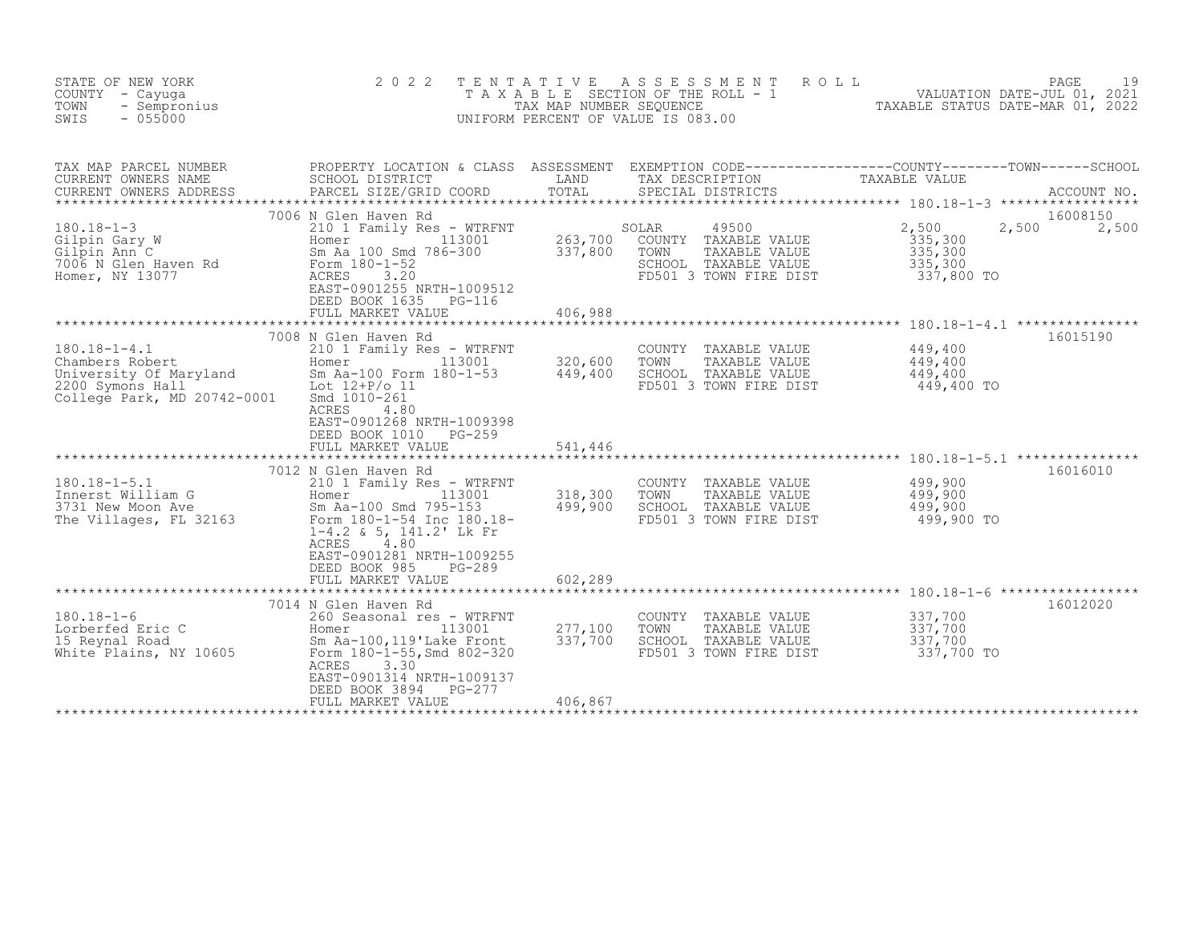STATE OF NEW YORK
COUNTY - Cayuga
TOWN - Sempronius
SWIS - 055000

2 0 2 2 T E N T A T I V E A S S E S S M E N T R O L L
T A X A B L E SECTION OF THE ROLL - 1
TAX MAP NUMBER SEQUENCE
UNIFORM PERCENT OF VALUE IS 083.00

VALUATION DATE-JUL 01, 2021
TAXABLE STATUS DATE-MAR 01, 2022

| TAX MAP PARCEL NUMBER / CURRENT OWNERS NAME / CURRENT OWNERS ADDRESS | PROPERTY LOCATION & CLASS / SCHOOL DISTRICT / PARCEL SIZE/GRID COORD | ASSESSMENT LAND / TOTAL | EXEMPTION CODE / TAX DESCRIPTION / SPECIAL DISTRICTS | COUNTY TAXABLE VALUE | TOWN | SCHOOL / ACCOUNT NO. |
|---|---|---|---|---|---|---|
| | 7006 N Glen Haven Rd | | | | | 16008150 |
| 180.18-1-3 | 210 1 Family Res - WTRFNT | | SOLAR 49500 | 2,500 | 2,500 | 2,500 |
| Gilpin Gary W | Homer 113001 | 263,700 | COUNTY TAXABLE VALUE | 335,300 | | |
| Gilpin Ann C | Sm Aa 100 Smd 786-300 | 337,800 | TOWN TAXABLE VALUE | 335,300 | | |
| 7006 N Glen Haven Rd | Form 180-1-52 | | SCHOOL TAXABLE VALUE | 335,300 | | |
| Homer, NY 13077 | ACRES 3.20 | | FD501 3 TOWN FIRE DIST | 337,800 TO | | |
| | EAST-0901255 NRTH-1009512 | | | | | |
| | DEED BOOK 1635 PG-116 | | | | | |
| | FULL MARKET VALUE | 406,988 | | | | |
| | 7008 N Glen Haven Rd | | | | | 16015190 |
| 180.18-1-4.1 | 210 1 Family Res - WTRFNT | | COUNTY TAXABLE VALUE | 449,400 | | |
| Chambers Robert | Homer 113001 | 320,600 | TOWN TAXABLE VALUE | 449,400 | | |
| University Of Maryland | Sm Aa-100 Form 180-1-53 | 449,400 | SCHOOL TAXABLE VALUE | 449,400 | | |
| 2200 Symons Hall | Lot 12+P/o 11 | | FD501 3 TOWN FIRE DIST | 449,400 TO | | |
| College Park, MD 20742-0001 | Smd 1010-261 | | | | | |
| | ACRES 4.80 | | | | | |
| | EAST-0901268 NRTH-1009398 | | | | | |
| | DEED BOOK 1010 PG-259 | | | | | |
| | FULL MARKET VALUE | 541,446 | | | | |
| | 7012 N Glen Haven Rd | | | | | 16016010 |
| 180.18-1-5.1 | 210 1 Family Res - WTRFNT | | COUNTY TAXABLE VALUE | 499,900 | | |
| Innerst William G | Homer 113001 | 318,300 | TOWN TAXABLE VALUE | 499,900 | | |
| 3731 New Moon Ave | Sm Aa-100 Smd 795-153 | 499,900 | SCHOOL TAXABLE VALUE | 499,900 | | |
| The Villages, FL 32163 | Form 180-1-54 Inc 180.18-1-4.2 & 5, 141.2' Lk Fr | | FD501 3 TOWN FIRE DIST | 499,900 TO | | |
| | ACRES 4.80 | | | | | |
| | EAST-0901281 NRTH-1009255 | | | | | |
| | DEED BOOK 985 PG-289 | | | | | |
| | FULL MARKET VALUE | 602,289 | | | | |
| | 7014 N Glen Haven Rd | | | | | 16012020 |
| 180.18-1-6 | 260 Seasonal res - WTRFNT | | COUNTY TAXABLE VALUE | 337,700 | | |
| Lorberfed Eric C | Homer 113001 | 277,100 | TOWN TAXABLE VALUE | 337,700 | | |
| 15 Reynal Road | Sm Aa-100,119'Lake Front | 337,700 | SCHOOL TAXABLE VALUE | 337,700 | | |
| White Plains, NY 10605 | Form 180-1-55,Smd 802-320 | | FD501 3 TOWN FIRE DIST | 337,700 TO | | |
| | ACRES 3.30 | | | | | |
| | EAST-0901314 NRTH-1009137 | | | | | |
| | DEED BOOK 3894 PG-277 | | | | | |
| | FULL MARKET VALUE | 406,867 | | | | |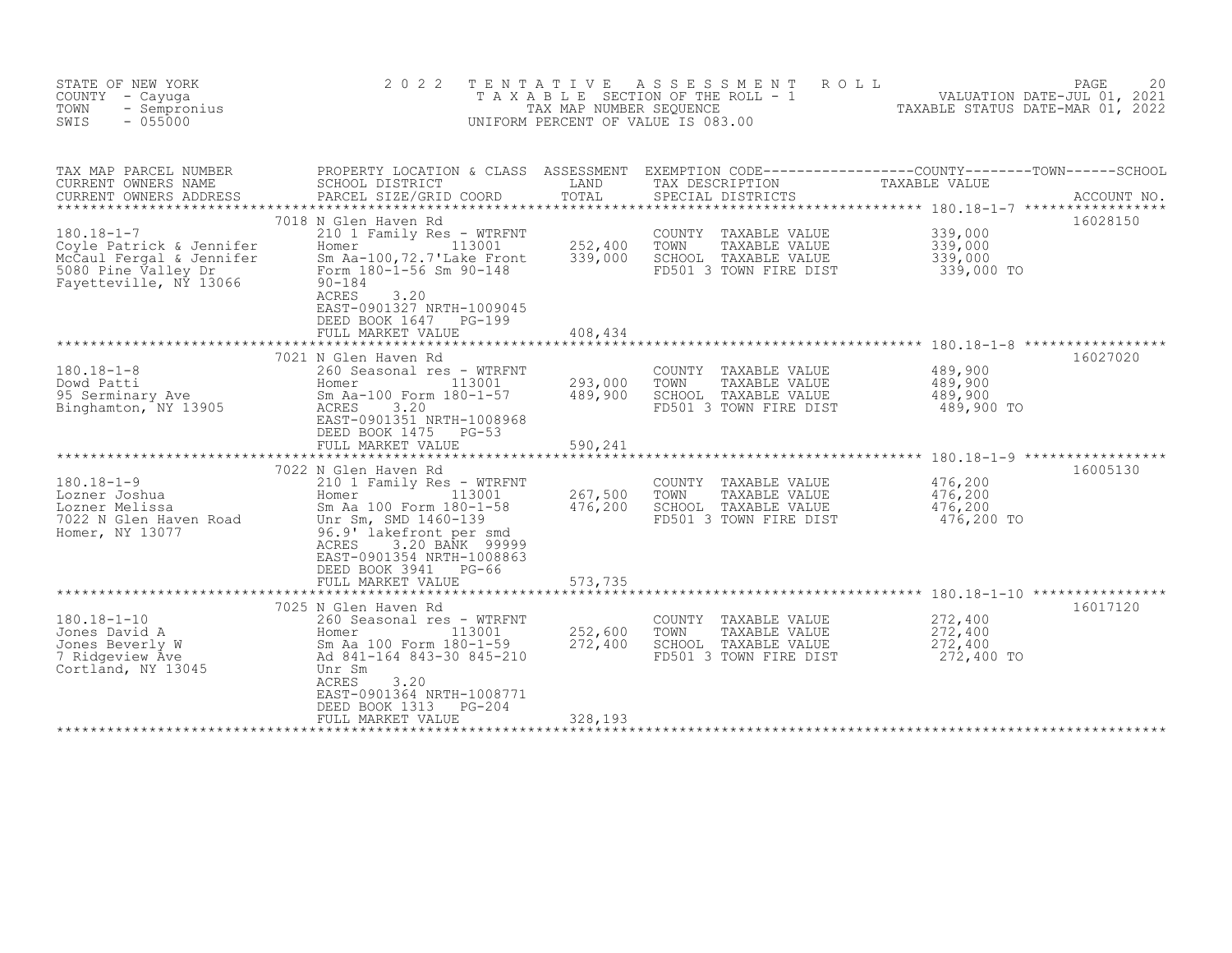STATE OF NEW YORK — COUNTY - Cayuga — TOWN - Sempronius — SWIS - 055000

2022 TENTATIVE ASSESSMENT ROLL
TAXABLE SECTION OF THE ROLL - 1
TAX MAP NUMBER SEQUENCE
UNIFORM PERCENT OF VALUE IS 083.00

VALUATION DATE-JUL 01, 2021
TAXABLE STATUS DATE-MAR 01, 2022

| TAX MAP PARCEL NUMBER / CURRENT OWNERS NAME / CURRENT OWNERS ADDRESS | PROPERTY LOCATION & CLASS / SCHOOL DISTRICT / PARCEL SIZE/GRID COORD | ASSESSMENT LAND | ASSESSMENT TOTAL | EXEMPTION CODE / TAX DESCRIPTION / SPECIAL DISTRICTS | TAXABLE VALUE (COUNTY / TOWN / SCHOOL) | ACCOUNT NO. |
|---|---|---|---|---|---|---|
| 180.18-1-7 | 7018 N Glen Haven Rd | | | | | 16028150 |
| Coyle Patrick & Jennifer | 210 1 Family Res - WTRFNT | | | COUNTY TAXABLE VALUE | 339,000 | |
| McCaul Fergal & Jennifer | Homer 113001 | 252,400 | | TOWN TAXABLE VALUE | 339,000 | |
| 5080 Pine Valley Dr | Sm Aa-100,72.7'Lake Front | | 339,000 | SCHOOL TAXABLE VALUE | 339,000 | |
| Fayetteville, NY 13066 | Form 180-1-56 Sm 90-148 | | | FD501 3 TOWN FIRE DIST | 339,000 TO | |
| | 90-184 | | | | | |
| | ACRES 3.20 | | | | | |
| | EAST-0901327 NRTH-1009045 | | | | | |
| | DEED BOOK 1647 PG-199 | | | | | |
| | FULL MARKET VALUE | | 408,434 | | | |
| 180.18-1-8 | 7021 N Glen Haven Rd | | | | | 16027020 |
| Dowd Patti | 260 Seasonal res - WTRFNT | | | COUNTY TAXABLE VALUE | 489,900 | |
| 95 Serminary Ave | Homer 113001 | 293,000 | | TOWN TAXABLE VALUE | 489,900 | |
| Binghamton, NY 13905 | Sm Aa-100 Form 180-1-57 | | 489,900 | SCHOOL TAXABLE VALUE | 489,900 | |
| | ACRES 3.20 | | | FD501 3 TOWN FIRE DIST | 489,900 TO | |
| | EAST-0901351 NRTH-1008968 | | | | | |
| | DEED BOOK 1475 PG-53 | | | | | |
| | FULL MARKET VALUE | | 590,241 | | | |
| 180.18-1-9 | 7022 N Glen Haven Rd | | | | | 16005130 |
| Lozner Joshua | 210 1 Family Res - WTRFNT | | | COUNTY TAXABLE VALUE | 476,200 | |
| Lozner Melissa | Homer 113001 | 267,500 | | TOWN TAXABLE VALUE | 476,200 | |
| 7022 N Glen Haven Road | Sm Aa 100 Form 180-1-58 | | 476,200 | SCHOOL TAXABLE VALUE | 476,200 | |
| Homer, NY 13077 | Unr Sm, SMD 1460-139 | | | FD501 3 TOWN FIRE DIST | 476,200 TO | |
| | 96.9' lakefront per smd | | | | | |
| | ACRES 3.20 BANK 99999 | | | | | |
| | EAST-0901354 NRTH-1008863 | | | | | |
| | DEED BOOK 3941 PG-66 | | | | | |
| | FULL MARKET VALUE | | 573,735 | | | |
| 180.18-1-10 | 7025 N Glen Haven Rd | | | | | 16017120 |
| Jones David A | 260 Seasonal res - WTRFNT | | | COUNTY TAXABLE VALUE | 272,400 | |
| Jones Beverly W | Homer 113001 | 252,600 | | TOWN TAXABLE VALUE | 272,400 | |
| 7 Ridgeview Ave | Sm Aa 100 Form 180-1-59 | | 272,400 | SCHOOL TAXABLE VALUE | 272,400 | |
| Cortland, NY 13045 | Ad 841-164 843-30 845-210 | | | FD501 3 TOWN FIRE DIST | 272,400 TO | |
| | Unr Sm | | | | | |
| | ACRES 3.20 | | | | | |
| | EAST-0901364 NRTH-1008771 | | | | | |
| | DEED BOOK 1313 PG-204 | | | | | |
| | FULL MARKET VALUE | | 328,193 | | | |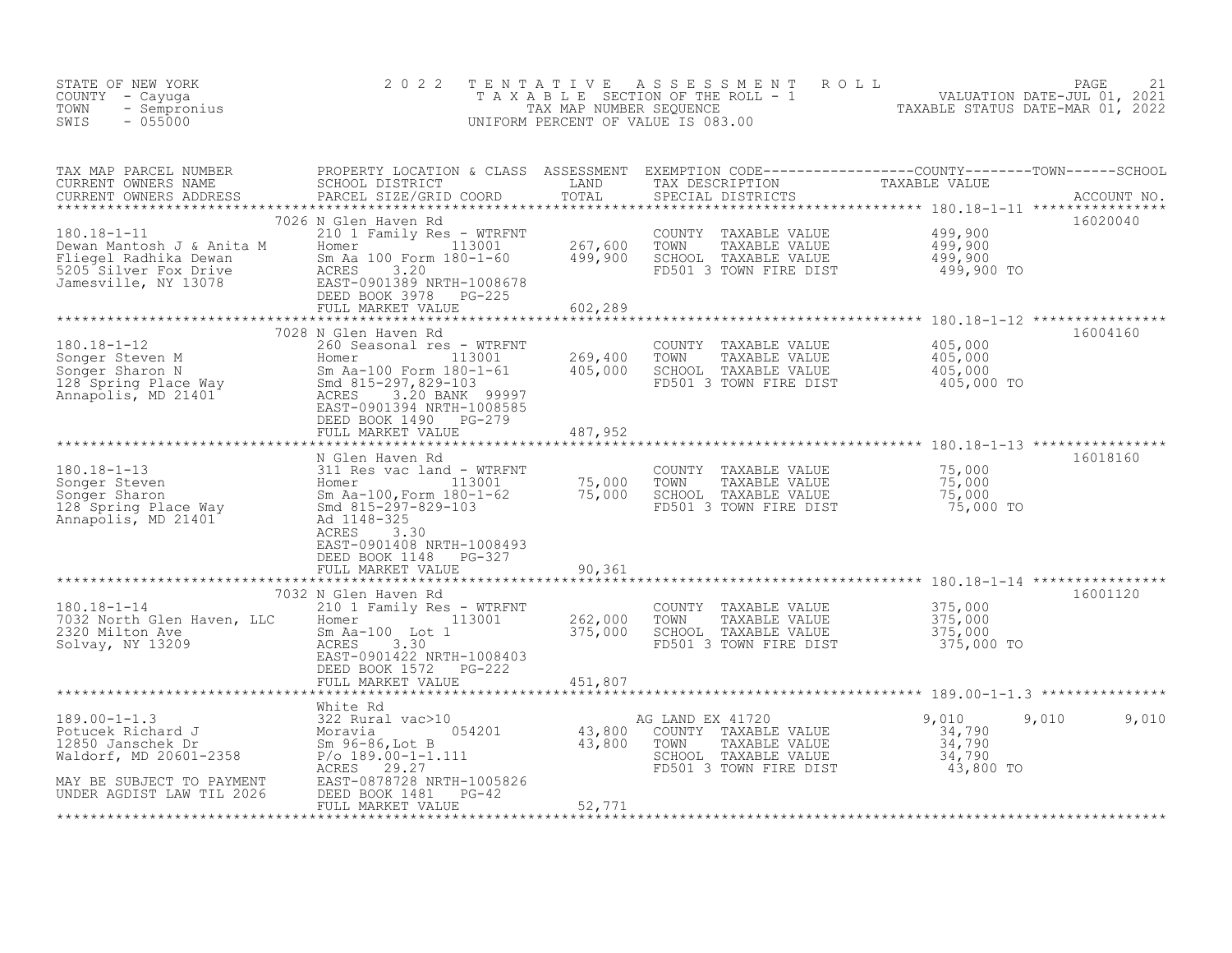STATE OF NEW YORK
COUNTY - Cayuga
TOWN - Sempronius
SWIS - 055000

2022 TENTATIVE ASSESSMENT ROLL
TAXABLE SECTION OF THE ROLL - 1
TAX MAP NUMBER SEQUENCE
UNIFORM PERCENT OF VALUE IS 083.00

VALUATION DATE-JUL 01, 2021
TAXABLE STATUS DATE-MAR 01, 2022

| TAX MAP PARCEL NUMBER / CURRENT OWNERS NAME / CURRENT OWNERS ADDRESS | PROPERTY LOCATION & CLASS / SCHOOL DISTRICT / PARCEL SIZE/GRID COORD | ASSESSMENT LAND | TOTAL | EXEMPTION CODE / TAX DESCRIPTION / SPECIAL DISTRICTS | COUNTY TAXABLE VALUE | TOWN | SCHOOL | ACCOUNT NO. |
|---|---|---|---|---|---|---|---|---|
| 180.18-1-11 | 7026 N Glen Haven Rd | | | | | | | 16020040 |
| Dewan Mantosh J & Anita M | 210 1 Family Res - WTRFNT | | | COUNTY TAXABLE VALUE | 499,900 | | | |
| Fliegel Radhika Dewan | Homer 113001 | 267,600 | | TOWN TAXABLE VALUE | 499,900 | | | |
| 5205 Silver Fox Drive | Sm Aa 100 Form 180-1-60 | | 499,900 | SCHOOL TAXABLE VALUE | 499,900 | | | |
| Jamesville, NY 13078 | ACRES 3.20 | | | FD501 3 TOWN FIRE DIST | 499,900 TO | | | |
| | EAST-0901389 NRTH-1008678 | | | | | | | |
| | DEED BOOK 3978 PG-225 | | | | | | | |
| | FULL MARKET VALUE | | 602,289 | | | | | |
| 180.18-1-12 | 7028 N Glen Haven Rd | | | | | | | 16004160 |
| Songer Steven M | 260 Seasonal res - WTRFNT | | | COUNTY TAXABLE VALUE | 405,000 | | | |
| Songer Sharon N | Homer 113001 | 269,400 | | TOWN TAXABLE VALUE | 405,000 | | | |
| 128 Spring Place Way | Sm Aa-100 Form 180-1-61 | | 405,000 | SCHOOL TAXABLE VALUE | 405,000 | | | |
| Annapolis, MD 21401 | Smd 815-297,829-103 | | | FD501 3 TOWN FIRE DIST | 405,000 TO | | | |
| | ACRES 3.20 BANK 99997 | | | | | | | |
| | EAST-0901394 NRTH-1008585 | | | | | | | |
| | DEED BOOK 1490 PG-279 | | | | | | | |
| | FULL MARKET VALUE | | 487,952 | | | | | |
| 180.18-1-13 | N Glen Haven Rd | | | | | | | 16018160 |
| Songer Steven | 311 Res vac land - WTRFNT | | | COUNTY TAXABLE VALUE | 75,000 | | | |
| Songer Sharon | Homer 113001 | 75,000 | | TOWN TAXABLE VALUE | 75,000 | | | |
| 128 Spring Place Way | Sm Aa-100,Form 180-1-62 | | 75,000 | SCHOOL TAXABLE VALUE | 75,000 | | | |
| Annapolis, MD 21401 | Smd 815-297-829-103 | | | FD501 3 TOWN FIRE DIST | 75,000 TO | | | |
| | Ad 1148-325 | | | | | | | |
| | ACRES 3.30 | | | | | | | |
| | EAST-0901408 NRTH-1008493 | | | | | | | |
| | DEED BOOK 1148 PG-327 | | | | | | | |
| | FULL MARKET VALUE | | 90,361 | | | | | |
| 180.18-1-14 | 7032 N Glen Haven Rd | | | | | | | 16001120 |
| 7032 North Glen Haven, LLC | 210 1 Family Res - WTRFNT | | | COUNTY TAXABLE VALUE | 375,000 | | | |
| 2320 Milton Ave | Homer 113001 | 262,000 | | TOWN TAXABLE VALUE | 375,000 | | | |
| Solvay, NY 13209 | Sm Aa-100 Lot 1 | | 375,000 | SCHOOL TAXABLE VALUE | 375,000 | | | |
| | ACRES 3.30 | | | FD501 3 TOWN FIRE DIST | 375,000 TO | | | |
| | EAST-0901422 NRTH-1008403 | | | | | | | |
| | DEED BOOK 1572 PG-222 | | | | | | | |
| | FULL MARKET VALUE | | 451,807 | | | | | |
| 189.00-1-1.3 | White Rd | | | | | | | |
| Potucek Richard J | 322 Rural vac>10 | | | AG LAND EX 41720 | 9,010 | 9,010 | 9,010 | |
| 12850 Janschek Dr | Moravia 054201 | 43,800 | | COUNTY TAXABLE VALUE | 34,790 | | | |
| Waldorf, MD 20601-2358 | Sm 96-86,Lot B | | 43,800 | TOWN TAXABLE VALUE | 34,790 | | | |
| | P/o 189.00-1-1.111 | | | SCHOOL TAXABLE VALUE | 34,790 | | | |
| MAY BE SUBJECT TO PAYMENT | ACRES 29.27 | | | FD501 3 TOWN FIRE DIST | 43,800 TO | | | |
| UNDER AGDIST LAW TIL 2026 | EAST-0878728 NRTH-1005826 | | | | | | | |
| | DEED BOOK 1481 PG-42 | | | | | | | |
| | FULL MARKET VALUE | | 52,771 | | | | | |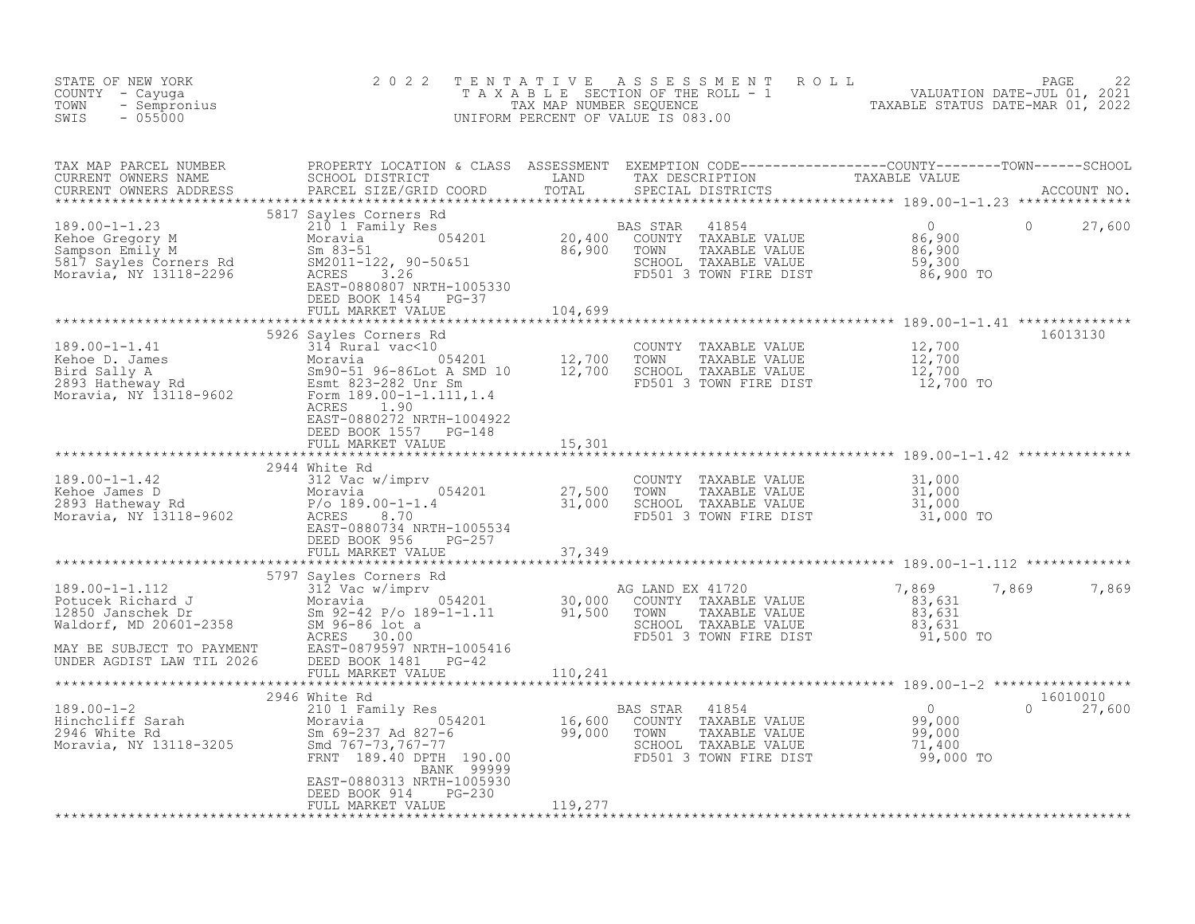STATE OF NEW YORK
COUNTY - Cayuga
TOWN - Sempronius
SWIS - 055000

# 2022 TENTATIVE ASSESSMENT ROLL

TAXABLE SECTION OF THE ROLL - 1
TAX MAP NUMBER SEQUENCE
UNIFORM PERCENT OF VALUE IS 083.00

VALUATION DATE-JUL 01, 2021
TAXABLE STATUS DATE-MAR 01, 2022

| TAX MAP PARCEL NUMBER / CURRENT OWNERS NAME / CURRENT OWNERS ADDRESS | PROPERTY LOCATION & CLASS / SCHOOL DISTRICT / PARCEL SIZE/GRID COORD | ASSESSMENT LAND | TOTAL | EXEMPTION CODE / TAX DESCRIPTION / SPECIAL DISTRICTS | COUNTY TAXABLE VALUE | TOWN | SCHOOL | ACCOUNT NO. |
|---|---|---|---|---|---|---|---|---|
| **189.00-1-1.23** | 5817 Sayles Corners Rd | | | | | | | |
| 189.00-1-1.23 | 210 1 Family Res | | | BAS STAR 41854 | 0 | 0 | 27,600 | |
| Kehoe Gregory M | Moravia 054201 | 20,400 | | COUNTY TAXABLE VALUE | 86,900 | | | |
| Sampson Emily M | Sm 83-51 | | 86,900 | TOWN TAXABLE VALUE | 86,900 | | | |
| 5817 Sayles Corners Rd | SM2011-122, 90-50&51 | | | SCHOOL TAXABLE VALUE | 59,300 | | | |
| Moravia, NY 13118-2296 | ACRES 3.26 | | | FD501 3 TOWN FIRE DIST | 86,900 TO | | | |
| | EAST-0880807 NRTH-1005330 | | | | | | | |
| | DEED BOOK 1454 PG-37 | | | | | | | |
| | FULL MARKET VALUE | | 104,699 | | | | | |
| **189.00-1-1.41** | 5926 Sayles Corners Rd | | | | | | | 16013130 |
| 189.00-1-1.41 | 314 Rural vac<10 | | | COUNTY TAXABLE VALUE | 12,700 | | | |
| Kehoe D. James | Moravia 054201 | 12,700 | | TOWN TAXABLE VALUE | 12,700 | | | |
| Bird Sally A | Sm90-51 96-86Lot A SMD 10 | | 12,700 | SCHOOL TAXABLE VALUE | 12,700 | | | |
| 2893 Hatheway Rd | Esmt 823-282 Unr Sm | | | FD501 3 TOWN FIRE DIST | 12,700 TO | | | |
| Moravia, NY 13118-9602 | Form 189.00-1-1.111,1.4 | | | | | | | |
| | ACRES 1.90 | | | | | | | |
| | EAST-0880272 NRTH-1004922 | | | | | | | |
| | DEED BOOK 1557 PG-148 | | | | | | | |
| | FULL MARKET VALUE | | 15,301 | | | | | |
| **189.00-1-1.42** | 2944 White Rd | | | | | | | |
| 189.00-1-1.42 | 312 Vac w/imprv | | | COUNTY TAXABLE VALUE | 31,000 | | | |
| Kehoe James D | Moravia 054201 | 27,500 | | TOWN TAXABLE VALUE | 31,000 | | | |
| 2893 Hatheway Rd | P/o 189.00-1-1.4 | | 31,000 | SCHOOL TAXABLE VALUE | 31,000 | | | |
| Moravia, NY 13118-9602 | ACRES 8.70 | | | FD501 3 TOWN FIRE DIST | 31,000 TO | | | |
| | EAST-0880734 NRTH-1005534 | | | | | | | |
| | DEED BOOK 956 PG-257 | | | | | | | |
| | FULL MARKET VALUE | | 37,349 | | | | | |
| **189.00-1-1.112** | 5797 Sayles Corners Rd | | | | | | | |
| 189.00-1-1.112 | 312 Vac w/imprv | | | AG LAND EX 41720 | 7,869 | 7,869 | 7,869 | |
| Potucek Richard J | Moravia 054201 | 30,000 | | COUNTY TAXABLE VALUE | 83,631 | | | |
| 12850 Janschek Dr | Sm 92-42 P/o 189-1-1.11 | | 91,500 | TOWN TAXABLE VALUE | 83,631 | | | |
| Waldorf, MD 20601-2358 | SM 96-86 lot a | | | SCHOOL TAXABLE VALUE | 83,631 | | | |
| | ACRES 30.00 | | | FD501 3 TOWN FIRE DIST | 91,500 TO | | | |
| MAY BE SUBJECT TO PAYMENT | EAST-0879597 NRTH-1005416 | | | | | | | |
| UNDER AGDIST LAW TIL 2026 | DEED BOOK 1481 PG-42 | | | | | | | |
| | FULL MARKET VALUE | | 110,241 | | | | | |
| **189.00-1-2** | 2946 White Rd | | | | | | | 16010010 |
| 189.00-1-2 | 210 1 Family Res | | | BAS STAR 41854 | 0 | 0 | 27,600 | |
| Hinchcliff Sarah | Moravia 054201 | 16,600 | | COUNTY TAXABLE VALUE | 99,000 | | | |
| 2946 White Rd | Sm 69-237 Ad 827-6 | | 99,000 | TOWN TAXABLE VALUE | 99,000 | | | |
| Moravia, NY 13118-3205 | Smd 767-73,767-77 | | | SCHOOL TAXABLE VALUE | 71,400 | | | |
| | FRNT 189.40 DPTH 190.00 | | | FD501 3 TOWN FIRE DIST | 99,000 TO | | | |
| | BANK 99999 | | | | | | | |
| | EAST-0880313 NRTH-1005930 | | | | | | | |
| | DEED BOOK 914 PG-230 | | | | | | | |
| | FULL MARKET VALUE | | 119,277 | | | | | |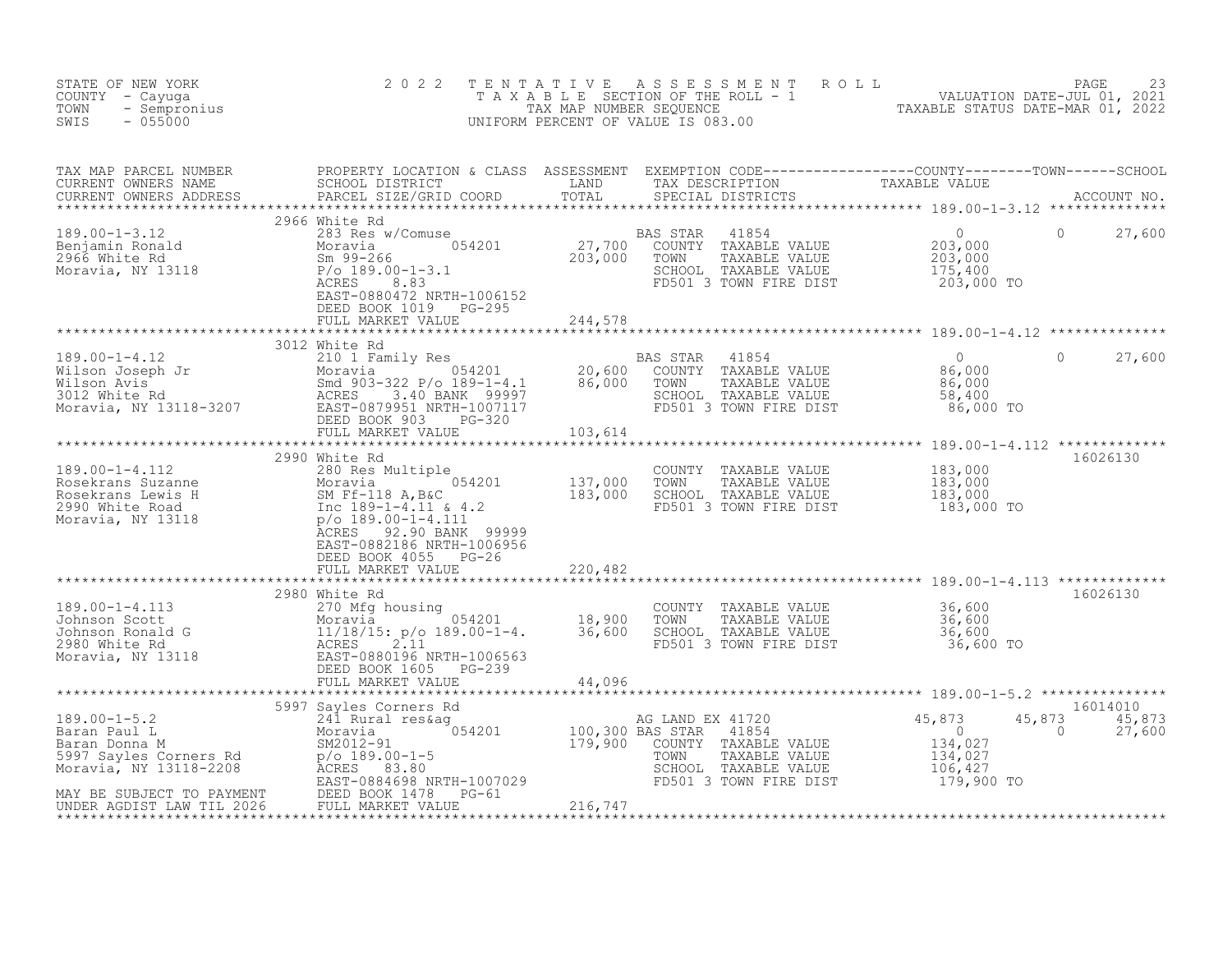STATE OF NEW YORK
COUNTY - Cayuga
TOWN - Sempronius
SWIS - 055000

# 2022 TENTATIVE ASSESSMENT ROLL

TAXABLE SECTION OF THE ROLL - 1
TAX MAP NUMBER SEQUENCE
UNIFORM PERCENT OF VALUE IS 083.00

VALUATION DATE-JUL 01, 2021
TAXABLE STATUS DATE-MAR 01, 2022

| TAX MAP PARCEL NUMBER / CURRENT OWNERS NAME / CURRENT OWNERS ADDRESS | PROPERTY LOCATION & CLASS / SCHOOL DISTRICT / PARCEL SIZE/GRID COORD | ASSESSMENT LAND / TOTAL | EXEMPTION CODE / TAX DESCRIPTION / SPECIAL DISTRICTS | COUNTY TAXABLE VALUE | TOWN | SCHOOL / ACCOUNT NO. |
|---|---|---|---|---|---|---|
| **189.00-1-3.12** | 2966 White Rd | | | | | |
| 189.00-1-3.12 | 283 Res w/Comuse | | BAS STAR 41854 | 0 | 0 | 27,600 |
| Benjamin Ronald | Moravia 054201 | 27,700 | COUNTY TAXABLE VALUE | 203,000 | | |
| 2966 White Rd | Sm 99-266 | 203,000 | TOWN TAXABLE VALUE | 203,000 | | |
| Moravia, NY 13118 | P/o 189.00-1-3.1 | | SCHOOL TAXABLE VALUE | 175,400 | | |
| | ACRES 8.83 | | FD501 3 TOWN FIRE DIST | 203,000 TO | | |
| | EAST-0880472 NRTH-1006152 | | | | | |
| | DEED BOOK 1019 PG-295 | | | | | |
| | FULL MARKET VALUE | 244,578 | | | | |
| **189.00-1-4.12** | 3012 White Rd | | | | | |
| 189.00-1-4.12 | 210 1 Family Res | | BAS STAR 41854 | 0 | 0 | 27,600 |
| Wilson Joseph Jr | Moravia 054201 | 20,600 | COUNTY TAXABLE VALUE | 86,000 | | |
| Wilson Avis | Smd 903-322 P/o 189-1-4.1 | 86,000 | TOWN TAXABLE VALUE | 86,000 | | |
| 3012 White Rd | ACRES 3.40 BANK 99997 | | SCHOOL TAXABLE VALUE | 58,400 | | |
| Moravia, NY 13118-3207 | EAST-0879951 NRTH-1007117 | | FD501 3 TOWN FIRE DIST | 86,000 TO | | |
| | DEED BOOK 903 PG-320 | | | | | |
| | FULL MARKET VALUE | 103,614 | | | | |
| **189.00-1-4.112** | 2990 White Rd | | | | | 16026130 |
| 189.00-1-4.112 | 280 Res Multiple | | COUNTY TAXABLE VALUE | 183,000 | | |
| Rosekrans Suzanne | Moravia 054201 | 137,000 | TOWN TAXABLE VALUE | 183,000 | | |
| Rosekrans Lewis H | SM Ff-118 A,B&C | 183,000 | SCHOOL TAXABLE VALUE | 183,000 | | |
| 2990 White Road | Inc 189-1-4.11 & 4.2 | | FD501 3 TOWN FIRE DIST | 183,000 TO | | |
| Moravia, NY 13118 | p/o 189.00-1-4.111 | | | | | |
| | ACRES 92.90 BANK 99999 | | | | | |
| | EAST-0882186 NRTH-1006956 | | | | | |
| | DEED BOOK 4055 PG-26 | | | | | |
| | FULL MARKET VALUE | 220,482 | | | | |
| **189.00-1-4.113** | 2980 White Rd | | | | | 16026130 |
| 189.00-1-4.113 | 270 Mfg housing | | COUNTY TAXABLE VALUE | 36,600 | | |
| Johnson Scott | Moravia 054201 | 18,900 | TOWN TAXABLE VALUE | 36,600 | | |
| Johnson Ronald G | 11/18/15: p/o 189.00-1-4. | 36,600 | SCHOOL TAXABLE VALUE | 36,600 | | |
| 2980 White Rd | ACRES 2.11 | | FD501 3 TOWN FIRE DIST | 36,600 TO | | |
| Moravia, NY 13118 | EAST-0880196 NRTH-1006563 | | | | | |
| | DEED BOOK 1605 PG-239 | | | | | |
| | FULL MARKET VALUE | 44,096 | | | | |
| **189.00-1-5.2** | 5997 Sayles Corners Rd | | | | | 16014010 |
| 189.00-1-5.2 | 241 Rural res&ag | | AG LAND EX 41720 | 45,873 | 45,873 | 45,873 |
| Baran Paul L | Moravia 054201 | 100,300 | BAS STAR 41854 | 0 | 0 | 27,600 |
| Baran Donna M | SM2012-91 | 179,900 | COUNTY TAXABLE VALUE | 134,027 | | |
| 5997 Sayles Corners Rd | p/o 189.00-1-5 | | TOWN TAXABLE VALUE | 134,027 | | |
| Moravia, NY 13118-2208 | ACRES 83.80 | | SCHOOL TAXABLE VALUE | 106,427 | | |
| | EAST-0884698 NRTH-1007029 | | FD501 3 TOWN FIRE DIST | 179,900 TO | | |
| MAY BE SUBJECT TO PAYMENT | DEED BOOK 1478 PG-61 | | | | | |
| UNDER AGDIST LAW TIL 2026 | FULL MARKET VALUE | 216,747 | | | | |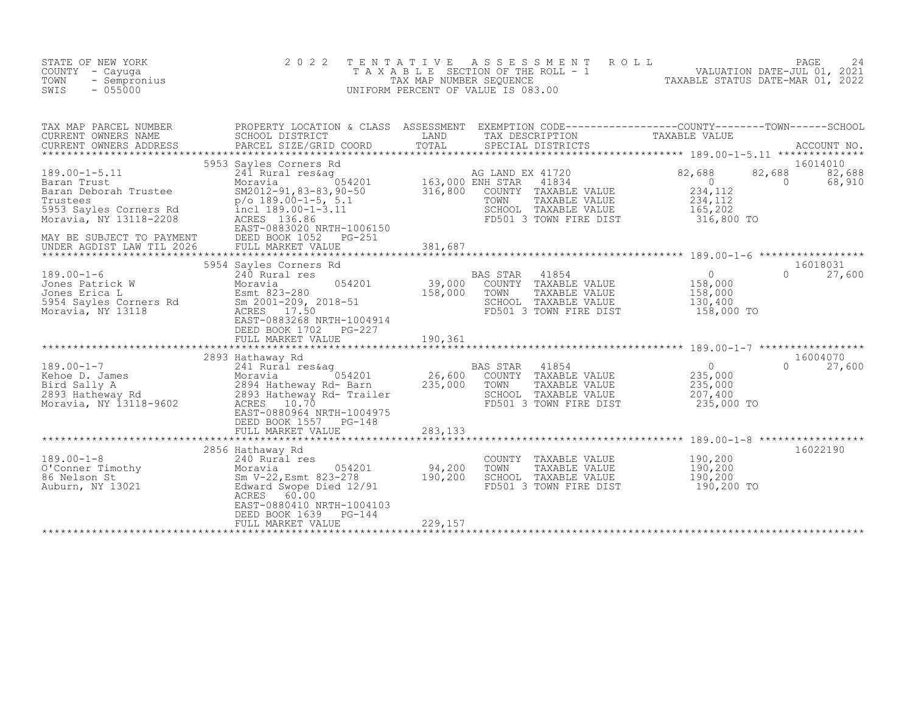STATE OF NEW YORK
COUNTY - Cayuga
TOWN - Sempronius
SWIS - 055000

# 2022 TENTATIVE ASSESSMENT ROLL

TAXABLE SECTION OF THE ROLL - 1
TAX MAP NUMBER SEQUENCE
UNIFORM PERCENT OF VALUE IS 083.00

VALUATION DATE-JUL 01, 2021
TAXABLE STATUS DATE-MAR 01, 2022

| TAX MAP PARCEL NUMBER / CURRENT OWNERS NAME / CURRENT OWNERS ADDRESS | PROPERTY LOCATION & CLASS / SCHOOL DISTRICT / PARCEL SIZE/GRID COORD | ASSESSMENT LAND / TOTAL | EXEMPTION CODE / TAX DESCRIPTION / SPECIAL DISTRICTS | COUNTY TAXABLE VALUE | TOWN | SCHOOL / ACCOUNT NO. |
|---|---|---|---|---|---|---|
| **189.00-1-5.11** | 5953 Sayles Corners Rd | | | | | 16014010 |
| 189.00-1-5.11 | 241 Rural res&ag | | AG LAND EX 41720 | 82,688 | 82,688 | 82,688 |
| Baran Trust | Moravia 054201 | 163,000 | ENH STAR 41834 | 0 | 0 | 68,910 |
| Baran Deborah Trustee | SM2012-91,83-83,90-50 | 316,800 | COUNTY TAXABLE VALUE | 234,112 | | |
| Trustees | p/o 189.00-1-5, 5.1 | | TOWN TAXABLE VALUE | 234,112 | | |
| 5953 Sayles Corners Rd | incl 189.00-1-3.11 | | SCHOOL TAXABLE VALUE | 165,202 | | |
| Moravia, NY 13118-2208 | ACRES 136.86 | | FD501 3 TOWN FIRE DIST | 316,800 TO | | |
| | EAST-0883020 NRTH-1006150 | | | | | |
| MAY BE SUBJECT TO PAYMENT | DEED BOOK 1052 PG-251 | | | | | |
| UNDER AGDIST LAW TIL 2026 | FULL MARKET VALUE | 381,687 | | | | |
| **189.00-1-6** | 5954 Sayles Corners Rd | | | | | 16018031 |
| 189.00-1-6 | 240 Rural res | | BAS STAR 41854 | 0 | 0 | 27,600 |
| Jones Patrick W | Moravia 054201 | 39,000 | COUNTY TAXABLE VALUE | 158,000 | | |
| Jones Erica L | Esmt 823-280 | 158,000 | TOWN TAXABLE VALUE | 158,000 | | |
| 5954 Sayles Corners Rd | Sm 2001-209, 2018-51 | | SCHOOL TAXABLE VALUE | 130,400 | | |
| Moravia, NY 13118 | ACRES 17.50 | | FD501 3 TOWN FIRE DIST | 158,000 TO | | |
| | EAST-0883268 NRTH-1004914 | | | | | |
| | DEED BOOK 1702 PG-227 | | | | | |
| | FULL MARKET VALUE | 190,361 | | | | |
| **189.00-1-7** | 2893 Hathaway Rd | | | | | 16004070 |
| 189.00-1-7 | 241 Rural res&ag | | BAS STAR 41854 | 0 | 0 | 27,600 |
| Kehoe D. James | Moravia 054201 | 26,600 | COUNTY TAXABLE VALUE | 235,000 | | |
| Bird Sally A | 2894 Hatheway Rd- Barn | 235,000 | TOWN TAXABLE VALUE | 235,000 | | |
| 2893 Hatheway Rd | 2893 Hatheway Rd- Trailer | | SCHOOL TAXABLE VALUE | 207,400 | | |
| Moravia, NY 13118-9602 | ACRES 10.70 | | FD501 3 TOWN FIRE DIST | 235,000 TO | | |
| | EAST-0880964 NRTH-1004975 | | | | | |
| | DEED BOOK 1557 PG-148 | | | | | |
| | FULL MARKET VALUE | 283,133 | | | | |
| **189.00-1-8** | 2856 Hathaway Rd | | | | | 16022190 |
| 189.00-1-8 | 240 Rural res | | COUNTY TAXABLE VALUE | 190,200 | | |
| O'Conner Timothy | Moravia 054201 | 94,200 | TOWN TAXABLE VALUE | 190,200 | | |
| 86 Nelson St | Sm V-22,Esmt 823-278 | 190,200 | SCHOOL TAXABLE VALUE | 190,200 | | |
| Auburn, NY 13021 | Edward Swope Died 12/91 | | FD501 3 TOWN FIRE DIST | 190,200 TO | | |
| | ACRES 60.00 | | | | | |
| | EAST-0880410 NRTH-1004103 | | | | | |
| | DEED BOOK 1639 PG-144 | | | | | |
| | FULL MARKET VALUE | 229,157 | | | | |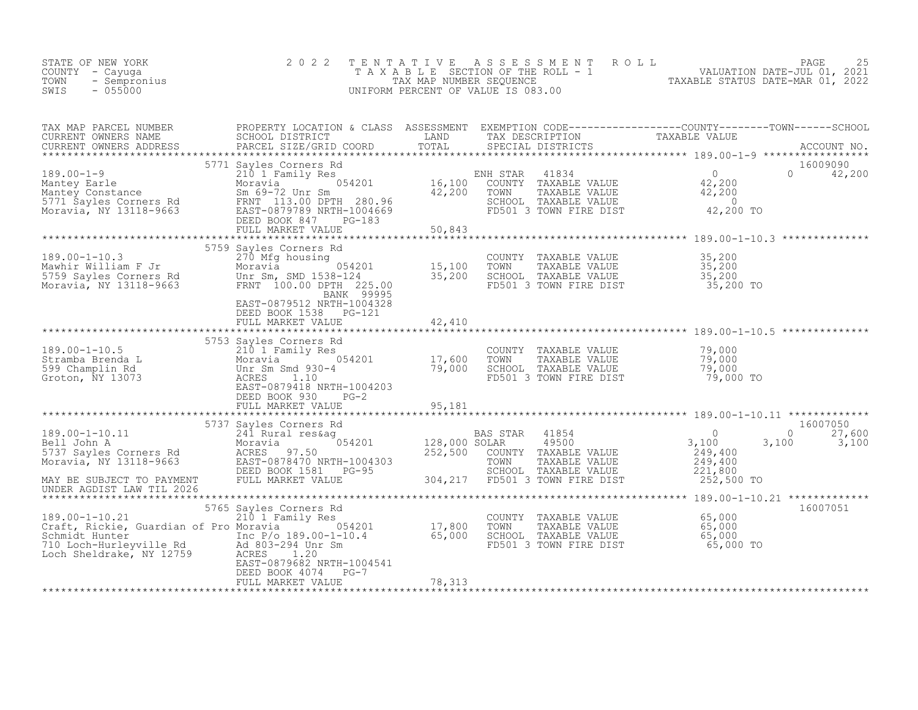STATE OF NEW YORK
COUNTY - Cayuga
TOWN - Sempronius
SWIS - 055000

**2022 TENTATIVE ASSESSMENT ROLL**
TAXABLE SECTION OF THE ROLL - 1
TAX MAP NUMBER SEQUENCE
UNIFORM PERCENT OF VALUE IS 083.00

VALUATION DATE-JUL 01, 2021
TAXABLE STATUS DATE-MAR 01, 2022

| TAX MAP PARCEL NUMBER / CURRENT OWNERS NAME / CURRENT OWNERS ADDRESS | PROPERTY LOCATION & CLASS / SCHOOL DISTRICT / PARCEL SIZE/GRID COORD | ASSESSMENT LAND / TOTAL | EXEMPTION CODE / TAX DESCRIPTION / SPECIAL DISTRICTS | COUNTY | TOWN | SCHOOL | ACCOUNT NO. |
|---|---|---|---|---|---|---|---|
| **189.00-1-9** | 5771 Sayles Corners Rd | | | | | | 16009090 |
| Mantey Earle | 210 1 Family Res | | ENH STAR 41834 | 0 | 0 | 42,200 | |
| Mantey Constance | Moravia 054201 | 16,100 | COUNTY TAXABLE VALUE | 42,200 | | | |
| 5771 Sayles Corners Rd | Sm 69-72 Unr Sm | 42,200 | TOWN TAXABLE VALUE | | 42,200 | | |
| Moravia, NY 13118-9663 | FRNT 113.00 DPTH 280.96 | | SCHOOL TAXABLE VALUE | | | 0 | |
| | EAST-0879789 NRTH-1004669 | | FD501 3 TOWN FIRE DIST | 42,200 TO | | | |
| | DEED BOOK 847 PG-183 | | | | | | |
| | FULL MARKET VALUE | 50,843 | | | | | |
| **189.00-1-10.3** | 5759 Sayles Corners Rd | | | | | | |
| Mawhir William F Jr | 270 Mfg housing | | COUNTY TAXABLE VALUE | 35,200 | | | |
| 5759 Sayles Corners Rd | Moravia 054201 | 15,100 | TOWN TAXABLE VALUE | | 35,200 | | |
| Moravia, NY 13118-9663 | Unr Sm, SMD 1538-124 | 35,200 | SCHOOL TAXABLE VALUE | | | 35,200 | |
| | FRNT 100.00 DPTH 225.00 | | FD501 3 TOWN FIRE DIST | 35,200 TO | | | |
| | BANK 99995 | | | | | | |
| | EAST-0879512 NRTH-1004328 | | | | | | |
| | DEED BOOK 1538 PG-121 | | | | | | |
| | FULL MARKET VALUE | 42,410 | | | | | |
| **189.00-1-10.5** | 5753 Sayles Corners Rd | | | | | | |
| Stramba Brenda L | 210 1 Family Res | | COUNTY TAXABLE VALUE | 79,000 | | | |
| 599 Champlin Rd | Moravia 054201 | 17,600 | TOWN TAXABLE VALUE | | 79,000 | | |
| Groton, NY 13073 | Unr Sm Smd 930-4 | 79,000 | SCHOOL TAXABLE VALUE | | | 79,000 | |
| | ACRES 1.10 | | FD501 3 TOWN FIRE DIST | 79,000 TO | | | |
| | EAST-0879418 NRTH-1004203 | | | | | | |
| | DEED BOOK 930 PG-2 | | | | | | |
| | FULL MARKET VALUE | 95,181 | | | | | |
| **189.00-1-10.11** | 5737 Sayles Corners Rd | | | | | | 16007050 |
| Bell John A | 241 Rural res&ag | | BAS STAR 41854 | 0 | 0 | 27,600 | |
| 5737 Sayles Corners Rd | Moravia 054201 | 128,000 | SOLAR 49500 | 3,100 | 3,100 | 3,100 | |
| Moravia, NY 13118-9663 | ACRES 97.50 | 252,500 | COUNTY TAXABLE VALUE | 249,400 | | | |
| | EAST-0878470 NRTH-1004303 | | TOWN TAXABLE VALUE | | 249,400 | | |
| | DEED BOOK 1581 PG-95 | | SCHOOL TAXABLE VALUE | | | 221,800 | |
| MAY BE SUBJECT TO PAYMENT | FULL MARKET VALUE | 304,217 | FD501 3 TOWN FIRE DIST | 252,500 TO | | | |
| UNDER AGDIST LAW TIL 2026 | | | | | | | |
| **189.00-1-10.21** | 5765 Sayles Corners Rd | | | | | | 16007051 |
| Craft, Rickie, Guardian of Pro | 210 1 Family Res | | COUNTY TAXABLE VALUE | 65,000 | | | |
| Schmidt Hunter | Moravia 054201 | 17,800 | TOWN TAXABLE VALUE | | 65,000 | | |
| 710 Loch-Hurleyville Rd | Inc P/o 189.00-1-10.4 | 65,000 | SCHOOL TAXABLE VALUE | | | 65,000 | |
| Loch Sheldrake, NY 12759 | Ad 803-294 Unr Sm | | FD501 3 TOWN FIRE DIST | 65,000 TO | | | |
| | ACRES 1.20 | | | | | | |
| | EAST-0879682 NRTH-1004541 | | | | | | |
| | DEED BOOK 4074 PG-7 | | | | | | |
| | FULL MARKET VALUE | 78,313 | | | | | |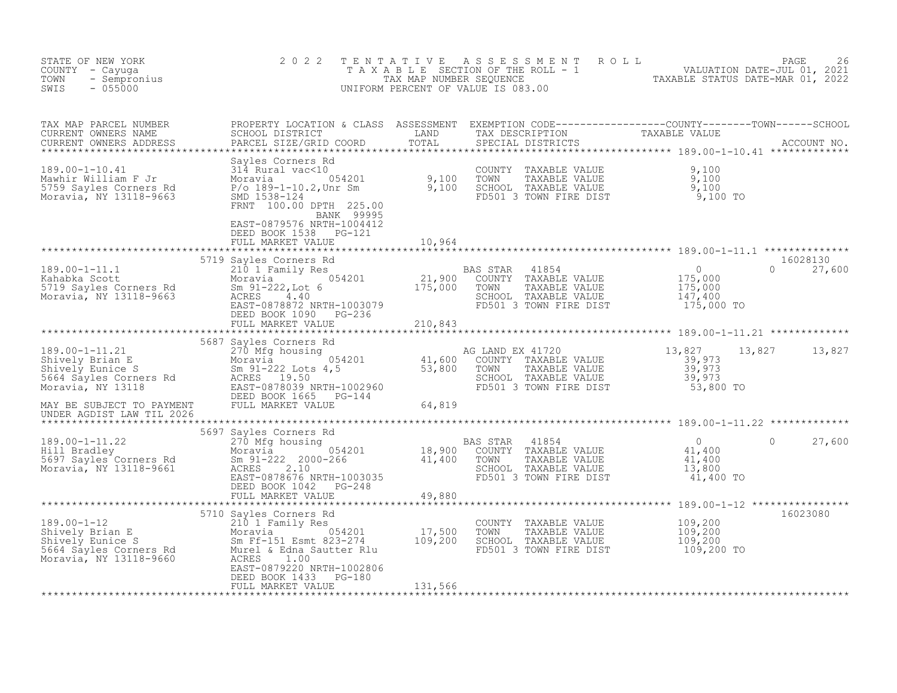STATE OF NEW YORK · COUNTY - Cayuga · TOWN - Sempronius · SWIS - 055000

# 2022 TENTATIVE ASSESSMENT ROLL

TAXABLE SECTION OF THE ROLL - 1 · TAX MAP NUMBER SEQUENCE · UNIFORM PERCENT OF VALUE IS 083.00

VALUATION DATE-JUL 01, 2021 · TAXABLE STATUS DATE-MAR 01, 2022

| TAX MAP PARCEL NUMBER / CURRENT OWNERS NAME / CURRENT OWNERS ADDRESS | PROPERTY LOCATION & CLASS / SCHOOL DISTRICT / PARCEL SIZE/GRID COORD | ASSESSMENT LAND / TOTAL | EXEMPTION CODE / TAX DESCRIPTION / SPECIAL DISTRICTS | COUNTY | TOWN | SCHOOL | ACCOUNT NO. |
|---|---|---|---|---|---|---|---|
| 189.00-1-10.41 | Sayles Corners Rd | | | | | | |
| Mawhir William F Jr | 314 Rural vac<10 | | COUNTY TAXABLE VALUE | 9,100 | | | |
| 5759 Sayles Corners Rd | Moravia 054201 | 9,100 | TOWN TAXABLE VALUE | | 9,100 | | |
| Moravia, NY 13118-9663 | P/o 189-1-10.2,Unr Sm | 9,100 | SCHOOL TAXABLE VALUE | | | 9,100 | |
| | SMD 1538-124 | | FD501 3 TOWN FIRE DIST | 9,100 TO | | | |
| | FRNT 100.00 DPTH 225.00 | | | | | | |
| | BANK 99995 | | | | | | |
| | EAST-0879576 NRTH-1004412 | | | | | | |
| | DEED BOOK 1538 PG-121 | | | | | | |
| | FULL MARKET VALUE | 10,964 | | | | | |
| 189.00-1-11.1 | 5719 Sayles Corners Rd | | | | | | 16028130 |
| Kahabka Scott | 210 1 Family Res | | BAS STAR 41854 | 0 | 0 | 27,600 | |
| 5719 Sayles Corners Rd | Moravia 054201 | 21,900 | COUNTY TAXABLE VALUE | 175,000 | | | |
| Moravia, NY 13118-9663 | Sm 91-222,Lot 6 | 175,000 | TOWN TAXABLE VALUE | | 175,000 | | |
| | ACRES 4.40 | | SCHOOL TAXABLE VALUE | | | 147,400 | |
| | EAST-0878872 NRTH-1003079 | | FD501 3 TOWN FIRE DIST | 175,000 TO | | | |
| | DEED BOOK 1090 PG-236 | | | | | | |
| | FULL MARKET VALUE | 210,843 | | | | | |
| 189.00-1-11.21 | 5687 Sayles Corners Rd | | | | | | |
| Shively Brian E | 270 Mfg housing | | AG LAND EX 41720 | 13,827 | 13,827 | 13,827 | |
| Shively Eunice S | Moravia 054201 | 41,600 | COUNTY TAXABLE VALUE | 39,973 | | | |
| 5664 Sayles Corners Rd | Sm 91-222 Lots 4,5 | 53,800 | TOWN TAXABLE VALUE | | 39,973 | | |
| Moravia, NY 13118 | ACRES 19.50 | | SCHOOL TAXABLE VALUE | | | 39,973 | |
| | EAST-0878039 NRTH-1002960 | | FD501 3 TOWN FIRE DIST | 53,800 TO | | | |
| | DEED BOOK 1665 PG-144 | | | | | | |
| MAY BE SUBJECT TO PAYMENT UNDER AGDIST LAW TIL 2026 | FULL MARKET VALUE | 64,819 | | | | | |
| 189.00-1-11.22 | 5697 Sayles Corners Rd | | | | | | |
| Hill Bradley | 270 Mfg housing | | BAS STAR 41854 | 0 | 0 | 27,600 | |
| 5697 Sayles Corners Rd | Moravia 054201 | 18,900 | COUNTY TAXABLE VALUE | 41,400 | | | |
| Moravia, NY 13118-9661 | Sm 91-222 2000-266 | 41,400 | TOWN TAXABLE VALUE | | 41,400 | | |
| | ACRES 2.10 | | SCHOOL TAXABLE VALUE | | | 13,800 | |
| | EAST-0878676 NRTH-1003035 | | FD501 3 TOWN FIRE DIST | 41,400 TO | | | |
| | DEED BOOK 1042 PG-248 | | | | | | |
| | FULL MARKET VALUE | 49,880 | | | | | |
| 189.00-1-12 | 5710 Sayles Corners Rd | | | | | | 16023080 |
| Shively Brian E | 210 1 Family Res | | COUNTY TAXABLE VALUE | 109,200 | | | |
| Shively Eunice S | Moravia 054201 | 17,500 | TOWN TAXABLE VALUE | | 109,200 | | |
| 5664 Sayles Corners Rd | Sm Ff-151 Esmt 823-274 | 109,200 | SCHOOL TAXABLE VALUE | | | 109,200 | |
| Moravia, NY 13118-9660 | Murel & Edna Sautter Rlu | | FD501 3 TOWN FIRE DIST | 109,200 TO | | | |
| | ACRES 1.00 | | | | | | |
| | EAST-0879220 NRTH-1002806 | | | | | | |
| | DEED BOOK 1433 PG-180 | | | | | | |
| | FULL MARKET VALUE | 131,566 | | | | | |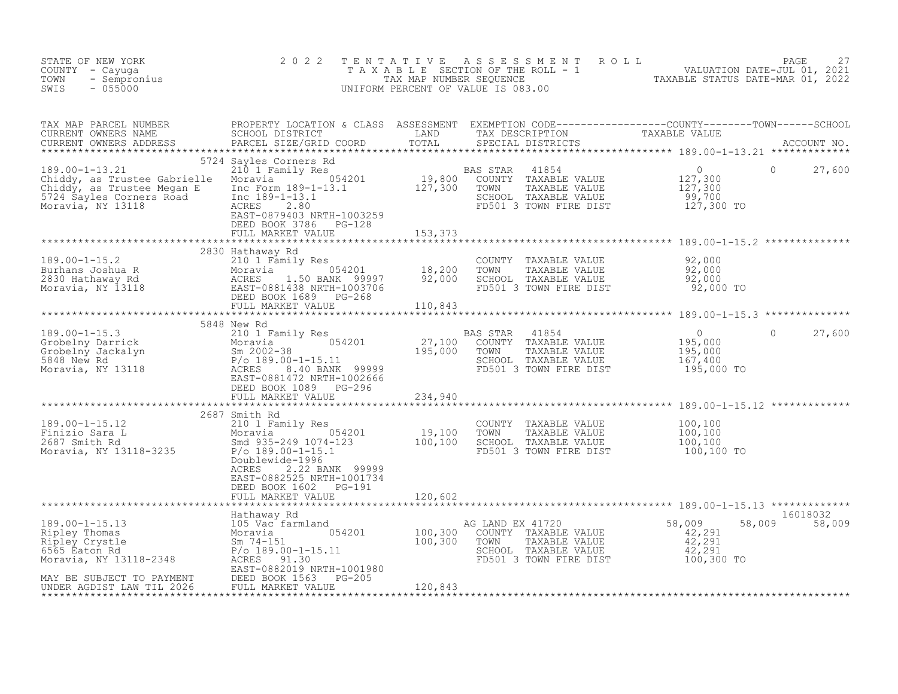STATE OF NEW YORK
COUNTY - Cayuga
TOWN - Sempronius
SWIS - 055000

# 2022 TENTATIVE ASSESSMENT ROLL

TAXABLE SECTION OF THE ROLL - 1
TAX MAP NUMBER SEQUENCE
UNIFORM PERCENT OF VALUE IS 083.00

VALUATION DATE-JUL 01, 2021
TAXABLE STATUS DATE-MAR 01, 2022

| TAX MAP PARCEL NUMBER / CURRENT OWNERS NAME / CURRENT OWNERS ADDRESS | PROPERTY LOCATION & CLASS / SCHOOL DISTRICT / PARCEL SIZE/GRID COORD | ASSESSMENT LAND / TOTAL | EXEMPTION CODE / TAX DESCRIPTION / SPECIAL DISTRICTS | COUNTY TAXABLE VALUE | TOWN | SCHOOL / ACCOUNT NO. |
|---|---|---|---|---|---|---|
| **189.00-1-13.21** | 5724 Sayles Corners Rd | | | | | |
| 189.00-1-13.21 | 210 1 Family Res | | BAS STAR 41854 | 0 | 0 | 27,600 |
| Chiddy, as Trustee Gabrielle | Moravia 054201 | 19,800 | COUNTY TAXABLE VALUE | 127,300 | | |
| Chiddy, as Trustee Megan E | Inc Form 189-1-13.1 | 127,300 | TOWN TAXABLE VALUE | 127,300 | | |
| 5724 Sayles Corners Road | Inc 189-1-13.1 | | SCHOOL TAXABLE VALUE | 99,700 | | |
| Moravia, NY 13118 | ACRES 2.80 | | FD501 3 TOWN FIRE DIST | 127,300 TO | | |
| | EAST-0879403 NRTH-1003259 | | | | | |
| | DEED BOOK 3786 PG-128 | | | | | |
| | FULL MARKET VALUE | 153,373 | | | | |
| **189.00-1-15.2** | 2830 Hathaway Rd | | | | | |
| 189.00-1-15.2 | 210 1 Family Res | | COUNTY TAXABLE VALUE | 92,000 | | |
| Burhans Joshua R | Moravia 054201 | 18,200 | TOWN TAXABLE VALUE | 92,000 | | |
| 2830 Hathaway Rd | ACRES 1.50 BANK 99997 | 92,000 | SCHOOL TAXABLE VALUE | 92,000 | | |
| Moravia, NY 13118 | EAST-0881438 NRTH-1003706 | | FD501 3 TOWN FIRE DIST | 92,000 TO | | |
| | DEED BOOK 1689 PG-268 | | | | | |
| | FULL MARKET VALUE | 110,843 | | | | |
| **189.00-1-15.3** | 5848 New Rd | | | | | |
| 189.00-1-15.3 | 210 1 Family Res | | BAS STAR 41854 | 0 | 0 | 27,600 |
| Grobelny Darrick | Moravia 054201 | 27,100 | COUNTY TAXABLE VALUE | 195,000 | | |
| Grobelny Jackalyn | Sm 2002-38 | 195,000 | TOWN TAXABLE VALUE | 195,000 | | |
| 5848 New Rd | P/o 189.00-1-15.11 | | SCHOOL TAXABLE VALUE | 167,400 | | |
| Moravia, NY 13118 | ACRES 8.40 BANK 99999 | | FD501 3 TOWN FIRE DIST | 195,000 TO | | |
| | EAST-0881472 NRTH-1002666 | | | | | |
| | DEED BOOK 1089 PG-296 | | | | | |
| | FULL MARKET VALUE | 234,940 | | | | |
| **189.00-1-15.12** | 2687 Smith Rd | | | | | |
| 189.00-1-15.12 | 210 1 Family Res | | COUNTY TAXABLE VALUE | 100,100 | | |
| Finizio Sara L | Moravia 054201 | 19,100 | TOWN TAXABLE VALUE | 100,100 | | |
| 2687 Smith Rd | Smd 935-249 1074-123 | 100,100 | SCHOOL TAXABLE VALUE | 100,100 | | |
| Moravia, NY 13118-3235 | P/o 189.00-1-15.1 | | FD501 3 TOWN FIRE DIST | 100,100 TO | | |
| | Doublewide-1996 | | | | | |
| | ACRES 2.22 BANK 99999 | | | | | |
| | EAST-0882525 NRTH-1001734 | | | | | |
| | DEED BOOK 1602 PG-191 | | | | | |
| | FULL MARKET VALUE | 120,602 | | | | |
| **189.00-1-15.13** | Hathaway Rd | | | | | 16018032 |
| 189.00-1-15.13 | 105 Vac farmland | | AG LAND EX 41720 | 58,009 | 58,009 | 58,009 |
| Ripley Thomas | Moravia 054201 | 100,300 | COUNTY TAXABLE VALUE | 42,291 | | |
| Ripley Crystle | Sm 74-151 | 100,300 | TOWN TAXABLE VALUE | 42,291 | | |
| 6565 Eaton Rd | P/o 189.00-1-15.11 | | SCHOOL TAXABLE VALUE | 42,291 | | |
| Moravia, NY 13118-2348 | ACRES 91.30 | | FD501 3 TOWN FIRE DIST | 100,300 TO | | |
| | EAST-0882019 NRTH-1001980 | | | | | |
| MAY BE SUBJECT TO PAYMENT | DEED BOOK 1563 PG-205 | | | | | |
| UNDER AGDIST LAW TIL 2026 | FULL MARKET VALUE | 120,843 | | | | |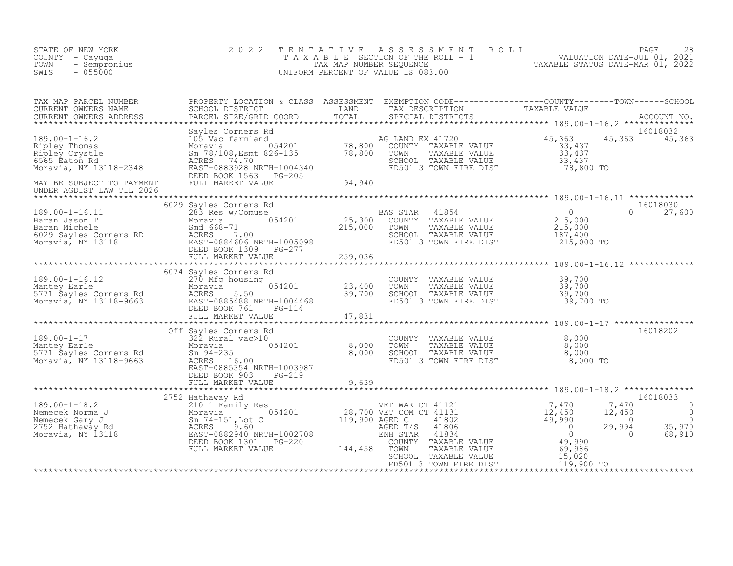STATE OF NEW YORK
COUNTY - Cayuga
TOWN - Sempronius
SWIS - 055000

# 2022 TENTATIVE ASSESSMENT ROLL
TAXABLE SECTION OF THE ROLL - 1
TAX MAP NUMBER SEQUENCE
UNIFORM PERCENT OF VALUE IS 083.00

VALUATION DATE-JUL 01, 2021
TAXABLE STATUS DATE-MAR 01, 2022

| TAX MAP PARCEL NUMBER / CURRENT OWNERS NAME / CURRENT OWNERS ADDRESS | PROPERTY LOCATION & CLASS / SCHOOL DISTRICT / PARCEL SIZE/GRID COORD | ASSESSMENT LAND / TOTAL | EXEMPTION CODE / TAX DESCRIPTION / SPECIAL DISTRICTS | COUNTY TAXABLE VALUE | TOWN | SCHOOL / ACCOUNT NO. |
|---|---|---|---|---|---|---|
| **189.00-1-16.2** | Sayles Corners Rd | | | | | 16018032 |
| 189.00-1-16.2 | 105 Vac farmland | | AG LAND EX 41720 | 45,363 | 45,363 | 45,363 |
| Ripley Thomas | Moravia 054201 | 78,800 | COUNTY TAXABLE VALUE | 33,437 | | |
| Ripley Crystle | Sm 78/108,Esmt 826-135 | 78,800 | TOWN TAXABLE VALUE | 33,437 | | |
| 6565 Eaton Rd | ACRES 74.70 | | SCHOOL TAXABLE VALUE | 33,437 | | |
| Moravia, NY 13118-2348 | EAST-0883928 NRTH-1004340 | | FD501 3 TOWN FIRE DIST | 78,800 TO | | |
| | DEED BOOK 1563 PG-205 | | | | | |
| MAY BE SUBJECT TO PAYMENT | FULL MARKET VALUE | 94,940 | | | | |
| UNDER AGDIST LAW TIL 2026 | | | | | | |
| **189.00-1-16.11** | 6029 Sayles Corners Rd | | | | | 16018030 |
| 189.00-1-16.11 | 283 Res w/Comuse | | BAS STAR 41854 | 0 | 0 | 27,600 |
| Baran Jason T | Moravia 054201 | 25,300 | COUNTY TAXABLE VALUE | 215,000 | | |
| Baran Michele | Smd 668-71 | 215,000 | TOWN TAXABLE VALUE | 215,000 | | |
| 6029 Sayles Corners RD | ACRES 7.00 | | SCHOOL TAXABLE VALUE | 187,400 | | |
| Moravia, NY 13118 | EAST-0884606 NRTH-1005098 | | FD501 3 TOWN FIRE DIST | 215,000 TO | | |
| | DEED BOOK 1309 PG-277 | | | | | |
| | FULL MARKET VALUE | 259,036 | | | | |
| **189.00-1-16.12** | 6074 Sayles Corners Rd | | | | | |
| 189.00-1-16.12 | 270 Mfg housing | | COUNTY TAXABLE VALUE | 39,700 | | |
| Mantey Earle | Moravia 054201 | 23,400 | TOWN TAXABLE VALUE | 39,700 | | |
| 5771 Sayles Corners Rd | ACRES 5.50 | 39,700 | SCHOOL TAXABLE VALUE | 39,700 | | |
| Moravia, NY 13118-9663 | EAST-0885488 NRTH-1004468 | | FD501 3 TOWN FIRE DIST | 39,700 TO | | |
| | DEED BOOK 761 PG-114 | | | | | |
| | FULL MARKET VALUE | 47,831 | | | | |
| **189.00-1-17** | Off Sayles Corners Rd | | | | | 16018202 |
| 189.00-1-17 | 322 Rural vac>10 | | COUNTY TAXABLE VALUE | 8,000 | | |
| Mantey Earle | Moravia 054201 | 8,000 | TOWN TAXABLE VALUE | 8,000 | | |
| 5771 Sayles Corners Rd | Sm 94-235 | 8,000 | SCHOOL TAXABLE VALUE | 8,000 | | |
| Moravia, NY 13118-9663 | ACRES 16.00 | | FD501 3 TOWN FIRE DIST | 8,000 TO | | |
| | EAST-0885354 NRTH-1003987 | | | | | |
| | DEED BOOK 903 PG-219 | | | | | |
| | FULL MARKET VALUE | 9,639 | | | | |
| **189.00-1-18.2** | 2752 Hathaway Rd | | | | | 16018033 |
| 189.00-1-18.2 | 210 1 Family Res | | VET WAR CT 41121 | 7,470 | 7,470 | 0 |
| Nemecek Norma J | Moravia 054201 | 28,700 | VET COM CT 41131 | 12,450 | 12,450 | 0 |
| Nemecek Gary J | Sm 74-151,Lot C | 119,900 | AGED C 41802 | 49,990 | 0 | 0 |
| 2752 Hathaway Rd | ACRES 9.60 | | AGED T/S 41806 | 0 | 29,994 | 35,970 |
| Moravia, NY 13118 | EAST-0882940 NRTH-1002708 | | ENH STAR 41834 | 0 | 0 | 68,910 |
| | DEED BOOK 1301 PG-220 | | COUNTY TAXABLE VALUE | 49,990 | | |
| | FULL MARKET VALUE | 144,458 | TOWN TAXABLE VALUE | 69,986 | | |
| | | | SCHOOL TAXABLE VALUE | 15,020 | | |
| | | | FD501 3 TOWN FIRE DIST | 119,900 TO | | |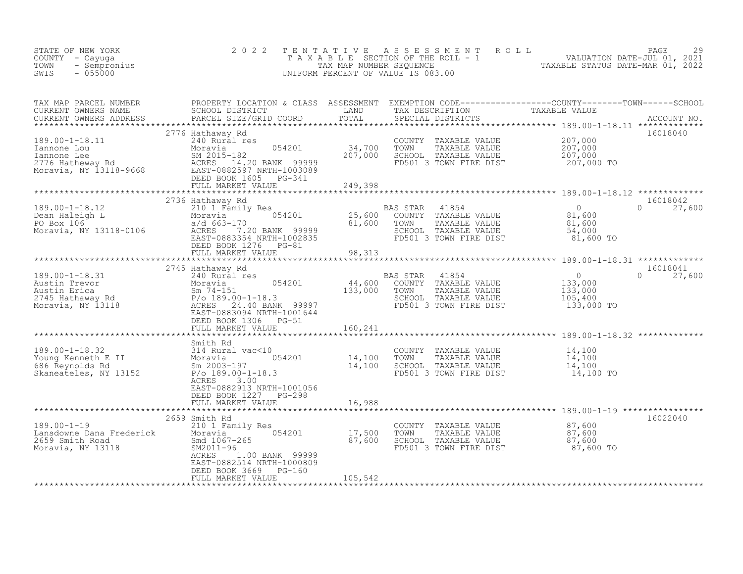STATE OF NEW YORK
COUNTY - Cayuga
TOWN - Sempronius
SWIS - 055000

# 2022 TENTATIVE ASSESSMENT ROLL

TAXABLE SECTION OF THE ROLL - 1
TAX MAP NUMBER SEQUENCE
UNIFORM PERCENT OF VALUE IS 083.00

VALUATION DATE-JUL 01, 2021
TAXABLE STATUS DATE-MAR 01, 2022

| TAX MAP PARCEL NUMBER / CURRENT OWNERS NAME / CURRENT OWNERS ADDRESS | PROPERTY LOCATION & CLASS / SCHOOL DISTRICT / PARCEL SIZE/GRID COORD | ASSESSMENT LAND / TOTAL | EXEMPTION CODE / TAX DESCRIPTION / SPECIAL DISTRICTS | COUNTY / TOWN / SCHOOL TAXABLE VALUE | ACCOUNT NO. |
|---|---|---|---|---|---|
| **189.00-1-18.11** | 2776 Hathaway Rd | | | | 16018040 |
| Iannone Lou | 240 Rural res | | COUNTY TAXABLE VALUE | 207,000 | |
| Iannone Lee | Moravia 054201 | 34,700 | TOWN TAXABLE VALUE | 207,000 | |
| 2776 Hatheway Rd | SM 2015-182 | 207,000 | SCHOOL TAXABLE VALUE | 207,000 | |
| Moravia, NY 13118-9668 | ACRES 14.20 BANK 99999 | | FD501 3 TOWN FIRE DIST | 207,000 TO | |
| | EAST-0882597 NRTH-1003089 | | | | |
| | DEED BOOK 1605 PG-341 | | | | |
| | FULL MARKET VALUE | 249,398 | | | |
| **189.00-1-18.12** | 2736 Hathaway Rd | | | | 16018042 |
| Dean Haleigh L | 210 1 Family Res | | BAS STAR 41854 | 0 / 0 / 27,600 | |
| PO Box 106 | Moravia 054201 | 25,600 | COUNTY TAXABLE VALUE | 81,600 | |
| Moravia, NY 13118-0106 | a/d 663-170 | 81,600 | TOWN TAXABLE VALUE | 81,600 | |
| | ACRES 7.20 BANK 99999 | | SCHOOL TAXABLE VALUE | 54,000 | |
| | EAST-0883354 NRTH-1002835 | | FD501 3 TOWN FIRE DIST | 81,600 TO | |
| | DEED BOOK 1276 PG-81 | | | | |
| | FULL MARKET VALUE | 98,313 | | | |
| **189.00-1-18.31** | 2745 Hathaway Rd | | | | 16018041 |
| Austin Trevor | 240 Rural res | | BAS STAR 41854 | 0 / 0 / 27,600 | |
| Austin Erica | Moravia 054201 | 44,600 | COUNTY TAXABLE VALUE | 133,000 | |
| 2745 Hathaway Rd | Sm 74-151 | 133,000 | TOWN TAXABLE VALUE | 133,000 | |
| Moravia, NY 13118 | P/o 189.00-1-18.3 | | SCHOOL TAXABLE VALUE | 105,400 | |
| | ACRES 24.40 BANK 99997 | | FD501 3 TOWN FIRE DIST | 133,000 TO | |
| | EAST-0883094 NRTH-1001644 | | | | |
| | DEED BOOK 1306 PG-51 | | | | |
| | FULL MARKET VALUE | 160,241 | | | |
| **189.00-1-18.32** | Smith Rd | | | | |
| Young Kenneth E II | 314 Rural vac<10 | | COUNTY TAXABLE VALUE | 14,100 | |
| 686 Reynolds Rd | Moravia 054201 | 14,100 | TOWN TAXABLE VALUE | 14,100 | |
| Skaneateles, NY 13152 | Sm 2003-197 | 14,100 | SCHOOL TAXABLE VALUE | 14,100 | |
| | P/o 189.00-1-18.3 | | FD501 3 TOWN FIRE DIST | 14,100 TO | |
| | ACRES 3.00 | | | | |
| | EAST-0882913 NRTH-1001056 | | | | |
| | DEED BOOK 1227 PG-298 | | | | |
| | FULL MARKET VALUE | 16,988 | | | |
| **189.00-1-19** | 2659 Smith Rd | | | | 16022040 |
| Lansdowne Dana Frederick | 210 1 Family Res | | COUNTY TAXABLE VALUE | 87,600 | |
| 2659 Smith Road | Moravia 054201 | 17,500 | TOWN TAXABLE VALUE | 87,600 | |
| Moravia, NY 13118 | Smd 1067-265 | 87,600 | SCHOOL TAXABLE VALUE | 87,600 | |
| | SM2011-96 | | FD501 3 TOWN FIRE DIST | 87,600 TO | |
| | ACRES 1.00 BANK 99999 | | | | |
| | EAST-0882514 NRTH-1000809 | | | | |
| | DEED BOOK 3669 PG-160 | | | | |
| | FULL MARKET VALUE | 105,542 | | | |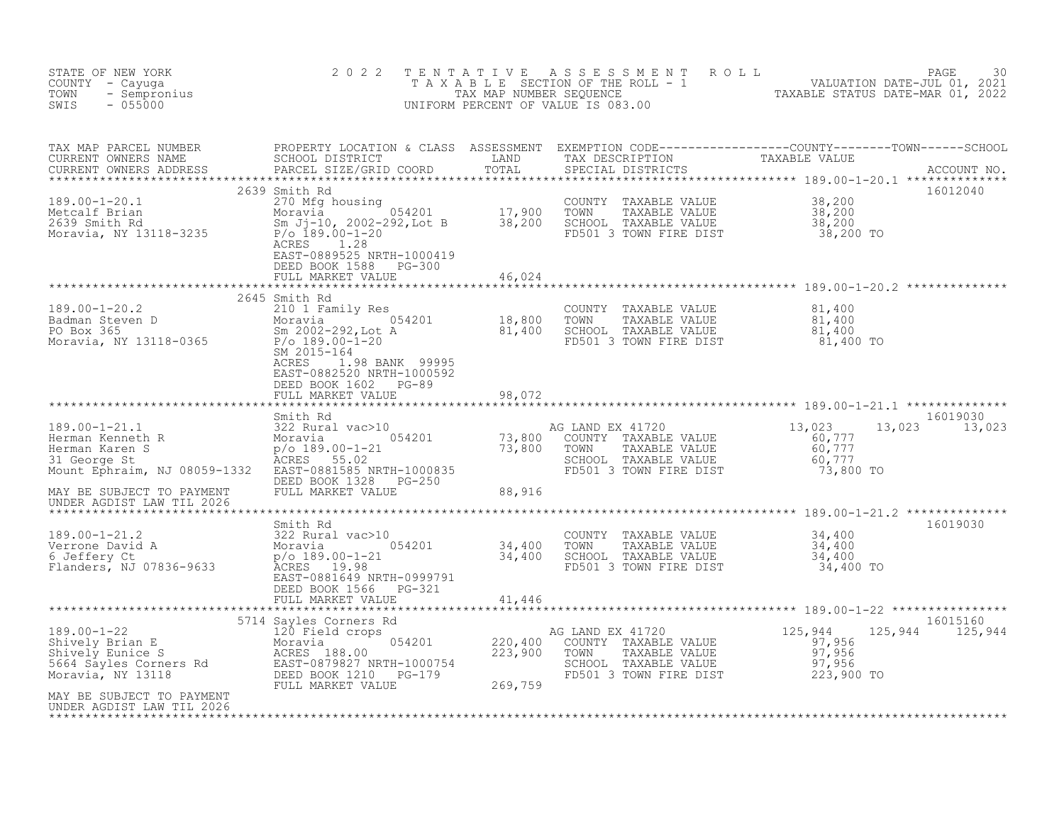STATE OF NEW YORK
COUNTY - Cayuga
TOWN - Sempronius
SWIS - 055000

2 0 2 2 T E N T A T I V E A S S E S S M E N T R O L L
T A X A B L E SECTION OF THE ROLL - 1
TAX MAP NUMBER SEQUENCE
UNIFORM PERCENT OF VALUE IS 083.00

VALUATION DATE-JUL 01, 2021
TAXABLE STATUS DATE-MAR 01, 2022

| TAX MAP PARCEL NUMBER / CURRENT OWNERS NAME / CURRENT OWNERS ADDRESS | PROPERTY LOCATION & CLASS / SCHOOL DISTRICT / PARCEL SIZE/GRID COORD | ASSESSMENT LAND | TOTAL | EXEMPTION CODE / TAX DESCRIPTION / SPECIAL DISTRICTS | COUNTY TAXABLE VALUE | TOWN | SCHOOL | ACCOUNT NO. |
|---|---|---|---|---|---|---|---|---|
| **189.00-1-20.1** | 2639 Smith Rd | | | | | | | 16012040 |
| 189.00-1-20.1 | 270 Mfg housing | | | COUNTY TAXABLE VALUE | 38,200 | | | |
| Metcalf Brian | Moravia 054201 | 17,900 | | TOWN TAXABLE VALUE | 38,200 | | | |
| 2639 Smith Rd | Sm Jj-10, 2002-292,Lot B | | 38,200 | SCHOOL TAXABLE VALUE | 38,200 | | | |
| Moravia, NY 13118-3235 | P/o 189.00-1-20 | | | FD501 3 TOWN FIRE DIST | 38,200 TO | | | |
| | ACRES 1.28 | | | | | | | |
| | EAST-0889525 NRTH-1000419 | | | | | | | |
| | DEED BOOK 1588 PG-300 | | | | | | | |
| | FULL MARKET VALUE | | 46,024 | | | | | |
| **189.00-1-20.2** | 2645 Smith Rd | | | | | | | |
| 189.00-1-20.2 | 210 1 Family Res | | | COUNTY TAXABLE VALUE | 81,400 | | | |
| Badman Steven D | Moravia 054201 | 18,800 | | TOWN TAXABLE VALUE | 81,400 | | | |
| PO Box 365 | Sm 2002-292,Lot A | | 81,400 | SCHOOL TAXABLE VALUE | 81,400 | | | |
| Moravia, NY 13118-0365 | P/o 189.00-1-20 | | | FD501 3 TOWN FIRE DIST | 81,400 TO | | | |
| | SM 2015-164 | | | | | | | |
| | ACRES 1.98 BANK 99995 | | | | | | | |
| | EAST-0882520 NRTH-1000592 | | | | | | | |
| | DEED BOOK 1602 PG-89 | | | | | | | |
| | FULL MARKET VALUE | | 98,072 | | | | | |
| **189.00-1-21.1** | Smith Rd | | | | | | | 16019030 |
| 189.00-1-21.1 | 322 Rural vac>10 | | | AG LAND EX 41720 | 13,023 | 13,023 | 13,023 | |
| Herman Kenneth R | Moravia 054201 | 73,800 | | COUNTY TAXABLE VALUE | 60,777 | | | |
| Herman Karen S | p/o 189.00-1-21 | | 73,800 | TOWN TAXABLE VALUE | 60,777 | | | |
| 31 George St | ACRES 55.02 | | | SCHOOL TAXABLE VALUE | 60,777 | | | |
| Mount Ephraim, NJ 08059-1332 | EAST-0881585 NRTH-1000835 | | | FD501 3 TOWN FIRE DIST | 73,800 TO | | | |
| | DEED BOOK 1328 PG-250 | | | | | | | |
| MAY BE SUBJECT TO PAYMENT | FULL MARKET VALUE | | 88,916 | | | | | |
| UNDER AGDIST LAW TIL 2026 | | | | | | | | |
| **189.00-1-21.2** | Smith Rd | | | | | | | 16019030 |
| 189.00-1-21.2 | 322 Rural vac>10 | | | COUNTY TAXABLE VALUE | 34,400 | | | |
| Verrone David A | Moravia 054201 | 34,400 | | TOWN TAXABLE VALUE | 34,400 | | | |
| 6 Jeffery Ct | p/o 189.00-1-21 | | 34,400 | SCHOOL TAXABLE VALUE | 34,400 | | | |
| Flanders, NJ 07836-9633 | ACRES 19.98 | | | FD501 3 TOWN FIRE DIST | 34,400 TO | | | |
| | EAST-0881649 NRTH-0999791 | | | | | | | |
| | DEED BOOK 1566 PG-321 | | | | | | | |
| | FULL MARKET VALUE | | 41,446 | | | | | |
| **189.00-1-22** | 5714 Sayles Corners Rd | | | | | | | 16015160 |
| 189.00-1-22 | 120 Field crops | | | AG LAND EX 41720 | 125,944 | 125,944 | 125,944 | |
| Shively Brian E | Moravia 054201 | 220,400 | | COUNTY TAXABLE VALUE | 97,956 | | | |
| Shively Eunice S | ACRES 188.00 | | 223,900 | TOWN TAXABLE VALUE | 97,956 | | | |
| 5664 Sayles Corners Rd | EAST-0879827 NRTH-1000754 | | | SCHOOL TAXABLE VALUE | 97,956 | | | |
| Moravia, NY 13118 | DEED BOOK 1210 PG-179 | | | FD501 3 TOWN FIRE DIST | 223,900 TO | | | |
| | FULL MARKET VALUE | | 269,759 | | | | | |
| MAY BE SUBJECT TO PAYMENT | | | | | | | | |
| UNDER AGDIST LAW TIL 2026 | | | | | | | | |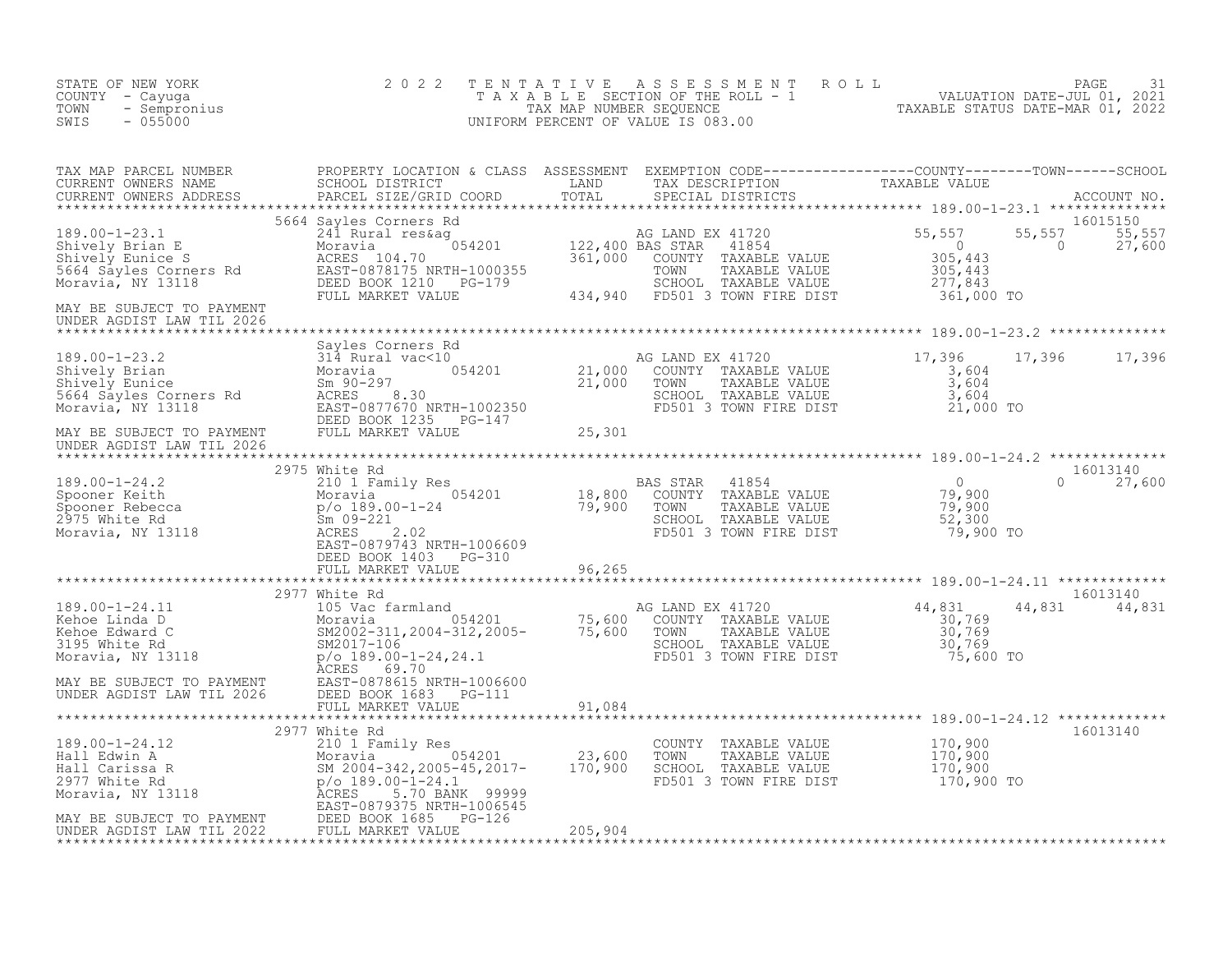STATE OF NEW YORK
COUNTY - Cayuga
TOWN - Sempronius
SWIS - 055000

2022 TENTATIVE ASSESSMENT ROLL
TAXABLE SECTION OF THE ROLL - 1
TAX MAP NUMBER SEQUENCE
UNIFORM PERCENT OF VALUE IS 083.00

VALUATION DATE-JUL 01, 2021
TAXABLE STATUS DATE-MAR 01, 2022

```
TAX MAP PARCEL NUMBER          PROPERTY LOCATION & CLASS  ASSESSMENT  EXEMPTION CODE------------------COUNTY--------TOWN------SCHOOL
CURRENT OWNERS NAME            SCHOOL DISTRICT               LAND      TAX DESCRIPTION              TAXABLE VALUE
CURRENT OWNERS ADDRESS         PARCEL SIZE/GRID COORD        TOTAL     SPECIAL DISTRICTS                                        ACCOUNT NO.
******************************************************************************************************* 189.00-1-23.1 **************
                               5664 Sayles Corners Rd                                                                          16015150
189.00-1-23.1                  241 Rural res&ag                        AG LAND EX 41720              55,557       55,557       55,557
Shively Brian E                Moravia         054201        122,400 BAS STAR   41854                    0            0        27,600
Shively Eunice S               ACRES  104.70                  361,000   COUNTY  TAXABLE VALUE          305,443
5664 Sayles Corners Rd         EAST-0878175 NRTH-1000355                TOWN    TAXABLE VALUE          305,443
Moravia, NY 13118              DEED BOOK 1210   PG-179                  SCHOOL  TAXABLE VALUE          277,843
                               FULL MARKET VALUE             434,940    FD501 3 TOWN FIRE DIST         361,000 TO
MAY BE SUBJECT TO PAYMENT
UNDER AGDIST LAW TIL 2026
******************************************************************************************************* 189.00-1-23.2 **************
                               Sayles Corners Rd
189.00-1-23.2                  314 Rural vac<10                        AG LAND EX 41720              17,396       17,396       17,396
Shively Brian                  Moravia         054201         21,000   COUNTY  TAXABLE VALUE            3,604
Shively Eunice                 Sm 90-297                       21,000   TOWN    TAXABLE VALUE            3,604
5664 Sayles Corners Rd         ACRES    8.30                            SCHOOL  TAXABLE VALUE            3,604
Moravia, NY 13118              EAST-0877670 NRTH-1002350                FD501 3 TOWN FIRE DIST          21,000 TO
                               DEED BOOK 1235   PG-147
MAY BE SUBJECT TO PAYMENT      FULL MARKET VALUE              25,301
UNDER AGDIST LAW TIL 2026
******************************************************************************************************* 189.00-1-24.2 **************
                               2975 White Rd                                                                                   16013140
189.00-1-24.2                  210 1 Family Res                        BAS STAR   41854                    0            0        27,600
Spooner Keith                  Moravia         054201         18,800   COUNTY  TAXABLE VALUE           79,900
Spooner Rebecca                p/o 189.00-1-24                 79,900   TOWN    TAXABLE VALUE           79,900
2975 White Rd                  Sm 09-221                                SCHOOL  TAXABLE VALUE           52,300
Moravia, NY 13118              ACRES    2.02                            FD501 3 TOWN FIRE DIST          79,900 TO
                               EAST-0879743 NRTH-1006609
                               DEED BOOK 1403   PG-310
                               FULL MARKET VALUE              96,265
******************************************************************************************************* 189.00-1-24.11 *************
                               2977 White Rd                                                                                   16013140
189.00-1-24.11                 105 Vac farmland                        AG LAND EX 41720              44,831       44,831       44,831
Kehoe Linda D                  Moravia         054201         75,600   COUNTY  TAXABLE VALUE           30,769
Kehoe Edward C                 SM2002-311,2004-312,2005-      75,600   TOWN    TAXABLE VALUE           30,769
3195 White Rd                  SM2017-106                               SCHOOL  TAXABLE VALUE           30,769
Moravia, NY 13118              p/o 189.00-1-24,24.1                     FD501 3 TOWN FIRE DIST          75,600 TO
                               ACRES   69.70
MAY BE SUBJECT TO PAYMENT      EAST-0878615 NRTH-1006600
UNDER AGDIST LAW TIL 2026      DEED BOOK 1683   PG-111
                               FULL MARKET VALUE              91,084
******************************************************************************************************* 189.00-1-24.12 *************
                               2977 White Rd                                                                                   16013140
189.00-1-24.12                 210 1 Family Res                         COUNTY  TAXABLE VALUE          170,900
Hall Edwin A                   Moravia         054201         23,600   TOWN    TAXABLE VALUE          170,900
Hall Carissa R                 SM 2004-342,2005-45,2017-     170,900   SCHOOL  TAXABLE VALUE          170,900
2977 White Rd                  p/o 189.00-1-24.1                        FD501 3 TOWN FIRE DIST         170,900 TO
Moravia, NY 13118              ACRES    5.70 BANK  99999
                               EAST-0879375 NRTH-1006545
MAY BE SUBJECT TO PAYMENT      DEED BOOK 1685   PG-126
UNDER AGDIST LAW TIL 2022      FULL MARKET VALUE             205,904
************************************************************************************************************************************
```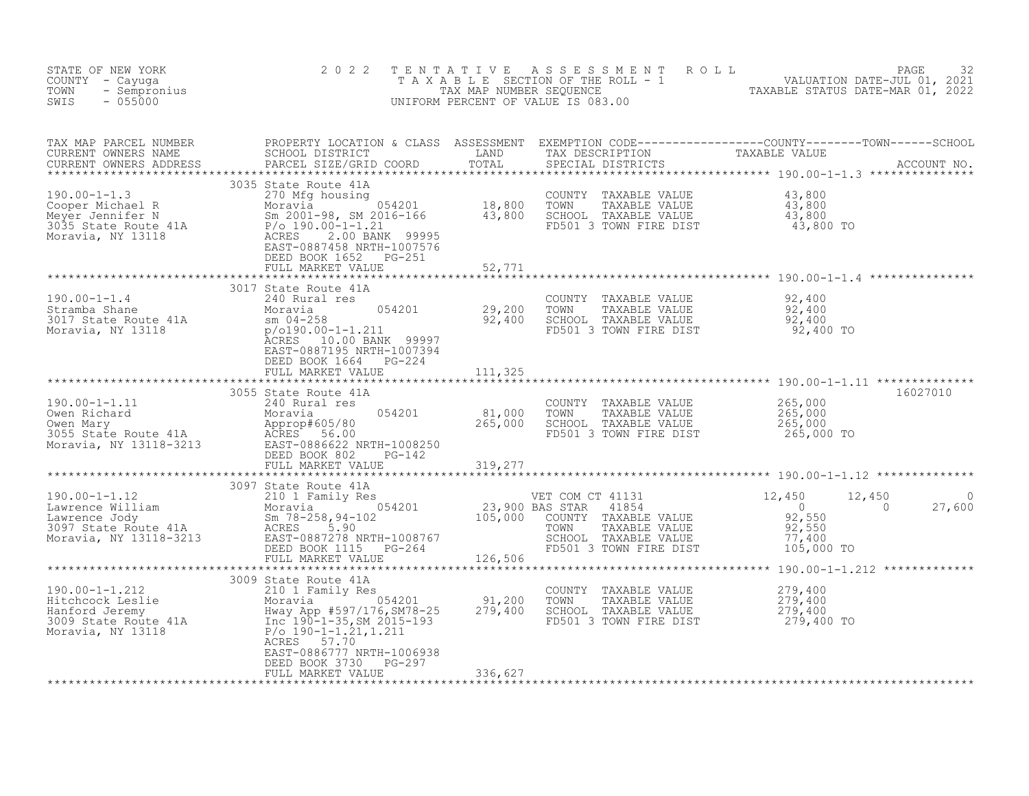STATE OF NEW YORK
COUNTY - Cayuga
TOWN - Sempronius
SWIS - 055000

2022 TENTATIVE ASSESSMENT ROLL
TAXABLE SECTION OF THE ROLL - 1
TAX MAP NUMBER SEQUENCE
UNIFORM PERCENT OF VALUE IS 083.00

VALUATION DATE-JUL 01, 2021
TAXABLE STATUS DATE-MAR 01, 2022

| TAX MAP PARCEL NUMBER / CURRENT OWNERS NAME / CURRENT OWNERS ADDRESS | PROPERTY LOCATION & CLASS / SCHOOL DISTRICT / PARCEL SIZE/GRID COORD | ASSESSMENT LAND | TOTAL | EXEMPTION CODE / TAX DESCRIPTION / SPECIAL DISTRICTS | COUNTY TAXABLE VALUE | TOWN | SCHOOL | ACCOUNT NO. |
|---|---|---|---|---|---|---|---|---|
| 190.00-1-1.3 | 3035 State Route 41A | | | | | | | |
| Cooper Michael R | 270 Mfg housing | | | COUNTY TAXABLE VALUE | 43,800 | | | |
| Meyer Jennifer N | Moravia 054201 | 18,800 | | TOWN TAXABLE VALUE | 43,800 | | | |
| 3035 State Route 41A | Sm 2001-98, SM 2016-166 | | 43,800 | SCHOOL TAXABLE VALUE | 43,800 | | | |
| Moravia, NY 13118 | P/o 190.00-1-1.21 | | | FD501 3 TOWN FIRE DIST | 43,800 TO | | | |
| | ACRES 2.00 BANK 99995 | | | | | | | |
| | EAST-0887458 NRTH-1007576 | | | | | | | |
| | DEED BOOK 1652 PG-251 | | | | | | | |
| | FULL MARKET VALUE | | 52,771 | | | | | |
| 190.00-1-1.4 | 3017 State Route 41A | | | | | | | |
| Stramba Shane | 240 Rural res | | | COUNTY TAXABLE VALUE | 92,400 | | | |
| 3017 State Route 41A | Moravia 054201 | 29,200 | | TOWN TAXABLE VALUE | 92,400 | | | |
| Moravia, NY 13118 | sm 04-258 | | 92,400 | SCHOOL TAXABLE VALUE | 92,400 | | | |
| | p/o190.00-1-1.211 | | | FD501 3 TOWN FIRE DIST | 92,400 TO | | | |
| | ACRES 10.00 BANK 99997 | | | | | | | |
| | EAST-0887195 NRTH-1007394 | | | | | | | |
| | DEED BOOK 1664 PG-224 | | | | | | | |
| | FULL MARKET VALUE | | 111,325 | | | | | |
| 190.00-1-1.11 | 3055 State Route 41A | | | | | | | 16027010 |
| Owen Richard | 240 Rural res | | | COUNTY TAXABLE VALUE | 265,000 | | | |
| Owen Mary | Moravia 054201 | 81,000 | | TOWN TAXABLE VALUE | 265,000 | | | |
| 3055 State Route 41A | Approp#605/80 | | 265,000 | SCHOOL TAXABLE VALUE | 265,000 | | | |
| Moravia, NY 13118-3213 | ACRES 56.00 | | | FD501 3 TOWN FIRE DIST | 265,000 TO | | | |
| | EAST-0886622 NRTH-1008250 | | | | | | | |
| | DEED BOOK 802 PG-142 | | | | | | | |
| | FULL MARKET VALUE | | 319,277 | | | | | |
| 190.00-1-1.12 | 3097 State Route 41A | | | | | | | |
| Lawrence William | 210 1 Family Res | | | VET COM CT 41131 | 12,450 | 12,450 | 0 | |
| Lawrence Jody | Moravia 054201 | 23,900 | | BAS STAR 41854 | 0 | 0 | 27,600 | |
| 3097 State Route 41A | Sm 78-258,94-102 | | 105,000 | COUNTY TAXABLE VALUE | 92,550 | | | |
| Moravia, NY 13118-3213 | ACRES 5.90 | | | TOWN TAXABLE VALUE | 92,550 | | | |
| | EAST-0887278 NRTH-1008767 | | | SCHOOL TAXABLE VALUE | 77,400 | | | |
| | DEED BOOK 1115 PG-264 | | | FD501 3 TOWN FIRE DIST | 105,000 TO | | | |
| | FULL MARKET VALUE | | 126,506 | | | | | |
| 190.00-1-1.212 | 3009 State Route 41A | | | | | | | |
| Hitchcock Leslie | 210 1 Family Res | | | COUNTY TAXABLE VALUE | 279,400 | | | |
| Hanford Jeremy | Moravia 054201 | 91,200 | | TOWN TAXABLE VALUE | 279,400 | | | |
| 3009 State Route 41A | Hway App #597/176,SM78-25 | | 279,400 | SCHOOL TAXABLE VALUE | 279,400 | | | |
| Moravia, NY 13118 | Inc 190-1-35,SM 2015-193 | | | FD501 3 TOWN FIRE DIST | 279,400 TO | | | |
| | P/o 190-1-1.21,1.211 | | | | | | | |
| | ACRES 57.70 | | | | | | | |
| | EAST-0886777 NRTH-1006938 | | | | | | | |
| | DEED BOOK 3730 PG-297 | | | | | | | |
| | FULL MARKET VALUE | | 336,627 | | | | | |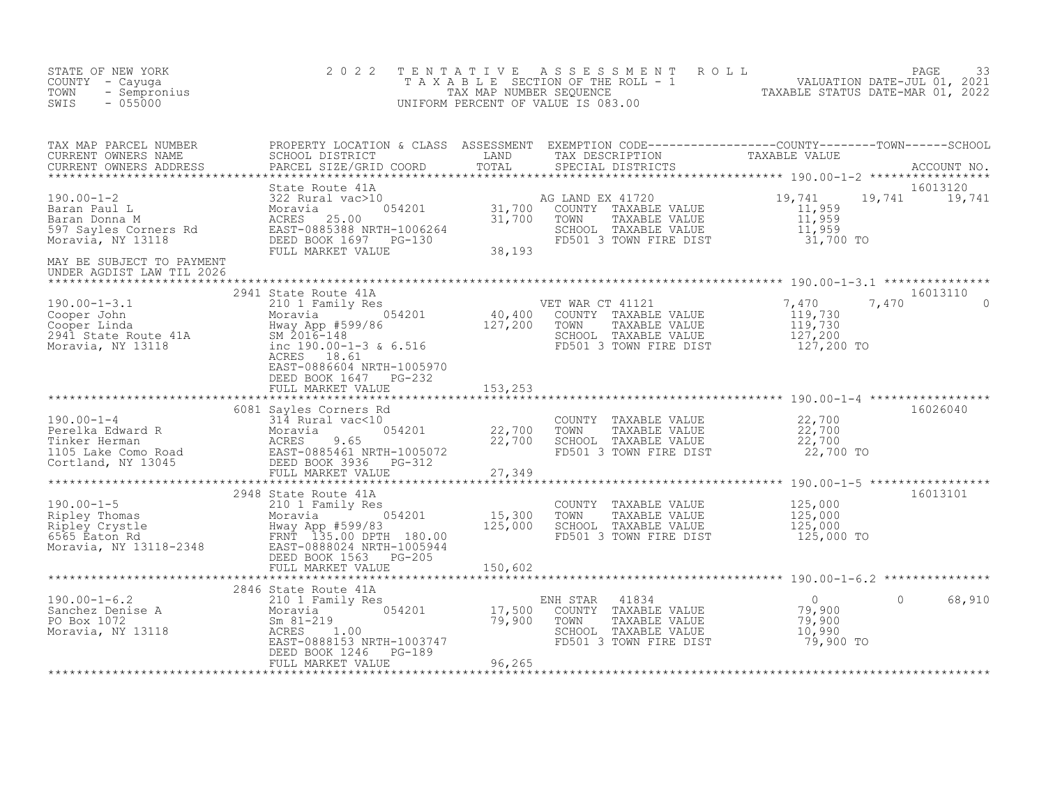STATE OF NEW YORK
COUNTY - Cayuga
TOWN - Sempronius
SWIS - 055000

2022 TENTATIVE ASSESSMENT ROLL
TAXABLE SECTION OF THE ROLL - 1
TAX MAP NUMBER SEQUENCE
UNIFORM PERCENT OF VALUE IS 083.00

VALUATION DATE-JUL 01, 2021
TAXABLE STATUS DATE-MAR 01, 2022

| TAX MAP PARCEL NUMBER / CURRENT OWNERS NAME / CURRENT OWNERS ADDRESS | PROPERTY LOCATION & CLASS / SCHOOL DISTRICT / PARCEL SIZE/GRID COORD | ASSESSMENT LAND / TOTAL | EXEMPTION CODE / TAX DESCRIPTION / SPECIAL DISTRICTS | COUNTY TAXABLE VALUE | TOWN | SCHOOL / ACCOUNT NO. |
|---|---|---|---|---|---|---|
| 190.00-1-2 | State Route 41A | | | | | 16013120 |
| 190.00-1-2 | 322 Rural vac>10 | | AG LAND EX 41720 | 19,741 | 19,741 | 19,741 |
| Baran Paul L | Moravia 054201 | 31,700 | COUNTY TAXABLE VALUE | 11,959 | | |
| Baran Donna M | ACRES 25.00 | 31,700 | TOWN TAXABLE VALUE | 11,959 | | |
| 597 Sayles Corners Rd | EAST-0885388 NRTH-1006264 | | SCHOOL TAXABLE VALUE | 11,959 | | |
| Moravia, NY 13118 | DEED BOOK 1697 PG-130 | | FD501 3 TOWN FIRE DIST | 31,700 TO | | |
| | FULL MARKET VALUE | 38,193 | | | | |
| MAY BE SUBJECT TO PAYMENT UNDER AGDIST LAW TIL 2026 | | | | | | |
| 190.00-1-3.1 | 2941 State Route 41A | | | | | 16013110 |
| 190.00-1-3.1 | 210 1 Family Res | | VET WAR CT 41121 | 7,470 | 7,470 | 0 |
| Cooper John | Moravia 054201 | 40,400 | COUNTY TAXABLE VALUE | 119,730 | | |
| Cooper Linda | Hway App #599/86 | 127,200 | TOWN TAXABLE VALUE | 119,730 | | |
| 2941 State Route 41A | SM 2016-148 | | SCHOOL TAXABLE VALUE | 127,200 | | |
| Moravia, NY 13118 | inc 190.00-1-3 & 6.516 | | FD501 3 TOWN FIRE DIST | 127,200 TO | | |
| | ACRES 18.61 | | | | | |
| | EAST-0886604 NRTH-1005970 | | | | | |
| | DEED BOOK 1647 PG-232 | | | | | |
| | FULL MARKET VALUE | 153,253 | | | | |
| 190.00-1-4 | 6081 Sayles Corners Rd | | | | | 16026040 |
| 190.00-1-4 | 314 Rural vac<10 | | COUNTY TAXABLE VALUE | 22,700 | | |
| Perelka Edward R | Moravia 054201 | 22,700 | TOWN TAXABLE VALUE | 22,700 | | |
| Tinker Herman | ACRES 9.65 | 22,700 | SCHOOL TAXABLE VALUE | 22,700 | | |
| 1105 Lake Como Road | EAST-0885461 NRTH-1005072 | | FD501 3 TOWN FIRE DIST | 22,700 TO | | |
| Cortland, NY 13045 | DEED BOOK 3936 PG-312 | | | | | |
| | FULL MARKET VALUE | 27,349 | | | | |
| 190.00-1-5 | 2948 State Route 41A | | | | | 16013101 |
| 190.00-1-5 | 210 1 Family Res | | COUNTY TAXABLE VALUE | 125,000 | | |
| Ripley Thomas | Moravia 054201 | 15,300 | TOWN TAXABLE VALUE | 125,000 | | |
| Ripley Crystle | Hway App #599/83 | 125,000 | SCHOOL TAXABLE VALUE | 125,000 | | |
| 6565 Eaton Rd | FRNT 135.00 DPTH 180.00 | | FD501 3 TOWN FIRE DIST | 125,000 TO | | |
| Moravia, NY 13118-2348 | EAST-0888024 NRTH-1005944 | | | | | |
| | DEED BOOK 1563 PG-205 | | | | | |
| | FULL MARKET VALUE | 150,602 | | | | |
| 190.00-1-6.2 | 2846 State Route 41A | | | | | |
| 190.00-1-6.2 | 210 1 Family Res | | ENH STAR 41834 | 0 | 0 | 68,910 |
| Sanchez Denise A | Moravia 054201 | 17,500 | COUNTY TAXABLE VALUE | 79,900 | | |
| PO Box 1072 | Sm 81-219 | 79,900 | TOWN TAXABLE VALUE | 79,900 | | |
| Moravia, NY 13118 | ACRES 1.00 | | SCHOOL TAXABLE VALUE | 10,990 | | |
| | EAST-0888153 NRTH-1003747 | | FD501 3 TOWN FIRE DIST | 79,900 TO | | |
| | DEED BOOK 1246 PG-189 | | | | | |
| | FULL MARKET VALUE | 96,265 | | | | |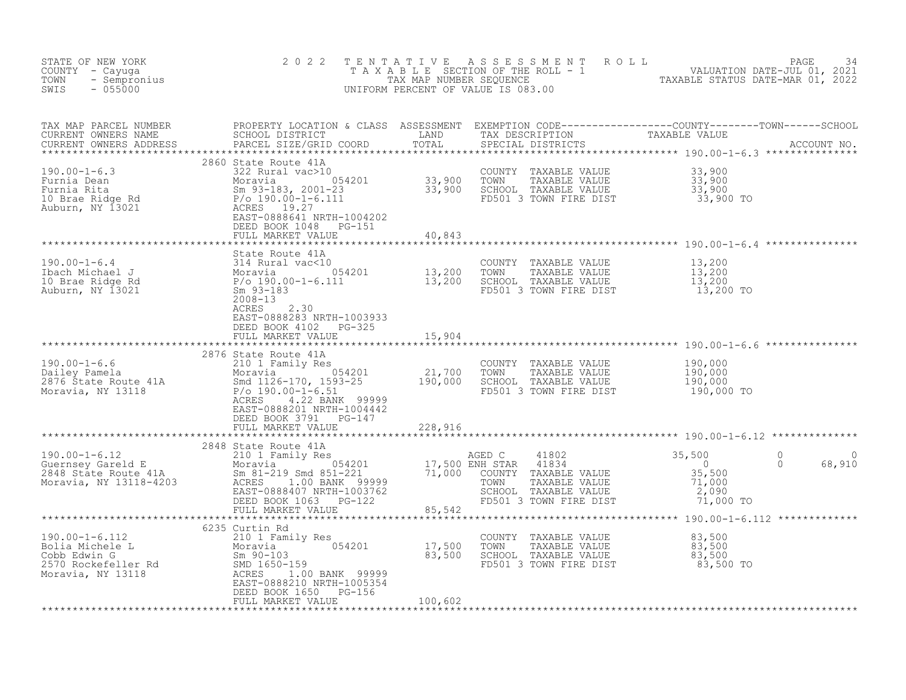STATE OF NEW YORK
COUNTY - Cayuga
TOWN - Sempronius
SWIS - 055000

2022 TENTATIVE ASSESSMENT ROLL
TAXABLE SECTION OF THE ROLL - 1
TAX MAP NUMBER SEQUENCE
UNIFORM PERCENT OF VALUE IS 083.00

VALUATION DATE-JUL 01, 2021
TAXABLE STATUS DATE-MAR 01, 2022

| TAX MAP PARCEL NUMBER / CURRENT OWNERS NAME / CURRENT OWNERS ADDRESS | PROPERTY LOCATION & CLASS / SCHOOL DISTRICT / PARCEL SIZE/GRID COORD | ASSESSMENT LAND / TOTAL | EXEMPTION CODE / TAX DESCRIPTION / SPECIAL DISTRICTS | COUNTY TAXABLE VALUE | TOWN | SCHOOL |
|---|---|---|---|---|---|---|
| **190.00-1-6.3** | 2860 State Route 41A | | | | | |
| Furnia Dean | 322 Rural vac>10 | | COUNTY TAXABLE VALUE | 33,900 | | |
| Furnia Rita | Moravia 054201 | 33,900 | TOWN TAXABLE VALUE | 33,900 | | |
| 10 Brae Ridge Rd | Sm 93-183, 2001-23 | 33,900 | SCHOOL TAXABLE VALUE | 33,900 | | |
| Auburn, NY 13021 | P/o 190.00-1-6.111 | | FD501 3 TOWN FIRE DIST | 33,900 TO | | |
| | ACRES 19.27 | | | | | |
| | EAST-0888641 NRTH-1004202 | | | | | |
| | DEED BOOK 1048 PG-151 | | | | | |
| | FULL MARKET VALUE | 40,843 | | | | |
| **190.00-1-6.4** | State Route 41A | | | | | |
| Ibach Michael J | 314 Rural vac<10 | | COUNTY TAXABLE VALUE | 13,200 | | |
| 10 Brae Ridge Rd | Moravia 054201 | 13,200 | TOWN TAXABLE VALUE | 13,200 | | |
| Auburn, NY 13021 | P/o 190.00-1-6.111 | 13,200 | SCHOOL TAXABLE VALUE | 13,200 | | |
| | Sm 93-183 | | FD501 3 TOWN FIRE DIST | 13,200 TO | | |
| | 2008-13 | | | | | |
| | ACRES 2.30 | | | | | |
| | EAST-0888283 NRTH-1003933 | | | | | |
| | DEED BOOK 4102 PG-325 | | | | | |
| | FULL MARKET VALUE | 15,904 | | | | |
| **190.00-1-6.6** | 2876 State Route 41A | | | | | |
| Dailey Pamela | 210 1 Family Res | | COUNTY TAXABLE VALUE | 190,000 | | |
| 2876 State Route 41A | Moravia 054201 | 21,700 | TOWN TAXABLE VALUE | 190,000 | | |
| Moravia, NY 13118 | Smd 1126-170, 1593-25 | 190,000 | SCHOOL TAXABLE VALUE | 190,000 | | |
| | P/o 190.00-1-6.51 | | FD501 3 TOWN FIRE DIST | 190,000 TO | | |
| | ACRES 4.22 BANK 99999 | | | | | |
| | EAST-0888201 NRTH-1004442 | | | | | |
| | DEED BOOK 3791 PG-147 | | | | | |
| | FULL MARKET VALUE | 228,916 | | | | |
| **190.00-1-6.12** | 2848 State Route 41A | | | | | |
| Guernsey Gareld E | 210 1 Family Res | | AGED C 41802 | 35,500 | 0 | 0 |
| 2848 State Route 41A | Moravia 054201 | 17,500 | ENH STAR 41834 | 0 | 0 | 68,910 |
| Moravia, NY 13118-4203 | Sm 81-219 Smd 851-221 | 71,000 | COUNTY TAXABLE VALUE | 35,500 | | |
| | ACRES 1.00 BANK 99999 | | TOWN TAXABLE VALUE | 71,000 | | |
| | EAST-0888407 NRTH-1003762 | | SCHOOL TAXABLE VALUE | 2,090 | | |
| | DEED BOOK 1063 PG-122 | | FD501 3 TOWN FIRE DIST | 71,000 TO | | |
| | FULL MARKET VALUE | 85,542 | | | | |
| **190.00-1-6.112** | 6235 Curtin Rd | | | | | |
| Bolia Michele L | 210 1 Family Res | | COUNTY TAXABLE VALUE | 83,500 | | |
| Cobb Edwin G | Moravia 054201 | 17,500 | TOWN TAXABLE VALUE | 83,500 | | |
| 2570 Rockefeller Rd | Sm 90-103 | 83,500 | SCHOOL TAXABLE VALUE | 83,500 | | |
| Moravia, NY 13118 | SMD 1650-159 | | FD501 3 TOWN FIRE DIST | 83,500 TO | | |
| | ACRES 1.00 BANK 99999 | | | | | |
| | EAST-0888210 NRTH-1005354 | | | | | |
| | DEED BOOK 1650 PG-156 | | | | | |
| | FULL MARKET VALUE | 100,602 | | | | |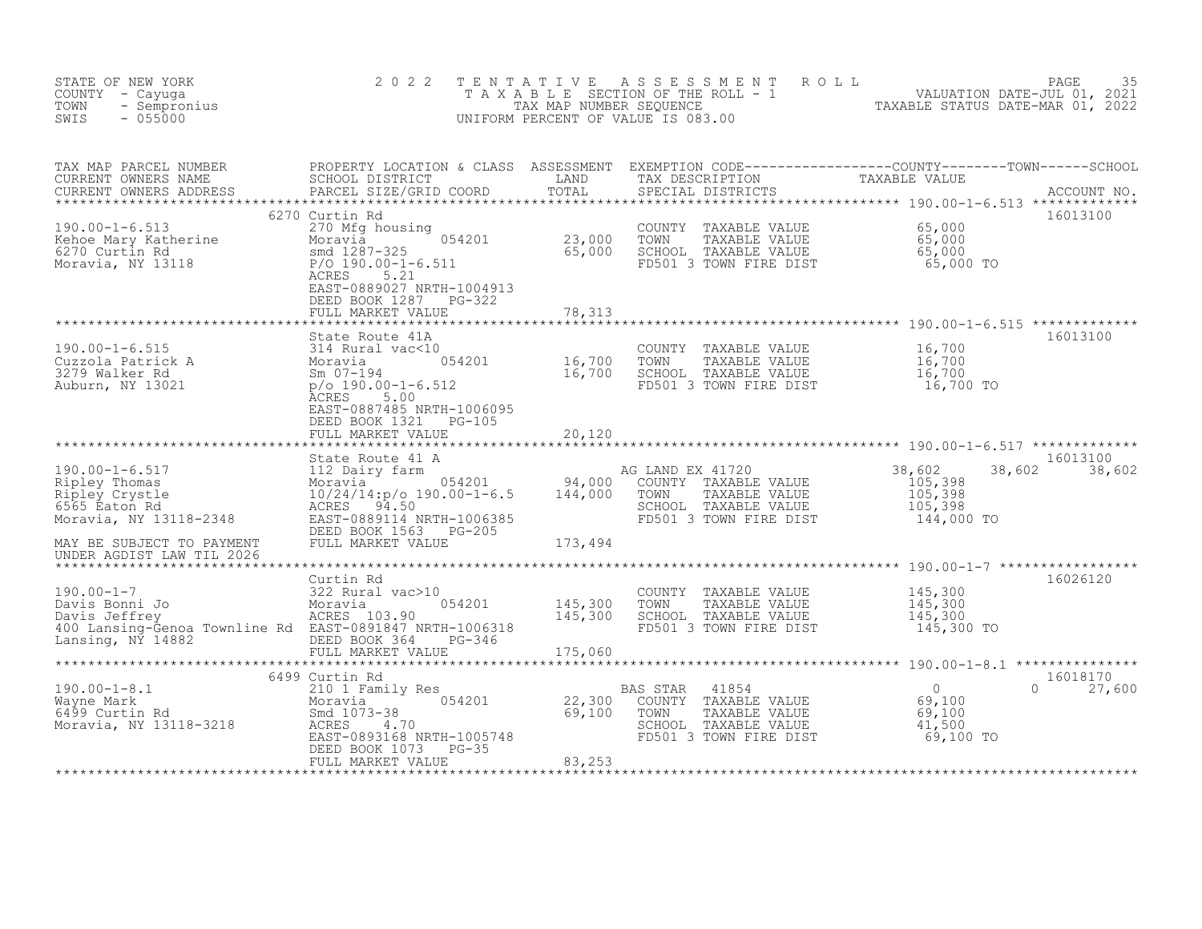STATE OF NEW YORK
COUNTY - Cayuga
TOWN - Sempronius
SWIS - 055000

2022 TENTATIVE ASSESSMENT ROLL
TAXABLE SECTION OF THE ROLL - 1
TAX MAP NUMBER SEQUENCE
UNIFORM PERCENT OF VALUE IS 083.00

VALUATION DATE-JUL 01, 2021
TAXABLE STATUS DATE-MAR 01, 2022

| TAX MAP PARCEL NUMBER / CURRENT OWNERS NAME / CURRENT OWNERS ADDRESS | PROPERTY LOCATION & CLASS / SCHOOL DISTRICT / PARCEL SIZE/GRID COORD | ASSESSMENT LAND / TOTAL | EXEMPTION CODE / TAX DESCRIPTION / SPECIAL DISTRICTS | COUNTY TAXABLE VALUE | TOWN | SCHOOL / ACCOUNT NO. |
|---|---|---|---|---|---|---|
| **190.00-1-6.513** | 6270 Curtin Rd | | | | | 16013100 |
| Kehoe Mary Katherine | 270 Mfg housing | | COUNTY TAXABLE VALUE | 65,000 | | |
| 6270 Curtin Rd | Moravia 054201 | 23,000 | TOWN TAXABLE VALUE | 65,000 | | |
| Moravia, NY 13118 | smd 1287-325 | 65,000 | SCHOOL TAXABLE VALUE | 65,000 | | |
| | P/O 190.00-1-6.511 | | FD501 3 TOWN FIRE DIST | 65,000 TO | | |
| | ACRES 5.21 | | | | | |
| | EAST-0889027 NRTH-1004913 | | | | | |
| | DEED BOOK 1287 PG-322 | | | | | |
| | FULL MARKET VALUE | 78,313 | | | | |
| **190.00-1-6.515** | State Route 41A | | | | | 16013100 |
| Cuzzola Patrick A | 314 Rural vac<10 | | COUNTY TAXABLE VALUE | 16,700 | | |
| 3279 Walker Rd | Moravia 054201 | 16,700 | TOWN TAXABLE VALUE | 16,700 | | |
| Auburn, NY 13021 | Sm 07-194 | 16,700 | SCHOOL TAXABLE VALUE | 16,700 | | |
| | p/o 190.00-1-6.512 | | FD501 3 TOWN FIRE DIST | 16,700 TO | | |
| | ACRES 5.00 | | | | | |
| | EAST-0887485 NRTH-1006095 | | | | | |
| | DEED BOOK 1321 PG-105 | | | | | |
| | FULL MARKET VALUE | 20,120 | | | | |
| **190.00-1-6.517** | State Route 41 A | | | | | 16013100 |
| Ripley Thomas | 112 Dairy farm | | AG LAND EX 41720 | 38,602 | 38,602 | 38,602 |
| Ripley Crystle | Moravia 054201 | 94,000 | COUNTY TAXABLE VALUE | 105,398 | | |
| 6565 Eaton Rd | 10/24/14:p/o 190.00-1-6.5 | 144,000 | TOWN TAXABLE VALUE | 105,398 | | |
| Moravia, NY 13118-2348 | ACRES 94.50 | | SCHOOL TAXABLE VALUE | 105,398 | | |
| | EAST-0889114 NRTH-1006385 | | FD501 3 TOWN FIRE DIST | 144,000 TO | | |
| | DEED BOOK 1563 PG-205 | | | | | |
| MAY BE SUBJECT TO PAYMENT UNDER AGDIST LAW TIL 2026 | FULL MARKET VALUE | 173,494 | | | | |
| **190.00-1-7** | Curtin Rd | | | | | 16026120 |
| Davis Bonni Jo | 322 Rural vac>10 | | COUNTY TAXABLE VALUE | 145,300 | | |
| Davis Jeffrey | Moravia 054201 | 145,300 | TOWN TAXABLE VALUE | 145,300 | | |
| 400 Lansing-Genoa Townline Rd | ACRES 103.90 | 145,300 | SCHOOL TAXABLE VALUE | 145,300 | | |
| Lansing, NY 14882 | EAST-0891847 NRTH-1006318 | | FD501 3 TOWN FIRE DIST | 145,300 TO | | |
| | DEED BOOK 364 PG-346 | | | | | |
| | FULL MARKET VALUE | 175,060 | | | | |
| **190.00-1-8.1** | 6499 Curtin Rd | | | | | 16018170 |
| Wayne Mark | 210 1 Family Res | | BAS STAR 41854 | 0 | 0 | 27,600 |
| 6499 Curtin Rd | Moravia 054201 | 22,300 | COUNTY TAXABLE VALUE | 69,100 | | |
| Moravia, NY 13118-3218 | Smd 1073-38 | 69,100 | TOWN TAXABLE VALUE | 69,100 | | |
| | ACRES 4.70 | | SCHOOL TAXABLE VALUE | 41,500 | | |
| | EAST-0893168 NRTH-1005748 | | FD501 3 TOWN FIRE DIST | 69,100 TO | | |
| | DEED BOOK 1073 PG-35 | | | | | |
| | FULL MARKET VALUE | 83,253 | | | | |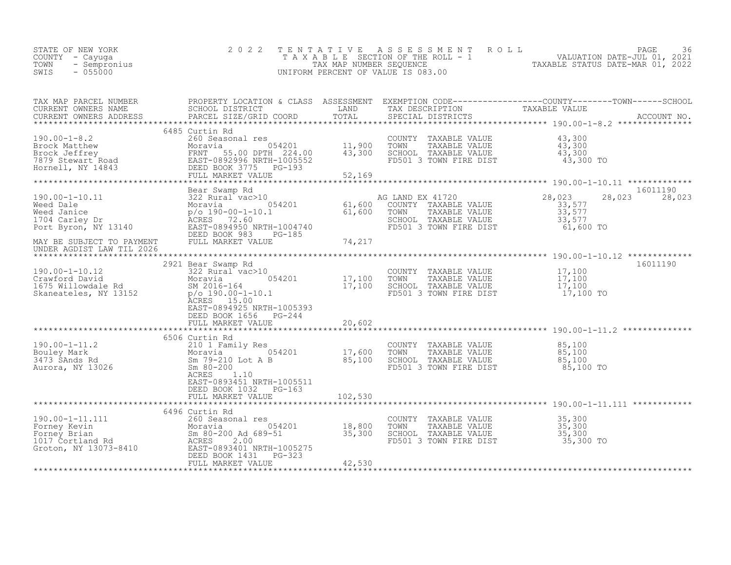STATE OF NEW YORK — COUNTY - Cayuga — TOWN - Sempronius — SWIS - 055000

# 2022 TENTATIVE ASSESSMENT ROLL

TAXABLE SECTION OF THE ROLL - 1
TAX MAP NUMBER SEQUENCE
UNIFORM PERCENT OF VALUE IS 083.00

VALUATION DATE-JUL 01, 2021
TAXABLE STATUS DATE-MAR 01, 2022

| TAX MAP PARCEL NUMBER / CURRENT OWNERS NAME / CURRENT OWNERS ADDRESS | PROPERTY LOCATION & CLASS / SCHOOL DISTRICT / PARCEL SIZE/GRID COORD | ASSESSMENT LAND / TOTAL | EXEMPTION CODE / TAX DESCRIPTION / SPECIAL DISTRICTS | COUNTY | TOWN | SCHOOL | ACCOUNT NO. |
|---|---|---|---|---|---|---|---|
| 190.00-1-8.2 | 6485 Curtin Rd | | | | | | |
| | 260 Seasonal res | | COUNTY TAXABLE VALUE | 43,300 | | | |
| Brock Matthew | Moravia 054201 | 11,900 | TOWN TAXABLE VALUE | | 43,300 | | |
| Brock Jeffrey | FRNT 55.00 DPTH 224.00 | 43,300 | SCHOOL TAXABLE VALUE | | | 43,300 | |
| 7879 Stewart Road | EAST-0892996 NRTH-1005552 | | FD501 3 TOWN FIRE DIST | 43,300 TO | | | |
| Hornell, NY 14843 | DEED BOOK 3775 PG-193 | | | | | | |
| | FULL MARKET VALUE | 52,169 | | | | | |
| 190.00-1-10.11 | Bear Swamp Rd | | | | | | 16011190 |
| | 322 Rural vac>10 | | AG LAND EX 41720 | 28,023 | 28,023 | 28,023 | |
| Weed Dale | Moravia 054201 | 61,600 | COUNTY TAXABLE VALUE | 33,577 | | | |
| Weed Janice | p/o 190-00-1-10.1 | 61,600 | TOWN TAXABLE VALUE | | 33,577 | | |
| 1704 Carley Dr | ACRES 72.60 | | SCHOOL TAXABLE VALUE | | | 33,577 | |
| Port Byron, NY 13140 | EAST-0894950 NRTH-1004740 | | FD501 3 TOWN FIRE DIST | 61,600 TO | | | |
| | DEED BOOK 983 PG-185 | | | | | | |
| MAY BE SUBJECT TO PAYMENT UNDER AGDIST LAW TIL 2026 | FULL MARKET VALUE | 74,217 | | | | | |
| 190.00-1-10.12 | 2921 Bear Swamp Rd | | | | | | 16011190 |
| | 322 Rural vac>10 | | COUNTY TAXABLE VALUE | 17,100 | | | |
| Crawford David | Moravia 054201 | 17,100 | TOWN TAXABLE VALUE | | 17,100 | | |
| 1675 Willowdale Rd | SM 2016-164 | 17,100 | SCHOOL TAXABLE VALUE | | | 17,100 | |
| Skaneateles, NY 13152 | p/o 190.00-1-10.1 | | FD501 3 TOWN FIRE DIST | 17,100 TO | | | |
| | ACRES 15.00 | | | | | | |
| | EAST-0894925 NRTH-1005393 | | | | | | |
| | DEED BOOK 1656 PG-244 | | | | | | |
| | FULL MARKET VALUE | 20,602 | | | | | |
| 190.00-1-11.2 | 6506 Curtin Rd | | | | | | |
| | 210 1 Family Res | | COUNTY TAXABLE VALUE | 85,100 | | | |
| Bouley Mark | Moravia 054201 | 17,600 | TOWN TAXABLE VALUE | | 85,100 | | |
| 3473 SAnds Rd | Sm 79-210 Lot A B | 85,100 | SCHOOL TAXABLE VALUE | | | 85,100 | |
| Aurora, NY 13026 | Sm 80-200 | | FD501 3 TOWN FIRE DIST | 85,100 TO | | | |
| | ACRES 1.10 | | | | | | |
| | EAST-0893451 NRTH-1005511 | | | | | | |
| | DEED BOOK 1032 PG-163 | | | | | | |
| | FULL MARKET VALUE | 102,530 | | | | | |
| 190.00-1-11.111 | 6496 Curtin Rd | | | | | | |
| | 260 Seasonal res | | COUNTY TAXABLE VALUE | 35,300 | | | |
| Forney Kevin | Moravia 054201 | 18,800 | TOWN TAXABLE VALUE | | 35,300 | | |
| Forney Brian | Sm 80-200 Ad 689-51 | 35,300 | SCHOOL TAXABLE VALUE | | | 35,300 | |
| 1017 Cortland Rd | ACRES 2.00 | | FD501 3 TOWN FIRE DIST | 35,300 TO | | | |
| Groton, NY 13073-8410 | EAST-0893401 NRTH-1005275 | | | | | | |
| | DEED BOOK 1431 PG-323 | | | | | | |
| | FULL MARKET VALUE | 42,530 | | | | | |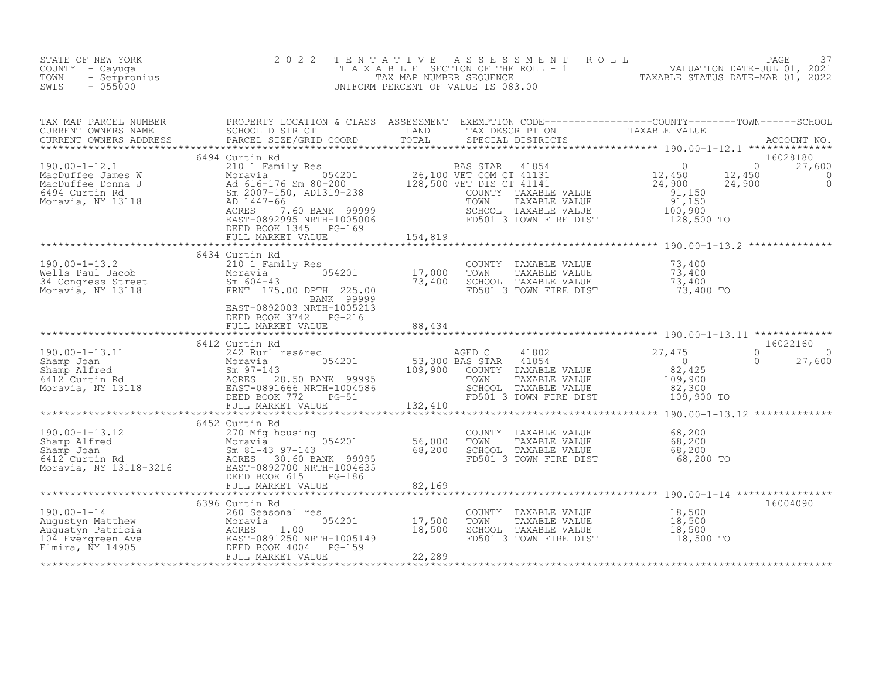STATE OF NEW YORK
COUNTY - Cayuga
TOWN - Sempronius
SWIS - 055000

# 2022 TENTATIVE ASSESSMENT ROLL

TAXABLE SECTION OF THE ROLL - 1
TAX MAP NUMBER SEQUENCE
UNIFORM PERCENT OF VALUE IS 083.00

VALUATION DATE-JUL 01, 2021
TAXABLE STATUS DATE-MAR 01, 2022

| TAX MAP PARCEL NUMBER / CURRENT OWNERS NAME / CURRENT OWNERS ADDRESS | PROPERTY LOCATION & CLASS / SCHOOL DISTRICT / PARCEL SIZE/GRID COORD | ASSESSMENT LAND / TOTAL | EXEMPTION CODE / TAX DESCRIPTION / SPECIAL DISTRICTS | COUNTY TAXABLE VALUE | TOWN | SCHOOL | ACCOUNT NO. |
|---|---|---|---|---|---|---|---|
| **190.00-1-12.1** | 6494 Curtin Rd | | | | | | 16028180 |
| 190.00-1-12.1 | 210 1 Family Res | | BAS STAR 41854 | 0 | 0 | 27,600 | |
| MacDuffee James W | Moravia 054201 | 26,100 | VET COM CT 41131 | 12,450 | 12,450 | 0 | |
| MacDuffee Donna J | Ad 616-176 Sm 80-200 | 128,500 | VET DIS CT 41141 | 24,900 | 24,900 | 0 | |
| 6494 Curtin Rd | Sm 2007-150, AD1319-238 | | COUNTY TAXABLE VALUE | 91,150 | | | |
| Moravia, NY 13118 | AD 1447-66 | | TOWN TAXABLE VALUE | 91,150 | | | |
| | ACRES 7.60 BANK 99999 | | SCHOOL TAXABLE VALUE | 100,900 | | | |
| | EAST-0892995 NRTH-1005006 | | FD501 3 TOWN FIRE DIST | 128,500 TO | | | |
| | DEED BOOK 1345 PG-169 | | | | | | |
| | FULL MARKET VALUE | 154,819 | | | | | |
| **190.00-1-13.2** | 6434 Curtin Rd | | | | | | |
| 190.00-1-13.2 | 210 1 Family Res | | COUNTY TAXABLE VALUE | 73,400 | | | |
| Wells Paul Jacob | Moravia 054201 | 17,000 | TOWN TAXABLE VALUE | 73,400 | | | |
| 34 Congress Street | Sm 604-43 | 73,400 | SCHOOL TAXABLE VALUE | 73,400 | | | |
| Moravia, NY 13118 | FRNT 175.00 DPTH 225.00 | | FD501 3 TOWN FIRE DIST | 73,400 TO | | | |
| | BANK 99999 | | | | | | |
| | EAST-0892003 NRTH-1005213 | | | | | | |
| | DEED BOOK 3742 PG-216 | | | | | | |
| | FULL MARKET VALUE | 88,434 | | | | | |
| **190.00-1-13.11** | 6412 Curtin Rd | | | | | | 16022160 |
| 190.00-1-13.11 | 242 Rurl res&rec | | AGED C 41802 | 27,475 | 0 | 0 | |
| Shamp Joan | Moravia 054201 | 53,300 | BAS STAR 41854 | 0 | 0 | 27,600 | |
| Shamp Alfred | Sm 97-143 | 109,900 | COUNTY TAXABLE VALUE | 82,425 | | | |
| 6412 Curtin Rd | ACRES 28.50 BANK 99995 | | TOWN TAXABLE VALUE | 109,900 | | | |
| Moravia, NY 13118 | EAST-0891666 NRTH-1004586 | | SCHOOL TAXABLE VALUE | 82,300 | | | |
| | DEED BOOK 772 PG-51 | | FD501 3 TOWN FIRE DIST | 109,900 TO | | | |
| | FULL MARKET VALUE | 132,410 | | | | | |
| **190.00-1-13.12** | 6452 Curtin Rd | | | | | | |
| 190.00-1-13.12 | 270 Mfg housing | | COUNTY TAXABLE VALUE | 68,200 | | | |
| Shamp Alfred | Moravia 054201 | 56,000 | TOWN TAXABLE VALUE | 68,200 | | | |
| Shamp Joan | Sm 81-43 97-143 | 68,200 | SCHOOL TAXABLE VALUE | 68,200 | | | |
| 6412 Curtin Rd | ACRES 30.60 BANK 99995 | | FD501 3 TOWN FIRE DIST | 68,200 TO | | | |
| Moravia, NY 13118-3216 | EAST-0892700 NRTH-1004635 | | | | | | |
| | DEED BOOK 615 PG-186 | | | | | | |
| | FULL MARKET VALUE | 82,169 | | | | | |
| **190.00-1-14** | 6396 Curtin Rd | | | | | | 16004090 |
| 190.00-1-14 | 260 Seasonal res | | COUNTY TAXABLE VALUE | 18,500 | | | |
| Augustyn Matthew | Moravia 054201 | 17,500 | TOWN TAXABLE VALUE | 18,500 | | | |
| Augustyn Patricia | ACRES 1.00 | 18,500 | SCHOOL TAXABLE VALUE | 18,500 | | | |
| 104 Evergreen Ave | EAST-0891250 NRTH-1005149 | | FD501 3 TOWN FIRE DIST | 18,500 TO | | | |
| Elmira, NY 14905 | DEED BOOK 4004 PG-159 | | | | | | |
| | FULL MARKET VALUE | 22,289 | | | | | |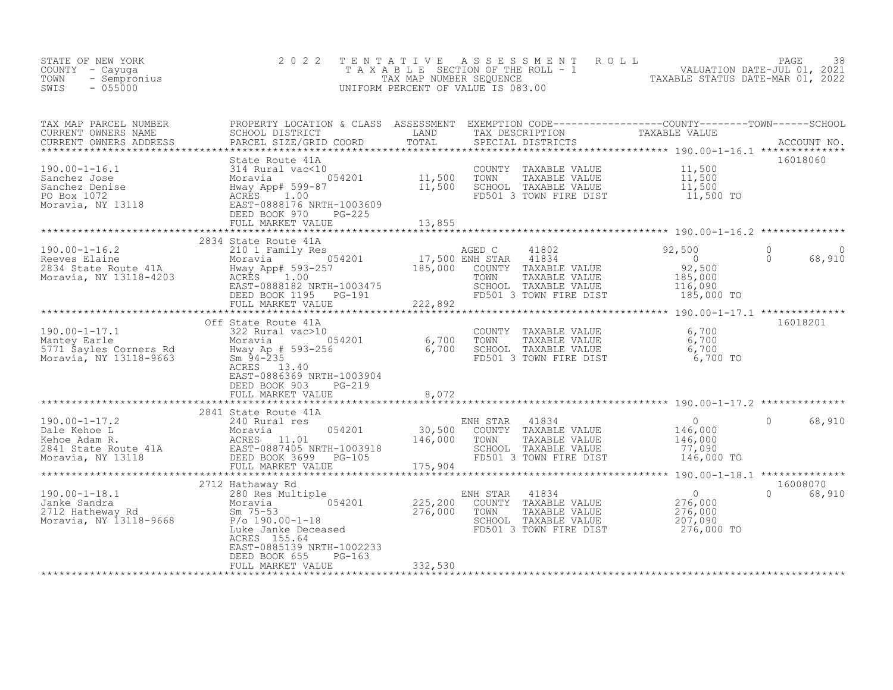STATE OF NEW YORK
COUNTY - Cayuga
TOWN - Sempronius
SWIS - 055000

# 2022 TENTATIVE ASSESSMENT ROLL
TAXABLE SECTION OF THE ROLL - 1
TAX MAP NUMBER SEQUENCE
UNIFORM PERCENT OF VALUE IS 083.00

VALUATION DATE-JUL 01, 2021
TAXABLE STATUS DATE-MAR 01, 2022

| TAX MAP PARCEL NUMBER / CURRENT OWNERS NAME / CURRENT OWNERS ADDRESS | PROPERTY LOCATION & CLASS / SCHOOL DISTRICT / PARCEL SIZE/GRID COORD | ASSESSMENT LAND / TOTAL | EXEMPTION CODE / TAX DESCRIPTION / SPECIAL DISTRICTS | COUNTY TAXABLE VALUE | TOWN | SCHOOL / ACCOUNT NO. |
|---|---|---|---|---|---|---|
| **190.00-1-16.1** | State Route 41A | | | | | 16018060 |
| Sanchez Jose | 314 Rural vac<10 | | COUNTY TAXABLE VALUE | 11,500 | | |
| Sanchez Denise | Moravia 054201 | 11,500 | TOWN TAXABLE VALUE | 11,500 | | |
| PO Box 1072 | Hway App# 599-87 | 11,500 | SCHOOL TAXABLE VALUE | 11,500 | | |
| Moravia, NY 13118 | ACRES 1.00 | | FD501 3 TOWN FIRE DIST | 11,500 TO | | |
| | EAST-0888176 NRTH-1003609 | | | | | |
| | DEED BOOK 970 PG-225 | | | | | |
| | FULL MARKET VALUE | 13,855 | | | | |
| **190.00-1-16.2** | 2834 State Route 41A | | | | | |
| Reeves Elaine | 210 1 Family Res | | AGED C 41802 | 92,500 | 0 | 0 |
| 2834 State Route 41A | Moravia 054201 | 17,500 | ENH STAR 41834 | 0 | 0 | 68,910 |
| Moravia, NY 13118-4203 | Hway App# 593-257 | 185,000 | COUNTY TAXABLE VALUE | 92,500 | | |
| | ACRES 1.00 | | TOWN TAXABLE VALUE | 185,000 | | |
| | EAST-0888182 NRTH-1003475 | | SCHOOL TAXABLE VALUE | 116,090 | | |
| | DEED BOOK 1195 PG-191 | | FD501 3 TOWN FIRE DIST | 185,000 TO | | |
| | FULL MARKET VALUE | 222,892 | | | | |
| **190.00-1-17.1** | Off State Route 41A | | | | | 16018201 |
| Mantey Earle | 322 Rural vac>10 | | COUNTY TAXABLE VALUE | 6,700 | | |
| 5771 Sayles Corners Rd | Moravia 054201 | 6,700 | TOWN TAXABLE VALUE | 6,700 | | |
| Moravia, NY 13118-9663 | Hway Ap # 593-256 | 6,700 | SCHOOL TAXABLE VALUE | 6,700 | | |
| | Sm 94-235 | | FD501 3 TOWN FIRE DIST | 6,700 TO | | |
| | ACRES 13.40 | | | | | |
| | EAST-0886369 NRTH-1003904 | | | | | |
| | DEED BOOK 903 PG-219 | | | | | |
| | FULL MARKET VALUE | 8,072 | | | | |
| **190.00-1-17.2** | 2841 State Route 41A | | | | | |
| Dale Kehoe L | 240 Rural res | | ENH STAR 41834 | 0 | 0 | 68,910 |
| Kehoe Adam R. | Moravia 054201 | 30,500 | COUNTY TAXABLE VALUE | 146,000 | | |
| 2841 State Route 41A | ACRES 11.01 | 146,000 | TOWN TAXABLE VALUE | 146,000 | | |
| Moravia, NY 13118 | EAST-0887405 NRTH-1003918 | | SCHOOL TAXABLE VALUE | 77,090 | | |
| | DEED BOOK 3699 PG-105 | | FD501 3 TOWN FIRE DIST | 146,000 TO | | |
| | FULL MARKET VALUE | 175,904 | | | | |
| **190.00-1-18.1** | 2712 Hathaway Rd | | | | | 16008070 |
| Janke Sandra | 280 Res Multiple | | ENH STAR 41834 | 0 | 0 | 68,910 |
| 2712 Hatheway Rd | Moravia 054201 | 225,200 | COUNTY TAXABLE VALUE | 276,000 | | |
| Moravia, NY 13118-9668 | Sm 75-53 | 276,000 | TOWN TAXABLE VALUE | 276,000 | | |
| | P/o 190.00-1-18 | | SCHOOL TAXABLE VALUE | 207,090 | | |
| | Luke Janke Deceased | | FD501 3 TOWN FIRE DIST | 276,000 TO | | |
| | ACRES 155.64 | | | | | |
| | EAST-0885139 NRTH-1002233 | | | | | |
| | DEED BOOK 655 PG-163 | | | | | |
| | FULL MARKET VALUE | 332,530 | | | | |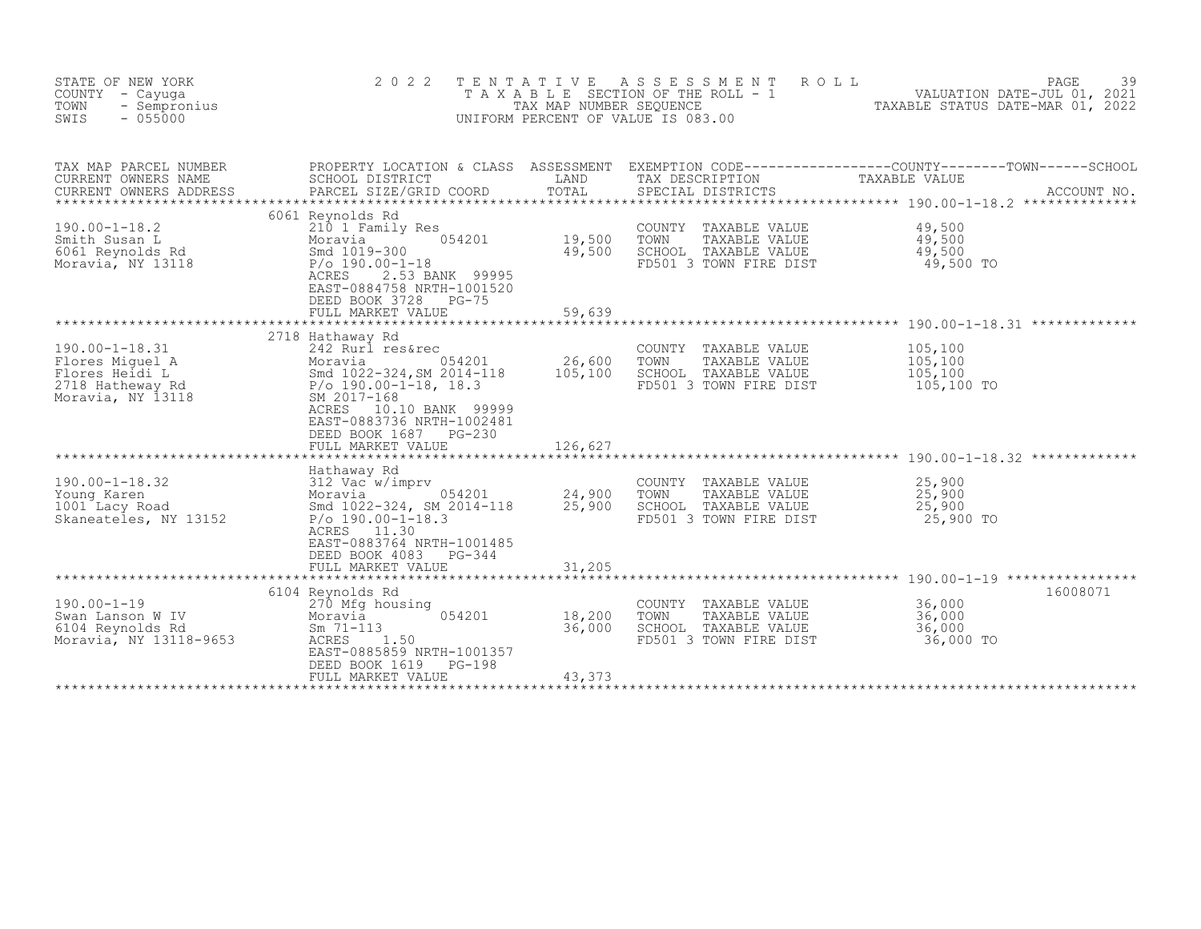STATE OF NEW YORK
COUNTY - Cayuga
TOWN - Sempronius
SWIS - 055000

2022 TENTATIVE ASSESSMENT ROLL
TAXABLE SECTION OF THE ROLL - 1
TAX MAP NUMBER SEQUENCE
UNIFORM PERCENT OF VALUE IS 083.00

VALUATION DATE-JUL 01, 2021
TAXABLE STATUS DATE-MAR 01, 2022

| TAX MAP PARCEL NUMBER / CURRENT OWNERS NAME / CURRENT OWNERS ADDRESS | PROPERTY LOCATION & CLASS / SCHOOL DISTRICT / PARCEL SIZE/GRID COORD | ASSESSMENT LAND | TOTAL | EXEMPTION CODE / TAX DESCRIPTION / SPECIAL DISTRICTS | TAXABLE VALUE (COUNTY / TOWN / SCHOOL) | ACCOUNT NO. |
|---|---|---|---|---|---|---|
| 190.00-1-18.2 | 6061 Reynolds Rd | | | | | |
| Smith Susan L | 210 1 Family Res | | | COUNTY TAXABLE VALUE | 49,500 | |
| 6061 Reynolds Rd | Moravia 054201 | 19,500 | | TOWN TAXABLE VALUE | 49,500 | |
| Moravia, NY 13118 | Smd 1019-300 | | 49,500 | SCHOOL TAXABLE VALUE | 49,500 | |
| | P/o 190.00-1-18 | | | FD501 3 TOWN FIRE DIST | 49,500 TO | |
| | ACRES 2.53 BANK 99995 | | | | | |
| | EAST-0884758 NRTH-1001520 | | | | | |
| | DEED BOOK 3728 PG-75 | | | | | |
| | FULL MARKET VALUE | | 59,639 | | | |
| 190.00-1-18.31 | 2718 Hathaway Rd | | | | | |
| Flores Miguel A | 242 Rurl res&rec | | | COUNTY TAXABLE VALUE | 105,100 | |
| Flores Heidi L | Moravia 054201 | 26,600 | | TOWN TAXABLE VALUE | 105,100 | |
| 2718 Hatheway Rd | Smd 1022-324,SM 2014-118 | | 105,100 | SCHOOL TAXABLE VALUE | 105,100 | |
| Moravia, NY 13118 | P/o 190.00-1-18, 18.3 | | | FD501 3 TOWN FIRE DIST | 105,100 TO | |
| | SM 2017-168 | | | | | |
| | ACRES 10.10 BANK 99999 | | | | | |
| | EAST-0883736 NRTH-1002481 | | | | | |
| | DEED BOOK 1687 PG-230 | | | | | |
| | FULL MARKET VALUE | | 126,627 | | | |
| 190.00-1-18.32 | Hathaway Rd | | | | | |
| Young Karen | 312 Vac w/imprv | | | COUNTY TAXABLE VALUE | 25,900 | |
| 1001 Lacy Road | Moravia 054201 | 24,900 | | TOWN TAXABLE VALUE | 25,900 | |
| Skaneateles, NY 13152 | Smd 1022-324, SM 2014-118 | | 25,900 | SCHOOL TAXABLE VALUE | 25,900 | |
| | P/o 190.00-1-18.3 | | | FD501 3 TOWN FIRE DIST | 25,900 TO | |
| | ACRES 11.30 | | | | | |
| | EAST-0883764 NRTH-1001485 | | | | | |
| | DEED BOOK 4083 PG-344 | | | | | |
| | FULL MARKET VALUE | | 31,205 | | | |
| 190.00-1-19 | 6104 Reynolds Rd | | | | | 16008071 |
| Swan Lanson W IV | 270 Mfg housing | | | COUNTY TAXABLE VALUE | 36,000 | |
| 6104 Reynolds Rd | Moravia 054201 | 18,200 | | TOWN TAXABLE VALUE | 36,000 | |
| Moravia, NY 13118-9653 | Sm 71-113 | | 36,000 | SCHOOL TAXABLE VALUE | 36,000 | |
| | ACRES 1.50 | | | FD501 3 TOWN FIRE DIST | 36,000 TO | |
| | EAST-0885859 NRTH-1001357 | | | | | |
| | DEED BOOK 1619 PG-198 | | | | | |
| | FULL MARKET VALUE | | 43,373 | | | |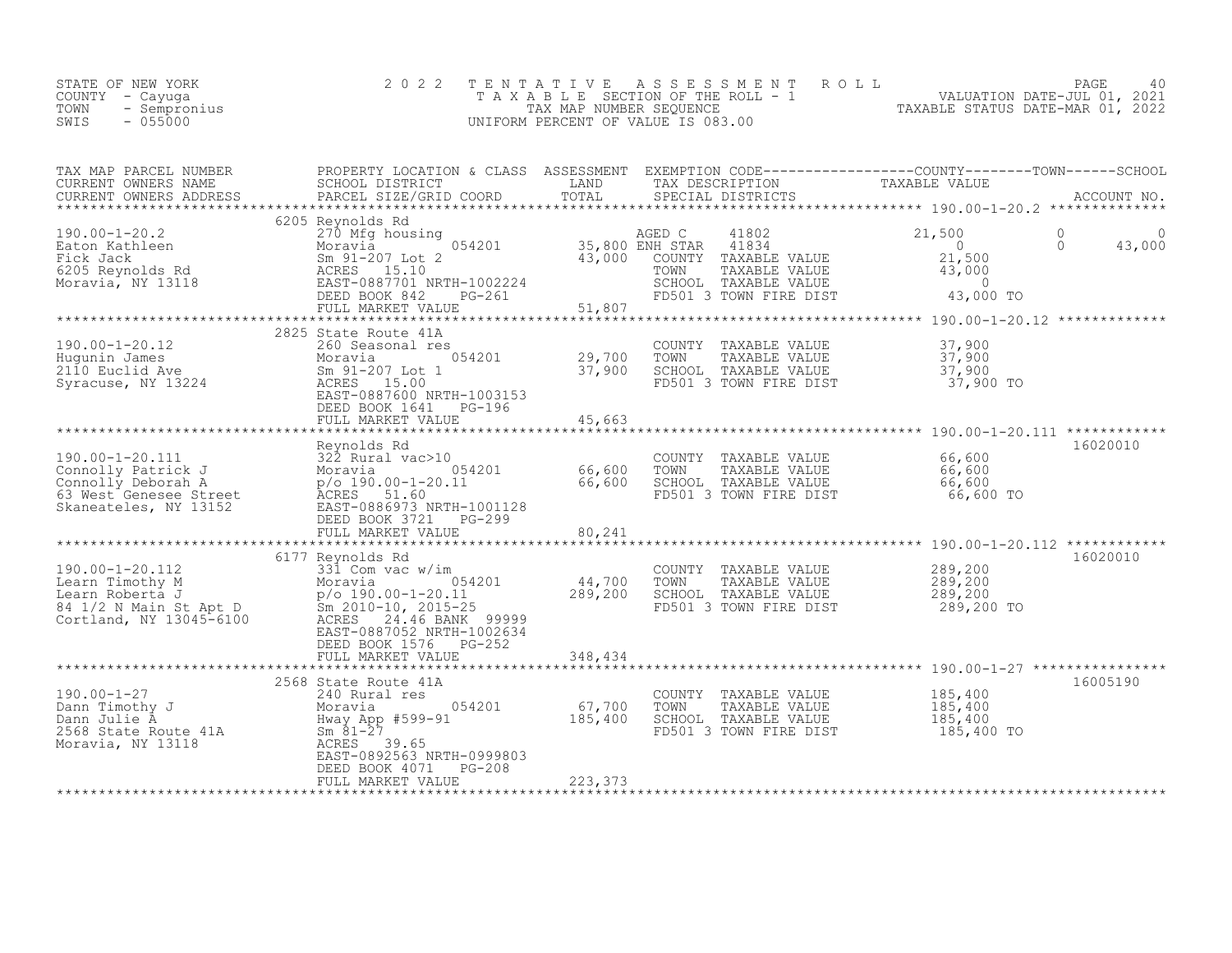STATE OF NEW YORK
COUNTY - Cayuga
TOWN - Sempronius
SWIS - 055000

2022 TENTATIVE ASSESSMENT ROLL
TAXABLE SECTION OF THE ROLL - 1
TAX MAP NUMBER SEQUENCE
UNIFORM PERCENT OF VALUE IS 083.00

VALUATION DATE-JUL 01, 2021
TAXABLE STATUS DATE-MAR 01, 2022

| TAX MAP PARCEL NUMBER / CURRENT OWNERS NAME / CURRENT OWNERS ADDRESS | PROPERTY LOCATION & CLASS / SCHOOL DISTRICT / PARCEL SIZE/GRID COORD | ASSESSMENT LAND / TOTAL | EXEMPTION CODE / TAX DESCRIPTION / SPECIAL DISTRICTS | COUNTY TAXABLE VALUE | TOWN | SCHOOL | ACCOUNT NO. |
|---|---|---|---|---|---|---|---|
| 190.00-1-20.2 | 6205 Reynolds Rd | | | | | | |
| | 270 Mfg housing | | AGED C 41802 | 21,500 | 0 | 0 | |
| Eaton Kathleen | Moravia 054201 | 35,800 | ENH STAR 41834 | 0 | 0 | 43,000 | |
| Fick Jack | Sm 91-207 Lot 2 | 43,000 | COUNTY TAXABLE VALUE | 21,500 | | | |
| 6205 Reynolds Rd | ACRES 15.10 | | TOWN TAXABLE VALUE | 43,000 | | | |
| Moravia, NY 13118 | EAST-0887701 NRTH-1002224 | | SCHOOL TAXABLE VALUE | 0 | | | |
| | DEED BOOK 842 PG-261 | | FD501 3 TOWN FIRE DIST | 43,000 TO | | | |
| | FULL MARKET VALUE | 51,807 | | | | | |
| 190.00-1-20.12 | 2825 State Route 41A | | | | | | |
| | 260 Seasonal res | | COUNTY TAXABLE VALUE | 37,900 | | | |
| Hugunin James | Moravia 054201 | 29,700 | TOWN TAXABLE VALUE | 37,900 | | | |
| 2110 Euclid Ave | Sm 91-207 Lot 1 | 37,900 | SCHOOL TAXABLE VALUE | 37,900 | | | |
| Syracuse, NY 13224 | ACRES 15.00 | | FD501 3 TOWN FIRE DIST | 37,900 TO | | | |
| | EAST-0887600 NRTH-1003153 | | | | | | |
| | DEED BOOK 1641 PG-196 | | | | | | |
| | FULL MARKET VALUE | 45,663 | | | | | |
| 190.00-1-20.111 | Reynolds Rd | | | | | | 16020010 |
| | 322 Rural vac>10 | | COUNTY TAXABLE VALUE | 66,600 | | | |
| Connolly Patrick J | Moravia 054201 | 66,600 | TOWN TAXABLE VALUE | 66,600 | | | |
| Connolly Deborah A | p/o 190.00-1-20.11 | 66,600 | SCHOOL TAXABLE VALUE | 66,600 | | | |
| 63 West Genesee Street | ACRES 51.60 | | FD501 3 TOWN FIRE DIST | 66,600 TO | | | |
| Skaneateles, NY 13152 | EAST-0886973 NRTH-1001128 | | | | | | |
| | DEED BOOK 3721 PG-299 | | | | | | |
| | FULL MARKET VALUE | 80,241 | | | | | |
| 190.00-1-20.112 | 6177 Reynolds Rd | | | | | | 16020010 |
| | 331 Com vac w/im | | COUNTY TAXABLE VALUE | 289,200 | | | |
| Learn Timothy M | Moravia 054201 | 44,700 | TOWN TAXABLE VALUE | 289,200 | | | |
| Learn Roberta J | p/o 190.00-1-20.11 | 289,200 | SCHOOL TAXABLE VALUE | 289,200 | | | |
| 84 1/2 N Main St Apt D | Sm 2010-10, 2015-25 | | FD501 3 TOWN FIRE DIST | 289,200 TO | | | |
| Cortland, NY 13045-6100 | ACRES 24.46 BANK 99999 | | | | | | |
| | EAST-0887052 NRTH-1002634 | | | | | | |
| | DEED BOOK 1576 PG-252 | | | | | | |
| | FULL MARKET VALUE | 348,434 | | | | | |
| 190.00-1-27 | 2568 State Route 41A | | | | | | 16005190 |
| | 240 Rural res | | COUNTY TAXABLE VALUE | 185,400 | | | |
| Dann Timothy J | Moravia 054201 | 67,700 | TOWN TAXABLE VALUE | 185,400 | | | |
| Dann Julie A | Hway App #599-91 | 185,400 | SCHOOL TAXABLE VALUE | 185,400 | | | |
| 2568 State Route 41A | Sm 81-27 | | FD501 3 TOWN FIRE DIST | 185,400 TO | | | |
| Moravia, NY 13118 | ACRES 39.65 | | | | | | |
| | EAST-0892563 NRTH-0999803 | | | | | | |
| | DEED BOOK 4071 PG-208 | | | | | | |
| | FULL MARKET VALUE | 223,373 | | | | | |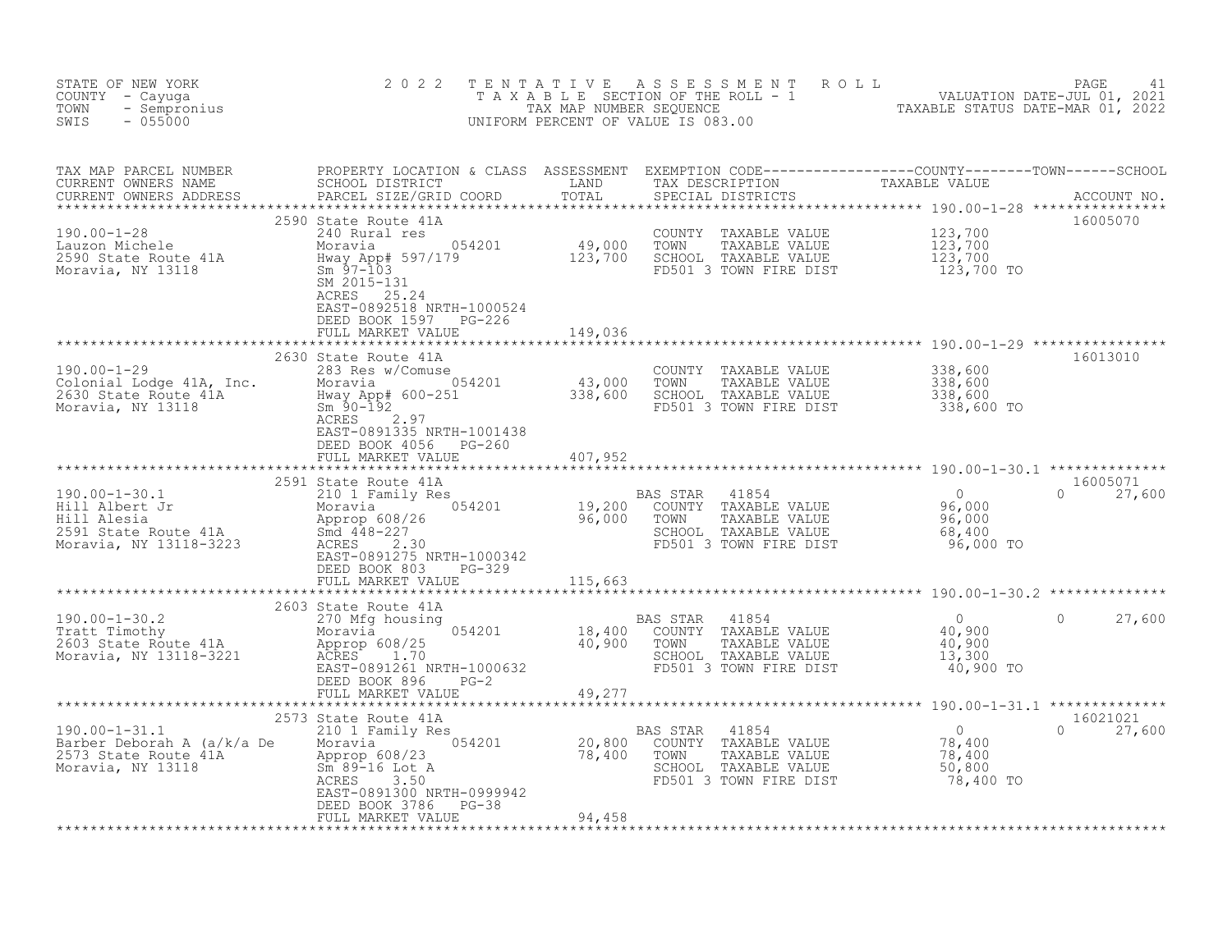STATE OF NEW YORK
COUNTY - Cayuga
TOWN - Sempronius
SWIS - 055000

2022 TENTATIVE ASSESSMENT ROLL
TAXABLE SECTION OF THE ROLL - 1
TAX MAP NUMBER SEQUENCE
UNIFORM PERCENT OF VALUE IS 083.00

VALUATION DATE-JUL 01, 2021
TAXABLE STATUS DATE-MAR 01, 2022

| TAX MAP PARCEL NUMBER / CURRENT OWNERS NAME / CURRENT OWNERS ADDRESS | PROPERTY LOCATION & CLASS / SCHOOL DISTRICT / PARCEL SIZE/GRID COORD | ASSESSMENT LAND / TOTAL | EXEMPTION CODE / TAX DESCRIPTION / SPECIAL DISTRICTS | COUNTY / TOWN TAXABLE VALUE | SCHOOL / ACCOUNT NO. |
|---|---|---|---|---|---|
| **190.00-1-28** | 2590 State Route 41A | | | | 16005070 |
| 190.00-1-28 | 240 Rural res | | COUNTY TAXABLE VALUE | 123,700 | |
| Lauzon Michele | Moravia 054201 | 49,000 | TOWN TAXABLE VALUE | 123,700 | |
| 2590 State Route 41A | Hway App# 597/179 | 123,700 | SCHOOL TAXABLE VALUE | 123,700 | |
| Moravia, NY 13118 | Sm 97-103 | | FD501 3 TOWN FIRE DIST | 123,700 TO | |
| | SM 2015-131 | | | | |
| | ACRES 25.24 | | | | |
| | EAST-0892518 NRTH-1000524 | | | | |
| | DEED BOOK 1597 PG-226 | | | | |
| | FULL MARKET VALUE | 149,036 | | | |
| **190.00-1-29** | 2630 State Route 41A | | | | 16013010 |
| 190.00-1-29 | 283 Res w/Comuse | | COUNTY TAXABLE VALUE | 338,600 | |
| Colonial Lodge 41A, Inc. | Moravia 054201 | 43,000 | TOWN TAXABLE VALUE | 338,600 | |
| 2630 State Route 41A | Hway App# 600-251 | 338,600 | SCHOOL TAXABLE VALUE | 338,600 | |
| Moravia, NY 13118 | Sm 90-192 | | FD501 3 TOWN FIRE DIST | 338,600 TO | |
| | ACRES 2.97 | | | | |
| | EAST-0891335 NRTH-1001438 | | | | |
| | DEED BOOK 4056 PG-260 | | | | |
| | FULL MARKET VALUE | 407,952 | | | |
| **190.00-1-30.1** | 2591 State Route 41A | | | | 16005071 |
| 190.00-1-30.1 | 210 1 Family Res | | BAS STAR 41854 | 0 | 0 27,600 |
| Hill Albert Jr | Moravia 054201 | 19,200 | COUNTY TAXABLE VALUE | 96,000 | |
| Hill Alesia | Approp 608/26 | 96,000 | TOWN TAXABLE VALUE | 96,000 | |
| 2591 State Route 41A | Smd 448-227 | | SCHOOL TAXABLE VALUE | 68,400 | |
| Moravia, NY 13118-3223 | ACRES 2.30 | | FD501 3 TOWN FIRE DIST | 96,000 TO | |
| | EAST-0891275 NRTH-1000342 | | | | |
| | DEED BOOK 803 PG-329 | | | | |
| | FULL MARKET VALUE | 115,663 | | | |
| **190.00-1-30.2** | 2603 State Route 41A | | | | |
| 190.00-1-30.2 | 270 Mfg housing | | BAS STAR 41854 | 0 | 0 27,600 |
| Tratt Timothy | Moravia 054201 | 18,400 | COUNTY TAXABLE VALUE | 40,900 | |
| 2603 State Route 41A | Approp 608/25 | 40,900 | TOWN TAXABLE VALUE | 40,900 | |
| Moravia, NY 13118-3221 | ACRES 1.70 | | SCHOOL TAXABLE VALUE | 13,300 | |
| | EAST-0891261 NRTH-1000632 | | FD501 3 TOWN FIRE DIST | 40,900 TO | |
| | DEED BOOK 896 PG-2 | | | | |
| | FULL MARKET VALUE | 49,277 | | | |
| **190.00-1-31.1** | 2573 State Route 41A | | | | 16021021 |
| 190.00-1-31.1 | 210 1 Family Res | | BAS STAR 41854 | 0 | 0 27,600 |
| Barber Deborah A (a/k/a De | Moravia 054201 | 20,800 | COUNTY TAXABLE VALUE | 78,400 | |
| 2573 State Route 41A | Approp 608/23 | 78,400 | TOWN TAXABLE VALUE | 78,400 | |
| Moravia, NY 13118 | Sm 89-16 Lot A | | SCHOOL TAXABLE VALUE | 50,800 | |
| | ACRES 3.50 | | FD501 3 TOWN FIRE DIST | 78,400 TO | |
| | EAST-0891300 NRTH-0999942 | | | | |
| | DEED BOOK 3786 PG-38 | | | | |
| | FULL MARKET VALUE | 94,458 | | | |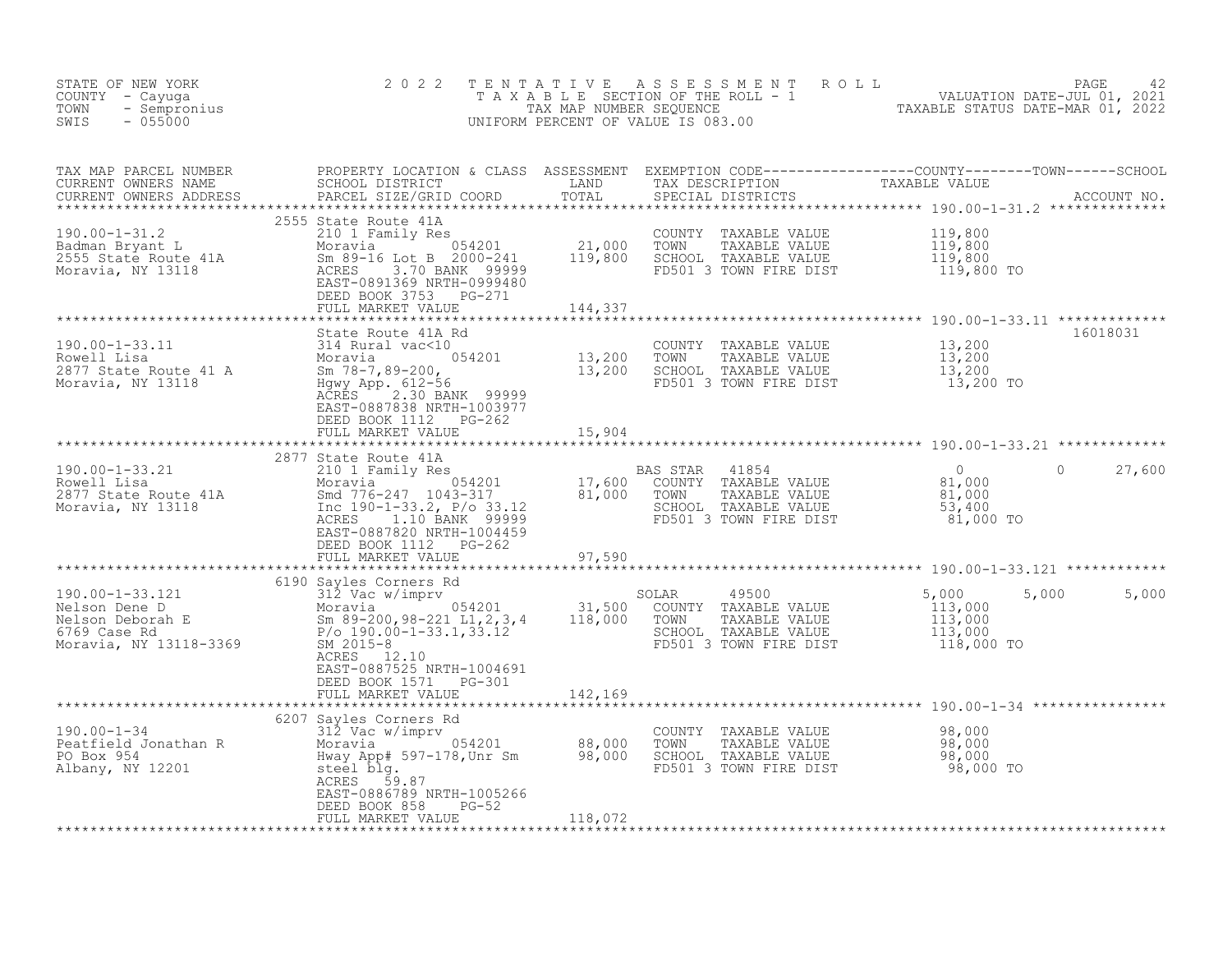STATE OF NEW YORK
COUNTY - Cayuga
TOWN - Sempronius
SWIS - 055000

2 0 2 2 T E N T A T I V E A S S E S S M E N T R O L L
T A X A B L E SECTION OF THE ROLL - 1
TAX MAP NUMBER SEQUENCE
UNIFORM PERCENT OF VALUE IS 083.00

VALUATION DATE-JUL 01, 2021
TAXABLE STATUS DATE-MAR 01, 2022

| TAX MAP PARCEL NUMBER / CURRENT OWNERS NAME / CURRENT OWNERS ADDRESS | PROPERTY LOCATION & CLASS / SCHOOL DISTRICT / PARCEL SIZE/GRID COORD | ASSESSMENT LAND / TOTAL | EXEMPTION CODE / TAX DESCRIPTION / SPECIAL DISTRICTS | COUNTY TAXABLE VALUE | TOWN | SCHOOL | ACCOUNT NO. |
|---|---|---|---|---|---|---|---|
| **190.00-1-31.2** | 2555 State Route 41A | | | | | | |
| 190.00-1-31.2 | 210 1 Family Res | | COUNTY TAXABLE VALUE | 119,800 | | | |
| Badman Bryant L | Moravia 054201 | 21,000 | TOWN TAXABLE VALUE | 119,800 | | | |
| 2555 State Route 41A | Sm 89-16 Lot B 2000-241 | 119,800 | SCHOOL TAXABLE VALUE | 119,800 | | | |
| Moravia, NY 13118 | ACRES 3.70 BANK 99999 | | FD501 3 TOWN FIRE DIST | 119,800 TO | | | |
| | EAST-0891369 NRTH-0999480 | | | | | | |
| | DEED BOOK 3753 PG-271 | | | | | | |
| | FULL MARKET VALUE | 144,337 | | | | | |
| **190.00-1-33.11** | State Route 41A Rd | | | | | | 16018031 |
| 190.00-1-33.11 | 314 Rural vac<10 | | COUNTY TAXABLE VALUE | 13,200 | | | |
| Rowell Lisa | Moravia 054201 | 13,200 | TOWN TAXABLE VALUE | 13,200 | | | |
| 2877 State Route 41 A | Sm 78-7,89-200, | 13,200 | SCHOOL TAXABLE VALUE | 13,200 | | | |
| Moravia, NY 13118 | Hgwy App. 612-56 | | FD501 3 TOWN FIRE DIST | 13,200 TO | | | |
| | ACRES 2.30 BANK 99999 | | | | | | |
| | EAST-0887838 NRTH-1003977 | | | | | | |
| | DEED BOOK 1112 PG-262 | | | | | | |
| | FULL MARKET VALUE | 15,904 | | | | | |
| **190.00-1-33.21** | 2877 State Route 41A | | | | | | |
| 190.00-1-33.21 | 210 1 Family Res | | BAS STAR 41854 | 0 | 0 | 27,600 | |
| Rowell Lisa | Moravia 054201 | 17,600 | COUNTY TAXABLE VALUE | 81,000 | | | |
| 2877 State Route 41A | Smd 776-247 1043-317 | 81,000 | TOWN TAXABLE VALUE | 81,000 | | | |
| Moravia, NY 13118 | Inc 190-1-33.2, P/o 33.12 | | SCHOOL TAXABLE VALUE | 53,400 | | | |
| | ACRES 1.10 BANK 99999 | | FD501 3 TOWN FIRE DIST | 81,000 TO | | | |
| | EAST-0887820 NRTH-1004459 | | | | | | |
| | DEED BOOK 1112 PG-262 | | | | | | |
| | FULL MARKET VALUE | 97,590 | | | | | |
| **190.00-1-33.121** | 6190 Sayles Corners Rd | | | | | | |
| 190.00-1-33.121 | 312 Vac w/imprv | | SOLAR 49500 | 5,000 | 5,000 | 5,000 | |
| Nelson Dene D | Moravia 054201 | 31,500 | COUNTY TAXABLE VALUE | 113,000 | | | |
| Nelson Deborah E | Sm 89-200,98-221 L1,2,3,4 | 118,000 | TOWN TAXABLE VALUE | 113,000 | | | |
| 6769 Case Rd | P/o 190.00-1-33.1,33.12 | | SCHOOL TAXABLE VALUE | 113,000 | | | |
| Moravia, NY 13118-3369 | SM 2015-8 | | FD501 3 TOWN FIRE DIST | 118,000 TO | | | |
| | ACRES 12.10 | | | | | | |
| | EAST-0887525 NRTH-1004691 | | | | | | |
| | DEED BOOK 1571 PG-301 | | | | | | |
| | FULL MARKET VALUE | 142,169 | | | | | |
| **190.00-1-34** | 6207 Sayles Corners Rd | | | | | | |
| 190.00-1-34 | 312 Vac w/imprv | | COUNTY TAXABLE VALUE | 98,000 | | | |
| Peatfield Jonathan R | Moravia 054201 | 88,000 | TOWN TAXABLE VALUE | 98,000 | | | |
| PO Box 954 | Hway App# 597-178,Unr Sm | 98,000 | SCHOOL TAXABLE VALUE | 98,000 | | | |
| Albany, NY 12201 | steel blg. | | FD501 3 TOWN FIRE DIST | 98,000 TO | | | |
| | ACRES 59.87 | | | | | | |
| | EAST-0886789 NRTH-1005266 | | | | | | |
| | DEED BOOK 858 PG-52 | | | | | | |
| | FULL MARKET VALUE | 118,072 | | | | | |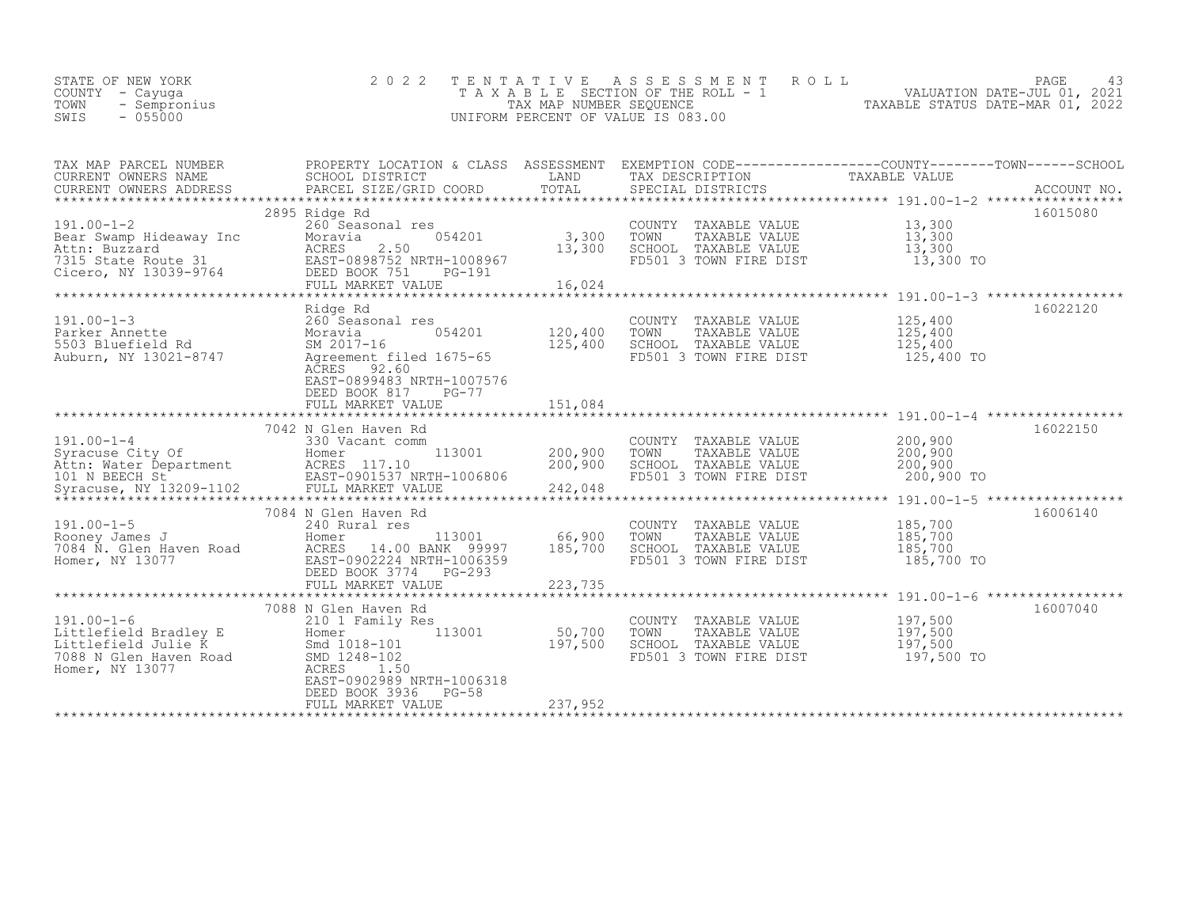STATE OF NEW YORK
COUNTY - Cayuga
TOWN - Sempronius
SWIS - 055000

2 0 2 2 T E N T A T I V E A S S E S S M E N T R O L L
T A X A B L E SECTION OF THE ROLL - 1
TAX MAP NUMBER SEQUENCE
UNIFORM PERCENT OF VALUE IS 083.00

VALUATION DATE-JUL 01, 2021
TAXABLE STATUS DATE-MAR 01, 2022

| TAX MAP PARCEL NUMBER / CURRENT OWNERS NAME / CURRENT OWNERS ADDRESS | PROPERTY LOCATION & CLASS / SCHOOL DISTRICT / PARCEL SIZE/GRID COORD | ASSESSMENT LAND / TOTAL | EXEMPTION CODE / TAX DESCRIPTION / SPECIAL DISTRICTS | TAXABLE VALUE (COUNTY / TOWN / SCHOOL) | ACCOUNT NO. |
|---|---|---|---|---|---|
| **191.00-1-2** | 2895 Ridge Rd | | | | 16015080 |
| 191.00-1-2 | 260 Seasonal res | | COUNTY TAXABLE VALUE | 13,300 | |
| Bear Swamp Hideaway Inc | Moravia 054201 | 3,300 | TOWN TAXABLE VALUE | 13,300 | |
| Attn: Buzzard | ACRES 2.50 | 13,300 | SCHOOL TAXABLE VALUE | 13,300 | |
| 7315 State Route 31 | EAST-0898752 NRTH-1008967 | | FD501 3 TOWN FIRE DIST | 13,300 TO | |
| Cicero, NY 13039-9764 | DEED BOOK 751 PG-191 | | | | |
| | FULL MARKET VALUE | 16,024 | | | |
| **191.00-1-3** | Ridge Rd | | | | 16022120 |
| 191.00-1-3 | 260 Seasonal res | | COUNTY TAXABLE VALUE | 125,400 | |
| Parker Annette | Moravia 054201 | 120,400 | TOWN TAXABLE VALUE | 125,400 | |
| 5503 Bluefield Rd | SM 2017-16 | 125,400 | SCHOOL TAXABLE VALUE | 125,400 | |
| Auburn, NY 13021-8747 | Agreement filed 1675-65 | | FD501 3 TOWN FIRE DIST | 125,400 TO | |
| | ACRES 92.60 | | | | |
| | EAST-0899483 NRTH-1007576 | | | | |
| | DEED BOOK 817 PG-77 | | | | |
| | FULL MARKET VALUE | 151,084 | | | |
| **191.00-1-4** | 7042 N Glen Haven Rd | | | | 16022150 |
| 191.00-1-4 | 330 Vacant comm | | COUNTY TAXABLE VALUE | 200,900 | |
| Syracuse City Of | Homer 113001 | 200,900 | TOWN TAXABLE VALUE | 200,900 | |
| Attn: Water Department | ACRES 117.10 | 200,900 | SCHOOL TAXABLE VALUE | 200,900 | |
| 101 N BEECH St | EAST-0901537 NRTH-1006806 | | FD501 3 TOWN FIRE DIST | 200,900 TO | |
| Syracuse, NY 13209-1102 | FULL MARKET VALUE | 242,048 | | | |
| **191.00-1-5** | 7084 N Glen Haven Rd | | | | 16006140 |
| 191.00-1-5 | 240 Rural res | | COUNTY TAXABLE VALUE | 185,700 | |
| Rooney James J | Homer 113001 | 66,900 | TOWN TAXABLE VALUE | 185,700 | |
| 7084 N. Glen Haven Road | ACRES 14.00 BANK 99997 | 185,700 | SCHOOL TAXABLE VALUE | 185,700 | |
| Homer, NY 13077 | EAST-0902224 NRTH-1006359 | | FD501 3 TOWN FIRE DIST | 185,700 TO | |
| | DEED BOOK 3774 PG-293 | | | | |
| | FULL MARKET VALUE | 223,735 | | | |
| **191.00-1-6** | 7088 N Glen Haven Rd | | | | 16007040 |
| 191.00-1-6 | 210 1 Family Res | | COUNTY TAXABLE VALUE | 197,500 | |
| Littlefield Bradley E | Homer 113001 | 50,700 | TOWN TAXABLE VALUE | 197,500 | |
| Littlefield Julie K | Smd 1018-101 | 197,500 | SCHOOL TAXABLE VALUE | 197,500 | |
| 7088 N Glen Haven Road | SMD 1248-102 | | FD501 3 TOWN FIRE DIST | 197,500 TO | |
| Homer, NY 13077 | ACRES 1.50 | | | | |
| | EAST-0902989 NRTH-1006318 | | | | |
| | DEED BOOK 3936 PG-58 | | | | |
| | FULL MARKET VALUE | 237,952 | | | |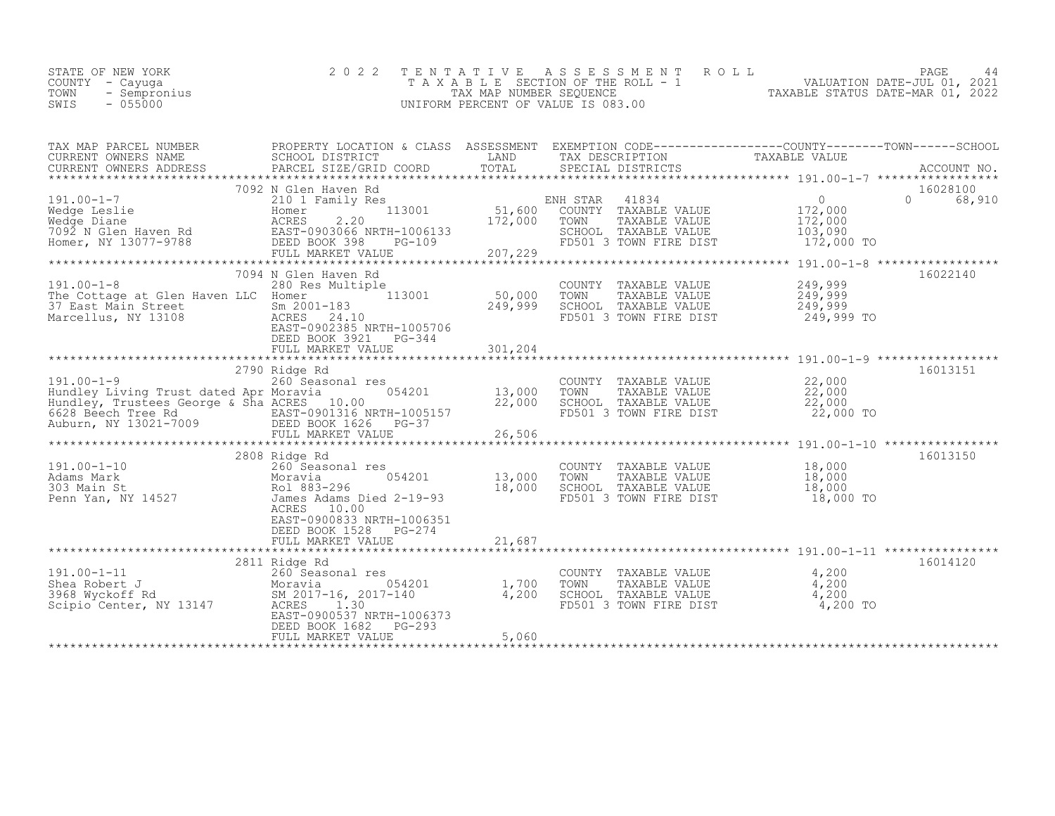STATE OF NEW YORK
COUNTY - Cayuga
TOWN - Sempronius
SWIS - 055000

2022 TENTATIVE ASSESSMENT ROLL
TAXABLE SECTION OF THE ROLL - 1
TAX MAP NUMBER SEQUENCE
UNIFORM PERCENT OF VALUE IS 083.00

VALUATION DATE-JUL 01, 2021
TAXABLE STATUS DATE-MAR 01, 2022

| TAX MAP PARCEL NUMBER / CURRENT OWNERS NAME / CURRENT OWNERS ADDRESS | PROPERTY LOCATION & CLASS / SCHOOL DISTRICT / PARCEL SIZE/GRID COORD | ASSESSMENT LAND / TOTAL | EXEMPTION CODE / TAX DESCRIPTION / SPECIAL DISTRICTS | COUNTY / TOWN / SCHOOL TAXABLE VALUE | ACCOUNT NO. |
|---|---|---|---|---|---|
| **191.00-1-7** | 7092 N Glen Haven Rd | | | | 16028100 |
| Wedge Leslie | 210 1 Family Res | | ENH STAR 41834 | 0 | 0 68,910 |
| Wedge Diane | Homer 113001 | 51,600 | COUNTY TAXABLE VALUE | 172,000 | |
| 7092 N Glen Haven Rd | ACRES 2.20 | 172,000 | TOWN TAXABLE VALUE | 172,000 | |
| Homer, NY 13077-9788 | EAST-0903066 NRTH-1006133 | | SCHOOL TAXABLE VALUE | 103,090 | |
| | DEED BOOK 398 PG-109 | | FD501 3 TOWN FIRE DIST | 172,000 TO | |
| | FULL MARKET VALUE | 207,229 | | | |
| **191.00-1-8** | 7094 N Glen Haven Rd | | | | 16022140 |
| The Cottage at Glen Haven LLC | 280 Res Multiple | | COUNTY TAXABLE VALUE | 249,999 | |
| 37 East Main Street | Homer 113001 | 50,000 | TOWN TAXABLE VALUE | 249,999 | |
| Marcellus, NY 13108 | Sm 2001-183 | 249,999 | SCHOOL TAXABLE VALUE | 249,999 | |
| | ACRES 24.10 | | FD501 3 TOWN FIRE DIST | 249,999 TO | |
| | EAST-0902385 NRTH-1005706 | | | | |
| | DEED BOOK 3921 PG-344 | | | | |
| | FULL MARKET VALUE | 301,204 | | | |
| **191.00-1-9** | 2790 Ridge Rd | | | | 16013151 |
| Hundley Living Trust dated Apr | 260 Seasonal res | | COUNTY TAXABLE VALUE | 22,000 | |
| Hundley, Trustees George & Sha | Moravia 054201 | 13,000 | TOWN TAXABLE VALUE | 22,000 | |
| 6628 Beech Tree Rd | ACRES 10.00 | 22,000 | SCHOOL TAXABLE VALUE | 22,000 | |
| Auburn, NY 13021-7009 | EAST-0901316 NRTH-1005157 | | FD501 3 TOWN FIRE DIST | 22,000 TO | |
| | DEED BOOK 1626 PG-37 | | | | |
| | FULL MARKET VALUE | 26,506 | | | |
| **191.00-1-10** | 2808 Ridge Rd | | | | 16013150 |
| Adams Mark | 260 Seasonal res | | COUNTY TAXABLE VALUE | 18,000 | |
| 303 Main St | Moravia 054201 | 13,000 | TOWN TAXABLE VALUE | 18,000 | |
| Penn Yan, NY 14527 | Rol 883-296 | 18,000 | SCHOOL TAXABLE VALUE | 18,000 | |
| | James Adams Died 2-19-93 | | FD501 3 TOWN FIRE DIST | 18,000 TO | |
| | ACRES 10.00 | | | | |
| | EAST-0900833 NRTH-1006351 | | | | |
| | DEED BOOK 1528 PG-274 | | | | |
| | FULL MARKET VALUE | 21,687 | | | |
| **191.00-1-11** | 2811 Ridge Rd | | | | 16014120 |
| Shea Robert J | 260 Seasonal res | | COUNTY TAXABLE VALUE | 4,200 | |
| 3968 Wyckoff Rd | Moravia 054201 | 1,700 | TOWN TAXABLE VALUE | 4,200 | |
| Scipio Center, NY 13147 | SM 2017-16, 2017-140 | 4,200 | SCHOOL TAXABLE VALUE | 4,200 | |
| | ACRES 1.30 | | FD501 3 TOWN FIRE DIST | 4,200 TO | |
| | EAST-0900537 NRTH-1006373 | | | | |
| | DEED BOOK 1682 PG-293 | | | | |
| | FULL MARKET VALUE | 5,060 | | | |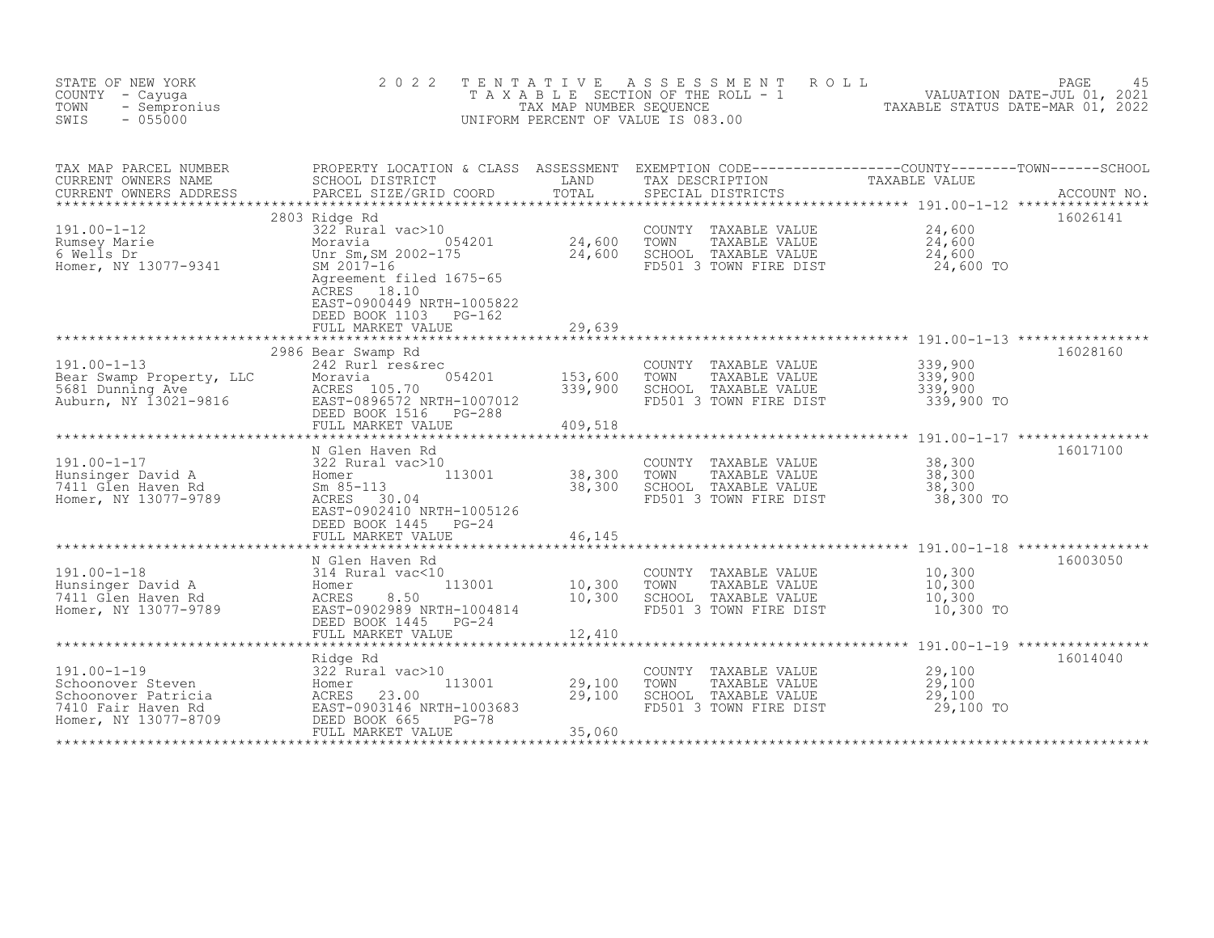STATE OF NEW YORK
COUNTY - Cayuga
TOWN - Sempronius
SWIS - 055000

2022 TENTATIVE ASSESSMENT ROLL
TAXABLE SECTION OF THE ROLL - 1
TAX MAP NUMBER SEQUENCE
UNIFORM PERCENT OF VALUE IS 083.00

VALUATION DATE-JUL 01, 2021
TAXABLE STATUS DATE-MAR 01, 2022

| TAX MAP PARCEL NUMBER / CURRENT OWNERS NAME / CURRENT OWNERS ADDRESS | PROPERTY LOCATION & CLASS / SCHOOL DISTRICT / PARCEL SIZE/GRID COORD | ASSESSMENT LAND / TOTAL | EXEMPTION CODE / TAX DESCRIPTION / SPECIAL DISTRICTS | COUNTY / TOWN / SCHOOL TAXABLE VALUE | ACCOUNT NO. |
|---|---|---|---|---|---|
| 191.00-1-12 | 2803 Ridge Rd | | | | 16026141 |
| Rumsey Marie | 322 Rural vac>10 | | COUNTY TAXABLE VALUE | 24,600 | |
| 6 Wells Dr | Moravia 054201 | 24,600 | TOWN TAXABLE VALUE | 24,600 | |
| Homer, NY 13077-9341 | Unr Sm,SM 2002-175 | 24,600 | SCHOOL TAXABLE VALUE | 24,600 | |
| | SM 2017-16 | | FD501 3 TOWN FIRE DIST | 24,600 TO | |
| | Agreement filed 1675-65 | | | | |
| | ACRES 18.10 | | | | |
| | EAST-0900449 NRTH-1005822 | | | | |
| | DEED BOOK 1103 PG-162 | | | | |
| | FULL MARKET VALUE | 29,639 | | | |
| 191.00-1-13 | 2986 Bear Swamp Rd | | | | 16028160 |
| Bear Swamp Property, LLC | 242 Rurl res&rec | | COUNTY TAXABLE VALUE | 339,900 | |
| 5681 Dunning Ave | Moravia 054201 | 153,600 | TOWN TAXABLE VALUE | 339,900 | |
| Auburn, NY 13021-9816 | ACRES 105.70 | 339,900 | SCHOOL TAXABLE VALUE | 339,900 | |
| | EAST-0896572 NRTH-1007012 | | FD501 3 TOWN FIRE DIST | 339,900 TO | |
| | DEED BOOK 1516 PG-288 | | | | |
| | FULL MARKET VALUE | 409,518 | | | |
| 191.00-1-17 | N Glen Haven Rd | | | | 16017100 |
| Hunsinger David A | 322 Rural vac>10 | | COUNTY TAXABLE VALUE | 38,300 | |
| 7411 Glen Haven Rd | Homer 113001 | 38,300 | TOWN TAXABLE VALUE | 38,300 | |
| Homer, NY 13077-9789 | Sm 85-113 | 38,300 | SCHOOL TAXABLE VALUE | 38,300 | |
| | ACRES 30.04 | | FD501 3 TOWN FIRE DIST | 38,300 TO | |
| | EAST-0902410 NRTH-1005126 | | | | |
| | DEED BOOK 1445 PG-24 | | | | |
| | FULL MARKET VALUE | 46,145 | | | |
| 191.00-1-18 | N Glen Haven Rd | | | | 16003050 |
| Hunsinger David A | 314 Rural vac<10 | | COUNTY TAXABLE VALUE | 10,300 | |
| 7411 Glen Haven Rd | Homer 113001 | 10,300 | TOWN TAXABLE VALUE | 10,300 | |
| Homer, NY 13077-9789 | ACRES 8.50 | 10,300 | SCHOOL TAXABLE VALUE | 10,300 | |
| | EAST-0902989 NRTH-1004814 | | FD501 3 TOWN FIRE DIST | 10,300 TO | |
| | DEED BOOK 1445 PG-24 | | | | |
| | FULL MARKET VALUE | 12,410 | | | |
| 191.00-1-19 | Ridge Rd | | | | 16014040 |
| Schoonover Steven | 322 Rural vac>10 | | COUNTY TAXABLE VALUE | 29,100 | |
| Schoonover Patricia | Homer 113001 | 29,100 | TOWN TAXABLE VALUE | 29,100 | |
| 7410 Fair Haven Rd | ACRES 23.00 | 29,100 | SCHOOL TAXABLE VALUE | 29,100 | |
| Homer, NY 13077-8709 | EAST-0903146 NRTH-1003683 | | FD501 3 TOWN FIRE DIST | 29,100 TO | |
| | DEED BOOK 665 PG-78 | | | | |
| | FULL MARKET VALUE | 35,060 | | | |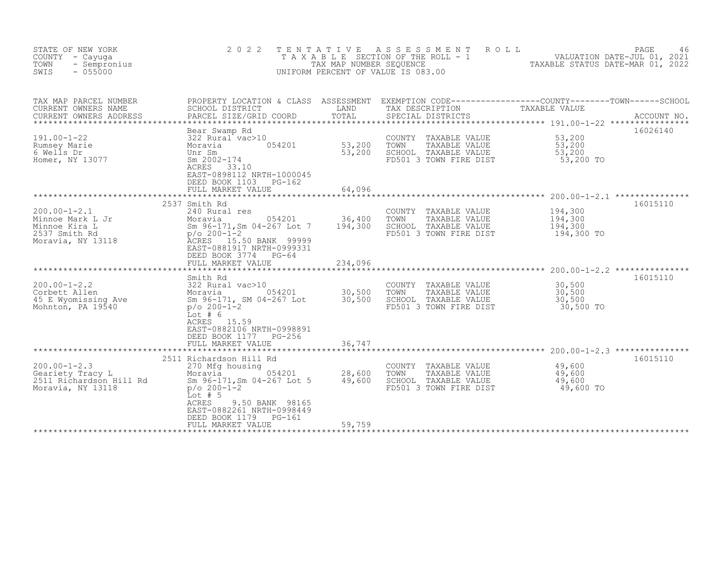STATE OF NEW YORK
COUNTY - Cayuga
TOWN - Sempronius
SWIS - 055000

2 0 2 2 T E N T A T I V E A S S E S S M E N T R O L L
T A X A B L E SECTION OF THE ROLL - 1
TAX MAP NUMBER SEQUENCE
UNIFORM PERCENT OF VALUE IS 083.00

VALUATION DATE-JUL 01, 2021
TAXABLE STATUS DATE-MAR 01, 2022

| TAX MAP PARCEL NUMBER / CURRENT OWNERS NAME / CURRENT OWNERS ADDRESS | PROPERTY LOCATION & CLASS / SCHOOL DISTRICT / PARCEL SIZE/GRID COORD | ASSESSMENT LAND / TOTAL | EXEMPTION CODE / TAX DESCRIPTION / SPECIAL DISTRICTS | TAXABLE VALUE (COUNTY / TOWN / SCHOOL) | ACCOUNT NO. |
|---|---|---|---|---|---|
| 191.00-1-22<br>Rumsey Marie<br>6 Wells Dr<br>Homer, NY 13077 | Bear Swamp Rd<br>322 Rural vac>10<br>Moravia 054201<br>Unr Sm<br>Sm 2002-174<br>ACRES 33.10<br>EAST-0898112 NRTH-1000045<br>DEED BOOK 1103 PG-162<br>FULL MARKET VALUE | 53,200<br>53,200<br><br><br><br><br><br>64,096 | COUNTY TAXABLE VALUE<br>TOWN TAXABLE VALUE<br>SCHOOL TAXABLE VALUE<br>FD501 3 TOWN FIRE DIST | 53,200<br>53,200<br>53,200<br>53,200 TO | 16026140 |
| 200.00-1-2.1<br>Minnoe Mark L Jr<br>Minnoe Kira L<br>2537 Smith Rd<br>Moravia, NY 13118 | 2537 Smith Rd<br>240 Rural res<br>Moravia 054201<br>Sm 96-171,Sm 04-267 Lot 7<br>p/o 200-1-2<br>ACRES 15.50 BANK 99999<br>EAST-0881917 NRTH-0999331<br>DEED BOOK 3774 PG-64<br>FULL MARKET VALUE | 36,400<br>194,300<br><br><br><br><br><br>234,096 | COUNTY TAXABLE VALUE<br>TOWN TAXABLE VALUE<br>SCHOOL TAXABLE VALUE<br>FD501 3 TOWN FIRE DIST | 194,300<br>194,300<br>194,300<br>194,300 TO | 16015110 |
| 200.00-1-2.2<br>Corbett Allen<br>45 E Wyomissing Ave<br>Mohnton, PA 19540 | Smith Rd<br>322 Rural vac>10<br>Moravia 054201<br>Sm 96-171, SM 04-267 Lot<br>p/o 200-1-2<br>Lot # 6<br>ACRES 15.59<br>EAST-0882106 NRTH-0998891<br>DEED BOOK 1177 PG-256<br>FULL MARKET VALUE | 30,500<br>30,500<br><br><br><br><br><br><br>36,747 | COUNTY TAXABLE VALUE<br>TOWN TAXABLE VALUE<br>SCHOOL TAXABLE VALUE<br>FD501 3 TOWN FIRE DIST | 30,500<br>30,500<br>30,500<br>30,500 TO | 16015110 |
| 200.00-1-2.3<br>Geariety Tracy L<br>2511 Richardson Hill Rd<br>Moravia, NY 13118 | 2511 Richardson Hill Rd<br>270 Mfg housing<br>Moravia 054201<br>Sm 96-171,Sm 04-267 Lot 5<br>p/o 200-1-2<br>Lot # 5<br>ACRES 9.50 BANK 98165<br>EAST-0882261 NRTH-0998449<br>DEED BOOK 1179 PG-161<br>FULL MARKET VALUE | 28,600<br>49,600<br><br><br><br><br><br><br>59,759 | COUNTY TAXABLE VALUE<br>TOWN TAXABLE VALUE<br>SCHOOL TAXABLE VALUE<br>FD501 3 TOWN FIRE DIST | 49,600<br>49,600<br>49,600<br>49,600 TO | 16015110 |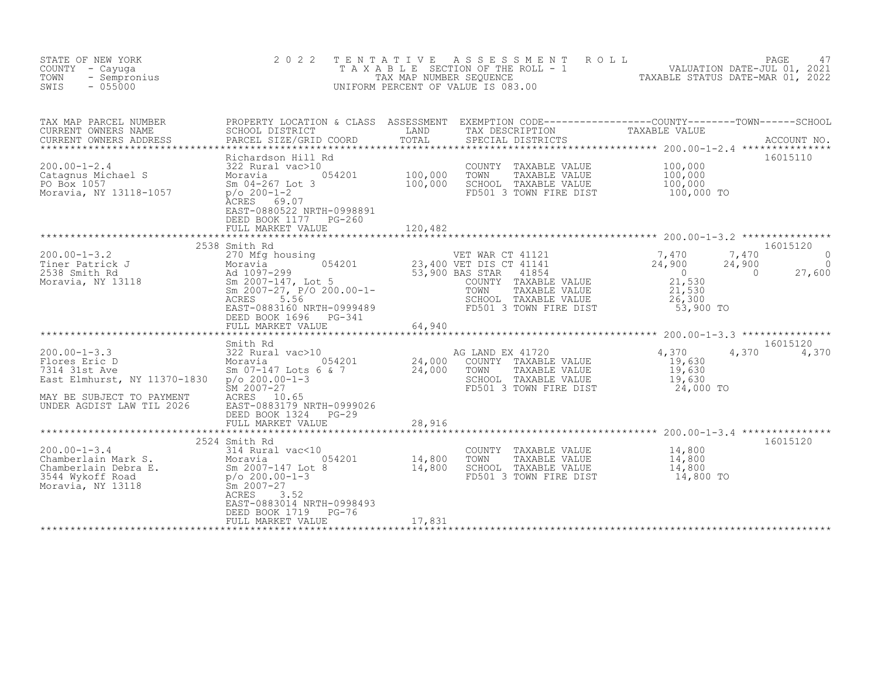STATE OF NEW YORK
COUNTY - Cayuga
TOWN - Sempronius
SWIS - 055000

2022 TENTATIVE ASSESSMENT ROLL
TAXABLE SECTION OF THE ROLL - 1
TAX MAP NUMBER SEQUENCE
UNIFORM PERCENT OF VALUE IS 083.00

VALUATION DATE-JUL 01, 2021
TAXABLE STATUS DATE-MAR 01, 2022

| TAX MAP PARCEL NUMBER / CURRENT OWNERS NAME / CURRENT OWNERS ADDRESS | PROPERTY LOCATION & CLASS / SCHOOL DISTRICT / PARCEL SIZE/GRID COORD | ASSESSMENT LAND / TOTAL | EXEMPTION CODE / TAX DESCRIPTION / SPECIAL DISTRICTS | COUNTY TAXABLE VALUE | TOWN | SCHOOL | ACCOUNT NO. |
|---|---|---|---|---|---|---|---|
| **200.00-1-2.4** | Richardson Hill Rd | | | | | | 16015110 |
| Catagnus Michael S | 322 Rural vac>10 | | COUNTY TAXABLE VALUE | 100,000 | | | |
| PO Box 1057 | Moravia 054201 | 100,000 | TOWN TAXABLE VALUE | 100,000 | | | |
| Moravia, NY 13118-1057 | Sm 04-267 Lot 3 | 100,000 | SCHOOL TAXABLE VALUE | 100,000 | | | |
| | p/o 200-1-2 | | FD501 3 TOWN FIRE DIST | 100,000 TO | | | |
| | ACRES 69.07 | | | | | | |
| | EAST-0880522 NRTH-0998891 | | | | | | |
| | DEED BOOK 1177 PG-260 | | | | | | |
| | FULL MARKET VALUE | 120,482 | | | | | |
| **200.00-1-3.2** | 2538 Smith Rd | | | | | | 16015120 |
| Tiner Patrick J | 270 Mfg housing | | VET WAR CT 41121 | 7,470 | 7,470 | 0 | |
| 2538 Smith Rd | Moravia 054201 | 23,400 | VET DIS CT 41141 | 24,900 | 24,900 | 0 | |
| Moravia, NY 13118 | Ad 1097-299 | 53,900 | BAS STAR 41854 | 0 | 0 | 27,600 | |
| | Sm 2007-147, Lot 5 | | COUNTY TAXABLE VALUE | 21,530 | | | |
| | Sm 2007-27, P/O 200.00-1- | | TOWN TAXABLE VALUE | 21,530 | | | |
| | ACRES 5.56 | | SCHOOL TAXABLE VALUE | 26,300 | | | |
| | EAST-0883160 NRTH-0999489 | | FD501 3 TOWN FIRE DIST | 53,900 TO | | | |
| | DEED BOOK 1696 PG-341 | | | | | | |
| | FULL MARKET VALUE | 64,940 | | | | | |
| **200.00-1-3.3** | Smith Rd | | | | | | 16015120 |
| Flores Eric D | 322 Rural vac>10 | | AG LAND EX 41720 | 4,370 | 4,370 | 4,370 | |
| 7314 31st Ave | Moravia 054201 | 24,000 | COUNTY TAXABLE VALUE | 19,630 | | | |
| East Elmhurst, NY 11370-1830 | Sm 07-147 Lots 6 & 7 | 24,000 | TOWN TAXABLE VALUE | 19,630 | | | |
| | p/o 200.00-1-3 | | SCHOOL TAXABLE VALUE | 19,630 | | | |
| MAY BE SUBJECT TO PAYMENT | SM 2007-27 | | FD501 3 TOWN FIRE DIST | 24,000 TO | | | |
| UNDER AGDIST LAW TIL 2026 | ACRES 10.65 | | | | | | |
| | EAST-0883179 NRTH-0999026 | | | | | | |
| | DEED BOOK 1324 PG-29 | | | | | | |
| | FULL MARKET VALUE | 28,916 | | | | | |
| **200.00-1-3.4** | 2524 Smith Rd | | | | | | 16015120 |
| Chamberlain Mark S. | 314 Rural vac<10 | | COUNTY TAXABLE VALUE | 14,800 | | | |
| Chamberlain Debra E. | Moravia 054201 | 14,800 | TOWN TAXABLE VALUE | 14,800 | | | |
| 3544 Wykoff Road | Sm 2007-147 Lot 8 | 14,800 | SCHOOL TAXABLE VALUE | 14,800 | | | |
| Moravia, NY 13118 | p/o 200.00-1-3 | | FD501 3 TOWN FIRE DIST | 14,800 TO | | | |
| | Sm 2007-27 | | | | | | |
| | ACRES 3.52 | | | | | | |
| | EAST-0883014 NRTH-0998493 | | | | | | |
| | DEED BOOK 1719 PG-76 | | | | | | |
| | FULL MARKET VALUE | 17,831 | | | | | |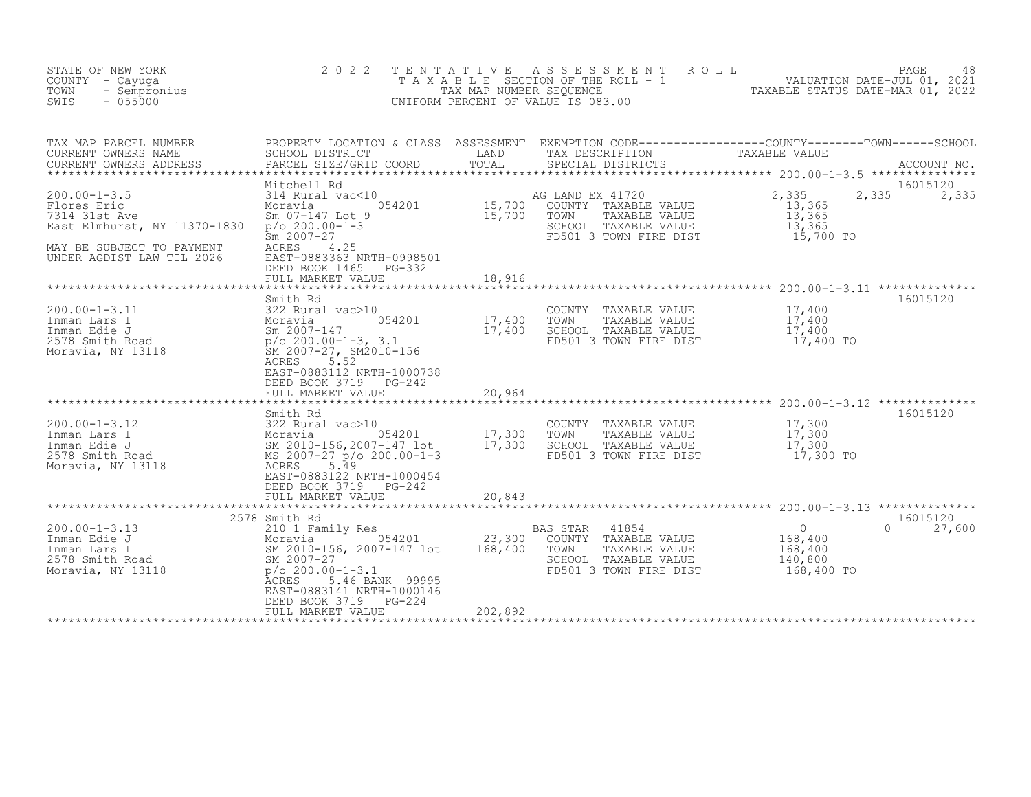STATE OF NEW YORK
COUNTY - Cayuga
TOWN - Sempronius
SWIS - 055000

2022 TENTATIVE ASSESSMENT ROLL
TAXABLE SECTION OF THE ROLL - 1
TAX MAP NUMBER SEQUENCE
UNIFORM PERCENT OF VALUE IS 083.00

VALUATION DATE-JUL 01, 2021
TAXABLE STATUS DATE-MAR 01, 2022

| TAX MAP PARCEL NUMBER / CURRENT OWNERS NAME / CURRENT OWNERS ADDRESS | PROPERTY LOCATION & CLASS / SCHOOL DISTRICT / PARCEL SIZE/GRID COORD | ASSESSMENT LAND | TOTAL | EXEMPTION CODE / TAX DESCRIPTION / SPECIAL DISTRICTS | COUNTY TAXABLE VALUE | TOWN | SCHOOL | ACCOUNT NO. |
|---|---|---|---|---|---|---|---|---|
| **200.00-1-3.5** | Mitchell Rd | | | | | | | 16015120 |
| 200.00-1-3.5 | 314 Rural vac<10 | | | AG LAND EX 41720 | 2,335 | 2,335 | 2,335 | |
| Flores Eric | Moravia 054201 | 15,700 | | COUNTY TAXABLE VALUE | 13,365 | | | |
| 7314 31st Ave | Sm 07-147 Lot 9 | | 15,700 | TOWN TAXABLE VALUE | 13,365 | | | |
| East Elmhurst, NY 11370-1830 | p/o 200.00-1-3 | | | SCHOOL TAXABLE VALUE | 13,365 | | | |
| | Sm 2007-27 | | | FD501 3 TOWN FIRE DIST | 15,700 TO | | | |
| MAY BE SUBJECT TO PAYMENT | ACRES 4.25 | | | | | | | |
| UNDER AGDIST LAW TIL 2026 | EAST-0883363 NRTH-0998501 | | | | | | | |
| | DEED BOOK 1465 PG-332 | | | | | | | |
| | FULL MARKET VALUE | | 18,916 | | | | | |
| **200.00-1-3.11** | Smith Rd | | | | | | | 16015120 |
| 200.00-1-3.11 | 322 Rural vac>10 | | | COUNTY TAXABLE VALUE | 17,400 | | | |
| Inman Lars I | Moravia 054201 | 17,400 | | TOWN TAXABLE VALUE | 17,400 | | | |
| Inman Edie J | Sm 2007-147 | | 17,400 | SCHOOL TAXABLE VALUE | 17,400 | | | |
| 2578 Smith Road | p/o 200.00-1-3, 3.1 | | | FD501 3 TOWN FIRE DIST | 17,400 TO | | | |
| Moravia, NY 13118 | SM 2007-27, SM2010-156 | | | | | | | |
| | ACRES 5.52 | | | | | | | |
| | EAST-0883112 NRTH-1000738 | | | | | | | |
| | DEED BOOK 3719 PG-242 | | | | | | | |
| | FULL MARKET VALUE | | 20,964 | | | | | |
| **200.00-1-3.12** | Smith Rd | | | | | | | 16015120 |
| 200.00-1-3.12 | 322 Rural vac>10 | | | COUNTY TAXABLE VALUE | 17,300 | | | |
| Inman Lars I | Moravia 054201 | 17,300 | | TOWN TAXABLE VALUE | 17,300 | | | |
| Inman Edie J | SM 2010-156,2007-147 lot | | 17,300 | SCHOOL TAXABLE VALUE | 17,300 | | | |
| 2578 Smith Road | MS 2007-27 p/o 200.00-1-3 | | | FD501 3 TOWN FIRE DIST | 17,300 TO | | | |
| Moravia, NY 13118 | ACRES 5.49 | | | | | | | |
| | EAST-0883122 NRTH-1000454 | | | | | | | |
| | DEED BOOK 3719 PG-242 | | | | | | | |
| | FULL MARKET VALUE | | 20,843 | | | | | |
| **200.00-1-3.13** | 2578 Smith Rd | | | | | | | 16015120 |
| 200.00-1-3.13 | 210 1 Family Res | | | BAS STAR 41854 | 0 | | 0 | 27,600 |
| Inman Edie J | Moravia 054201 | 23,300 | | COUNTY TAXABLE VALUE | 168,400 | | | |
| Inman Lars I | SM 2010-156, 2007-147 lot | | 168,400 | TOWN TAXABLE VALUE | 168,400 | | | |
| 2578 Smith Road | SM 2007-27 | | | SCHOOL TAXABLE VALUE | 140,800 | | | |
| Moravia, NY 13118 | p/o 200.00-1-3.1 | | | FD501 3 TOWN FIRE DIST | 168,400 TO | | | |
| | ACRES 5.46 BANK 99995 | | | | | | | |
| | EAST-0883141 NRTH-1000146 | | | | | | | |
| | DEED BOOK 3719 PG-224 | | | | | | | |
| | FULL MARKET VALUE | | 202,892 | | | | | |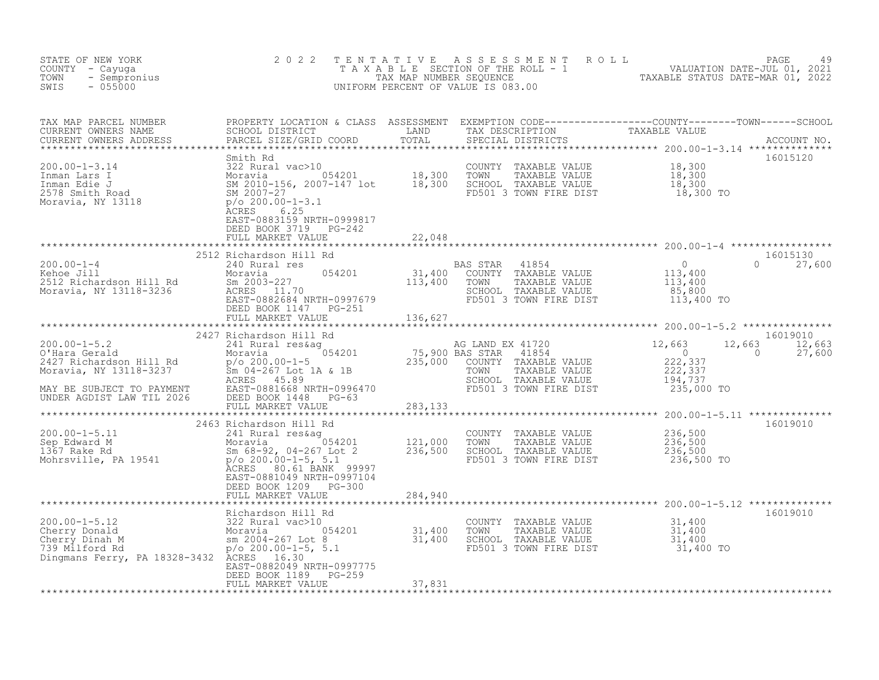STATE OF NEW YORK
COUNTY - Cayuga
TOWN - Sempronius
SWIS - 055000

2 0 2 2 T E N T A T I V E A S S E S S M E N T R O L L
T A X A B L E SECTION OF THE ROLL - 1
TAX MAP NUMBER SEQUENCE
UNIFORM PERCENT OF VALUE IS 083.00

VALUATION DATE-JUL 01, 2021
TAXABLE STATUS DATE-MAR 01, 2022

| TAX MAP PARCEL NUMBER / CURRENT OWNERS NAME / CURRENT OWNERS ADDRESS | PROPERTY LOCATION & CLASS / SCHOOL DISTRICT / PARCEL SIZE/GRID COORD | ASSESSMENT LAND | ASSESSMENT TOTAL | EXEMPTION CODE / TAX DESCRIPTION / SPECIAL DISTRICTS | COUNTY TAXABLE VALUE | TOWN | SCHOOL | ACCOUNT NO. |
|---|---|---|---|---|---|---|---|---|
| 200.00-1-3.14 | Smith Rd | | | | | | | 16015120 |
| Inman Lars I | 322 Rural vac>10 | | | COUNTY TAXABLE VALUE | 18,300 | | | |
| Inman Edie J | Moravia 054201 | 18,300 | | TOWN TAXABLE VALUE | 18,300 | | | |
| 2578 Smith Road | SM 2010-156, 2007-147 lot | | 18,300 | SCHOOL TAXABLE VALUE | 18,300 | | | |
| Moravia, NY 13118 | SM 2007-27 | | | FD501 3 TOWN FIRE DIST | 18,300 TO | | | |
| | p/o 200.00-1-3.1 | | | | | | | |
| | ACRES 6.25 | | | | | | | |
| | EAST-0883159 NRTH-0999817 | | | | | | | |
| | DEED BOOK 3719 PG-242 | | | | | | | |
| | FULL MARKET VALUE | | 22,048 | | | | | |
| 200.00-1-4 | 2512 Richardson Hill Rd | | | | | | | 16015130 |
| Kehoe Jill | 240 Rural res | | | BAS STAR 41854 | 0 | 0 | 27,600 | |
| 2512 Richardson Hill Rd | Moravia 054201 | 31,400 | | COUNTY TAXABLE VALUE | 113,400 | | | |
| Moravia, NY 13118-3236 | Sm 2003-227 | | 113,400 | TOWN TAXABLE VALUE | 113,400 | | | |
| | ACRES 11.70 | | | SCHOOL TAXABLE VALUE | 85,800 | | | |
| | EAST-0882684 NRTH-0997679 | | | FD501 3 TOWN FIRE DIST | 113,400 TO | | | |
| | DEED BOOK 1147 PG-251 | | | | | | | |
| | FULL MARKET VALUE | | 136,627 | | | | | |
| 200.00-1-5.2 | 2427 Richardson Hill Rd | | | | | | | 16019010 |
| O'Hara Gerald | 241 Rural res&ag | | | AG LAND EX 41720 | 12,663 | 12,663 | 12,663 | |
| 2427 Richardson Hill Rd | Moravia 054201 | 75,900 | | BAS STAR 41854 | 0 | 0 | 27,600 | |
| Moravia, NY 13118-3237 | p/o 200.00-1-5 | | 235,000 | COUNTY TAXABLE VALUE | 222,337 | | | |
| | Sm 04-267 Lot 1A & 1B | | | TOWN TAXABLE VALUE | 222,337 | | | |
| | ACRES 45.89 | | | SCHOOL TAXABLE VALUE | 194,737 | | | |
| MAY BE SUBJECT TO PAYMENT | EAST-0881668 NRTH-0996470 | | | FD501 3 TOWN FIRE DIST | 235,000 TO | | | |
| UNDER AGDIST LAW TIL 2026 | DEED BOOK 1448 PG-63 | | | | | | | |
| | FULL MARKET VALUE | | 283,133 | | | | | |
| 200.00-1-5.11 | 2463 Richardson Hill Rd | | | | | | | 16019010 |
| Sep Edward M | 241 Rural res&ag | | | COUNTY TAXABLE VALUE | 236,500 | | | |
| 1367 Rake Rd | Moravia 054201 | 121,000 | | TOWN TAXABLE VALUE | 236,500 | | | |
| Mohrsville, PA 19541 | Sm 68-92, 04-267 Lot 2 | | 236,500 | SCHOOL TAXABLE VALUE | 236,500 | | | |
| | p/o 200.00-1-5, 5.1 | | | FD501 3 TOWN FIRE DIST | 236,500 TO | | | |
| | ACRES 80.61 BANK 99997 | | | | | | | |
| | EAST-0881049 NRTH-0997104 | | | | | | | |
| | DEED BOOK 1209 PG-300 | | | | | | | |
| | FULL MARKET VALUE | | 284,940 | | | | | |
| 200.00-1-5.12 | Richardson Hill Rd | | | | | | | 16019010 |
| Cherry Donald | 322 Rural vac>10 | | | COUNTY TAXABLE VALUE | 31,400 | | | |
| Cherry Dinah M | Moravia 054201 | 31,400 | | TOWN TAXABLE VALUE | 31,400 | | | |
| 739 Milford Rd | sm 2004-267 Lot 8 | | 31,400 | SCHOOL TAXABLE VALUE | 31,400 | | | |
| Dingmans Ferry, PA 18328-3432 | p/o 200.00-1-5, 5.1 | | | FD501 3 TOWN FIRE DIST | 31,400 TO | | | |
| | ACRES 16.30 | | | | | | | |
| | EAST-0882049 NRTH-0997775 | | | | | | | |
| | DEED BOOK 1189 PG-259 | | | | | | | |
| | FULL MARKET VALUE | | 37,831 | | | | | |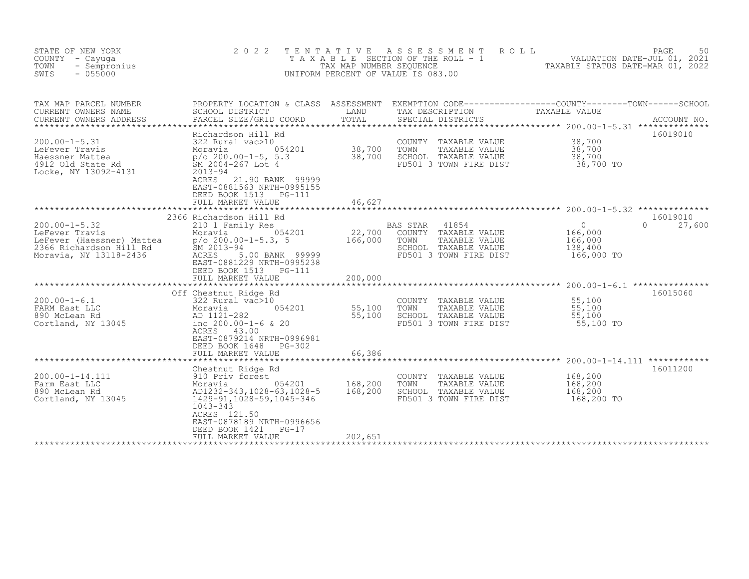STATE OF NEW YORK
COUNTY - Cayuga
TOWN - Sempronius
SWIS - 055000

2022 TENTATIVE ASSESSMENT ROLL
TAXABLE SECTION OF THE ROLL - 1
TAX MAP NUMBER SEQUENCE
UNIFORM PERCENT OF VALUE IS 083.00

VALUATION DATE-JUL 01, 2021
TAXABLE STATUS DATE-MAR 01, 2022

| TAX MAP PARCEL NUMBER / CURRENT OWNERS NAME / CURRENT OWNERS ADDRESS | PROPERTY LOCATION & CLASS / SCHOOL DISTRICT / PARCEL SIZE/GRID COORD | ASSESSMENT LAND / TOTAL | EXEMPTION CODE / TAX DESCRIPTION / SPECIAL DISTRICTS | COUNTY / TOWN / SCHOOL TAXABLE VALUE | ACCOUNT NO. |
|---|---|---|---|---|---|
| **200.00-1-5.31** | Richardson Hill Rd | | | | 16019010 |
| LeFever Travis | 322 Rural vac>10 | | COUNTY TAXABLE VALUE | 38,700 | |
| Haessner Mattea | Moravia 054201 | 38,700 | TOWN TAXABLE VALUE | 38,700 | |
| 4912 Old State Rd | p/o 200.00-1-5, 5.3 | 38,700 | SCHOOL TAXABLE VALUE | 38,700 | |
| Locke, NY 13092-4131 | SM 2004-267 Lot 4 | | FD501 3 TOWN FIRE DIST | 38,700 TO | |
| | 2013-94 | | | | |
| | ACRES 21.90 BANK 99999 | | | | |
| | EAST-0881563 NRTH-0995155 | | | | |
| | DEED BOOK 1513 PG-111 | | | | |
| | FULL MARKET VALUE | 46,627 | | | |
| **200.00-1-5.32** | 2366 Richardson Hill Rd | | | | 16019010 |
| LeFever Travis | 210 1 Family Res | | BAS STAR 41854 | 0 / 0 / 27,600 | |
| LeFever (Haessner) Mattea | Moravia 054201 | 22,700 | COUNTY TAXABLE VALUE | 166,000 | |
| 2366 Richardson Hill Rd | p/o 200.00-1-5.3, 5 | 166,000 | TOWN TAXABLE VALUE | 166,000 | |
| Moravia, NY 13118-2436 | SM 2013-94 | | SCHOOL TAXABLE VALUE | 138,400 | |
| | ACRES 5.00 BANK 99999 | | FD501 3 TOWN FIRE DIST | 166,000 TO | |
| | EAST-0881229 NRTH-0995238 | | | | |
| | DEED BOOK 1513 PG-111 | | | | |
| | FULL MARKET VALUE | 200,000 | | | |
| **200.00-1-6.1** | Off Chestnut Ridge Rd | | | | 16015060 |
| FARM East LLC | 322 Rural vac>10 | | COUNTY TAXABLE VALUE | 55,100 | |
| 890 McLean Rd | Moravia 054201 | 55,100 | TOWN TAXABLE VALUE | 55,100 | |
| Cortland, NY 13045 | AD 1121-282 | 55,100 | SCHOOL TAXABLE VALUE | 55,100 | |
| | inc 200.00-1-6 & 20 | | FD501 3 TOWN FIRE DIST | 55,100 TO | |
| | ACRES 43.00 | | | | |
| | EAST-0879214 NRTH-0996981 | | | | |
| | DEED BOOK 1648 PG-302 | | | | |
| | FULL MARKET VALUE | 66,386 | | | |
| **200.00-1-14.111** | Chestnut Ridge Rd | | | | 16011200 |
| Farm East LLC | 910 Priv forest | | COUNTY TAXABLE VALUE | 168,200 | |
| 890 McLean Rd | Moravia 054201 | 168,200 | TOWN TAXABLE VALUE | 168,200 | |
| Cortland, NY 13045 | AD1232-343,1028-63,1028-5 | 168,200 | SCHOOL TAXABLE VALUE | 168,200 | |
| | 1429-91,1028-59,1045-346 | | FD501 3 TOWN FIRE DIST | 168,200 TO | |
| | 1043-343 | | | | |
| | ACRES 121.50 | | | | |
| | EAST-0878189 NRTH-0996656 | | | | |
| | DEED BOOK 1421 PG-17 | | | | |
| | FULL MARKET VALUE | 202,651 | | | |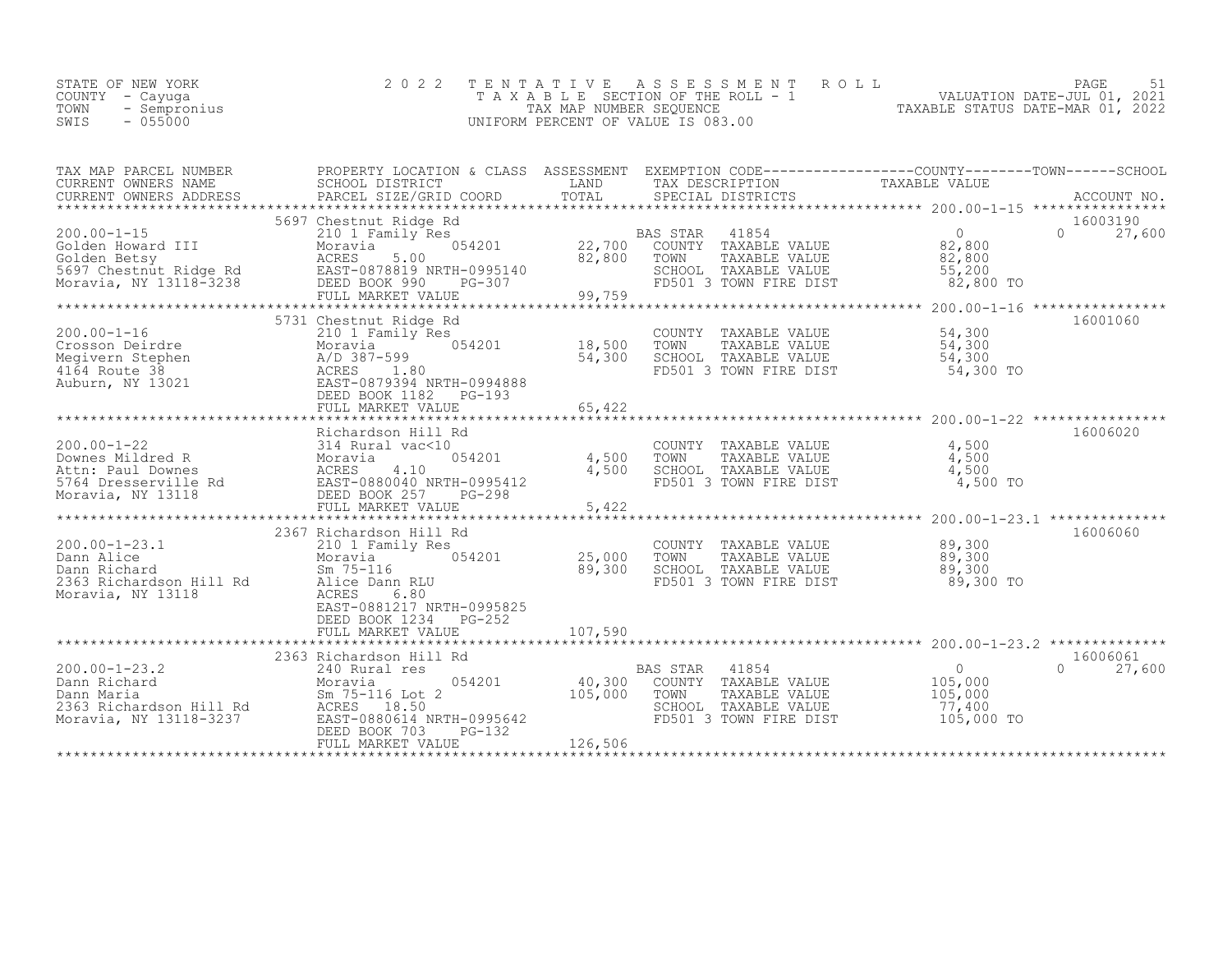STATE OF NEW YORK
COUNTY - Cayuga
TOWN - Sempronius
SWIS - 055000

2022 TENTATIVE ASSESSMENT ROLL
TAXABLE SECTION OF THE ROLL - 1
TAX MAP NUMBER SEQUENCE
UNIFORM PERCENT OF VALUE IS 083.00

VALUATION DATE-JUL 01, 2021
TAXABLE STATUS DATE-MAR 01, 2022

| TAX MAP PARCEL NUMBER / CURRENT OWNERS NAME / CURRENT OWNERS ADDRESS | PROPERTY LOCATION & CLASS / SCHOOL DISTRICT / PARCEL SIZE/GRID COORD | ASSESSMENT LAND / TOTAL | EXEMPTION CODE / TAX DESCRIPTION / SPECIAL DISTRICTS | COUNTY / TOWN / SCHOOL TAXABLE VALUE | ACCOUNT NO. |
|---|---|---|---|---|---|
| 200.00-1-15 | 5697 Chestnut Ridge Rd | | | | 16003190 |
| Golden Howard III | 210 1 Family Res | | BAS STAR 41854 | 0 | 0 27,600 |
| Golden Betsy | Moravia 054201 | 22,700 | COUNTY TAXABLE VALUE | 82,800 | |
| 5697 Chestnut Ridge Rd | ACRES 5.00 | 82,800 | TOWN TAXABLE VALUE | 82,800 | |
| Moravia, NY 13118-3238 | EAST-0878819 NRTH-0995140 | | SCHOOL TAXABLE VALUE | 55,200 | |
| | DEED BOOK 990 PG-307 | | FD501 3 TOWN FIRE DIST | 82,800 TO | |
| | FULL MARKET VALUE | 99,759 | | | |
| 200.00-1-16 | 5731 Chestnut Ridge Rd | | | | 16001060 |
| Crosson Deirdre | 210 1 Family Res | | COUNTY TAXABLE VALUE | 54,300 | |
| Megivern Stephen | Moravia 054201 | 18,500 | TOWN TAXABLE VALUE | 54,300 | |
| 4164 Route 38 | A/D 387-599 | 54,300 | SCHOOL TAXABLE VALUE | 54,300 | |
| Auburn, NY 13021 | ACRES 1.80 | | FD501 3 TOWN FIRE DIST | 54,300 TO | |
| | EAST-0879394 NRTH-0994888 | | | | |
| | DEED BOOK 1182 PG-193 | | | | |
| | FULL MARKET VALUE | 65,422 | | | |
| 200.00-1-22 | Richardson Hill Rd | | | | 16006020 |
| Downes Mildred R | 314 Rural vac<10 | | COUNTY TAXABLE VALUE | 4,500 | |
| Attn: Paul Downes | Moravia 054201 | 4,500 | TOWN TAXABLE VALUE | 4,500 | |
| 5764 Dresserville Rd | ACRES 4.10 | 4,500 | SCHOOL TAXABLE VALUE | 4,500 | |
| Moravia, NY 13118 | EAST-0880040 NRTH-0995412 | | FD501 3 TOWN FIRE DIST | 4,500 TO | |
| | DEED BOOK 257 PG-298 | | | | |
| | FULL MARKET VALUE | 5,422 | | | |
| 200.00-1-23.1 | 2367 Richardson Hill Rd | | | | 16006060 |
| Dann Alice | 210 1 Family Res | | COUNTY TAXABLE VALUE | 89,300 | |
| Dann Richard | Moravia 054201 | 25,000 | TOWN TAXABLE VALUE | 89,300 | |
| 2363 Richardson Hill Rd | Sm 75-116 | 89,300 | SCHOOL TAXABLE VALUE | 89,300 | |
| Moravia, NY 13118 | Alice Dann RLU | | FD501 3 TOWN FIRE DIST | 89,300 TO | |
| | ACRES 6.80 | | | | |
| | EAST-0881217 NRTH-0995825 | | | | |
| | DEED BOOK 1234 PG-252 | | | | |
| | FULL MARKET VALUE | 107,590 | | | |
| 200.00-1-23.2 | 2363 Richardson Hill Rd | | | | 16006061 |
| Dann Richard | 240 Rural res | | BAS STAR 41854 | 0 | 0 27,600 |
| Dann Maria | Moravia 054201 | 40,300 | COUNTY TAXABLE VALUE | 105,000 | |
| 2363 Richardson Hill Rd | Sm 75-116 Lot 2 | 105,000 | TOWN TAXABLE VALUE | 105,000 | |
| Moravia, NY 13118-3237 | ACRES 18.50 | | SCHOOL TAXABLE VALUE | 77,400 | |
| | EAST-0880614 NRTH-0995642 | | FD501 3 TOWN FIRE DIST | 105,000 TO | |
| | DEED BOOK 703 PG-132 | | | | |
| | FULL MARKET VALUE | 126,506 | | | |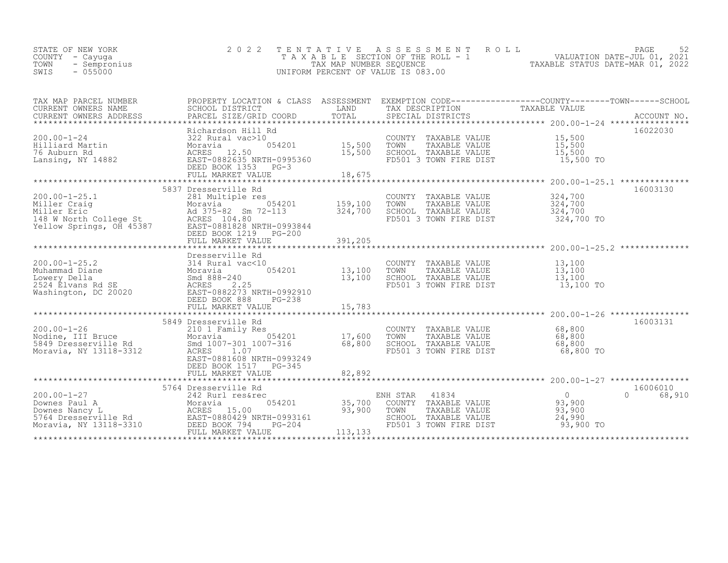STATE OF NEW YORK
COUNTY - Cayuga
TOWN - Sempronius
SWIS - 055000

2 0 2 2 T E N T A T I V E A S S E S S M E N T R O L L
T A X A B L E SECTION OF THE ROLL - 1
TAX MAP NUMBER SEQUENCE
UNIFORM PERCENT OF VALUE IS 083.00

VALUATION DATE-JUL 01, 2021
TAXABLE STATUS DATE-MAR 01, 2022

| TAX MAP PARCEL NUMBER / CURRENT OWNERS NAME / CURRENT OWNERS ADDRESS | PROPERTY LOCATION & CLASS / SCHOOL DISTRICT / PARCEL SIZE/GRID COORD | ASSESSMENT LAND | ASSESSMENT TOTAL | EXEMPTION CODE / TAX DESCRIPTION / SPECIAL DISTRICTS | COUNTY TAXABLE VALUE | TOWN | SCHOOL | ACCOUNT NO. |
|---|---|---|---|---|---|---|---|---|
| 200.00-1-24 | Richardson Hill Rd | | | | | | | 16022030 |
| Hilliard Martin | 322 Rural vac>10 | | | COUNTY TAXABLE VALUE | 15,500 | | | |
| 76 Auburn Rd | Moravia 054201 | 15,500 | | TOWN TAXABLE VALUE | 15,500 | | | |
| Lansing, NY 14882 | ACRES 12.50 | | 15,500 | SCHOOL TAXABLE VALUE | 15,500 | | | |
| | EAST-0882635 NRTH-0995360 | | | FD501 3 TOWN FIRE DIST | 15,500 TO | | | |
| | DEED BOOK 1353 PG-3 | | | | | | | |
| | FULL MARKET VALUE | | 18,675 | | | | | |
| 200.00-1-25.1 | 5837 Dresserville Rd | | | | | | | 16003130 |
| Miller Craig | 281 Multiple res | | | COUNTY TAXABLE VALUE | 324,700 | | | |
| Miller Eric | Moravia 054201 | 159,100 | | TOWN TAXABLE VALUE | 324,700 | | | |
| 148 W North College St | Ad 375-82 Sm 72-113 | | 324,700 | SCHOOL TAXABLE VALUE | 324,700 | | | |
| Yellow Springs, OH 45387 | ACRES 104.80 | | | FD501 3 TOWN FIRE DIST | 324,700 TO | | | |
| | EAST-0881828 NRTH-0993844 | | | | | | | |
| | DEED BOOK 1219 PG-200 | | | | | | | |
| | FULL MARKET VALUE | | 391,205 | | | | | |
| 200.00-1-25.2 | Dresserville Rd | | | | | | | |
| Muhammad Diane | 314 Rural vac<10 | | | COUNTY TAXABLE VALUE | 13,100 | | | |
| Lowery Della | Moravia 054201 | 13,100 | | TOWN TAXABLE VALUE | 13,100 | | | |
| 2524 Elvans Rd SE | Smd 888-240 | | 13,100 | SCHOOL TAXABLE VALUE | 13,100 | | | |
| Washington, DC 20020 | ACRES 2.25 | | | FD501 3 TOWN FIRE DIST | 13,100 TO | | | |
| | EAST-0882273 NRTH-0992910 | | | | | | | |
| | DEED BOOK 888 PG-238 | | | | | | | |
| | FULL MARKET VALUE | | 15,783 | | | | | |
| 200.00-1-26 | 5849 Dresserville Rd | | | | | | | 16003131 |
| Nodine, III Bruce | 210 1 Family Res | | | COUNTY TAXABLE VALUE | 68,800 | | | |
| 5849 Dresserville Rd | Moravia 054201 | 17,600 | | TOWN TAXABLE VALUE | 68,800 | | | |
| Moravia, NY 13118-3312 | Smd 1007-301 1007-316 | | 68,800 | SCHOOL TAXABLE VALUE | 68,800 | | | |
| | ACRES 1.07 | | | FD501 3 TOWN FIRE DIST | 68,800 TO | | | |
| | EAST-0881608 NRTH-0993249 | | | | | | | |
| | DEED BOOK 1517 PG-345 | | | | | | | |
| | FULL MARKET VALUE | | 82,892 | | | | | |
| 200.00-1-27 | 5764 Dresserville Rd | | | | | | | 16006010 |
| Downes Paul A | 242 Rurl res&rec | | | ENH STAR 41834 | 0 | 0 | 68,910 | |
| Downes Nancy L | Moravia 054201 | 35,700 | | COUNTY TAXABLE VALUE | 93,900 | | | |
| 5764 Dresserville Rd | ACRES 15.00 | | 93,900 | TOWN TAXABLE VALUE | 93,900 | | | |
| Moravia, NY 13118-3310 | EAST-0880429 NRTH-0993161 | | | SCHOOL TAXABLE VALUE | 24,990 | | | |
| | DEED BOOK 794 PG-204 | | | FD501 3 TOWN FIRE DIST | 93,900 TO | | | |
| | FULL MARKET VALUE | | 113,133 | | | | | |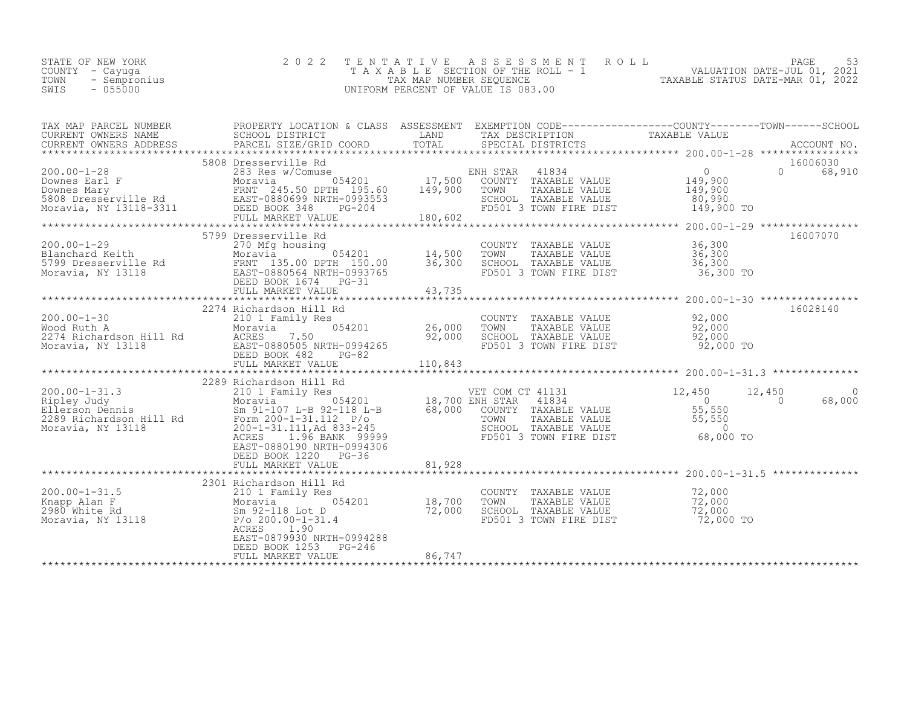STATE OF NEW YORK
COUNTY - Cayuga
TOWN - Sempronius
SWIS - 055000

# 2022 TENTATIVE ASSESSMENT ROLL

TAXABLE SECTION OF THE ROLL - 1
TAX MAP NUMBER SEQUENCE
UNIFORM PERCENT OF VALUE IS 083.00

VALUATION DATE-JUL 01, 2021
TAXABLE STATUS DATE-MAR 01, 2022

| TAX MAP PARCEL NUMBER / CURRENT OWNERS NAME / CURRENT OWNERS ADDRESS | PROPERTY LOCATION & CLASS / SCHOOL DISTRICT / PARCEL SIZE/GRID COORD | ASSESSMENT LAND / TOTAL | EXEMPTION CODE / TAX DESCRIPTION / SPECIAL DISTRICTS | COUNTY TAXABLE VALUE | TOWN | SCHOOL / ACCOUNT NO. |
|---|---|---|---|---|---|---|
| **200.00-1-28** | 5808 Dresserville Rd | | | | | 16006030 |
| | 283 Res w/Comuse | | ENH STAR 41834 | 0 | 0 | 68,910 |
| Downes Earl F | Moravia 054201 | 17,500 | COUNTY TAXABLE VALUE | 149,900 | | |
| Downes Mary | FRNT 245.50 DPTH 195.60 | 149,900 | TOWN TAXABLE VALUE | 149,900 | | |
| 5808 Dresserville Rd | EAST-0880699 NRTH-0993553 | | SCHOOL TAXABLE VALUE | 80,990 | | |
| Moravia, NY 13118-3311 | DEED BOOK 348 PG-204 | | FD501 3 TOWN FIRE DIST | 149,900 TO | | |
| | FULL MARKET VALUE | 180,602 | | | | |
| **200.00-1-29** | 5799 Dresserville Rd | | | | | 16007070 |
| | 270 Mfg housing | | COUNTY TAXABLE VALUE | 36,300 | | |
| Blanchard Keith | Moravia 054201 | 14,500 | TOWN TAXABLE VALUE | 36,300 | | |
| 5799 Dresserville Rd | FRNT 135.00 DPTH 150.00 | 36,300 | SCHOOL TAXABLE VALUE | 36,300 | | |
| Moravia, NY 13118 | EAST-0880564 NRTH-0993765 | | FD501 3 TOWN FIRE DIST | 36,300 TO | | |
| | DEED BOOK 1674 PG-31 | | | | | |
| | FULL MARKET VALUE | 43,735 | | | | |
| **200.00-1-30** | 2274 Richardson Hill Rd | | | | | 16028140 |
| | 210 1 Family Res | | COUNTY TAXABLE VALUE | 92,000 | | |
| Wood Ruth A | Moravia 054201 | 26,000 | TOWN TAXABLE VALUE | 92,000 | | |
| 2274 Richardson Hill Rd | ACRES 7.50 | 92,000 | SCHOOL TAXABLE VALUE | 92,000 | | |
| Moravia, NY 13118 | EAST-0880505 NRTH-0994265 | | FD501 3 TOWN FIRE DIST | 92,000 TO | | |
| | DEED BOOK 482 PG-82 | | | | | |
| | FULL MARKET VALUE | 110,843 | | | | |
| **200.00-1-31.3** | 2289 Richardson Hill Rd | | | | | |
| | 210 1 Family Res | | VET COM CT 41131 | 12,450 | 12,450 | 0 |
| Ripley Judy | Moravia 054201 | 18,700 | ENH STAR 41834 | 0 | 0 | 68,000 |
| Ellerson Dennis | Sm 91-107 L-B 92-118 L-B | 68,000 | COUNTY TAXABLE VALUE | 55,550 | | |
| 2289 Richardson Hill Rd | Form 200-1-31.112 P/o | | TOWN TAXABLE VALUE | 55,550 | | |
| Moravia, NY 13118 | 200-1-31.111,Ad 833-245 | | SCHOOL TAXABLE VALUE | 0 | | |
| | ACRES 1.96 BANK 99999 | | FD501 3 TOWN FIRE DIST | 68,000 TO | | |
| | EAST-0880190 NRTH-0994306 | | | | | |
| | DEED BOOK 1220 PG-36 | | | | | |
| | FULL MARKET VALUE | 81,928 | | | | |
| **200.00-1-31.5** | 2301 Richardson Hill Rd | | | | | |
| | 210 1 Family Res | | COUNTY TAXABLE VALUE | 72,000 | | |
| Knapp Alan F | Moravia 054201 | 18,700 | TOWN TAXABLE VALUE | 72,000 | | |
| 2980 White Rd | Sm 92-118 Lot D | 72,000 | SCHOOL TAXABLE VALUE | 72,000 | | |
| Moravia, NY 13118 | P/o 200.00-1-31.4 | | FD501 3 TOWN FIRE DIST | 72,000 TO | | |
| | ACRES 1.90 | | | | | |
| | EAST-0879930 NRTH-0994288 | | | | | |
| | DEED BOOK 1253 PG-246 | | | | | |
| | FULL MARKET VALUE | 86,747 | | | | |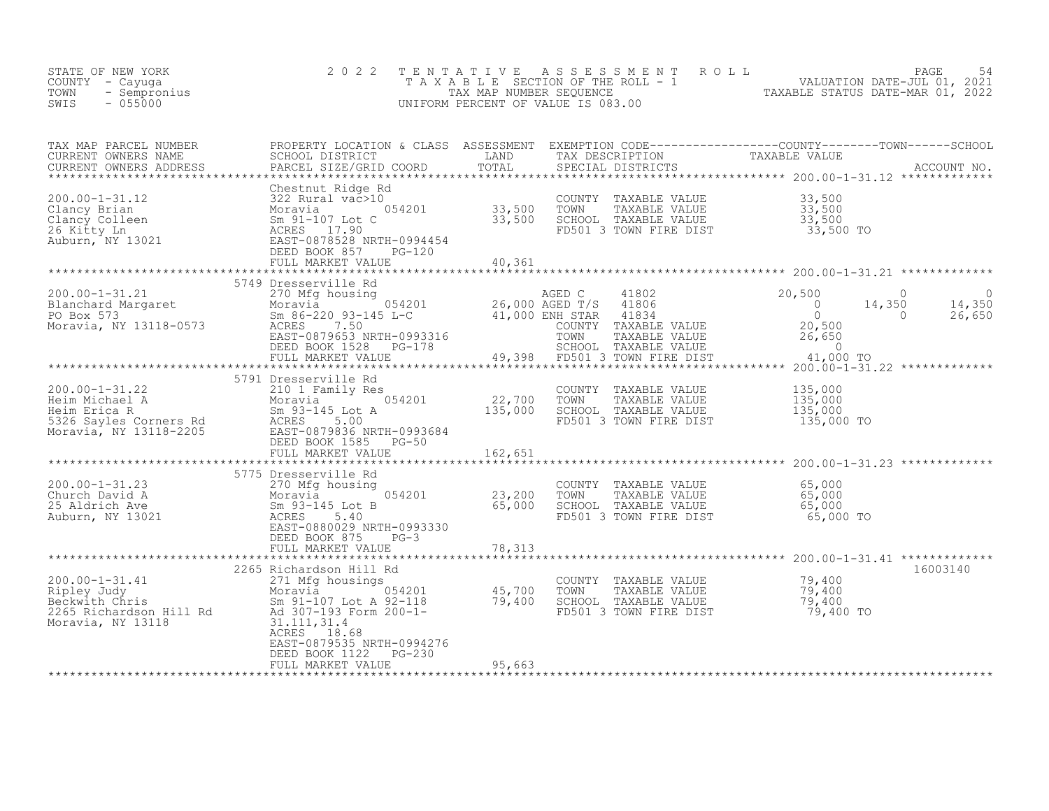STATE OF NEW YORK
COUNTY - Cayuga
TOWN - Sempronius
SWIS - 055000

2022 TENTATIVE ASSESSMENT ROLL
TAXABLE SECTION OF THE ROLL - 1
TAX MAP NUMBER SEQUENCE
UNIFORM PERCENT OF VALUE IS 083.00

VALUATION DATE-JUL 01, 2021
TAXABLE STATUS DATE-MAR 01, 2022

| TAX MAP PARCEL NUMBER / CURRENT OWNERS NAME / CURRENT OWNERS ADDRESS | PROPERTY LOCATION & CLASS / SCHOOL DISTRICT / PARCEL SIZE/GRID COORD | ASSESSMENT LAND | ASSESSMENT TOTAL | EXEMPTION CODE / TAX DESCRIPTION / SPECIAL DISTRICTS | COUNTY TAXABLE VALUE | TOWN | SCHOOL | ACCOUNT NO. |
|---|---|---|---|---|---|---|---|---|
| **200.00-1-31.12** | Chestnut Ridge Rd | | | | | | | |
| Clancy Brian | 322 Rural vac>10 | | | COUNTY TAXABLE VALUE | 33,500 | | | |
| Clancy Colleen | Moravia 054201 | 33,500 | | TOWN TAXABLE VALUE | 33,500 | | | |
| 26 Kitty Ln | Sm 91-107 Lot C | | 33,500 | SCHOOL TAXABLE VALUE | 33,500 | | | |
| Auburn, NY 13021 | ACRES 17.90 | | | FD501 3 TOWN FIRE DIST | 33,500 TO | | | |
| | EAST-0878528 NRTH-0994454 | | | | | | | |
| | DEED BOOK 857 PG-120 | | | | | | | |
| | FULL MARKET VALUE | | 40,361 | | | | | |
| **200.00-1-31.21** | 5749 Dresserville Rd | | | | | | | |
| Blanchard Margaret | 270 Mfg housing | | | AGED C 41802 | 20,500 | 0 | 0 | |
| PO Box 573 | Moravia 054201 | 26,000 | | AGED T/S 41806 | 0 | 14,350 | 14,350 | |
| Moravia, NY 13118-0573 | Sm 86-220 93-145 L-C | | 41,000 | ENH STAR 41834 | 0 | 0 | 26,650 | |
| | ACRES 7.50 | | | COUNTY TAXABLE VALUE | 20,500 | | | |
| | EAST-0879653 NRTH-0993316 | | | TOWN TAXABLE VALUE | 26,650 | | | |
| | DEED BOOK 1528 PG-178 | | | SCHOOL TAXABLE VALUE | 0 | | | |
| | FULL MARKET VALUE | | 49,398 | FD501 3 TOWN FIRE DIST | 41,000 TO | | | |
| **200.00-1-31.22** | 5791 Dresserville Rd | | | | | | | |
| Heim Michael A | 210 1 Family Res | | | COUNTY TAXABLE VALUE | 135,000 | | | |
| Heim Erica R | Moravia 054201 | 22,700 | | TOWN TAXABLE VALUE | 135,000 | | | |
| 5326 Sayles Corners Rd | Sm 93-145 Lot A | | 135,000 | SCHOOL TAXABLE VALUE | 135,000 | | | |
| Moravia, NY 13118-2205 | ACRES 5.00 | | | FD501 3 TOWN FIRE DIST | 135,000 TO | | | |
| | EAST-0879836 NRTH-0993684 | | | | | | | |
| | DEED BOOK 1585 PG-50 | | | | | | | |
| | FULL MARKET VALUE | | 162,651 | | | | | |
| **200.00-1-31.23** | 5775 Dresserville Rd | | | | | | | |
| Church David A | 270 Mfg housing | | | COUNTY TAXABLE VALUE | 65,000 | | | |
| 25 Aldrich Ave | Moravia 054201 | 23,200 | | TOWN TAXABLE VALUE | 65,000 | | | |
| Auburn, NY 13021 | Sm 93-145 Lot B | | 65,000 | SCHOOL TAXABLE VALUE | 65,000 | | | |
| | ACRES 5.40 | | | FD501 3 TOWN FIRE DIST | 65,000 TO | | | |
| | EAST-0880029 NRTH-0993330 | | | | | | | |
| | DEED BOOK 875 PG-3 | | | | | | | |
| | FULL MARKET VALUE | | 78,313 | | | | | |
| **200.00-1-31.41** | 2265 Richardson Hill Rd | | | | | | | 16003140 |
| Ripley Judy | 271 Mfg housings | | | COUNTY TAXABLE VALUE | 79,400 | | | |
| Beckwith Chris | Moravia 054201 | 45,700 | | TOWN TAXABLE VALUE | 79,400 | | | |
| 2265 Richardson Hill Rd | Sm 91-107 Lot A 92-118 | | 79,400 | SCHOOL TAXABLE VALUE | 79,400 | | | |
| Moravia, NY 13118 | Ad 307-193 Form 200-1-31.111,31.4 | | | FD501 3 TOWN FIRE DIST | 79,400 TO | | | |
| | ACRES 18.68 | | | | | | | |
| | EAST-0879535 NRTH-0994276 | | | | | | | |
| | DEED BOOK 1122 PG-230 | | | | | | | |
| | FULL MARKET VALUE | | 95,663 | | | | | |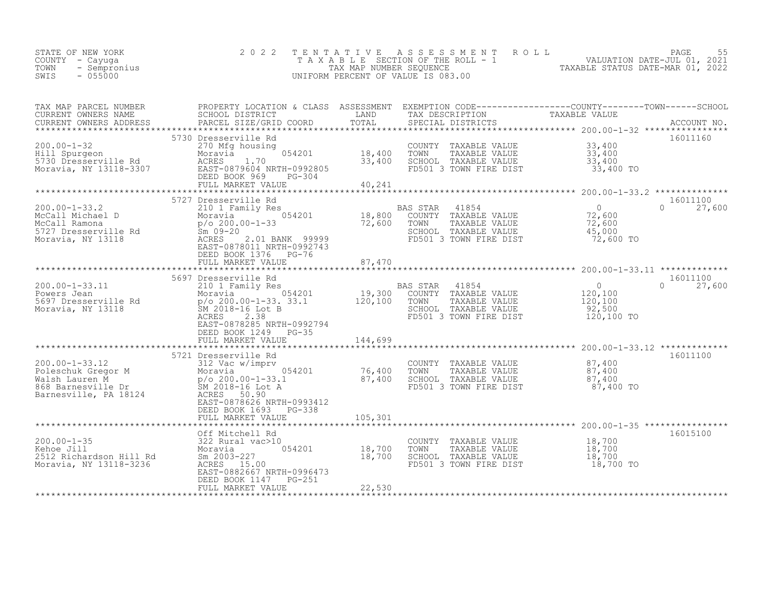STATE OF NEW YORK
COUNTY - Cayuga
TOWN - Sempronius
SWIS - 055000

2022 TENTATIVE ASSESSMENT ROLL
TAXABLE SECTION OF THE ROLL - 1
TAX MAP NUMBER SEQUENCE
UNIFORM PERCENT OF VALUE IS 083.00

VALUATION DATE-JUL 01, 2021
TAXABLE STATUS DATE-MAR 01, 2022

| TAX MAP PARCEL NUMBER / CURRENT OWNERS NAME / CURRENT OWNERS ADDRESS | PROPERTY LOCATION & CLASS / SCHOOL DISTRICT / PARCEL SIZE/GRID COORD | ASSESSMENT LAND | ASSESSMENT TOTAL | EXEMPTION CODE / TAX DESCRIPTION / SPECIAL DISTRICTS | COUNTY TAXABLE VALUE | TOWN | SCHOOL | ACCOUNT NO. |
|---|---|---|---|---|---|---|---|---|
| 200.00-1-32 | 5730 Dresserville Rd | | | | | | | 16011160 |
| Hill Spurgeon | 270 Mfg housing | | | COUNTY TAXABLE VALUE | 33,400 | | | |
| 5730 Dresserville Rd | Moravia 054201 | 18,400 | | TOWN TAXABLE VALUE | 33,400 | | | |
| Moravia, NY 13118-3307 | ACRES 1.70 | | 33,400 | SCHOOL TAXABLE VALUE | 33,400 | | | |
| | EAST-0879604 NRTH-0992805 | | | FD501 3 TOWN FIRE DIST | 33,400 TO | | | |
| | DEED BOOK 969 PG-304 | | | | | | | |
| | FULL MARKET VALUE | | 40,241 | | | | | |
| 200.00-1-33.2 | 5727 Dresserville Rd | | | | | | | 16011100 |
| McCall Michael D | 210 1 Family Res | | | BAS STAR 41854 | 0 | 0 | 27,600 | |
| McCall Ramona | Moravia 054201 | 18,800 | | COUNTY TAXABLE VALUE | 72,600 | | | |
| 5727 Dresserville Rd | p/o 200.00-1-33 | | 72,600 | TOWN TAXABLE VALUE | 72,600 | | | |
| Moravia, NY 13118 | Sm 09-20 | | | SCHOOL TAXABLE VALUE | 45,000 | | | |
| | ACRES 2.01 BANK 99999 | | | FD501 3 TOWN FIRE DIST | 72,600 TO | | | |
| | EAST-0878011 NRTH-0992743 | | | | | | | |
| | DEED BOOK 1376 PG-76 | | | | | | | |
| | FULL MARKET VALUE | | 87,470 | | | | | |
| 200.00-1-33.11 | 5697 Dresserville Rd | | | | | | | 16011100 |
| Powers Jean | 210 1 Family Res | | | BAS STAR 41854 | 0 | 0 | 27,600 | |
| 5697 Dresserville Rd | Moravia 054201 | 19,300 | | COUNTY TAXABLE VALUE | 120,100 | | | |
| Moravia, NY 13118 | p/o 200.00-1-33. 33.1 | | 120,100 | TOWN TAXABLE VALUE | 120,100 | | | |
| | SM 2018-16 Lot B | | | SCHOOL TAXABLE VALUE | 92,500 | | | |
| | ACRES 2.38 | | | FD501 3 TOWN FIRE DIST | 120,100 TO | | | |
| | EAST-0878285 NRTH-0992794 | | | | | | | |
| | DEED BOOK 1249 PG-35 | | | | | | | |
| | FULL MARKET VALUE | | 144,699 | | | | | |
| 200.00-1-33.12 | 5721 Dresserville Rd | | | | | | | 16011100 |
| Poleschuk Gregor M | 312 Vac w/imprv | | | COUNTY TAXABLE VALUE | 87,400 | | | |
| Walsh Lauren M | Moravia 054201 | 76,400 | | TOWN TAXABLE VALUE | 87,400 | | | |
| 868 Barnesville Dr | p/o 200.00-1-33.1 | | 87,400 | SCHOOL TAXABLE VALUE | 87,400 | | | |
| Barnesville, PA 18124 | SM 2018-16 Lot A | | | FD501 3 TOWN FIRE DIST | 87,400 TO | | | |
| | ACRES 50.90 | | | | | | | |
| | EAST-0878626 NRTH-0993412 | | | | | | | |
| | DEED BOOK 1693 PG-338 | | | | | | | |
| | FULL MARKET VALUE | | 105,301 | | | | | |
| 200.00-1-35 | Off Mitchell Rd | | | | | | | 16015100 |
| Kehoe Jill | 322 Rural vac>10 | | | COUNTY TAXABLE VALUE | 18,700 | | | |
| 2512 Richardson Hill Rd | Moravia 054201 | 18,700 | | TOWN TAXABLE VALUE | 18,700 | | | |
| Moravia, NY 13118-3236 | Sm 2003-227 | | 18,700 | SCHOOL TAXABLE VALUE | 18,700 | | | |
| | ACRES 15.00 | | | FD501 3 TOWN FIRE DIST | 18,700 TO | | | |
| | EAST-0882667 NRTH-0996473 | | | | | | | |
| | DEED BOOK 1147 PG-251 | | | | | | | |
| | FULL MARKET VALUE | | 22,530 | | | | | |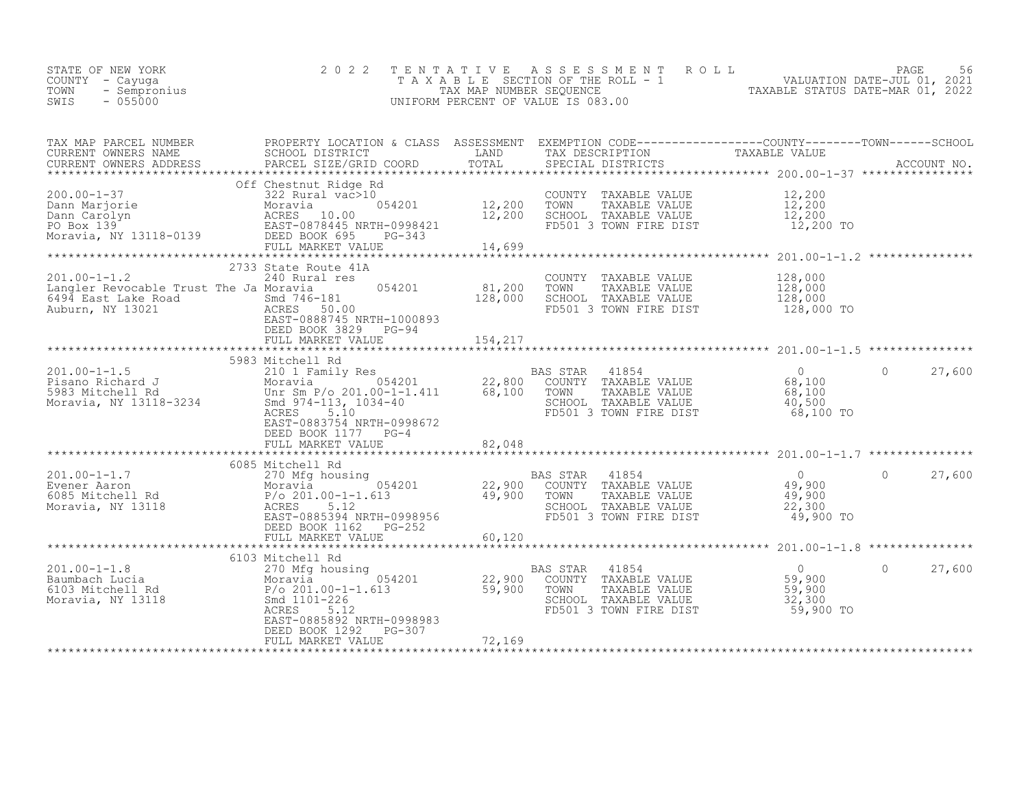STATE OF NEW YORK
COUNTY - Cayuga
TOWN - Sempronius
SWIS - 055000

# 2022 TENTATIVE ASSESSMENT ROLL

TAXABLE SECTION OF THE ROLL - 1
TAX MAP NUMBER SEQUENCE
UNIFORM PERCENT OF VALUE IS 083.00

VALUATION DATE-JUL 01, 2021
TAXABLE STATUS DATE-MAR 01, 2022

| TAX MAP PARCEL NUMBER / CURRENT OWNERS NAME / CURRENT OWNERS ADDRESS | PROPERTY LOCATION & CLASS / SCHOOL DISTRICT / PARCEL SIZE/GRID COORD | ASSESSMENT LAND | ASSESSMENT TOTAL | EXEMPTION CODE / TAX DESCRIPTION / SPECIAL DISTRICTS | COUNTY TAXABLE VALUE | TOWN | SCHOOL |
|---|---|---|---|---|---|---|---|
| **200.00-1-37** | Off Chestnut Ridge Rd | | | | | | |
| 200.00-1-37 | 322 Rural vac>10 | | | COUNTY TAXABLE VALUE | 12,200 | | |
| Dann Marjorie | Moravia 054201 | 12,200 | | TOWN TAXABLE VALUE | 12,200 | | |
| Dann Carolyn | ACRES 10.00 | | 12,200 | SCHOOL TAXABLE VALUE | 12,200 | | |
| PO Box 139 | EAST-0878445 NRTH-0998421 | | | FD501 3 TOWN FIRE DIST | 12,200 TO | | |
| Moravia, NY 13118-0139 | DEED BOOK 695 PG-343 | | | | | | |
| | FULL MARKET VALUE | | 14,699 | | | | |
| **201.00-1-1.2** | 2733 State Route 41A | | | | | | |
| 201.00-1-1.2 | 240 Rural res | | | COUNTY TAXABLE VALUE | 128,000 | | |
| Langler Revocable Trust The Ja | Moravia 054201 | 81,200 | | TOWN TAXABLE VALUE | 128,000 | | |
| 6494 East Lake Road | Smd 746-181 | | 128,000 | SCHOOL TAXABLE VALUE | 128,000 | | |
| Auburn, NY 13021 | ACRES 50.00 | | | FD501 3 TOWN FIRE DIST | 128,000 TO | | |
| | EAST-0888745 NRTH-1000893 | | | | | | |
| | DEED BOOK 3829 PG-94 | | | | | | |
| | FULL MARKET VALUE | | 154,217 | | | | |
| **201.00-1-1.5** | 5983 Mitchell Rd | | | | | | |
| 201.00-1-1.5 | 210 1 Family Res | | | BAS STAR 41854 | 0 | 0 | 27,600 |
| Pisano Richard J | Moravia 054201 | 22,800 | | COUNTY TAXABLE VALUE | 68,100 | | |
| 5983 Mitchell Rd | Unr Sm P/o 201.00-1-1.411 | | 68,100 | TOWN TAXABLE VALUE | 68,100 | | |
| Moravia, NY 13118-3234 | Smd 974-113, 1034-40 | | | SCHOOL TAXABLE VALUE | 40,500 | | |
| | ACRES 5.10 | | | FD501 3 TOWN FIRE DIST | 68,100 TO | | |
| | EAST-0883754 NRTH-0998672 | | | | | | |
| | DEED BOOK 1177 PG-4 | | | | | | |
| | FULL MARKET VALUE | | 82,048 | | | | |
| **201.00-1-1.7** | 6085 Mitchell Rd | | | | | | |
| 201.00-1-1.7 | 270 Mfg housing | | | BAS STAR 41854 | 0 | 0 | 27,600 |
| Evener Aaron | Moravia 054201 | 22,900 | | COUNTY TAXABLE VALUE | 49,900 | | |
| 6085 Mitchell Rd | P/o 201.00-1-1.613 | | 49,900 | TOWN TAXABLE VALUE | 49,900 | | |
| Moravia, NY 13118 | ACRES 5.12 | | | SCHOOL TAXABLE VALUE | 22,300 | | |
| | EAST-0885394 NRTH-0998956 | | | FD501 3 TOWN FIRE DIST | 49,900 TO | | |
| | DEED BOOK 1162 PG-252 | | | | | | |
| | FULL MARKET VALUE | | 60,120 | | | | |
| **201.00-1-1.8** | 6103 Mitchell Rd | | | | | | |
| 201.00-1-1.8 | 270 Mfg housing | | | BAS STAR 41854 | 0 | 0 | 27,600 |
| Baumbach Lucia | Moravia 054201 | 22,900 | | COUNTY TAXABLE VALUE | 59,900 | | |
| 6103 Mitchell Rd | P/o 201.00-1-1.613 | | 59,900 | TOWN TAXABLE VALUE | 59,900 | | |
| Moravia, NY 13118 | Smd 1101-226 | | | SCHOOL TAXABLE VALUE | 32,300 | | |
| | ACRES 5.12 | | | FD501 3 TOWN FIRE DIST | 59,900 TO | | |
| | EAST-0885892 NRTH-0998983 | | | | | | |
| | DEED BOOK 1292 PG-307 | | | | | | |
| | FULL MARKET VALUE | | 72,169 | | | | |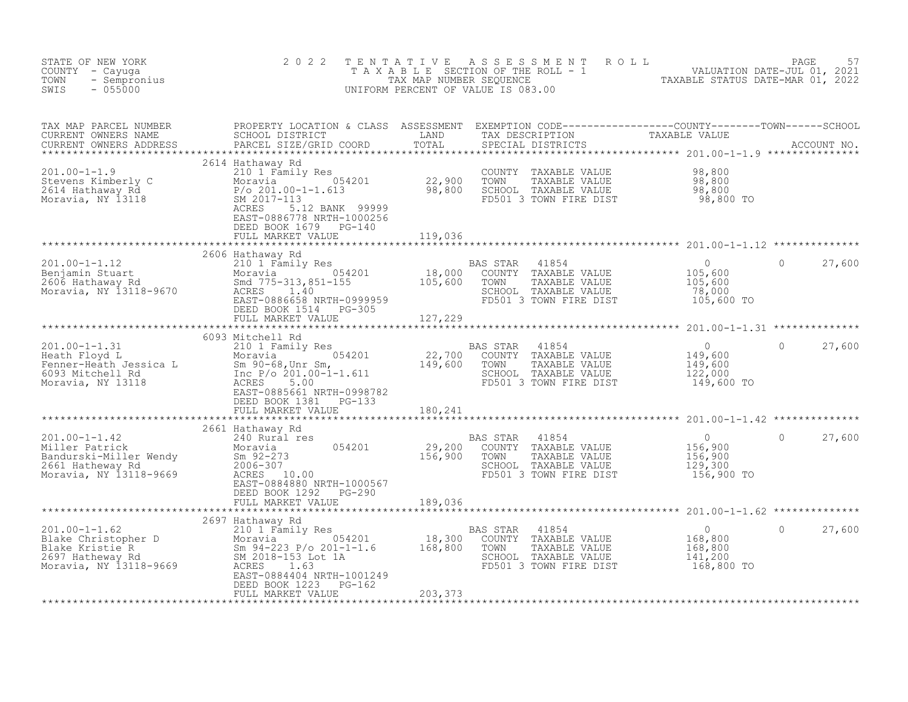STATE OF NEW YORK
COUNTY - Cayuga
TOWN - Sempronius
SWIS - 055000

2 0 2 2 T E N T A T I V E A S S E S S M E N T R O L L
T A X A B L E SECTION OF THE ROLL - 1
TAX MAP NUMBER SEQUENCE
UNIFORM PERCENT OF VALUE IS 083.00

VALUATION DATE-JUL 01, 2021
TAXABLE STATUS DATE-MAR 01, 2022

| TAX MAP PARCEL NUMBER / CURRENT OWNERS NAME / CURRENT OWNERS ADDRESS | PROPERTY LOCATION & CLASS / SCHOOL DISTRICT / PARCEL SIZE/GRID COORD | ASSESSMENT LAND | TOTAL | EXEMPTION CODE / TAX DESCRIPTION / SPECIAL DISTRICTS | COUNTY TAXABLE VALUE | TOWN | SCHOOL / ACCOUNT NO. |
|---|---|---|---|---|---|---|---|
| **201.00-1-1.9** | 2614 Hathaway Rd | | | | | | |
| 201.00-1-1.9 | 210 1 Family Res | | | COUNTY TAXABLE VALUE | 98,800 | | |
| Stevens Kimberly C | Moravia 054201 | 22,900 | | TOWN TAXABLE VALUE | 98,800 | | |
| 2614 Hathaway Rd | P/o 201.00-1-1.613 | | 98,800 | SCHOOL TAXABLE VALUE | 98,800 | | |
| Moravia, NY 13118 | SM 2017-113 | | | FD501 3 TOWN FIRE DIST | 98,800 TO | | |
| | ACRES 5.12 BANK 99999 | | | | | | |
| | EAST-0886778 NRTH-1000256 | | | | | | |
| | DEED BOOK 1679 PG-140 | | | | | | |
| | FULL MARKET VALUE | | 119,036 | | | | |
| **201.00-1-1.12** | 2606 Hathaway Rd | | | | | | |
| 201.00-1-1.12 | 210 1 Family Res | | | BAS STAR 41854 | 0 | 0 | 27,600 |
| Benjamin Stuart | Moravia 054201 | 18,000 | | COUNTY TAXABLE VALUE | 105,600 | | |
| 2606 Hathaway Rd | Smd 775-313,851-155 | | 105,600 | TOWN TAXABLE VALUE | 105,600 | | |
| Moravia, NY 13118-9670 | ACRES 1.40 | | | SCHOOL TAXABLE VALUE | 78,000 | | |
| | EAST-0886658 NRTH-0999959 | | | FD501 3 TOWN FIRE DIST | 105,600 TO | | |
| | DEED BOOK 1514 PG-305 | | | | | | |
| | FULL MARKET VALUE | | 127,229 | | | | |
| **201.00-1-1.31** | 6093 Mitchell Rd | | | | | | |
| 201.00-1-1.31 | 210 1 Family Res | | | BAS STAR 41854 | 0 | 0 | 27,600 |
| Heath Floyd L | Moravia 054201 | 22,700 | | COUNTY TAXABLE VALUE | 149,600 | | |
| Fenner-Heath Jessica L | Sm 90-68,Unr Sm, | | 149,600 | TOWN TAXABLE VALUE | 149,600 | | |
| 6093 Mitchell Rd | Inc P/o 201.00-1-1.611 | | | SCHOOL TAXABLE VALUE | 122,000 | | |
| Moravia, NY 13118 | ACRES 5.00 | | | FD501 3 TOWN FIRE DIST | 149,600 TO | | |
| | EAST-0885661 NRTH-0998782 | | | | | | |
| | DEED BOOK 1381 PG-133 | | | | | | |
| | FULL MARKET VALUE | | 180,241 | | | | |
| **201.00-1-1.42** | 2661 Hathaway Rd | | | | | | |
| 201.00-1-1.42 | 240 Rural res | | | BAS STAR 41854 | 0 | 0 | 27,600 |
| Miller Patrick | Moravia 054201 | 29,200 | | COUNTY TAXABLE VALUE | 156,900 | | |
| Bandurski-Miller Wendy | Sm 92-273 | | 156,900 | TOWN TAXABLE VALUE | 156,900 | | |
| 2661 Hatheway Rd | 2006-307 | | | SCHOOL TAXABLE VALUE | 129,300 | | |
| Moravia, NY 13118-9669 | ACRES 10.00 | | | FD501 3 TOWN FIRE DIST | 156,900 TO | | |
| | EAST-0884880 NRTH-1000567 | | | | | | |
| | DEED BOOK 1292 PG-290 | | | | | | |
| | FULL MARKET VALUE | | 189,036 | | | | |
| **201.00-1-1.62** | 2697 Hathaway Rd | | | | | | |
| 201.00-1-1.62 | 210 1 Family Res | | | BAS STAR 41854 | 0 | 0 | 27,600 |
| Blake Christopher D | Moravia 054201 | 18,300 | | COUNTY TAXABLE VALUE | 168,800 | | |
| Blake Kristie R | Sm 94-223 P/o 201-1-1.6 | | 168,800 | TOWN TAXABLE VALUE | 168,800 | | |
| 2697 Hatheway Rd | SM 2018-153 Lot 1A | | | SCHOOL TAXABLE VALUE | 141,200 | | |
| Moravia, NY 13118-9669 | ACRES 1.63 | | | FD501 3 TOWN FIRE DIST | 168,800 TO | | |
| | EAST-0884404 NRTH-1001249 | | | | | | |
| | DEED BOOK 1223 PG-162 | | | | | | |
| | FULL MARKET VALUE | | 203,373 | | | | |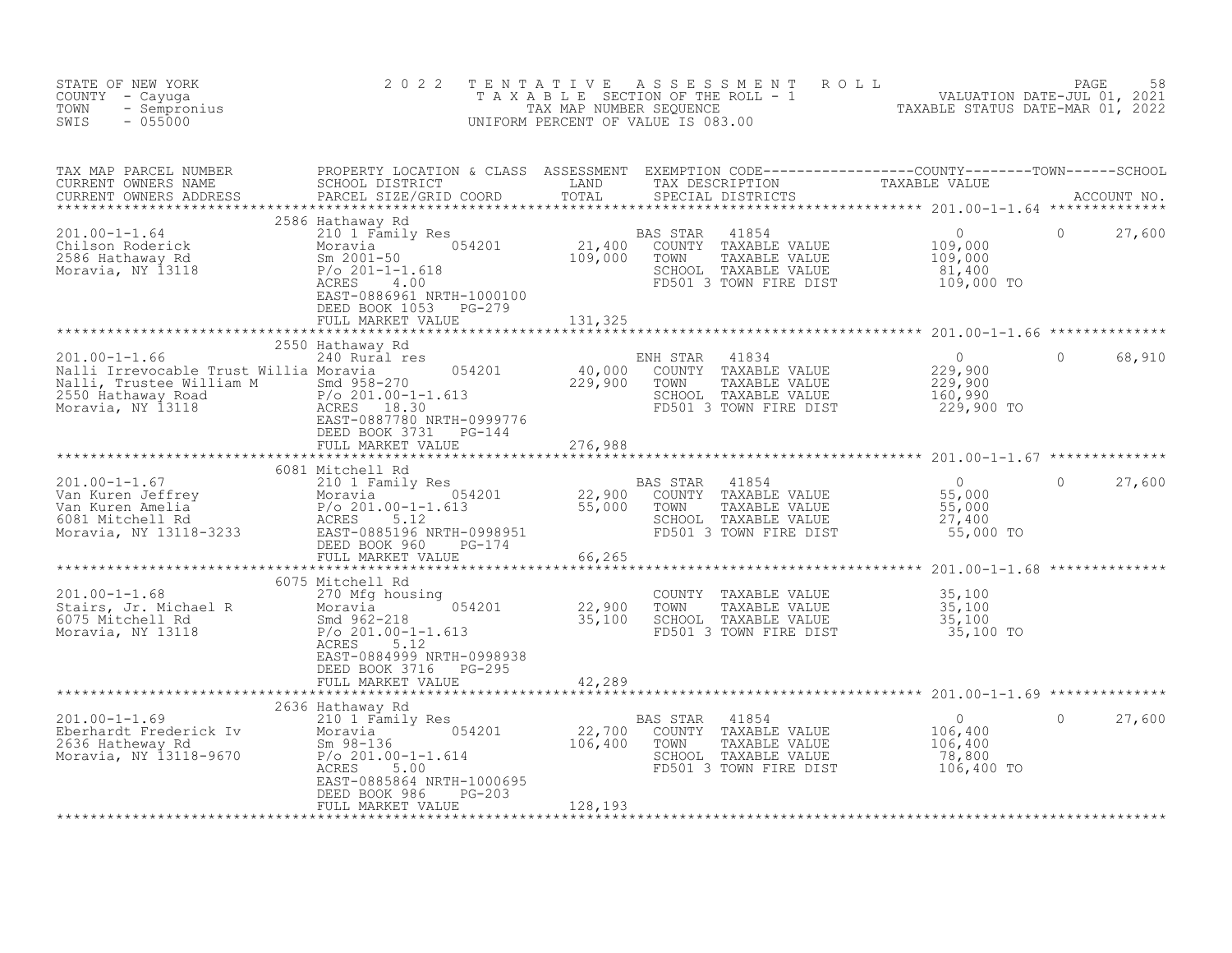STATE OF NEW YORK
COUNTY - Cayuga
TOWN - Sempronius
SWIS - 055000

2022 TENTATIVE ASSESSMENT ROLL
TAXABLE SECTION OF THE ROLL - 1
TAX MAP NUMBER SEQUENCE
UNIFORM PERCENT OF VALUE IS 083.00

VALUATION DATE-JUL 01, 2021
TAXABLE STATUS DATE-MAR 01, 2022

| TAX MAP PARCEL NUMBER / CURRENT OWNERS NAME / CURRENT OWNERS ADDRESS | PROPERTY LOCATION & CLASS / SCHOOL DISTRICT / PARCEL SIZE/GRID COORD | ASSESSMENT LAND / TOTAL | EXEMPTION CODE / TAX DESCRIPTION / SPECIAL DISTRICTS | COUNTY TAXABLE VALUE | TOWN | SCHOOL / ACCOUNT NO. |
|---|---|---|---|---|---|---|
| **201.00-1-1.64** | 2586 Hathaway Rd | | | | | |
| 201.00-1-1.64 | 210 1 Family Res | | BAS STAR 41854 | 0 | 0 | 27,600 |
| Chilson Roderick | Moravia 054201 | 21,400 | COUNTY TAXABLE VALUE | 109,000 | | |
| 2586 Hathaway Rd | Sm 2001-50 | 109,000 | TOWN TAXABLE VALUE | 109,000 | | |
| Moravia, NY 13118 | P/o 201-1-1.618 | | SCHOOL TAXABLE VALUE | 81,400 | | |
| | ACRES 4.00 | | FD501 3 TOWN FIRE DIST | 109,000 TO | | |
| | EAST-0886961 NRTH-1000100 | | | | | |
| | DEED BOOK 1053 PG-279 | | | | | |
| | FULL MARKET VALUE | 131,325 | | | | |
| **201.00-1-1.66** | 2550 Hathaway Rd | | | | | |
| 201.00-1-1.66 | 240 Rural res | | ENH STAR 41834 | 0 | 0 | 68,910 |
| Nalli Irrevocable Trust Willia | Moravia 054201 | 40,000 | COUNTY TAXABLE VALUE | 229,900 | | |
| Nalli, Trustee William M | Smd 958-270 | 229,900 | TOWN TAXABLE VALUE | 229,900 | | |
| 2550 Hathaway Road | P/o 201.00-1-1.613 | | SCHOOL TAXABLE VALUE | 160,990 | | |
| Moravia, NY 13118 | ACRES 18.30 | | FD501 3 TOWN FIRE DIST | 229,900 TO | | |
| | EAST-0887780 NRTH-0999776 | | | | | |
| | DEED BOOK 3731 PG-144 | | | | | |
| | FULL MARKET VALUE | 276,988 | | | | |
| **201.00-1-1.67** | 6081 Mitchell Rd | | | | | |
| 201.00-1-1.67 | 210 1 Family Res | | BAS STAR 41854 | 0 | 0 | 27,600 |
| Van Kuren Jeffrey | Moravia 054201 | 22,900 | COUNTY TAXABLE VALUE | 55,000 | | |
| Van Kuren Amelia | P/o 201.00-1-1.613 | 55,000 | TOWN TAXABLE VALUE | 55,000 | | |
| 6081 Mitchell Rd | ACRES 5.12 | | SCHOOL TAXABLE VALUE | 27,400 | | |
| Moravia, NY 13118-3233 | EAST-0885196 NRTH-0998951 | | FD501 3 TOWN FIRE DIST | 55,000 TO | | |
| | DEED BOOK 960 PG-174 | | | | | |
| | FULL MARKET VALUE | 66,265 | | | | |
| **201.00-1-1.68** | 6075 Mitchell Rd | | | | | |
| 201.00-1-1.68 | 270 Mfg housing | | COUNTY TAXABLE VALUE | 35,100 | | |
| Stairs, Jr. Michael R | Moravia 054201 | 22,900 | TOWN TAXABLE VALUE | 35,100 | | |
| 6075 Mitchell Rd | Smd 962-218 | 35,100 | SCHOOL TAXABLE VALUE | 35,100 | | |
| Moravia, NY 13118 | P/o 201.00-1-1.613 | | FD501 3 TOWN FIRE DIST | 35,100 TO | | |
| | ACRES 5.12 | | | | | |
| | EAST-0884999 NRTH-0998938 | | | | | |
| | DEED BOOK 3716 PG-295 | | | | | |
| | FULL MARKET VALUE | 42,289 | | | | |
| **201.00-1-1.69** | 2636 Hathaway Rd | | | | | |
| 201.00-1-1.69 | 210 1 Family Res | | BAS STAR 41854 | 0 | 0 | 27,600 |
| Eberhardt Frederick Iv | Moravia 054201 | 22,700 | COUNTY TAXABLE VALUE | 106,400 | | |
| 2636 Hatheway Rd | Sm 98-136 | 106,400 | TOWN TAXABLE VALUE | 106,400 | | |
| Moravia, NY 13118-9670 | P/o 201.00-1-1.614 | | SCHOOL TAXABLE VALUE | 78,800 | | |
| | ACRES 5.00 | | FD501 3 TOWN FIRE DIST | 106,400 TO | | |
| | EAST-0885864 NRTH-1000695 | | | | | |
| | DEED BOOK 986 PG-203 | | | | | |
| | FULL MARKET VALUE | 128,193 | | | | |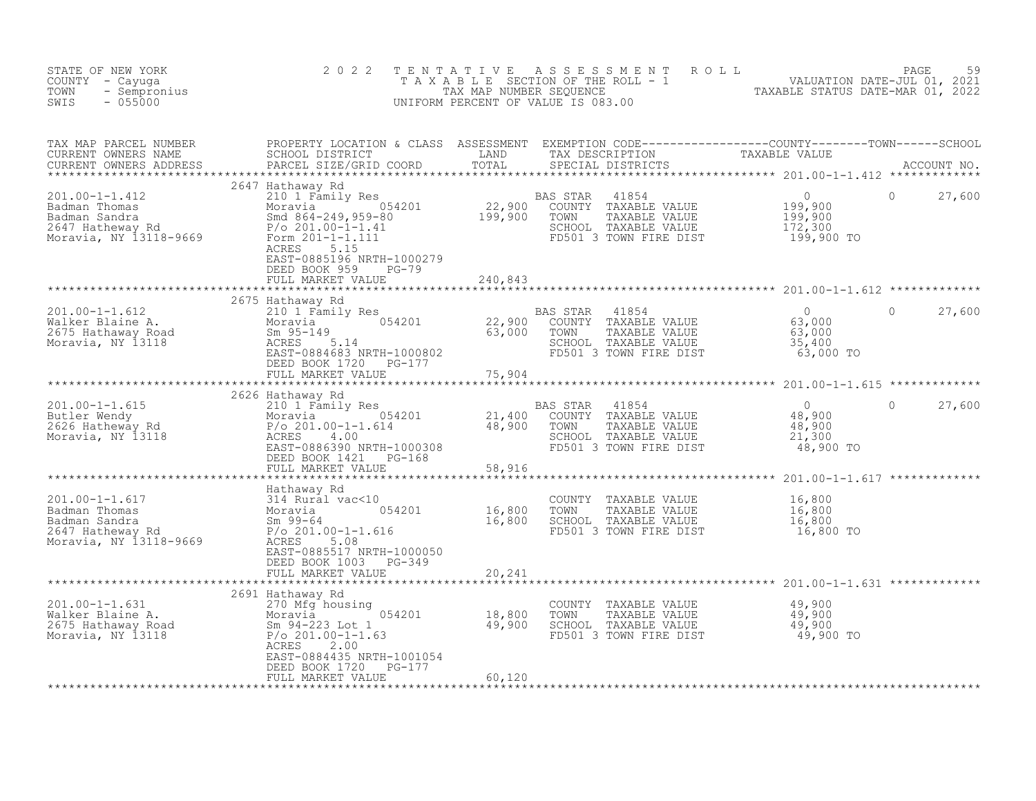STATE OF NEW YORK
COUNTY - Cayuga
TOWN - Sempronius
SWIS - 055000

2022 TENTATIVE ASSESSMENT ROLL
TAXABLE SECTION OF THE ROLL - 1
TAX MAP NUMBER SEQUENCE
UNIFORM PERCENT OF VALUE IS 083.00

VALUATION DATE-JUL 01, 2021
TAXABLE STATUS DATE-MAR 01, 2022

| TAX MAP PARCEL NUMBER / CURRENT OWNERS NAME / CURRENT OWNERS ADDRESS | PROPERTY LOCATION & CLASS / SCHOOL DISTRICT / PARCEL SIZE/GRID COORD | ASSESSMENT LAND / TOTAL | EXEMPTION CODE / TAX DESCRIPTION / SPECIAL DISTRICTS | COUNTY TAXABLE VALUE | TOWN | SCHOOL |
|---|---|---|---|---|---|---|
| **201.00-1-1.412** | 2647 Hathaway Rd | | | | | |
| 201.00-1-1.412 | 210 1 Family Res | | BAS STAR 41854 | 0 | 0 | 27,600 |
| Badman Thomas | Moravia 054201 | 22,900 | COUNTY TAXABLE VALUE | 199,900 | | |
| Badman Sandra | Smd 864-249,959-80 | 199,900 | TOWN TAXABLE VALUE | 199,900 | | |
| 2647 Hatheway Rd | P/o 201.00-1-1.41 | | SCHOOL TAXABLE VALUE | 172,300 | | |
| Moravia, NY 13118-9669 | Form 201-1-1.111 | | FD501 3 TOWN FIRE DIST | 199,900 TO | | |
| | ACRES 5.15 | | | | | |
| | EAST-0885196 NRTH-1000279 | | | | | |
| | DEED BOOK 959 PG-79 | | | | | |
| | FULL MARKET VALUE | 240,843 | | | | |
| **201.00-1-1.612** | 2675 Hathaway Rd | | | | | |
| 201.00-1-1.612 | 210 1 Family Res | | BAS STAR 41854 | 0 | 0 | 27,600 |
| Walker Blaine A. | Moravia 054201 | 22,900 | COUNTY TAXABLE VALUE | 63,000 | | |
| 2675 Hathaway Road | Sm 95-149 | 63,000 | TOWN TAXABLE VALUE | 63,000 | | |
| Moravia, NY 13118 | ACRES 5.14 | | SCHOOL TAXABLE VALUE | 35,400 | | |
| | EAST-0884683 NRTH-1000802 | | FD501 3 TOWN FIRE DIST | 63,000 TO | | |
| | DEED BOOK 1720 PG-177 | | | | | |
| | FULL MARKET VALUE | 75,904 | | | | |
| **201.00-1-1.615** | 2626 Hathaway Rd | | | | | |
| 201.00-1-1.615 | 210 1 Family Res | | BAS STAR 41854 | 0 | 0 | 27,600 |
| Butler Wendy | Moravia 054201 | 21,400 | COUNTY TAXABLE VALUE | 48,900 | | |
| 2626 Hatheway Rd | P/o 201.00-1-1.614 | 48,900 | TOWN TAXABLE VALUE | 48,900 | | |
| Moravia, NY 13118 | ACRES 4.00 | | SCHOOL TAXABLE VALUE | 21,300 | | |
| | EAST-0886390 NRTH-1000308 | | FD501 3 TOWN FIRE DIST | 48,900 TO | | |
| | DEED BOOK 1421 PG-168 | | | | | |
| | FULL MARKET VALUE | 58,916 | | | | |
| **201.00-1-1.617** | Hathaway Rd | | | | | |
| 201.00-1-1.617 | 314 Rural vac<10 | | COUNTY TAXABLE VALUE | 16,800 | | |
| Badman Thomas | Moravia 054201 | 16,800 | TOWN TAXABLE VALUE | 16,800 | | |
| Badman Sandra | Sm 99-64 | 16,800 | SCHOOL TAXABLE VALUE | 16,800 | | |
| 2647 Hatheway Rd | P/o 201.00-1-1.616 | | FD501 3 TOWN FIRE DIST | 16,800 TO | | |
| Moravia, NY 13118-9669 | ACRES 5.08 | | | | | |
| | EAST-0885517 NRTH-1000050 | | | | | |
| | DEED BOOK 1003 PG-349 | | | | | |
| | FULL MARKET VALUE | 20,241 | | | | |
| **201.00-1-1.631** | 2691 Hathaway Rd | | | | | |
| 201.00-1-1.631 | 270 Mfg housing | | COUNTY TAXABLE VALUE | 49,900 | | |
| Walker Blaine A. | Moravia 054201 | 18,800 | TOWN TAXABLE VALUE | 49,900 | | |
| 2675 Hathaway Road | Sm 94-223 Lot 1 | 49,900 | SCHOOL TAXABLE VALUE | 49,900 | | |
| Moravia, NY 13118 | P/o 201.00-1-1.63 | | FD501 3 TOWN FIRE DIST | 49,900 TO | | |
| | ACRES 2.00 | | | | | |
| | EAST-0884435 NRTH-1001054 | | | | | |
| | DEED BOOK 1720 PG-177 | | | | | |
| | FULL MARKET VALUE | 60,120 | | | | |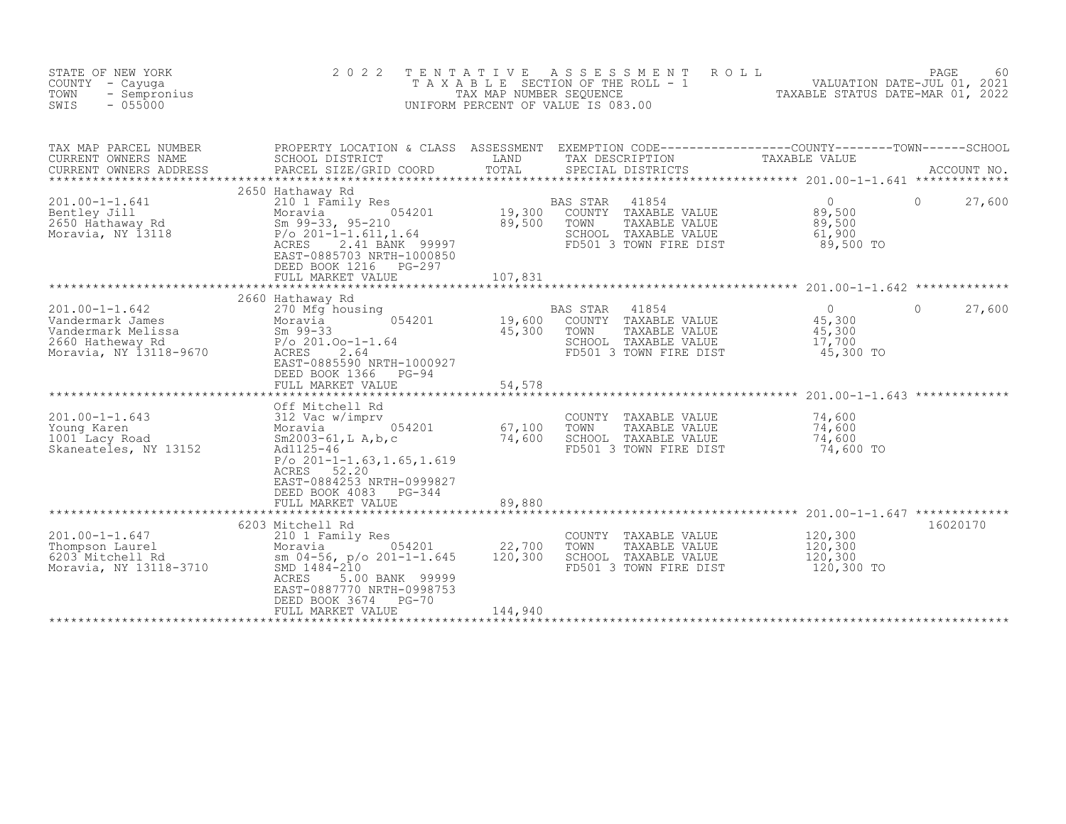STATE OF NEW YORK
COUNTY - Cayuga
TOWN - Sempronius
SWIS - 055000

# 2022 TENTATIVE ASSESSMENT ROLL

TAXABLE SECTION OF THE ROLL - 1
TAX MAP NUMBER SEQUENCE
UNIFORM PERCENT OF VALUE IS 083.00

VALUATION DATE-JUL 01, 2021
TAXABLE STATUS DATE-MAR 01, 2022

| TAX MAP PARCEL NUMBER / CURRENT OWNERS NAME / CURRENT OWNERS ADDRESS | PROPERTY LOCATION & CLASS / SCHOOL DISTRICT / PARCEL SIZE/GRID COORD | ASSESSMENT LAND / TOTAL | EXEMPTION CODE / TAX DESCRIPTION / SPECIAL DISTRICTS | COUNTY / TOWN / SCHOOL TAXABLE VALUE | ACCOUNT NO. |
|---|---|---|---|---|---|
| **201.00-1-1.641** | 2650 Hathaway Rd | | | | |
| 201.00-1-1.641 | 210 1 Family Res | | BAS STAR 41854 | 0 | 0 27,600 |
| Bentley Jill | Moravia 054201 | 19,300 | COUNTY TAXABLE VALUE | 89,500 | |
| 2650 Hathaway Rd | Sm 99-33, 95-210 | 89,500 | TOWN TAXABLE VALUE | 89,500 | |
| Moravia, NY 13118 | P/o 201-1-1.611,1.64 | | SCHOOL TAXABLE VALUE | 61,900 | |
| | ACRES 2.41 BANK 99997 | | FD501 3 TOWN FIRE DIST | 89,500 TO | |
| | EAST-0885703 NRTH-1000850 | | | | |
| | DEED BOOK 1216 PG-297 | | | | |
| | FULL MARKET VALUE | 107,831 | | | |
| **201.00-1-1.642** | 2660 Hathaway Rd | | | | |
| 201.00-1-1.642 | 270 Mfg housing | | BAS STAR 41854 | 0 | 0 27,600 |
| Vandermark James | Moravia 054201 | 19,600 | COUNTY TAXABLE VALUE | 45,300 | |
| Vandermark Melissa | Sm 99-33 | 45,300 | TOWN TAXABLE VALUE | 45,300 | |
| 2660 Hatheway Rd | P/o 201.Oo-1-1.64 | | SCHOOL TAXABLE VALUE | 17,700 | |
| Moravia, NY 13118-9670 | ACRES 2.64 | | FD501 3 TOWN FIRE DIST | 45,300 TO | |
| | EAST-0885590 NRTH-1000927 | | | | |
| | DEED BOOK 1366 PG-94 | | | | |
| | FULL MARKET VALUE | 54,578 | | | |
| **201.00-1-1.643** | Off Mitchell Rd | | | | |
| 201.00-1-1.643 | 312 Vac w/imprv | | COUNTY TAXABLE VALUE | 74,600 | |
| Young Karen | Moravia 054201 | 67,100 | TOWN TAXABLE VALUE | 74,600 | |
| 1001 Lacy Road | Sm2003-61,L A,b,c | 74,600 | SCHOOL TAXABLE VALUE | 74,600 | |
| Skaneateles, NY 13152 | Ad1125-46 | | FD501 3 TOWN FIRE DIST | 74,600 TO | |
| | P/o 201-1-1.63,1.65,1.619 | | | | |
| | ACRES 52.20 | | | | |
| | EAST-0884253 NRTH-0999827 | | | | |
| | DEED BOOK 4083 PG-344 | | | | |
| | FULL MARKET VALUE | 89,880 | | | |
| **201.00-1-1.647** | 6203 Mitchell Rd | | | | 16020170 |
| 201.00-1-1.647 | 210 1 Family Res | | COUNTY TAXABLE VALUE | 120,300 | |
| Thompson Laurel | Moravia 054201 | 22,700 | TOWN TAXABLE VALUE | 120,300 | |
| 6203 Mitchell Rd | sm 04-56, p/o 201-1-1.645 | 120,300 | SCHOOL TAXABLE VALUE | 120,300 | |
| Moravia, NY 13118-3710 | SMD 1484-210 | | FD501 3 TOWN FIRE DIST | 120,300 TO | |
| | ACRES 5.00 BANK 99999 | | | | |
| | EAST-0887770 NRTH-0998753 | | | | |
| | DEED BOOK 3674 PG-70 | | | | |
| | FULL MARKET VALUE | 144,940 | | | |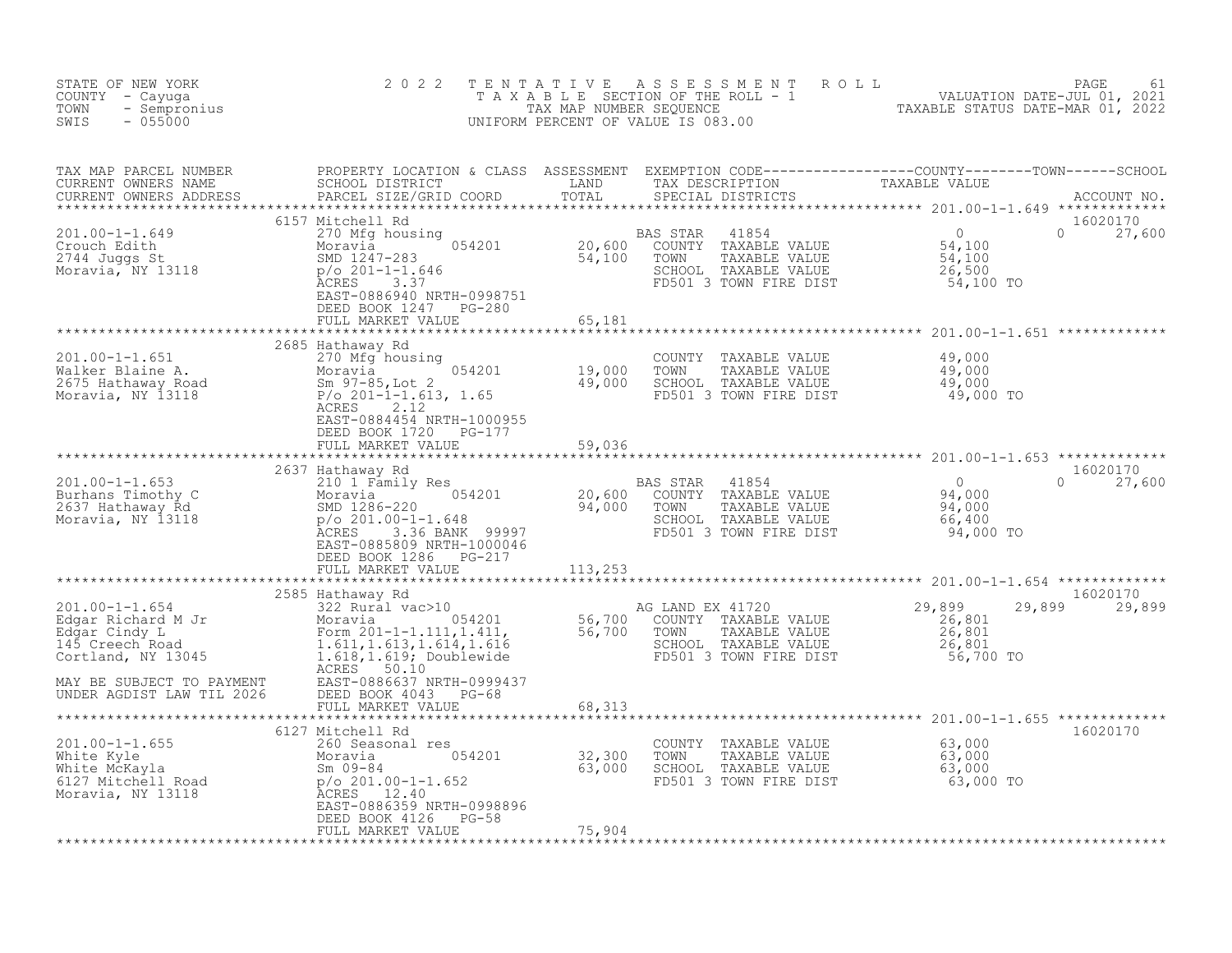STATE OF NEW YORK
COUNTY - Cayuga
TOWN - Sempronius
SWIS - 055000

2022 TENTATIVE ASSESSMENT ROLL
TAXABLE SECTION OF THE ROLL - 1
TAX MAP NUMBER SEQUENCE
UNIFORM PERCENT OF VALUE IS 083.00

VALUATION DATE-JUL 01, 2021
TAXABLE STATUS DATE-MAR 01, 2022

| TAX MAP PARCEL NUMBER / CURRENT OWNERS NAME / CURRENT OWNERS ADDRESS | PROPERTY LOCATION & CLASS / SCHOOL DISTRICT / PARCEL SIZE/GRID COORD | ASSESSMENT LAND / TOTAL | EXEMPTION CODE / TAX DESCRIPTION / SPECIAL DISTRICTS | COUNTY TAXABLE VALUE | TOWN | SCHOOL | ACCOUNT NO. |
|---|---|---|---|---|---|---|---|
| 201.00-1-1.649 | 6157 Mitchell Rd | | | | | | 16020170 |
| Crouch Edith | 270 Mfg housing | | BAS STAR 41854 | 0 | 0 | 27,600 | |
| 2744 Juggs St | Moravia 054201 | 20,600 | COUNTY TAXABLE VALUE | 54,100 | | | |
| Moravia, NY 13118 | SMD 1247-283 | 54,100 | TOWN TAXABLE VALUE | 54,100 | | | |
| | p/o 201-1-1.646 | | SCHOOL TAXABLE VALUE | 26,500 | | | |
| | ACRES 3.37 | | FD501 3 TOWN FIRE DIST | 54,100 TO | | | |
| | EAST-0886940 NRTH-0998751 | | | | | | |
| | DEED BOOK 1247 PG-280 | | | | | | |
| | FULL MARKET VALUE | 65,181 | | | | | |
| 201.00-1-1.651 | 2685 Hathaway Rd | | | | | | |
| Walker Blaine A. | 270 Mfg housing | | COUNTY TAXABLE VALUE | 49,000 | | | |
| 2675 Hathaway Road | Moravia 054201 | 19,000 | TOWN TAXABLE VALUE | 49,000 | | | |
| Moravia, NY 13118 | Sm 97-85,Lot 2 | 49,000 | SCHOOL TAXABLE VALUE | 49,000 | | | |
| | P/o 201-1-1.613, 1.65 | | FD501 3 TOWN FIRE DIST | 49,000 TO | | | |
| | ACRES 2.12 | | | | | | |
| | EAST-0884454 NRTH-1000955 | | | | | | |
| | DEED BOOK 1720 PG-177 | | | | | | |
| | FULL MARKET VALUE | 59,036 | | | | | |
| 201.00-1-1.653 | 2637 Hathaway Rd | | | | | | 16020170 |
| Burhans Timothy C | 210 1 Family Res | | BAS STAR 41854 | 0 | 0 | 27,600 | |
| 2637 Hathaway Rd | Moravia 054201 | 20,600 | COUNTY TAXABLE VALUE | 94,000 | | | |
| Moravia, NY 13118 | SMD 1286-220 | 94,000 | TOWN TAXABLE VALUE | 94,000 | | | |
| | p/o 201.00-1-1.648 | | SCHOOL TAXABLE VALUE | 66,400 | | | |
| | ACRES 3.36 BANK 99997 | | FD501 3 TOWN FIRE DIST | 94,000 TO | | | |
| | EAST-0885809 NRTH-1000046 | | | | | | |
| | DEED BOOK 1286 PG-217 | | | | | | |
| | FULL MARKET VALUE | 113,253 | | | | | |
| 201.00-1-1.654 | 2585 Hathaway Rd | | | | | | 16020170 |
| Edgar Richard M Jr | 322 Rural vac>10 | | AG LAND EX 41720 | 29,899 | 29,899 | 29,899 | |
| Edgar Cindy L | Moravia 054201 | 56,700 | COUNTY TAXABLE VALUE | 26,801 | | | |
| 145 Creech Road | Form 201-1-1.111,1.411, | 56,700 | TOWN TAXABLE VALUE | 26,801 | | | |
| Cortland, NY 13045 | 1.611,1.613,1.614,1.616 | | SCHOOL TAXABLE VALUE | 26,801 | | | |
| | 1.618,1.619; Doublewide | | FD501 3 TOWN FIRE DIST | 56,700 TO | | | |
| | ACRES 50.10 | | | | | | |
| MAY BE SUBJECT TO PAYMENT | EAST-0886637 NRTH-0999437 | | | | | | |
| UNDER AGDIST LAW TIL 2026 | DEED BOOK 4043 PG-68 | | | | | | |
| | FULL MARKET VALUE | 68,313 | | | | | |
| 201.00-1-1.655 | 6127 Mitchell Rd | | | | | | 16020170 |
| White Kyle | 260 Seasonal res | | COUNTY TAXABLE VALUE | 63,000 | | | |
| White McKayla | Moravia 054201 | 32,300 | TOWN TAXABLE VALUE | 63,000 | | | |
| 6127 Mitchell Road | Sm 09-84 | 63,000 | SCHOOL TAXABLE VALUE | 63,000 | | | |
| Moravia, NY 13118 | p/o 201.00-1-1.652 | | FD501 3 TOWN FIRE DIST | 63,000 TO | | | |
| | ACRES 12.40 | | | | | | |
| | EAST-0886359 NRTH-0998896 | | | | | | |
| | DEED BOOK 4126 PG-58 | | | | | | |
| | FULL MARKET VALUE | 75,904 | | | | | |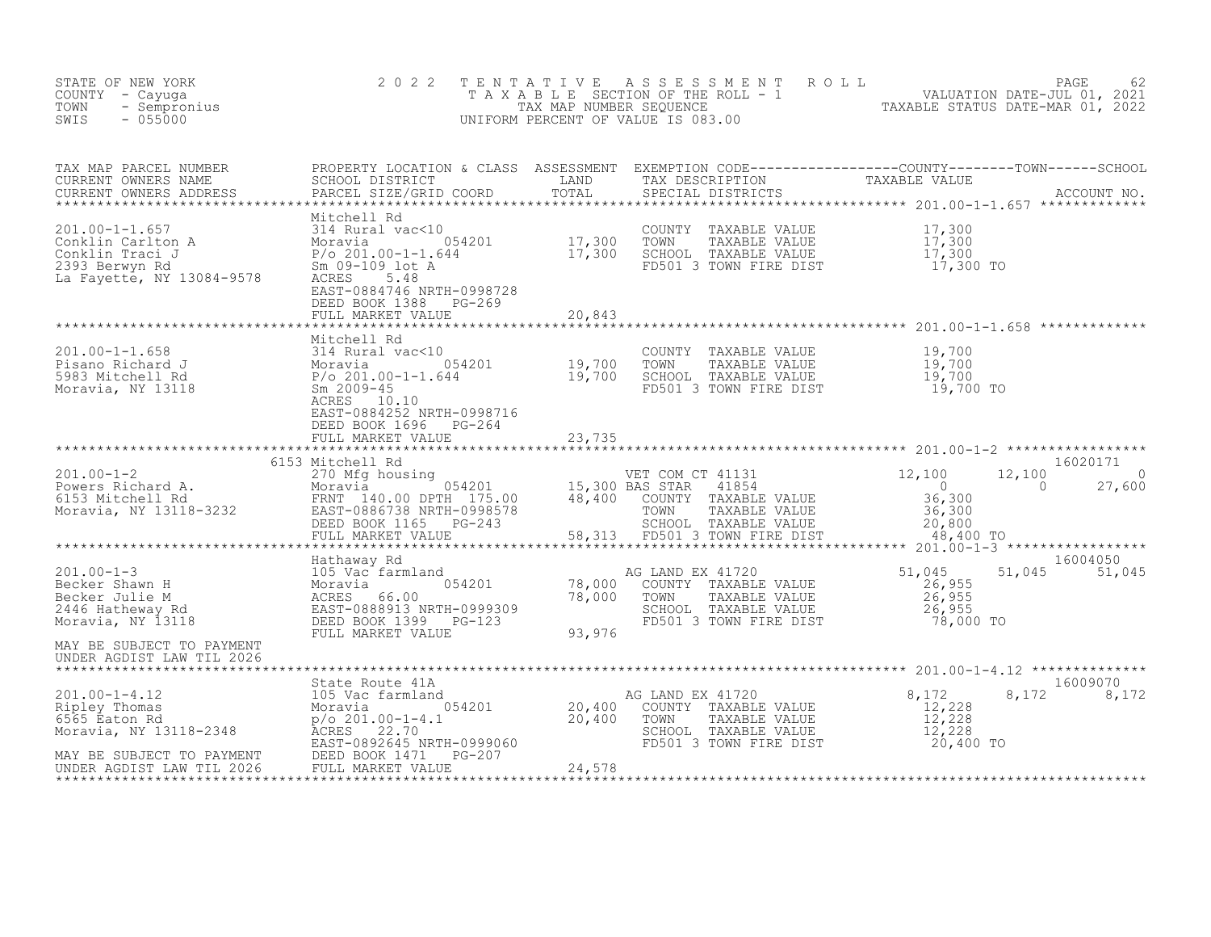STATE OF NEW YORK
COUNTY - Cayuga
TOWN - Sempronius
SWIS - 055000

2 0 2 2 T E N T A T I V E A S S E S S M E N T R O L L
T A X A B L E SECTION OF THE ROLL - 1
TAX MAP NUMBER SEQUENCE
UNIFORM PERCENT OF VALUE IS 083.00

VALUATION DATE-JUL 01, 2021
TAXABLE STATUS DATE-MAR 01, 2022

| TAX MAP PARCEL NUMBER / CURRENT OWNERS NAME / CURRENT OWNERS ADDRESS | PROPERTY LOCATION & CLASS / SCHOOL DISTRICT / PARCEL SIZE/GRID COORD | ASSESSMENT LAND / TOTAL | EXEMPTION CODE / TAX DESCRIPTION / SPECIAL DISTRICTS | COUNTY TAXABLE VALUE | TOWN | SCHOOL | ACCOUNT NO. |
|---|---|---|---|---|---|---|---|
| 201.00-1-1.657 | Mitchell Rd | | | | | | |
| | 314 Rural vac<10 | | COUNTY TAXABLE VALUE | 17,300 | | | |
| Conklin Carlton A | Moravia 054201 | 17,300 | TOWN TAXABLE VALUE | 17,300 | | | |
| Conklin Traci J | P/o 201.00-1-1.644 | 17,300 | SCHOOL TAXABLE VALUE | 17,300 | | | |
| 2393 Berwyn Rd | Sm 09-109 lot A | | FD501 3 TOWN FIRE DIST | 17,300 TO | | | |
| La Fayette, NY 13084-9578 | ACRES 5.48 | | | | | | |
| | EAST-0884746 NRTH-0998728 | | | | | | |
| | DEED BOOK 1388 PG-269 | | | | | | |
| | FULL MARKET VALUE | 20,843 | | | | | |
| 201.00-1-1.658 | Mitchell Rd | | | | | | |
| | 314 Rural vac<10 | | COUNTY TAXABLE VALUE | 19,700 | | | |
| Pisano Richard J | Moravia 054201 | 19,700 | TOWN TAXABLE VALUE | 19,700 | | | |
| 5983 Mitchell Rd | P/o 201.00-1-1.644 | 19,700 | SCHOOL TAXABLE VALUE | 19,700 | | | |
| Moravia, NY 13118 | Sm 2009-45 | | FD501 3 TOWN FIRE DIST | 19,700 TO | | | |
| | ACRES 10.10 | | | | | | |
| | EAST-0884252 NRTH-0998716 | | | | | | |
| | DEED BOOK 1696 PG-264 | | | | | | |
| | FULL MARKET VALUE | 23,735 | | | | | |
| 201.00-1-2 | 6153 Mitchell Rd | | | | | | 16020171 |
| | 270 Mfg housing | | VET COM CT 41131 | 12,100 | 12,100 | 0 | |
| Powers Richard A. | Moravia 054201 | 15,300 | BAS STAR 41854 | 0 | 0 | 27,600 | |
| 6153 Mitchell Rd | FRNT 140.00 DPTH 175.00 | 48,400 | COUNTY TAXABLE VALUE | 36,300 | | | |
| Moravia, NY 13118-3232 | EAST-0886738 NRTH-0998578 | | TOWN TAXABLE VALUE | 36,300 | | | |
| | DEED BOOK 1165 PG-243 | | SCHOOL TAXABLE VALUE | 20,800 | | | |
| | FULL MARKET VALUE | 58,313 | FD501 3 TOWN FIRE DIST | 48,400 TO | | | |
| 201.00-1-3 | Hathaway Rd | | | | | | 16004050 |
| | 105 Vac farmland | | AG LAND EX 41720 | 51,045 | 51,045 | 51,045 | |
| Becker Shawn H | Moravia 054201 | 78,000 | COUNTY TAXABLE VALUE | 26,955 | | | |
| Becker Julie M | ACRES 66.00 | 78,000 | TOWN TAXABLE VALUE | 26,955 | | | |
| 2446 Hatheway Rd | EAST-0888913 NRTH-0999309 | | SCHOOL TAXABLE VALUE | 26,955 | | | |
| Moravia, NY 13118 | DEED BOOK 1399 PG-123 | | FD501 3 TOWN FIRE DIST | 78,000 TO | | | |
| | FULL MARKET VALUE | 93,976 | | | | | |
| MAY BE SUBJECT TO PAYMENT UNDER AGDIST LAW TIL 2026 | | | | | | | |
| 201.00-1-4.12 | State Route 41A | | | | | | 16009070 |
| | 105 Vac farmland | | AG LAND EX 41720 | 8,172 | 8,172 | 8,172 | |
| Ripley Thomas | Moravia 054201 | 20,400 | COUNTY TAXABLE VALUE | 12,228 | | | |
| 6565 Eaton Rd | p/o 201.00-1-4.1 | 20,400 | TOWN TAXABLE VALUE | 12,228 | | | |
| Moravia, NY 13118-2348 | ACRES 22.70 | | SCHOOL TAXABLE VALUE | 12,228 | | | |
| | EAST-0892645 NRTH-0999060 | | FD501 3 TOWN FIRE DIST | 20,400 TO | | | |
| MAY BE SUBJECT TO PAYMENT | DEED BOOK 1471 PG-207 | | | | | | |
| UNDER AGDIST LAW TIL 2026 | FULL MARKET VALUE | 24,578 | | | | | |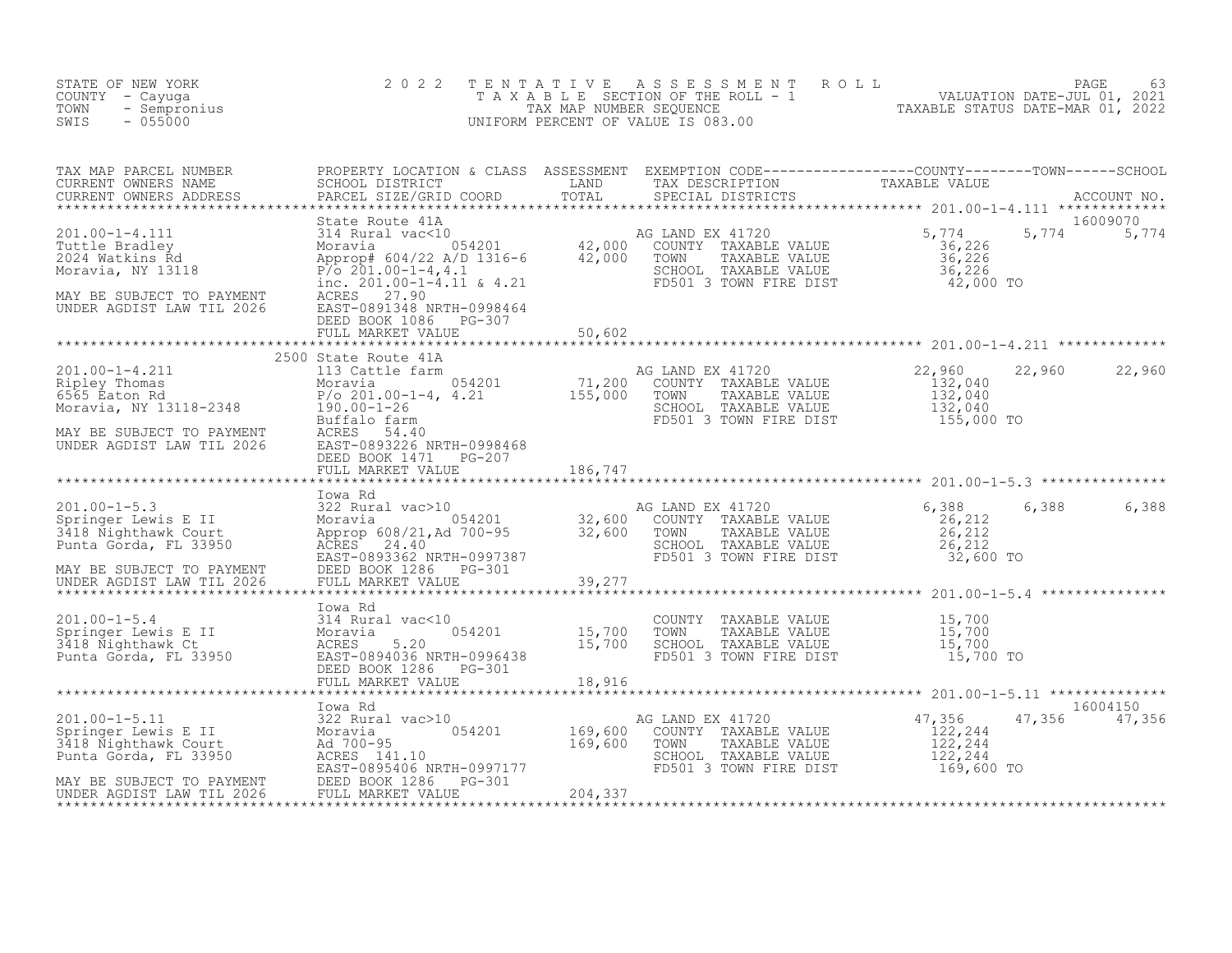STATE OF NEW YORK
COUNTY - Cayuga
TOWN - Sempronius
SWIS - 055000

2 0 2 2 T E N T A T I V E A S S E S S M E N T R O L L
T A X A B L E SECTION OF THE ROLL - 1
TAX MAP NUMBER SEQUENCE
UNIFORM PERCENT OF VALUE IS 083.00

VALUATION DATE-JUL 01, 2021
TAXABLE STATUS DATE-MAR 01, 2022

| TAX MAP PARCEL NUMBER / CURRENT OWNERS NAME / CURRENT OWNERS ADDRESS | PROPERTY LOCATION & CLASS / SCHOOL DISTRICT / PARCEL SIZE/GRID COORD | ASSESSMENT LAND / TOTAL | EXEMPTION CODE / TAX DESCRIPTION / SPECIAL DISTRICTS | COUNTY TAXABLE VALUE | TOWN | SCHOOL / ACCOUNT NO. |
|---|---|---|---|---|---|---|
| **201.00-1-4.111** | State Route 41A | | | | | 16009070 |
| 201.00-1-4.111 | 314 Rural vac<10 | | AG LAND EX 41720 | 5,774 | 5,774 | 5,774 |
| Tuttle Bradley | Moravia 054201 | 42,000 | COUNTY TAXABLE VALUE | 36,226 | | |
| 2024 Watkins Rd | Approp# 604/22 A/D 1316-6 | 42,000 | TOWN TAXABLE VALUE | 36,226 | | |
| Moravia, NY 13118 | P/o 201.00-1-4,4.1 | | SCHOOL TAXABLE VALUE | 36,226 | | |
| | inc. 201.00-1-4.11 & 4.21 | | FD501 3 TOWN FIRE DIST | 42,000 TO | | |
| MAY BE SUBJECT TO PAYMENT | ACRES 27.90 | | | | | |
| UNDER AGDIST LAW TIL 2026 | EAST-0891348 NRTH-0998464 | | | | | |
| | DEED BOOK 1086 PG-307 | | | | | |
| | FULL MARKET VALUE | 50,602 | | | | |
| **201.00-1-4.211** | 2500 State Route 41A | | | | | |
| 201.00-1-4.211 | 113 Cattle farm | | AG LAND EX 41720 | 22,960 | 22,960 | 22,960 |
| Ripley Thomas | Moravia 054201 | 71,200 | COUNTY TAXABLE VALUE | 132,040 | | |
| 6565 Eaton Rd | P/o 201.00-1-4, 4.21 | 155,000 | TOWN TAXABLE VALUE | 132,040 | | |
| Moravia, NY 13118-2348 | 190.00-1-26 | | SCHOOL TAXABLE VALUE | 132,040 | | |
| | Buffalo farm | | FD501 3 TOWN FIRE DIST | 155,000 TO | | |
| MAY BE SUBJECT TO PAYMENT | ACRES 54.40 | | | | | |
| UNDER AGDIST LAW TIL 2026 | EAST-0893226 NRTH-0998468 | | | | | |
| | DEED BOOK 1471 PG-207 | | | | | |
| | FULL MARKET VALUE | 186,747 | | | | |
| **201.00-1-5.3** | Iowa Rd | | | | | |
| 201.00-1-5.3 | 322 Rural vac>10 | | AG LAND EX 41720 | 6,388 | 6,388 | 6,388 |
| Springer Lewis E II | Moravia 054201 | 32,600 | COUNTY TAXABLE VALUE | 26,212 | | |
| 3418 Nighthawk Court | Approp 608/21,Ad 700-95 | 32,600 | TOWN TAXABLE VALUE | 26,212 | | |
| Punta Gorda, FL 33950 | ACRES 24.40 | | SCHOOL TAXABLE VALUE | 26,212 | | |
| | EAST-0893362 NRTH-0997387 | | FD501 3 TOWN FIRE DIST | 32,600 TO | | |
| MAY BE SUBJECT TO PAYMENT | DEED BOOK 1286 PG-301 | | | | | |
| UNDER AGDIST LAW TIL 2026 | FULL MARKET VALUE | 39,277 | | | | |
| **201.00-1-5.4** | Iowa Rd | | | | | |
| 201.00-1-5.4 | 314 Rural vac<10 | | COUNTY TAXABLE VALUE | 15,700 | | |
| Springer Lewis E II | Moravia 054201 | 15,700 | TOWN TAXABLE VALUE | 15,700 | | |
| 3418 Nighthawk Ct | ACRES 5.20 | 15,700 | SCHOOL TAXABLE VALUE | 15,700 | | |
| Punta Gorda, FL 33950 | EAST-0894036 NRTH-0996438 | | FD501 3 TOWN FIRE DIST | 15,700 TO | | |
| | DEED BOOK 1286 PG-301 | | | | | |
| | FULL MARKET VALUE | 18,916 | | | | |
| **201.00-1-5.11** | Iowa Rd | | | | | 16004150 |
| 201.00-1-5.11 | 322 Rural vac>10 | | AG LAND EX 41720 | 47,356 | 47,356 | 47,356 |
| Springer Lewis E II | Moravia 054201 | 169,600 | COUNTY TAXABLE VALUE | 122,244 | | |
| 3418 Nighthawk Court | Ad 700-95 | 169,600 | TOWN TAXABLE VALUE | 122,244 | | |
| Punta Gorda, FL 33950 | ACRES 141.10 | | SCHOOL TAXABLE VALUE | 122,244 | | |
| | EAST-0895406 NRTH-0997177 | | FD501 3 TOWN FIRE DIST | 169,600 TO | | |
| MAY BE SUBJECT TO PAYMENT | DEED BOOK 1286 PG-301 | | | | | |
| UNDER AGDIST LAW TIL 2026 | FULL MARKET VALUE | 204,337 | | | | |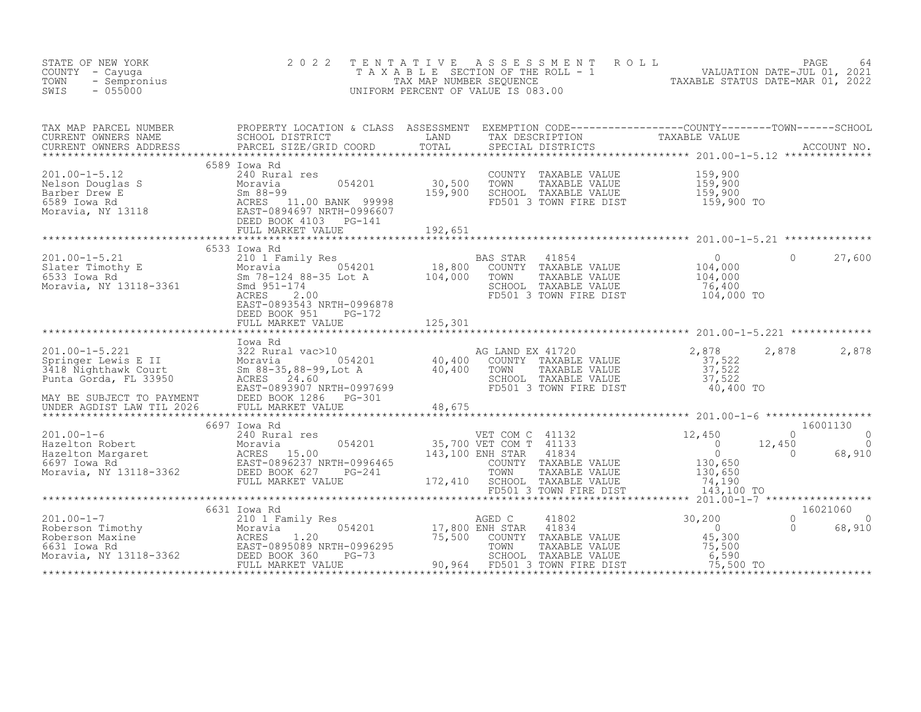STATE OF NEW YORK
COUNTY - Cayuga
TOWN - Sempronius
SWIS - 055000

2022 TENTATIVE ASSESSMENT ROLL
TAXABLE SECTION OF THE ROLL - 1
TAX MAP NUMBER SEQUENCE
UNIFORM PERCENT OF VALUE IS 083.00

VALUATION DATE-JUL 01, 2021
TAXABLE STATUS DATE-MAR 01, 2022

| TAX MAP PARCEL NUMBER / CURRENT OWNERS NAME / CURRENT OWNERS ADDRESS | PROPERTY LOCATION & CLASS / SCHOOL DISTRICT / PARCEL SIZE/GRID COORD | ASSESSMENT LAND | ASSESSMENT TOTAL | EXEMPTION CODE / TAX DESCRIPTION / SPECIAL DISTRICTS | COUNTY TAXABLE VALUE | TOWN | SCHOOL | ACCOUNT NO. |
|---|---|---|---|---|---|---|---|---|
| **201.00-1-5.12** | 6589 Iowa Rd | | | | | | | |
| 201.00-1-5.12 | 240 Rural res | | | COUNTY TAXABLE VALUE | 159,900 | | | |
| Nelson Douglas S | Moravia 054201 | 30,500 | | TOWN TAXABLE VALUE | 159,900 | | | |
| Barber Drew E | Sm 88-99 | | 159,900 | SCHOOL TAXABLE VALUE | 159,900 | | | |
| 6589 Iowa Rd | ACRES 11.00 BANK 99998 | | | FD501 3 TOWN FIRE DIST | 159,900 TO | | | |
| Moravia, NY 13118 | EAST-0894697 NRTH-0996607 | | | | | | | |
| | DEED BOOK 4103 PG-141 | | | | | | | |
| | FULL MARKET VALUE | | 192,651 | | | | | |
| **201.00-1-5.21** | 6533 Iowa Rd | | | | | | | |
| 201.00-1-5.21 | 210 1 Family Res | | | BAS STAR 41854 | 0 | 0 | 27,600 | |
| Slater Timothy E | Moravia 054201 | 18,800 | | COUNTY TAXABLE VALUE | 104,000 | | | |
| 6533 Iowa Rd | Sm 78-124 88-35 Lot A | | 104,000 | TOWN TAXABLE VALUE | 104,000 | | | |
| Moravia, NY 13118-3361 | Smd 951-174 | | | SCHOOL TAXABLE VALUE | 76,400 | | | |
| | ACRES 2.00 | | | FD501 3 TOWN FIRE DIST | 104,000 TO | | | |
| | EAST-0893543 NRTH-0996878 | | | | | | | |
| | DEED BOOK 951 PG-172 | | | | | | | |
| | FULL MARKET VALUE | | 125,301 | | | | | |
| **201.00-1-5.221** | Iowa Rd | | | | | | | |
| 201.00-1-5.221 | 322 Rural vac>10 | | | AG LAND EX 41720 | 2,878 | 2,878 | 2,878 | |
| Springer Lewis E II | Moravia 054201 | 40,400 | | COUNTY TAXABLE VALUE | 37,522 | | | |
| 3418 Nighthawk Court | Sm 88-35,88-99,Lot A | | 40,400 | TOWN TAXABLE VALUE | 37,522 | | | |
| Punta Gorda, FL 33950 | ACRES 24.60 | | | SCHOOL TAXABLE VALUE | 37,522 | | | |
| | EAST-0893907 NRTH-0997699 | | | FD501 3 TOWN FIRE DIST | 40,400 TO | | | |
| MAY BE SUBJECT TO PAYMENT | DEED BOOK 1286 PG-301 | | | | | | | |
| UNDER AGDIST LAW TIL 2026 | FULL MARKET VALUE | | 48,675 | | | | | |
| **201.00-1-6** | 6697 Iowa Rd | | | | | | | 16001130 |
| 201.00-1-6 | 240 Rural res | | | VET COM C 41132 | 12,450 | 0 | 0 | |
| Hazelton Robert | Moravia 054201 | 35,700 | | VET COM T 41133 | 0 | 12,450 | 0 | |
| Hazelton Margaret | ACRES 15.00 | | 143,100 | ENH STAR 41834 | 0 | 0 | 68,910 | |
| 6697 Iowa Rd | EAST-0896237 NRTH-0996465 | | | COUNTY TAXABLE VALUE | 130,650 | | | |
| Moravia, NY 13118-3362 | DEED BOOK 627 PG-241 | | | TOWN TAXABLE VALUE | 130,650 | | | |
| | FULL MARKET VALUE | | 172,410 | SCHOOL TAXABLE VALUE | 74,190 | | | |
| | | | | FD501 3 TOWN FIRE DIST | 143,100 TO | | | |
| **201.00-1-7** | 6631 Iowa Rd | | | | | | | 16021060 |
| 201.00-1-7 | 210 1 Family Res | | | AGED C 41802 | 30,200 | 0 | 0 | |
| Roberson Timothy | Moravia 054201 | 17,800 | | ENH STAR 41834 | 0 | 0 | 68,910 | |
| Roberson Maxine | ACRES 1.20 | | 75,500 | COUNTY TAXABLE VALUE | 45,300 | | | |
| 6631 Iowa Rd | EAST-0895089 NRTH-0996295 | | | TOWN TAXABLE VALUE | 75,500 | | | |
| Moravia, NY 13118-3362 | DEED BOOK 360 PG-73 | | | SCHOOL TAXABLE VALUE | 6,590 | | | |
| | FULL MARKET VALUE | | 90,964 | FD501 3 TOWN FIRE DIST | 75,500 TO | | | |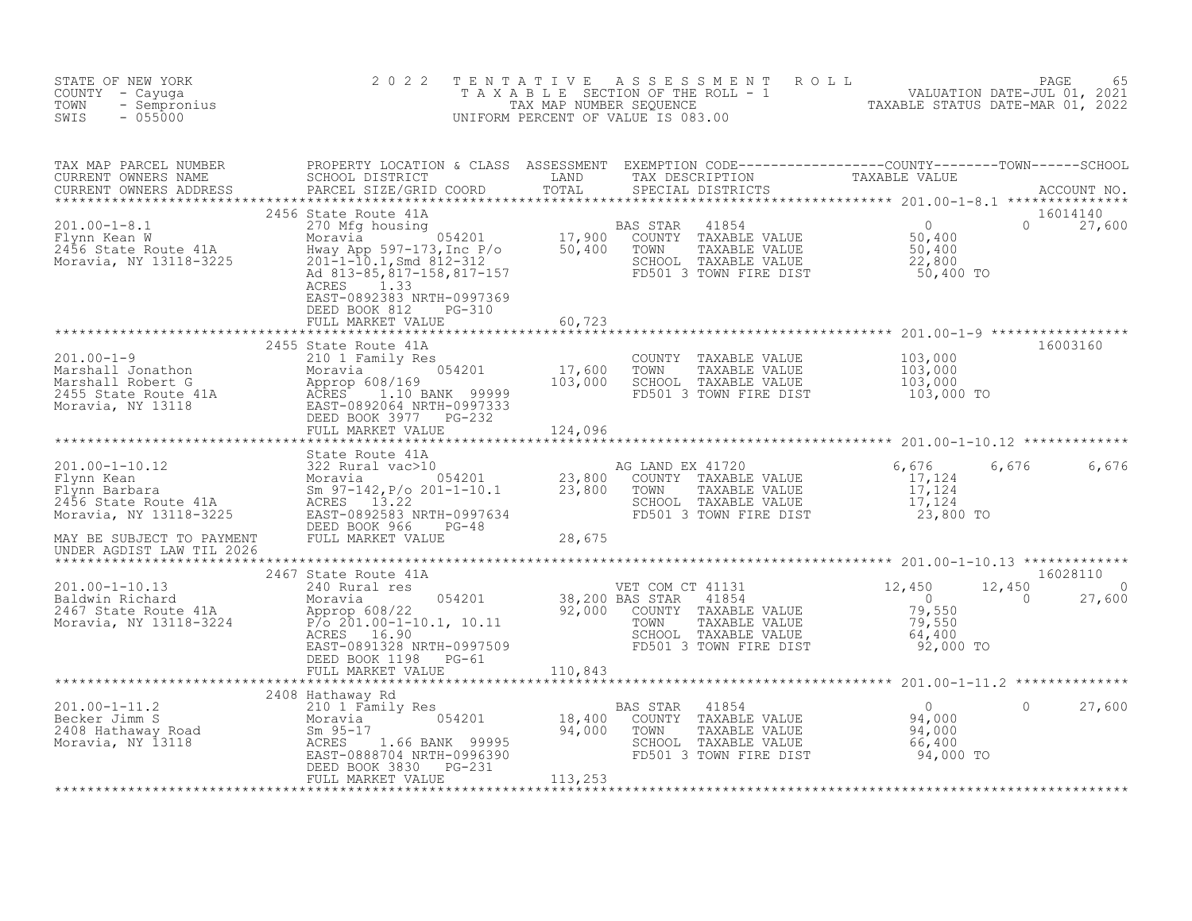STATE OF NEW YORK
COUNTY - Cayuga
TOWN - Sempronius
SWIS - 055000

2022 TENTATIVE ASSESSMENT ROLL
TAXABLE SECTION OF THE ROLL - 1
TAX MAP NUMBER SEQUENCE
UNIFORM PERCENT OF VALUE IS 083.00

VALUATION DATE-JUL 01, 2021
TAXABLE STATUS DATE-MAR 01, 2022

| TAX MAP PARCEL NUMBER / CURRENT OWNERS NAME / CURRENT OWNERS ADDRESS | PROPERTY LOCATION & CLASS / SCHOOL DISTRICT / PARCEL SIZE/GRID COORD | ASSESSMENT LAND | TOTAL | EXEMPTION CODE / TAX DESCRIPTION / SPECIAL DISTRICTS | COUNTY TAXABLE VALUE | TOWN | SCHOOL | ACCOUNT NO. |
|---|---|---|---|---|---|---|---|---|
| 201.00-1-8.1 | 2456 State Route 41A | | | | | | | 16014140 |
| Flynn Kean W | 270 Mfg housing | | | BAS STAR 41854 | 0 | 0 | 27,600 | |
| 2456 State Route 41A | Moravia 054201 | 17,900 | | COUNTY TAXABLE VALUE | 50,400 | | | |
| Moravia, NY 13118-3225 | Hway App 597-173,Inc P/o | | 50,400 | TOWN TAXABLE VALUE | 50,400 | | | |
| | 201-1-10.1,Smd 812-312 | | | SCHOOL TAXABLE VALUE | 22,800 | | | |
| | Ad 813-85,817-158,817-157 | | | FD501 3 TOWN FIRE DIST | 50,400 TO | | | |
| | ACRES 1.33 | | | | | | | |
| | EAST-0892383 NRTH-0997369 | | | | | | | |
| | DEED BOOK 812 PG-310 | | | | | | | |
| | FULL MARKET VALUE | | 60,723 | | | | | |
| 201.00-1-9 | 2455 State Route 41A | | | | | | | 16003160 |
| Marshall Jonathon | 210 1 Family Res | | | COUNTY TAXABLE VALUE | 103,000 | | | |
| Marshall Robert G | Moravia 054201 | 17,600 | | TOWN TAXABLE VALUE | 103,000 | | | |
| 2455 State Route 41A | Approp 608/169 | | 103,000 | SCHOOL TAXABLE VALUE | 103,000 | | | |
| Moravia, NY 13118 | ACRES 1.10 BANK 99999 | | | FD501 3 TOWN FIRE DIST | 103,000 TO | | | |
| | EAST-0892064 NRTH-0997333 | | | | | | | |
| | DEED BOOK 3977 PG-232 | | | | | | | |
| | FULL MARKET VALUE | | 124,096 | | | | | |
| 201.00-1-10.12 | State Route 41A | | | | | | | |
| Flynn Kean | 322 Rural vac>10 | | | AG LAND EX 41720 | 6,676 | 6,676 | 6,676 | |
| Flynn Barbara | Moravia 054201 | 23,800 | | COUNTY TAXABLE VALUE | 17,124 | | | |
| 2456 State Route 41A | Sm 97-142,P/o 201-1-10.1 | | 23,800 | TOWN TAXABLE VALUE | 17,124 | | | |
| Moravia, NY 13118-3225 | ACRES 13.22 | | | SCHOOL TAXABLE VALUE | 17,124 | | | |
| | EAST-0892583 NRTH-0997634 | | | FD501 3 TOWN FIRE DIST | 23,800 TO | | | |
| | DEED BOOK 966 PG-48 | | | | | | | |
| MAY BE SUBJECT TO PAYMENT | FULL MARKET VALUE | | 28,675 | | | | | |
| UNDER AGDIST LAW TIL 2026 | | | | | | | | |
| 201.00-1-10.13 | 2467 State Route 41A | | | | | | | 16028110 |
| Baldwin Richard | 240 Rural res | | | VET COM CT 41131 | 12,450 | 12,450 | 0 | |
| 2467 State Route 41A | Moravia 054201 | 38,200 | | BAS STAR 41854 | 0 | 0 | 27,600 | |
| Moravia, NY 13118-3224 | Approp 608/22 | | 92,000 | COUNTY TAXABLE VALUE | 79,550 | | | |
| | P/o 201.00-1-10.1, 10.11 | | | TOWN TAXABLE VALUE | 79,550 | | | |
| | ACRES 16.90 | | | SCHOOL TAXABLE VALUE | 64,400 | | | |
| | EAST-0891328 NRTH-0997509 | | | FD501 3 TOWN FIRE DIST | 92,000 TO | | | |
| | DEED BOOK 1198 PG-61 | | | | | | | |
| | FULL MARKET VALUE | | 110,843 | | | | | |
| 201.00-1-11.2 | 2408 Hathaway Rd | | | | | | | |
| Becker Jimm S | 210 1 Family Res | | | BAS STAR 41854 | 0 | 0 | 27,600 | |
| 2408 Hathaway Road | Moravia 054201 | 18,400 | | COUNTY TAXABLE VALUE | 94,000 | | | |
| Moravia, NY 13118 | Sm 95-17 | | 94,000 | TOWN TAXABLE VALUE | 94,000 | | | |
| | ACRES 1.66 BANK 99995 | | | SCHOOL TAXABLE VALUE | 66,400 | | | |
| | EAST-0888704 NRTH-0996390 | | | FD501 3 TOWN FIRE DIST | 94,000 TO | | | |
| | DEED BOOK 3830 PG-231 | | | | | | | |
| | FULL MARKET VALUE | | 113,253 | | | | | |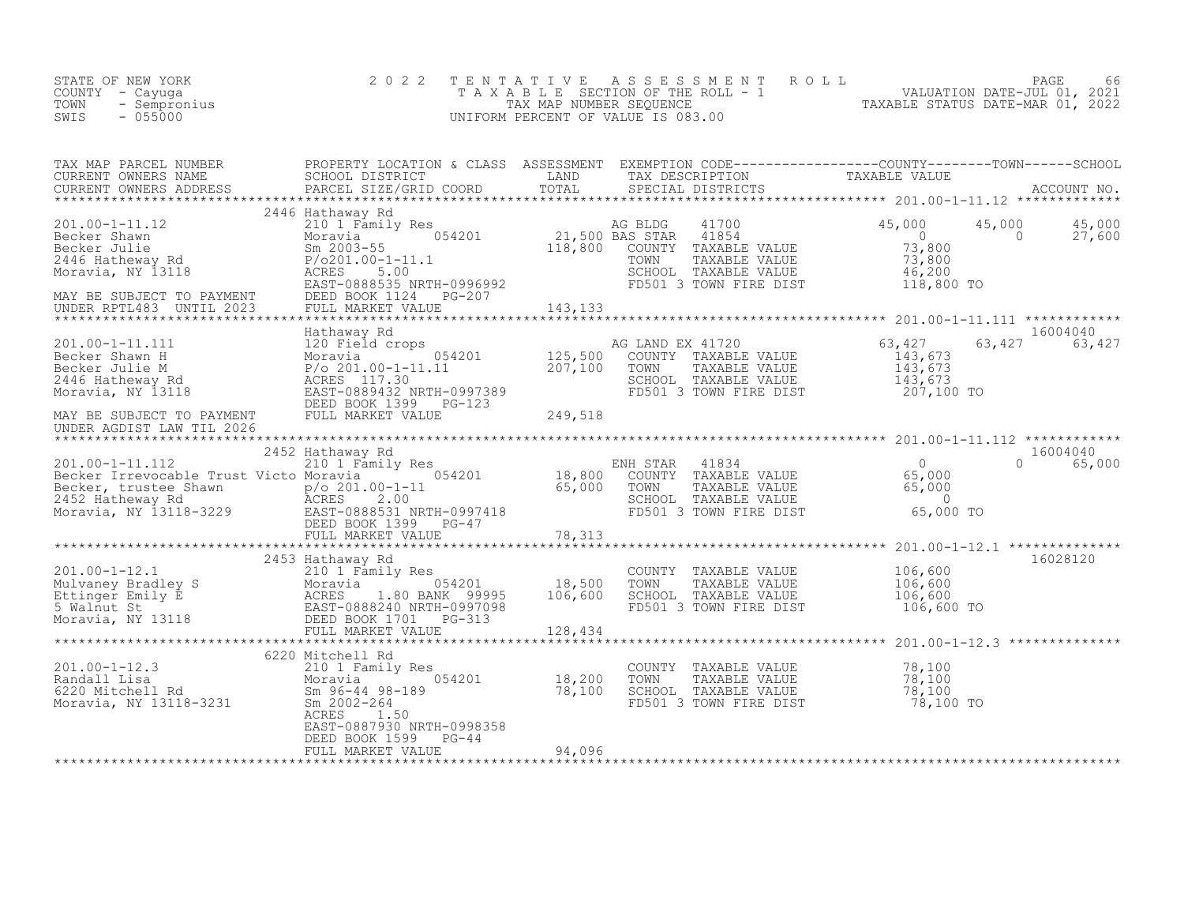STATE OF NEW YORK
COUNTY - Cayuga
TOWN - Sempronius
SWIS - 055000

# 2022 TENTATIVE ASSESSMENT ROLL
TAXABLE SECTION OF THE ROLL - 1
TAX MAP NUMBER SEQUENCE
UNIFORM PERCENT OF VALUE IS 083.00

VALUATION DATE-JUL 01, 2021
TAXABLE STATUS DATE-MAR 01, 2022

| TAX MAP PARCEL NUMBER / CURRENT OWNERS NAME / CURRENT OWNERS ADDRESS | PROPERTY LOCATION & CLASS / SCHOOL DISTRICT / PARCEL SIZE/GRID COORD | ASSESSMENT LAND / TOTAL | EXEMPTION CODE / TAX DESCRIPTION / SPECIAL DISTRICTS | COUNTY TAXABLE VALUE | TOWN | SCHOOL | ACCOUNT NO. |
|---|---|---|---|---|---|---|---|
| 201.00-1-11.12 | 2446 Hathaway Rd | | | | | | |
| | 210 1 Family Res | | AG BLDG 41700 | 45,000 | 45,000 | 45,000 | |
| Becker Shawn | Moravia 054201 | 21,500 | BAS STAR 41854 | 0 | 0 | 27,600 | |
| Becker Julie | Sm 2003-55 | 118,800 | COUNTY TAXABLE VALUE | 73,800 | | | |
| 2446 Hatheway Rd | P/o201.00-1-11.1 | | TOWN TAXABLE VALUE | 73,800 | | | |
| Moravia, NY 13118 | ACRES 5.00 | | SCHOOL TAXABLE VALUE | 46,200 | | | |
| | EAST-0888535 NRTH-0996992 | | FD501 3 TOWN FIRE DIST | 118,800 TO | | | |
| MAY BE SUBJECT TO PAYMENT | DEED BOOK 1124 PG-207 | | | | | | |
| UNDER RPTL483 UNTIL 2023 | FULL MARKET VALUE | 143,133 | | | | | |
| 201.00-1-11.111 | Hathaway Rd | | | | | | 16004040 |
| | 120 Field crops | | AG LAND EX 41720 | 63,427 | 63,427 | 63,427 | |
| Becker Shawn H | Moravia 054201 | 125,500 | COUNTY TAXABLE VALUE | 143,673 | | | |
| Becker Julie M | P/o 201.00-1-11.11 | 207,100 | TOWN TAXABLE VALUE | 143,673 | | | |
| 2446 Hatheway Rd | ACRES 117.30 | | SCHOOL TAXABLE VALUE | 143,673 | | | |
| Moravia, NY 13118 | EAST-0889432 NRTH-0997389 | | FD501 3 TOWN FIRE DIST | 207,100 TO | | | |
| | DEED BOOK 1399 PG-123 | | | | | | |
| MAY BE SUBJECT TO PAYMENT | FULL MARKET VALUE | 249,518 | | | | | |
| UNDER AGDIST LAW TIL 2026 | | | | | | | |
| 201.00-1-11.112 | 2452 Hathaway Rd | | | | | | 16004040 |
| | 210 1 Family Res | | ENH STAR 41834 | 0 | 0 | 65,000 | |
| Becker Irrevocable Trust Victo | Moravia 054201 | 18,800 | COUNTY TAXABLE VALUE | 65,000 | | | |
| Becker, trustee Shawn | p/o 201.00-1-11 | 65,000 | TOWN TAXABLE VALUE | 65,000 | | | |
| 2452 Hatheway Rd | ACRES 2.00 | | SCHOOL TAXABLE VALUE | 0 | | | |
| Moravia, NY 13118-3229 | EAST-0888531 NRTH-0997418 | | FD501 3 TOWN FIRE DIST | 65,000 TO | | | |
| | DEED BOOK 1399 PG-47 | | | | | | |
| | FULL MARKET VALUE | 78,313 | | | | | |
| 201.00-1-12.1 | 2453 Hathaway Rd | | | | | | 16028120 |
| | 210 1 Family Res | | COUNTY TAXABLE VALUE | 106,600 | | | |
| Mulvaney Bradley S | Moravia 054201 | 18,500 | TOWN TAXABLE VALUE | 106,600 | | | |
| Ettinger Emily E | ACRES 1.80 BANK 99995 | 106,600 | SCHOOL TAXABLE VALUE | 106,600 | | | |
| 5 Walnut St | EAST-0888240 NRTH-0997098 | | FD501 3 TOWN FIRE DIST | 106,600 TO | | | |
| Moravia, NY 13118 | DEED BOOK 1701 PG-313 | | | | | | |
| | FULL MARKET VALUE | 128,434 | | | | | |
| 201.00-1-12.3 | 6220 Mitchell Rd | | | | | | |
| | 210 1 Family Res | | COUNTY TAXABLE VALUE | 78,100 | | | |
| Randall Lisa | Moravia 054201 | 18,200 | TOWN TAXABLE VALUE | 78,100 | | | |
| 6220 Mitchell Rd | Sm 96-44 98-189 | 78,100 | SCHOOL TAXABLE VALUE | 78,100 | | | |
| Moravia, NY 13118-3231 | Sm 2002-264 | | FD501 3 TOWN FIRE DIST | 78,100 TO | | | |
| | ACRES 1.50 | | | | | | |
| | EAST-0887930 NRTH-0998358 | | | | | | |
| | DEED BOOK 1599 PG-44 | | | | | | |
| | FULL MARKET VALUE | 94,096 | | | | | |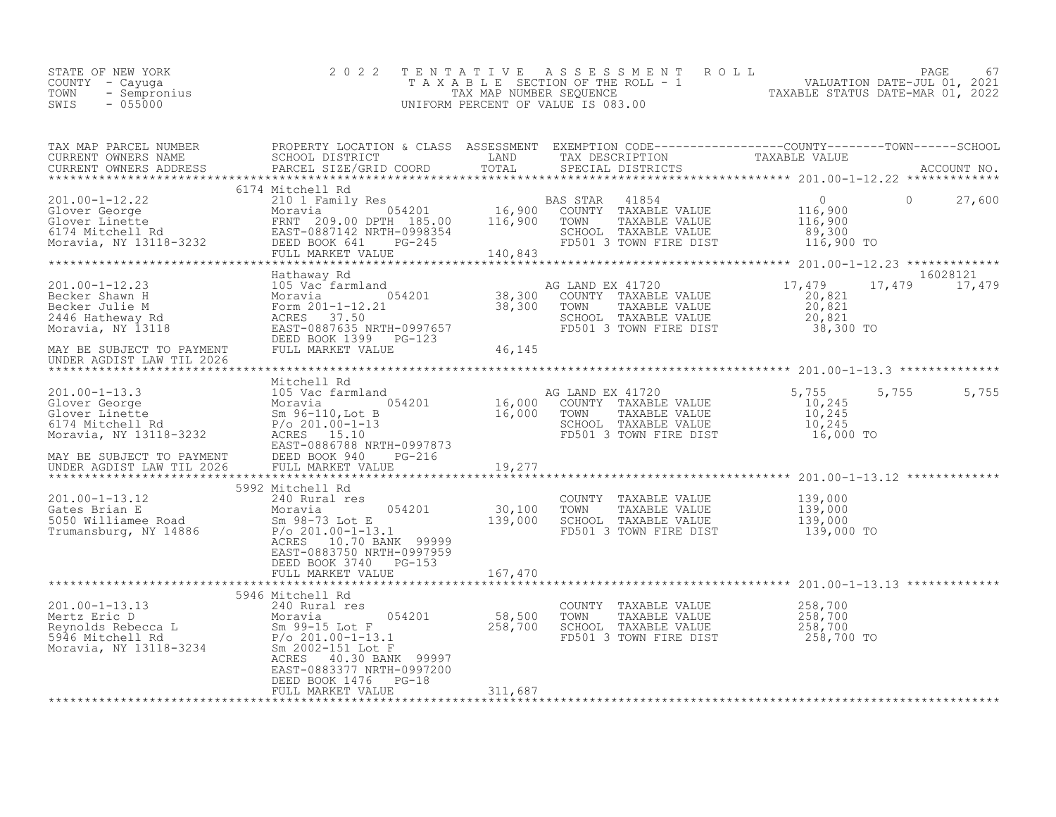STATE OF NEW YORK
COUNTY - Cayuga
TOWN - Sempronius
SWIS - 055000

2022 TENTATIVE ASSESSMENT ROLL
TAXABLE SECTION OF THE ROLL - 1
TAX MAP NUMBER SEQUENCE
UNIFORM PERCENT OF VALUE IS 083.00

VALUATION DATE-JUL 01, 2021
TAXABLE STATUS DATE-MAR 01, 2022

| TAX MAP PARCEL NUMBER / CURRENT OWNERS NAME / CURRENT OWNERS ADDRESS | PROPERTY LOCATION & CLASS / SCHOOL DISTRICT / PARCEL SIZE/GRID COORD | ASSESSMENT LAND | TOTAL | EXEMPTION CODE / TAX DESCRIPTION / SPECIAL DISTRICTS | COUNTY TAXABLE VALUE | TOWN | SCHOOL | ACCOUNT NO. |
|---|---|---|---|---|---|---|---|---|
| **201.00-1-12.22** | 6174 Mitchell Rd | | | | | | | |
| 201.00-1-12.22 | 210 1 Family Res | | | BAS STAR 41854 | 0 | 0 | 27,600 | |
| Glover George | Moravia 054201 | 16,900 | | COUNTY TAXABLE VALUE | 116,900 | | | |
| Glover Linette | FRNT 209.00 DPTH 185.00 | | 116,900 | TOWN TAXABLE VALUE | 116,900 | | | |
| 6174 Mitchell Rd | EAST-0887142 NRTH-0998354 | | | SCHOOL TAXABLE VALUE | 89,300 | | | |
| Moravia, NY 13118-3232 | DEED BOOK 641 PG-245 | | | FD501 3 TOWN FIRE DIST | 116,900 TO | | | |
| | FULL MARKET VALUE | | 140,843 | | | | | |
| **201.00-1-12.23** | Hathaway Rd | | | | | | | 16028121 |
| 201.00-1-12.23 | 105 Vac farmland | | | AG LAND EX 41720 | 17,479 | 17,479 | 17,479 | |
| Becker Shawn H | Moravia 054201 | 38,300 | | COUNTY TAXABLE VALUE | 20,821 | | | |
| Becker Julie M | Form 201-1-12.21 | | 38,300 | TOWN TAXABLE VALUE | 20,821 | | | |
| 2446 Hatheway Rd | ACRES 37.50 | | | SCHOOL TAXABLE VALUE | 20,821 | | | |
| Moravia, NY 13118 | EAST-0887635 NRTH-0997657 | | | FD501 3 TOWN FIRE DIST | 38,300 TO | | | |
| | DEED BOOK 1399 PG-123 | | | | | | | |
| MAY BE SUBJECT TO PAYMENT | FULL MARKET VALUE | | 46,145 | | | | | |
| UNDER AGDIST LAW TIL 2026 | | | | | | | | |
| **201.00-1-13.3** | Mitchell Rd | | | | | | | |
| 201.00-1-13.3 | 105 Vac farmland | | | AG LAND EX 41720 | 5,755 | 5,755 | 5,755 | |
| Glover George | Moravia 054201 | 16,000 | | COUNTY TAXABLE VALUE | 10,245 | | | |
| Glover Linette | Sm 96-110,Lot B | | 16,000 | TOWN TAXABLE VALUE | 10,245 | | | |
| 6174 Mitchell Rd | P/o 201.00-1-13 | | | SCHOOL TAXABLE VALUE | 10,245 | | | |
| Moravia, NY 13118-3232 | ACRES 15.10 | | | FD501 3 TOWN FIRE DIST | 16,000 TO | | | |
| | EAST-0886788 NRTH-0997873 | | | | | | | |
| MAY BE SUBJECT TO PAYMENT | DEED BOOK 940 PG-216 | | | | | | | |
| UNDER AGDIST LAW TIL 2026 | FULL MARKET VALUE | | 19,277 | | | | | |
| **201.00-1-13.12** | 5992 Mitchell Rd | | | | | | | |
| 201.00-1-13.12 | 240 Rural res | | | COUNTY TAXABLE VALUE | 139,000 | | | |
| Gates Brian E | Moravia 054201 | 30,100 | | TOWN TAXABLE VALUE | 139,000 | | | |
| 5050 Williamee Road | Sm 98-73 Lot E | | 139,000 | SCHOOL TAXABLE VALUE | 139,000 | | | |
| Trumansburg, NY 14886 | P/o 201.00-1-13.1 | | | FD501 3 TOWN FIRE DIST | 139,000 TO | | | |
| | ACRES 10.70 BANK 99999 | | | | | | | |
| | EAST-0883750 NRTH-0997959 | | | | | | | |
| | DEED BOOK 3740 PG-153 | | | | | | | |
| | FULL MARKET VALUE | | 167,470 | | | | | |
| **201.00-1-13.13** | 5946 Mitchell Rd | | | | | | | |
| 201.00-1-13.13 | 240 Rural res | | | COUNTY TAXABLE VALUE | 258,700 | | | |
| Mertz Eric D | Moravia 054201 | 58,500 | | TOWN TAXABLE VALUE | 258,700 | | | |
| Reynolds Rebecca L | Sm 99-15 Lot F | | 258,700 | SCHOOL TAXABLE VALUE | 258,700 | | | |
| 5946 Mitchell Rd | P/o 201.00-1-13.1 | | | FD501 3 TOWN FIRE DIST | 258,700 TO | | | |
| Moravia, NY 13118-3234 | Sm 2002-151 Lot F | | | | | | | |
| | ACRES 40.30 BANK 99997 | | | | | | | |
| | EAST-0883377 NRTH-0997200 | | | | | | | |
| | DEED BOOK 1476 PG-18 | | | | | | | |
| | FULL MARKET VALUE | | 311,687 | | | | | |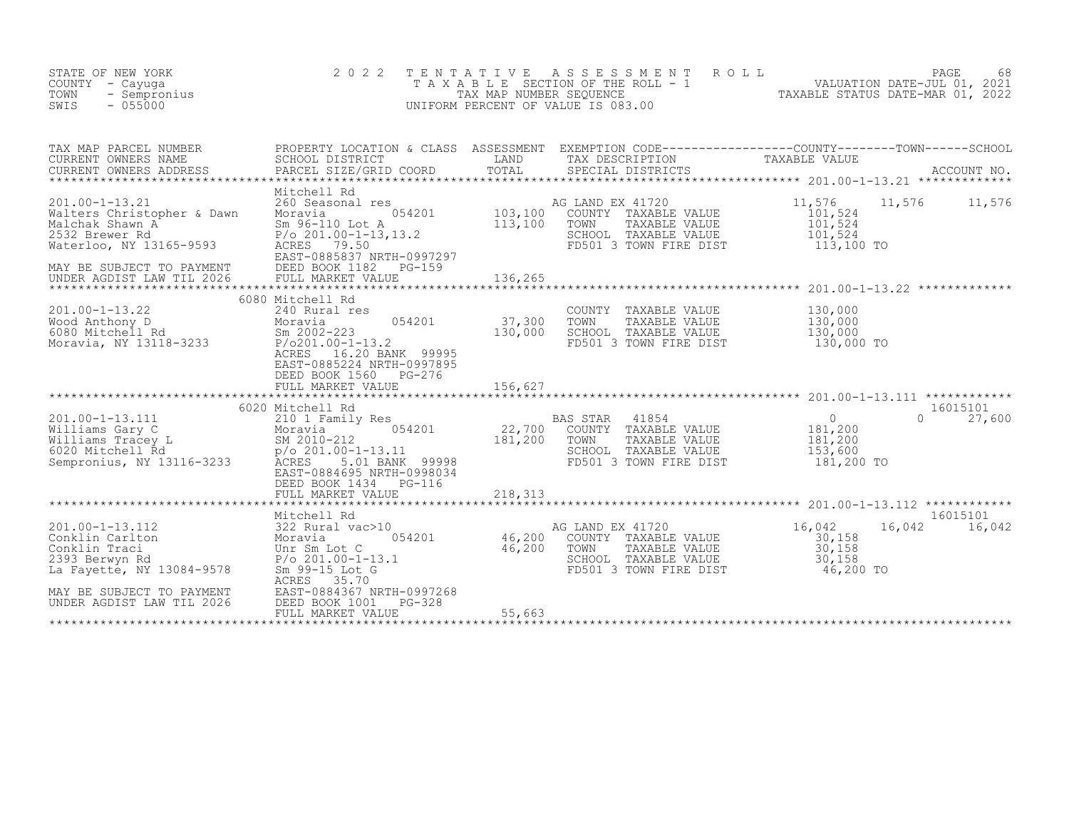STATE OF NEW YORK
COUNTY - Cayuga
TOWN - Sempronius
SWIS - 055000

2022 TENTATIVE ASSESSMENT ROLL
TAXABLE SECTION OF THE ROLL - 1
TAX MAP NUMBER SEQUENCE
UNIFORM PERCENT OF VALUE IS 083.00

VALUATION DATE-JUL 01, 2021
TAXABLE STATUS DATE-MAR 01, 2022

| TAX MAP PARCEL NUMBER / CURRENT OWNERS NAME / CURRENT OWNERS ADDRESS | PROPERTY LOCATION & CLASS / SCHOOL DISTRICT / PARCEL SIZE/GRID COORD | ASSESSMENT LAND | TOTAL | EXEMPTION CODE / TAX DESCRIPTION / SPECIAL DISTRICTS | COUNTY TAXABLE VALUE | TOWN | SCHOOL / ACCOUNT NO. |
|---|---|---|---|---|---|---|---|
| **201.00-1-13.21** | Mitchell Rd | | | | | | |
| 201.00-1-13.21 | 260 Seasonal res | | | AG LAND EX 41720 | 11,576 | 11,576 | 11,576 |
| Walters Christopher & Dawn | Moravia 054201 | 103,100 | | COUNTY TAXABLE VALUE | 101,524 | | |
| Malchak Shawn A | Sm 96-110 Lot A | | 113,100 | TOWN TAXABLE VALUE | 101,524 | | |
| 2532 Brewer Rd | P/o 201.00-1-13,13.2 | | | SCHOOL TAXABLE VALUE | 101,524 | | |
| Waterloo, NY 13165-9593 | ACRES 79.50 | | | FD501 3 TOWN FIRE DIST | 113,100 TO | | |
| | EAST-0885837 NRTH-0997297 | | | | | | |
| MAY BE SUBJECT TO PAYMENT | DEED BOOK 1182 PG-159 | | | | | | |
| UNDER AGDIST LAW TIL 2026 | FULL MARKET VALUE | | 136,265 | | | | |
| **201.00-1-13.22** | 6080 Mitchell Rd | | | | | | |
| 201.00-1-13.22 | 240 Rural res | | | COUNTY TAXABLE VALUE | 130,000 | | |
| Wood Anthony D | Moravia 054201 | 37,300 | | TOWN TAXABLE VALUE | 130,000 | | |
| 6080 Mitchell Rd | Sm 2002-223 | | 130,000 | SCHOOL TAXABLE VALUE | 130,000 | | |
| Moravia, NY 13118-3233 | P/o201.00-1-13.2 | | | FD501 3 TOWN FIRE DIST | 130,000 TO | | |
| | ACRES 16.20 BANK 99995 | | | | | | |
| | EAST-0885224 NRTH-0997895 | | | | | | |
| | DEED BOOK 1560 PG-276 | | | | | | |
| | FULL MARKET VALUE | | 156,627 | | | | |
| **201.00-1-13.111** | 6020 Mitchell Rd | | | | | | 16015101 |
| 201.00-1-13.111 | 210 1 Family Res | | | BAS STAR 41854 | 0 | 0 | 27,600 |
| Williams Gary C | Moravia 054201 | 22,700 | | COUNTY TAXABLE VALUE | 181,200 | | |
| Williams Tracey L | SM 2010-212 | | 181,200 | TOWN TAXABLE VALUE | 181,200 | | |
| 6020 Mitchell Rd | p/o 201.00-1-13.11 | | | SCHOOL TAXABLE VALUE | 153,600 | | |
| Sempronius, NY 13116-3233 | ACRES 5.01 BANK 99998 | | | FD501 3 TOWN FIRE DIST | 181,200 TO | | |
| | EAST-0884695 NRTH-0998034 | | | | | | |
| | DEED BOOK 1434 PG-116 | | | | | | |
| | FULL MARKET VALUE | | 218,313 | | | | |
| **201.00-1-13.112** | Mitchell Rd | | | | | | 16015101 |
| 201.00-1-13.112 | 322 Rural vac>10 | | | AG LAND EX 41720 | 16,042 | 16,042 | 16,042 |
| Conklin Carlton | Moravia 054201 | 46,200 | | COUNTY TAXABLE VALUE | 30,158 | | |
| Conklin Traci | Unr Sm Lot C | | 46,200 | TOWN TAXABLE VALUE | 30,158 | | |
| 2393 Berwyn Rd | P/o 201.00-1-13.1 | | | SCHOOL TAXABLE VALUE | 30,158 | | |
| La Fayette, NY 13084-9578 | Sm 99-15 Lot G | | | FD501 3 TOWN FIRE DIST | 46,200 TO | | |
| | ACRES 35.70 | | | | | | |
| MAY BE SUBJECT TO PAYMENT | EAST-0884367 NRTH-0997268 | | | | | | |
| UNDER AGDIST LAW TIL 2026 | DEED BOOK 1001 PG-328 | | | | | | |
| | FULL MARKET VALUE | | 55,663 | | | | |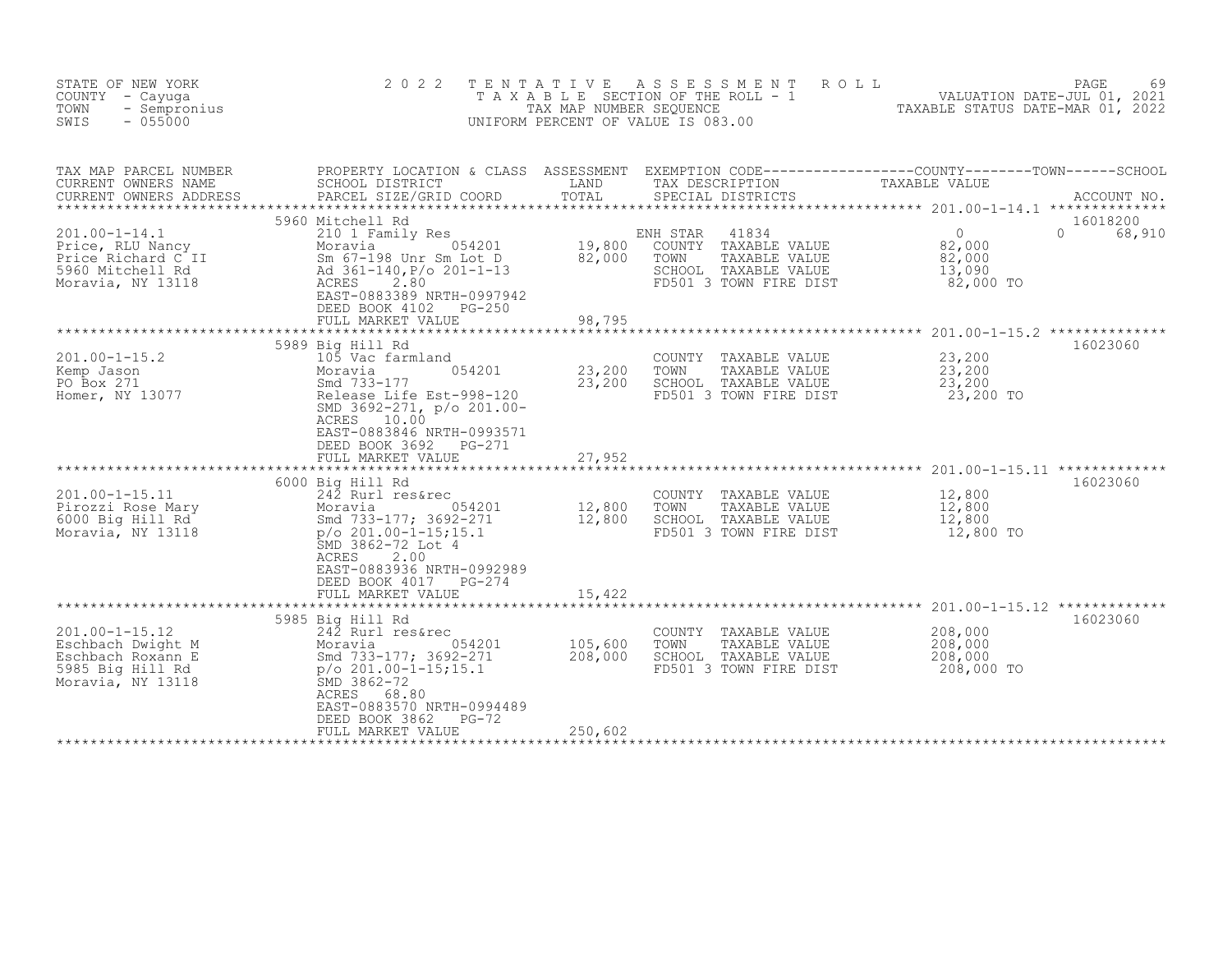STATE OF NEW YORK
COUNTY - Cayuga
TOWN - Sempronius
SWIS - 055000

2022 TENTATIVE ASSESSMENT ROLL
TAXABLE SECTION OF THE ROLL - 1
TAX MAP NUMBER SEQUENCE
UNIFORM PERCENT OF VALUE IS 083.00

VALUATION DATE-JUL 01, 2021
TAXABLE STATUS DATE-MAR 01, 2022

| TAX MAP PARCEL NUMBER / CURRENT OWNERS NAME / CURRENT OWNERS ADDRESS | PROPERTY LOCATION & CLASS / SCHOOL DISTRICT / PARCEL SIZE/GRID COORD | ASSESSMENT LAND / TOTAL | EXEMPTION CODE / TAX DESCRIPTION / SPECIAL DISTRICTS | COUNTY TAXABLE VALUE | TOWN | SCHOOL / ACCOUNT NO. |
|---|---|---|---|---|---|---|
| **201.00-1-14.1** | 5960 Mitchell Rd | | | | | 16018200 |
| 201.00-1-14.1 | 210 1 Family Res | | ENH STAR 41834 | 0 | 0 | 68,910 |
| Price, RLU Nancy | Moravia 054201 | 19,800 | COUNTY TAXABLE VALUE | 82,000 | | |
| Price Richard C II | Sm 67-198 Unr Sm Lot D | 82,000 | TOWN TAXABLE VALUE | 82,000 | | |
| 5960 Mitchell Rd | Ad 361-140,P/o 201-1-13 | | SCHOOL TAXABLE VALUE | 13,090 | | |
| Moravia, NY 13118 | ACRES 2.80 | | FD501 3 TOWN FIRE DIST | 82,000 TO | | |
| | EAST-0883389 NRTH-0997942 | | | | | |
| | DEED BOOK 4102 PG-250 | | | | | |
| | FULL MARKET VALUE | 98,795 | | | | |
| **201.00-1-15.2** | 5989 Big Hill Rd | | | | | 16023060 |
| 201.00-1-15.2 | 105 Vac farmland | | COUNTY TAXABLE VALUE | 23,200 | | |
| Kemp Jason | Moravia 054201 | 23,200 | TOWN TAXABLE VALUE | 23,200 | | |
| PO Box 271 | Smd 733-177 | 23,200 | SCHOOL TAXABLE VALUE | 23,200 | | |
| Homer, NY 13077 | Release Life Est-998-120 | | FD501 3 TOWN FIRE DIST | 23,200 TO | | |
| | SMD 3692-271, p/o 201.00- | | | | | |
| | ACRES 10.00 | | | | | |
| | EAST-0883846 NRTH-0993571 | | | | | |
| | DEED BOOK 3692 PG-271 | | | | | |
| | FULL MARKET VALUE | 27,952 | | | | |
| **201.00-1-15.11** | 6000 Big Hill Rd | | | | | 16023060 |
| 201.00-1-15.11 | 242 Rurl res&rec | | COUNTY TAXABLE VALUE | 12,800 | | |
| Pirozzi Rose Mary | Moravia 054201 | 12,800 | TOWN TAXABLE VALUE | 12,800 | | |
| 6000 Big Hill Rd | Smd 733-177; 3692-271 | 12,800 | SCHOOL TAXABLE VALUE | 12,800 | | |
| Moravia, NY 13118 | p/o 201.00-1-15;15.1 | | FD501 3 TOWN FIRE DIST | 12,800 TO | | |
| | SMD 3862-72 Lot 4 | | | | | |
| | ACRES 2.00 | | | | | |
| | EAST-0883936 NRTH-0992989 | | | | | |
| | DEED BOOK 4017 PG-274 | | | | | |
| | FULL MARKET VALUE | 15,422 | | | | |
| **201.00-1-15.12** | 5985 Big Hill Rd | | | | | 16023060 |
| 201.00-1-15.12 | 242 Rurl res&rec | | COUNTY TAXABLE VALUE | 208,000 | | |
| Eschbach Dwight M | Moravia 054201 | 105,600 | TOWN TAXABLE VALUE | 208,000 | | |
| Eschbach Roxann E | Smd 733-177; 3692-271 | 208,000 | SCHOOL TAXABLE VALUE | 208,000 | | |
| 5985 Big Hill Rd | p/o 201.00-1-15;15.1 | | FD501 3 TOWN FIRE DIST | 208,000 TO | | |
| Moravia, NY 13118 | SMD 3862-72 | | | | | |
| | ACRES 68.80 | | | | | |
| | EAST-0883570 NRTH-0994489 | | | | | |
| | DEED BOOK 3862 PG-72 | | | | | |
| | FULL MARKET VALUE | 250,602 | | | | |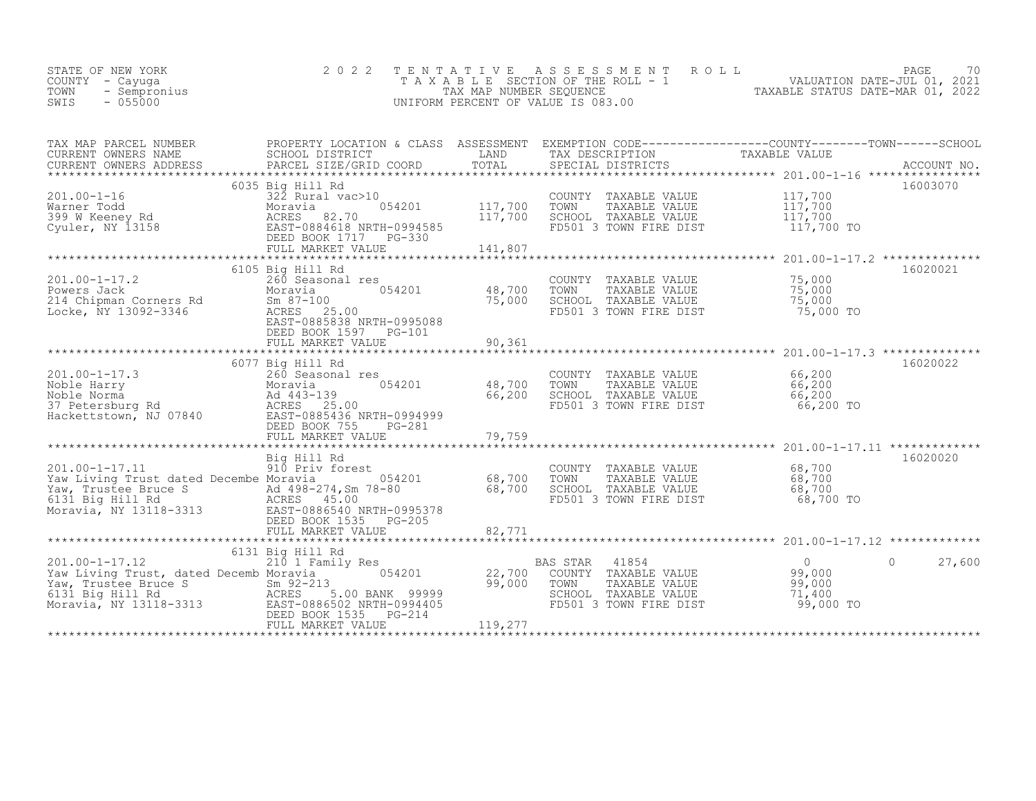STATE OF NEW YORK
COUNTY - Cayuga
TOWN - Sempronius
SWIS - 055000

# 2022 TENTATIVE ASSESSMENT ROLL

TAXABLE SECTION OF THE ROLL - 1
TAX MAP NUMBER SEQUENCE
UNIFORM PERCENT OF VALUE IS 083.00

VALUATION DATE-JUL 01, 2021
TAXABLE STATUS DATE-MAR 01, 2022

| TAX MAP PARCEL NUMBER / CURRENT OWNERS NAME / CURRENT OWNERS ADDRESS | PROPERTY LOCATION & CLASS / SCHOOL DISTRICT / PARCEL SIZE/GRID COORD | ASSESSMENT LAND / TOTAL | EXEMPTION CODE / TAX DESCRIPTION / SPECIAL DISTRICTS | COUNTY | TOWN | SCHOOL TAXABLE VALUE | ACCOUNT NO. |
|---|---|---|---|---|---|---|---|
| 201.00-1-16 | 6035 Big Hill Rd | | | | | | 16003070 |
| Warner Todd | 322 Rural vac>10 | | COUNTY TAXABLE VALUE | 117,700 | | | |
| 399 W Keeney Rd | Moravia 054201 | 117,700 | TOWN TAXABLE VALUE | | 117,700 | | |
| Cyuler, NY 13158 | ACRES 82.70 | 117,700 | SCHOOL TAXABLE VALUE | | | 117,700 | |
| | EAST-0884618 NRTH-0994585 | | FD501 3 TOWN FIRE DIST | 117,700 TO | | | |
| | DEED BOOK 1717 PG-330 | | | | | | |
| | FULL MARKET VALUE | 141,807 | | | | | |
| 201.00-1-17.2 | 6105 Big Hill Rd | | | | | | 16020021 |
| Powers Jack | 260 Seasonal res | | COUNTY TAXABLE VALUE | 75,000 | | | |
| 214 Chipman Corners Rd | Moravia 054201 | 48,700 | TOWN TAXABLE VALUE | | 75,000 | | |
| Locke, NY 13092-3346 | Sm 87-100 | 75,000 | SCHOOL TAXABLE VALUE | | | 75,000 | |
| | ACRES 25.00 | | FD501 3 TOWN FIRE DIST | 75,000 TO | | | |
| | EAST-0885838 NRTH-0995088 | | | | | | |
| | DEED BOOK 1597 PG-101 | | | | | | |
| | FULL MARKET VALUE | 90,361 | | | | | |
| 201.00-1-17.3 | 6077 Big Hill Rd | | | | | | 16020022 |
| Noble Harry | 260 Seasonal res | | COUNTY TAXABLE VALUE | 66,200 | | | |
| Noble Norma | Moravia 054201 | 48,700 | TOWN TAXABLE VALUE | | 66,200 | | |
| 37 Petersburg Rd | Ad 443-139 | 66,200 | SCHOOL TAXABLE VALUE | | | 66,200 | |
| Hackettstown, NJ 07840 | ACRES 25.00 | | FD501 3 TOWN FIRE DIST | 66,200 TO | | | |
| | EAST-0885436 NRTH-0994999 | | | | | | |
| | DEED BOOK 755 PG-281 | | | | | | |
| | FULL MARKET VALUE | 79,759 | | | | | |
| 201.00-1-17.11 | Big Hill Rd | | | | | | 16020020 |
| Yaw Living Trust dated Decembe | 910 Priv forest | | COUNTY TAXABLE VALUE | 68,700 | | | |
| Yaw, Trustee Bruce S | Moravia 054201 | 68,700 | TOWN TAXABLE VALUE | | 68,700 | | |
| 6131 Big Hill Rd | Ad 498-274,Sm 78-80 | 68,700 | SCHOOL TAXABLE VALUE | | | 68,700 | |
| Moravia, NY 13118-3313 | ACRES 45.00 | | FD501 3 TOWN FIRE DIST | 68,700 TO | | | |
| | EAST-0886540 NRTH-0995378 | | | | | | |
| | DEED BOOK 1535 PG-205 | | | | | | |
| | FULL MARKET VALUE | 82,771 | | | | | |
| 201.00-1-17.12 | 6131 Big Hill Rd | | | | | | |
| Yaw Living Trust, dated Decemb | 210 1 Family Res | | BAS STAR 41854 | 0 | 0 | 27,600 | |
| Yaw, Trustee Bruce S | Moravia 054201 | 22,700 | COUNTY TAXABLE VALUE | 99,000 | | | |
| 6131 Big Hill Rd | Sm 92-213 | 99,000 | TOWN TAXABLE VALUE | | 99,000 | | |
| Moravia, NY 13118-3313 | ACRES 5.00 BANK 99999 | | SCHOOL TAXABLE VALUE | | | 71,400 | |
| | EAST-0886502 NRTH-0994405 | | FD501 3 TOWN FIRE DIST | 99,000 TO | | | |
| | DEED BOOK 1535 PG-214 | | | | | | |
| | FULL MARKET VALUE | 119,277 | | | | | |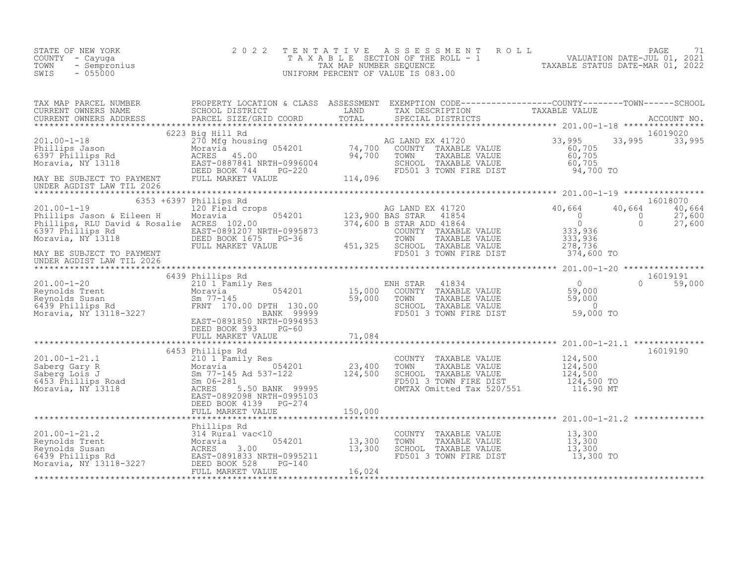STATE OF NEW YORK
COUNTY - Cayuga
TOWN - Sempronius
SWIS - 055000

2022 TENTATIVE ASSESSMENT ROLL
TAXABLE SECTION OF THE ROLL - 1
TAX MAP NUMBER SEQUENCE
UNIFORM PERCENT OF VALUE IS 083.00

VALUATION DATE-JUL 01, 2021
TAXABLE STATUS DATE-MAR 01, 2022

| TAX MAP PARCEL NUMBER / CURRENT OWNERS NAME / CURRENT OWNERS ADDRESS | PROPERTY LOCATION & CLASS / SCHOOL DISTRICT / PARCEL SIZE/GRID COORD | ASSESSMENT LAND / TOTAL | EXEMPTION CODE / TAX DESCRIPTION / SPECIAL DISTRICTS | COUNTY TAXABLE VALUE | TOWN | SCHOOL / ACCOUNT NO. |
|---|---|---|---|---|---|---|
| **201.00-1-18** | 6223 Big Hill Rd | | | | | 16019020 |
| Phillips Jason | 270 Mfg housing | | AG LAND EX 41720 | 33,995 | 33,995 | 33,995 |
| 6397 Phillips Rd | Moravia 054201 | 74,700 | COUNTY TAXABLE VALUE | 60,705 | | |
| Moravia, NY 13118 | ACRES 45.00 | 94,700 | TOWN TAXABLE VALUE | 60,705 | | |
| | EAST-0887841 NRTH-0996004 | | SCHOOL TAXABLE VALUE | 60,705 | | |
| MAY BE SUBJECT TO PAYMENT | DEED BOOK 744 PG-220 | | FD501 3 TOWN FIRE DIST | 94,700 TO | | |
| UNDER AGDIST LAW TIL 2026 | FULL MARKET VALUE | 114,096 | | | | |
| **201.00-1-19** | 6353 +6397 Phillips Rd | | | | | 16018070 |
| Phillips Jason & Eileen H | 120 Field crops | | AG LAND EX 41720 | 40,664 | 40,664 | 40,664 |
| Phillips, RLU David & Rosalie | Moravia 054201 | 123,900 | BAS STAR 41854 | 0 | 0 | 27,600 |
| 6397 Phillips Rd | ACRES 102.00 | 374,600 | B STAR ADD 41864 | 0 | 0 | 27,600 |
| Moravia, NY 13118 | EAST-0891207 NRTH-0995873 | | COUNTY TAXABLE VALUE | 333,936 | | |
| | DEED BOOK 1675 PG-36 | | TOWN TAXABLE VALUE | 333,936 | | |
| MAY BE SUBJECT TO PAYMENT | FULL MARKET VALUE | 451,325 | SCHOOL TAXABLE VALUE | 278,736 | | |
| UNDER AGDIST LAW TIL 2026 | | | FD501 3 TOWN FIRE DIST | 374,600 TO | | |
| **201.00-1-20** | 6439 Phillips Rd | | | | | 16019191 |
| Reynolds Trent | 210 1 Family Res | | ENH STAR 41834 | 0 | 0 | 59,000 |
| Reynolds Susan | Moravia 054201 | 15,000 | COUNTY TAXABLE VALUE | 59,000 | | |
| 6439 Phillips Rd | Sm 77-145 | 59,000 | TOWN TAXABLE VALUE | 59,000 | | |
| Moravia, NY 13118-3227 | FRNT 170.00 DPTH 130.00 | | SCHOOL TAXABLE VALUE | 0 | | |
| | BANK 99999 | | FD501 3 TOWN FIRE DIST | 59,000 TO | | |
| | EAST-0891850 NRTH-0994953 | | | | | |
| | DEED BOOK 393 PG-60 | | | | | |
| | FULL MARKET VALUE | 71,084 | | | | |
| **201.00-1-21.1** | 6453 Phillips Rd | | | | | 16019190 |
| Saberg Gary R | 210 1 Family Res | | COUNTY TAXABLE VALUE | 124,500 | | |
| Saberg Lois J | Moravia 054201 | 23,400 | TOWN TAXABLE VALUE | 124,500 | | |
| 6453 Phillips Road | Sm 77-145 Ad 537-122 | 124,500 | SCHOOL TAXABLE VALUE | 124,500 | | |
| Moravia, NY 13118 | Sm 06-281 | | FD501 3 TOWN FIRE DIST | 124,500 TO | | |
| | ACRES 5.50 BANK 99995 | | OMTAX Omitted Tax 520/551 | 116.90 MT | | |
| | EAST-0892098 NRTH-0995103 | | | | | |
| | DEED BOOK 4139 PG-274 | | | | | |
| | FULL MARKET VALUE | 150,000 | | | | |
| **201.00-1-21.2** | Phillips Rd | | | | | |
| Reynolds Trent | 314 Rural vac<10 | | COUNTY TAXABLE VALUE | 13,300 | | |
| Reynolds Susan | Moravia 054201 | 13,300 | TOWN TAXABLE VALUE | 13,300 | | |
| 6439 Phillips Rd | ACRES 3.00 | 13,300 | SCHOOL TAXABLE VALUE | 13,300 | | |
| Moravia, NY 13118-3227 | EAST-0891833 NRTH-0995211 | | FD501 3 TOWN FIRE DIST | 13,300 TO | | |
| | DEED BOOK 528 PG-140 | | | | | |
| | FULL MARKET VALUE | 16,024 | | | | |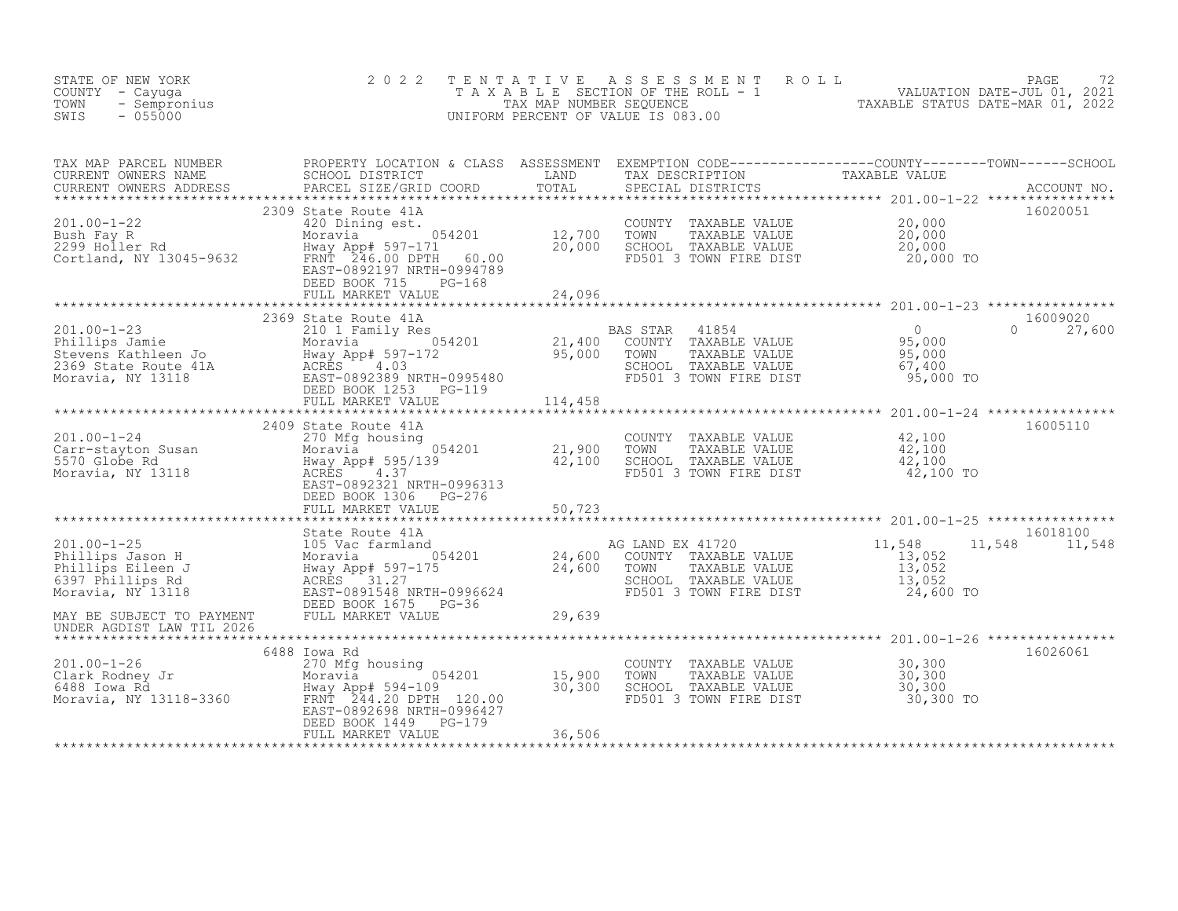STATE OF NEW YORK
COUNTY - Cayuga
TOWN - Sempronius
SWIS - 055000

2 0 2 2 T E N T A T I V E A S S E S S M E N T R O L L
T A X A B L E SECTION OF THE ROLL - 1
TAX MAP NUMBER SEQUENCE
UNIFORM PERCENT OF VALUE IS 083.00

VALUATION DATE-JUL 01, 2021
TAXABLE STATUS DATE-MAR 01, 2022

| TAX MAP PARCEL NUMBER / CURRENT OWNERS NAME / CURRENT OWNERS ADDRESS | PROPERTY LOCATION & CLASS / SCHOOL DISTRICT / PARCEL SIZE/GRID COORD | ASSESSMENT LAND | TOTAL | EXEMPTION CODE / TAX DESCRIPTION / SPECIAL DISTRICTS | COUNTY TAXABLE VALUE | TOWN | SCHOOL | ACCOUNT NO. |
|---|---|---|---|---|---|---|---|---|
| 201.00-1-22 | 2309 State Route 41A | | | | | | | 16020051 |
| Bush Fay R | 420 Dining est. | | | COUNTY TAXABLE VALUE | 20,000 | | | |
| 2299 Holler Rd | Moravia 054201 | 12,700 | | TOWN TAXABLE VALUE | 20,000 | | | |
| Cortland, NY 13045-9632 | Hway App# 597-171 | | 20,000 | SCHOOL TAXABLE VALUE | 20,000 | | | |
| | FRNT 246.00 DPTH 60.00 | | | FD501 3 TOWN FIRE DIST | 20,000 TO | | | |
| | EAST-0892197 NRTH-0994789 | | | | | | | |
| | DEED BOOK 715 PG-168 | | | | | | | |
| | FULL MARKET VALUE | | 24,096 | | | | | |
| 201.00-1-23 | 2369 State Route 41A | | | | | | | 16009020 |
| Phillips Jamie | 210 1 Family Res | | | BAS STAR 41854 | 0 | | 27,600 | |
| Stevens Kathleen Jo | Moravia 054201 | 21,400 | | COUNTY TAXABLE VALUE | 95,000 | | | |
| 2369 State Route 41A | Hway App# 597-172 | | 95,000 | TOWN TAXABLE VALUE | 95,000 | | | |
| Moravia, NY 13118 | ACRES 4.03 | | | SCHOOL TAXABLE VALUE | 67,400 | | | |
| | EAST-0892389 NRTH-0995480 | | | FD501 3 TOWN FIRE DIST | 95,000 TO | | | |
| | DEED BOOK 1253 PG-119 | | | | | | | |
| | FULL MARKET VALUE | | 114,458 | | | | | |
| 201.00-1-24 | 2409 State Route 41A | | | | | | | 16005110 |
| Carr-stayton Susan | 270 Mfg housing | | | COUNTY TAXABLE VALUE | 42,100 | | | |
| 5570 Globe Rd | Moravia 054201 | 21,900 | | TOWN TAXABLE VALUE | 42,100 | | | |
| Moravia, NY 13118 | Hway App# 595/139 | | 42,100 | SCHOOL TAXABLE VALUE | 42,100 | | | |
| | ACRES 4.37 | | | FD501 3 TOWN FIRE DIST | 42,100 TO | | | |
| | EAST-0892321 NRTH-0996313 | | | | | | | |
| | DEED BOOK 1306 PG-276 | | | | | | | |
| | FULL MARKET VALUE | | 50,723 | | | | | |
| 201.00-1-25 | State Route 41A | | | | | | | 16018100 |
| Phillips Jason H | 105 Vac farmland | | | AG LAND EX 41720 | 11,548 | 11,548 | 11,548 | |
| Phillips Eileen J | Moravia 054201 | 24,600 | | COUNTY TAXABLE VALUE | 13,052 | | | |
| 6397 Phillips Rd | Hway App# 597-175 | | 24,600 | TOWN TAXABLE VALUE | 13,052 | | | |
| Moravia, NY 13118 | ACRES 31.27 | | | SCHOOL TAXABLE VALUE | 13,052 | | | |
| | EAST-0891548 NRTH-0996624 | | | FD501 3 TOWN FIRE DIST | 24,600 TO | | | |
| | DEED BOOK 1675 PG-36 | | | | | | | |
| MAY BE SUBJECT TO PAYMENT | FULL MARKET VALUE | | 29,639 | | | | | |
| UNDER AGDIST LAW TIL 2026 | | | | | | | | |
| 201.00-1-26 | 6488 Iowa Rd | | | | | | | 16026061 |
| Clark Rodney Jr | 270 Mfg housing | | | COUNTY TAXABLE VALUE | 30,300 | | | |
| 6488 Iowa Rd | Moravia 054201 | 15,900 | | TOWN TAXABLE VALUE | 30,300 | | | |
| Moravia, NY 13118-3360 | Hway App# 594-109 | | 30,300 | SCHOOL TAXABLE VALUE | 30,300 | | | |
| | FRNT 244.20 DPTH 120.00 | | | FD501 3 TOWN FIRE DIST | 30,300 TO | | | |
| | EAST-0892698 NRTH-0996427 | | | | | | | |
| | DEED BOOK 1449 PG-179 | | | | | | | |
| | FULL MARKET VALUE | | 36,506 | | | | | |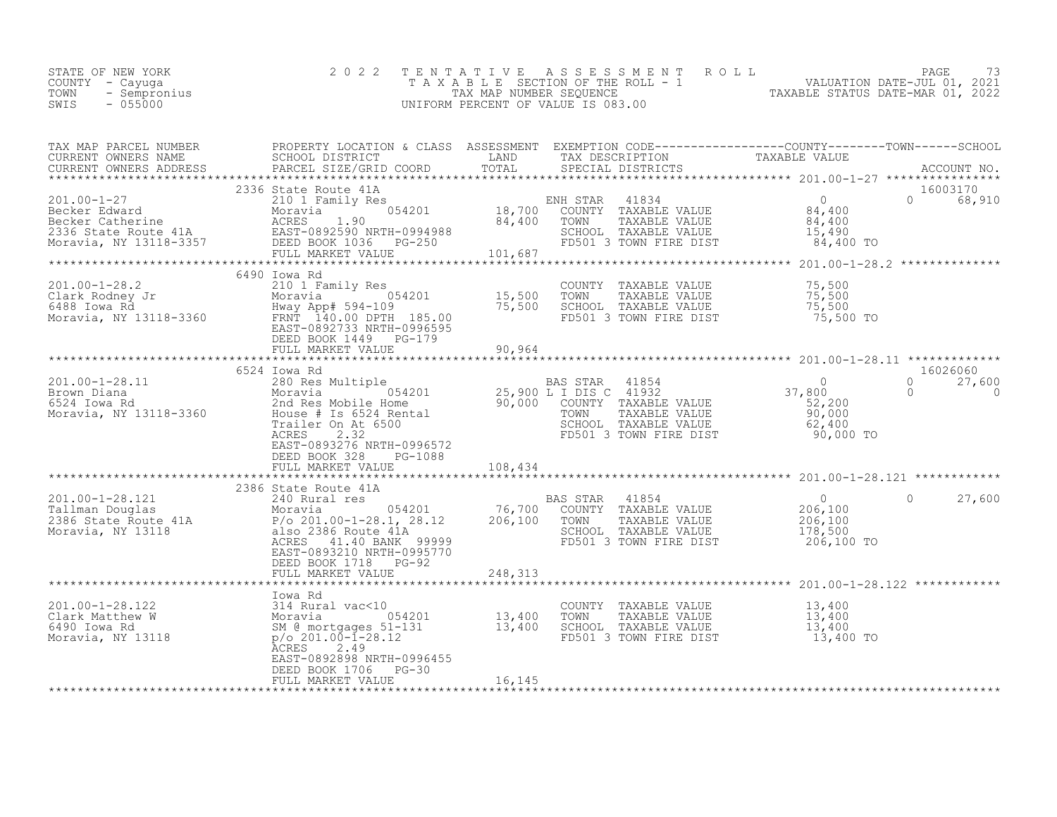STATE OF NEW YORK
COUNTY - Cayuga
TOWN - Sempronius
SWIS - 055000

# 2022 TENTATIVE ASSESSMENT ROLL
TAXABLE SECTION OF THE ROLL - 1
TAX MAP NUMBER SEQUENCE
UNIFORM PERCENT OF VALUE IS 083.00

VALUATION DATE-JUL 01, 2021
TAXABLE STATUS DATE-MAR 01, 2022

| TAX MAP PARCEL NUMBER / CURRENT OWNERS NAME / CURRENT OWNERS ADDRESS | PROPERTY LOCATION & CLASS / SCHOOL DISTRICT / PARCEL SIZE/GRID COORD | ASSESSMENT LAND | ASSESSMENT TOTAL | EXEMPTION CODE / TAX DESCRIPTION / SPECIAL DISTRICTS | COUNTY TAXABLE VALUE | TOWN | SCHOOL / ACCOUNT NO. |
|---|---|---|---|---|---|---|---|
| **201.00-1-27** | 2336 State Route 41A | | | | | | 16003170 |
| 201.00-1-27 | 210 1 Family Res | | | ENH STAR 41834 | 0 | 0 | 68,910 |
| Becker Edward | Moravia 054201 | 18,700 | | COUNTY TAXABLE VALUE | 84,400 | | |
| Becker Catherine | ACRES 1.90 | | 84,400 | TOWN TAXABLE VALUE | 84,400 | | |
| 2336 State Route 41A | EAST-0892590 NRTH-0994988 | | | SCHOOL TAXABLE VALUE | 15,490 | | |
| Moravia, NY 13118-3357 | DEED BOOK 1036 PG-250 | | | FD501 3 TOWN FIRE DIST | 84,400 TO | | |
| | FULL MARKET VALUE | | 101,687 | | | | |
| **201.00-1-28.2** | 6490 Iowa Rd | | | | | | |
| 201.00-1-28.2 | 210 1 Family Res | | | COUNTY TAXABLE VALUE | 75,500 | | |
| Clark Rodney Jr | Moravia 054201 | 15,500 | | TOWN TAXABLE VALUE | 75,500 | | |
| 6488 Iowa Rd | Hway App# 594-109 | | 75,500 | SCHOOL TAXABLE VALUE | 75,500 | | |
| Moravia, NY 13118-3360 | FRNT 140.00 DPTH 185.00 | | | FD501 3 TOWN FIRE DIST | 75,500 TO | | |
| | EAST-0892733 NRTH-0996595 | | | | | | |
| | DEED BOOK 1449 PG-179 | | | | | | |
| | FULL MARKET VALUE | | 90,964 | | | | |
| **201.00-1-28.11** | 6524 Iowa Rd | | | | | | 16026060 |
| 201.00-1-28.11 | 280 Res Multiple | | | BAS STAR 41854 | 0 | 0 | 27,600 |
| Brown Diana | Moravia 054201 | 25,900 | | L I DIS C 41932 | 37,800 | 0 | 0 |
| 6524 Iowa Rd | 2nd Res Mobile Home | | 90,000 | COUNTY TAXABLE VALUE | 52,200 | | |
| Moravia, NY 13118-3360 | House # Is 6524 Rental | | | TOWN TAXABLE VALUE | 90,000 | | |
| | Trailer On At 6500 | | | SCHOOL TAXABLE VALUE | 62,400 | | |
| | ACRES 2.32 | | | FD501 3 TOWN FIRE DIST | 90,000 TO | | |
| | EAST-0893276 NRTH-0996572 | | | | | | |
| | DEED BOOK 328 PG-1088 | | | | | | |
| | FULL MARKET VALUE | | 108,434 | | | | |
| **201.00-1-28.121** | 2386 State Route 41A | | | | | | |
| 201.00-1-28.121 | 240 Rural res | | | BAS STAR 41854 | 0 | 0 | 27,600 |
| Tallman Douglas | Moravia 054201 | 76,700 | | COUNTY TAXABLE VALUE | 206,100 | | |
| 2386 State Route 41A | P/o 201.00-1-28.1, 28.12 | | 206,100 | TOWN TAXABLE VALUE | 206,100 | | |
| Moravia, NY 13118 | also 2386 Route 41A | | | SCHOOL TAXABLE VALUE | 178,500 | | |
| | ACRES 41.40 BANK 99999 | | | FD501 3 TOWN FIRE DIST | 206,100 TO | | |
| | EAST-0893210 NRTH-0995770 | | | | | | |
| | DEED BOOK 1718 PG-92 | | | | | | |
| | FULL MARKET VALUE | | 248,313 | | | | |
| **201.00-1-28.122** | Iowa Rd | | | | | | |
| 201.00-1-28.122 | 314 Rural vac<10 | | | COUNTY TAXABLE VALUE | 13,400 | | |
| Clark Matthew W | Moravia 054201 | 13,400 | | TOWN TAXABLE VALUE | 13,400 | | |
| 6490 Iowa Rd | SM @ mortgages 51-131 | | 13,400 | SCHOOL TAXABLE VALUE | 13,400 | | |
| Moravia, NY 13118 | p/o 201.00-1-28.12 | | | FD501 3 TOWN FIRE DIST | 13,400 TO | | |
| | ACRES 2.49 | | | | | | |
| | EAST-0892898 NRTH-0996455 | | | | | | |
| | DEED BOOK 1706 PG-30 | | | | | | |
| | FULL MARKET VALUE | | 16,145 | | | | |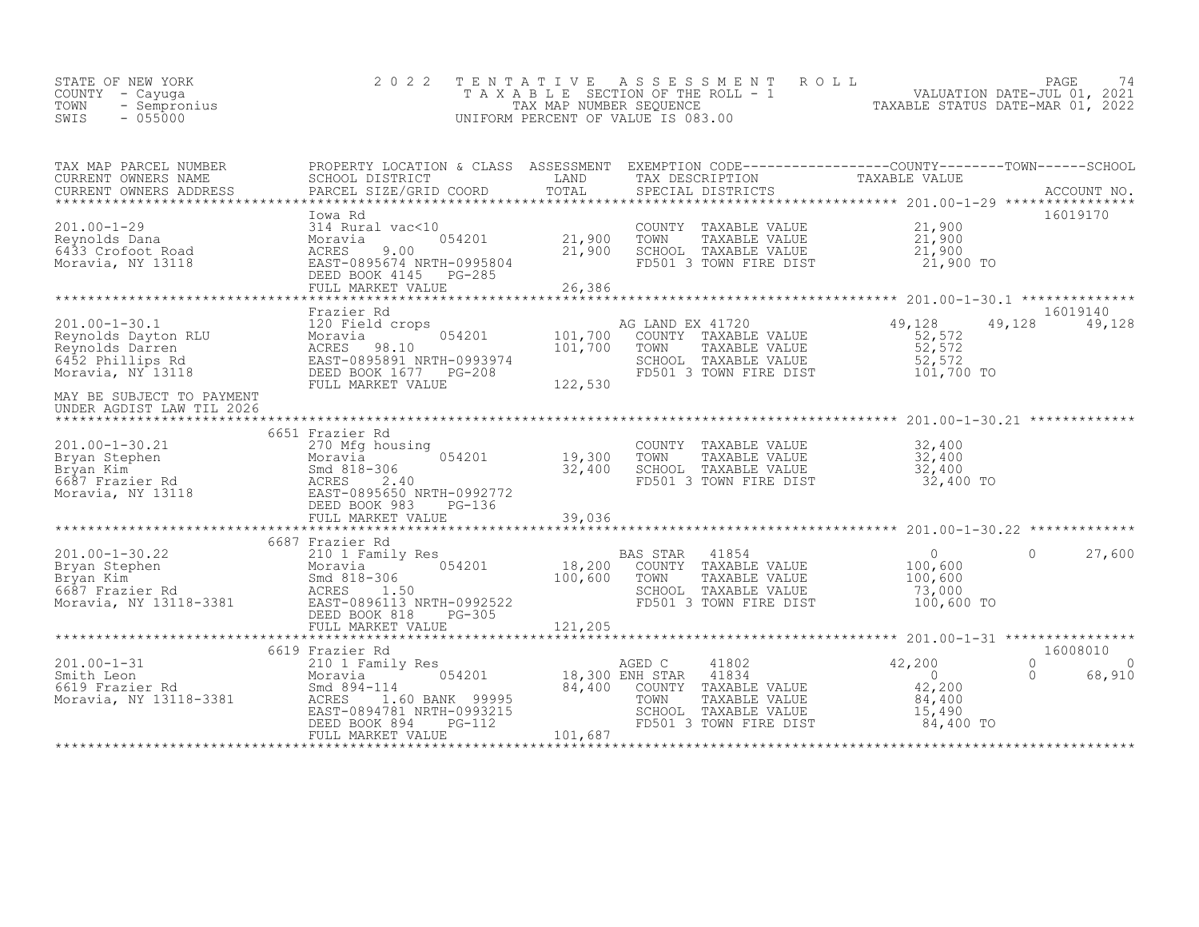STATE OF NEW YORK
COUNTY - Cayuga
TOWN - Sempronius
SWIS - 055000

2 0 2 2 T E N T A T I V E A S S E S S M E N T R O L L
T A X A B L E SECTION OF THE ROLL - 1
TAX MAP NUMBER SEQUENCE
UNIFORM PERCENT OF VALUE IS 083.00

VALUATION DATE-JUL 01, 2021
TAXABLE STATUS DATE-MAR 01, 2022

| TAX MAP PARCEL NUMBER / CURRENT OWNERS NAME / CURRENT OWNERS ADDRESS | PROPERTY LOCATION & CLASS / SCHOOL DISTRICT / PARCEL SIZE/GRID COORD | ASSESSMENT LAND / TOTAL | EXEMPTION CODE / TAX DESCRIPTION / SPECIAL DISTRICTS | COUNTY TAXABLE VALUE | TOWN | SCHOOL / ACCOUNT NO. |
|---|---|---|---|---|---|---|
| **201.00-1-29** | Iowa Rd | | | | | 16019170 |
| 201.00-1-29 | 314 Rural vac<10 | | COUNTY TAXABLE VALUE | 21,900 | | |
| Reynolds Dana | Moravia 054201 | 21,900 | TOWN TAXABLE VALUE | 21,900 | | |
| 6433 Crofoot Road | ACRES 9.00 | 21,900 | SCHOOL TAXABLE VALUE | 21,900 | | |
| Moravia, NY 13118 | EAST-0895674 NRTH-0995804 | | FD501 3 TOWN FIRE DIST | 21,900 TO | | |
| | DEED BOOK 4145 PG-285 | | | | | |
| | FULL MARKET VALUE | 26,386 | | | | |
| **201.00-1-30.1** | Frazier Rd | | | | | 16019140 |
| 201.00-1-30.1 | 120 Field crops | | AG LAND EX 41720 | 49,128 | 49,128 | 49,128 |
| Reynolds Dayton RLU | Moravia 054201 | 101,700 | COUNTY TAXABLE VALUE | 52,572 | | |
| Reynolds Darren | ACRES 98.10 | 101,700 | TOWN TAXABLE VALUE | 52,572 | | |
| 6452 Phillips Rd | EAST-0895891 NRTH-0993974 | | SCHOOL TAXABLE VALUE | 52,572 | | |
| Moravia, NY 13118 | DEED BOOK 1677 PG-208 | | FD501 3 TOWN FIRE DIST | 101,700 TO | | |
| | FULL MARKET VALUE | 122,530 | | | | |
| MAY BE SUBJECT TO PAYMENT UNDER AGDIST LAW TIL 2026 | | | | | | |
| **201.00-1-30.21** | 6651 Frazier Rd | | | | | |
| 201.00-1-30.21 | 270 Mfg housing | | COUNTY TAXABLE VALUE | 32,400 | | |
| Bryan Stephen | Moravia 054201 | 19,300 | TOWN TAXABLE VALUE | 32,400 | | |
| Bryan Kim | Smd 818-306 | 32,400 | SCHOOL TAXABLE VALUE | 32,400 | | |
| 6687 Frazier Rd | ACRES 2.40 | | FD501 3 TOWN FIRE DIST | 32,400 TO | | |
| Moravia, NY 13118 | EAST-0895650 NRTH-0992772 | | | | | |
| | DEED BOOK 983 PG-136 | | | | | |
| | FULL MARKET VALUE | 39,036 | | | | |
| **201.00-1-30.22** | 6687 Frazier Rd | | | | | |
| 201.00-1-30.22 | 210 1 Family Res | | BAS STAR 41854 | 0 | 0 | 27,600 |
| Bryan Stephen | Moravia 054201 | 18,200 | COUNTY TAXABLE VALUE | 100,600 | | |
| Bryan Kim | Smd 818-306 | 100,600 | TOWN TAXABLE VALUE | 100,600 | | |
| 6687 Frazier Rd | ACRES 1.50 | | SCHOOL TAXABLE VALUE | 73,000 | | |
| Moravia, NY 13118-3381 | EAST-0896113 NRTH-0992522 | | FD501 3 TOWN FIRE DIST | 100,600 TO | | |
| | DEED BOOK 818 PG-305 | | | | | |
| | FULL MARKET VALUE | 121,205 | | | | |
| **201.00-1-31** | 6619 Frazier Rd | | | | | 16008010 |
| 201.00-1-31 | 210 1 Family Res | | AGED C 41802 | 42,200 | 0 | 0 |
| Smith Leon | Moravia 054201 | 18,300 | ENH STAR 41834 | 0 | 0 | 68,910 |
| 6619 Frazier Rd | Smd 894-114 | 84,400 | COUNTY TAXABLE VALUE | 42,200 | | |
| Moravia, NY 13118-3381 | ACRES 1.60 BANK 99995 | | TOWN TAXABLE VALUE | 84,400 | | |
| | EAST-0894781 NRTH-0993215 | | SCHOOL TAXABLE VALUE | 15,490 | | |
| | DEED BOOK 894 PG-112 | | FD501 3 TOWN FIRE DIST | 84,400 TO | | |
| | FULL MARKET VALUE | 101,687 | | | | |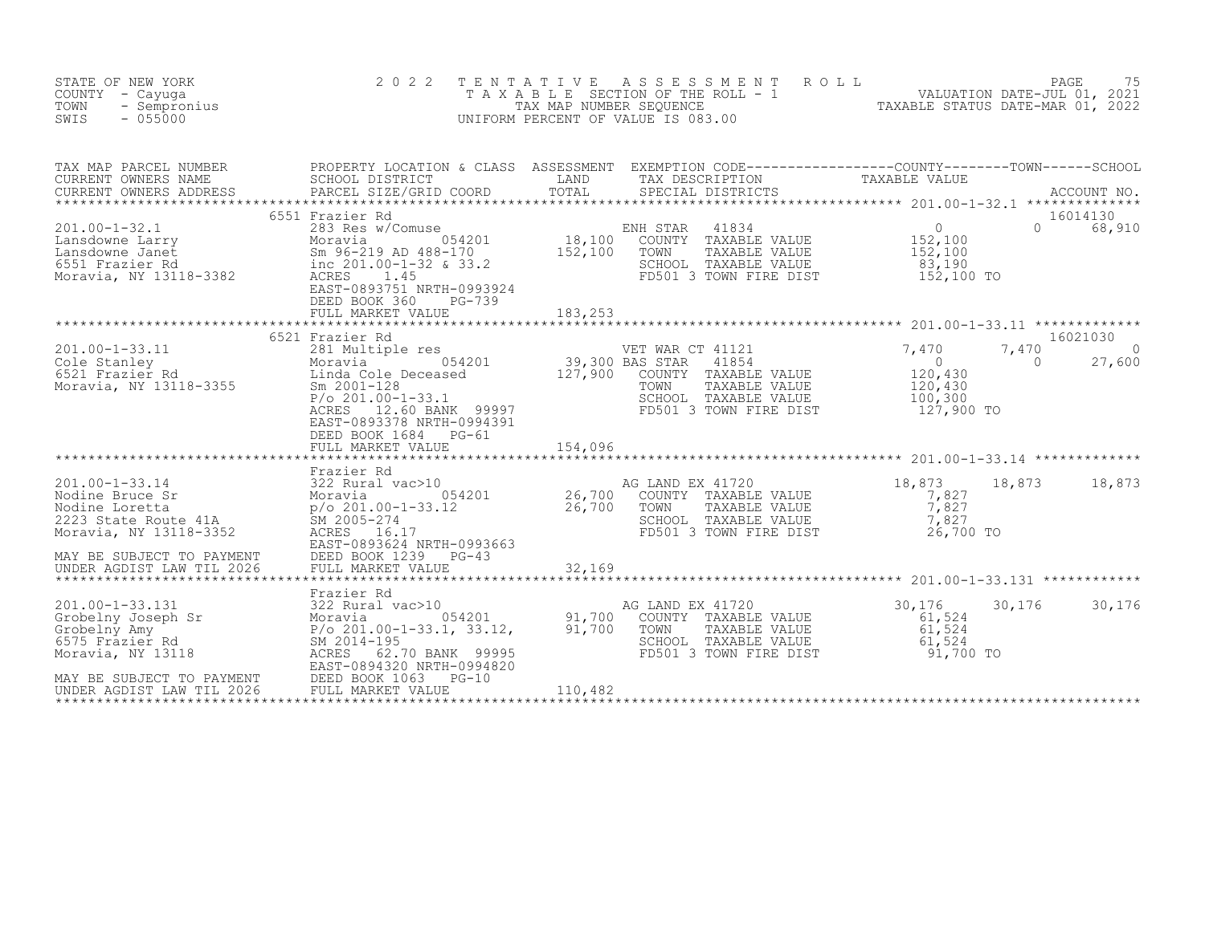STATE OF NEW YORK
COUNTY - Cayuga
TOWN - Sempronius
SWIS - 055000

2022 TENTATIVE ASSESSMENT ROLL
TAXABLE SECTION OF THE ROLL - 1
TAX MAP NUMBER SEQUENCE
UNIFORM PERCENT OF VALUE IS 083.00

VALUATION DATE-JUL 01, 2021
TAXABLE STATUS DATE-MAR 01, 2022

| TAX MAP PARCEL NUMBER / CURRENT OWNERS NAME / CURRENT OWNERS ADDRESS | PROPERTY LOCATION & CLASS / SCHOOL DISTRICT / PARCEL SIZE/GRID COORD | ASSESSMENT LAND | ASSESSMENT TOTAL | EXEMPTION CODE / TAX DESCRIPTION / SPECIAL DISTRICTS | COUNTY TAXABLE VALUE | TOWN | SCHOOL | ACCOUNT NO. |
|---|---|---|---|---|---|---|---|---|
| **201.00-1-32.1** | 6551 Frazier Rd | | | | | | | 16014130 |
| 201.00-1-32.1 | 283 Res w/Comuse | | | ENH STAR 41834 | 0 | 0 | 68,910 | |
| Lansdowne Larry | Moravia 054201 | 18,100 | | COUNTY TAXABLE VALUE | 152,100 | | | |
| Lansdowne Janet | Sm 96-219 AD 488-170 | | 152,100 | TOWN TAXABLE VALUE | 152,100 | | | |
| 6551 Frazier Rd | inc 201.00-1-32 & 33.2 | | | SCHOOL TAXABLE VALUE | 83,190 | | | |
| Moravia, NY 13118-3382 | ACRES 1.45 | | | FD501 3 TOWN FIRE DIST | 152,100 TO | | | |
| | EAST-0893751 NRTH-0993924 | | | | | | | |
| | DEED BOOK 360 PG-739 | | | | | | | |
| | FULL MARKET VALUE | | 183,253 | | | | | |
| **201.00-1-33.11** | 6521 Frazier Rd | | | | | | | 16021030 |
| 201.00-1-33.11 | 281 Multiple res | | | VET WAR CT 41121 | 7,470 | 7,470 | 0 | |
| Cole Stanley | Moravia 054201 | 39,300 | | BAS STAR 41854 | 0 | 0 | 27,600 | |
| 6521 Frazier Rd | Linda Cole Deceased | | 127,900 | COUNTY TAXABLE VALUE | 120,430 | | | |
| Moravia, NY 13118-3355 | Sm 2001-128 | | | TOWN TAXABLE VALUE | 120,430 | | | |
| | P/o 201.00-1-33.1 | | | SCHOOL TAXABLE VALUE | 100,300 | | | |
| | ACRES 12.60 BANK 99997 | | | FD501 3 TOWN FIRE DIST | 127,900 TO | | | |
| | EAST-0893378 NRTH-0994391 | | | | | | | |
| | DEED BOOK 1684 PG-61 | | | | | | | |
| | FULL MARKET VALUE | | 154,096 | | | | | |
| **201.00-1-33.14** | Frazier Rd | | | | | | | |
| 201.00-1-33.14 | 322 Rural vac>10 | | | AG LAND EX 41720 | 18,873 | 18,873 | 18,873 | |
| Nodine Bruce Sr | Moravia 054201 | 26,700 | | COUNTY TAXABLE VALUE | 7,827 | | | |
| Nodine Loretta | p/o 201.00-1-33.12 | | 26,700 | TOWN TAXABLE VALUE | 7,827 | | | |
| 2223 State Route 41A | SM 2005-274 | | | SCHOOL TAXABLE VALUE | 7,827 | | | |
| Moravia, NY 13118-3352 | ACRES 16.17 | | | FD501 3 TOWN FIRE DIST | 26,700 TO | | | |
| | EAST-0893624 NRTH-0993663 | | | | | | | |
| MAY BE SUBJECT TO PAYMENT | DEED BOOK 1239 PG-43 | | | | | | | |
| UNDER AGDIST LAW TIL 2026 | FULL MARKET VALUE | | 32,169 | | | | | |
| **201.00-1-33.131** | Frazier Rd | | | | | | | |
| 201.00-1-33.131 | 322 Rural vac>10 | | | AG LAND EX 41720 | 30,176 | 30,176 | 30,176 | |
| Grobelny Joseph Sr | Moravia 054201 | 91,700 | | COUNTY TAXABLE VALUE | 61,524 | | | |
| Grobelny Amy | P/o 201.00-1-33.1, 33.12, | | 91,700 | TOWN TAXABLE VALUE | 61,524 | | | |
| 6575 Frazier Rd | SM 2014-195 | | | SCHOOL TAXABLE VALUE | 61,524 | | | |
| Moravia, NY 13118 | ACRES 62.70 BANK 99995 | | | FD501 3 TOWN FIRE DIST | 91,700 TO | | | |
| | EAST-0894320 NRTH-0994820 | | | | | | | |
| MAY BE SUBJECT TO PAYMENT | DEED BOOK 1063 PG-10 | | | | | | | |
| UNDER AGDIST LAW TIL 2026 | FULL MARKET VALUE | | 110,482 | | | | | |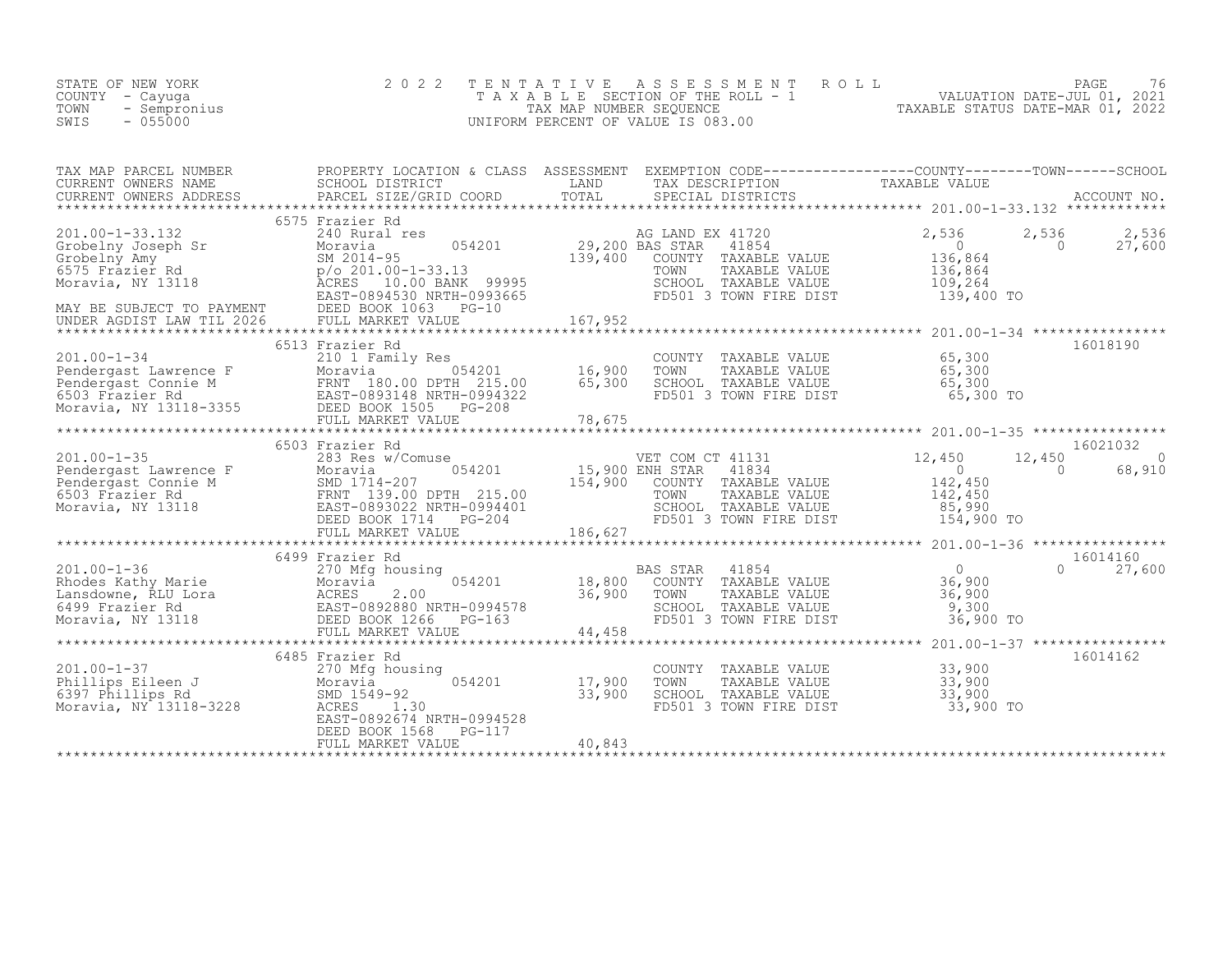STATE OF NEW YORK
COUNTY - Cayuga
TOWN - Sempronius
SWIS - 055000

2022 TENTATIVE ASSESSMENT ROLL
TAXABLE SECTION OF THE ROLL - 1
TAX MAP NUMBER SEQUENCE
UNIFORM PERCENT OF VALUE IS 083.00

VALUATION DATE-JUL 01, 2021
TAXABLE STATUS DATE-MAR 01, 2022

| TAX MAP PARCEL NUMBER / CURRENT OWNERS NAME / CURRENT OWNERS ADDRESS | PROPERTY LOCATION & CLASS / SCHOOL DISTRICT / PARCEL SIZE/GRID COORD | ASSESSMENT LAND | TOTAL | EXEMPTION CODE / TAX DESCRIPTION / SPECIAL DISTRICTS | COUNTY TAXABLE VALUE | TOWN | SCHOOL | ACCOUNT NO. |
|---|---|---|---|---|---|---|---|---|
| **201.00-1-33.132** | 6575 Frazier Rd | | | | | | | |
| 201.00-1-33.132 | 240 Rural res | | | AG LAND EX 41720 | 2,536 | 2,536 | 2,536 | |
| Grobelny Joseph Sr | Moravia 054201 | 29,200 | | BAS STAR 41854 | 0 | 0 | 27,600 | |
| Grobelny Amy | SM 2014-95 | | 139,400 | COUNTY TAXABLE VALUE | 136,864 | | | |
| 6575 Frazier Rd | p/o 201.00-1-33.13 | | | TOWN TAXABLE VALUE | 136,864 | | | |
| Moravia, NY 13118 | ACRES 10.00 BANK 99995 | | | SCHOOL TAXABLE VALUE | 109,264 | | | |
| | EAST-0894530 NRTH-0993665 | | | FD501 3 TOWN FIRE DIST | 139,400 TO | | | |
| MAY BE SUBJECT TO PAYMENT | DEED BOOK 1063 PG-10 | | | | | | | |
| UNDER AGDIST LAW TIL 2026 | FULL MARKET VALUE | | 167,952 | | | | | |
| **201.00-1-34** | 6513 Frazier Rd | | | | | | | 16018190 |
| 201.00-1-34 | 210 1 Family Res | | | COUNTY TAXABLE VALUE | 65,300 | | | |
| Pendergast Lawrence F | Moravia 054201 | 16,900 | | TOWN TAXABLE VALUE | 65,300 | | | |
| Pendergast Connie M | FRNT 180.00 DPTH 215.00 | | 65,300 | SCHOOL TAXABLE VALUE | 65,300 | | | |
| 6503 Frazier Rd | EAST-0893148 NRTH-0994322 | | | FD501 3 TOWN FIRE DIST | 65,300 TO | | | |
| Moravia, NY 13118-3355 | DEED BOOK 1505 PG-208 | | | | | | | |
| | FULL MARKET VALUE | | 78,675 | | | | | |
| **201.00-1-35** | 6503 Frazier Rd | | | | | | | 16021032 |
| 201.00-1-35 | 283 Res w/Comuse | | | VET COM CT 41131 | 12,450 | 12,450 | 0 | |
| Pendergast Lawrence F | Moravia 054201 | 15,900 | | ENH STAR 41834 | 0 | 0 | 68,910 | |
| Pendergast Connie M | SMD 1714-207 | | 154,900 | COUNTY TAXABLE VALUE | 142,450 | | | |
| 6503 Frazier Rd | FRNT 139.00 DPTH 215.00 | | | TOWN TAXABLE VALUE | 142,450 | | | |
| Moravia, NY 13118 | EAST-0893022 NRTH-0994401 | | | SCHOOL TAXABLE VALUE | 85,990 | | | |
| | DEED BOOK 1714 PG-204 | | | FD501 3 TOWN FIRE DIST | 154,900 TO | | | |
| | FULL MARKET VALUE | | 186,627 | | | | | |
| **201.00-1-36** | 6499 Frazier Rd | | | | | | | 16014160 |
| 201.00-1-36 | 270 Mfg housing | | | BAS STAR 41854 | 0 | 0 | 27,600 | |
| Rhodes Kathy Marie | Moravia 054201 | 18,800 | | COUNTY TAXABLE VALUE | 36,900 | | | |
| Lansdowne, RLU Lora | ACRES 2.00 | | 36,900 | TOWN TAXABLE VALUE | 36,900 | | | |
| 6499 Frazier Rd | EAST-0892880 NRTH-0994578 | | | SCHOOL TAXABLE VALUE | 9,300 | | | |
| Moravia, NY 13118 | DEED BOOK 1266 PG-163 | | | FD501 3 TOWN FIRE DIST | 36,900 TO | | | |
| | FULL MARKET VALUE | | 44,458 | | | | | |
| **201.00-1-37** | 6485 Frazier Rd | | | | | | | 16014162 |
| 201.00-1-37 | 270 Mfg housing | | | COUNTY TAXABLE VALUE | 33,900 | | | |
| Phillips Eileen J | Moravia 054201 | 17,900 | | TOWN TAXABLE VALUE | 33,900 | | | |
| 6397 Phillips Rd | SMD 1549-92 | | 33,900 | SCHOOL TAXABLE VALUE | 33,900 | | | |
| Moravia, NY 13118-3228 | ACRES 1.30 | | | FD501 3 TOWN FIRE DIST | 33,900 TO | | | |
| | EAST-0892674 NRTH-0994528 | | | | | | | |
| | DEED BOOK 1568 PG-117 | | | | | | | |
| | FULL MARKET VALUE | | 40,843 | | | | | |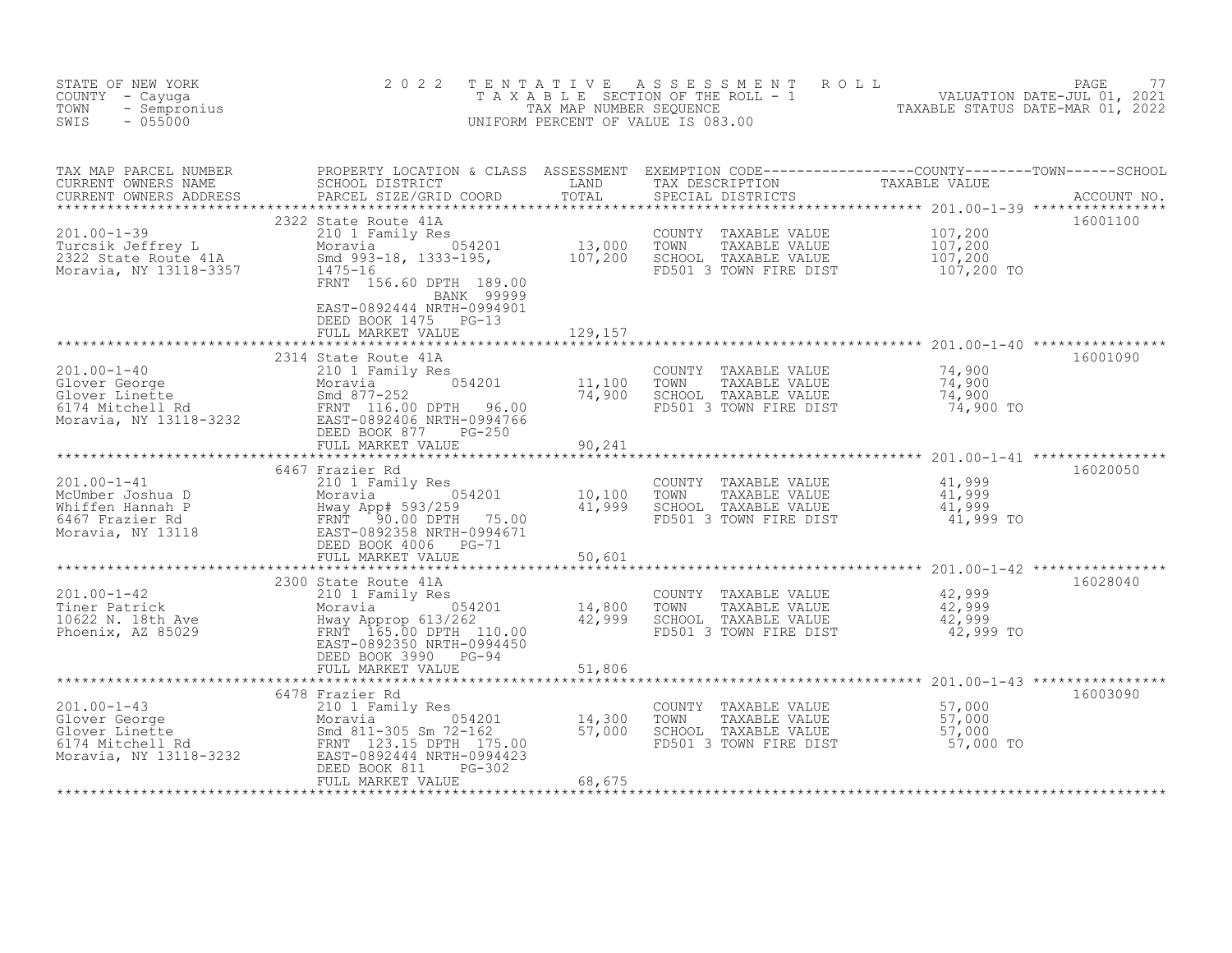STATE OF NEW YORK
COUNTY - Cayuga
TOWN - Sempronius
SWIS - 055000

2022 TENTATIVE ASSESSMENT ROLL
TAXABLE SECTION OF THE ROLL - 1
TAX MAP NUMBER SEQUENCE
UNIFORM PERCENT OF VALUE IS 083.00

VALUATION DATE-JUL 01, 2021
TAXABLE STATUS DATE-MAR 01, 2022

| TAX MAP PARCEL NUMBER / CURRENT OWNERS NAME / CURRENT OWNERS ADDRESS | PROPERTY LOCATION & CLASS / SCHOOL DISTRICT / PARCEL SIZE/GRID COORD | ASSESSMENT LAND / TOTAL | EXEMPTION CODE / TAX DESCRIPTION / SPECIAL DISTRICTS | COUNTY / TOWN / SCHOOL TAXABLE VALUE | ACCOUNT NO. |
|---|---|---|---|---|---|
| **201.00-1-39** | 2322 State Route 41A | | | | 16001100 |
| Turcsik Jeffrey L | 210 1 Family Res | | COUNTY TAXABLE VALUE | 107,200 | |
| 2322 State Route 41A | Moravia 054201 | 13,000 | TOWN TAXABLE VALUE | 107,200 | |
| Moravia, NY 13118-3357 | Smd 993-18, 1333-195, | 107,200 | SCHOOL TAXABLE VALUE | 107,200 | |
| | 1475-16 | | FD501 3 TOWN FIRE DIST | 107,200 TO | |
| | FRNT 156.60 DPTH 189.00 | | | | |
| | BANK 99999 | | | | |
| | EAST-0892444 NRTH-0994901 | | | | |
| | DEED BOOK 1475 PG-13 | | | | |
| | FULL MARKET VALUE | 129,157 | | | |
| **201.00-1-40** | 2314 State Route 41A | | | | 16001090 |
| Glover George | 210 1 Family Res | | COUNTY TAXABLE VALUE | 74,900 | |
| Glover Linette | Moravia 054201 | 11,100 | TOWN TAXABLE VALUE | 74,900 | |
| 6174 Mitchell Rd | Smd 877-252 | 74,900 | SCHOOL TAXABLE VALUE | 74,900 | |
| Moravia, NY 13118-3232 | FRNT 116.00 DPTH 96.00 | | FD501 3 TOWN FIRE DIST | 74,900 TO | |
| | EAST-0892406 NRTH-0994766 | | | | |
| | DEED BOOK 877 PG-250 | | | | |
| | FULL MARKET VALUE | 90,241 | | | |
| **201.00-1-41** | 6467 Frazier Rd | | | | 16020050 |
| McUmber Joshua D | 210 1 Family Res | | COUNTY TAXABLE VALUE | 41,999 | |
| Whiffen Hannah P | Moravia 054201 | 10,100 | TOWN TAXABLE VALUE | 41,999 | |
| 6467 Frazier Rd | Hway App# 593/259 | 41,999 | SCHOOL TAXABLE VALUE | 41,999 | |
| Moravia, NY 13118 | FRNT 90.00 DPTH 75.00 | | FD501 3 TOWN FIRE DIST | 41,999 TO | |
| | EAST-0892358 NRTH-0994671 | | | | |
| | DEED BOOK 4006 PG-71 | | | | |
| | FULL MARKET VALUE | 50,601 | | | |
| **201.00-1-42** | 2300 State Route 41A | | | | 16028040 |
| Tiner Patrick | 210 1 Family Res | | COUNTY TAXABLE VALUE | 42,999 | |
| 10622 N. 18th Ave | Moravia 054201 | 14,800 | TOWN TAXABLE VALUE | 42,999 | |
| Phoenix, AZ 85029 | Hway Approp 613/262 | 42,999 | SCHOOL TAXABLE VALUE | 42,999 | |
| | FRNT 165.00 DPTH 110.00 | | FD501 3 TOWN FIRE DIST | 42,999 TO | |
| | EAST-0892350 NRTH-0994450 | | | | |
| | DEED BOOK 3990 PG-94 | | | | |
| | FULL MARKET VALUE | 51,806 | | | |
| **201.00-1-43** | 6478 Frazier Rd | | | | 16003090 |
| Glover George | 210 1 Family Res | | COUNTY TAXABLE VALUE | 57,000 | |
| Glover Linette | Moravia 054201 | 14,300 | TOWN TAXABLE VALUE | 57,000 | |
| 6174 Mitchell Rd | Smd 811-305 Sm 72-162 | 57,000 | SCHOOL TAXABLE VALUE | 57,000 | |
| Moravia, NY 13118-3232 | FRNT 123.15 DPTH 175.00 | | FD501 3 TOWN FIRE DIST | 57,000 TO | |
| | EAST-0892444 NRTH-0994423 | | | | |
| | DEED BOOK 811 PG-302 | | | | |
| | FULL MARKET VALUE | 68,675 | | | |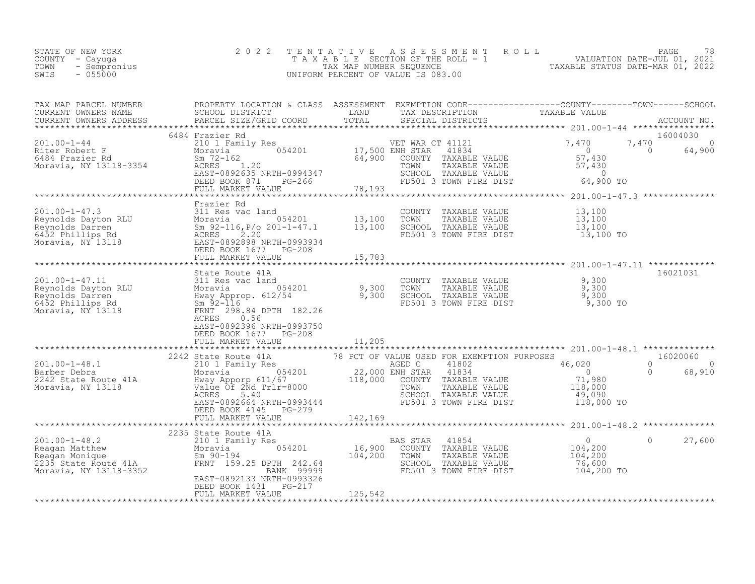STATE OF NEW YORK
COUNTY - Cayuga
TOWN - Sempronius
SWIS - 055000

# 2022 TENTATIVE ASSESSMENT ROLL

TAXABLE SECTION OF THE ROLL - 1
TAX MAP NUMBER SEQUENCE
UNIFORM PERCENT OF VALUE IS 083.00

VALUATION DATE-JUL 01, 2021
TAXABLE STATUS DATE-MAR 01, 2022

| TAX MAP PARCEL NUMBER / CURRENT OWNERS NAME / CURRENT OWNERS ADDRESS | PROPERTY LOCATION & CLASS / SCHOOL DISTRICT / PARCEL SIZE/GRID COORD | ASSESSMENT LAND | ASSESSMENT TOTAL | EXEMPTION CODE / TAX DESCRIPTION / SPECIAL DISTRICTS | COUNTY TAXABLE VALUE | TOWN | SCHOOL | ACCOUNT NO. |
|---|---|---|---|---|---|---|---|---|
| 201.00-1-44 | 6484 Frazier Rd | | | | | | | 16004030 |
| Riter Robert F | 210 1 Family Res | | | VET WAR CT 41121 | 7,470 | 7,470 | 0 | |
| 6484 Frazier Rd | Moravia 054201 | 17,500 | | ENH STAR 41834 | 0 | 0 | 64,900 | |
| Moravia, NY 13118-3354 | Sm 72-162 | | 64,900 | COUNTY TAXABLE VALUE | 57,430 | | | |
| | ACRES 1.20 | | | TOWN TAXABLE VALUE | 57,430 | | | |
| | EAST-0892635 NRTH-0994347 | | | SCHOOL TAXABLE VALUE | 0 | | | |
| | DEED BOOK 871 PG-266 | | | FD501 3 TOWN FIRE DIST | 64,900 TO | | | |
| | FULL MARKET VALUE | | 78,193 | | | | | |
| 201.00-1-47.3 | Frazier Rd | | | | | | | |
| Reynolds Dayton RLU | 311 Res vac land | | | COUNTY TAXABLE VALUE | 13,100 | | | |
| Reynolds Darren | Moravia 054201 | 13,100 | | TOWN TAXABLE VALUE | 13,100 | | | |
| 6452 Phillips Rd | Sm 92-116,P/o 201-1-47.1 | | 13,100 | SCHOOL TAXABLE VALUE | 13,100 | | | |
| Moravia, NY 13118 | ACRES 2.20 | | | FD501 3 TOWN FIRE DIST | 13,100 TO | | | |
| | EAST-0892898 NRTH-0993934 | | | | | | | |
| | DEED BOOK 1677 PG-208 | | | | | | | |
| | FULL MARKET VALUE | | 15,783 | | | | | |
| 201.00-1-47.11 | State Route 41A | | | | | | | 16021031 |
| Reynolds Dayton RLU | 311 Res vac land | | | COUNTY TAXABLE VALUE | 9,300 | | | |
| Reynolds Darren | Moravia 054201 | 9,300 | | TOWN TAXABLE VALUE | 9,300 | | | |
| 6452 Phillips Rd | Hway Approp. 612/54 | | 9,300 | SCHOOL TAXABLE VALUE | 9,300 | | | |
| Moravia, NY 13118 | Sm 92-116 | | | FD501 3 TOWN FIRE DIST | 9,300 TO | | | |
| | FRNT 298.84 DPTH 182.26 | | | | | | | |
| | ACRES 0.56 | | | | | | | |
| | EAST-0892396 NRTH-0993750 | | | | | | | |
| | DEED BOOK 1677 PG-208 | | | | | | | |
| | FULL MARKET VALUE | | 11,205 | | | | | |
| 201.00-1-48.1 | 2242 State Route 41A | | | 78 PCT OF VALUE USED FOR EXEMPTION PURPOSES | | | | 16020060 |
| Barber Debra | 210 1 Family Res | | | AGED C 41802 | 46,020 | 0 | 0 | |
| 2242 State Route 41A | Moravia 054201 | 22,000 | | ENH STAR 41834 | 0 | 0 | 68,910 | |
| Moravia, NY 13118 | Hway Apporp 611/67 | | 118,000 | COUNTY TAXABLE VALUE | 71,980 | | | |
| | Value Of 2Nd Trlr=8000 | | | TOWN TAXABLE VALUE | 118,000 | | | |
| | ACRES 5.40 | | | SCHOOL TAXABLE VALUE | 49,090 | | | |
| | EAST-0892664 NRTH-0993444 | | | FD501 3 TOWN FIRE DIST | 118,000 TO | | | |
| | DEED BOOK 4145 PG-279 | | | | | | | |
| | FULL MARKET VALUE | | 142,169 | | | | | |
| 201.00-1-48.2 | 2235 State Route 41A | | | | | | | |
| Reagan Matthew | 210 1 Family Res | | | BAS STAR 41854 | 0 | 0 | 27,600 | |
| Reagan Monique | Moravia 054201 | 16,900 | | COUNTY TAXABLE VALUE | 104,200 | | | |
| 2235 State Route 41A | Sm 90-194 | | 104,200 | TOWN TAXABLE VALUE | 104,200 | | | |
| Moravia, NY 13118-3352 | FRNT 159.25 DPTH 242.64 | | | SCHOOL TAXABLE VALUE | 76,600 | | | |
| | BANK 99999 | | | FD501 3 TOWN FIRE DIST | 104,200 TO | | | |
| | EAST-0892133 NRTH-0993326 | | | | | | | |
| | DEED BOOK 1431 PG-217 | | | | | | | |
| | FULL MARKET VALUE | | 125,542 | | | | | |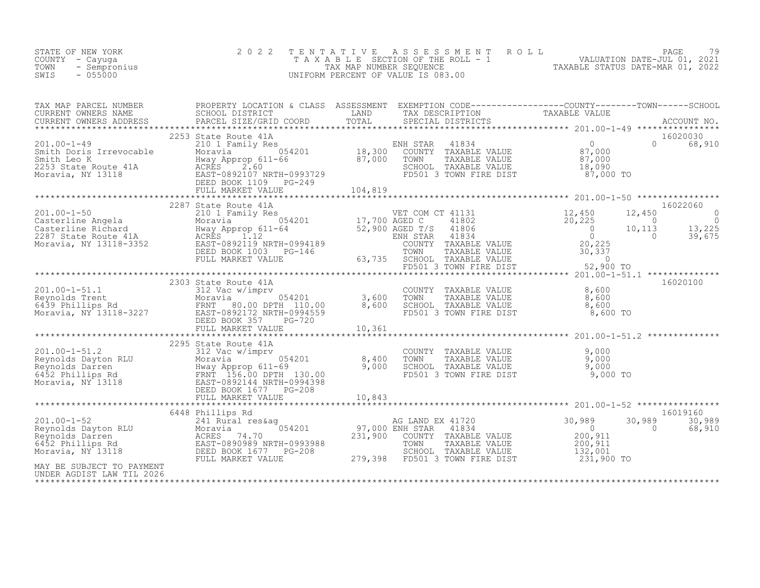STATE OF NEW YORK
COUNTY - Cayuga
TOWN - Sempronius
SWIS - 055000

# 2022 TENTATIVE ASSESSMENT ROLL

TAXABLE SECTION OF THE ROLL - 1
TAX MAP NUMBER SEQUENCE
UNIFORM PERCENT OF VALUE IS 083.00

VALUATION DATE-JUL 01, 2021
TAXABLE STATUS DATE-MAR 01, 2022

| TAX MAP PARCEL NUMBER / CURRENT OWNERS NAME / CURRENT OWNERS ADDRESS | PROPERTY LOCATION & CLASS / SCHOOL DISTRICT / PARCEL SIZE/GRID COORD | ASSESSMENT LAND / TOTAL | EXEMPTION CODE / TAX DESCRIPTION / SPECIAL DISTRICTS | COUNTY TAXABLE VALUE | TOWN | SCHOOL / ACCOUNT NO. |
|---|---|---|---|---|---|---|
| **201.00-1-49** | 2253 State Route 41A | | | | | 16020030 |
| Smith Doris Irrevocable | 210 1 Family Res | | ENH STAR 41834 | 0 | 0 | 68,910 |
| Smith Leo K | Moravia 054201 | 18,300 | COUNTY TAXABLE VALUE | 87,000 | | |
| 2253 State Route 41A | Hway Approp 611-66 | 87,000 | TOWN TAXABLE VALUE | 87,000 | | |
| Moravia, NY 13118 | ACRES 2.60 | | SCHOOL TAXABLE VALUE | 18,090 | | |
| | EAST-0892107 NRTH-0993729 | | FD501 3 TOWN FIRE DIST | 87,000 TO | | |
| | DEED BOOK 1109 PG-249 | | | | | |
| | FULL MARKET VALUE | 104,819 | | | | |
| **201.00-1-50** | 2287 State Route 41A | | | | | 16022060 |
| Casterline Angela | 210 1 Family Res | | VET COM CT 41131 | 12,450 | 12,450 | 0 |
| Casterline Richard | Moravia 054201 | 17,700 | AGED C 41802 | 20,225 | 0 | 0 |
| 2287 State Route 41A | Hway Approp 611-64 | 52,900 | AGED T/S 41806 | 0 | 10,113 | 13,225 |
| Moravia, NY 13118-3352 | ACRES 1.12 | | ENH STAR 41834 | 0 | 0 | 39,675 |
| | EAST-0892119 NRTH-0994189 | | COUNTY TAXABLE VALUE | 20,225 | | |
| | DEED BOOK 1003 PG-146 | | TOWN TAXABLE VALUE | 30,337 | | |
| | FULL MARKET VALUE | 63,735 | SCHOOL TAXABLE VALUE | 0 | | |
| | | | FD501 3 TOWN FIRE DIST | 52,900 TO | | |
| **201.00-1-51.1** | 2303 State Route 41A | | | | | 16020100 |
| Reynolds Trent | 312 Vac w/imprv | | COUNTY TAXABLE VALUE | 8,600 | | |
| 6439 Phillips Rd | Moravia 054201 | 3,600 | TOWN TAXABLE VALUE | 8,600 | | |
| Moravia, NY 13118-3227 | FRNT 80.00 DPTH 110.00 | 8,600 | SCHOOL TAXABLE VALUE | 8,600 | | |
| | EAST-0892172 NRTH-0994559 | | FD501 3 TOWN FIRE DIST | 8,600 TO | | |
| | DEED BOOK 357 PG-720 | | | | | |
| | FULL MARKET VALUE | 10,361 | | | | |
| **201.00-1-51.2** | 2295 State Route 41A | | | | | |
| Reynolds Dayton RLU | 312 Vac w/imprv | | COUNTY TAXABLE VALUE | 9,000 | | |
| Reynolds Darren | Moravia 054201 | 8,400 | TOWN TAXABLE VALUE | 9,000 | | |
| 6452 Phillips Rd | Hway Approp 611-69 | 9,000 | SCHOOL TAXABLE VALUE | 9,000 | | |
| Moravia, NY 13118 | FRNT 156.00 DPTH 130.00 | | FD501 3 TOWN FIRE DIST | 9,000 TO | | |
| | EAST-0892144 NRTH-0994398 | | | | | |
| | DEED BOOK 1677 PG-208 | | | | | |
| | FULL MARKET VALUE | 10,843 | | | | |
| **201.00-1-52** | 6448 Phillips Rd | | | | | 16019160 |
| Reynolds Dayton RLU | 241 Rural res&ag | | AG LAND EX 41720 | 30,989 | 30,989 | 30,989 |
| Reynolds Darren | Moravia 054201 | 97,000 | ENH STAR 41834 | 0 | 0 | 68,910 |
| 6452 Phillips Rd | ACRES 74.70 | 231,900 | COUNTY TAXABLE VALUE | 200,911 | | |
| Moravia, NY 13118 | EAST-0890989 NRTH-0993988 | | TOWN TAXABLE VALUE | 200,911 | | |
| | DEED BOOK 1677 PG-208 | | SCHOOL TAXABLE VALUE | 132,001 | | |
| MAY BE SUBJECT TO PAYMENT | FULL MARKET VALUE | 279,398 | FD501 3 TOWN FIRE DIST | 231,900 TO | | |
| UNDER AGDIST LAW TIL 2026 | | | | | | |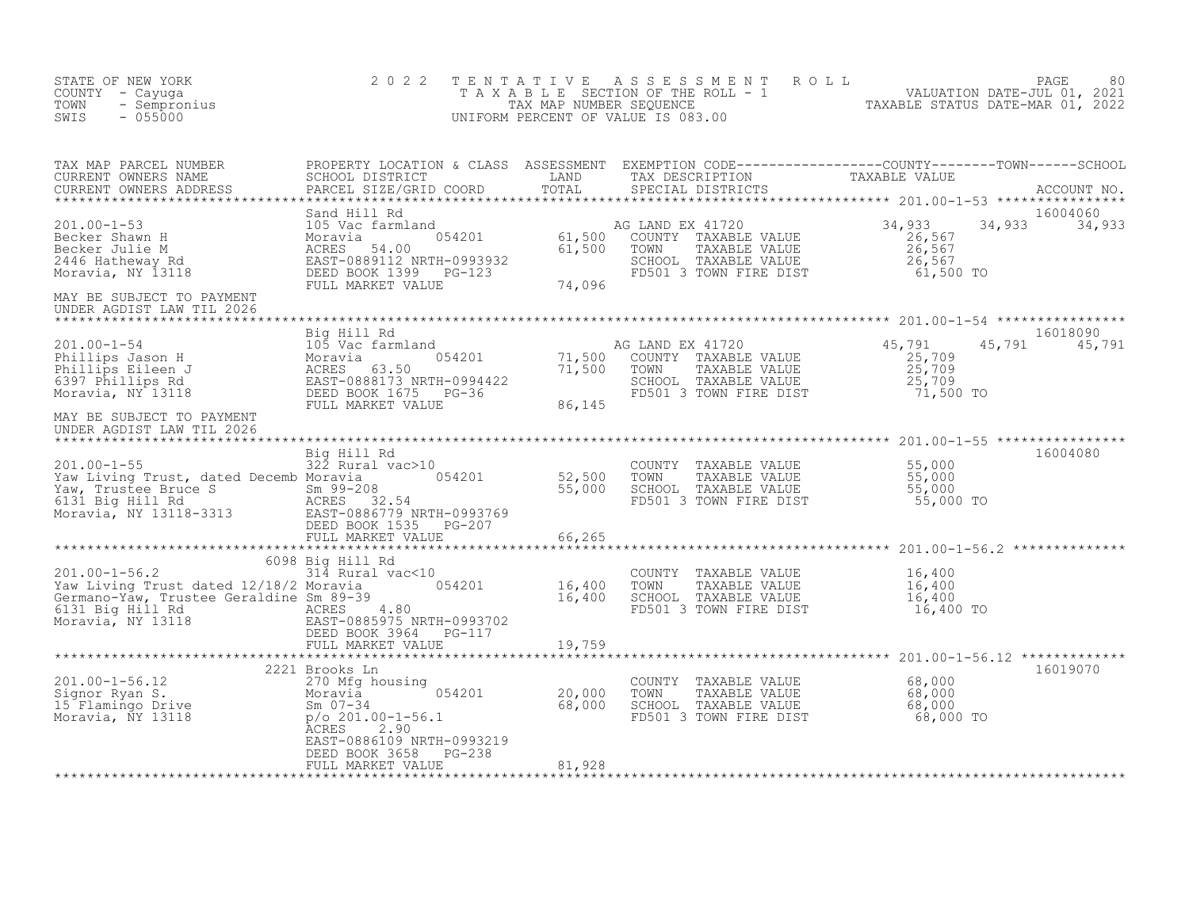STATE OF NEW YORK
COUNTY - Cayuga
TOWN - Sempronius
SWIS - 055000

# 2022 TENTATIVE ASSESSMENT ROLL
TAXABLE SECTION OF THE ROLL - 1
TAX MAP NUMBER SEQUENCE
UNIFORM PERCENT OF VALUE IS 083.00

VALUATION DATE-JUL 01, 2021
TAXABLE STATUS DATE-MAR 01, 2022

| TAX MAP PARCEL NUMBER / CURRENT OWNERS NAME / CURRENT OWNERS ADDRESS | PROPERTY LOCATION & CLASS / SCHOOL DISTRICT / PARCEL SIZE/GRID COORD | ASSESSMENT LAND / TOTAL | EXEMPTION CODE / TAX DESCRIPTION / SPECIAL DISTRICTS | COUNTY TAXABLE VALUE | TOWN | SCHOOL | ACCOUNT NO. |
|---|---|---|---|---|---|---|---|
| 201.00-1-53 | Sand Hill Rd | | | | | | 16004060 |
| Becker Shawn H | 105 Vac farmland | | AG LAND EX 41720 | 34,933 | 34,933 | 34,933 | |
| Becker Julie M | Moravia 054201 | 61,500 | COUNTY TAXABLE VALUE | 26,567 | | | |
| 2446 Hatheway Rd | ACRES 54.00 | 61,500 | TOWN TAXABLE VALUE | 26,567 | | | |
| Moravia, NY 13118 | EAST-0889112 NRTH-0993932 | | SCHOOL TAXABLE VALUE | 26,567 | | | |
| | DEED BOOK 1399 PG-123 | | FD501 3 TOWN FIRE DIST | 61,500 TO | | | |
| MAY BE SUBJECT TO PAYMENT UNDER AGDIST LAW TIL 2026 | FULL MARKET VALUE | 74,096 | | | | | |
| 201.00-1-54 | Big Hill Rd | | | | | | 16018090 |
| Phillips Jason H | 105 Vac farmland | | AG LAND EX 41720 | 45,791 | 45,791 | 45,791 | |
| Phillips Eileen J | Moravia 054201 | 71,500 | COUNTY TAXABLE VALUE | 25,709 | | | |
| 6397 Phillips Rd | ACRES 63.50 | 71,500 | TOWN TAXABLE VALUE | 25,709 | | | |
| Moravia, NY 13118 | EAST-0888173 NRTH-0994422 | | SCHOOL TAXABLE VALUE | 25,709 | | | |
| | DEED BOOK 1675 PG-36 | | FD501 3 TOWN FIRE DIST | 71,500 TO | | | |
| MAY BE SUBJECT TO PAYMENT UNDER AGDIST LAW TIL 2026 | FULL MARKET VALUE | 86,145 | | | | | |
| 201.00-1-55 | Big Hill Rd | | | | | | 16004080 |
| Yaw Living Trust, dated Decemb | 322 Rural vac>10 | | COUNTY TAXABLE VALUE | 55,000 | | | |
| Yaw, Trustee Bruce S | Moravia 054201 | 52,500 | TOWN TAXABLE VALUE | 55,000 | | | |
| 6131 Big Hill Rd | Sm 99-208 | 55,000 | SCHOOL TAXABLE VALUE | 55,000 | | | |
| Moravia, NY 13118-3313 | ACRES 32.54 | | FD501 3 TOWN FIRE DIST | 55,000 TO | | | |
| | EAST-0886779 NRTH-0993769 | | | | | | |
| | DEED BOOK 1535 PG-207 | | | | | | |
| | FULL MARKET VALUE | 66,265 | | | | | |
| 201.00-1-56.2 | 6098 Big Hill Rd | | | | | | |
| Yaw Living Trust dated 12/18/2 | 314 Rural vac<10 | | COUNTY TAXABLE VALUE | 16,400 | | | |
| Germano-Yaw, Trustee Geraldine | Moravia 054201 | 16,400 | TOWN TAXABLE VALUE | 16,400 | | | |
| 6131 Big Hill Rd | Sm 89-39 | 16,400 | SCHOOL TAXABLE VALUE | 16,400 | | | |
| Moravia, NY 13118 | ACRES 4.80 | | FD501 3 TOWN FIRE DIST | 16,400 TO | | | |
| | EAST-0885975 NRTH-0993702 | | | | | | |
| | DEED BOOK 3964 PG-117 | | | | | | |
| | FULL MARKET VALUE | 19,759 | | | | | |
| 201.00-1-56.12 | 2221 Brooks Ln | | | | | | 16019070 |
| Signor Ryan S. | 270 Mfg housing | | COUNTY TAXABLE VALUE | 68,000 | | | |
| 15 Flamingo Drive | Moravia 054201 | 20,000 | TOWN TAXABLE VALUE | 68,000 | | | |
| Moravia, NY 13118 | Sm 07-34 | 68,000 | SCHOOL TAXABLE VALUE | 68,000 | | | |
| | p/o 201.00-1-56.1 | | FD501 3 TOWN FIRE DIST | 68,000 TO | | | |
| | ACRES 2.90 | | | | | | |
| | EAST-0886109 NRTH-0993219 | | | | | | |
| | DEED BOOK 3658 PG-238 | | | | | | |
| | FULL MARKET VALUE | 81,928 | | | | | |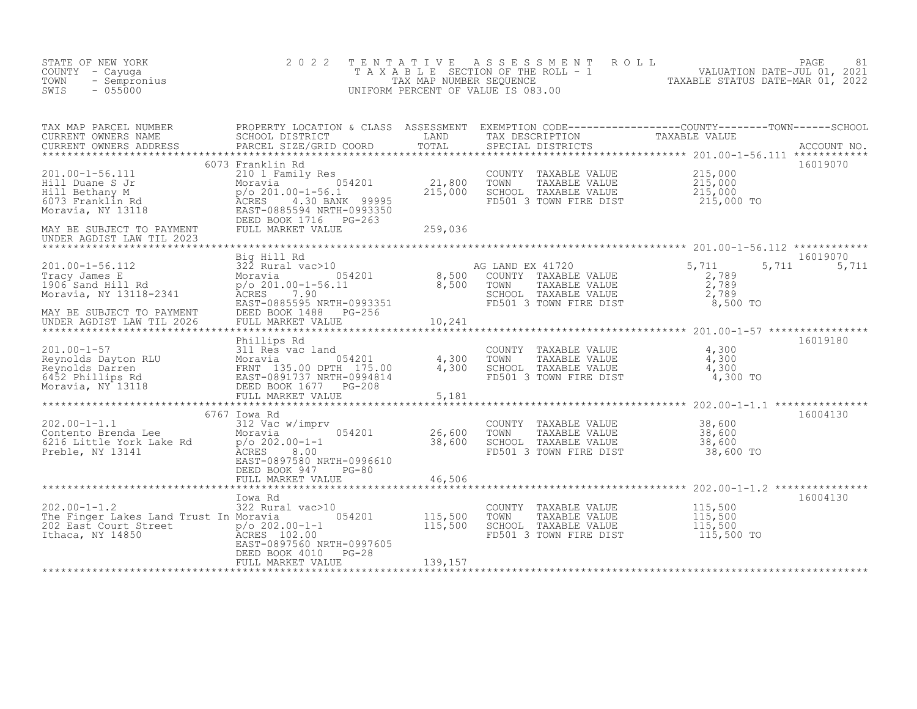STATE OF NEW YORK — COUNTY - Cayuga — TOWN - Sempronius — SWIS - 055000

# 2022 TENTATIVE ASSESSMENT ROLL

TAXABLE SECTION OF THE ROLL - 1 — TAX MAP NUMBER SEQUENCE — UNIFORM PERCENT OF VALUE IS 083.00

VALUATION DATE-JUL 01, 2021 — TAXABLE STATUS DATE-MAR 01, 2022

| TAX MAP PARCEL NUMBER / CURRENT OWNERS NAME / CURRENT OWNERS ADDRESS | PROPERTY LOCATION & CLASS / SCHOOL DISTRICT / PARCEL SIZE/GRID COORD | ASSESSMENT LAND / TOTAL | EXEMPTION CODE / TAX DESCRIPTION / SPECIAL DISTRICTS | COUNTY | TOWN | SCHOOL | ACCOUNT NO. |
|---|---|---|---|---|---|---|---|
| 201.00-1-56.111 | 6073 Franklin Rd | | | | | | 16019070 |
| 201.00-1-56.111 | 210 1 Family Res | | COUNTY TAXABLE VALUE | 215,000 | | | |
| Hill Duane S Jr | Moravia 054201 | 21,800 | TOWN TAXABLE VALUE | 215,000 | | | |
| Hill Bethany M | p/o 201.00-1-56.1 | 215,000 | SCHOOL TAXABLE VALUE | 215,000 | | | |
| 6073 Franklin Rd | ACRES 4.30 BANK 99995 | | FD501 3 TOWN FIRE DIST | 215,000 TO | | | |
| Moravia, NY 13118 | EAST-0885594 NRTH-0993350 | | | | | | |
| | DEED BOOK 1716 PG-263 | | | | | | |
| MAY BE SUBJECT TO PAYMENT | FULL MARKET VALUE | 259,036 | | | | | |
| UNDER AGDIST LAW TIL 2023 | | | | | | | |
| 201.00-1-56.112 | Big Hill Rd | | | | | | 16019070 |
| 201.00-1-56.112 | 322 Rural vac>10 | | AG LAND EX 41720 | 5,711 | 5,711 | 5,711 | |
| Tracy James E | Moravia 054201 | 8,500 | COUNTY TAXABLE VALUE | 2,789 | | | |
| 1906 Sand Hill Rd | p/o 201.00-1-56.11 | 8,500 | TOWN TAXABLE VALUE | 2,789 | | | |
| Moravia, NY 13118-2341 | ACRES 7.90 | | SCHOOL TAXABLE VALUE | 2,789 | | | |
| | EAST-0885595 NRTH-0993351 | | FD501 3 TOWN FIRE DIST | 8,500 TO | | | |
| MAY BE SUBJECT TO PAYMENT | DEED BOOK 1488 PG-256 | | | | | | |
| UNDER AGDIST LAW TIL 2026 | FULL MARKET VALUE | 10,241 | | | | | |
| 201.00-1-57 | Phillips Rd | | | | | | 16019180 |
| 201.00-1-57 | 311 Res vac land | | COUNTY TAXABLE VALUE | 4,300 | | | |
| Reynolds Dayton RLU | Moravia 054201 | 4,300 | TOWN TAXABLE VALUE | 4,300 | | | |
| Reynolds Darren | FRNT 135.00 DPTH 175.00 | 4,300 | SCHOOL TAXABLE VALUE | 4,300 | | | |
| 6452 Phillips Rd | EAST-0891737 NRTH-0994814 | | FD501 3 TOWN FIRE DIST | 4,300 TO | | | |
| Moravia, NY 13118 | DEED BOOK 1677 PG-208 | | | | | | |
| | FULL MARKET VALUE | 5,181 | | | | | |
| 202.00-1-1.1 | 6767 Iowa Rd | | | | | | 16004130 |
| 202.00-1-1.1 | 312 Vac w/imprv | | COUNTY TAXABLE VALUE | 38,600 | | | |
| Contento Brenda Lee | Moravia 054201 | 26,600 | TOWN TAXABLE VALUE | 38,600 | | | |
| 6216 Little York Lake Rd | p/o 202.00-1-1 | 38,600 | SCHOOL TAXABLE VALUE | 38,600 | | | |
| Preble, NY 13141 | ACRES 8.00 | | FD501 3 TOWN FIRE DIST | 38,600 TO | | | |
| | EAST-0897580 NRTH-0996610 | | | | | | |
| | DEED BOOK 947 PG-80 | | | | | | |
| | FULL MARKET VALUE | 46,506 | | | | | |
| 202.00-1-1.2 | Iowa Rd | | | | | | 16004130 |
| 202.00-1-1.2 | 322 Rural vac>10 | | COUNTY TAXABLE VALUE | 115,500 | | | |
| The Finger Lakes Land Trust In | Moravia 054201 | 115,500 | TOWN TAXABLE VALUE | 115,500 | | | |
| 202 East Court Street | p/o 202.00-1-1 | 115,500 | SCHOOL TAXABLE VALUE | 115,500 | | | |
| Ithaca, NY 14850 | ACRES 102.00 | | FD501 3 TOWN FIRE DIST | 115,500 TO | | | |
| | EAST-0897560 NRTH-0997605 | | | | | | |
| | DEED BOOK 4010 PG-28 | | | | | | |
| | FULL MARKET VALUE | 139,157 | | | | | |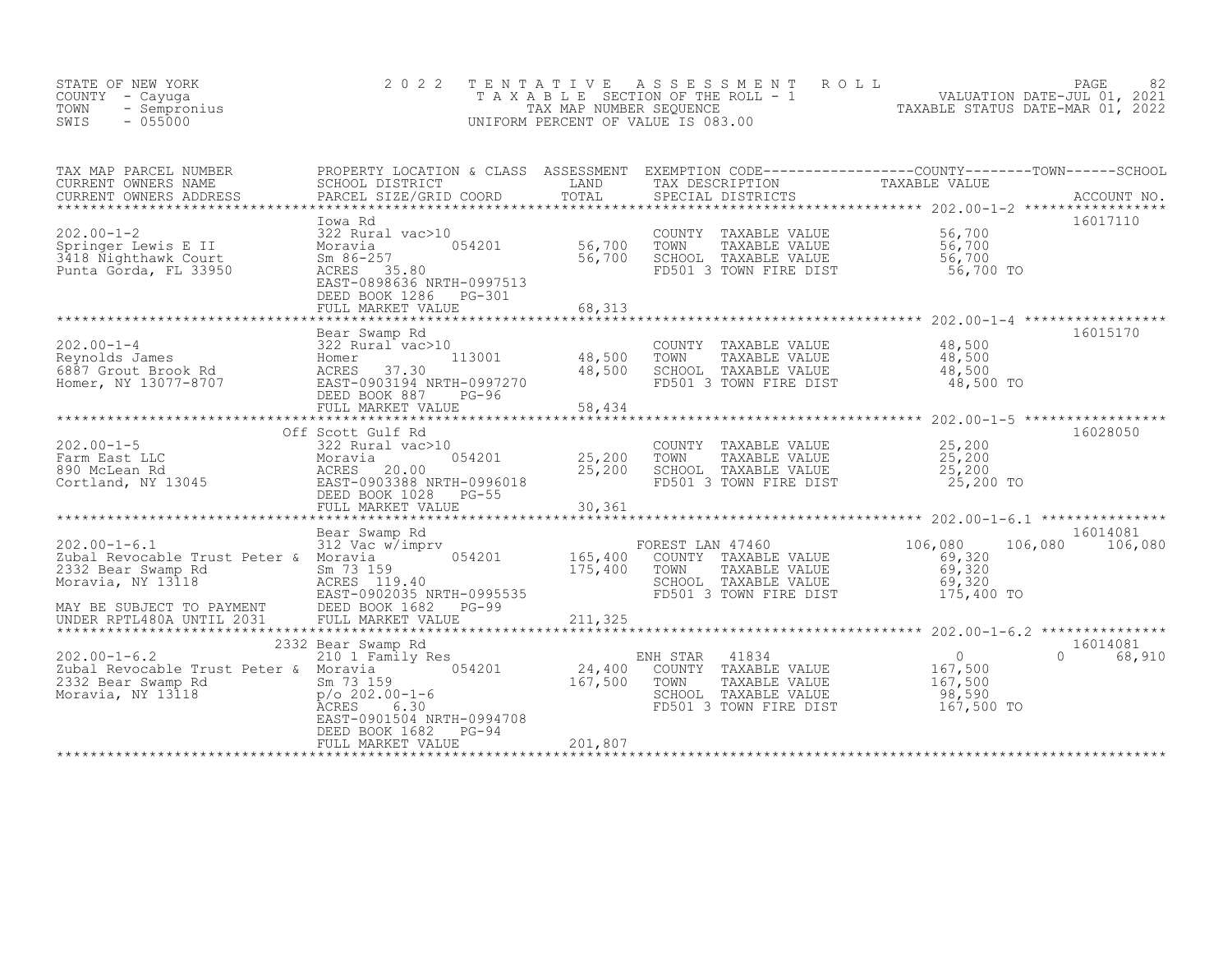STATE OF NEW YORK
COUNTY - Cayuga
TOWN - Sempronius
SWIS - 055000

2 0 2 2 T E N T A T I V E A S S E S S M E N T R O L L
T A X A B L E SECTION OF THE ROLL - 1
TAX MAP NUMBER SEQUENCE
UNIFORM PERCENT OF VALUE IS 083.00

VALUATION DATE-JUL 01, 2021
TAXABLE STATUS DATE-MAR 01, 2022

| TAX MAP PARCEL NUMBER / CURRENT OWNERS NAME / CURRENT OWNERS ADDRESS | PROPERTY LOCATION & CLASS / SCHOOL DISTRICT / PARCEL SIZE/GRID COORD | ASSESSMENT LAND / TOTAL | EXEMPTION CODE / TAX DESCRIPTION / SPECIAL DISTRICTS | COUNTY TAXABLE VALUE | TOWN | SCHOOL | ACCOUNT NO. |
|---|---|---|---|---|---|---|---|
| 202.00-1-2 | Iowa Rd | | | | | | 16017110 |
| Springer Lewis E II | 322 Rural vac>10 | | COUNTY TAXABLE VALUE | 56,700 | | | |
| 3418 Nighthawk Court | Moravia 054201 | 56,700 | TOWN TAXABLE VALUE | 56,700 | | | |
| Punta Gorda, FL 33950 | Sm 86-257 | 56,700 | SCHOOL TAXABLE VALUE | 56,700 | | | |
| | ACRES 35.80 | | FD501 3 TOWN FIRE DIST | 56,700 TO | | | |
| | EAST-0898636 NRTH-0997513 | | | | | | |
| | DEED BOOK 1286 PG-301 | | | | | | |
| | FULL MARKET VALUE | 68,313 | | | | | |
| 202.00-1-4 | Bear Swamp Rd | | | | | | 16015170 |
| Reynolds James | 322 Rural vac>10 | | COUNTY TAXABLE VALUE | 48,500 | | | |
| 6887 Grout Brook Rd | Homer 113001 | 48,500 | TOWN TAXABLE VALUE | 48,500 | | | |
| Homer, NY 13077-8707 | ACRES 37.30 | 48,500 | SCHOOL TAXABLE VALUE | 48,500 | | | |
| | EAST-0903194 NRTH-0997270 | | FD501 3 TOWN FIRE DIST | 48,500 TO | | | |
| | DEED BOOK 887 PG-96 | | | | | | |
| | FULL MARKET VALUE | 58,434 | | | | | |
| 202.00-1-5 | Off Scott Gulf Rd | | | | | | 16028050 |
| Farm East LLC | 322 Rural vac>10 | | COUNTY TAXABLE VALUE | 25,200 | | | |
| 890 McLean Rd | Moravia 054201 | 25,200 | TOWN TAXABLE VALUE | 25,200 | | | |
| Cortland, NY 13045 | ACRES 20.00 | 25,200 | SCHOOL TAXABLE VALUE | 25,200 | | | |
| | EAST-0903388 NRTH-0996018 | | FD501 3 TOWN FIRE DIST | 25,200 TO | | | |
| | DEED BOOK 1028 PG-55 | | | | | | |
| | FULL MARKET VALUE | 30,361 | | | | | |
| 202.00-1-6.1 | Bear Swamp Rd | | | | | | 16014081 |
| Zubal Revocable Trust Peter & | 312 Vac w/imprv | | FOREST LAN 47460 | 106,080 | 106,080 | 106,080 | |
| 2332 Bear Swamp Rd | Moravia 054201 | 165,400 | COUNTY TAXABLE VALUE | 69,320 | | | |
| Moravia, NY 13118 | Sm 73 159 | 175,400 | TOWN TAXABLE VALUE | 69,320 | | | |
| | ACRES 119.40 | | SCHOOL TAXABLE VALUE | 69,320 | | | |
| | EAST-0902035 NRTH-0995535 | | FD501 3 TOWN FIRE DIST | 175,400 TO | | | |
| MAY BE SUBJECT TO PAYMENT | DEED BOOK 1682 PG-99 | | | | | | |
| UNDER RPTL480A UNTIL 2031 | FULL MARKET VALUE | 211,325 | | | | | |
| 202.00-1-6.2 | 2332 Bear Swamp Rd | | | | | | 16014081 |
| Zubal Revocable Trust Peter & | 210 1 Family Res | | ENH STAR 41834 | 0 | 0 | 68,910 | |
| 2332 Bear Swamp Rd | Moravia 054201 | 24,400 | COUNTY TAXABLE VALUE | 167,500 | | | |
| Moravia, NY 13118 | Sm 73 159 | 167,500 | TOWN TAXABLE VALUE | 167,500 | | | |
| | p/o 202.00-1-6 | | SCHOOL TAXABLE VALUE | 98,590 | | | |
| | ACRES 6.30 | | FD501 3 TOWN FIRE DIST | 167,500 TO | | | |
| | EAST-0901504 NRTH-0994708 | | | | | | |
| | DEED BOOK 1682 PG-94 | | | | | | |
| | FULL MARKET VALUE | 201,807 | | | | | |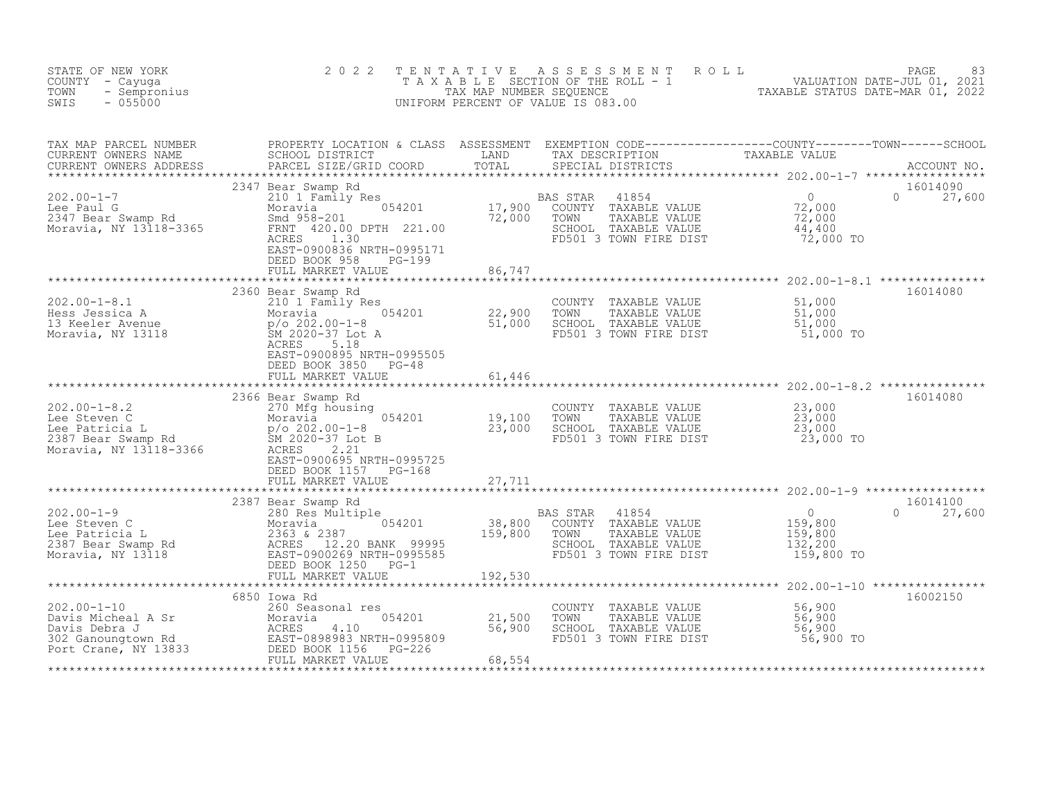STATE OF NEW YORK
COUNTY - Cayuga
TOWN - Sempronius
SWIS - 055000

# 2022 TENTATIVE ASSESSMENT ROLL
TAXABLE SECTION OF THE ROLL - 1
TAX MAP NUMBER SEQUENCE
UNIFORM PERCENT OF VALUE IS 083.00

VALUATION DATE-JUL 01, 2021
TAXABLE STATUS DATE-MAR 01, 2022

| TAX MAP PARCEL NUMBER / CURRENT OWNERS NAME / CURRENT OWNERS ADDRESS | PROPERTY LOCATION & CLASS / SCHOOL DISTRICT / PARCEL SIZE/GRID COORD | ASSESSMENT LAND | TOTAL | EXEMPTION CODE / TAX DESCRIPTION / SPECIAL DISTRICTS | COUNTY | TOWN | SCHOOL | ACCOUNT NO. |
|---|---|---|---|---|---|---|---|---|
| **202.00-1-7** | 2347 Bear Swamp Rd | | | | | | | 16014090 |
| Lee Paul G | 210 1 Family Res | | | BAS STAR 41854 | 0 | | 27,600 | |
| 2347 Bear Swamp Rd | Moravia 054201 | 17,900 | | COUNTY TAXABLE VALUE | 72,000 | | | |
| Moravia, NY 13118-3365 | Smd 958-201 | | 72,000 | TOWN TAXABLE VALUE | | 72,000 | | |
| | FRNT 420.00 DPTH 221.00 | | | SCHOOL TAXABLE VALUE | | | 44,400 | |
| | ACRES 1.30 | | | FD501 3 TOWN FIRE DIST | 72,000 TO | | | |
| | EAST-0900836 NRTH-0995171 | | | | | | | |
| | DEED BOOK 958 PG-199 | | | | | | | |
| | FULL MARKET VALUE | | 86,747 | | | | | |
| **202.00-1-8.1** | 2360 Bear Swamp Rd | | | | | | | 16014080 |
| Hess Jessica A | 210 1 Family Res | | | COUNTY TAXABLE VALUE | 51,000 | | | |
| 13 Keeler Avenue | Moravia 054201 | 22,900 | | TOWN TAXABLE VALUE | | 51,000 | | |
| Moravia, NY 13118 | p/o 202.00-1-8 | | 51,000 | SCHOOL TAXABLE VALUE | | | 51,000 | |
| | SM 2020-37 Lot A | | | FD501 3 TOWN FIRE DIST | 51,000 TO | | | |
| | ACRES 5.18 | | | | | | | |
| | EAST-0900895 NRTH-0995505 | | | | | | | |
| | DEED BOOK 3850 PG-48 | | | | | | | |
| | FULL MARKET VALUE | | 61,446 | | | | | |
| **202.00-1-8.2** | 2366 Bear Swamp Rd | | | | | | | 16014080 |
| Lee Steven C | 270 Mfg housing | | | COUNTY TAXABLE VALUE | 23,000 | | | |
| Lee Patricia L | Moravia 054201 | 19,100 | | TOWN TAXABLE VALUE | | 23,000 | | |
| 2387 Bear Swamp Rd | p/o 202.00-1-8 | | 23,000 | SCHOOL TAXABLE VALUE | | | 23,000 | |
| Moravia, NY 13118-3366 | SM 2020-37 Lot B | | | FD501 3 TOWN FIRE DIST | 23,000 TO | | | |
| | ACRES 2.21 | | | | | | | |
| | EAST-0900695 NRTH-0995725 | | | | | | | |
| | DEED BOOK 1157 PG-168 | | | | | | | |
| | FULL MARKET VALUE | | 27,711 | | | | | |
| **202.00-1-9** | 2387 Bear Swamp Rd | | | | | | | 16014100 |
| Lee Steven C | 280 Res Multiple | | | BAS STAR 41854 | 0 | | 27,600 | |
| Lee Patricia L | Moravia 054201 | 38,800 | | COUNTY TAXABLE VALUE | 159,800 | | | |
| 2387 Bear Swamp Rd | 2363 & 2387 | | 159,800 | TOWN TAXABLE VALUE | | 159,800 | | |
| Moravia, NY 13118 | ACRES 12.20 BANK 99995 | | | SCHOOL TAXABLE VALUE | | | 132,200 | |
| | EAST-0900269 NRTH-0995585 | | | FD501 3 TOWN FIRE DIST | 159,800 TO | | | |
| | DEED BOOK 1250 PG-1 | | | | | | | |
| | FULL MARKET VALUE | | 192,530 | | | | | |
| **202.00-1-10** | 6850 Iowa Rd | | | | | | | 16002150 |
| Davis Micheal A Sr | 260 Seasonal res | | | COUNTY TAXABLE VALUE | 56,900 | | | |
| Davis Debra J | Moravia 054201 | 21,500 | | TOWN TAXABLE VALUE | | 56,900 | | |
| 302 Ganoungtown Rd | ACRES 4.10 | | 56,900 | SCHOOL TAXABLE VALUE | | | 56,900 | |
| Port Crane, NY 13833 | EAST-0898983 NRTH-0995809 | | | FD501 3 TOWN FIRE DIST | 56,900 TO | | | |
| | DEED BOOK 1156 PG-226 | | | | | | | |
| | FULL MARKET VALUE | | 68,554 | | | | | |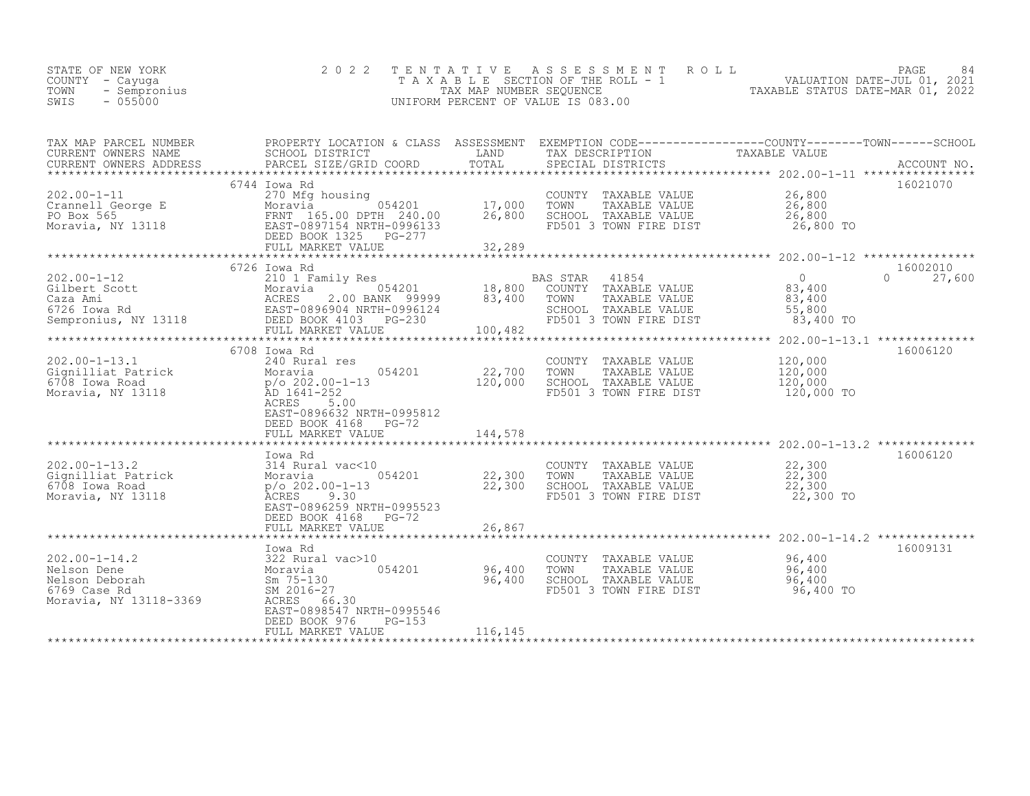STATE OF NEW YORK
COUNTY - Cayuga
TOWN - Sempronius
SWIS - 055000

2 0 2 2 T E N T A T I V E A S S E S S M E N T R O L L
T A X A B L E SECTION OF THE ROLL - 1
TAX MAP NUMBER SEQUENCE
UNIFORM PERCENT OF VALUE IS 083.00

VALUATION DATE-JUL 01, 2021
TAXABLE STATUS DATE-MAR 01, 2022

| TAX MAP PARCEL NUMBER / CURRENT OWNERS NAME / CURRENT OWNERS ADDRESS | PROPERTY LOCATION & CLASS / SCHOOL DISTRICT / PARCEL SIZE/GRID COORD | ASSESSMENT LAND / TOTAL | EXEMPTION CODE / TAX DESCRIPTION / SPECIAL DISTRICTS | COUNTY / TOWN / SCHOOL TAXABLE VALUE | ACCOUNT NO. |
|---|---|---|---|---|---|
| **202.00-1-11** | 6744 Iowa Rd | | | | 16021070 |
| 202.00-1-11 | 270 Mfg housing | | COUNTY TAXABLE VALUE | 26,800 | |
| Crannell George E | Moravia 054201 | 17,000 | TOWN TAXABLE VALUE | 26,800 | |
| PO Box 565 | FRNT 165.00 DPTH 240.00 | 26,800 | SCHOOL TAXABLE VALUE | 26,800 | |
| Moravia, NY 13118 | EAST-0897154 NRTH-0996133 | | FD501 3 TOWN FIRE DIST | 26,800 TO | |
| | DEED BOOK 1325 PG-277 | | | | |
| | FULL MARKET VALUE | 32,289 | | | |
| **202.00-1-12** | 6726 Iowa Rd | | | | 16002010 |
| 202.00-1-12 | 210 1 Family Res | | BAS STAR 41854 | 0 / 0 / 27,600 | |
| Gilbert Scott | Moravia 054201 | 18,800 | COUNTY TAXABLE VALUE | 83,400 | |
| Caza Ami | ACRES 2.00 BANK 99999 | 83,400 | TOWN TAXABLE VALUE | 83,400 | |
| 6726 Iowa Rd | EAST-0896904 NRTH-0996124 | | SCHOOL TAXABLE VALUE | 55,800 | |
| Sempronius, NY 13118 | DEED BOOK 4103 PG-230 | | FD501 3 TOWN FIRE DIST | 83,400 TO | |
| | FULL MARKET VALUE | 100,482 | | | |
| **202.00-1-13.1** | 6708 Iowa Rd | | | | 16006120 |
| 202.00-1-13.1 | 240 Rural res | | COUNTY TAXABLE VALUE | 120,000 | |
| Gignilliat Patrick | Moravia 054201 | 22,700 | TOWN TAXABLE VALUE | 120,000 | |
| 6708 Iowa Road | p/o 202.00-1-13 | 120,000 | SCHOOL TAXABLE VALUE | 120,000 | |
| Moravia, NY 13118 | AD 1641-252 | | FD501 3 TOWN FIRE DIST | 120,000 TO | |
| | ACRES 5.00 | | | | |
| | EAST-0896632 NRTH-0995812 | | | | |
| | DEED BOOK 4168 PG-72 | | | | |
| | FULL MARKET VALUE | 144,578 | | | |
| **202.00-1-13.2** | Iowa Rd | | | | 16006120 |
| 202.00-1-13.2 | 314 Rural vac<10 | | COUNTY TAXABLE VALUE | 22,300 | |
| Gignilliat Patrick | Moravia 054201 | 22,300 | TOWN TAXABLE VALUE | 22,300 | |
| 6708 Iowa Road | p/o 202.00-1-13 | 22,300 | SCHOOL TAXABLE VALUE | 22,300 | |
| Moravia, NY 13118 | ACRES 9.30 | | FD501 3 TOWN FIRE DIST | 22,300 TO | |
| | EAST-0896259 NRTH-0995523 | | | | |
| | DEED BOOK 4168 PG-72 | | | | |
| | FULL MARKET VALUE | 26,867 | | | |
| **202.00-1-14.2** | Iowa Rd | | | | 16009131 |
| 202.00-1-14.2 | 322 Rural vac>10 | | COUNTY TAXABLE VALUE | 96,400 | |
| Nelson Dene | Moravia 054201 | 96,400 | TOWN TAXABLE VALUE | 96,400 | |
| Nelson Deborah | Sm 75-130 | 96,400 | SCHOOL TAXABLE VALUE | 96,400 | |
| 6769 Case Rd | SM 2016-27 | | FD501 3 TOWN FIRE DIST | 96,400 TO | |
| Moravia, NY 13118-3369 | ACRES 66.30 | | | | |
| | EAST-0898547 NRTH-0995546 | | | | |
| | DEED BOOK 976 PG-153 | | | | |
| | FULL MARKET VALUE | 116,145 | | | |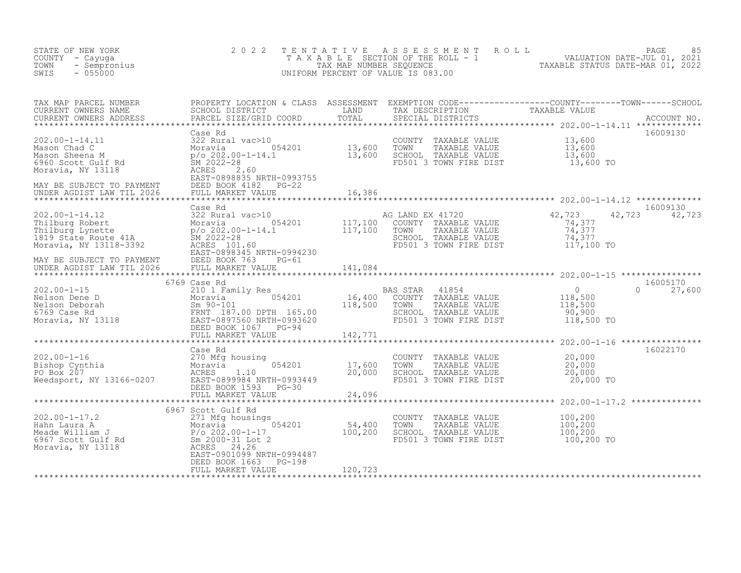STATE OF NEW YORK
COUNTY - Cayuga
TOWN - Sempronius
SWIS - 055000

# 2022 TENTATIVE ASSESSMENT ROLL

TAXABLE SECTION OF THE ROLL - 1
TAX MAP NUMBER SEQUENCE
UNIFORM PERCENT OF VALUE IS 083.00

VALUATION DATE-JUL 01, 2021
TAXABLE STATUS DATE-MAR 01, 2022

| TAX MAP PARCEL NUMBER / CURRENT OWNERS NAME / CURRENT OWNERS ADDRESS | PROPERTY LOCATION & CLASS / SCHOOL DISTRICT / PARCEL SIZE/GRID COORD | ASSESSMENT LAND / TOTAL | EXEMPTION CODE / TAX DESCRIPTION / SPECIAL DISTRICTS | COUNTY TAXABLE VALUE | TOWN | SCHOOL | ACCOUNT NO. |
|---|---|---|---|---|---|---|---|
| **202.00-1-14.11** | Case Rd | | | | | | 16009130 |
| 202.00-1-14.11 | 322 Rural vac>10 | | COUNTY TAXABLE VALUE | 13,600 | | | |
| Mason Chad C | Moravia 054201 | 13,600 | TOWN TAXABLE VALUE | 13,600 | | | |
| Mason Sheena M | p/o 202.00-1-14.1 | 13,600 | SCHOOL TAXABLE VALUE | 13,600 | | | |
| 6960 Scott Gulf Rd | SM 2022-28 | | FD501 3 TOWN FIRE DIST | 13,600 TO | | | |
| Moravia, NY 13118 | ACRES 2.60 | | | | | | |
| | EAST-0898835 NRTH-0993755 | | | | | | |
| MAY BE SUBJECT TO PAYMENT | DEED BOOK 4182 PG-22 | | | | | | |
| UNDER AGDIST LAW TIL 2026 | FULL MARKET VALUE | 16,386 | | | | | |
| **202.00-1-14.12** | Case Rd | | | | | | 16009130 |
| 202.00-1-14.12 | 322 Rural vac>10 | | AG LAND EX 41720 | 42,723 | 42,723 | 42,723 | |
| Thilburg Robert | Moravia 054201 | 117,100 | COUNTY TAXABLE VALUE | 74,377 | | | |
| Thilburg Lynette | p/o 202.00-1-14.1 | 117,100 | TOWN TAXABLE VALUE | 74,377 | | | |
| 1819 State Route 41A | SM 2022-28 | | SCHOOL TAXABLE VALUE | 74,377 | | | |
| Moravia, NY 13118-3392 | ACRES 101.60 | | FD501 3 TOWN FIRE DIST | 117,100 TO | | | |
| | EAST-0898345 NRTH-0994230 | | | | | | |
| MAY BE SUBJECT TO PAYMENT | DEED BOOK 763 PG-61 | | | | | | |
| UNDER AGDIST LAW TIL 2026 | FULL MARKET VALUE | 141,084 | | | | | |
| **202.00-1-15** | 6769 Case Rd | | | | | | 16005170 |
| 202.00-1-15 | 210 1 Family Res | | BAS STAR 41854 | 0 | 0 | 27,600 | |
| Nelson Dene D | Moravia 054201 | 16,400 | COUNTY TAXABLE VALUE | 118,500 | | | |
| Nelson Deborah | Sm 90-101 | 118,500 | TOWN TAXABLE VALUE | 118,500 | | | |
| 6769 Case Rd | FRNT 187.00 DPTH 165.00 | | SCHOOL TAXABLE VALUE | 90,900 | | | |
| Moravia, NY 13118 | EAST-0897560 NRTH-0993620 | | FD501 3 TOWN FIRE DIST | 118,500 TO | | | |
| | DEED BOOK 1067 PG-94 | | | | | | |
| | FULL MARKET VALUE | 142,771 | | | | | |
| **202.00-1-16** | Case Rd | | | | | | 16022170 |
| 202.00-1-16 | 270 Mfg housing | | COUNTY TAXABLE VALUE | 20,000 | | | |
| Bishop Cynthia | Moravia 054201 | 17,600 | TOWN TAXABLE VALUE | 20,000 | | | |
| PO Box 207 | ACRES 1.10 | 20,000 | SCHOOL TAXABLE VALUE | 20,000 | | | |
| Weedsport, NY 13166-0207 | EAST-0899984 NRTH-0993449 | | FD501 3 TOWN FIRE DIST | 20,000 TO | | | |
| | DEED BOOK 1593 PG-30 | | | | | | |
| | FULL MARKET VALUE | 24,096 | | | | | |
| **202.00-1-17.2** | 6967 Scott Gulf Rd | | | | | | |
| 202.00-1-17.2 | 271 Mfg housings | | COUNTY TAXABLE VALUE | 100,200 | | | |
| Hahn Laura A | Moravia 054201 | 54,400 | TOWN TAXABLE VALUE | 100,200 | | | |
| Meade William J | P/o 202.00-1-17 | 100,200 | SCHOOL TAXABLE VALUE | 100,200 | | | |
| 6967 Scott Gulf Rd | Sm 2000-31 Lot 2 | | FD501 3 TOWN FIRE DIST | 100,200 TO | | | |
| Moravia, NY 13118 | ACRES 24.26 | | | | | | |
| | EAST-0901099 NRTH-0994487 | | | | | | |
| | DEED BOOK 1663 PG-198 | | | | | | |
| | FULL MARKET VALUE | 120,723 | | | | | |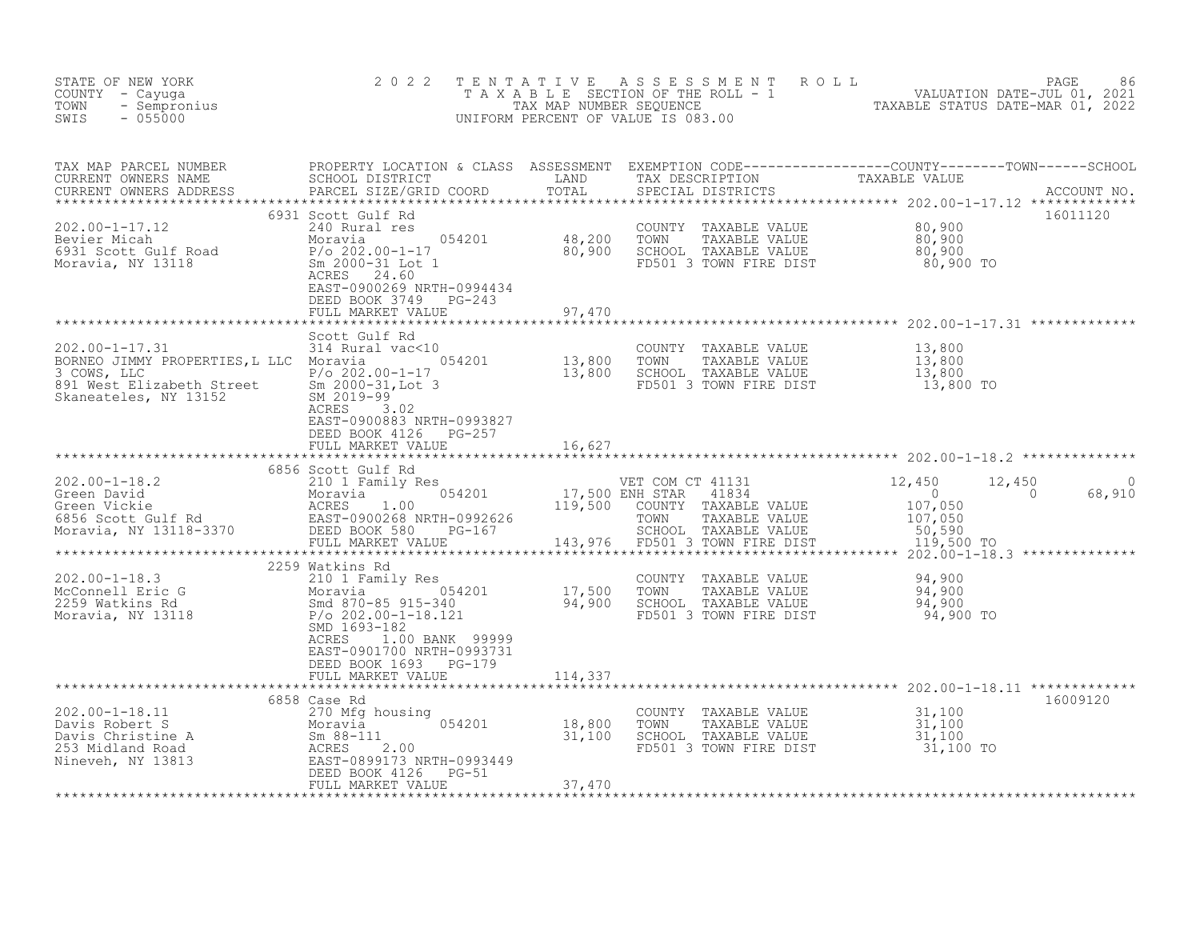STATE OF NEW YORK
COUNTY - Cayuga
TOWN - Sempronius
SWIS - 055000

2022 TENTATIVE ASSESSMENT ROLL
TAXABLE SECTION OF THE ROLL - 1
TAX MAP NUMBER SEQUENCE
UNIFORM PERCENT OF VALUE IS 083.00

VALUATION DATE-JUL 01, 2021
TAXABLE STATUS DATE-MAR 01, 2022

| TAX MAP PARCEL NUMBER / CURRENT OWNERS NAME / CURRENT OWNERS ADDRESS | PROPERTY LOCATION & CLASS / SCHOOL DISTRICT / PARCEL SIZE/GRID COORD | ASSESSMENT LAND / TOTAL | EXEMPTION CODE / TAX DESCRIPTION / SPECIAL DISTRICTS | COUNTY TAXABLE VALUE | TOWN | SCHOOL | ACCOUNT NO. |
|---|---|---|---|---|---|---|---|
| 202.00-1-17.12 | 6931 Scott Gulf Rd | | | | | | 16011120 |
| Bevier Micah | 240 Rural res | | COUNTY TAXABLE VALUE | 80,900 | | | |
| 6931 Scott Gulf Road | Moravia 054201 | 48,200 | TOWN TAXABLE VALUE | 80,900 | | | |
| Moravia, NY 13118 | P/o 202.00-1-17 | 80,900 | SCHOOL TAXABLE VALUE | 80,900 | | | |
| | Sm 2000-31 Lot 1 | | FD501 3 TOWN FIRE DIST | 80,900 TO | | | |
| | ACRES 24.60 | | | | | | |
| | EAST-0900269 NRTH-0994434 | | | | | | |
| | DEED BOOK 3749 PG-243 | | | | | | |
| | FULL MARKET VALUE | 97,470 | | | | | |
| 202.00-1-17.31 | Scott Gulf Rd | | | | | | |
| BORNEO JIMMY PROPERTIES,L LLC | 314 Rural vac<10 | | COUNTY TAXABLE VALUE | 13,800 | | | |
| 3 COWS, LLC | Moravia 054201 | 13,800 | TOWN TAXABLE VALUE | 13,800 | | | |
| 891 West Elizabeth Street | P/o 202.00-1-17 | 13,800 | SCHOOL TAXABLE VALUE | 13,800 | | | |
| Skaneateles, NY 13152 | Sm 2000-31,Lot 3 | | FD501 3 TOWN FIRE DIST | 13,800 TO | | | |
| | SM 2019-99 | | | | | | |
| | ACRES 3.02 | | | | | | |
| | EAST-0900883 NRTH-0993827 | | | | | | |
| | DEED BOOK 4126 PG-257 | | | | | | |
| | FULL MARKET VALUE | 16,627 | | | | | |
| 202.00-1-18.2 | 6856 Scott Gulf Rd | | | | | | |
| Green David | 210 1 Family Res | | VET COM CT 41131 | 12,450 | 12,450 | 0 | |
| Green Vickie | Moravia 054201 | 17,500 | ENH STAR 41834 | 0 | 0 | 68,910 | |
| 6856 Scott Gulf Rd | ACRES 1.00 | 119,500 | COUNTY TAXABLE VALUE | 107,050 | | | |
| Moravia, NY 13118-3370 | EAST-0900268 NRTH-0992626 | | TOWN TAXABLE VALUE | 107,050 | | | |
| | DEED BOOK 580 PG-167 | | SCHOOL TAXABLE VALUE | 50,590 | | | |
| | FULL MARKET VALUE | 143,976 | FD501 3 TOWN FIRE DIST | 119,500 TO | | | |
| 202.00-1-18.3 | 2259 Watkins Rd | | | | | | |
| McConnell Eric G | 210 1 Family Res | | COUNTY TAXABLE VALUE | 94,900 | | | |
| 2259 Watkins Rd | Moravia 054201 | 17,500 | TOWN TAXABLE VALUE | 94,900 | | | |
| Moravia, NY 13118 | Smd 870-85 915-340 | 94,900 | SCHOOL TAXABLE VALUE | 94,900 | | | |
| | P/o 202.00-1-18.121 | | FD501 3 TOWN FIRE DIST | 94,900 TO | | | |
| | SMD 1693-182 | | | | | | |
| | ACRES 1.00 BANK 99999 | | | | | | |
| | EAST-0901700 NRTH-0993731 | | | | | | |
| | DEED BOOK 1693 PG-179 | | | | | | |
| | FULL MARKET VALUE | 114,337 | | | | | |
| 202.00-1-18.11 | 6858 Case Rd | | | | | | 16009120 |
| Davis Robert S | 270 Mfg housing | | COUNTY TAXABLE VALUE | 31,100 | | | |
| Davis Christine A | Moravia 054201 | 18,800 | TOWN TAXABLE VALUE | 31,100 | | | |
| 253 Midland Road | Sm 88-111 | 31,100 | SCHOOL TAXABLE VALUE | 31,100 | | | |
| Nineveh, NY 13813 | ACRES 2.00 | | FD501 3 TOWN FIRE DIST | 31,100 TO | | | |
| | EAST-0899173 NRTH-0993449 | | | | | | |
| | DEED BOOK 4126 PG-51 | | | | | | |
| | FULL MARKET VALUE | 37,470 | | | | | |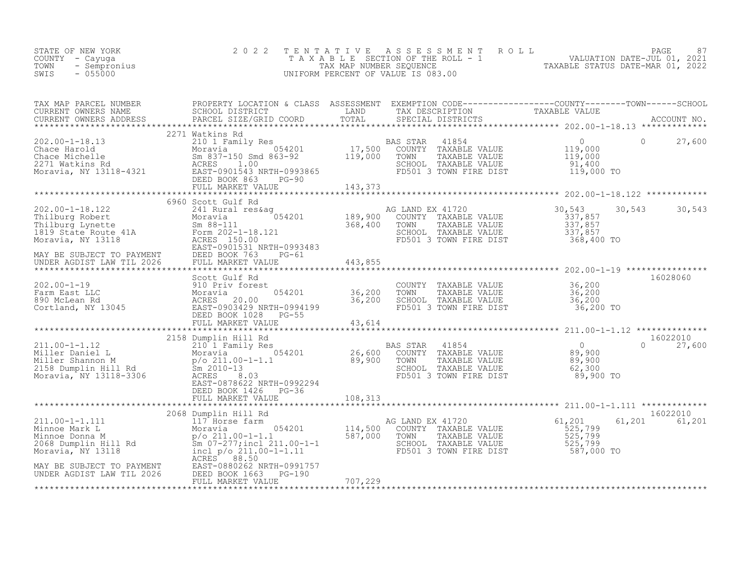STATE OF NEW YORK
COUNTY - Cayuga
TOWN - Sempronius
SWIS - 055000

# 2022 TENTATIVE ASSESSMENT ROLL

TAXABLE SECTION OF THE ROLL - 1
TAX MAP NUMBER SEQUENCE
UNIFORM PERCENT OF VALUE IS 083.00

VALUATION DATE-JUL 01, 2021
TAXABLE STATUS DATE-MAR 01, 2022

| TAX MAP PARCEL NUMBER / CURRENT OWNERS NAME / CURRENT OWNERS ADDRESS | PROPERTY LOCATION & CLASS / SCHOOL DISTRICT / PARCEL SIZE/GRID COORD | ASSESSMENT LAND | ASSESSMENT TOTAL | EXEMPTION CODE / TAX DESCRIPTION / SPECIAL DISTRICTS | COUNTY TAXABLE VALUE | TOWN | SCHOOL | ACCOUNT NO. |
|---|---|---|---|---|---|---|---|---|
| **202.00-1-18.13** | 2271 Watkins Rd | | | | | | | |
| 202.00-1-18.13 | 210 1 Family Res | | | BAS STAR 41854 | 0 | 0 | 27,600 | |
| Chace Harold | Moravia 054201 | 17,500 | | COUNTY TAXABLE VALUE | 119,000 | | | |
| Chace Michelle | Sm 837-150 Smd 863-92 | | 119,000 | TOWN TAXABLE VALUE | 119,000 | | | |
| 2271 Watkins Rd | ACRES 1.00 | | | SCHOOL TAXABLE VALUE | 91,400 | | | |
| Moravia, NY 13118-4321 | EAST-0901543 NRTH-0993865 | | | FD501 3 TOWN FIRE DIST | 119,000 TO | | | |
| | DEED BOOK 863 PG-90 | | | | | | | |
| | FULL MARKET VALUE | | 143,373 | | | | | |
| **202.00-1-18.122** | 6960 Scott Gulf Rd | | | | | | | |
| 202.00-1-18.122 | 241 Rural res&ag | | | AG LAND EX 41720 | 30,543 | 30,543 | 30,543 | |
| Thilburg Robert | Moravia 054201 | 189,900 | | COUNTY TAXABLE VALUE | 337,857 | | | |
| Thilburg Lynette | Sm 88-111 | | 368,400 | TOWN TAXABLE VALUE | 337,857 | | | |
| 1819 State Route 41A | Form 202-1-18.121 | | | SCHOOL TAXABLE VALUE | 337,857 | | | |
| Moravia, NY 13118 | ACRES 150.00 | | | FD501 3 TOWN FIRE DIST | 368,400 TO | | | |
| | EAST-0901531 NRTH-0993483 | | | | | | | |
| MAY BE SUBJECT TO PAYMENT | DEED BOOK 763 PG-61 | | | | | | | |
| UNDER AGDIST LAW TIL 2026 | FULL MARKET VALUE | | 443,855 | | | | | |
| **202.00-1-19** | Scott Gulf Rd | | | | | | | 16028060 |
| 202.00-1-19 | 910 Priv forest | | | COUNTY TAXABLE VALUE | 36,200 | | | |
| Farm East LLC | Moravia 054201 | 36,200 | | TOWN TAXABLE VALUE | 36,200 | | | |
| 890 McLean Rd | ACRES 20.00 | | 36,200 | SCHOOL TAXABLE VALUE | 36,200 | | | |
| Cortland, NY 13045 | EAST-0903429 NRTH-0994199 | | | FD501 3 TOWN FIRE DIST | 36,200 TO | | | |
| | DEED BOOK 1028 PG-55 | | | | | | | |
| | FULL MARKET VALUE | | 43,614 | | | | | |
| **211.00-1-1.12** | 2158 Dumplin Hill Rd | | | | | | | 16022010 |
| 211.00-1-1.12 | 210 1 Family Res | | | BAS STAR 41854 | 0 | 0 | 27,600 | |
| Miller Daniel L | Moravia 054201 | 26,600 | | COUNTY TAXABLE VALUE | 89,900 | | | |
| Miller Shannon M | p/o 211.00-1-1.1 | | 89,900 | TOWN TAXABLE VALUE | 89,900 | | | |
| 2158 Dumplin Hill Rd | Sm 2010-13 | | | SCHOOL TAXABLE VALUE | 62,300 | | | |
| Moravia, NY 13118-3306 | ACRES 8.03 | | | FD501 3 TOWN FIRE DIST | 89,900 TO | | | |
| | EAST-0878622 NRTH-0992294 | | | | | | | |
| | DEED BOOK 1426 PG-36 | | | | | | | |
| | FULL MARKET VALUE | | 108,313 | | | | | |
| **211.00-1-1.111** | 2068 Dumplin Hill Rd | | | | | | | 16022010 |
| 211.00-1-1.111 | 117 Horse farm | | | AG LAND EX 41720 | 61,201 | 61,201 | 61,201 | |
| Minnoe Mark L | Moravia 054201 | 114,500 | | COUNTY TAXABLE VALUE | 525,799 | | | |
| Minnoe Donna M | p/o 211.00-1-1.1 | | 587,000 | TOWN TAXABLE VALUE | 525,799 | | | |
| 2068 Dumplin Hill Rd | Sm 07-277;incl 211.00-1-1 | | | SCHOOL TAXABLE VALUE | 525,799 | | | |
| Moravia, NY 13118 | incl p/o 211.00-1-1.11 | | | FD501 3 TOWN FIRE DIST | 587,000 TO | | | |
| | ACRES 88.50 | | | | | | | |
| MAY BE SUBJECT TO PAYMENT | EAST-0880262 NRTH-0991757 | | | | | | | |
| UNDER AGDIST LAW TIL 2026 | DEED BOOK 1663 PG-190 | | | | | | | |
| | FULL MARKET VALUE | | 707,229 | | | | | |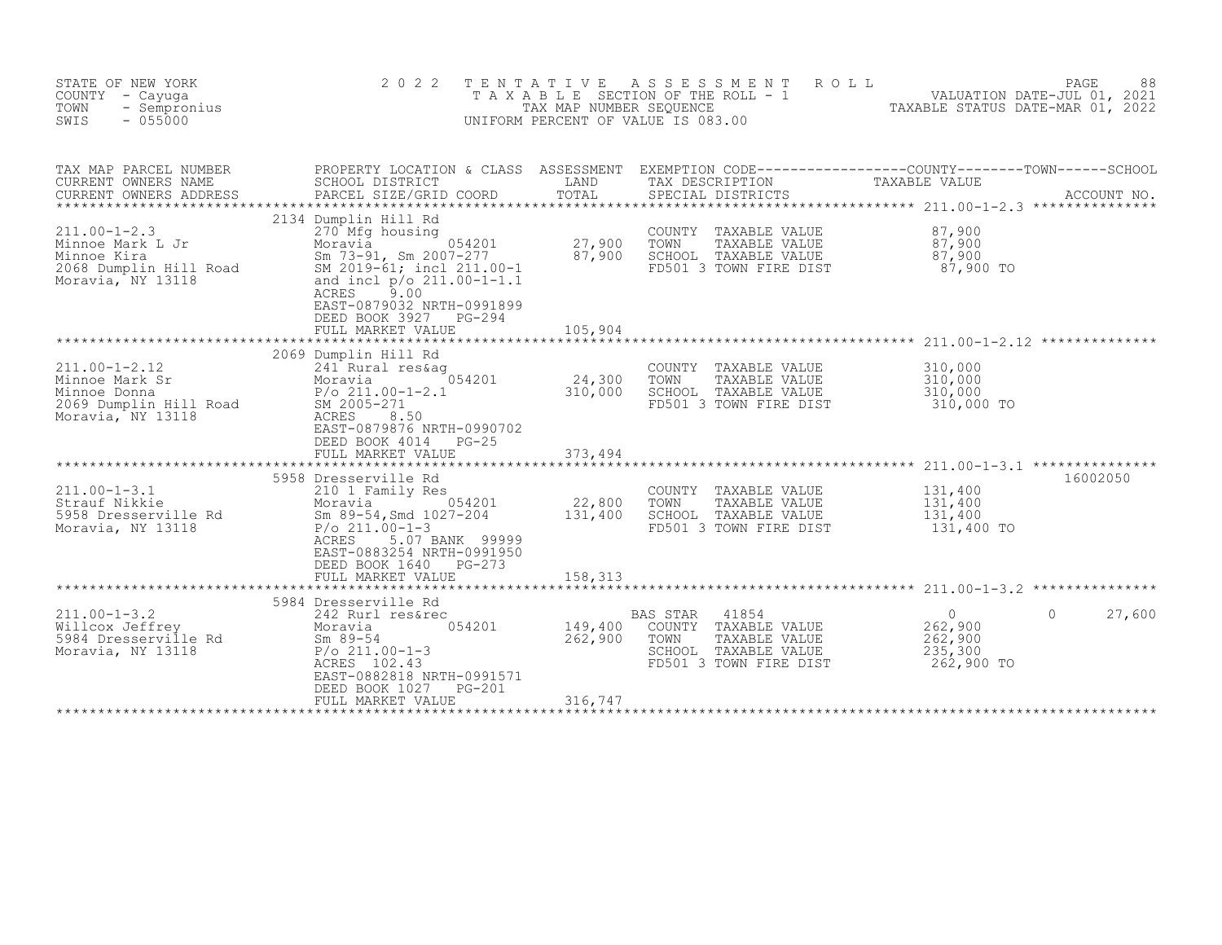STATE OF NEW YORK
COUNTY - Cayuga
TOWN - Sempronius
SWIS - 055000

2 0 2 2 T E N T A T I V E A S S E S S M E N T R O L L
T A X A B L E SECTION OF THE ROLL - 1
TAX MAP NUMBER SEQUENCE
UNIFORM PERCENT OF VALUE IS 083.00

VALUATION DATE-JUL 01, 2021
TAXABLE STATUS DATE-MAR 01, 2022

| TAX MAP PARCEL NUMBER / CURRENT OWNERS NAME / CURRENT OWNERS ADDRESS | PROPERTY LOCATION & CLASS / SCHOOL DISTRICT / PARCEL SIZE/GRID COORD | ASSESSMENT LAND / TOTAL | EXEMPTION CODE / TAX DESCRIPTION / SPECIAL DISTRICTS | COUNTY TAXABLE VALUE | TOWN | SCHOOL / ACCOUNT NO. |
|---|---|---|---|---|---|---|
| 211.00-1-2.3 | 2134 Dumplin Hill Rd | | | | | |
| | 270 Mfg housing | | COUNTY TAXABLE VALUE | 87,900 | | |
| Minnoe Mark L Jr | Moravia 054201 | 27,900 | TOWN TAXABLE VALUE | 87,900 | | |
| Minnoe Kira | Sm 73-91, Sm 2007-277 | 87,900 | SCHOOL TAXABLE VALUE | 87,900 | | |
| 2068 Dumplin Hill Road | SM 2019-61; incl 211.00-1 | | FD501 3 TOWN FIRE DIST | 87,900 TO | | |
| Moravia, NY 13118 | and incl p/o 211.00-1-1.1 | | | | | |
| | ACRES 9.00 | | | | | |
| | EAST-0879032 NRTH-0991899 | | | | | |
| | DEED BOOK 3927 PG-294 | | | | | |
| | FULL MARKET VALUE | 105,904 | | | | |
| 211.00-1-2.12 | 2069 Dumplin Hill Rd | | | | | |
| | 241 Rural res&ag | | COUNTY TAXABLE VALUE | 310,000 | | |
| Minnoe Mark Sr | Moravia 054201 | 24,300 | TOWN TAXABLE VALUE | 310,000 | | |
| Minnoe Donna | P/o 211.00-1-2.1 | 310,000 | SCHOOL TAXABLE VALUE | 310,000 | | |
| 2069 Dumplin Hill Road | SM 2005-271 | | FD501 3 TOWN FIRE DIST | 310,000 TO | | |
| Moravia, NY 13118 | ACRES 8.50 | | | | | |
| | EAST-0879876 NRTH-0990702 | | | | | |
| | DEED BOOK 4014 PG-25 | | | | | |
| | FULL MARKET VALUE | 373,494 | | | | |
| 211.00-1-3.1 | 5958 Dresserville Rd | | | | | 16002050 |
| | 210 1 Family Res | | COUNTY TAXABLE VALUE | 131,400 | | |
| Strauf Nikkie | Moravia 054201 | 22,800 | TOWN TAXABLE VALUE | 131,400 | | |
| 5958 Dresserville Rd | Sm 89-54,Smd 1027-204 | 131,400 | SCHOOL TAXABLE VALUE | 131,400 | | |
| Moravia, NY 13118 | P/o 211.00-1-3 | | FD501 3 TOWN FIRE DIST | 131,400 TO | | |
| | ACRES 5.07 BANK 99999 | | | | | |
| | EAST-0883254 NRTH-0991950 | | | | | |
| | DEED BOOK 1640 PG-273 | | | | | |
| | FULL MARKET VALUE | 158,313 | | | | |
| 211.00-1-3.2 | 5984 Dresserville Rd | | | | | |
| | 242 Rurl res&rec | | BAS STAR 41854 | 0 | 0 | 27,600 |
| Willcox Jeffrey | Moravia 054201 | 149,400 | COUNTY TAXABLE VALUE | 262,900 | | |
| 5984 Dresserville Rd | Sm 89-54 | 262,900 | TOWN TAXABLE VALUE | 262,900 | | |
| Moravia, NY 13118 | P/o 211.00-1-3 | | SCHOOL TAXABLE VALUE | 235,300 | | |
| | ACRES 102.43 | | FD501 3 TOWN FIRE DIST | 262,900 TO | | |
| | EAST-0882818 NRTH-0991571 | | | | | |
| | DEED BOOK 1027 PG-201 | | | | | |
| | FULL MARKET VALUE | 316,747 | | | | |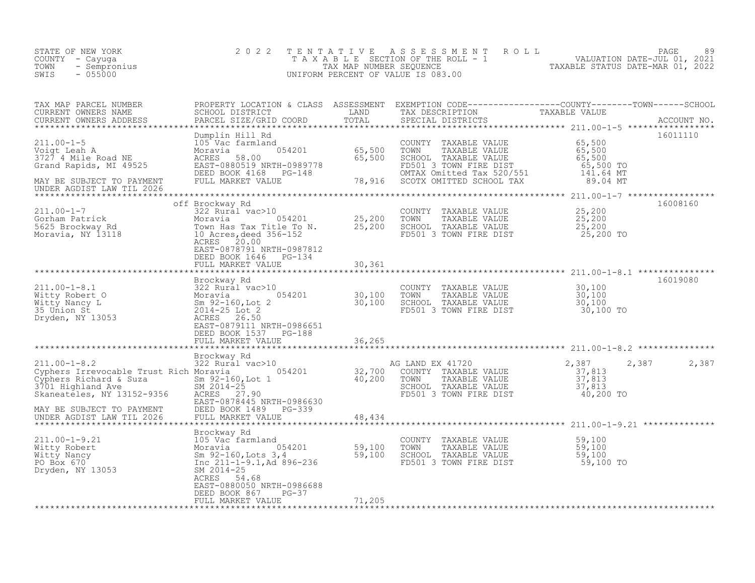STATE OF NEW YORK
COUNTY - Cayuga
TOWN - Sempronius
SWIS - 055000

2022 TENTATIVE ASSESSMENT ROLL
TAXABLE SECTION OF THE ROLL - 1
TAX MAP NUMBER SEQUENCE
UNIFORM PERCENT OF VALUE IS 083.00

VALUATION DATE-JUL 01, 2021
TAXABLE STATUS DATE-MAR 01, 2022

| TAX MAP PARCEL NUMBER / CURRENT OWNERS NAME / CURRENT OWNERS ADDRESS | PROPERTY LOCATION & CLASS / SCHOOL DISTRICT / PARCEL SIZE/GRID COORD | ASSESSMENT LAND | ASSESSMENT TOTAL | EXEMPTION CODE / TAX DESCRIPTION / SPECIAL DISTRICTS | COUNTY TAXABLE VALUE | TOWN | SCHOOL | ACCOUNT NO. |
|---|---|---|---|---|---|---|---|---|
| **211.00-1-5** | Dumplin Hill Rd | | | | | | | 16011110 |
| Voigt Leah A | 105 Vac farmland | | | COUNTY TAXABLE VALUE | 65,500 | | | |
| 3727 4 Mile Road NE | Moravia 054201 | 65,500 | | TOWN TAXABLE VALUE | 65,500 | | | |
| Grand Rapids, MI 49525 | ACRES 58.00 | | 65,500 | SCHOOL TAXABLE VALUE | 65,500 | | | |
| | EAST-0880519 NRTH-0989778 | | | FD501 3 TOWN FIRE DIST | 65,500 TO | | | |
| | DEED BOOK 4168 PG-148 | | | OMTAX Omitted Tax 520/551 | 141.64 MT | | | |
| MAY BE SUBJECT TO PAYMENT UNDER AGDIST LAW TIL 2026 | FULL MARKET VALUE | | 78,916 | SCOTX OMITTED SCHOOL TAX | 89.04 MT | | | |
| **211.00-1-7** | off Brockway Rd | | | | | | | 16008160 |
| Gorham Patrick | 322 Rural vac>10 | | | COUNTY TAXABLE VALUE | 25,200 | | | |
| 5625 Brockway Rd | Moravia 054201 | 25,200 | | TOWN TAXABLE VALUE | 25,200 | | | |
| Moravia, NY 13118 | Town Has Tax Title To N. | | 25,200 | SCHOOL TAXABLE VALUE | 25,200 | | | |
| | 10 Acres,deed 356-152 | | | FD501 3 TOWN FIRE DIST | 25,200 TO | | | |
| | ACRES 20.00 | | | | | | | |
| | EAST-0878791 NRTH-0987812 | | | | | | | |
| | DEED BOOK 1646 PG-134 | | | | | | | |
| | FULL MARKET VALUE | | 30,361 | | | | | |
| **211.00-1-8.1** | Brockway Rd | | | | | | | 16019080 |
| Witty Robert O | 322 Rural vac>10 | | | COUNTY TAXABLE VALUE | 30,100 | | | |
| Witty Nancy L | Moravia 054201 | 30,100 | | TOWN TAXABLE VALUE | 30,100 | | | |
| 35 Union St | Sm 92-160,Lot 2 | | 30,100 | SCHOOL TAXABLE VALUE | 30,100 | | | |
| Dryden, NY 13053 | 2014-25 Lot 2 | | | FD501 3 TOWN FIRE DIST | 30,100 TO | | | |
| | ACRES 26.50 | | | | | | | |
| | EAST-0879111 NRTH-0986651 | | | | | | | |
| | DEED BOOK 1537 PG-188 | | | | | | | |
| | FULL MARKET VALUE | | 36,265 | | | | | |
| **211.00-1-8.2** | Brockway Rd | | | | | | | |
| Cyphers Irrevocable Trust Rich | 322 Rural vac>10 | | | AG LAND EX 41720 | 2,387 | 2,387 | 2,387 | |
| Cyphers Richard & Suza | Moravia 054201 | 32,700 | | COUNTY TAXABLE VALUE | 37,813 | | | |
| 3701 Highland Ave | Sm 92-160,Lot 1 | | 40,200 | TOWN TAXABLE VALUE | 37,813 | | | |
| Skaneateles, NY 13152-9356 | SM 2014-25 | | | SCHOOL TAXABLE VALUE | 37,813 | | | |
| | ACRES 27.90 | | | FD501 3 TOWN FIRE DIST | 40,200 TO | | | |
| | EAST-0878445 NRTH-0986630 | | | | | | | |
| MAY BE SUBJECT TO PAYMENT | DEED BOOK 1489 PG-339 | | | | | | | |
| UNDER AGDIST LAW TIL 2026 | FULL MARKET VALUE | | 48,434 | | | | | |
| **211.00-1-9.21** | Brockway Rd | | | | | | | |
| Witty Robert | 105 Vac farmland | | | COUNTY TAXABLE VALUE | 59,100 | | | |
| Witty Nancy | Moravia 054201 | 59,100 | | TOWN TAXABLE VALUE | 59,100 | | | |
| PO Box 670 | Sm 92-160,Lots 3,4 | | 59,100 | SCHOOL TAXABLE VALUE | 59,100 | | | |
| Dryden, NY 13053 | Inc 211-1-9.1,Ad 896-236 | | | FD501 3 TOWN FIRE DIST | 59,100 TO | | | |
| | SM 2014-25 | | | | | | | |
| | ACRES 54.68 | | | | | | | |
| | EAST-0880050 NRTH-0986688 | | | | | | | |
| | DEED BOOK 867 PG-37 | | | | | | | |
| | FULL MARKET VALUE | | 71,205 | | | | | |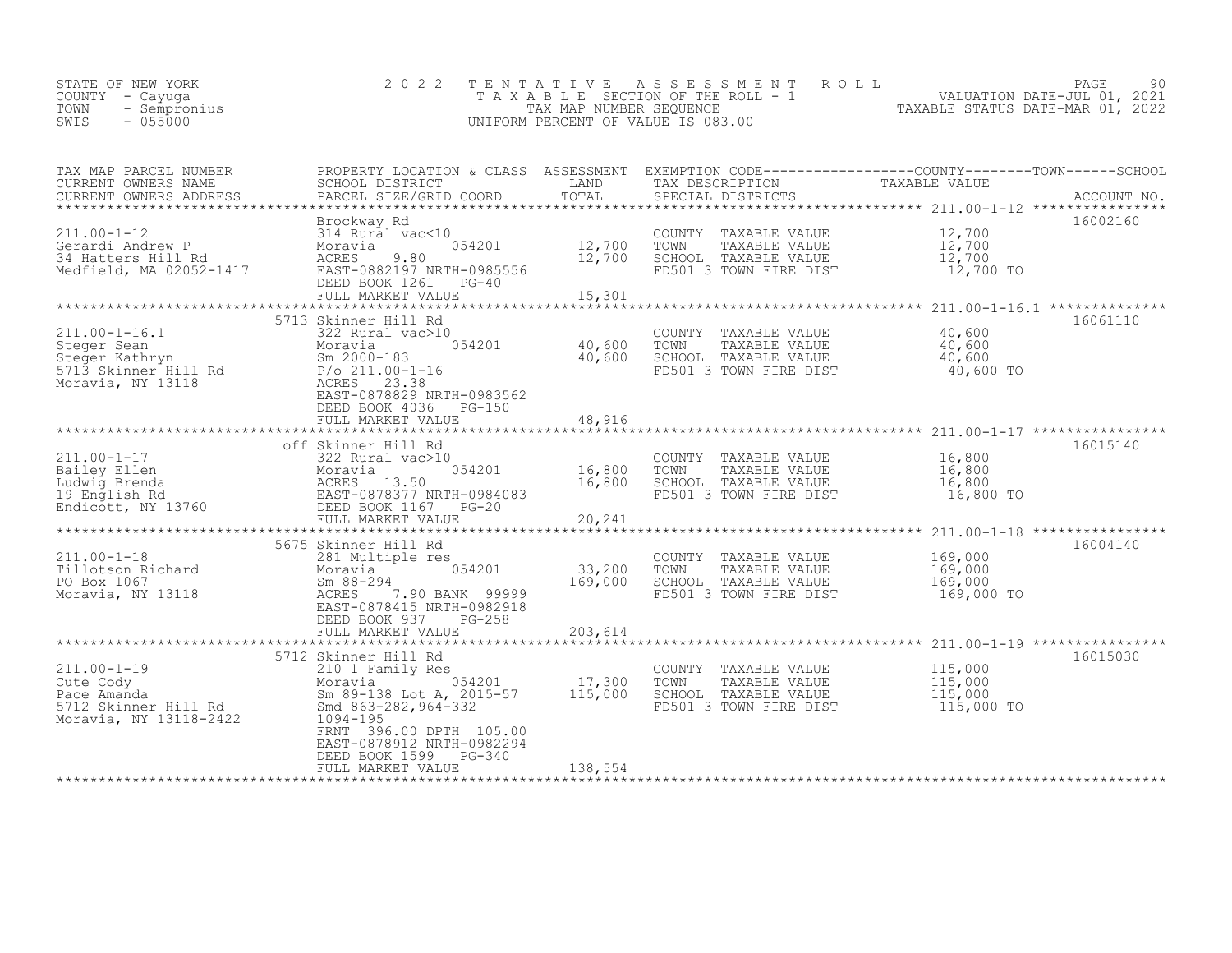STATE OF NEW YORK
COUNTY - Cayuga
TOWN - Sempronius
SWIS - 055000

2022 TENTATIVE ASSESSMENT ROLL
TAXABLE SECTION OF THE ROLL - 1
TAX MAP NUMBER SEQUENCE
UNIFORM PERCENT OF VALUE IS 083.00

VALUATION DATE-JUL 01, 2021
TAXABLE STATUS DATE-MAR 01, 2022

| TAX MAP PARCEL NUMBER / CURRENT OWNERS NAME / CURRENT OWNERS ADDRESS | PROPERTY LOCATION & CLASS / SCHOOL DISTRICT / PARCEL SIZE/GRID COORD | ASSESSMENT LAND | TOTAL | EXEMPTION CODE / TAX DESCRIPTION / SPECIAL DISTRICTS | TAXABLE VALUE (COUNTY / TOWN / SCHOOL) | ACCOUNT NO. |
|---|---|---|---|---|---|---|
| 211.00-1-12 | Brockway Rd | | | | | 16002160 |
| Gerardi Andrew P | 314 Rural vac<10 | | | COUNTY TAXABLE VALUE | 12,700 | |
| 34 Hatters Hill Rd | Moravia 054201 | 12,700 | | TOWN TAXABLE VALUE | 12,700 | |
| Medfield, MA 02052-1417 | ACRES 9.80 | | 12,700 | SCHOOL TAXABLE VALUE | 12,700 | |
| | EAST-0882197 NRTH-0985556 | | | FD501 3 TOWN FIRE DIST | 12,700 TO | |
| | DEED BOOK 1261 PG-40 | | | | | |
| | FULL MARKET VALUE | | 15,301 | | | |
| 211.00-1-16.1 | 5713 Skinner Hill Rd | | | | | 16061110 |
| Steger Sean | 322 Rural vac>10 | | | COUNTY TAXABLE VALUE | 40,600 | |
| Steger Kathryn | Moravia 054201 | 40,600 | | TOWN TAXABLE VALUE | 40,600 | |
| 5713 Skinner Hill Rd | Sm 2000-183 | | 40,600 | SCHOOL TAXABLE VALUE | 40,600 | |
| Moravia, NY 13118 | P/o 211.00-1-16 | | | FD501 3 TOWN FIRE DIST | 40,600 TO | |
| | ACRES 23.38 | | | | | |
| | EAST-0878829 NRTH-0983562 | | | | | |
| | DEED BOOK 4036 PG-150 | | | | | |
| | FULL MARKET VALUE | | 48,916 | | | |
| 211.00-1-17 | off Skinner Hill Rd | | | | | 16015140 |
| Bailey Ellen | 322 Rural vac>10 | | | COUNTY TAXABLE VALUE | 16,800 | |
| Ludwig Brenda | Moravia 054201 | 16,800 | | TOWN TAXABLE VALUE | 16,800 | |
| 19 English Rd | ACRES 13.50 | | 16,800 | SCHOOL TAXABLE VALUE | 16,800 | |
| Endicott, NY 13760 | EAST-0878377 NRTH-0984083 | | | FD501 3 TOWN FIRE DIST | 16,800 TO | |
| | DEED BOOK 1167 PG-20 | | | | | |
| | FULL MARKET VALUE | | 20,241 | | | |
| 211.00-1-18 | 5675 Skinner Hill Rd | | | | | 16004140 |
| Tillotson Richard | 281 Multiple res | | | COUNTY TAXABLE VALUE | 169,000 | |
| PO Box 1067 | Moravia 054201 | 33,200 | | TOWN TAXABLE VALUE | 169,000 | |
| Moravia, NY 13118 | Sm 88-294 | | 169,000 | SCHOOL TAXABLE VALUE | 169,000 | |
| | ACRES 7.90 BANK 99999 | | | FD501 3 TOWN FIRE DIST | 169,000 TO | |
| | EAST-0878415 NRTH-0982918 | | | | | |
| | DEED BOOK 937 PG-258 | | | | | |
| | FULL MARKET VALUE | | 203,614 | | | |
| 211.00-1-19 | 5712 Skinner Hill Rd | | | | | 16015030 |
| Cute Cody | 210 1 Family Res | | | COUNTY TAXABLE VALUE | 115,000 | |
| Pace Amanda | Moravia 054201 | 17,300 | | TOWN TAXABLE VALUE | 115,000 | |
| 5712 Skinner Hill Rd | Sm 89-138 Lot A, 2015-57 | | 115,000 | SCHOOL TAXABLE VALUE | 115,000 | |
| Moravia, NY 13118-2422 | Smd 863-282,964-332 | | | FD501 3 TOWN FIRE DIST | 115,000 TO | |
| | 1094-195 | | | | | |
| | FRNT 396.00 DPTH 105.00 | | | | | |
| | EAST-0878912 NRTH-0982294 | | | | | |
| | DEED BOOK 1599 PG-340 | | | | | |
| | FULL MARKET VALUE | | 138,554 | | | |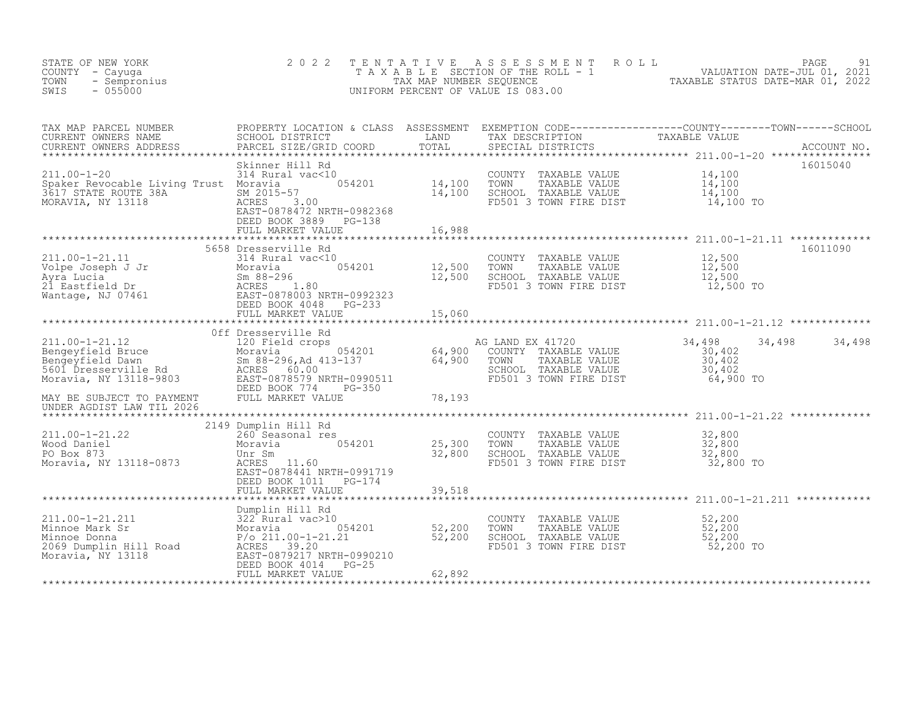STATE OF NEW YORK
COUNTY - Cayuga
TOWN - Sempronius
SWIS - 055000

2 0 2 2 T E N T A T I V E A S S E S S M E N T R O L L
T A X A B L E SECTION OF THE ROLL - 1
TAX MAP NUMBER SEQUENCE
UNIFORM PERCENT OF VALUE IS 083.00

VALUATION DATE-JUL 01, 2021
TAXABLE STATUS DATE-MAR 01, 2022

| TAX MAP PARCEL NUMBER / CURRENT OWNERS NAME / CURRENT OWNERS ADDRESS | PROPERTY LOCATION & CLASS / SCHOOL DISTRICT / PARCEL SIZE/GRID COORD | ASSESSMENT LAND | TOTAL | EXEMPTION CODE / TAX DESCRIPTION / SPECIAL DISTRICTS | COUNTY TAXABLE VALUE | TOWN | SCHOOL | ACCOUNT NO. |
|---|---|---|---|---|---|---|---|---|
| **211.00-1-20** | Skinner Hill Rd | | | | | | | 16015040 |
| 211.00-1-20 | 314 Rural vac<10 | | | COUNTY TAXABLE VALUE | 14,100 | | | |
| Spaker Revocable Living Trust | Moravia 054201 | 14,100 | | TOWN TAXABLE VALUE | 14,100 | | | |
| 3617 STATE ROUTE 38A | SM 2015-57 | | 14,100 | SCHOOL TAXABLE VALUE | 14,100 | | | |
| MORAVIA, NY 13118 | ACRES 3.00 | | | FD501 3 TOWN FIRE DIST | 14,100 TO | | | |
| | EAST-0878472 NRTH-0982368 | | | | | | | |
| | DEED BOOK 3889 PG-138 | | | | | | | |
| | FULL MARKET VALUE | | 16,988 | | | | | |
| **211.00-1-21.11** | 5658 Dresserville Rd | | | | | | | 16011090 |
| 211.00-1-21.11 | 314 Rural vac<10 | | | COUNTY TAXABLE VALUE | 12,500 | | | |
| Volpe Joseph J Jr | Moravia 054201 | 12,500 | | TOWN TAXABLE VALUE | 12,500 | | | |
| Ayra Lucia | Sm 88-296 | | 12,500 | SCHOOL TAXABLE VALUE | 12,500 | | | |
| 21 Eastfield Dr | ACRES 1.80 | | | FD501 3 TOWN FIRE DIST | 12,500 TO | | | |
| Wantage, NJ 07461 | EAST-0878003 NRTH-0992323 | | | | | | | |
| | DEED BOOK 4048 PG-233 | | | | | | | |
| | FULL MARKET VALUE | | 15,060 | | | | | |
| **211.00-1-21.12** | Off Dresserville Rd | | | | | | | |
| 211.00-1-21.12 | 120 Field crops | | | AG LAND EX 41720 | 34,498 | 34,498 | 34,498 | |
| Bengeyfield Bruce | Moravia 054201 | 64,900 | | COUNTY TAXABLE VALUE | 30,402 | | | |
| Bengeyfield Dawn | Sm 88-296,Ad 413-137 | | 64,900 | TOWN TAXABLE VALUE | 30,402 | | | |
| 5601 Dresserville Rd | ACRES 60.00 | | | SCHOOL TAXABLE VALUE | 30,402 | | | |
| Moravia, NY 13118-9803 | EAST-0878579 NRTH-0990511 | | | FD501 3 TOWN FIRE DIST | 64,900 TO | | | |
| | DEED BOOK 774 PG-350 | | | | | | | |
| MAY BE SUBJECT TO PAYMENT UNDER AGDIST LAW TIL 2026 | FULL MARKET VALUE | | 78,193 | | | | | |
| **211.00-1-21.22** | 2149 Dumplin Hill Rd | | | | | | | |
| 211.00-1-21.22 | 260 Seasonal res | | | COUNTY TAXABLE VALUE | 32,800 | | | |
| Wood Daniel | Moravia 054201 | 25,300 | | TOWN TAXABLE VALUE | 32,800 | | | |
| PO Box 873 | Unr Sm | | 32,800 | SCHOOL TAXABLE VALUE | 32,800 | | | |
| Moravia, NY 13118-0873 | ACRES 11.60 | | | FD501 3 TOWN FIRE DIST | 32,800 TO | | | |
| | EAST-0878441 NRTH-0991719 | | | | | | | |
| | DEED BOOK 1011 PG-174 | | | | | | | |
| | FULL MARKET VALUE | | 39,518 | | | | | |
| **211.00-1-21.211** | Dumplin Hill Rd | | | | | | | |
| 211.00-1-21.211 | 322 Rural vac>10 | | | COUNTY TAXABLE VALUE | 52,200 | | | |
| Minnoe Mark Sr | Moravia 054201 | 52,200 | | TOWN TAXABLE VALUE | 52,200 | | | |
| Minnoe Donna | P/o 211.00-1-21.21 | | 52,200 | SCHOOL TAXABLE VALUE | 52,200 | | | |
| 2069 Dumplin Hill Road | ACRES 39.20 | | | FD501 3 TOWN FIRE DIST | 52,200 TO | | | |
| Moravia, NY 13118 | EAST-0879217 NRTH-0990210 | | | | | | | |
| | DEED BOOK 4014 PG-25 | | | | | | | |
| | FULL MARKET VALUE | | 62,892 | | | | | |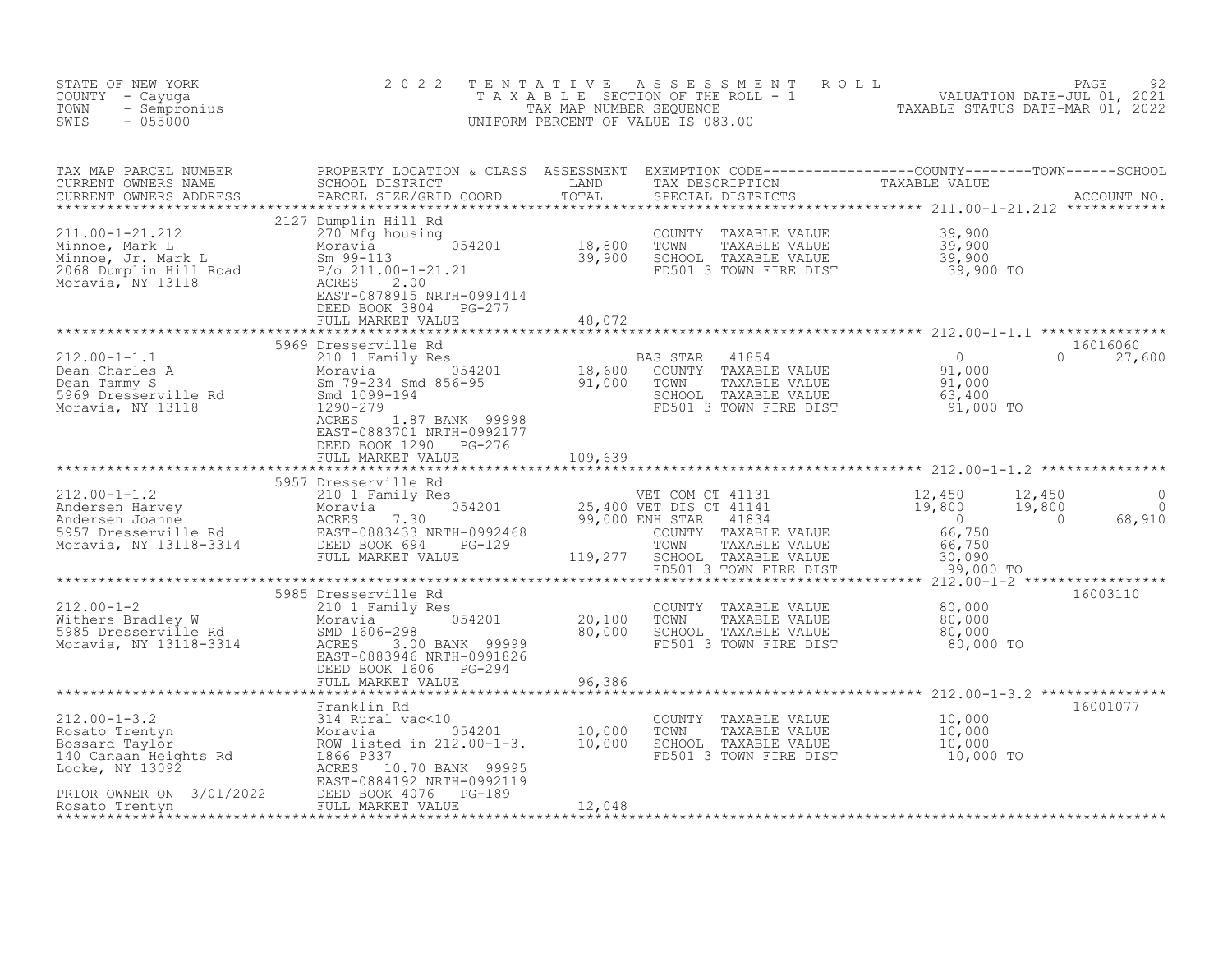STATE OF NEW YORK
COUNTY - Cayuga
TOWN - Sempronius
SWIS - 055000

2022 TENTATIVE ASSESSMENT ROLL
TAXABLE SECTION OF THE ROLL - 1
TAX MAP NUMBER SEQUENCE
UNIFORM PERCENT OF VALUE IS 083.00

VALUATION DATE-JUL 01, 2021
TAXABLE STATUS DATE-MAR 01, 2022

| TAX MAP PARCEL NUMBER / CURRENT OWNERS NAME / CURRENT OWNERS ADDRESS | PROPERTY LOCATION & CLASS / SCHOOL DISTRICT / PARCEL SIZE/GRID COORD | ASSESSMENT LAND / TOTAL | EXEMPTION CODE / TAX DESCRIPTION / SPECIAL DISTRICTS | COUNTY | TOWN | SCHOOL | ACCOUNT NO. |
|---|---|---|---|---|---|---|---|
| **211.00-1-21.212** | 2127 Dumplin Hill Rd | | | | | | |
| Minnoe, Mark L | 270 Mfg housing | | COUNTY TAXABLE VALUE | 39,900 | | | |
| Minnoe, Jr. Mark L | Moravia 054201 | 18,800 | TOWN TAXABLE VALUE | 39,900 | | | |
| 2068 Dumplin Hill Road | Sm 99-113 | 39,900 | SCHOOL TAXABLE VALUE | 39,900 | | | |
| Moravia, NY 13118 | P/o 211.00-1-21.21 | | FD501 3 TOWN FIRE DIST | 39,900 TO | | | |
| | ACRES 2.00 | | | | | | |
| | EAST-0878915 NRTH-0991414 | | | | | | |
| | DEED BOOK 3804 PG-277 | | | | | | |
| | FULL MARKET VALUE | 48,072 | | | | | |
| **212.00-1-1.1** | 5969 Dresserville Rd | | | | | | 16016060 |
| Dean Charles A | 210 1 Family Res | | BAS STAR 41854 | 0 | 0 | 27,600 | |
| Dean Tammy S | Moravia 054201 | 18,600 | COUNTY TAXABLE VALUE | 91,000 | | | |
| 5969 Dresserville Rd | Sm 79-234 Smd 856-95 | 91,000 | TOWN TAXABLE VALUE | 91,000 | | | |
| Moravia, NY 13118 | Smd 1099-194 | | SCHOOL TAXABLE VALUE | 63,400 | | | |
| | 1290-279 | | FD501 3 TOWN FIRE DIST | 91,000 TO | | | |
| | ACRES 1.87 BANK 99998 | | | | | | |
| | EAST-0883701 NRTH-0992177 | | | | | | |
| | DEED BOOK 1290 PG-276 | | | | | | |
| | FULL MARKET VALUE | 109,639 | | | | | |
| **212.00-1-1.2** | 5957 Dresserville Rd | | | | | | |
| Andersen Harvey | 210 1 Family Res | | VET COM CT 41131 | 12,450 | 12,450 | 0 | |
| Andersen Joanne | Moravia 054201 | 25,400 | VET DIS CT 41141 | 19,800 | 19,800 | 0 | |
| 5957 Dresserville Rd | ACRES 7.30 | 99,000 | ENH STAR 41834 | 0 | 0 | 68,910 | |
| Moravia, NY 13118-3314 | EAST-0883433 NRTH-0992468 | | COUNTY TAXABLE VALUE | 66,750 | | | |
| | DEED BOOK 694 PG-129 | | TOWN TAXABLE VALUE | 66,750 | | | |
| | FULL MARKET VALUE | 119,277 | SCHOOL TAXABLE VALUE | 30,090 | | | |
| | | | FD501 3 TOWN FIRE DIST | 99,000 TO | | | |
| **212.00-1-2** | 5985 Dresserville Rd | | | | | | 16003110 |
| Withers Bradley W | 210 1 Family Res | | COUNTY TAXABLE VALUE | 80,000 | | | |
| 5985 Dresserville Rd | Moravia 054201 | 20,100 | TOWN TAXABLE VALUE | 80,000 | | | |
| Moravia, NY 13118-3314 | SMD 1606-298 | 80,000 | SCHOOL TAXABLE VALUE | 80,000 | | | |
| | ACRES 3.00 BANK 99999 | | FD501 3 TOWN FIRE DIST | 80,000 TO | | | |
| | EAST-0883946 NRTH-0991826 | | | | | | |
| | DEED BOOK 1606 PG-294 | | | | | | |
| | FULL MARKET VALUE | 96,386 | | | | | |
| **212.00-1-3.2** | Franklin Rd | | | | | | 16001077 |
| Rosato Trentyn | 314 Rural vac<10 | | COUNTY TAXABLE VALUE | 10,000 | | | |
| Bossard Taylor | Moravia 054201 | 10,000 | TOWN TAXABLE VALUE | 10,000 | | | |
| 140 Canaan Heights Rd | ROW listed in 212.00-1-3. | 10,000 | SCHOOL TAXABLE VALUE | 10,000 | | | |
| Locke, NY 13092 | L866 P337 | | FD501 3 TOWN FIRE DIST | 10,000 TO | | | |
| | ACRES 10.70 BANK 99995 | | | | | | |
| | EAST-0884192 NRTH-0992119 | | | | | | |
| PRIOR OWNER ON 3/01/2022 | DEED BOOK 4076 PG-189 | | | | | | |
| Rosato Trentyn | FULL MARKET VALUE | 12,048 | | | | | |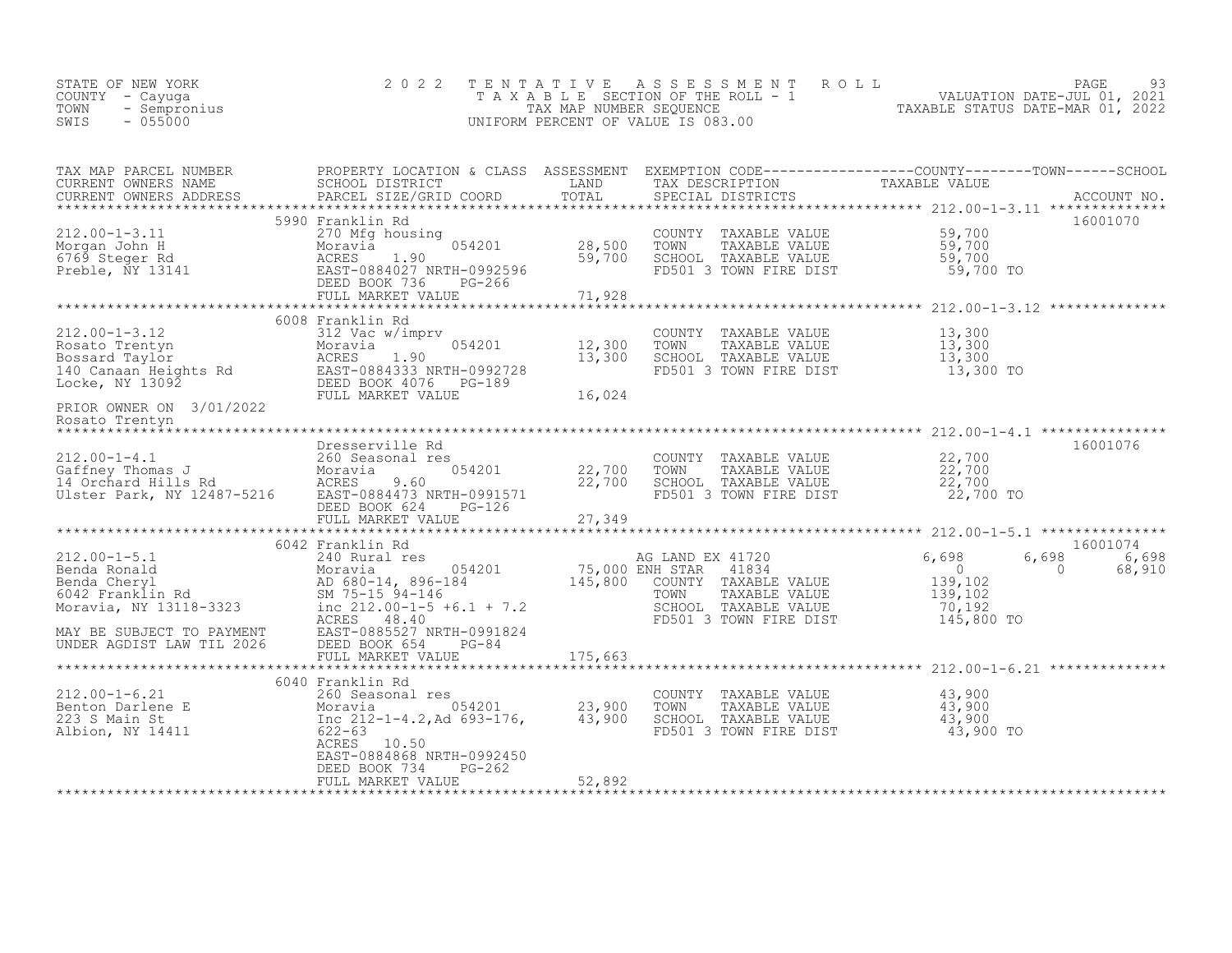STATE OF NEW YORK
COUNTY - Cayuga
TOWN - Sempronius
SWIS - 055000

2022 TENTATIVE ASSESSMENT ROLL
TAXABLE SECTION OF THE ROLL - 1
TAX MAP NUMBER SEQUENCE
UNIFORM PERCENT OF VALUE IS 083.00

VALUATION DATE-JUL 01, 2021
TAXABLE STATUS DATE-MAR 01, 2022

| TAX MAP PARCEL NUMBER / CURRENT OWNERS NAME / CURRENT OWNERS ADDRESS | PROPERTY LOCATION & CLASS / SCHOOL DISTRICT / PARCEL SIZE/GRID COORD | ASSESSMENT LAND / TOTAL | EXEMPTION CODE / TAX DESCRIPTION / SPECIAL DISTRICTS | COUNTY TAXABLE VALUE | TOWN | SCHOOL | ACCOUNT NO. |
|---|---|---|---|---|---|---|---|
| 212.00-1-3.11 | 5990 Franklin Rd | | | | | | 16001070 |
| Morgan John H | 270 Mfg housing | | COUNTY TAXABLE VALUE | 59,700 | | | |
| 6769 Steger Rd | Moravia 054201 | 28,500 | TOWN TAXABLE VALUE | 59,700 | | | |
| Preble, NY 13141 | ACRES 1.90 | 59,700 | SCHOOL TAXABLE VALUE | 59,700 | | | |
| | EAST-0884027 NRTH-0992596 | | FD501 3 TOWN FIRE DIST | 59,700 TO | | | |
| | DEED BOOK 736 PG-266 | | | | | | |
| | FULL MARKET VALUE | 71,928 | | | | | |
| 212.00-1-3.12 | 6008 Franklin Rd | | | | | | |
| Rosato Trentyn | 312 Vac w/imprv | | COUNTY TAXABLE VALUE | 13,300 | | | |
| Bossard Taylor | Moravia 054201 | 12,300 | TOWN TAXABLE VALUE | 13,300 | | | |
| 140 Canaan Heights Rd | ACRES 1.90 | 13,300 | SCHOOL TAXABLE VALUE | 13,300 | | | |
| Locke, NY 13092 | EAST-0884333 NRTH-0992728 | | FD501 3 TOWN FIRE DIST | 13,300 TO | | | |
| | DEED BOOK 4076 PG-189 | | | | | | |
| PRIOR OWNER ON 3/01/2022 | FULL MARKET VALUE | 16,024 | | | | | |
| Rosato Trentyn | | | | | | | |
| 212.00-1-4.1 | Dresserville Rd | | | | | | 16001076 |
| Gaffney Thomas J | 260 Seasonal res | | COUNTY TAXABLE VALUE | 22,700 | | | |
| 14 Orchard Hills Rd | Moravia 054201 | 22,700 | TOWN TAXABLE VALUE | 22,700 | | | |
| Ulster Park, NY 12487-5216 | ACRES 9.60 | 22,700 | SCHOOL TAXABLE VALUE | 22,700 | | | |
| | EAST-0884473 NRTH-0991571 | | FD501 3 TOWN FIRE DIST | 22,700 TO | | | |
| | DEED BOOK 624 PG-126 | | | | | | |
| | FULL MARKET VALUE | 27,349 | | | | | |
| 212.00-1-5.1 | 6042 Franklin Rd | | | | | | 16001074 |
| Benda Ronald | 240 Rural res | | AG LAND EX 41720 | 6,698 | 6,698 | 6,698 | |
| Benda Cheryl | Moravia 054201 | 75,000 | ENH STAR 41834 | 0 | 0 | 68,910 | |
| 6042 Franklin Rd | AD 680-14, 896-184 | 145,800 | COUNTY TAXABLE VALUE | 139,102 | | | |
| Moravia, NY 13118-3323 | SM 75-15 94-146 | | TOWN TAXABLE VALUE | 139,102 | | | |
| | inc 212.00-1-5 +6.1 + 7.2 | | SCHOOL TAXABLE VALUE | 70,192 | | | |
| MAY BE SUBJECT TO PAYMENT | ACRES 48.40 | | FD501 3 TOWN FIRE DIST | 145,800 TO | | | |
| UNDER AGDIST LAW TIL 2026 | EAST-0885527 NRTH-0991824 | | | | | | |
| | DEED BOOK 654 PG-84 | | | | | | |
| | FULL MARKET VALUE | 175,663 | | | | | |
| 212.00-1-6.21 | 6040 Franklin Rd | | | | | | |
| Benton Darlene E | 260 Seasonal res | | COUNTY TAXABLE VALUE | 43,900 | | | |
| 223 S Main St | Moravia 054201 | 23,900 | TOWN TAXABLE VALUE | 43,900 | | | |
| Albion, NY 14411 | Inc 212-1-4.2,Ad 693-176, | 43,900 | SCHOOL TAXABLE VALUE | 43,900 | | | |
| | 622-63 | | FD501 3 TOWN FIRE DIST | 43,900 TO | | | |
| | ACRES 10.50 | | | | | | |
| | EAST-0884868 NRTH-0992450 | | | | | | |
| | DEED BOOK 734 PG-262 | | | | | | |
| | FULL MARKET VALUE | 52,892 | | | | | |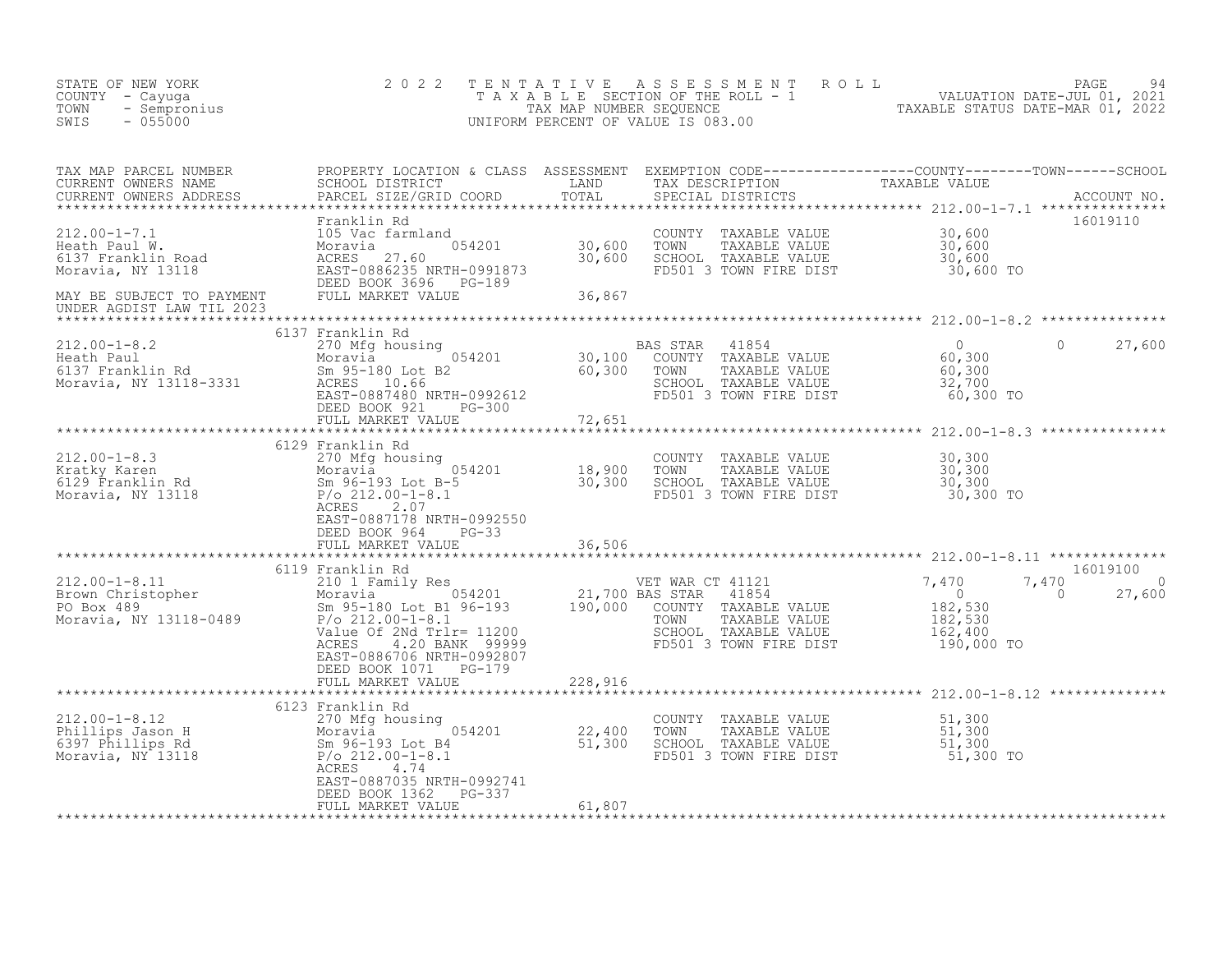STATE OF NEW YORK
COUNTY - Cayuga
TOWN - Sempronius
SWIS - 055000

# 2022 TENTATIVE ASSESSMENT ROLL

TAXABLE SECTION OF THE ROLL - 1
TAX MAP NUMBER SEQUENCE
UNIFORM PERCENT OF VALUE IS 083.00

VALUATION DATE-JUL 01, 2021
TAXABLE STATUS DATE-MAR 01, 2022

| TAX MAP PARCEL NUMBER / CURRENT OWNERS NAME / CURRENT OWNERS ADDRESS | PROPERTY LOCATION & CLASS / SCHOOL DISTRICT / PARCEL SIZE/GRID COORD | ASSESSMENT LAND | ASSESSMENT TOTAL | EXEMPTION CODE / TAX DESCRIPTION / SPECIAL DISTRICTS | COUNTY TAXABLE VALUE | TOWN | SCHOOL | ACCOUNT NO. |
|---|---|---|---|---|---|---|---|---|
| **212.00-1-7.1** | Franklin Rd | | | | | | | 16019110 |
| Heath Paul W. | 105 Vac farmland | | | COUNTY TAXABLE VALUE | 30,600 | | | |
| 6137 Franklin Road | Moravia 054201 | 30,600 | | TOWN TAXABLE VALUE | 30,600 | | | |
| Moravia, NY 13118 | ACRES 27.60 | | 30,600 | SCHOOL TAXABLE VALUE | 30,600 | | | |
| | EAST-0886235 NRTH-0991873 | | | FD501 3 TOWN FIRE DIST | 30,600 TO | | | |
| | DEED BOOK 3696 PG-189 | | | | | | | |
| MAY BE SUBJECT TO PAYMENT UNDER AGDIST LAW TIL 2023 | FULL MARKET VALUE | | 36,867 | | | | | |
| **212.00-1-8.2** | 6137 Franklin Rd | | | | | | | |
| Heath Paul | 270 Mfg housing | | | BAS STAR 41854 | 0 | 0 | 27,600 | |
| 6137 Franklin Rd | Moravia 054201 | 30,100 | | COUNTY TAXABLE VALUE | 60,300 | | | |
| Moravia, NY 13118-3331 | Sm 95-180 Lot B2 | | 60,300 | TOWN TAXABLE VALUE | 60,300 | | | |
| | ACRES 10.66 | | | SCHOOL TAXABLE VALUE | 32,700 | | | |
| | EAST-0887480 NRTH-0992612 | | | FD501 3 TOWN FIRE DIST | 60,300 TO | | | |
| | DEED BOOK 921 PG-300 | | | | | | | |
| | FULL MARKET VALUE | | 72,651 | | | | | |
| **212.00-1-8.3** | 6129 Franklin Rd | | | | | | | |
| Kratky Karen | 270 Mfg housing | | | COUNTY TAXABLE VALUE | 30,300 | | | |
| 6129 Franklin Rd | Moravia 054201 | 18,900 | | TOWN TAXABLE VALUE | 30,300 | | | |
| Moravia, NY 13118 | Sm 96-193 Lot B-5 | | 30,300 | SCHOOL TAXABLE VALUE | 30,300 | | | |
| | P/o 212.00-1-8.1 | | | FD501 3 TOWN FIRE DIST | 30,300 TO | | | |
| | ACRES 2.07 | | | | | | | |
| | EAST-0887178 NRTH-0992550 | | | | | | | |
| | DEED BOOK 964 PG-33 | | | | | | | |
| | FULL MARKET VALUE | | 36,506 | | | | | |
| **212.00-1-8.11** | 6119 Franklin Rd | | | | | | | 16019100 |
| Brown Christopher | 210 1 Family Res | | | VET WAR CT 41121 | 7,470 | 7,470 | 0 | |
| PO Box 489 | Moravia 054201 | 21,700 | | BAS STAR 41854 | 0 | 0 | 27,600 | |
| Moravia, NY 13118-0489 | Sm 95-180 Lot B1 96-193 | | 190,000 | COUNTY TAXABLE VALUE | 182,530 | | | |
| | P/o 212.00-1-8.1 | | | TOWN TAXABLE VALUE | 182,530 | | | |
| | Value Of 2Nd Trlr= 11200 | | | SCHOOL TAXABLE VALUE | 162,400 | | | |
| | ACRES 4.20 BANK 99999 | | | FD501 3 TOWN FIRE DIST | 190,000 TO | | | |
| | EAST-0886706 NRTH-0992807 | | | | | | | |
| | DEED BOOK 1071 PG-179 | | | | | | | |
| | FULL MARKET VALUE | | 228,916 | | | | | |
| **212.00-1-8.12** | 6123 Franklin Rd | | | | | | | |
| Phillips Jason H | 270 Mfg housing | | | COUNTY TAXABLE VALUE | 51,300 | | | |
| 6397 Phillips Rd | Moravia 054201 | 22,400 | | TOWN TAXABLE VALUE | 51,300 | | | |
| Moravia, NY 13118 | Sm 96-193 Lot B4 | | 51,300 | SCHOOL TAXABLE VALUE | 51,300 | | | |
| | P/o 212.00-1-8.1 | | | FD501 3 TOWN FIRE DIST | 51,300 TO | | | |
| | ACRES 4.74 | | | | | | | |
| | EAST-0887035 NRTH-0992741 | | | | | | | |
| | DEED BOOK 1362 PG-337 | | | | | | | |
| | FULL MARKET VALUE | | 61,807 | | | | | |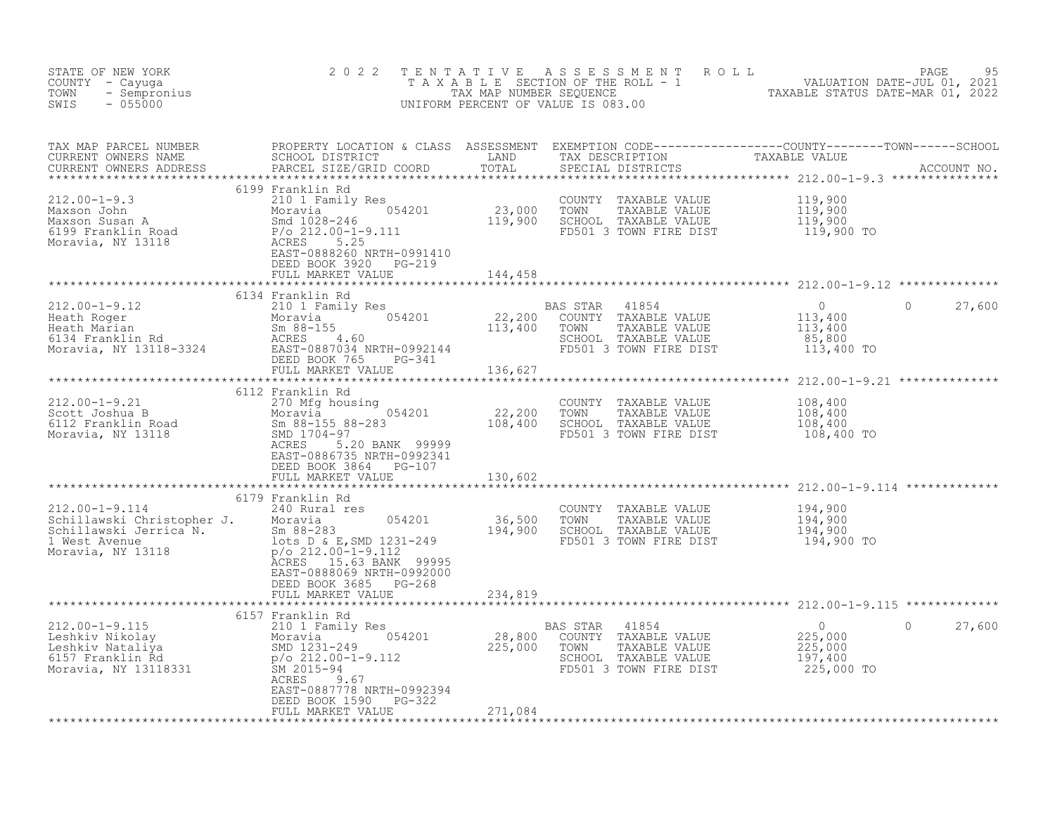STATE OF NEW YORK
COUNTY - Cayuga
TOWN - Sempronius
SWIS - 055000

2022 TENTATIVE ASSESSMENT ROLL
TAXABLE SECTION OF THE ROLL - 1
TAX MAP NUMBER SEQUENCE
UNIFORM PERCENT OF VALUE IS 083.00

VALUATION DATE-JUL 01, 2021
TAXABLE STATUS DATE-MAR 01, 2022

| TAX MAP PARCEL NUMBER / CURRENT OWNERS NAME / CURRENT OWNERS ADDRESS | PROPERTY LOCATION & CLASS / SCHOOL DISTRICT / PARCEL SIZE/GRID COORD | ASSESSMENT LAND | TOTAL | EXEMPTION CODE / TAX DESCRIPTION / SPECIAL DISTRICTS | COUNTY TAXABLE VALUE | TOWN | SCHOOL |
|---|---|---|---|---|---|---|---|
| **212.00-1-9.3** | 6199 Franklin Rd | | | | | | |
| 212.00-1-9.3 | 210 1 Family Res | | | COUNTY TAXABLE VALUE | 119,900 | | |
| Maxson John | Moravia 054201 | 23,000 | | TOWN TAXABLE VALUE | 119,900 | | |
| Maxson Susan A | Smd 1028-246 | | 119,900 | SCHOOL TAXABLE VALUE | 119,900 | | |
| 6199 Franklin Road | P/o 212.00-1-9.111 | | | FD501 3 TOWN FIRE DIST | 119,900 TO | | |
| Moravia, NY 13118 | ACRES 5.25 | | | | | | |
| | EAST-0888260 NRTH-0991410 | | | | | | |
| | DEED BOOK 3920 PG-219 | | | | | | |
| | FULL MARKET VALUE | | 144,458 | | | | |
| **212.00-1-9.12** | 6134 Franklin Rd | | | | | | |
| 212.00-1-9.12 | 210 1 Family Res | | | BAS STAR 41854 | 0 | 0 | 27,600 |
| Heath Roger | Moravia 054201 | 22,200 | | COUNTY TAXABLE VALUE | 113,400 | | |
| Heath Marian | Sm 88-155 | | 113,400 | TOWN TAXABLE VALUE | 113,400 | | |
| 6134 Franklin Rd | ACRES 4.60 | | | SCHOOL TAXABLE VALUE | 85,800 | | |
| Moravia, NY 13118-3324 | EAST-0887034 NRTH-0992144 | | | FD501 3 TOWN FIRE DIST | 113,400 TO | | |
| | DEED BOOK 765 PG-341 | | | | | | |
| | FULL MARKET VALUE | | 136,627 | | | | |
| **212.00-1-9.21** | 6112 Franklin Rd | | | | | | |
| 212.00-1-9.21 | 270 Mfg housing | | | COUNTY TAXABLE VALUE | 108,400 | | |
| Scott Joshua B | Moravia 054201 | 22,200 | | TOWN TAXABLE VALUE | 108,400 | | |
| 6112 Franklin Road | Sm 88-155 88-283 | | 108,400 | SCHOOL TAXABLE VALUE | 108,400 | | |
| Moravia, NY 13118 | SMD 1704-97 | | | FD501 3 TOWN FIRE DIST | 108,400 TO | | |
| | ACRES 5.20 BANK 99999 | | | | | | |
| | EAST-0886735 NRTH-0992341 | | | | | | |
| | DEED BOOK 3864 PG-107 | | | | | | |
| | FULL MARKET VALUE | | 130,602 | | | | |
| **212.00-1-9.114** | 6179 Franklin Rd | | | | | | |
| 212.00-1-9.114 | 240 Rural res | | | COUNTY TAXABLE VALUE | 194,900 | | |
| Schillawski Christopher J. | Moravia 054201 | 36,500 | | TOWN TAXABLE VALUE | 194,900 | | |
| Schillawski Jerrica N. | Sm 88-283 | | 194,900 | SCHOOL TAXABLE VALUE | 194,900 | | |
| 1 West Avenue | lots D & E,SMD 1231-249 | | | FD501 3 TOWN FIRE DIST | 194,900 TO | | |
| Moravia, NY 13118 | p/o 212.00-1-9.112 | | | | | | |
| | ACRES 15.63 BANK 99995 | | | | | | |
| | EAST-0888069 NRTH-0992000 | | | | | | |
| | DEED BOOK 3685 PG-268 | | | | | | |
| | FULL MARKET VALUE | | 234,819 | | | | |
| **212.00-1-9.115** | 6157 Franklin Rd | | | | | | |
| 212.00-1-9.115 | 210 1 Family Res | | | BAS STAR 41854 | 0 | 0 | 27,600 |
| Leshkiv Nikolay | Moravia 054201 | 28,800 | | COUNTY TAXABLE VALUE | 225,000 | | |
| Leshkiv Nataliya | SMD 1231-249 | | 225,000 | TOWN TAXABLE VALUE | 225,000 | | |
| 6157 Franklin Rd | p/o 212.00-1-9.112 | | | SCHOOL TAXABLE VALUE | 197,400 | | |
| Moravia, NY 13118331 | SM 2015-94 | | | FD501 3 TOWN FIRE DIST | 225,000 TO | | |
| | ACRES 9.67 | | | | | | |
| | EAST-0887778 NRTH-0992394 | | | | | | |
| | DEED BOOK 1590 PG-322 | | | | | | |
| | FULL MARKET VALUE | | 271,084 | | | | |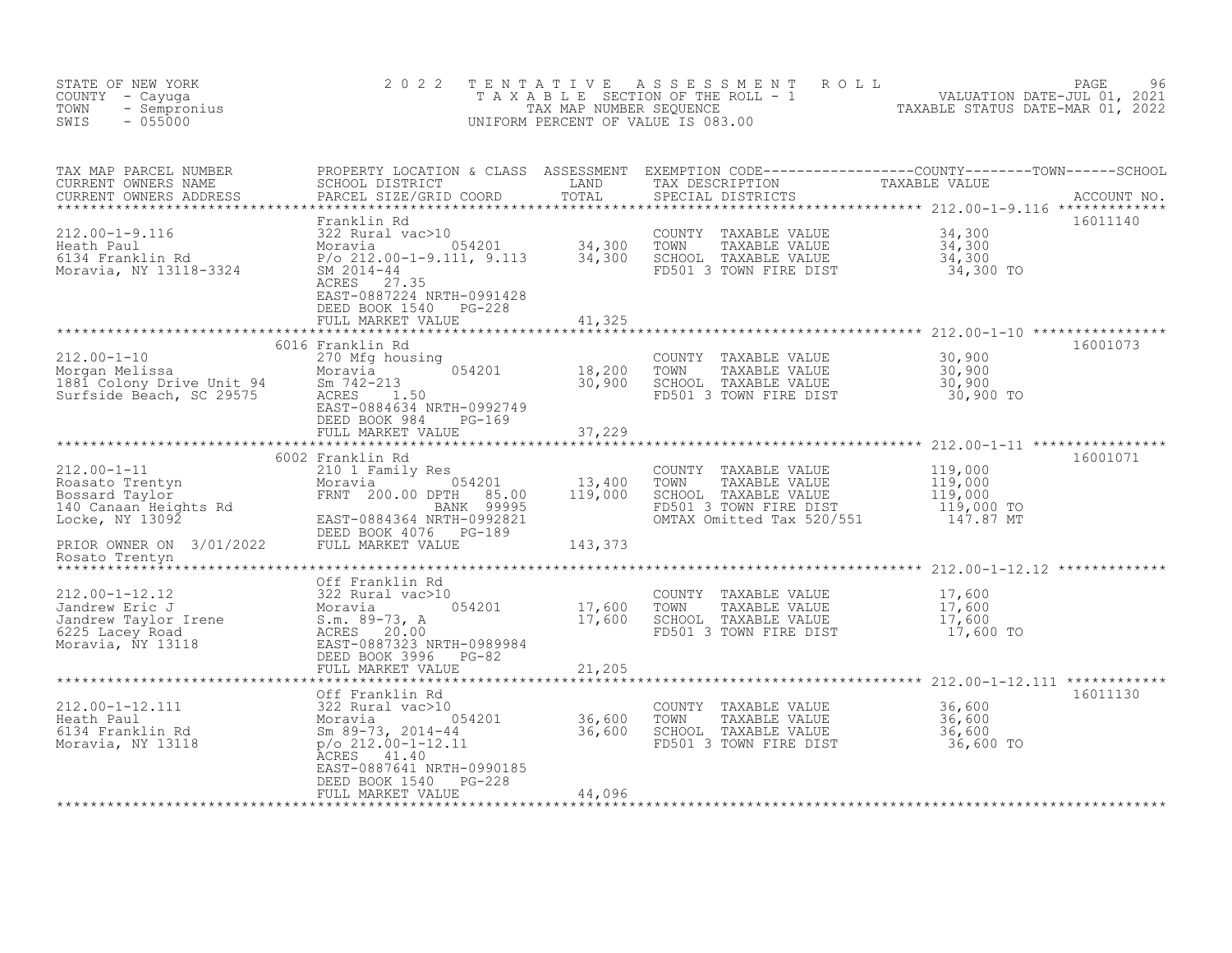STATE OF NEW YORK — 2022 TENTATIVE ASSESSMENT ROLL — PAGE 96
COUNTY - Cayuga — TAXABLE SECTION OF THE ROLL - 1 — VALUATION DATE-JUL 01, 2021
TOWN - Sempronius — TAX MAP NUMBER SEQUENCE — TAXABLE STATUS DATE-MAR 01, 2022
SWIS - 055000 — UNIFORM PERCENT OF VALUE IS 083.00

| TAX MAP PARCEL NUMBER / CURRENT OWNERS NAME / CURRENT OWNERS ADDRESS | PROPERTY LOCATION & CLASS / SCHOOL DISTRICT / PARCEL SIZE/GRID COORD | ASSESSMENT LAND | TOTAL | EXEMPTION CODE / TAX DESCRIPTION / SPECIAL DISTRICTS | TAXABLE VALUE (COUNTY / TOWN / SCHOOL) | ACCOUNT NO. |
|---|---|---|---|---|---|---|
| **212.00-1-9.116** | Franklin Rd | | | | | 16011140 |
| 212.00-1-9.116 | 322 Rural vac>10 | | | COUNTY TAXABLE VALUE | 34,300 | |
| Heath Paul | Moravia 054201 | 34,300 | | TOWN TAXABLE VALUE | 34,300 | |
| 6134 Franklin Rd | P/o 212.00-1-9.111, 9.113 | | 34,300 | SCHOOL TAXABLE VALUE | 34,300 | |
| Moravia, NY 13118-3324 | SM 2014-44 | | | FD501 3 TOWN FIRE DIST | 34,300 TO | |
| | ACRES 27.35 | | | | | |
| | EAST-0887224 NRTH-0991428 | | | | | |
| | DEED BOOK 1540 PG-228 | | | | | |
| | FULL MARKET VALUE | | 41,325 | | | |
| **212.00-1-10** | 6016 Franklin Rd | | | | | 16001073 |
| 212.00-1-10 | 270 Mfg housing | | | COUNTY TAXABLE VALUE | 30,900 | |
| Morgan Melissa | Moravia 054201 | 18,200 | | TOWN TAXABLE VALUE | 30,900 | |
| 1881 Colony Drive Unit 94 | Sm 742-213 | | 30,900 | SCHOOL TAXABLE VALUE | 30,900 | |
| Surfside Beach, SC 29575 | ACRES 1.50 | | | FD501 3 TOWN FIRE DIST | 30,900 TO | |
| | EAST-0884634 NRTH-0992749 | | | | | |
| | DEED BOOK 984 PG-169 | | | | | |
| | FULL MARKET VALUE | | 37,229 | | | |
| **212.00-1-11** | 6002 Franklin Rd | | | | | 16001071 |
| 212.00-1-11 | 210 1 Family Res | | | COUNTY TAXABLE VALUE | 119,000 | |
| Roasato Trentyn | Moravia 054201 | 13,400 | | TOWN TAXABLE VALUE | 119,000 | |
| Bossard Taylor | FRNT 200.00 DPTH 85.00 | | 119,000 | SCHOOL TAXABLE VALUE | 119,000 | |
| 140 Canaan Heights Rd | BANK 99995 | | | FD501 3 TOWN FIRE DIST | 119,000 TO | |
| Locke, NY 13092 | EAST-0884364 NRTH-0992821 | | | OMTAX Omitted Tax 520/551 | 147.87 MT | |
| | DEED BOOK 4076 PG-189 | | | | | |
| PRIOR OWNER ON 3/01/2022 | FULL MARKET VALUE | | 143,373 | | | |
| Rosato Trentyn | | | | | | |
| **212.00-1-12.12** | Off Franklin Rd | | | | | |
| 212.00-1-12.12 | 322 Rural vac>10 | | | COUNTY TAXABLE VALUE | 17,600 | |
| Jandrew Eric J | Moravia 054201 | 17,600 | | TOWN TAXABLE VALUE | 17,600 | |
| Jandrew Taylor Irene | S.m. 89-73, A | | 17,600 | SCHOOL TAXABLE VALUE | 17,600 | |
| 6225 Lacey Road | ACRES 20.00 | | | FD501 3 TOWN FIRE DIST | 17,600 TO | |
| Moravia, NY 13118 | EAST-0887323 NRTH-0989984 | | | | | |
| | DEED BOOK 3996 PG-82 | | | | | |
| | FULL MARKET VALUE | | 21,205 | | | |
| **212.00-1-12.111** | Off Franklin Rd | | | | | 16011130 |
| 212.00-1-12.111 | 322 Rural vac>10 | | | COUNTY TAXABLE VALUE | 36,600 | |
| Heath Paul | Moravia 054201 | 36,600 | | TOWN TAXABLE VALUE | 36,600 | |
| 6134 Franklin Rd | Sm 89-73, 2014-44 | | 36,600 | SCHOOL TAXABLE VALUE | 36,600 | |
| Moravia, NY 13118 | p/o 212.00-1-12.11 | | | FD501 3 TOWN FIRE DIST | 36,600 TO | |
| | ACRES 41.40 | | | | | |
| | EAST-0887641 NRTH-0990185 | | | | | |
| | DEED BOOK 1540 PG-228 | | | | | |
| | FULL MARKET VALUE | | 44,096 | | | |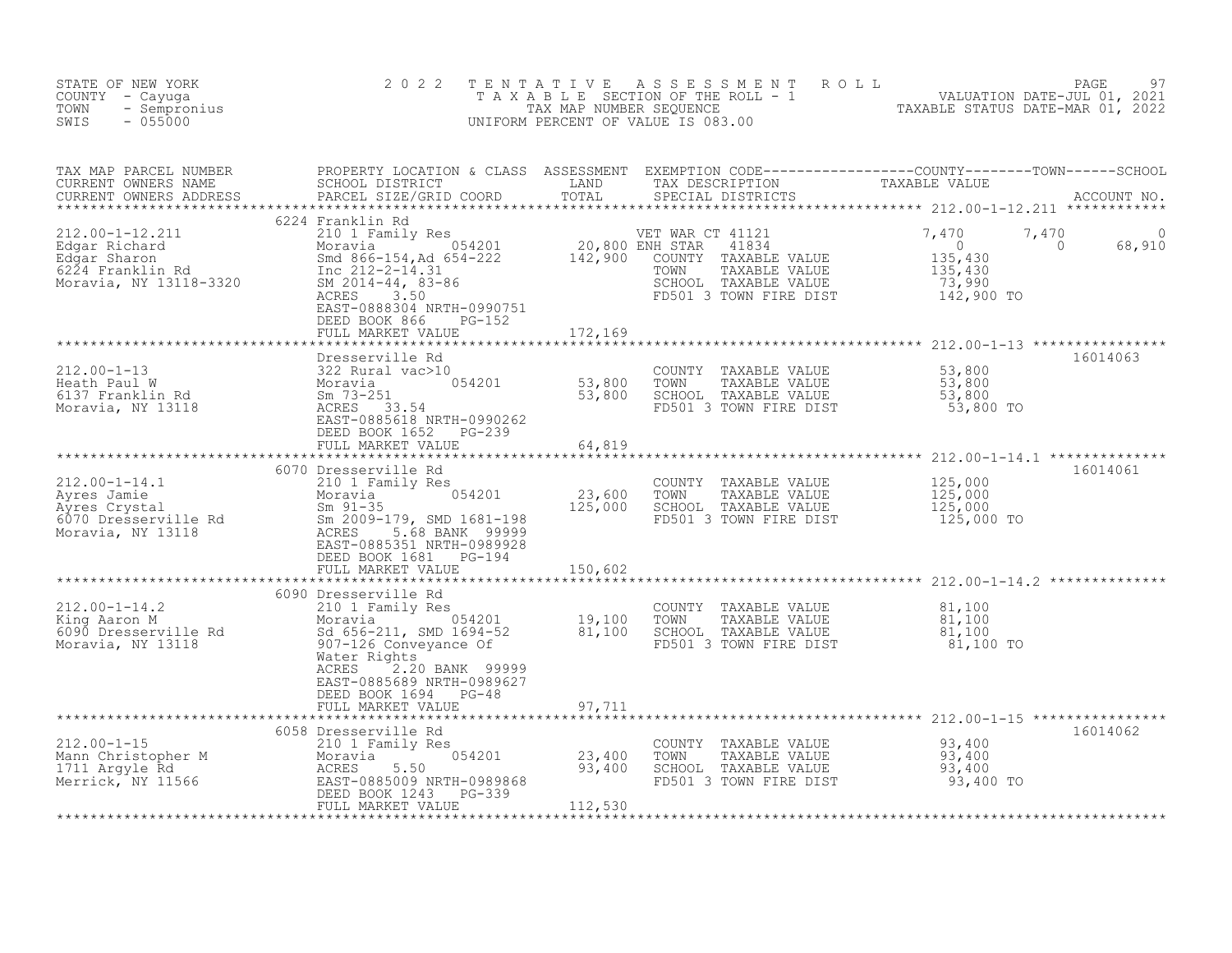STATE OF NEW YORK
COUNTY - Cayuga
TOWN - Sempronius
SWIS - 055000

# 2022 TENTATIVE ASSESSMENT ROLL

TAXABLE SECTION OF THE ROLL - 1
TAX MAP NUMBER SEQUENCE
UNIFORM PERCENT OF VALUE IS 083.00

VALUATION DATE-JUL 01, 2021
TAXABLE STATUS DATE-MAR 01, 2022

| TAX MAP PARCEL NUMBER / CURRENT OWNERS NAME / CURRENT OWNERS ADDRESS | PROPERTY LOCATION & CLASS / SCHOOL DISTRICT / PARCEL SIZE/GRID COORD | ASSESSMENT LAND | TOTAL | EXEMPTION CODE / TAX DESCRIPTION / SPECIAL DISTRICTS | COUNTY | TOWN | SCHOOL | ACCOUNT NO. |
|---|---|---|---|---|---|---|---|---|
| **212.00-1-12.211** | 6224 Franklin Rd | | | | | | | |
| 212.00-1-12.211 | 210 1 Family Res | | | VET WAR CT 41121 | 7,470 | 7,470 | 0 | |
| Edgar Richard | Moravia 054201 | 20,800 | | ENH STAR 41834 | 0 | 0 | 68,910 | |
| Edgar Sharon | Smd 866-154,Ad 654-222 | | 142,900 | COUNTY TAXABLE VALUE | 135,430 | | | |
| 6224 Franklin Rd | Inc 212-2-14.31 | | | TOWN TAXABLE VALUE | | 135,430 | | |
| Moravia, NY 13118-3320 | SM 2014-44, 83-86 | | | SCHOOL TAXABLE VALUE | | | 73,990 | |
| | ACRES 3.50 | | | FD501 3 TOWN FIRE DIST | 142,900 TO | | | |
| | EAST-0888304 NRTH-0990751 | | | | | | | |
| | DEED BOOK 866 PG-152 | | | | | | | |
| | FULL MARKET VALUE | | 172,169 | | | | | |
| **212.00-1-13** | Dresserville Rd | | | | | | | 16014063 |
| 212.00-1-13 | 322 Rural vac>10 | | | COUNTY TAXABLE VALUE | 53,800 | | | |
| Heath Paul W | Moravia 054201 | 53,800 | | TOWN TAXABLE VALUE | | 53,800 | | |
| 6137 Franklin Rd | Sm 73-251 | | 53,800 | SCHOOL TAXABLE VALUE | | | 53,800 | |
| Moravia, NY 13118 | ACRES 33.54 | | | FD501 3 TOWN FIRE DIST | 53,800 TO | | | |
| | EAST-0885618 NRTH-0990262 | | | | | | | |
| | DEED BOOK 1652 PG-239 | | | | | | | |
| | FULL MARKET VALUE | | 64,819 | | | | | |
| **212.00-1-14.1** | 6070 Dresserville Rd | | | | | | | 16014061 |
| 212.00-1-14.1 | 210 1 Family Res | | | COUNTY TAXABLE VALUE | 125,000 | | | |
| Ayres Jamie | Moravia 054201 | 23,600 | | TOWN TAXABLE VALUE | | 125,000 | | |
| Ayres Crystal | Sm 91-35 | | 125,000 | SCHOOL TAXABLE VALUE | | | 125,000 | |
| 6070 Dresserville Rd | Sm 2009-179, SMD 1681-198 | | | FD501 3 TOWN FIRE DIST | 125,000 TO | | | |
| Moravia, NY 13118 | ACRES 5.68 BANK 99999 | | | | | | | |
| | EAST-0885351 NRTH-0989928 | | | | | | | |
| | DEED BOOK 1681 PG-194 | | | | | | | |
| | FULL MARKET VALUE | | 150,602 | | | | | |
| **212.00-1-14.2** | 6090 Dresserville Rd | | | | | | | |
| 212.00-1-14.2 | 210 1 Family Res | | | COUNTY TAXABLE VALUE | 81,100 | | | |
| King Aaron M | Moravia 054201 | 19,100 | | TOWN TAXABLE VALUE | | 81,100 | | |
| 6090 Dresserville Rd | Sd 656-211, SMD 1694-52 | | 81,100 | SCHOOL TAXABLE VALUE | | | 81,100 | |
| Moravia, NY 13118 | 907-126 Conveyance Of | | | FD501 3 TOWN FIRE DIST | 81,100 TO | | | |
| | Water Rights | | | | | | | |
| | ACRES 2.20 BANK 99999 | | | | | | | |
| | EAST-0885689 NRTH-0989627 | | | | | | | |
| | DEED BOOK 1694 PG-48 | | | | | | | |
| | FULL MARKET VALUE | | 97,711 | | | | | |
| **212.00-1-15** | 6058 Dresserville Rd | | | | | | | 16014062 |
| 212.00-1-15 | 210 1 Family Res | | | COUNTY TAXABLE VALUE | 93,400 | | | |
| Mann Christopher M | Moravia 054201 | 23,400 | | TOWN TAXABLE VALUE | | 93,400 | | |
| 1711 Argyle Rd | ACRES 5.50 | | 93,400 | SCHOOL TAXABLE VALUE | | | 93,400 | |
| Merrick, NY 11566 | EAST-0885009 NRTH-0989868 | | | FD501 3 TOWN FIRE DIST | 93,400 TO | | | |
| | DEED BOOK 1243 PG-339 | | | | | | | |
| | FULL MARKET VALUE | | 112,530 | | | | | |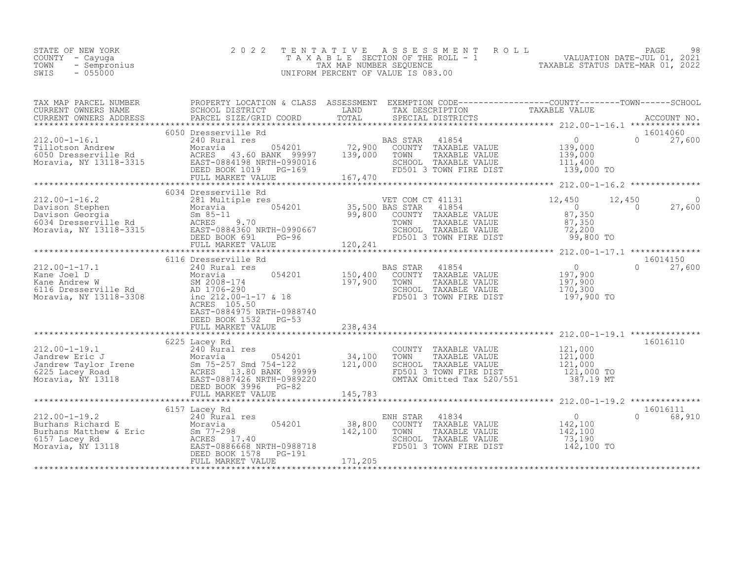STATE OF NEW YORK
COUNTY - Cayuga
TOWN - Sempronius
SWIS - 055000

# 2022 TENTATIVE ASSESSMENT ROLL

TAXABLE SECTION OF THE ROLL - 1
TAX MAP NUMBER SEQUENCE
UNIFORM PERCENT OF VALUE IS 083.00

VALUATION DATE-JUL 01, 2021
TAXABLE STATUS DATE-MAR 01, 2022

| TAX MAP PARCEL NUMBER / CURRENT OWNERS NAME / CURRENT OWNERS ADDRESS | PROPERTY LOCATION & CLASS / SCHOOL DISTRICT / PARCEL SIZE/GRID COORD | ASSESSMENT LAND / TOTAL | EXEMPTION CODE / TAX DESCRIPTION / SPECIAL DISTRICTS | COUNTY TAXABLE VALUE | TOWN | SCHOOL / ACCOUNT NO. |
|---|---|---|---|---|---|---|
| **212.00-1-16.1** | 6050 Dresserville Rd | | | | | 16014060 |
| 212.00-1-16.1 | 240 Rural res | | BAS STAR 41854 | 0 | 0 | 27,600 |
| Tillotson Andrew | Moravia 054201 | 72,900 | COUNTY TAXABLE VALUE | 139,000 | | |
| 6050 Dresserville Rd | ACRES 43.60 BANK 99997 | 139,000 | TOWN TAXABLE VALUE | 139,000 | | |
| Moravia, NY 13118-3315 | EAST-0884198 NRTH-0990016 | | SCHOOL TAXABLE VALUE | 111,400 | | |
| | DEED BOOK 1019 PG-169 | | FD501 3 TOWN FIRE DIST | 139,000 TO | | |
| | FULL MARKET VALUE | 167,470 | | | | |
| **212.00-1-16.2** | 6034 Dresserville Rd | | | | | |
| 212.00-1-16.2 | 281 Multiple res | | VET COM CT 41131 | 12,450 | 12,450 | 0 |
| Davison Stephen | Moravia 054201 | 35,500 | BAS STAR 41854 | 0 | 0 | 27,600 |
| Davison Georgia | Sm 85-11 | 99,800 | COUNTY TAXABLE VALUE | 87,350 | | |
| 6034 Dresserville Rd | ACRES 9.70 | | TOWN TAXABLE VALUE | 87,350 | | |
| Moravia, NY 13118-3315 | EAST-0884360 NRTH-0990667 | | SCHOOL TAXABLE VALUE | 72,200 | | |
| | DEED BOOK 691 PG-96 | | FD501 3 TOWN FIRE DIST | 99,800 TO | | |
| | FULL MARKET VALUE | 120,241 | | | | |
| **212.00-1-17.1** | 6116 Dresserville Rd | | | | | 16014150 |
| 212.00-1-17.1 | 240 Rural res | | BAS STAR 41854 | 0 | 0 | 27,600 |
| Kane Joel D | Moravia 054201 | 150,400 | COUNTY TAXABLE VALUE | 197,900 | | |
| Kane Andrew W | SM 2008-174 | 197,900 | TOWN TAXABLE VALUE | 197,900 | | |
| 6116 Dresserville Rd | AD 1706-290 | | SCHOOL TAXABLE VALUE | 170,300 | | |
| Moravia, NY 13118-3308 | inc 212.00-1-17 & 18 | | FD501 3 TOWN FIRE DIST | 197,900 TO | | |
| | ACRES 105.50 | | | | | |
| | EAST-0884975 NRTH-0988740 | | | | | |
| | DEED BOOK 1532 PG-53 | | | | | |
| | FULL MARKET VALUE | 238,434 | | | | |
| **212.00-1-19.1** | 6225 Lacey Rd | | | | | 16016110 |
| 212.00-1-19.1 | 240 Rural res | | COUNTY TAXABLE VALUE | 121,000 | | |
| Jandrew Eric J | Moravia 054201 | 34,100 | TOWN TAXABLE VALUE | 121,000 | | |
| Jandrew Taylor Irene | Sm 75-257 Smd 754-122 | 121,000 | SCHOOL TAXABLE VALUE | 121,000 | | |
| 6225 Lacey Road | ACRES 13.80 BANK 99999 | | FD501 3 TOWN FIRE DIST | 121,000 TO | | |
| Moravia, NY 13118 | EAST-0887426 NRTH-0989220 | | OMTAX Omitted Tax 520/551 | 387.19 MT | | |
| | DEED BOOK 3996 PG-82 | | | | | |
| | FULL MARKET VALUE | 145,783 | | | | |
| **212.00-1-19.2** | 6157 Lacey Rd | | | | | 16016111 |
| 212.00-1-19.2 | 240 Rural res | | ENH STAR 41834 | 0 | 0 | 68,910 |
| Burhans Richard E | Moravia 054201 | 38,800 | COUNTY TAXABLE VALUE | 142,100 | | |
| Burhans Matthew & Eric | Sm 77-298 | 142,100 | TOWN TAXABLE VALUE | 142,100 | | |
| 6157 Lacey Rd | ACRES 17.40 | | SCHOOL TAXABLE VALUE | 73,190 | | |
| Moravia, NY 13118 | EAST-0886668 NRTH-0988718 | | FD501 3 TOWN FIRE DIST | 142,100 TO | | |
| | DEED BOOK 1578 PG-191 | | | | | |
| | FULL MARKET VALUE | 171,205 | | | | |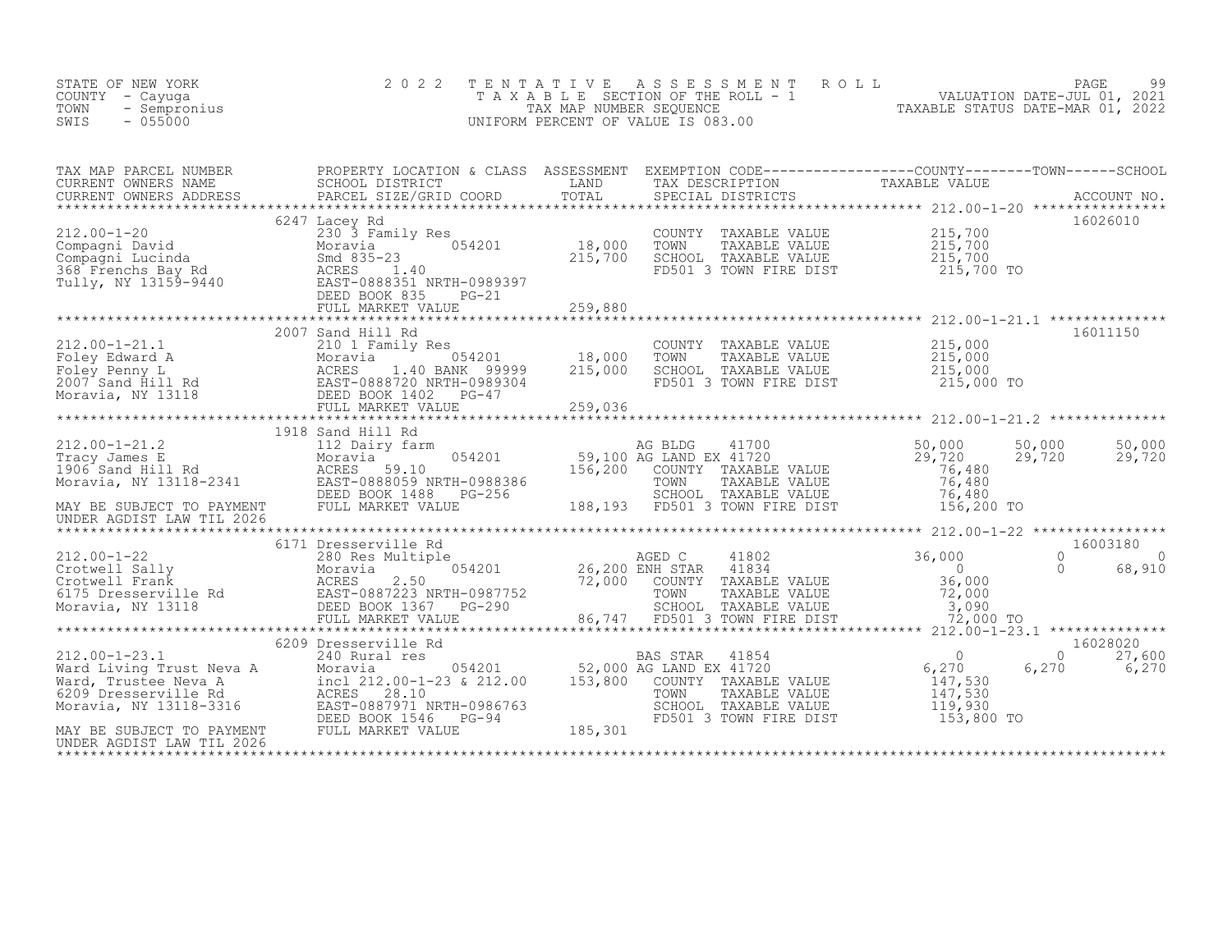STATE OF NEW YORK — 2022 TENTATIVE ASSESSMENT ROLL
COUNTY - Cayuga — TAXABLE SECTION OF THE ROLL - 1 — VALUATION DATE-JUL 01, 2021
TOWN - Sempronius — TAX MAP NUMBER SEQUENCE — TAXABLE STATUS DATE-MAR 01, 2022
SWIS - 055000 — UNIFORM PERCENT OF VALUE IS 083.00

| TAX MAP PARCEL NUMBER / CURRENT OWNERS NAME / CURRENT OWNERS ADDRESS | PROPERTY LOCATION & CLASS / SCHOOL DISTRICT / PARCEL SIZE/GRID COORD | ASSESSMENT LAND / TOTAL | EXEMPTION CODE / TAX DESCRIPTION / SPECIAL DISTRICTS | COUNTY TAXABLE VALUE | TOWN | SCHOOL | ACCOUNT NO. |
|---|---|---|---|---|---|---|---|
| 212.00-1-20 | 6247 Lacey Rd | | | | | | 16026010 |
| | 230 3 Family Res | | COUNTY TAXABLE VALUE | 215,700 | | | |
| Compagni David | Moravia 054201 | 18,000 | TOWN TAXABLE VALUE | 215,700 | | | |
| Compagni Lucinda | Smd 835-23 | 215,700 | SCHOOL TAXABLE VALUE | 215,700 | | | |
| 368 Frenchs Bay Rd | ACRES 1.40 | | FD501 3 TOWN FIRE DIST | 215,700 TO | | | |
| Tully, NY 13159-9440 | EAST-0888351 NRTH-0989397 | | | | | | |
| | DEED BOOK 835 PG-21 | | | | | | |
| | FULL MARKET VALUE | 259,880 | | | | | |
| 212.00-1-21.1 | 2007 Sand Hill Rd | | | | | | 16011150 |
| | 210 1 Family Res | | COUNTY TAXABLE VALUE | 215,000 | | | |
| Foley Edward A | Moravia 054201 | 18,000 | TOWN TAXABLE VALUE | 215,000 | | | |
| Foley Penny L | ACRES 1.40 BANK 99999 | 215,000 | SCHOOL TAXABLE VALUE | 215,000 | | | |
| 2007 Sand Hill Rd | EAST-0888720 NRTH-0989304 | | FD501 3 TOWN FIRE DIST | 215,000 TO | | | |
| Moravia, NY 13118 | DEED BOOK 1402 PG-47 | | | | | | |
| | FULL MARKET VALUE | 259,036 | | | | | |
| 212.00-1-21.2 | 1918 Sand Hill Rd | | | | | | |
| | 112 Dairy farm | | AG BLDG 41700 | 50,000 | 50,000 | 50,000 | |
| Tracy James E | Moravia 054201 | 59,100 | AG LAND EX 41720 | 29,720 | 29,720 | 29,720 | |
| 1906 Sand Hill Rd | ACRES 59.10 | 156,200 | COUNTY TAXABLE VALUE | 76,480 | | | |
| Moravia, NY 13118-2341 | EAST-0888059 NRTH-0988386 | | TOWN TAXABLE VALUE | 76,480 | | | |
| | DEED BOOK 1488 PG-256 | | SCHOOL TAXABLE VALUE | 76,480 | | | |
| MAY BE SUBJECT TO PAYMENT | FULL MARKET VALUE | 188,193 | FD501 3 TOWN FIRE DIST | 156,200 TO | | | |
| UNDER AGDIST LAW TIL 2026 | | | | | | | |
| 212.00-1-22 | 6171 Dresserville Rd | | | | | | 16003180 |
| | 280 Res Multiple | | AGED C 41802 | 36,000 | 0 | 0 | |
| Crotwell Sally | Moravia 054201 | 26,200 | ENH STAR 41834 | 0 | 0 | 68,910 | |
| Crotwell Frank | ACRES 2.50 | 72,000 | COUNTY TAXABLE VALUE | 36,000 | | | |
| 6175 Dresserville Rd | EAST-0887223 NRTH-0987752 | | TOWN TAXABLE VALUE | 72,000 | | | |
| Moravia, NY 13118 | DEED BOOK 1367 PG-290 | | SCHOOL TAXABLE VALUE | 3,090 | | | |
| | FULL MARKET VALUE | 86,747 | FD501 3 TOWN FIRE DIST | 72,000 TO | | | |
| 212.00-1-23.1 | 6209 Dresserville Rd | | | | | | 16028020 |
| | 240 Rural res | | BAS STAR 41854 | 0 | 0 | 27,600 | |
| Ward Living Trust Neva A | Moravia 054201 | 52,000 | AG LAND EX 41720 | 6,270 | 6,270 | 6,270 | |
| Ward, Trustee Neva A | incl 212.00-1-23 & 212.00 | 153,800 | COUNTY TAXABLE VALUE | 147,530 | | | |
| 6209 Dresserville Rd | ACRES 28.10 | | TOWN TAXABLE VALUE | 147,530 | | | |
| Moravia, NY 13118-3316 | EAST-0887971 NRTH-0986763 | | SCHOOL TAXABLE VALUE | 119,930 | | | |
| | DEED BOOK 1546 PG-94 | | FD501 3 TOWN FIRE DIST | 153,800 TO | | | |
| MAY BE SUBJECT TO PAYMENT | FULL MARKET VALUE | 185,301 | | | | | |
| UNDER AGDIST LAW TIL 2026 | | | | | | | |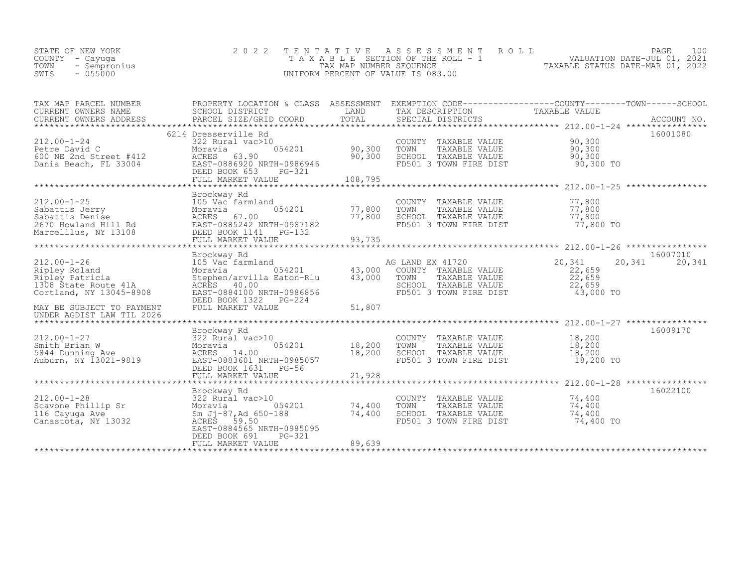STATE OF NEW YORK
COUNTY - Cayuga
TOWN - Sempronius
SWIS - 055000

2022 TENTATIVE ASSESSMENT ROLL
TAXABLE SECTION OF THE ROLL - 1
TAX MAP NUMBER SEQUENCE
UNIFORM PERCENT OF VALUE IS 083.00

VALUATION DATE-JUL 01, 2021
TAXABLE STATUS DATE-MAR 01, 2022

| TAX MAP PARCEL NUMBER / CURRENT OWNERS NAME / CURRENT OWNERS ADDRESS | PROPERTY LOCATION & CLASS / SCHOOL DISTRICT / PARCEL SIZE/GRID COORD | ASSESSMENT LAND | TOTAL | EXEMPTION CODE / TAX DESCRIPTION / SPECIAL DISTRICTS | COUNTY TAXABLE VALUE | TOWN | SCHOOL | ACCOUNT NO. |
|---|---|---|---|---|---|---|---|---|
| **212.00-1-24** | 6214 Dresserville Rd | | | | | | | 16001080 |
| 212.00-1-24 | 322 Rural vac>10 | | | COUNTY TAXABLE VALUE | 90,300 | | | |
| Petre David C | Moravia 054201 | 90,300 | | TOWN TAXABLE VALUE | 90,300 | | | |
| 600 NE 2nd Street #412 | ACRES 63.90 | | 90,300 | SCHOOL TAXABLE VALUE | 90,300 | | | |
| Dania Beach, FL 33004 | EAST-0886920 NRTH-0986946 | | | FD501 3 TOWN FIRE DIST | 90,300 TO | | | |
| | DEED BOOK 653 PG-321 | | | | | | | |
| | FULL MARKET VALUE | | 108,795 | | | | | |
| **212.00-1-25** | Brockway Rd | | | | | | | |
| 212.00-1-25 | 105 Vac farmland | | | COUNTY TAXABLE VALUE | 77,800 | | | |
| Sabattis Jerry | Moravia 054201 | 77,800 | | TOWN TAXABLE VALUE | 77,800 | | | |
| Sabattis Denise | ACRES 67.00 | | 77,800 | SCHOOL TAXABLE VALUE | 77,800 | | | |
| 2670 Howland Hill Rd | EAST-0885242 NRTH-0987182 | | | FD501 3 TOWN FIRE DIST | 77,800 TO | | | |
| Marcelllus, NY 13108 | DEED BOOK 1141 PG-132 | | | | | | | |
| | FULL MARKET VALUE | | 93,735 | | | | | |
| **212.00-1-26** | Brockway Rd | | | | | | | 16007010 |
| 212.00-1-26 | 105 Vac farmland | | | AG LAND EX 41720 | 20,341 | 20,341 | 20,341 | |
| Ripley Roland | Moravia 054201 | 43,000 | | COUNTY TAXABLE VALUE | 22,659 | | | |
| Ripley Patricia | Stephen/arvilla Eaton-Rlu | | 43,000 | TOWN TAXABLE VALUE | 22,659 | | | |
| 1308 State Route 41A | ACRES 40.00 | | | SCHOOL TAXABLE VALUE | 22,659 | | | |
| Cortland, NY 13045-8908 | EAST-0884100 NRTH-0986856 | | | FD501 3 TOWN FIRE DIST | 43,000 TO | | | |
| | DEED BOOK 1322 PG-224 | | | | | | | |
| MAY BE SUBJECT TO PAYMENT UNDER AGDIST LAW TIL 2026 | FULL MARKET VALUE | | 51,807 | | | | | |
| **212.00-1-27** | Brockway Rd | | | | | | | 16009170 |
| 212.00-1-27 | 322 Rural vac>10 | | | COUNTY TAXABLE VALUE | 18,200 | | | |
| Smith Brian W | Moravia 054201 | 18,200 | | TOWN TAXABLE VALUE | 18,200 | | | |
| 5844 Dunning Ave | ACRES 14.00 | | 18,200 | SCHOOL TAXABLE VALUE | 18,200 | | | |
| Auburn, NY 13021-9819 | EAST-0883601 NRTH-0985057 | | | FD501 3 TOWN FIRE DIST | 18,200 TO | | | |
| | DEED BOOK 1631 PG-56 | | | | | | | |
| | FULL MARKET VALUE | | 21,928 | | | | | |
| **212.00-1-28** | Brockway Rd | | | | | | | 16022100 |
| 212.00-1-28 | 322 Rural vac>10 | | | COUNTY TAXABLE VALUE | 74,400 | | | |
| Scavone Phillip Sr | Moravia 054201 | 74,400 | | TOWN TAXABLE VALUE | 74,400 | | | |
| 116 Cayuga Ave | Sm Jj-87,Ad 650-188 | | 74,400 | SCHOOL TAXABLE VALUE | 74,400 | | | |
| Canastota, NY 13032 | ACRES 59.50 | | | FD501 3 TOWN FIRE DIST | 74,400 TO | | | |
| | EAST-0884565 NRTH-0985095 | | | | | | | |
| | DEED BOOK 691 PG-321 | | | | | | | |
| | FULL MARKET VALUE | | 89,639 | | | | | |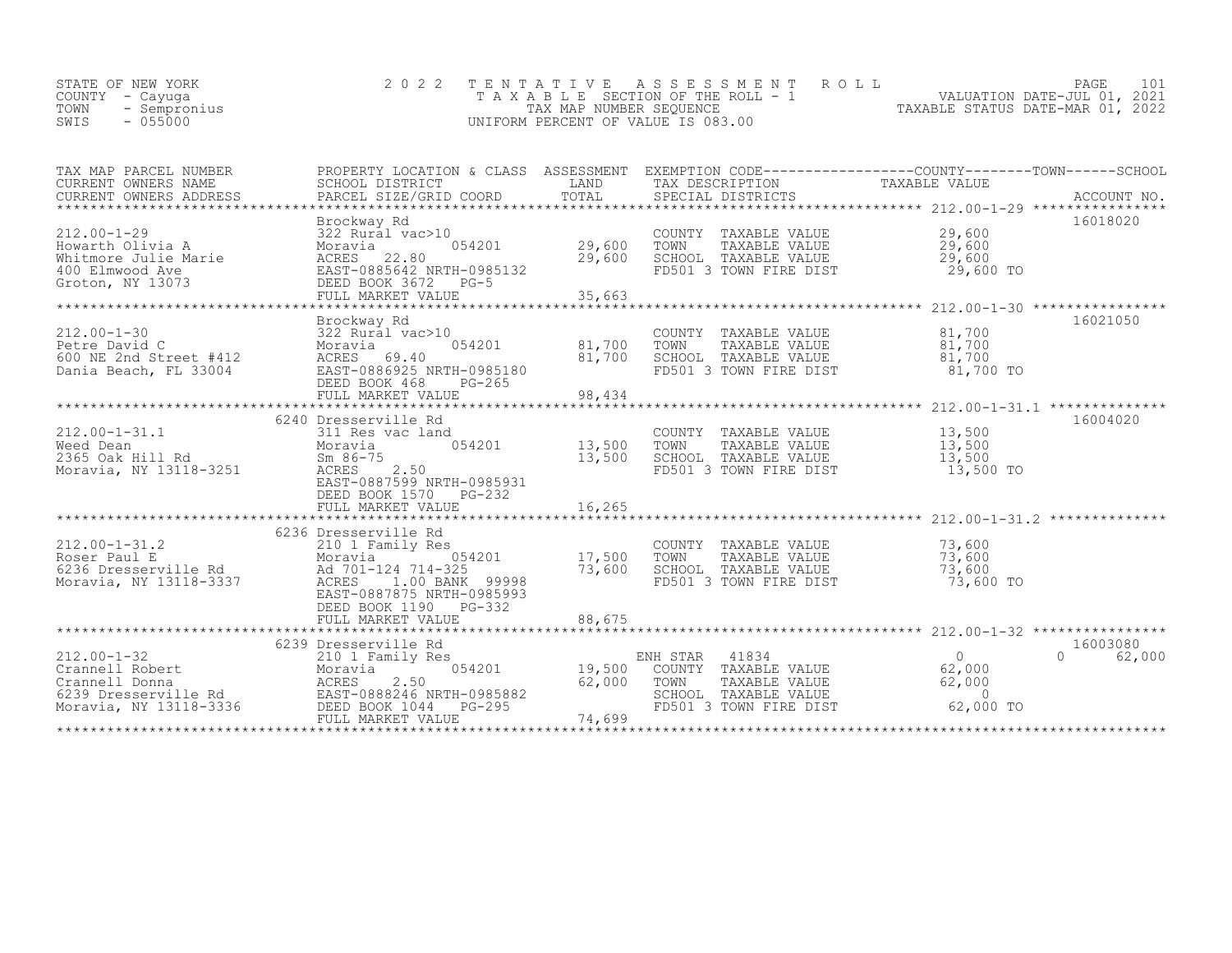STATE OF NEW YORK
COUNTY - Cayuga
TOWN - Sempronius
SWIS - 055000

2022 TENTATIVE ASSESSMENT ROLL
TAXABLE SECTION OF THE ROLL - 1
TAX MAP NUMBER SEQUENCE
UNIFORM PERCENT OF VALUE IS 083.00

VALUATION DATE-JUL 01, 2021
TAXABLE STATUS DATE-MAR 01, 2022

| TAX MAP PARCEL NUMBER / CURRENT OWNERS NAME / CURRENT OWNERS ADDRESS | PROPERTY LOCATION & CLASS / SCHOOL DISTRICT / PARCEL SIZE/GRID COORD | ASSESSMENT LAND / TOTAL | EXEMPTION CODE / TAX DESCRIPTION / SPECIAL DISTRICTS | COUNTY | TOWN | SCHOOL | ACCOUNT NO. |
|---|---|---|---|---|---|---|---|
| 212.00-1-29 | Brockway Rd | | | | | | 16018020 |
| Howarth Olivia A | 322 Rural vac>10 | | COUNTY TAXABLE VALUE | 29,600 | | | |
| Whitmore Julie Marie | Moravia 054201 | 29,600 | TOWN TAXABLE VALUE | | 29,600 | | |
| 400 Elmwood Ave | ACRES 22.80 | 29,600 | SCHOOL TAXABLE VALUE | | | 29,600 | |
| Groton, NY 13073 | EAST-0885642 NRTH-0985132 | | FD501 3 TOWN FIRE DIST | 29,600 TO | | | |
| | DEED BOOK 3672 PG-5 | | | | | | |
| | FULL MARKET VALUE | 35,663 | | | | | |
| 212.00-1-30 | Brockway Rd | | | | | | 16021050 |
| Petre David C | 322 Rural vac>10 | | COUNTY TAXABLE VALUE | 81,700 | | | |
| 600 NE 2nd Street #412 | Moravia 054201 | 81,700 | TOWN TAXABLE VALUE | | 81,700 | | |
| Dania Beach, FL 33004 | ACRES 69.40 | 81,700 | SCHOOL TAXABLE VALUE | | | 81,700 | |
| | EAST-0886925 NRTH-0985180 | | FD501 3 TOWN FIRE DIST | 81,700 TO | | | |
| | DEED BOOK 468 PG-265 | | | | | | |
| | FULL MARKET VALUE | 98,434 | | | | | |
| 212.00-1-31.1 | 6240 Dresserville Rd | | | | | | 16004020 |
| Weed Dean | 311 Res vac land | | COUNTY TAXABLE VALUE | 13,500 | | | |
| 2365 Oak Hill Rd | Moravia 054201 | 13,500 | TOWN TAXABLE VALUE | | 13,500 | | |
| Moravia, NY 13118-3251 | Sm 86-75 | 13,500 | SCHOOL TAXABLE VALUE | | | 13,500 | |
| | ACRES 2.50 | | FD501 3 TOWN FIRE DIST | 13,500 TO | | | |
| | EAST-0887599 NRTH-0985931 | | | | | | |
| | DEED BOOK 1570 PG-232 | | | | | | |
| | FULL MARKET VALUE | 16,265 | | | | | |
| 212.00-1-31.2 | 6236 Dresserville Rd | | | | | | |
| Roser Paul E | 210 1 Family Res | | COUNTY TAXABLE VALUE | 73,600 | | | |
| 6236 Dresserville Rd | Moravia 054201 | 17,500 | TOWN TAXABLE VALUE | | 73,600 | | |
| Moravia, NY 13118-3337 | Ad 701-124 714-325 | 73,600 | SCHOOL TAXABLE VALUE | | | 73,600 | |
| | ACRES 1.00 BANK 99998 | | FD501 3 TOWN FIRE DIST | 73,600 TO | | | |
| | EAST-0887875 NRTH-0985993 | | | | | | |
| | DEED BOOK 1190 PG-332 | | | | | | |
| | FULL MARKET VALUE | 88,675 | | | | | |
| 212.00-1-32 | 6239 Dresserville Rd | | | | | | 16003080 |
| Crannell Robert | 210 1 Family Res | | ENH STAR 41834 | 0 | 0 | 62,000 | |
| Crannell Donna | Moravia 054201 | 19,500 | COUNTY TAXABLE VALUE | 62,000 | | | |
| 6239 Dresserville Rd | ACRES 2.50 | 62,000 | TOWN TAXABLE VALUE | | 62,000 | | |
| Moravia, NY 13118-3336 | EAST-0888246 NRTH-0985882 | | SCHOOL TAXABLE VALUE | | | 0 | |
| | DEED BOOK 1044 PG-295 | | FD501 3 TOWN FIRE DIST | 62,000 TO | | | |
| | FULL MARKET VALUE | 74,699 | | | | | |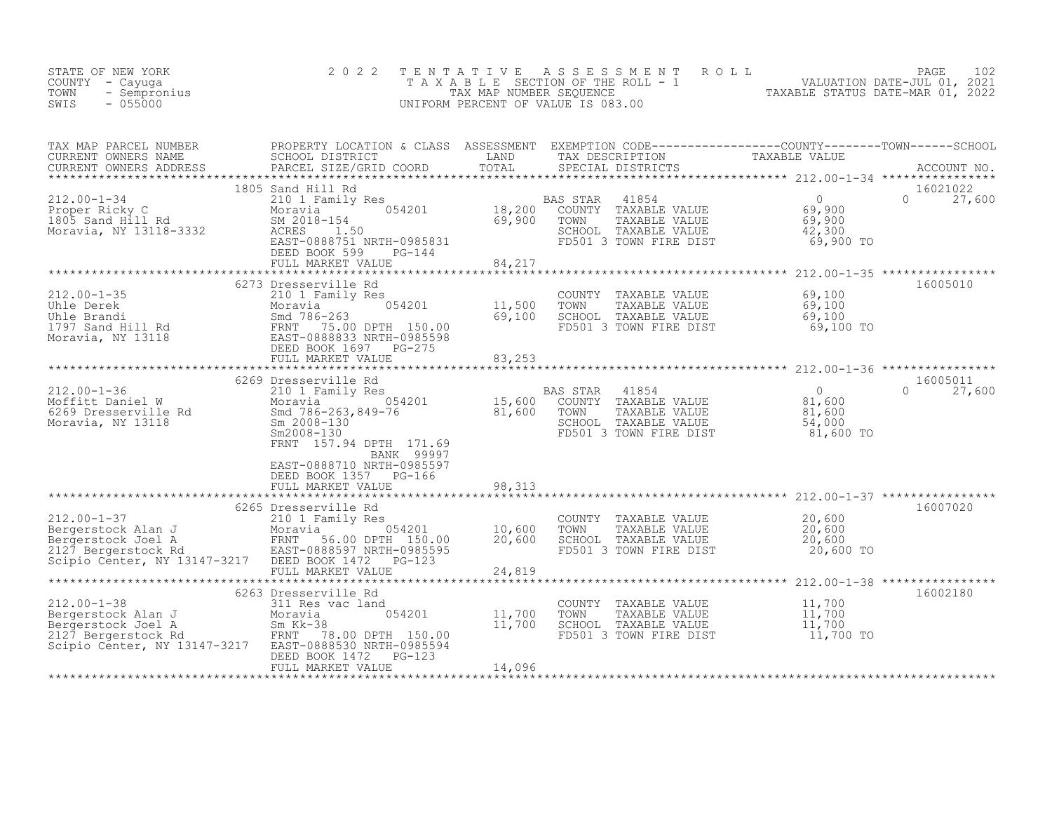STATE OF NEW YORK
COUNTY - Cayuga
TOWN - Sempronius
SWIS - 055000

2022 TENTATIVE ASSESSMENT ROLL
TAXABLE SECTION OF THE ROLL - 1
TAX MAP NUMBER SEQUENCE
UNIFORM PERCENT OF VALUE IS 083.00

VALUATION DATE-JUL 01, 2021
TAXABLE STATUS DATE-MAR 01, 2022

| TAX MAP PARCEL NUMBER / CURRENT OWNERS NAME / CURRENT OWNERS ADDRESS | PROPERTY LOCATION & CLASS / SCHOOL DISTRICT / PARCEL SIZE/GRID COORD | ASSESSMENT LAND / TOTAL | EXEMPTION CODE / TAX DESCRIPTION / SPECIAL DISTRICTS | COUNTY TAXABLE VALUE | TOWN | SCHOOL | ACCOUNT NO. |
|---|---|---|---|---|---|---|---|
| 212.00-1-34 | 1805 Sand Hill Rd | | | | | | 16021022 |
| Proper Ricky C | 210 1 Family Res | | BAS STAR 41854 | 0 | 0 | 27,600 | |
| 1805 Sand Hill Rd | Moravia 054201 | 18,200 | COUNTY TAXABLE VALUE | 69,900 | | | |
| Moravia, NY 13118-3332 | SM 2018-154 | 69,900 | TOWN TAXABLE VALUE | 69,900 | | | |
| | ACRES 1.50 | | SCHOOL TAXABLE VALUE | 42,300 | | | |
| | EAST-0888751 NRTH-0985831 | | FD501 3 TOWN FIRE DIST | 69,900 TO | | | |
| | DEED BOOK 599 PG-144 | | | | | | |
| | FULL MARKET VALUE | 84,217 | | | | | |
| 212.00-1-35 | 6273 Dresserville Rd | | | | | | 16005010 |
| Uhle Derek | 210 1 Family Res | | COUNTY TAXABLE VALUE | 69,100 | | | |
| Uhle Brandi | Moravia 054201 | 11,500 | TOWN TAXABLE VALUE | 69,100 | | | |
| 1797 Sand Hill Rd | Smd 786-263 | 69,100 | SCHOOL TAXABLE VALUE | 69,100 | | | |
| Moravia, NY 13118 | FRNT 75.00 DPTH 150.00 | | FD501 3 TOWN FIRE DIST | 69,100 TO | | | |
| | EAST-0888833 NRTH-0985598 | | | | | | |
| | DEED BOOK 1697 PG-275 | | | | | | |
| | FULL MARKET VALUE | 83,253 | | | | | |
| 212.00-1-36 | 6269 Dresserville Rd | | | | | | 16005011 |
| Moffitt Daniel W | 210 1 Family Res | | BAS STAR 41854 | 0 | 0 | 27,600 | |
| 6269 Dresserville Rd | Moravia 054201 | 15,600 | COUNTY TAXABLE VALUE | 81,600 | | | |
| Moravia, NY 13118 | Smd 786-263,849-76 | 81,600 | TOWN TAXABLE VALUE | 81,600 | | | |
| | Sm 2008-130 | | SCHOOL TAXABLE VALUE | 54,000 | | | |
| | Sm2008-130 | | FD501 3 TOWN FIRE DIST | 81,600 TO | | | |
| | FRNT 157.94 DPTH 171.69 | | | | | | |
| | BANK 99997 | | | | | | |
| | EAST-0888710 NRTH-0985597 | | | | | | |
| | DEED BOOK 1357 PG-166 | | | | | | |
| | FULL MARKET VALUE | 98,313 | | | | | |
| 212.00-1-37 | 6265 Dresserville Rd | | | | | | 16007020 |
| Bergerstock Alan J | 210 1 Family Res | | COUNTY TAXABLE VALUE | 20,600 | | | |
| Bergerstock Joel A | Moravia 054201 | 10,600 | TOWN TAXABLE VALUE | 20,600 | | | |
| 2127 Bergerstock Rd | FRNT 56.00 DPTH 150.00 | 20,600 | SCHOOL TAXABLE VALUE | 20,600 | | | |
| Scipio Center, NY 13147-3217 | EAST-0888597 NRTH-0985595 | | FD501 3 TOWN FIRE DIST | 20,600 TO | | | |
| | DEED BOOK 1472 PG-123 | | | | | | |
| | FULL MARKET VALUE | 24,819 | | | | | |
| 212.00-1-38 | 6263 Dresserville Rd | | | | | | 16002180 |
| Bergerstock Alan J | 311 Res vac land | | COUNTY TAXABLE VALUE | 11,700 | | | |
| Bergerstock Joel A | Moravia 054201 | 11,700 | TOWN TAXABLE VALUE | 11,700 | | | |
| 2127 Bergerstock Rd | Sm Kk-38 | 11,700 | SCHOOL TAXABLE VALUE | 11,700 | | | |
| Scipio Center, NY 13147-3217 | FRNT 78.00 DPTH 150.00 | | FD501 3 TOWN FIRE DIST | 11,700 TO | | | |
| | EAST-0888530 NRTH-0985594 | | | | | | |
| | DEED BOOK 1472 PG-123 | | | | | | |
| | FULL MARKET VALUE | 14,096 | | | | | |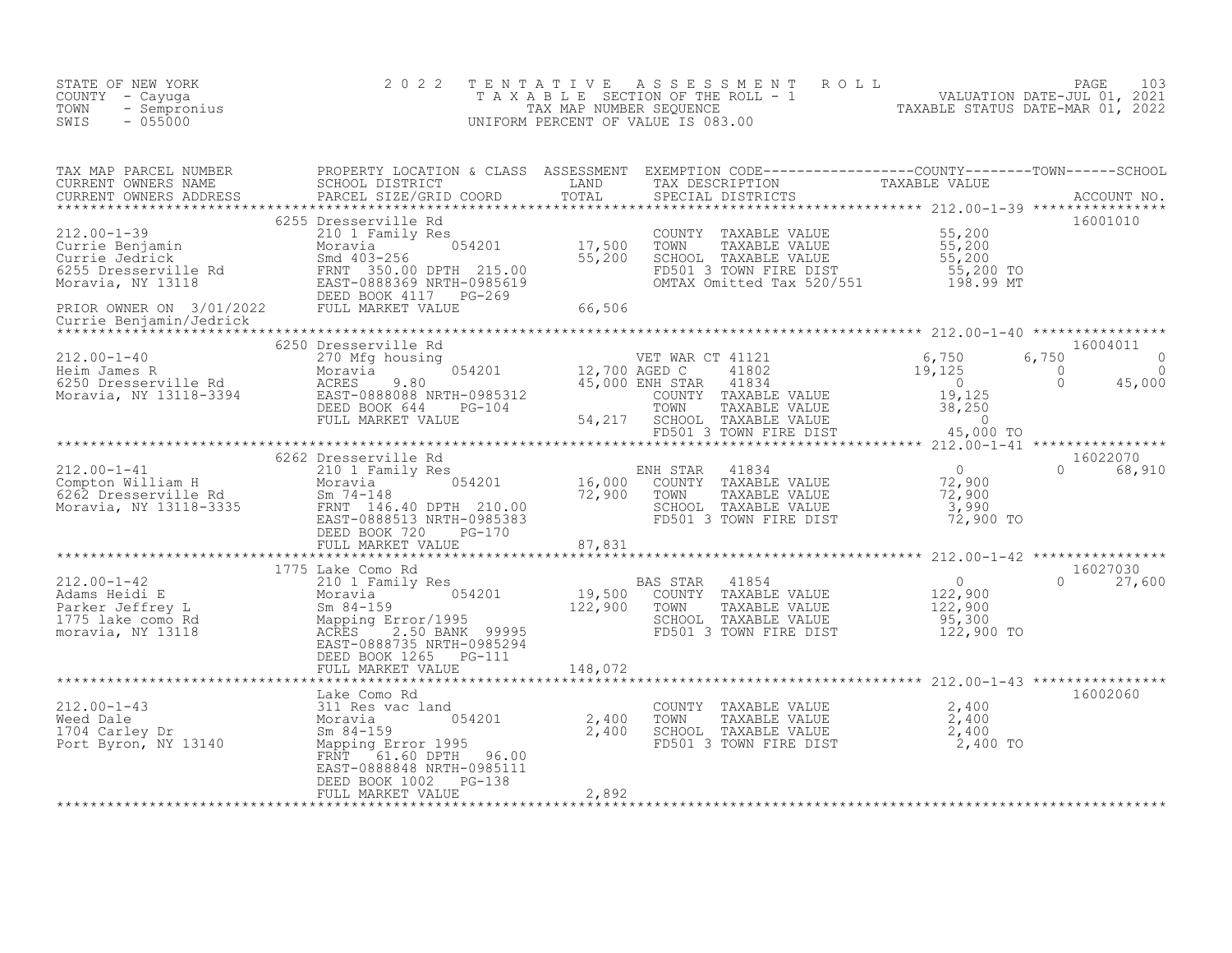STATE OF NEW YORK
COUNTY - Cayuga
TOWN - Sempronius
SWIS - 055000

# 2022 TENTATIVE ASSESSMENT ROLL

TAXABLE SECTION OF THE ROLL - 1
TAX MAP NUMBER SEQUENCE
UNIFORM PERCENT OF VALUE IS 083.00

VALUATION DATE-JUL 01, 2021
TAXABLE STATUS DATE-MAR 01, 2022

| TAX MAP PARCEL NUMBER / CURRENT OWNERS NAME / CURRENT OWNERS ADDRESS | PROPERTY LOCATION & CLASS / SCHOOL DISTRICT / PARCEL SIZE/GRID COORD | ASSESSMENT LAND / TOTAL | EXEMPTION CODE / TAX DESCRIPTION / SPECIAL DISTRICTS | COUNTY TAXABLE VALUE | TOWN | SCHOOL | ACCOUNT NO. |
|---|---|---|---|---|---|---|---|
| | 6255 Dresserville Rd | | | | | | 16001010 |
| 212.00-1-39 | 210 1 Family Res | | COUNTY TAXABLE VALUE | 55,200 | | | |
| Currie Benjamin | Moravia 054201 | 17,500 | TOWN TAXABLE VALUE | 55,200 | | | |
| Currie Jedrick | Smd 403-256 | 55,200 | SCHOOL TAXABLE VALUE | 55,200 | | | |
| 6255 Dresserville Rd | FRNT 350.00 DPTH 215.00 | | FD501 3 TOWN FIRE DIST | 55,200 TO | | | |
| Moravia, NY 13118 | EAST-0888369 NRTH-0985619 | | OMTAX Omitted Tax 520/551 | 198.99 MT | | | |
| | DEED BOOK 4117 PG-269 | | | | | | |
| PRIOR OWNER ON 3/01/2022 | FULL MARKET VALUE | 66,506 | | | | | |
| Currie Benjamin/Jedrick | | | | | | | |
| | 6250 Dresserville Rd | | | | | | 16004011 |
| 212.00-1-40 | 270 Mfg housing | | VET WAR CT 41121 | 6,750 | 6,750 | 0 | |
| Heim James R | Moravia 054201 | 12,700 | AGED C 41802 | 19,125 | 0 | 0 | |
| 6250 Dresserville Rd | ACRES 9.80 | 45,000 | ENH STAR 41834 | 0 | 0 | 45,000 | |
| Moravia, NY 13118-3394 | EAST-0888088 NRTH-0985312 | | COUNTY TAXABLE VALUE | 19,125 | | | |
| | DEED BOOK 644 PG-104 | | TOWN TAXABLE VALUE | 38,250 | | | |
| | FULL MARKET VALUE | 54,217 | SCHOOL TAXABLE VALUE | 0 | | | |
| | | | FD501 3 TOWN FIRE DIST | 45,000 TO | | | |
| | 6262 Dresserville Rd | | | | | | 16022070 |
| 212.00-1-41 | 210 1 Family Res | | ENH STAR 41834 | 0 | 0 | 68,910 | |
| Compton William H | Moravia 054201 | 16,000 | COUNTY TAXABLE VALUE | 72,900 | | | |
| 6262 Dresserville Rd | Sm 74-148 | 72,900 | TOWN TAXABLE VALUE | 72,900 | | | |
| Moravia, NY 13118-3335 | FRNT 146.40 DPTH 210.00 | | SCHOOL TAXABLE VALUE | 3,990 | | | |
| | EAST-0888513 NRTH-0985383 | | FD501 3 TOWN FIRE DIST | 72,900 TO | | | |
| | DEED BOOK 720 PG-170 | | | | | | |
| | FULL MARKET VALUE | 87,831 | | | | | |
| | 1775 Lake Como Rd | | | | | | 16027030 |
| 212.00-1-42 | 210 1 Family Res | | BAS STAR 41854 | 0 | 0 | 27,600 | |
| Adams Heidi E | Moravia 054201 | 19,500 | COUNTY TAXABLE VALUE | 122,900 | | | |
| Parker Jeffrey L | Sm 84-159 | 122,900 | TOWN TAXABLE VALUE | 122,900 | | | |
| 1775 lake como Rd | Mapping Error/1995 | | SCHOOL TAXABLE VALUE | 95,300 | | | |
| moravia, NY 13118 | ACRES 2.50 BANK 99995 | | FD501 3 TOWN FIRE DIST | 122,900 TO | | | |
| | EAST-0888735 NRTH-0985294 | | | | | | |
| | DEED BOOK 1265 PG-111 | | | | | | |
| | FULL MARKET VALUE | 148,072 | | | | | |
| | Lake Como Rd | | | | | | 16002060 |
| 212.00-1-43 | 311 Res vac land | | COUNTY TAXABLE VALUE | 2,400 | | | |
| Weed Dale | Moravia 054201 | 2,400 | TOWN TAXABLE VALUE | 2,400 | | | |
| 1704 Carley Dr | Sm 84-159 | 2,400 | SCHOOL TAXABLE VALUE | 2,400 | | | |
| Port Byron, NY 13140 | Mapping Error 1995 | | FD501 3 TOWN FIRE DIST | 2,400 TO | | | |
| | FRNT 61.60 DPTH 96.00 | | | | | | |
| | EAST-0888848 NRTH-0985111 | | | | | | |
| | DEED BOOK 1002 PG-138 | | | | | | |
| | FULL MARKET VALUE | 2,892 | | | | | |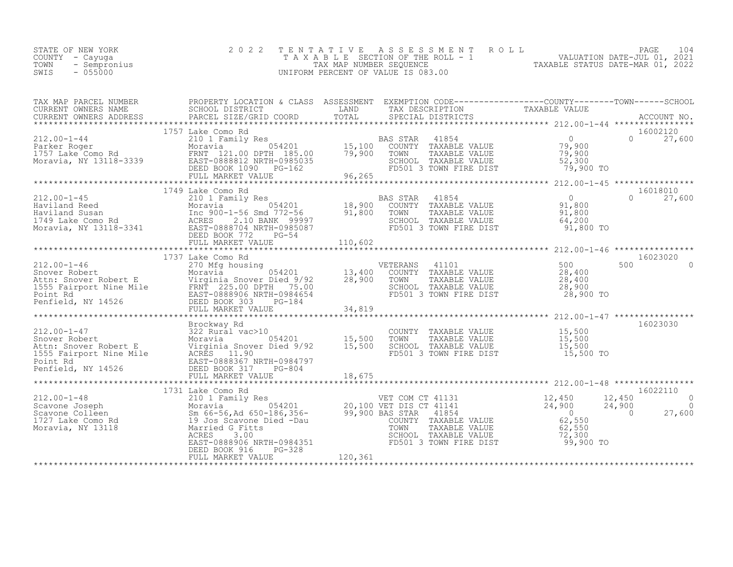STATE OF NEW YORK
COUNTY - Cayuga
TOWN - Sempronius
SWIS - 055000

# 2022 TENTATIVE ASSESSMENT ROLL

TAXABLE SECTION OF THE ROLL - 1
TAX MAP NUMBER SEQUENCE
UNIFORM PERCENT OF VALUE IS 083.00

VALUATION DATE-JUL 01, 2021
TAXABLE STATUS DATE-MAR 01, 2022

| TAX MAP PARCEL NUMBER / CURRENT OWNERS NAME / CURRENT OWNERS ADDRESS | PROPERTY LOCATION & CLASS / SCHOOL DISTRICT / PARCEL SIZE/GRID COORD | ASSESSMENT LAND / TOTAL | EXEMPTION CODE / TAX DESCRIPTION / SPECIAL DISTRICTS | COUNTY TAXABLE VALUE | TOWN | SCHOOL | ACCOUNT NO. |
|---|---|---|---|---|---|---|---|
| | 1757 Lake Como Rd | | | | | | 16002120 |
| 212.00-1-44 | 210 1 Family Res | | BAS STAR 41854 | 0 | 0 | 27,600 | |
| Parker Roger | Moravia 054201 | 15,100 | COUNTY TAXABLE VALUE | 79,900 | | | |
| 1757 Lake Como Rd | FRNT 121.00 DPTH 185.00 | 79,900 | TOWN TAXABLE VALUE | 79,900 | | | |
| Moravia, NY 13118-3339 | EAST-0888812 NRTH-0985035 | | SCHOOL TAXABLE VALUE | 52,300 | | | |
| | DEED BOOK 1090 PG-162 | | FD501 3 TOWN FIRE DIST | 79,900 TO | | | |
| | FULL MARKET VALUE | 96,265 | | | | | |
| | 1749 Lake Como Rd | | | | | | 16018010 |
| 212.00-1-45 | 210 1 Family Res | | BAS STAR 41854 | 0 | 0 | 27,600 | |
| Haviland Reed | Moravia 054201 | 18,900 | COUNTY TAXABLE VALUE | 91,800 | | | |
| Haviland Susan | Inc 900-1-56 Smd 772-56 | 91,800 | TOWN TAXABLE VALUE | 91,800 | | | |
| 1749 Lake Como Rd | ACRES 2.10 BANK 99997 | | SCHOOL TAXABLE VALUE | 64,200 | | | |
| Moravia, NY 13118-3341 | EAST-0888704 NRTH-0985087 | | FD501 3 TOWN FIRE DIST | 91,800 TO | | | |
| | DEED BOOK 772 PG-54 | | | | | | |
| | FULL MARKET VALUE | 110,602 | | | | | |
| | 1737 Lake Como Rd | | | | | | 16023020 |
| 212.00-1-46 | 270 Mfg housing | | VETERANS 41101 | 500 | 500 | 0 | |
| Snover Robert | Moravia 054201 | 13,400 | COUNTY TAXABLE VALUE | 28,400 | | | |
| Attn: Snover Robert E | Virginia Snover Died 9/92 | 28,900 | TOWN TAXABLE VALUE | 28,400 | | | |
| 1555 Fairport Nine Mile | FRNT 225.00 DPTH 75.00 | | SCHOOL TAXABLE VALUE | 28,900 | | | |
| Point Rd | EAST-0888906 NRTH-0984654 | | FD501 3 TOWN FIRE DIST | 28,900 TO | | | |
| Penfield, NY 14526 | DEED BOOK 303 PG-184 | | | | | | |
| | FULL MARKET VALUE | 34,819 | | | | | |
| | Brockway Rd | | | | | | 16023030 |
| 212.00-1-47 | 322 Rural vac>10 | | COUNTY TAXABLE VALUE | 15,500 | | | |
| Snover Robert | Moravia 054201 | 15,500 | TOWN TAXABLE VALUE | 15,500 | | | |
| Attn: Snover Robert E | Virginia Snover Died 9/92 | 15,500 | SCHOOL TAXABLE VALUE | 15,500 | | | |
| 1555 Fairport Nine Mile | ACRES 11.90 | | FD501 3 TOWN FIRE DIST | 15,500 TO | | | |
| Point Rd | EAST-0888367 NRTH-0984797 | | | | | | |
| Penfield, NY 14526 | DEED BOOK 317 PG-804 | | | | | | |
| | FULL MARKET VALUE | 18,675 | | | | | |
| | 1731 Lake Como Rd | | | | | | 16022110 |
| 212.00-1-48 | 210 1 Family Res | | VET COM CT 41131 | 12,450 | 12,450 | 0 | |
| Scavone Joseph | Moravia 054201 | 20,100 | VET DIS CT 41141 | 24,900 | 24,900 | 0 | |
| Scavone Colleen | Sm 66-56,Ad 650-186,356- | 99,900 | BAS STAR 41854 | 0 | 0 | 27,600 | |
| 1727 Lake Como Rd | 19 Jos Scavone Died -Dau | | COUNTY TAXABLE VALUE | 62,550 | | | |
| Moravia, NY 13118 | Married G Fitts | | TOWN TAXABLE VALUE | 62,550 | | | |
| | ACRES 3.00 | | SCHOOL TAXABLE VALUE | 72,300 | | | |
| | EAST-0888906 NRTH-0984351 | | FD501 3 TOWN FIRE DIST | 99,900 TO | | | |
| | DEED BOOK 916 PG-328 | | | | | | |
| | FULL MARKET VALUE | 120,361 | | | | | |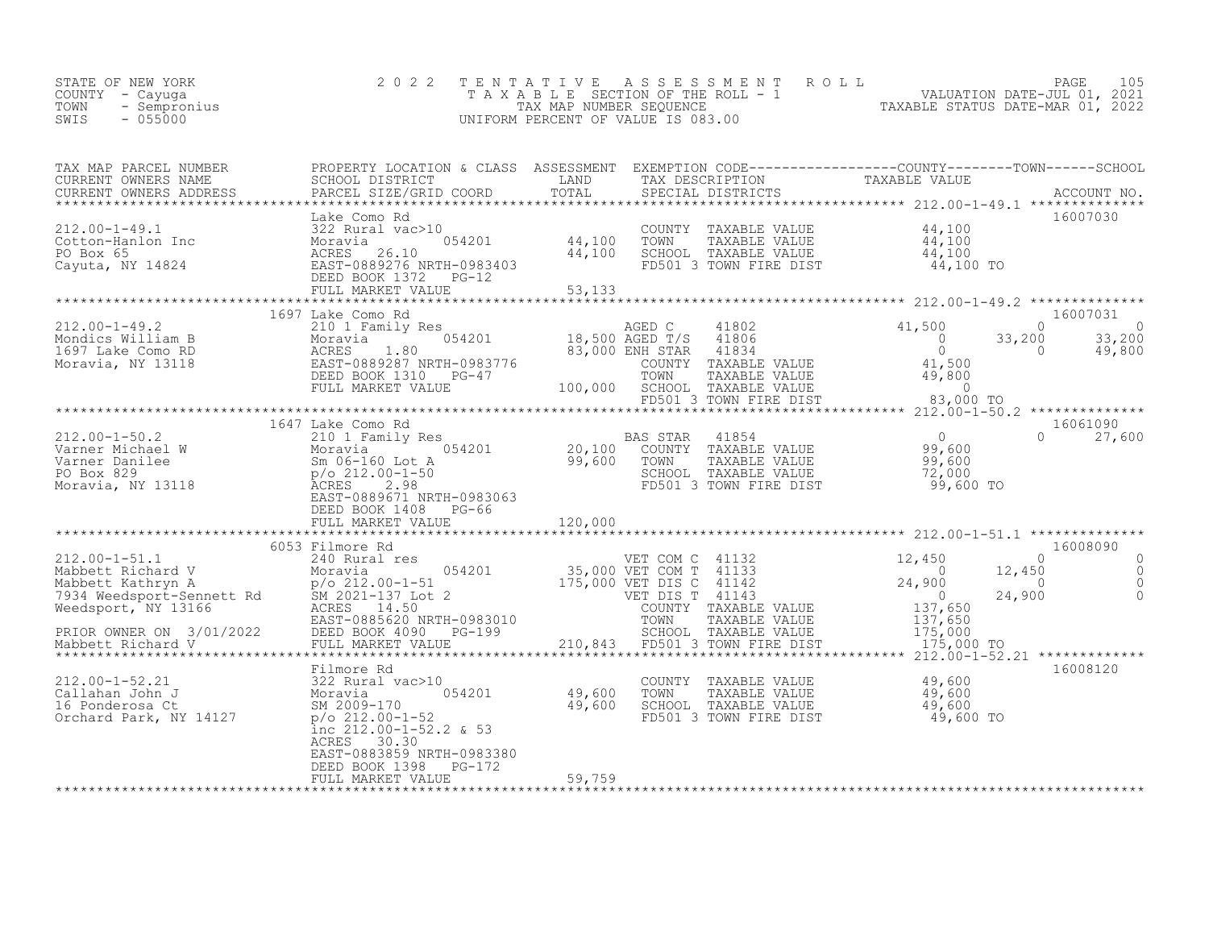STATE OF NEW YORK
COUNTY - Cayuga
TOWN - Sempronius
SWIS - 055000

2 0 2 2 T E N T A T I V E A S S E S S M E N T R O L L
T A X A B L E SECTION OF THE ROLL - 1
TAX MAP NUMBER SEQUENCE
UNIFORM PERCENT OF VALUE IS 083.00

VALUATION DATE-JUL 01, 2021
TAXABLE STATUS DATE-MAR 01, 2022

| TAX MAP PARCEL NUMBER / CURRENT OWNERS NAME / CURRENT OWNERS ADDRESS | PROPERTY LOCATION & CLASS / SCHOOL DISTRICT / PARCEL SIZE/GRID COORD | ASSESSMENT LAND / TOTAL | EXEMPTION CODE / TAX DESCRIPTION / SPECIAL DISTRICTS | COUNTY TAXABLE VALUE | TOWN | SCHOOL | ACCOUNT NO. |
|---|---|---|---|---|---|---|---|
| 212.00-1-49.1 | Lake Como Rd | | | | | | 16007030 |
| Cotton-Hanlon Inc | 322 Rural vac>10 | | COUNTY TAXABLE VALUE | 44,100 | | | |
| PO Box 65 | Moravia 054201 | 44,100 | TOWN TAXABLE VALUE | 44,100 | | | |
| Cayuta, NY 14824 | ACRES 26.10 | 44,100 | SCHOOL TAXABLE VALUE | 44,100 | | | |
| | EAST-0889276 NRTH-0983403 | | FD501 3 TOWN FIRE DIST | 44,100 TO | | | |
| | DEED BOOK 1372 PG-12 | | | | | | |
| | FULL MARKET VALUE | 53,133 | | | | | |
| 212.00-1-49.2 | 1697 Lake Como Rd | | | | | | 16007031 |
| Mondics William B | 210 1 Family Res | | AGED C 41802 | 41,500 | 0 | 0 | |
| 1697 Lake Como RD | Moravia 054201 | 18,500 | AGED T/S 41806 | 0 | 33,200 | 33,200 | |
| Moravia, NY 13118 | ACRES 1.80 | 83,000 | ENH STAR 41834 | 0 | 0 | 49,800 | |
| | EAST-0889287 NRTH-0983776 | | COUNTY TAXABLE VALUE | 41,500 | | | |
| | DEED BOOK 1310 PG-47 | | TOWN TAXABLE VALUE | 49,800 | | | |
| | FULL MARKET VALUE | 100,000 | SCHOOL TAXABLE VALUE | 0 | | | |
| | | | FD501 3 TOWN FIRE DIST | 83,000 TO | | | |
| 212.00-1-50.2 | 1647 Lake Como Rd | | | | | | 16061090 |
| Varner Michael W | 210 1 Family Res | | BAS STAR 41854 | 0 | 0 | 27,600 | |
| Varner Danilee | Moravia 054201 | 20,100 | COUNTY TAXABLE VALUE | 99,600 | | | |
| PO Box 829 | Sm 06-160 Lot A | 99,600 | TOWN TAXABLE VALUE | 99,600 | | | |
| Moravia, NY 13118 | p/o 212.00-1-50 | | SCHOOL TAXABLE VALUE | 72,000 | | | |
| | ACRES 2.98 | | FD501 3 TOWN FIRE DIST | 99,600 TO | | | |
| | EAST-0889671 NRTH-0983063 | | | | | | |
| | DEED BOOK 1408 PG-66 | | | | | | |
| | FULL MARKET VALUE | 120,000 | | | | | |
| 212.00-1-51.1 | 6053 Filmore Rd | | | | | | 16008090 |
| Mabbett Richard V | 240 Rural res | | VET COM C 41132 | 12,450 | 0 | 0 | |
| Mabbett Kathryn A | Moravia 054201 | 35,000 | VET COM T 41133 | 0 | 12,450 | 0 | |
| 7934 Weedsport-Sennett Rd | p/o 212.00-1-51 | 175,000 | VET DIS C 41142 | 24,900 | 0 | 0 | |
| Weedsport, NY 13166 | SM 2021-137 Lot 2 | | VET DIS T 41143 | 0 | 24,900 | 0 | |
| | ACRES 14.50 | | COUNTY TAXABLE VALUE | 137,650 | | | |
| PRIOR OWNER ON 3/01/2022 | EAST-0885620 NRTH-0983010 | | TOWN TAXABLE VALUE | 137,650 | | | |
| Mabbett Richard V | DEED BOOK 4090 PG-199 | | SCHOOL TAXABLE VALUE | 175,000 | | | |
| | FULL MARKET VALUE | 210,843 | FD501 3 TOWN FIRE DIST | 175,000 TO | | | |
| 212.00-1-52.21 | Filmore Rd | | | | | | 16008120 |
| Callahan John J | 322 Rural vac>10 | | COUNTY TAXABLE VALUE | 49,600 | | | |
| 16 Ponderosa Ct | Moravia 054201 | 49,600 | TOWN TAXABLE VALUE | 49,600 | | | |
| Orchard Park, NY 14127 | SM 2009-170 | 49,600 | SCHOOL TAXABLE VALUE | 49,600 | | | |
| | p/o 212.00-1-52 | | FD501 3 TOWN FIRE DIST | 49,600 TO | | | |
| | inc 212.00-1-52.2 & 53 | | | | | | |
| | ACRES 30.30 | | | | | | |
| | EAST-0883859 NRTH-0983380 | | | | | | |
| | DEED BOOK 1398 PG-172 | | | | | | |
| | FULL MARKET VALUE | 59,759 | | | | | |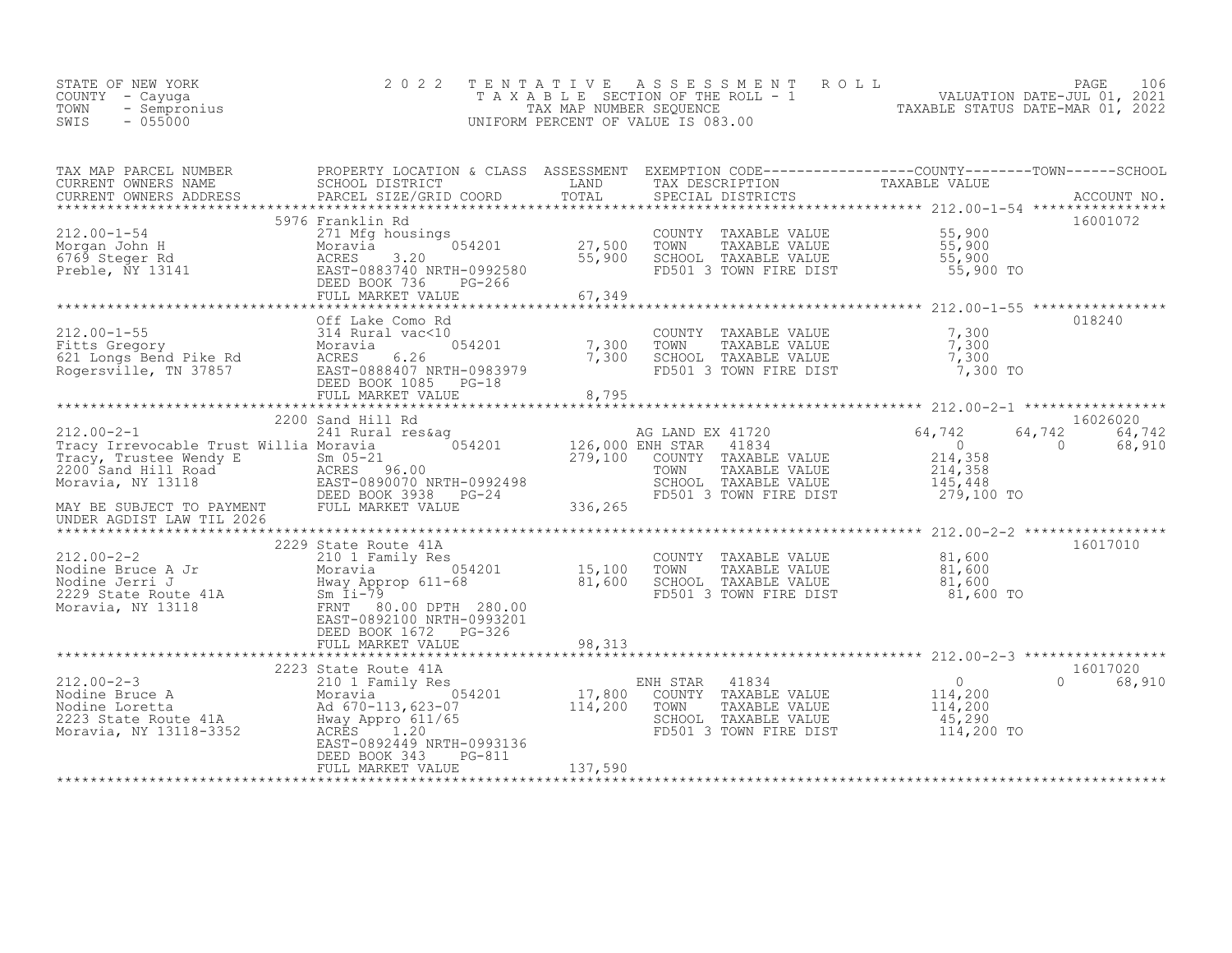STATE OF NEW YORK
COUNTY - Cayuga
TOWN - Sempronius
SWIS - 055000

# 2022 TENTATIVE ASSESSMENT ROLL

TAXABLE SECTION OF THE ROLL - 1
TAX MAP NUMBER SEQUENCE
UNIFORM PERCENT OF VALUE IS 083.00

VALUATION DATE-JUL 01, 2021
TAXABLE STATUS DATE-MAR 01, 2022

| TAX MAP PARCEL NUMBER / CURRENT OWNERS NAME / CURRENT OWNERS ADDRESS | PROPERTY LOCATION & CLASS / SCHOOL DISTRICT / PARCEL SIZE/GRID COORD | ASSESSMENT LAND / TOTAL | EXEMPTION CODE / TAX DESCRIPTION / SPECIAL DISTRICTS | COUNTY TAXABLE VALUE | TOWN | SCHOOL | ACCOUNT NO. |
|---|---|---|---|---|---|---|---|
| **212.00-1-54** | 5976 Franklin Rd | | | | | | 16001072 |
| 212.00-1-54 | 271 Mfg housings | | COUNTY TAXABLE VALUE | 55,900 | | | |
| Morgan John H | Moravia 054201 | 27,500 | TOWN TAXABLE VALUE | 55,900 | | | |
| 6769 Steger Rd | ACRES 3.20 | 55,900 | SCHOOL TAXABLE VALUE | 55,900 | | | |
| Preble, NY 13141 | EAST-0883740 NRTH-0992580 | | FD501 3 TOWN FIRE DIST | 55,900 TO | | | |
| | DEED BOOK 736 PG-266 | | | | | | |
| | FULL MARKET VALUE | 67,349 | | | | | |
| **212.00-1-55** | Off Lake Como Rd | | | | | | 018240 |
| 212.00-1-55 | 314 Rural vac<10 | | COUNTY TAXABLE VALUE | 7,300 | | | |
| Fitts Gregory | Moravia 054201 | 7,300 | TOWN TAXABLE VALUE | 7,300 | | | |
| 621 Longs Bend Pike Rd | ACRES 6.26 | 7,300 | SCHOOL TAXABLE VALUE | 7,300 | | | |
| Rogersville, TN 37857 | EAST-0888407 NRTH-0983979 | | FD501 3 TOWN FIRE DIST | 7,300 TO | | | |
| | DEED BOOK 1085 PG-18 | | | | | | |
| | FULL MARKET VALUE | 8,795 | | | | | |
| **212.00-2-1** | 2200 Sand Hill Rd | | | | | | 16026020 |
| 212.00-2-1 | 241 Rural res&ag | | AG LAND EX 41720 | 64,742 | 64,742 | 64,742 | |
| Tracy Irrevocable Trust Willia | Moravia 054201 | 126,000 | ENH STAR 41834 | 0 | 0 | 68,910 | |
| Tracy, Trustee Wendy E | Sm 05-21 | 279,100 | COUNTY TAXABLE VALUE | 214,358 | | | |
| 2200 Sand Hill Road | ACRES 96.00 | | TOWN TAXABLE VALUE | 214,358 | | | |
| Moravia, NY 13118 | EAST-0890070 NRTH-0992498 | | SCHOOL TAXABLE VALUE | 145,448 | | | |
| | DEED BOOK 3938 PG-24 | | FD501 3 TOWN FIRE DIST | 279,100 TO | | | |
| MAY BE SUBJECT TO PAYMENT UNDER AGDIST LAW TIL 2026 | FULL MARKET VALUE | 336,265 | | | | | |
| **212.00-2-2** | 2229 State Route 41A | | | | | | 16017010 |
| 212.00-2-2 | 210 1 Family Res | | COUNTY TAXABLE VALUE | 81,600 | | | |
| Nodine Bruce A Jr | Moravia 054201 | 15,100 | TOWN TAXABLE VALUE | 81,600 | | | |
| Nodine Jerri J | Hway Approp 611-68 | 81,600 | SCHOOL TAXABLE VALUE | 81,600 | | | |
| 2229 State Route 41A | Sm Ii-79 | | FD501 3 TOWN FIRE DIST | 81,600 TO | | | |
| Moravia, NY 13118 | FRNT 80.00 DPTH 280.00 | | | | | | |
| | EAST-0892100 NRTH-0993201 | | | | | | |
| | DEED BOOK 1672 PG-326 | | | | | | |
| | FULL MARKET VALUE | 98,313 | | | | | |
| **212.00-2-3** | 2223 State Route 41A | | | | | | 16017020 |
| 212.00-2-3 | 210 1 Family Res | | ENH STAR 41834 | 0 | 0 | 68,910 | |
| Nodine Bruce A | Moravia 054201 | 17,800 | COUNTY TAXABLE VALUE | 114,200 | | | |
| Nodine Loretta | Ad 670-113,623-07 | 114,200 | TOWN TAXABLE VALUE | 114,200 | | | |
| 2223 State Route 41A | Hway Appro 611/65 | | SCHOOL TAXABLE VALUE | 45,290 | | | |
| Moravia, NY 13118-3352 | ACRES 1.20 | | FD501 3 TOWN FIRE DIST | 114,200 TO | | | |
| | EAST-0892449 NRTH-0993136 | | | | | | |
| | DEED BOOK 343 PG-811 | | | | | | |
| | FULL MARKET VALUE | 137,590 | | | | | |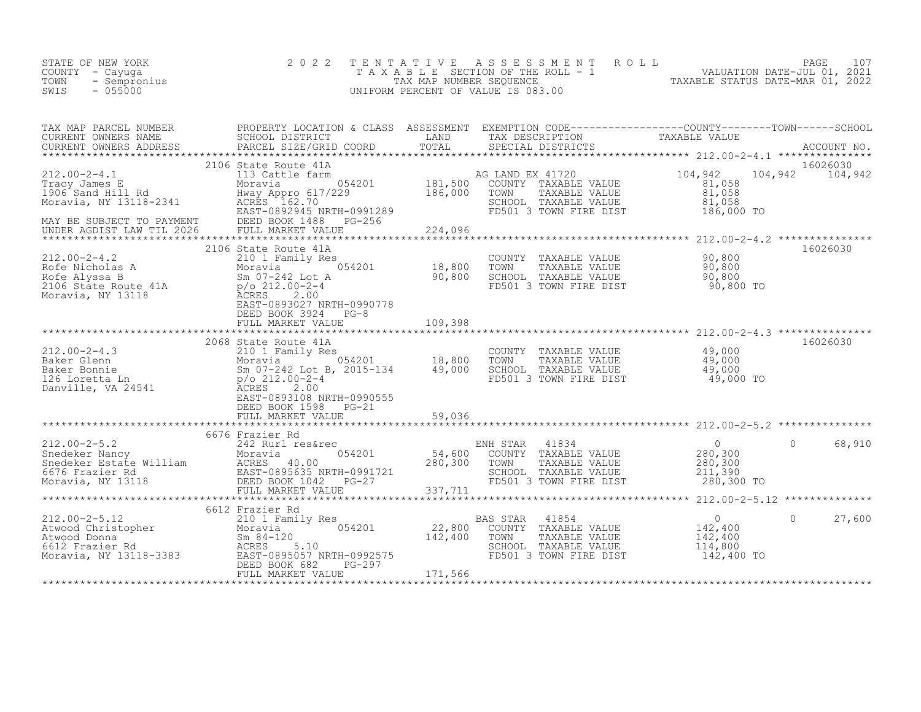STATE OF NEW YORK
COUNTY - Cayuga
TOWN - Sempronius
SWIS - 055000

# 2022 TENTATIVE ASSESSMENT ROLL

TAXABLE SECTION OF THE ROLL - 1
TAX MAP NUMBER SEQUENCE
UNIFORM PERCENT OF VALUE IS 083.00

VALUATION DATE-JUL 01, 2021
TAXABLE STATUS DATE-MAR 01, 2022

| TAX MAP PARCEL NUMBER / CURRENT OWNERS NAME / CURRENT OWNERS ADDRESS | PROPERTY LOCATION & CLASS / SCHOOL DISTRICT / PARCEL SIZE/GRID COORD | ASSESSMENT LAND | ASSESSMENT TOTAL | EXEMPTION CODE / TAX DESCRIPTION / SPECIAL DISTRICTS | COUNTY TAXABLE VALUE | TOWN | SCHOOL | ACCOUNT NO. |
|---|---|---|---|---|---|---|---|---|
| 212.00-2-4.1 | 2106 State Route 41A | | | | | | | 16026030 |
| Tracy James E | 113 Cattle farm | | | AG LAND EX 41720 | 104,942 | 104,942 | 104,942 | |
| 1906 Sand Hill Rd | Moravia 054201 | 181,500 | | COUNTY TAXABLE VALUE | 81,058 | | | |
| Moravia, NY 13118-2341 | Hway Appro 617/229 | | 186,000 | TOWN TAXABLE VALUE | 81,058 | | | |
| | ACRES 162.70 | | | SCHOOL TAXABLE VALUE | 81,058 | | | |
| | EAST-0892945 NRTH-0991289 | | | FD501 3 TOWN FIRE DIST | 186,000 TO | | | |
| MAY BE SUBJECT TO PAYMENT | DEED BOOK 1488 PG-256 | | | | | | | |
| UNDER AGDIST LAW TIL 2026 | FULL MARKET VALUE | | 224,096 | | | | | |
| 212.00-2-4.2 | 2106 State Route 41A | | | | | | | 16026030 |
| Rofe Nicholas A | 210 1 Family Res | | | COUNTY TAXABLE VALUE | 90,800 | | | |
| Rofe Alyssa B | Moravia 054201 | 18,800 | | TOWN TAXABLE VALUE | 90,800 | | | |
| 2106 State Route 41A | Sm 07-242 Lot A | | 90,800 | SCHOOL TAXABLE VALUE | 90,800 | | | |
| Moravia, NY 13118 | p/o 212.00-2-4 | | | FD501 3 TOWN FIRE DIST | 90,800 TO | | | |
| | ACRES 2.00 | | | | | | | |
| | EAST-0893027 NRTH-0990778 | | | | | | | |
| | DEED BOOK 3924 PG-8 | | | | | | | |
| | FULL MARKET VALUE | | 109,398 | | | | | |
| 212.00-2-4.3 | 2068 State Route 41A | | | | | | | 16026030 |
| Baker Glenn | 210 1 Family Res | | | COUNTY TAXABLE VALUE | 49,000 | | | |
| Baker Bonnie | Moravia 054201 | 18,800 | | TOWN TAXABLE VALUE | 49,000 | | | |
| 126 Loretta Ln | Sm 07-242 Lot B, 2015-134 | | 49,000 | SCHOOL TAXABLE VALUE | 49,000 | | | |
| Danville, VA 24541 | p/o 212.00-2-4 | | | FD501 3 TOWN FIRE DIST | 49,000 TO | | | |
| | ACRES 2.00 | | | | | | | |
| | EAST-0893108 NRTH-0990555 | | | | | | | |
| | DEED BOOK 1598 PG-21 | | | | | | | |
| | FULL MARKET VALUE | | 59,036 | | | | | |
| 212.00-2-5.2 | 6676 Frazier Rd | | | | | | | |
| Snedeker Nancy | 242 Rurl res&rec | | | ENH STAR 41834 | 0 | 0 | 68,910 | |
| Snedeker Estate William | Moravia 054201 | 54,600 | | COUNTY TAXABLE VALUE | 280,300 | | | |
| 6676 Frazier Rd | ACRES 40.00 | | 280,300 | TOWN TAXABLE VALUE | 280,300 | | | |
| Moravia, NY 13118 | EAST-0895635 NRTH-0991721 | | | SCHOOL TAXABLE VALUE | 211,390 | | | |
| | DEED BOOK 1042 PG-27 | | | FD501 3 TOWN FIRE DIST | 280,300 TO | | | |
| | FULL MARKET VALUE | | 337,711 | | | | | |
| 212.00-2-5.12 | 6612 Frazier Rd | | | | | | | |
| Atwood Christopher | 210 1 Family Res | | | BAS STAR 41854 | 0 | 0 | 27,600 | |
| Atwood Donna | Moravia 054201 | 22,800 | | COUNTY TAXABLE VALUE | 142,400 | | | |
| 6612 Frazier Rd | Sm 84-120 | | 142,400 | TOWN TAXABLE VALUE | 142,400 | | | |
| Moravia, NY 13118-3383 | ACRES 5.10 | | | SCHOOL TAXABLE VALUE | 114,800 | | | |
| | EAST-0895057 NRTH-0992575 | | | FD501 3 TOWN FIRE DIST | 142,400 TO | | | |
| | DEED BOOK 682 PG-297 | | | | | | | |
| | FULL MARKET VALUE | | 171,566 | | | | | |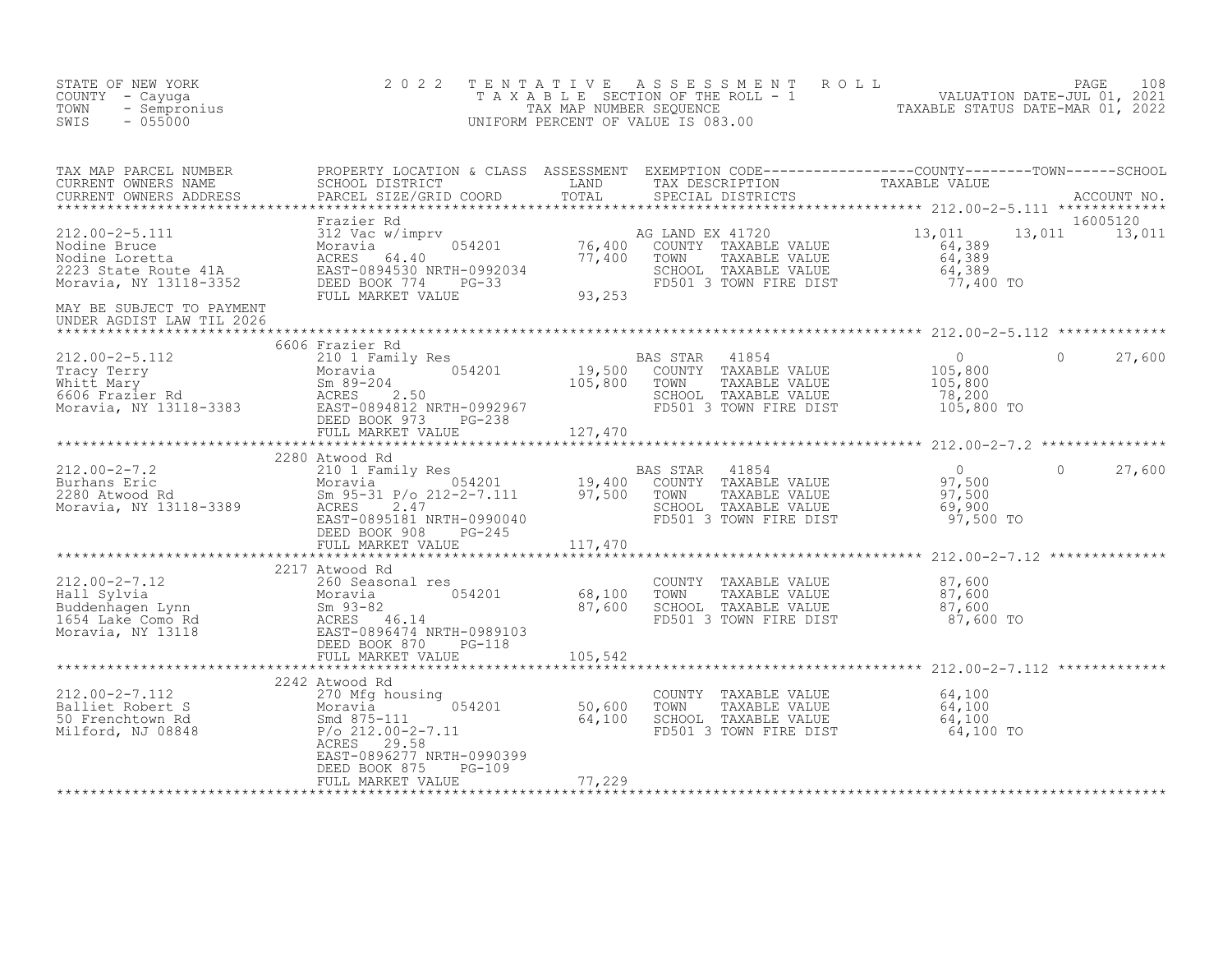STATE OF NEW YORK
COUNTY - Cayuga
TOWN - Sempronius
SWIS - 055000

# 2022 TENTATIVE ASSESSMENT ROLL

TAXABLE SECTION OF THE ROLL - 1
TAX MAP NUMBER SEQUENCE
UNIFORM PERCENT OF VALUE IS 083.00

VALUATION DATE-JUL 01, 2021
TAXABLE STATUS DATE-MAR 01, 2022

| TAX MAP PARCEL NUMBER / CURRENT OWNERS NAME / CURRENT OWNERS ADDRESS | PROPERTY LOCATION & CLASS / SCHOOL DISTRICT / PARCEL SIZE/GRID COORD | ASSESSMENT LAND / TOTAL | EXEMPTION CODE / TAX DESCRIPTION / SPECIAL DISTRICTS | COUNTY | TOWN | SCHOOL | ACCOUNT NO. |
|---|---|---|---|---|---|---|---|
| **212.00-2-5.111** | Frazier Rd | | | | | | 16005120 |
| Nodine Bruce | 312 Vac w/imprv | | AG LAND EX 41720 | 13,011 | 13,011 | 13,011 | |
| Nodine Loretta | Moravia 054201 | 76,400 | COUNTY TAXABLE VALUE | 64,389 | | | |
| 2223 State Route 41A | ACRES 64.40 | 77,400 | TOWN TAXABLE VALUE | | 64,389 | | |
| Moravia, NY 13118-3352 | EAST-0894530 NRTH-0992034 | | SCHOOL TAXABLE VALUE | | | 64,389 | |
| | DEED BOOK 774 PG-33 | | FD501 3 TOWN FIRE DIST | 77,400 TO | | | |
| MAY BE SUBJECT TO PAYMENT UNDER AGDIST LAW TIL 2026 | FULL MARKET VALUE | 93,253 | | | | | |
| **212.00-2-5.112** | 6606 Frazier Rd | | | | | | |
| Tracy Terry | 210 1 Family Res | | BAS STAR 41854 | 0 | 0 | 27,600 | |
| Whitt Mary | Moravia 054201 | 19,500 | COUNTY TAXABLE VALUE | 105,800 | | | |
| 6606 Frazier Rd | Sm 89-204 | 105,800 | TOWN TAXABLE VALUE | | 105,800 | | |
| Moravia, NY 13118-3383 | ACRES 2.50 | | SCHOOL TAXABLE VALUE | | | 78,200 | |
| | EAST-0894812 NRTH-0992967 | | FD501 3 TOWN FIRE DIST | 105,800 TO | | | |
| | DEED BOOK 973 PG-238 | | | | | | |
| | FULL MARKET VALUE | 127,470 | | | | | |
| **212.00-2-7.2** | 2280 Atwood Rd | | | | | | |
| Burhans Eric | 210 1 Family Res | | BAS STAR 41854 | 0 | 0 | 27,600 | |
| 2280 Atwood Rd | Moravia 054201 | 19,400 | COUNTY TAXABLE VALUE | 97,500 | | | |
| Moravia, NY 13118-3389 | Sm 95-31 P/o 212-2-7.111 | 97,500 | TOWN TAXABLE VALUE | | 97,500 | | |
| | ACRES 2.47 | | SCHOOL TAXABLE VALUE | | | 69,900 | |
| | EAST-0895181 NRTH-0990040 | | FD501 3 TOWN FIRE DIST | 97,500 TO | | | |
| | DEED BOOK 908 PG-245 | | | | | | |
| | FULL MARKET VALUE | 117,470 | | | | | |
| **212.00-2-7.12** | 2217 Atwood Rd | | | | | | |
| Hall Sylvia | 260 Seasonal res | | COUNTY TAXABLE VALUE | 87,600 | | | |
| Buddenhagen Lynn | Moravia 054201 | 68,100 | TOWN TAXABLE VALUE | | 87,600 | | |
| 1654 Lake Como Rd | Sm 93-82 | 87,600 | SCHOOL TAXABLE VALUE | | | 87,600 | |
| Moravia, NY 13118 | ACRES 46.14 | | FD501 3 TOWN FIRE DIST | 87,600 TO | | | |
| | EAST-0896474 NRTH-0989103 | | | | | | |
| | DEED BOOK 870 PG-118 | | | | | | |
| | FULL MARKET VALUE | 105,542 | | | | | |
| **212.00-2-7.112** | 2242 Atwood Rd | | | | | | |
| Balliet Robert S | 270 Mfg housing | | COUNTY TAXABLE VALUE | 64,100 | | | |
| 50 Frenchtown Rd | Moravia 054201 | 50,600 | TOWN TAXABLE VALUE | | 64,100 | | |
| Milford, NJ 08848 | Smd 875-111 | 64,100 | SCHOOL TAXABLE VALUE | | | 64,100 | |
| | P/o 212.00-2-7.11 | | FD501 3 TOWN FIRE DIST | 64,100 TO | | | |
| | ACRES 29.58 | | | | | | |
| | EAST-0896277 NRTH-0990399 | | | | | | |
| | DEED BOOK 875 PG-109 | | | | | | |
| | FULL MARKET VALUE | 77,229 | | | | | |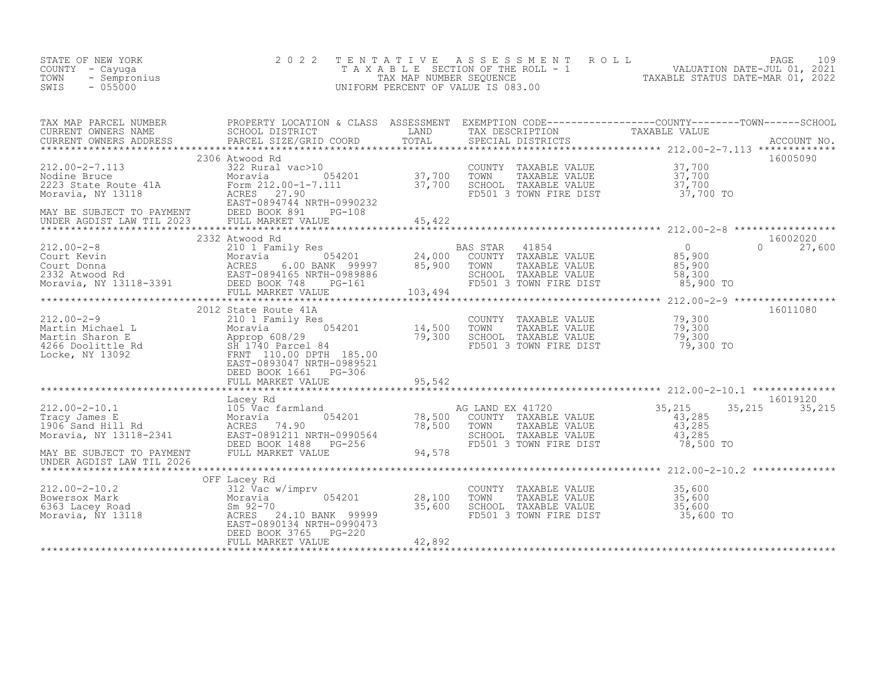STATE OF NEW YORK
COUNTY - Cayuga
TOWN - Sempronius
SWIS - 055000

2022 TENTATIVE ASSESSMENT ROLL
TAXABLE SECTION OF THE ROLL - 1
TAX MAP NUMBER SEQUENCE
UNIFORM PERCENT OF VALUE IS 083.00

VALUATION DATE-JUL 01, 2021
TAXABLE STATUS DATE-MAR 01, 2022

| TAX MAP PARCEL NUMBER / CURRENT OWNERS NAME / CURRENT OWNERS ADDRESS | PROPERTY LOCATION & CLASS / SCHOOL DISTRICT / PARCEL SIZE/GRID COORD | ASSESSMENT LAND | TOTAL | EXEMPTION CODE / TAX DESCRIPTION / SPECIAL DISTRICTS | COUNTY TAXABLE VALUE | TOWN | SCHOOL | ACCOUNT NO. |
|---|---|---|---|---|---|---|---|---|
| 212.00-2-7.113 | 2306 Atwood Rd | | | | | | | 16005090 |
| Nodine Bruce | 322 Rural vac>10 | | | COUNTY TAXABLE VALUE | 37,700 | | | |
| 2223 State Route 41A | Moravia 054201 | 37,700 | | TOWN TAXABLE VALUE | 37,700 | | | |
| Moravia, NY 13118 | Form 212.00-1-7.111 | | 37,700 | SCHOOL TAXABLE VALUE | 37,700 | | | |
| | ACRES 27.90 | | | FD501 3 TOWN FIRE DIST | 37,700 TO | | | |
| | EAST-0894744 NRTH-0990232 | | | | | | | |
| MAY BE SUBJECT TO PAYMENT | DEED BOOK 891 PG-108 | | | | | | | |
| UNDER AGDIST LAW TIL 2023 | FULL MARKET VALUE | | 45,422 | | | | | |
| 212.00-2-8 | 2332 Atwood Rd | | | | | | | 16002020 |
| Court Kevin | 210 1 Family Res | | | BAS STAR 41854 | 0 | 0 | 27,600 | |
| Court Donna | Moravia 054201 | 24,000 | | COUNTY TAXABLE VALUE | 85,900 | | | |
| 2332 Atwood Rd | ACRES 6.00 BANK 99997 | | 85,900 | TOWN TAXABLE VALUE | 85,900 | | | |
| Moravia, NY 13118-3391 | EAST-0894165 NRTH-0989886 | | | SCHOOL TAXABLE VALUE | 58,300 | | | |
| | DEED BOOK 748 PG-161 | | | FD501 3 TOWN FIRE DIST | 85,900 TO | | | |
| | FULL MARKET VALUE | | 103,494 | | | | | |
| 212.00-2-9 | 2012 State Route 41A | | | | | | | 16011080 |
| Martin Michael L | 210 1 Family Res | | | COUNTY TAXABLE VALUE | 79,300 | | | |
| Martin Sharon E | Moravia 054201 | 14,500 | | TOWN TAXABLE VALUE | 79,300 | | | |
| 4266 Doolittle Rd | Approp 608/29 | | 79,300 | SCHOOL TAXABLE VALUE | 79,300 | | | |
| Locke, NY 13092 | SH 1740 Parcel 84 | | | FD501 3 TOWN FIRE DIST | 79,300 TO | | | |
| | FRNT 110.00 DPTH 185.00 | | | | | | | |
| | EAST-0893047 NRTH-0989521 | | | | | | | |
| | DEED BOOK 1661 PG-306 | | | | | | | |
| | FULL MARKET VALUE | | 95,542 | | | | | |
| 212.00-2-10.1 | Lacey Rd | | | | | | | 16019120 |
| Tracy James E | 105 Vac farmland | | | AG LAND EX 41720 | 35,215 | 35,215 | 35,215 | |
| 1906 Sand Hill Rd | Moravia 054201 | 78,500 | | COUNTY TAXABLE VALUE | 43,285 | | | |
| Moravia, NY 13118-2341 | ACRES 74.90 | | 78,500 | TOWN TAXABLE VALUE | 43,285 | | | |
| | EAST-0891211 NRTH-0990564 | | | SCHOOL TAXABLE VALUE | 43,285 | | | |
| MAY BE SUBJECT TO PAYMENT | DEED BOOK 1488 PG-256 | | | FD501 3 TOWN FIRE DIST | 78,500 TO | | | |
| UNDER AGDIST LAW TIL 2026 | FULL MARKET VALUE | | 94,578 | | | | | |
| 212.00-2-10.2 | OFF Lacey Rd | | | | | | | |
| Bowersox Mark | 312 Vac w/imprv | | | COUNTY TAXABLE VALUE | 35,600 | | | |
| 6363 Lacey Road | Moravia 054201 | 28,100 | | TOWN TAXABLE VALUE | 35,600 | | | |
| Moravia, NY 13118 | Sm 92-70 | | 35,600 | SCHOOL TAXABLE VALUE | 35,600 | | | |
| | ACRES 24.10 BANK 99999 | | | FD501 3 TOWN FIRE DIST | 35,600 TO | | | |
| | EAST-0890134 NRTH-0990473 | | | | | | | |
| | DEED BOOK 3765 PG-220 | | | | | | | |
| | FULL MARKET VALUE | | 42,892 | | | | | |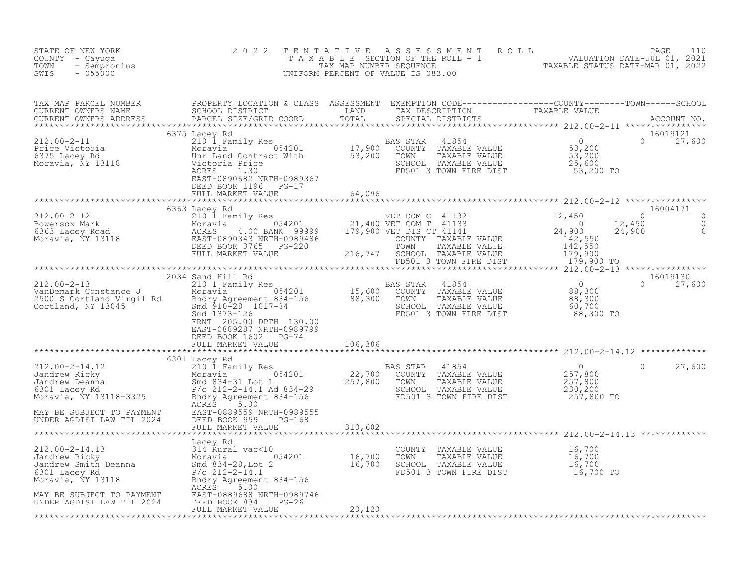STATE OF NEW YORK
COUNTY - Cayuga
TOWN - Sempronius
SWIS - 055000

2 0 2 2 T E N T A T I V E A S S E S S M E N T R O L L
T A X A B L E SECTION OF THE ROLL - 1
TAX MAP NUMBER SEQUENCE
UNIFORM PERCENT OF VALUE IS 083.00

VALUATION DATE-JUL 01, 2021
TAXABLE STATUS DATE-MAR 01, 2022

| TAX MAP PARCEL NUMBER / CURRENT OWNERS NAME / CURRENT OWNERS ADDRESS | PROPERTY LOCATION & CLASS / SCHOOL DISTRICT / PARCEL SIZE/GRID COORD | ASSESSMENT LAND / TOTAL | EXEMPTION CODE / TAX DESCRIPTION / SPECIAL DISTRICTS | COUNTY TAXABLE VALUE | TOWN | SCHOOL / ACCOUNT NO. |
|---|---|---|---|---|---|---|
| **212.00-2-11** | 6375 Lacey Rd | | | | | 16019121 |
| 212.00-2-11 | 210 1 Family Res | | BAS STAR 41854 | 0 | 0 | 27,600 |
| Price Victoria | Moravia 054201 | 17,900 | COUNTY TAXABLE VALUE | 53,200 | | |
| 6375 Lacey Rd | Unr Land Contract With | 53,200 | TOWN TAXABLE VALUE | 53,200 | | |
| Moravia, NY 13118 | Victoria Price | | SCHOOL TAXABLE VALUE | 25,600 | | |
| | ACRES 1.30 | | FD501 3 TOWN FIRE DIST | 53,200 TO | | |
| | EAST-0890682 NRTH-0989367 | | | | | |
| | DEED BOOK 1196 PG-17 | | | | | |
| | FULL MARKET VALUE | 64,096 | | | | |
| **212.00-2-12** | 6363 Lacey Rd | | | | | 16004171 |
| 212.00-2-12 | 210 1 Family Res | | VET COM C 41132 | 12,450 | 0 | 0 |
| Bowersox Mark | Moravia 054201 | 21,400 | VET COM T 41133 | 0 | 12,450 | 0 |
| 6363 Lacey Road | ACRES 4.00 BANK 99999 | 179,900 | VET DIS CT 41141 | 24,900 | 24,900 | 0 |
| Moravia, NY 13118 | EAST-0890343 NRTH-0989486 | | COUNTY TAXABLE VALUE | 142,550 | | |
| | DEED BOOK 3765 PG-220 | | TOWN TAXABLE VALUE | 142,550 | | |
| | FULL MARKET VALUE | 216,747 | SCHOOL TAXABLE VALUE | 179,900 | | |
| | | | FD501 3 TOWN FIRE DIST | 179,900 TO | | |
| **212.00-2-13** | 2034 Sand Hill Rd | | | | | 16019130 |
| 212.00-2-13 | 210 1 Family Res | | BAS STAR 41854 | 0 | 0 | 27,600 |
| VanDemark Constance J | Moravia 054201 | 15,600 | COUNTY TAXABLE VALUE | 88,300 | | |
| 2500 S Cortland Virgil Rd | Bndry Agreement 834-156 | 88,300 | TOWN TAXABLE VALUE | 88,300 | | |
| Cortland, NY 13045 | Smd 910-28 1017-84 | | SCHOOL TAXABLE VALUE | 60,700 | | |
| | Smd 1373-126 | | FD501 3 TOWN FIRE DIST | 88,300 TO | | |
| | FRNT 205.00 DPTH 130.00 | | | | | |
| | EAST-0889287 NRTH-0989799 | | | | | |
| | DEED BOOK 1602 PG-74 | | | | | |
| | FULL MARKET VALUE | 106,386 | | | | |
| **212.00-2-14.12** | 6301 Lacey Rd | | | | | |
| 212.00-2-14.12 | 210 1 Family Res | | BAS STAR 41854 | 0 | 0 | 27,600 |
| Jandrew Ricky | Moravia 054201 | 22,700 | COUNTY TAXABLE VALUE | 257,800 | | |
| Jandrew Deanna | Smd 834-31 Lot 1 | 257,800 | TOWN TAXABLE VALUE | 257,800 | | |
| 6301 Lacey Rd | P/o 212-2-14.1 Ad 834-29 | | SCHOOL TAXABLE VALUE | 230,200 | | |
| Moravia, NY 13118-3325 | Bndry Agreement 834-156 | | FD501 3 TOWN FIRE DIST | 257,800 TO | | |
| | ACRES 5.00 | | | | | |
| MAY BE SUBJECT TO PAYMENT | EAST-0889559 NRTH-0989555 | | | | | |
| UNDER AGDIST LAW TIL 2024 | DEED BOOK 959 PG-168 | | | | | |
| | FULL MARKET VALUE | 310,602 | | | | |
| **212.00-2-14.13** | Lacey Rd | | | | | |
| 212.00-2-14.13 | 314 Rural vac<10 | | COUNTY TAXABLE VALUE | 16,700 | | |
| Jandrew Ricky | Moravia 054201 | 16,700 | TOWN TAXABLE VALUE | 16,700 | | |
| Jandrew Smith Deanna | Smd 834-28,Lot 2 | 16,700 | SCHOOL TAXABLE VALUE | 16,700 | | |
| 6301 Lacey Rd | P/o 212-2-14.1 | | FD501 3 TOWN FIRE DIST | 16,700 TO | | |
| Moravia, NY 13118 | Bndry Agreement 834-156 | | | | | |
| | ACRES 5.00 | | | | | |
| MAY BE SUBJECT TO PAYMENT | EAST-0889688 NRTH-0989746 | | | | | |
| UNDER AGDIST LAW TIL 2024 | DEED BOOK 834 PG-26 | | | | | |
| | FULL MARKET VALUE | 20,120 | | | | |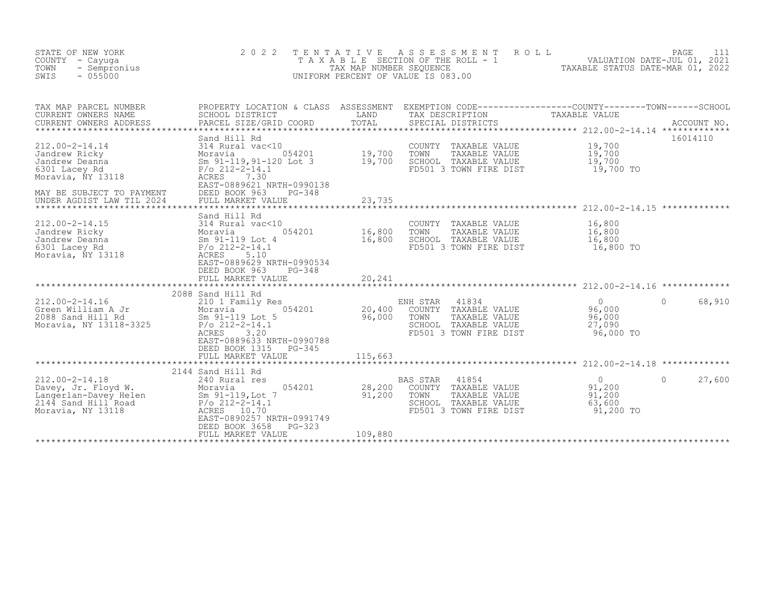STATE OF NEW YORK
COUNTY - Cayuga
TOWN - Sempronius
SWIS - 055000

2022 TENTATIVE ASSESSMENT ROLL
TAXABLE SECTION OF THE ROLL - 1
TAX MAP NUMBER SEQUENCE
UNIFORM PERCENT OF VALUE IS 083.00

VALUATION DATE-JUL 01, 2021
TAXABLE STATUS DATE-MAR 01, 2022

| TAX MAP PARCEL NUMBER / CURRENT OWNERS NAME / CURRENT OWNERS ADDRESS | PROPERTY LOCATION & CLASS / SCHOOL DISTRICT / PARCEL SIZE/GRID COORD | ASSESSMENT LAND | TOTAL | EXEMPTION CODE / TAX DESCRIPTION / SPECIAL DISTRICTS | COUNTY TAXABLE VALUE | TOWN | SCHOOL | ACCOUNT NO. |
|---|---|---|---|---|---|---|---|---|
| 212.00-2-14.14 | Sand Hill Rd | | | | | | | 16014110 |
| | 314 Rural vac<10 | | | COUNTY TAXABLE VALUE | 19,700 | | | |
| Jandrew Ricky | Moravia 054201 | 19,700 | | TOWN TAXABLE VALUE | 19,700 | | | |
| Jandrew Deanna | Sm 91-119,91-120 Lot 3 | | 19,700 | SCHOOL TAXABLE VALUE | 19,700 | | | |
| 6301 Lacey Rd | P/o 212-2-14.1 | | | FD501 3 TOWN FIRE DIST | 19,700 TO | | | |
| Moravia, NY 13118 | ACRES 7.30 | | | | | | | |
| | EAST-0889621 NRTH-0990138 | | | | | | | |
| MAY BE SUBJECT TO PAYMENT | DEED BOOK 963 PG-348 | | | | | | | |
| UNDER AGDIST LAW TIL 2024 | FULL MARKET VALUE | | 23,735 | | | | | |
| 212.00-2-14.15 | Sand Hill Rd | | | | | | | |
| | 314 Rural vac<10 | | | COUNTY TAXABLE VALUE | 16,800 | | | |
| Jandrew Ricky | Moravia 054201 | 16,800 | | TOWN TAXABLE VALUE | 16,800 | | | |
| Jandrew Deanna | Sm 91-119 Lot 4 | | 16,800 | SCHOOL TAXABLE VALUE | 16,800 | | | |
| 6301 Lacey Rd | P/o 212-2-14.1 | | | FD501 3 TOWN FIRE DIST | 16,800 TO | | | |
| Moravia, NY 13118 | ACRES 5.10 | | | | | | | |
| | EAST-0889629 NRTH-0990534 | | | | | | | |
| | DEED BOOK 963 PG-348 | | | | | | | |
| | FULL MARKET VALUE | | 20,241 | | | | | |
| 212.00-2-14.16 | 2088 Sand Hill Rd | | | | | | | |
| | 210 1 Family Res | | | ENH STAR 41834 | 0 | 0 | 68,910 | |
| Green William A Jr | Moravia 054201 | 20,400 | | COUNTY TAXABLE VALUE | 96,000 | | | |
| 2088 Sand Hill Rd | Sm 91-119 Lot 5 | | 96,000 | TOWN TAXABLE VALUE | 96,000 | | | |
| Moravia, NY 13118-3325 | P/o 212-2-14.1 | | | SCHOOL TAXABLE VALUE | 27,090 | | | |
| | ACRES 3.20 | | | FD501 3 TOWN FIRE DIST | 96,000 TO | | | |
| | EAST-0889633 NRTH-0990788 | | | | | | | |
| | DEED BOOK 1315 PG-345 | | | | | | | |
| | FULL MARKET VALUE | | 115,663 | | | | | |
| 212.00-2-14.18 | 2144 Sand Hill Rd | | | | | | | |
| | 240 Rural res | | | BAS STAR 41854 | 0 | 0 | 27,600 | |
| Davey, Jr. Floyd W. | Moravia 054201 | 28,200 | | COUNTY TAXABLE VALUE | 91,200 | | | |
| Langerlan-Davey Helen | Sm 91-119,Lot 7 | | 91,200 | TOWN TAXABLE VALUE | 91,200 | | | |
| 2144 Sand Hill Road | P/o 212-2-14.1 | | | SCHOOL TAXABLE VALUE | 63,600 | | | |
| Moravia, NY 13118 | ACRES 10.70 | | | FD501 3 TOWN FIRE DIST | 91,200 TO | | | |
| | EAST-0890257 NRTH-0991749 | | | | | | | |
| | DEED BOOK 3658 PG-323 | | | | | | | |
| | FULL MARKET VALUE | | 109,880 | | | | | |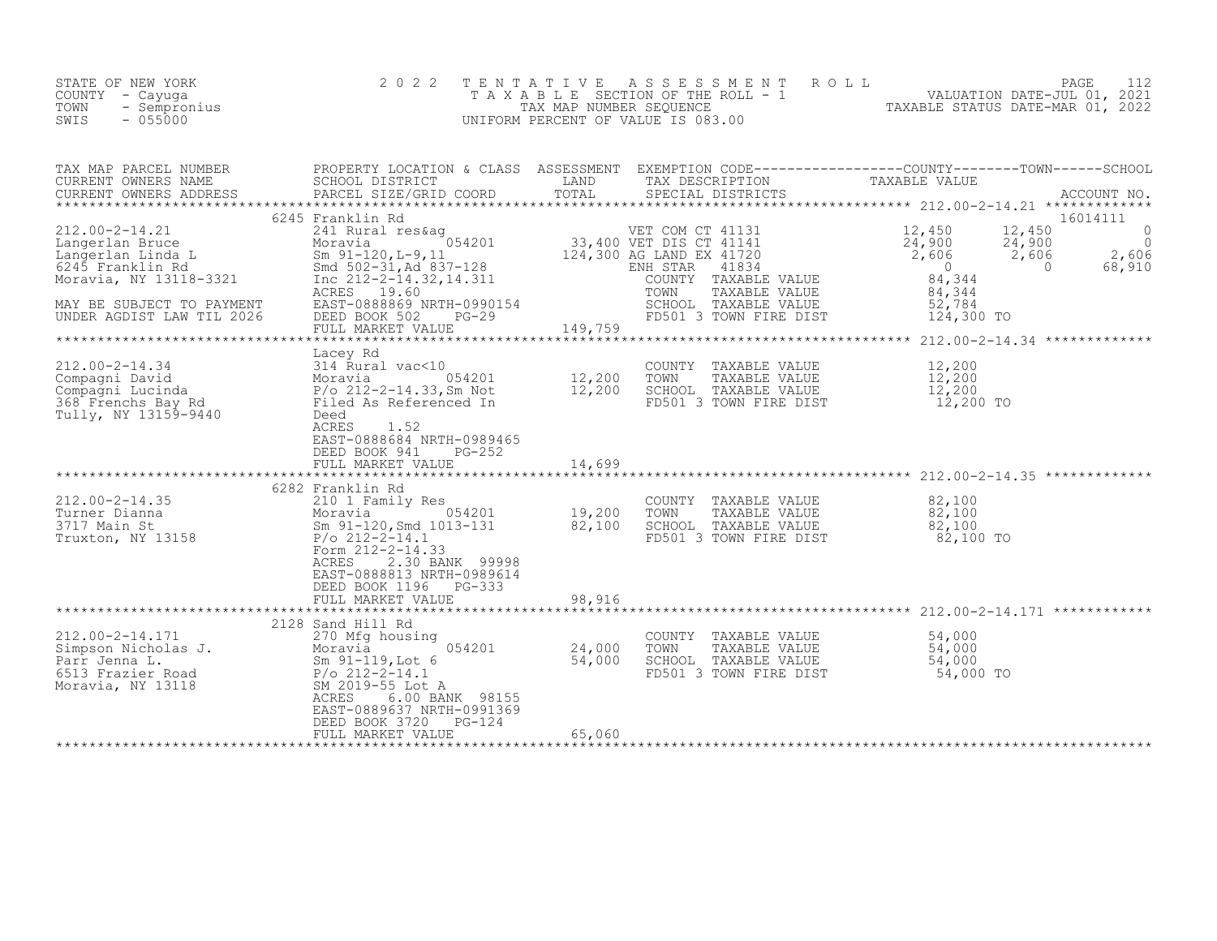STATE OF NEW YORK
COUNTY - Cayuga
TOWN - Sempronius
SWIS - 055000

2022 TENTATIVE ASSESSMENT ROLL
TAXABLE SECTION OF THE ROLL - 1
TAX MAP NUMBER SEQUENCE
UNIFORM PERCENT OF VALUE IS 083.00

VALUATION DATE-JUL 01, 2021
TAXABLE STATUS DATE-MAR 01, 2022

| TAX MAP PARCEL NUMBER / CURRENT OWNERS NAME / CURRENT OWNERS ADDRESS | PROPERTY LOCATION & CLASS / SCHOOL DISTRICT / PARCEL SIZE/GRID COORD | ASSESSMENT LAND / TOTAL | EXEMPTION CODE / TAX DESCRIPTION / SPECIAL DISTRICTS | COUNTY TAXABLE VALUE | TOWN | SCHOOL / ACCOUNT NO. |
|---|---|---|---|---|---|---|
| **212.00-2-14.21** | 6245 Franklin Rd | | | | | 16014111 |
| 212.00-2-14.21 | 241 Rural res&ag | | VET COM CT 41131 | 12,450 | 12,450 | 0 |
| Langerlan Bruce | Moravia 054201 | 33,400 | VET DIS CT 41141 | 24,900 | 24,900 | 0 |
| Langerlan Linda L | Sm 91-120,L-9,11 | 124,300 | AG LAND EX 41720 | 2,606 | 2,606 | 2,606 |
| 6245 Franklin Rd | Smd 502-31,Ad 837-128 | | ENH STAR 41834 | 0 | 0 | 68,910 |
| Moravia, NY 13118-3321 | Inc 212-2-14.32,14.311 | | COUNTY TAXABLE VALUE | 84,344 | | |
| | ACRES 19.60 | | TOWN TAXABLE VALUE | 84,344 | | |
| MAY BE SUBJECT TO PAYMENT | EAST-0888869 NRTH-0990154 | | SCHOOL TAXABLE VALUE | 52,784 | | |
| UNDER AGDIST LAW TIL 2026 | DEED BOOK 502 PG-29 | | FD501 3 TOWN FIRE DIST | 124,300 TO | | |
| | FULL MARKET VALUE | 149,759 | | | | |
| **212.00-2-14.34** | Lacey Rd | | | | | |
| 212.00-2-14.34 | 314 Rural vac<10 | | COUNTY TAXABLE VALUE | 12,200 | | |
| Compagni David | Moravia 054201 | 12,200 | TOWN TAXABLE VALUE | 12,200 | | |
| Compagni Lucinda | P/o 212-2-14.33,Sm Not | 12,200 | SCHOOL TAXABLE VALUE | 12,200 | | |
| 368 Frenchs Bay Rd | Filed As Referenced In | | FD501 3 TOWN FIRE DIST | 12,200 TO | | |
| Tully, NY 13159-9440 | Deed | | | | | |
| | ACRES 1.52 | | | | | |
| | EAST-0888684 NRTH-0989465 | | | | | |
| | DEED BOOK 941 PG-252 | | | | | |
| | FULL MARKET VALUE | 14,699 | | | | |
| **212.00-2-14.35** | 6282 Franklin Rd | | | | | |
| 212.00-2-14.35 | 210 1 Family Res | | COUNTY TAXABLE VALUE | 82,100 | | |
| Turner Dianna | Moravia 054201 | 19,200 | TOWN TAXABLE VALUE | 82,100 | | |
| 3717 Main St | Sm 91-120,Smd 1013-131 | 82,100 | SCHOOL TAXABLE VALUE | 82,100 | | |
| Truxton, NY 13158 | P/o 212-2-14.1 | | FD501 3 TOWN FIRE DIST | 82,100 TO | | |
| | Form 212-2-14.33 | | | | | |
| | ACRES 2.30 BANK 99998 | | | | | |
| | EAST-0888813 NRTH-0989614 | | | | | |
| | DEED BOOK 1196 PG-333 | | | | | |
| | FULL MARKET VALUE | 98,916 | | | | |
| **212.00-2-14.171** | 2128 Sand Hill Rd | | | | | |
| 212.00-2-14.171 | 270 Mfg housing | | COUNTY TAXABLE VALUE | 54,000 | | |
| Simpson Nicholas J. | Moravia 054201 | 24,000 | TOWN TAXABLE VALUE | 54,000 | | |
| Parr Jenna L. | Sm 91-119,Lot 6 | 54,000 | SCHOOL TAXABLE VALUE | 54,000 | | |
| 6513 Frazier Road | P/o 212-2-14.1 | | FD501 3 TOWN FIRE DIST | 54,000 TO | | |
| Moravia, NY 13118 | SM 2019-55 Lot A | | | | | |
| | ACRES 6.00 BANK 98155 | | | | | |
| | EAST-0889637 NRTH-0991369 | | | | | |
| | DEED BOOK 3720 PG-124 | | | | | |
| | FULL MARKET VALUE | 65,060 | | | | |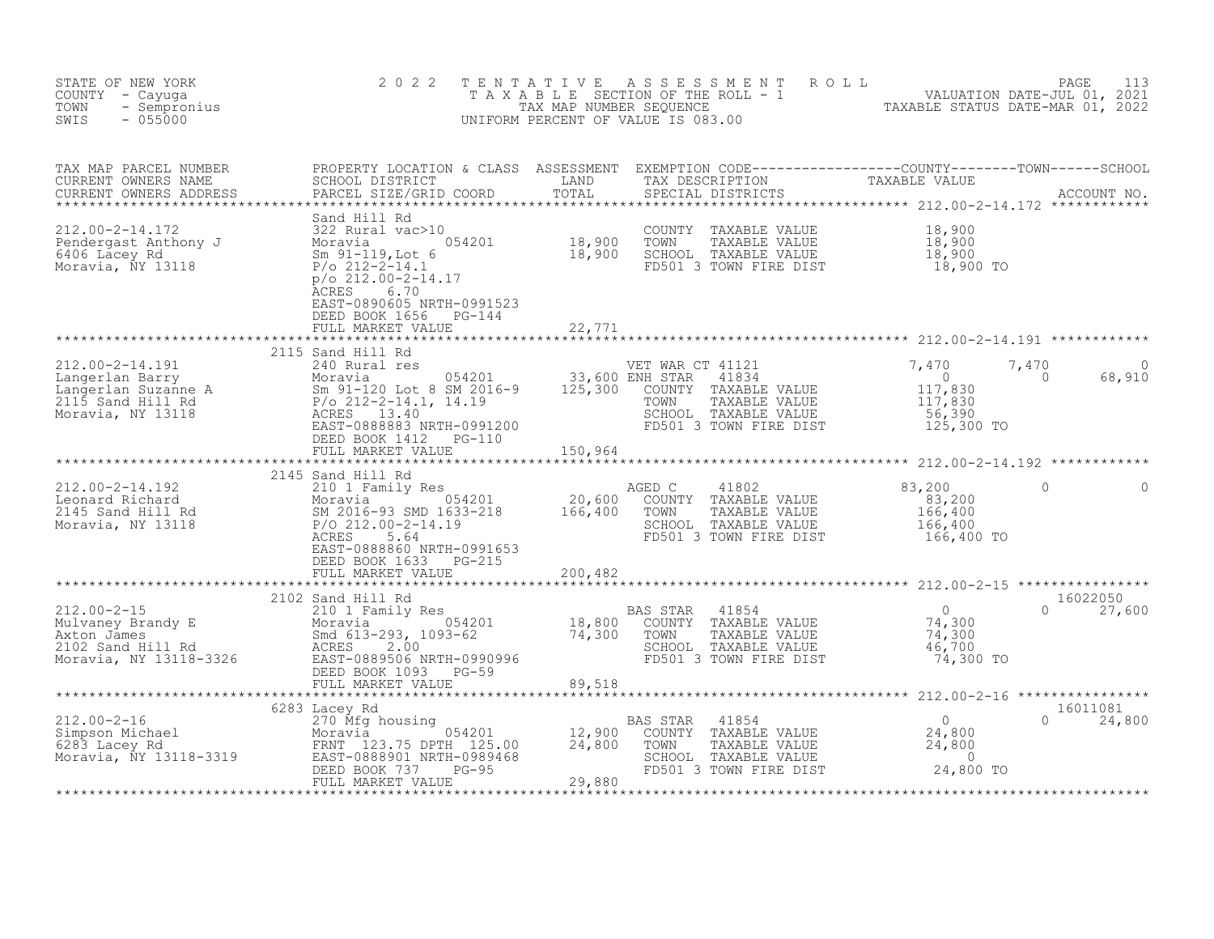STATE OF NEW YORK
COUNTY - Cayuga
TOWN - Sempronius
SWIS - 055000

2022 TENTATIVE ASSESSMENT ROLL
TAXABLE SECTION OF THE ROLL - 1
TAX MAP NUMBER SEQUENCE
UNIFORM PERCENT OF VALUE IS 083.00

VALUATION DATE-JUL 01, 2021
TAXABLE STATUS DATE-MAR 01, 2022

| TAX MAP PARCEL NUMBER / CURRENT OWNERS NAME / CURRENT OWNERS ADDRESS | PROPERTY LOCATION & CLASS / SCHOOL DISTRICT / PARCEL SIZE/GRID COORD | ASSESSMENT LAND / TOTAL | EXEMPTION CODE / TAX DESCRIPTION / SPECIAL DISTRICTS | COUNTY TAXABLE VALUE | TOWN | SCHOOL | ACCOUNT NO. |
|---|---|---|---|---|---|---|---|
| **212.00-2-14.172** | Sand Hill Rd | | | | | | |
| Pendergast Anthony J | 322 Rural vac>10 | | COUNTY TAXABLE VALUE | 18,900 | | | |
| 6406 Lacey Rd | Moravia 054201 | 18,900 | TOWN TAXABLE VALUE | 18,900 | | | |
| Moravia, NY 13118 | Sm 91-119,Lot 6 | 18,900 | SCHOOL TAXABLE VALUE | 18,900 | | | |
| | P/o 212-2-14.1 | | FD501 3 TOWN FIRE DIST | 18,900 TO | | | |
| | p/o 212.00-2-14.17 | | | | | | |
| | ACRES 6.70 | | | | | | |
| | EAST-0890605 NRTH-0991523 | | | | | | |
| | DEED BOOK 1656 PG-144 | | | | | | |
| | FULL MARKET VALUE | 22,771 | | | | | |
| **212.00-2-14.191** | 2115 Sand Hill Rd | | | | | | |
| Langerlan Barry | 240 Rural res | | VET WAR CT 41121 | 7,470 | 7,470 | 0 | |
| Langerlan Suzanne A | Moravia 054201 | 33,600 | ENH STAR 41834 | 0 | 0 | 68,910 | |
| 2115 Sand Hill Rd | Sm 91-120 Lot 8 SM 2016-9 | 125,300 | COUNTY TAXABLE VALUE | 117,830 | | | |
| Moravia, NY 13118 | P/o 212-2-14.1, 14.19 | | TOWN TAXABLE VALUE | 117,830 | | | |
| | ACRES 13.40 | | SCHOOL TAXABLE VALUE | 56,390 | | | |
| | EAST-0888883 NRTH-0991200 | | FD501 3 TOWN FIRE DIST | 125,300 TO | | | |
| | DEED BOOK 1412 PG-110 | | | | | | |
| | FULL MARKET VALUE | 150,964 | | | | | |
| **212.00-2-14.192** | 2145 Sand Hill Rd | | | | | | |
| Leonard Richard | 210 1 Family Res | | AGED C 41802 | 83,200 | 0 | 0 | |
| 2145 Sand Hill Rd | Moravia 054201 | 20,600 | COUNTY TAXABLE VALUE | 83,200 | | | |
| Moravia, NY 13118 | SM 2016-93 SMD 1633-218 | 166,400 | TOWN TAXABLE VALUE | 166,400 | | | |
| | P/O 212.00-2-14.19 | | SCHOOL TAXABLE VALUE | 166,400 | | | |
| | ACRES 5.64 | | FD501 3 TOWN FIRE DIST | 166,400 TO | | | |
| | EAST-0888860 NRTH-0991653 | | | | | | |
| | DEED BOOK 1633 PG-215 | | | | | | |
| | FULL MARKET VALUE | 200,482 | | | | | |
| **212.00-2-15** | 2102 Sand Hill Rd | | | | | | 16022050 |
| Mulvaney Brandy E | 210 1 Family Res | | BAS STAR 41854 | 0 | 0 | 27,600 | |
| Axton James | Moravia 054201 | 18,800 | COUNTY TAXABLE VALUE | 74,300 | | | |
| 2102 Sand Hill Rd | Smd 613-293, 1093-62 | 74,300 | TOWN TAXABLE VALUE | 74,300 | | | |
| Moravia, NY 13118-3326 | ACRES 2.00 | | SCHOOL TAXABLE VALUE | 46,700 | | | |
| | EAST-0889506 NRTH-0990996 | | FD501 3 TOWN FIRE DIST | 74,300 TO | | | |
| | DEED BOOK 1093 PG-59 | | | | | | |
| | FULL MARKET VALUE | 89,518 | | | | | |
| **212.00-2-16** | 6283 Lacey Rd | | | | | | 16011081 |
| Simpson Michael | 270 Mfg housing | | BAS STAR 41854 | 0 | 0 | 24,800 | |
| 6283 Lacey Rd | Moravia 054201 | 12,900 | COUNTY TAXABLE VALUE | 24,800 | | | |
| Moravia, NY 13118-3319 | FRNT 123.75 DPTH 125.00 | 24,800 | TOWN TAXABLE VALUE | 24,800 | | | |
| | EAST-0888901 NRTH-0989468 | | SCHOOL TAXABLE VALUE | 0 | | | |
| | DEED BOOK 737 PG-95 | | FD501 3 TOWN FIRE DIST | 24,800 TO | | | |
| | FULL MARKET VALUE | 29,880 | | | | | |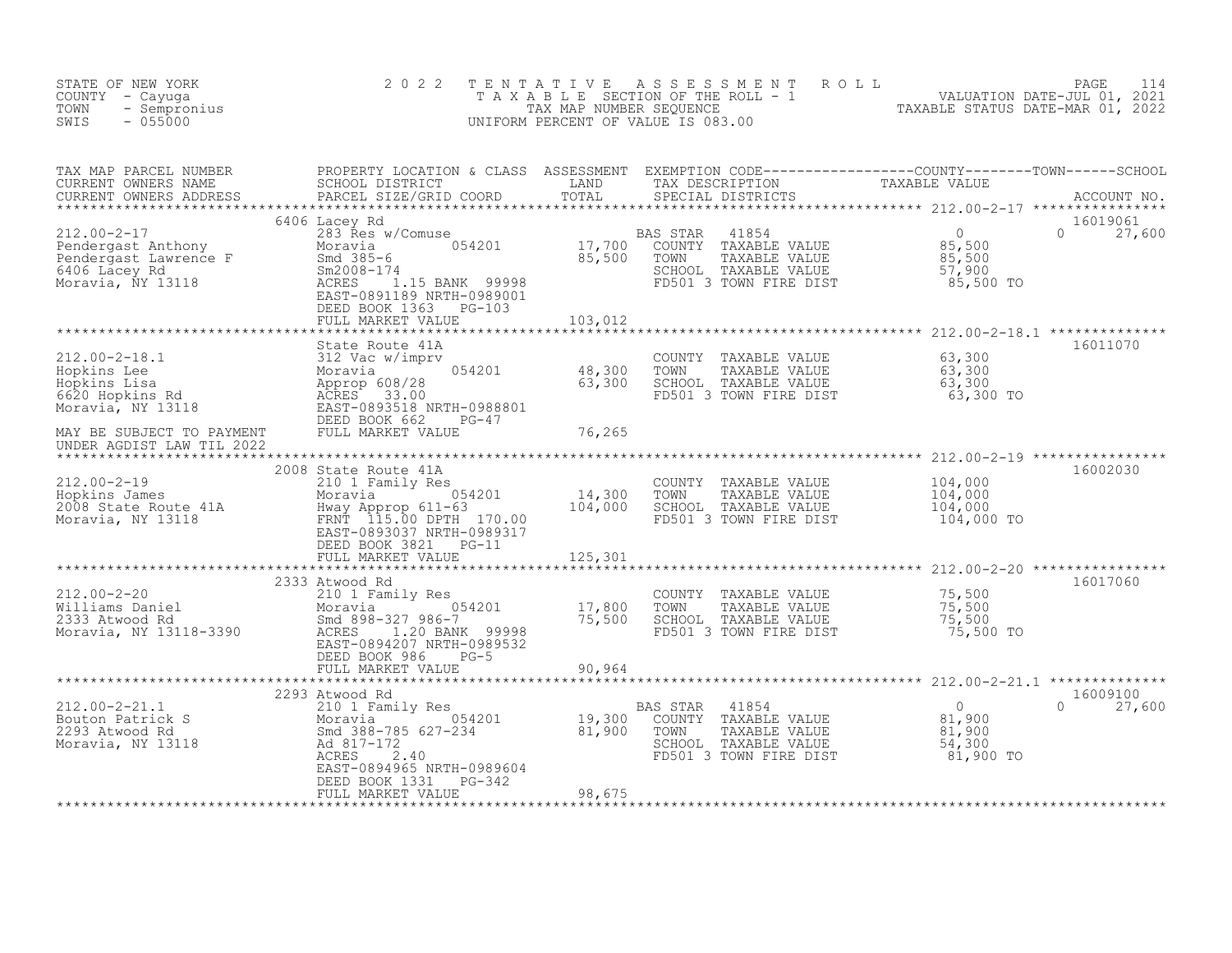STATE OF NEW YORK
COUNTY - Cayuga
TOWN - Sempronius
SWIS - 055000

2022 TENTATIVE ASSESSMENT ROLL
TAXABLE SECTION OF THE ROLL - 1
TAX MAP NUMBER SEQUENCE
UNIFORM PERCENT OF VALUE IS 083.00

VALUATION DATE-JUL 01, 2021
TAXABLE STATUS DATE-MAR 01, 2022

| TAX MAP PARCEL NUMBER / CURRENT OWNERS NAME / CURRENT OWNERS ADDRESS | PROPERTY LOCATION & CLASS / SCHOOL DISTRICT / PARCEL SIZE/GRID COORD | ASSESSMENT LAND | TOTAL | EXEMPTION CODE / TAX DESCRIPTION / SPECIAL DISTRICTS | COUNTY / TAXABLE VALUE | TOWN | SCHOOL | ACCOUNT NO. |
|---|---|---|---|---|---|---|---|---|
| 212.00-2-17 | 6406 Lacey Rd | | | | | | | 16019061 |
| Pendergast Anthony | 283 Res w/Comuse | | | BAS STAR 41854 | 0 | | 0 27,600 | |
| Pendergast Lawrence F | Moravia 054201 | 17,700 | | COUNTY TAXABLE VALUE | 85,500 | | | |
| 6406 Lacey Rd | Smd 385-6 | | 85,500 | TOWN TAXABLE VALUE | 85,500 | | | |
| Moravia, NY 13118 | Sm2008-174 | | | SCHOOL TAXABLE VALUE | 57,900 | | | |
| | ACRES 1.15 BANK 99998 | | | FD501 3 TOWN FIRE DIST | 85,500 TO | | | |
| | EAST-0891189 NRTH-0989001 | | | | | | | |
| | DEED BOOK 1363 PG-103 | | | | | | | |
| | FULL MARKET VALUE | | 103,012 | | | | | |
| 212.00-2-18.1 | State Route 41A | | | | | | | 16011070 |
| Hopkins Lee | 312 Vac w/imprv | | | COUNTY TAXABLE VALUE | 63,300 | | | |
| Hopkins Lisa | Moravia 054201 | 48,300 | | TOWN TAXABLE VALUE | 63,300 | | | |
| 6620 Hopkins Rd | Approp 608/28 | | 63,300 | SCHOOL TAXABLE VALUE | 63,300 | | | |
| Moravia, NY 13118 | ACRES 33.00 | | | FD501 3 TOWN FIRE DIST | 63,300 TO | | | |
| | EAST-0893518 NRTH-0988801 | | | | | | | |
| | DEED BOOK 662 PG-47 | | | | | | | |
| MAY BE SUBJECT TO PAYMENT UNDER AGDIST LAW TIL 2022 | FULL MARKET VALUE | | 76,265 | | | | | |
| 212.00-2-19 | 2008 State Route 41A | | | | | | | 16002030 |
| Hopkins James | 210 1 Family Res | | | COUNTY TAXABLE VALUE | 104,000 | | | |
| 2008 State Route 41A | Moravia 054201 | 14,300 | | TOWN TAXABLE VALUE | 104,000 | | | |
| Moravia, NY 13118 | Hway Approp 611-63 | | 104,000 | SCHOOL TAXABLE VALUE | 104,000 | | | |
| | FRNT 115.00 DPTH 170.00 | | | FD501 3 TOWN FIRE DIST | 104,000 TO | | | |
| | EAST-0893037 NRTH-0989317 | | | | | | | |
| | DEED BOOK 3821 PG-11 | | | | | | | |
| | FULL MARKET VALUE | | 125,301 | | | | | |
| 212.00-2-20 | 2333 Atwood Rd | | | | | | | 16017060 |
| Williams Daniel | 210 1 Family Res | | | COUNTY TAXABLE VALUE | 75,500 | | | |
| 2333 Atwood Rd | Moravia 054201 | 17,800 | | TOWN TAXABLE VALUE | 75,500 | | | |
| Moravia, NY 13118-3390 | Smd 898-327 986-7 | | 75,500 | SCHOOL TAXABLE VALUE | 75,500 | | | |
| | ACRES 1.20 BANK 99998 | | | FD501 3 TOWN FIRE DIST | 75,500 TO | | | |
| | EAST-0894207 NRTH-0989532 | | | | | | | |
| | DEED BOOK 986 PG-5 | | | | | | | |
| | FULL MARKET VALUE | | 90,964 | | | | | |
| 212.00-2-21.1 | 2293 Atwood Rd | | | | | | | 16009100 |
| Bouton Patrick S | 210 1 Family Res | | | BAS STAR 41854 | 0 | | 0 27,600 | |
| 2293 Atwood Rd | Moravia 054201 | 19,300 | | COUNTY TAXABLE VALUE | 81,900 | | | |
| Moravia, NY 13118 | Smd 388-785 627-234 | | 81,900 | TOWN TAXABLE VALUE | 81,900 | | | |
| | Ad 817-172 | | | SCHOOL TAXABLE VALUE | 54,300 | | | |
| | ACRES 2.40 | | | FD501 3 TOWN FIRE DIST | 81,900 TO | | | |
| | EAST-0894965 NRTH-0989604 | | | | | | | |
| | DEED BOOK 1331 PG-342 | | | | | | | |
| | FULL MARKET VALUE | | 98,675 | | | | | |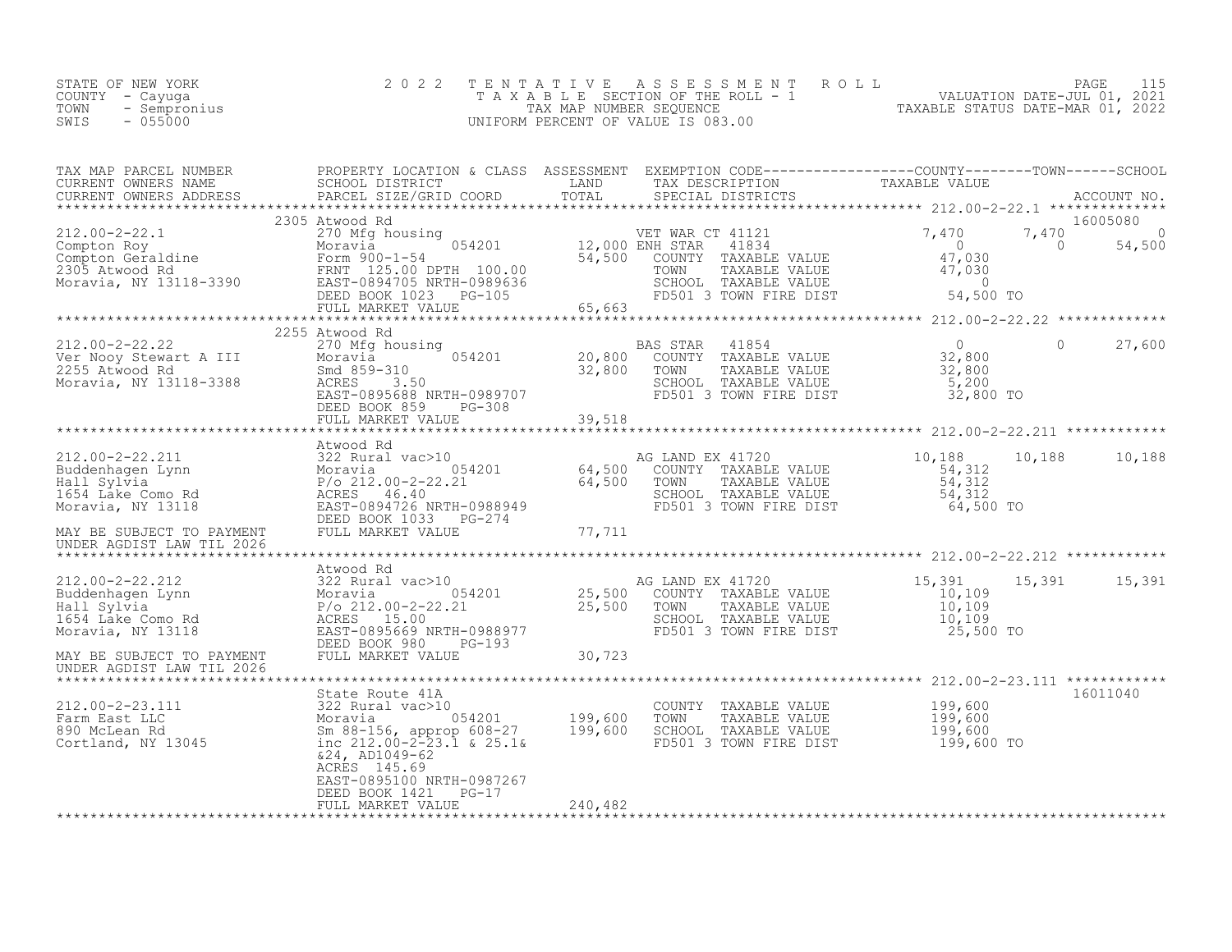STATE OF NEW YORK · COUNTY - Cayuga · TOWN - Sempronius · SWIS - 055000

# 2022 TENTATIVE ASSESSMENT ROLL

TAXABLE SECTION OF THE ROLL - 1 · TAX MAP NUMBER SEQUENCE · UNIFORM PERCENT OF VALUE IS 083.00

VALUATION DATE-JUL 01, 2021 · TAXABLE STATUS DATE-MAR 01, 2022

| TAX MAP PARCEL NUMBER / CURRENT OWNERS NAME / CURRENT OWNERS ADDRESS | PROPERTY LOCATION & CLASS / SCHOOL DISTRICT / PARCEL SIZE/GRID COORD | ASSESSMENT LAND | ASSESSMENT TOTAL | EXEMPTION CODE / TAX DESCRIPTION / SPECIAL DISTRICTS | COUNTY TAXABLE VALUE | TOWN | SCHOOL | ACCOUNT NO. |
|---|---|---|---|---|---|---|---|---|
| 212.00-2-22.1 | 2305 Atwood Rd | | | | | | | 16005080 |
| Compton Roy | 270 Mfg housing | | | VET WAR CT 41121 | 7,470 | 7,470 | 0 | |
| Compton Geraldine | Moravia 054201 | 12,000 | | ENH STAR 41834 | 0 | 0 | 54,500 | |
| 2305 Atwood Rd | Form 900-1-54 | | 54,500 | COUNTY TAXABLE VALUE | 47,030 | | | |
| Moravia, NY 13118-3390 | FRNT 125.00 DPTH 100.00 | | | TOWN TAXABLE VALUE | 47,030 | | | |
| | EAST-0894705 NRTH-0989636 | | | SCHOOL TAXABLE VALUE | 0 | | | |
| | DEED BOOK 1023 PG-105 | | | FD501 3 TOWN FIRE DIST | 54,500 TO | | | |
| | FULL MARKET VALUE | | 65,663 | | | | | |
| 212.00-2-22.22 | 2255 Atwood Rd | | | | | | | |
| Ver Nooy Stewart A III | 270 Mfg housing | | | BAS STAR 41854 | 0 | 0 | 27,600 | |
| 2255 Atwood Rd | Moravia 054201 | 20,800 | | COUNTY TAXABLE VALUE | 32,800 | | | |
| Moravia, NY 13118-3388 | Smd 859-310 | | 32,800 | TOWN TAXABLE VALUE | 32,800 | | | |
| | ACRES 3.50 | | | SCHOOL TAXABLE VALUE | 5,200 | | | |
| | EAST-0895688 NRTH-0989707 | | | FD501 3 TOWN FIRE DIST | 32,800 TO | | | |
| | DEED BOOK 859 PG-308 | | | | | | | |
| | FULL MARKET VALUE | | 39,518 | | | | | |
| 212.00-2-22.211 | Atwood Rd | | | | | | | |
| Buddenhagen Lynn | 322 Rural vac>10 | | | AG LAND EX 41720 | 10,188 | 10,188 | 10,188 | |
| Hall Sylvia | Moravia 054201 | 64,500 | | COUNTY TAXABLE VALUE | 54,312 | | | |
| 1654 Lake Como Rd | P/o 212.00-2-22.21 | | 64,500 | TOWN TAXABLE VALUE | 54,312 | | | |
| Moravia, NY 13118 | ACRES 46.40 | | | SCHOOL TAXABLE VALUE | 54,312 | | | |
| | EAST-0894726 NRTH-0988949 | | | FD501 3 TOWN FIRE DIST | 64,500 TO | | | |
| MAY BE SUBJECT TO PAYMENT | DEED BOOK 1033 PG-274 | | | | | | | |
| UNDER AGDIST LAW TIL 2026 | FULL MARKET VALUE | | 77,711 | | | | | |
| 212.00-2-22.212 | Atwood Rd | | | | | | | |
| Buddenhagen Lynn | 322 Rural vac>10 | | | AG LAND EX 41720 | 15,391 | 15,391 | 15,391 | |
| Hall Sylvia | Moravia 054201 | 25,500 | | COUNTY TAXABLE VALUE | 10,109 | | | |
| 1654 Lake Como Rd | P/o 212.00-2-22.21 | | 25,500 | TOWN TAXABLE VALUE | 10,109 | | | |
| Moravia, NY 13118 | ACRES 15.00 | | | SCHOOL TAXABLE VALUE | 10,109 | | | |
| | EAST-0895669 NRTH-0988977 | | | FD501 3 TOWN FIRE DIST | 25,500 TO | | | |
| MAY BE SUBJECT TO PAYMENT | DEED BOOK 980 PG-193 | | | | | | | |
| UNDER AGDIST LAW TIL 2026 | FULL MARKET VALUE | | 30,723 | | | | | |
| 212.00-2-23.111 | State Route 41A | | | | | | | 16011040 |
| Farm East LLC | 322 Rural vac>10 | | | COUNTY TAXABLE VALUE | 199,600 | | | |
| 890 McLean Rd | Moravia 054201 | 199,600 | | TOWN TAXABLE VALUE | 199,600 | | | |
| Cortland, NY 13045 | Sm 88-156, approp 608-27 | | 199,600 | SCHOOL TAXABLE VALUE | 199,600 | | | |
| | inc 212.00-2-23.1 & 25.1& | | | FD501 3 TOWN FIRE DIST | 199,600 TO | | | |
| | &24, AD1049-62 | | | | | | | |
| | ACRES 145.69 | | | | | | | |
| | EAST-0895100 NRTH-0987267 | | | | | | | |
| | DEED BOOK 1421 PG-17 | | | | | | | |
| | FULL MARKET VALUE | | 240,482 | | | | | |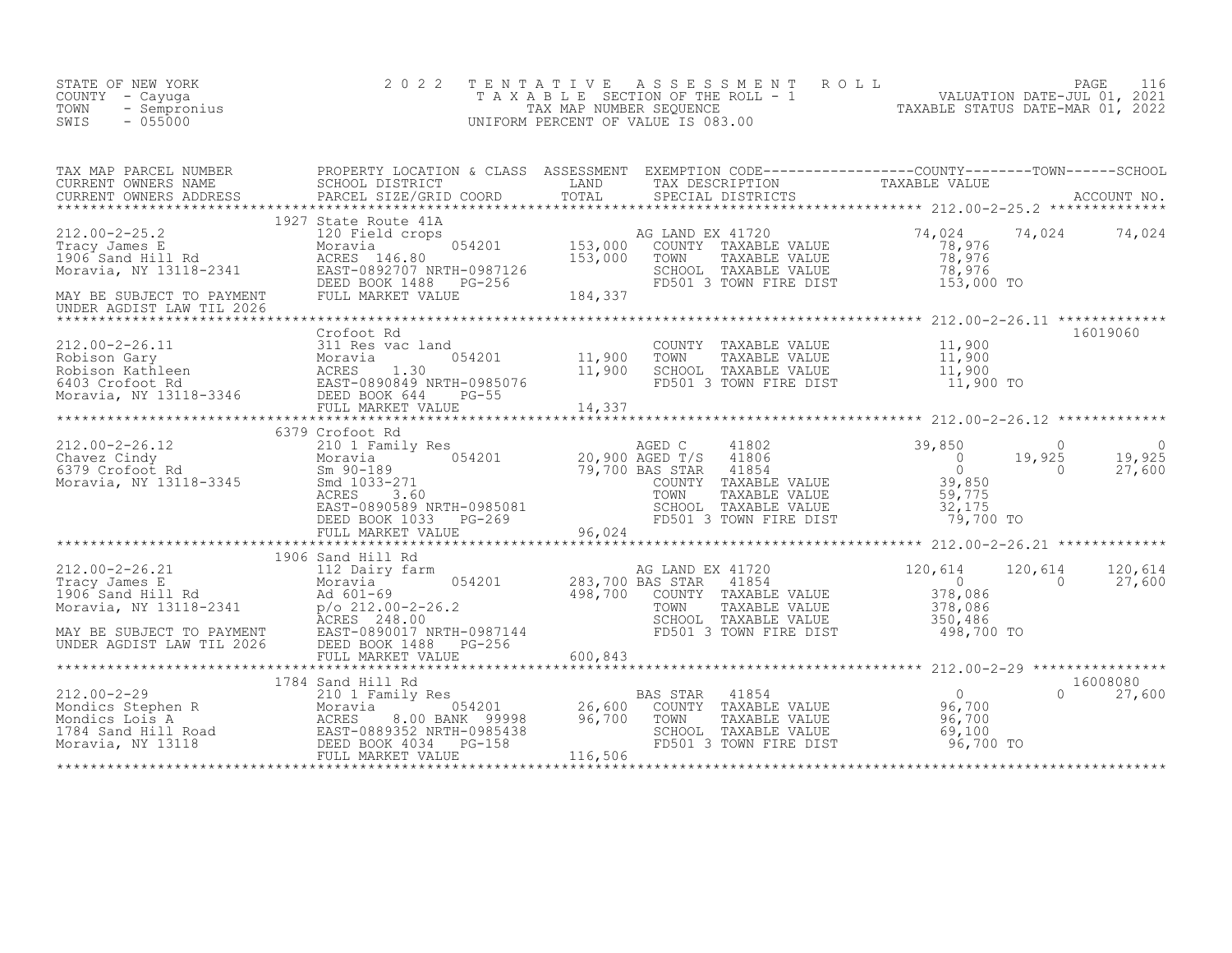STATE OF NEW YORK
COUNTY - Cayuga
TOWN - Sempronius
SWIS - 055000

2 0 2 2 T E N T A T I V E A S S E S S M E N T R O L L
T A X A B L E SECTION OF THE ROLL - 1
TAX MAP NUMBER SEQUENCE
UNIFORM PERCENT OF VALUE IS 083.00

VALUATION DATE-JUL 01, 2021
TAXABLE STATUS DATE-MAR 01, 2022

| TAX MAP PARCEL NUMBER / CURRENT OWNERS NAME / CURRENT OWNERS ADDRESS | PROPERTY LOCATION & CLASS / SCHOOL DISTRICT / PARCEL SIZE/GRID COORD | ASSESSMENT LAND / TOTAL | EXEMPTION CODE / TAX DESCRIPTION / SPECIAL DISTRICTS | COUNTY TAXABLE VALUE | TOWN | SCHOOL | ACCOUNT NO. |
|---|---|---|---|---|---|---|---|
| 212.00-2-25.2 | 1927 State Route 41A | | | | | | |
| Tracy James E | 120 Field crops | | AG LAND EX 41720 | 74,024 | 74,024 | 74,024 | |
| 1906 Sand Hill Rd | Moravia 054201 | 153,000 | COUNTY TAXABLE VALUE | 78,976 | | | |
| Moravia, NY 13118-2341 | ACRES 146.80 | 153,000 | TOWN TAXABLE VALUE | 78,976 | | | |
| | EAST-0892707 NRTH-0987126 | | SCHOOL TAXABLE VALUE | 78,976 | | | |
| | DEED BOOK 1488 PG-256 | | FD501 3 TOWN FIRE DIST | 153,000 TO | | | |
| MAY BE SUBJECT TO PAYMENT UNDER AGDIST LAW TIL 2026 | FULL MARKET VALUE | 184,337 | | | | | |
| 212.00-2-26.11 | Crofoot Rd | | | | | | 16019060 |
| Robison Gary | 311 Res vac land | | COUNTY TAXABLE VALUE | 11,900 | | | |
| Robison Kathleen | Moravia 054201 | 11,900 | TOWN TAXABLE VALUE | 11,900 | | | |
| 6403 Crofoot Rd | ACRES 1.30 | 11,900 | SCHOOL TAXABLE VALUE | 11,900 | | | |
| Moravia, NY 13118-3346 | EAST-0890849 NRTH-0985076 | | FD501 3 TOWN FIRE DIST | 11,900 TO | | | |
| | DEED BOOK 644 PG-55 | | | | | | |
| | FULL MARKET VALUE | 14,337 | | | | | |
| 212.00-2-26.12 | 6379 Crofoot Rd | | | | | | |
| Chavez Cindy | 210 1 Family Res | | AGED C 41802 | 39,850 | 0 | 0 | |
| 6379 Crofoot Rd | Moravia 054201 | 20,900 | AGED T/S 41806 | 0 | 19,925 | 19,925 | |
| Moravia, NY 13118-3345 | Sm 90-189 | 79,700 | BAS STAR 41854 | 0 | 0 | 27,600 | |
| | Smd 1033-271 | | COUNTY TAXABLE VALUE | 39,850 | | | |
| | ACRES 3.60 | | TOWN TAXABLE VALUE | 59,775 | | | |
| | EAST-0890589 NRTH-0985081 | | SCHOOL TAXABLE VALUE | 32,175 | | | |
| | DEED BOOK 1033 PG-269 | | FD501 3 TOWN FIRE DIST | 79,700 TO | | | |
| | FULL MARKET VALUE | 96,024 | | | | | |
| 212.00-2-26.21 | 1906 Sand Hill Rd | | | | | | |
| Tracy James E | 112 Dairy farm | | AG LAND EX 41720 | 120,614 | 120,614 | 120,614 | |
| 1906 Sand Hill Rd | Moravia 054201 | 283,700 | BAS STAR 41854 | 0 | 0 | 27,600 | |
| Moravia, NY 13118-2341 | Ad 601-69 | 498,700 | COUNTY TAXABLE VALUE | 378,086 | | | |
| | p/o 212.00-2-26.2 | | TOWN TAXABLE VALUE | 378,086 | | | |
| | ACRES 248.00 | | SCHOOL TAXABLE VALUE | 350,486 | | | |
| MAY BE SUBJECT TO PAYMENT | EAST-0890017 NRTH-0987144 | | FD501 3 TOWN FIRE DIST | 498,700 TO | | | |
| UNDER AGDIST LAW TIL 2026 | DEED BOOK 1488 PG-256 | | | | | | |
| | FULL MARKET VALUE | 600,843 | | | | | |
| 212.00-2-29 | 1784 Sand Hill Rd | | | | | | 16008080 |
| Mondics Stephen R | 210 1 Family Res | | BAS STAR 41854 | 0 | 0 | 27,600 | |
| Mondics Lois A | Moravia 054201 | 26,600 | COUNTY TAXABLE VALUE | 96,700 | | | |
| 1784 Sand Hill Road | ACRES 8.00 BANK 99998 | 96,700 | TOWN TAXABLE VALUE | 96,700 | | | |
| Moravia, NY 13118 | EAST-0889352 NRTH-0985438 | | SCHOOL TAXABLE VALUE | 69,100 | | | |
| | DEED BOOK 4034 PG-158 | | FD501 3 TOWN FIRE DIST | 96,700 TO | | | |
| | FULL MARKET VALUE | 116,506 | | | | | |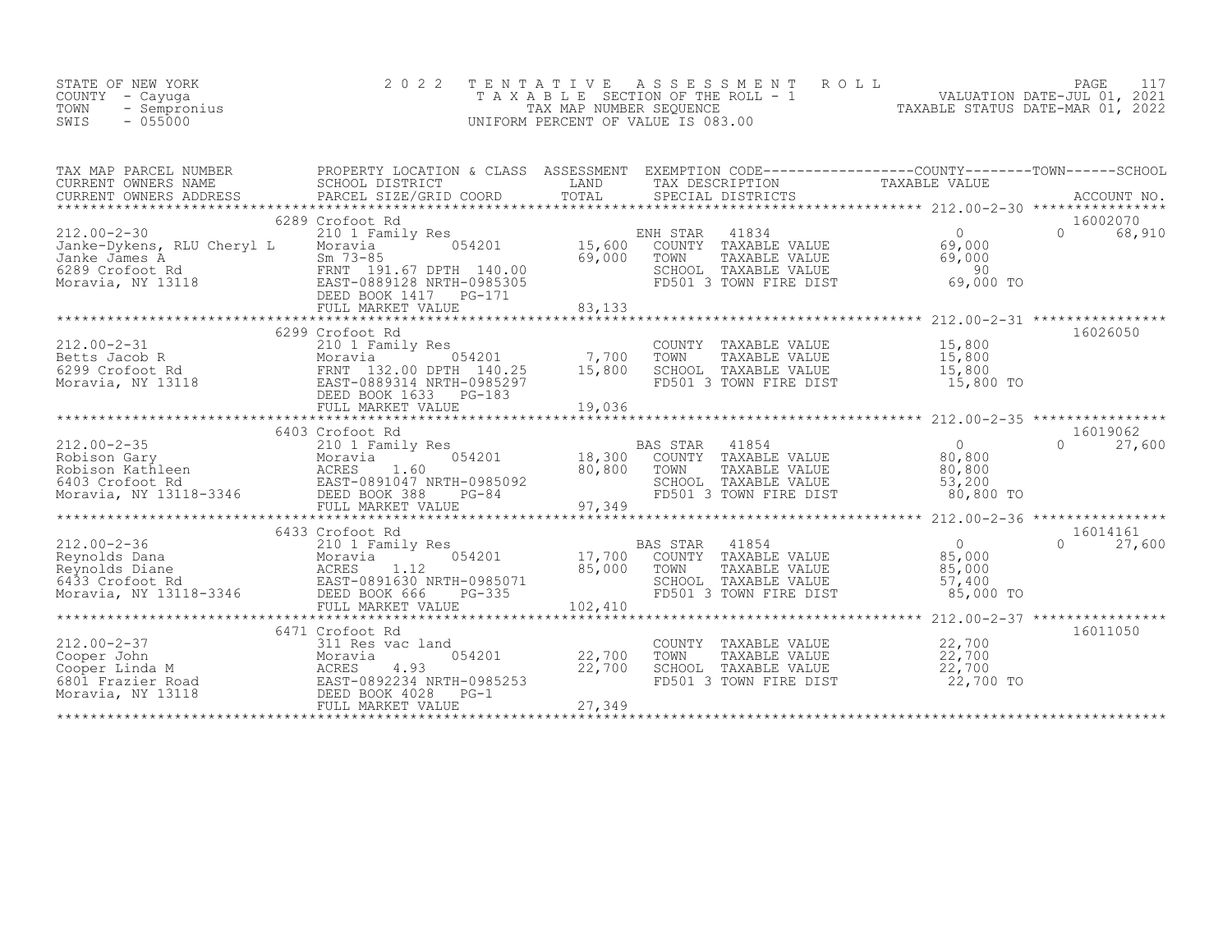STATE OF NEW YORK
COUNTY - Cayuga
TOWN - Sempronius
SWIS - 055000

# 2022 TENTATIVE ASSESSMENT ROLL

TAXABLE SECTION OF THE ROLL - 1
TAX MAP NUMBER SEQUENCE
UNIFORM PERCENT OF VALUE IS 083.00

VALUATION DATE-JUL 01, 2021
TAXABLE STATUS DATE-MAR 01, 2022

| TAX MAP PARCEL NUMBER / CURRENT OWNERS NAME / CURRENT OWNERS ADDRESS | PROPERTY LOCATION & CLASS / SCHOOL DISTRICT / PARCEL SIZE/GRID COORD | ASSESSMENT LAND | TOTAL | EXEMPTION CODE / TAX DESCRIPTION / SPECIAL DISTRICTS | COUNTY / TOWN TAXABLE VALUE | SCHOOL | ACCOUNT NO. |
|---|---|---|---|---|---|---|---|
| | 6289 Crofoot Rd | | | | | | 16002070 |
| 212.00-2-30 | 210 1 Family Res | | | ENH STAR 41834 | 0 | 0 68,910 | |
| Janke-Dykens, RLU Cheryl L | Moravia 054201 | 15,600 | | COUNTY TAXABLE VALUE | 69,000 | | |
| Janke James A | Sm 73-85 | | 69,000 | TOWN TAXABLE VALUE | 69,000 | | |
| 6289 Crofoot Rd | FRNT 191.67 DPTH 140.00 | | | SCHOOL TAXABLE VALUE | 90 | | |
| Moravia, NY 13118 | EAST-0889128 NRTH-0985305 | | | FD501 3 TOWN FIRE DIST | 69,000 TO | | |
| | DEED BOOK 1417 PG-171 | | | | | | |
| | FULL MARKET VALUE | | 83,133 | | | | |
| | 6299 Crofoot Rd | | | | | | 16026050 |
| 212.00-2-31 | 210 1 Family Res | | | COUNTY TAXABLE VALUE | 15,800 | | |
| Betts Jacob R | Moravia 054201 | 7,700 | | TOWN TAXABLE VALUE | 15,800 | | |
| 6299 Crofoot Rd | FRNT 132.00 DPTH 140.25 | | 15,800 | SCHOOL TAXABLE VALUE | 15,800 | | |
| Moravia, NY 13118 | EAST-0889314 NRTH-0985297 | | | FD501 3 TOWN FIRE DIST | 15,800 TO | | |
| | DEED BOOK 1633 PG-183 | | | | | | |
| | FULL MARKET VALUE | | 19,036 | | | | |
| | 6403 Crofoot Rd | | | | | | 16019062 |
| 212.00-2-35 | 210 1 Family Res | | | BAS STAR 41854 | 0 | 0 27,600 | |
| Robison Gary | Moravia 054201 | 18,300 | | COUNTY TAXABLE VALUE | 80,800 | | |
| Robison Kathleen | ACRES 1.60 | | 80,800 | TOWN TAXABLE VALUE | 80,800 | | |
| 6403 Crofoot Rd | EAST-0891047 NRTH-0985092 | | | SCHOOL TAXABLE VALUE | 53,200 | | |
| Moravia, NY 13118-3346 | DEED BOOK 388 PG-84 | | | FD501 3 TOWN FIRE DIST | 80,800 TO | | |
| | FULL MARKET VALUE | | 97,349 | | | | |
| | 6433 Crofoot Rd | | | | | | 16014161 |
| 212.00-2-36 | 210 1 Family Res | | | BAS STAR 41854 | 0 | 0 27,600 | |
| Reynolds Dana | Moravia 054201 | 17,700 | | COUNTY TAXABLE VALUE | 85,000 | | |
| Reynolds Diane | ACRES 1.12 | | 85,000 | TOWN TAXABLE VALUE | 85,000 | | |
| 6433 Crofoot Rd | EAST-0891630 NRTH-0985071 | | | SCHOOL TAXABLE VALUE | 57,400 | | |
| Moravia, NY 13118-3346 | DEED BOOK 666 PG-335 | | | FD501 3 TOWN FIRE DIST | 85,000 TO | | |
| | FULL MARKET VALUE | | 102,410 | | | | |
| | 6471 Crofoot Rd | | | | | | 16011050 |
| 212.00-2-37 | 311 Res vac land | | | COUNTY TAXABLE VALUE | 22,700 | | |
| Cooper John | Moravia 054201 | 22,700 | | TOWN TAXABLE VALUE | 22,700 | | |
| Cooper Linda M | ACRES 4.93 | | 22,700 | SCHOOL TAXABLE VALUE | 22,700 | | |
| 6801 Frazier Road | EAST-0892234 NRTH-0985253 | | | FD501 3 TOWN FIRE DIST | 22,700 TO | | |
| Moravia, NY 13118 | DEED BOOK 4028 PG-1 | | | | | | |
| | FULL MARKET VALUE | | 27,349 | | | | |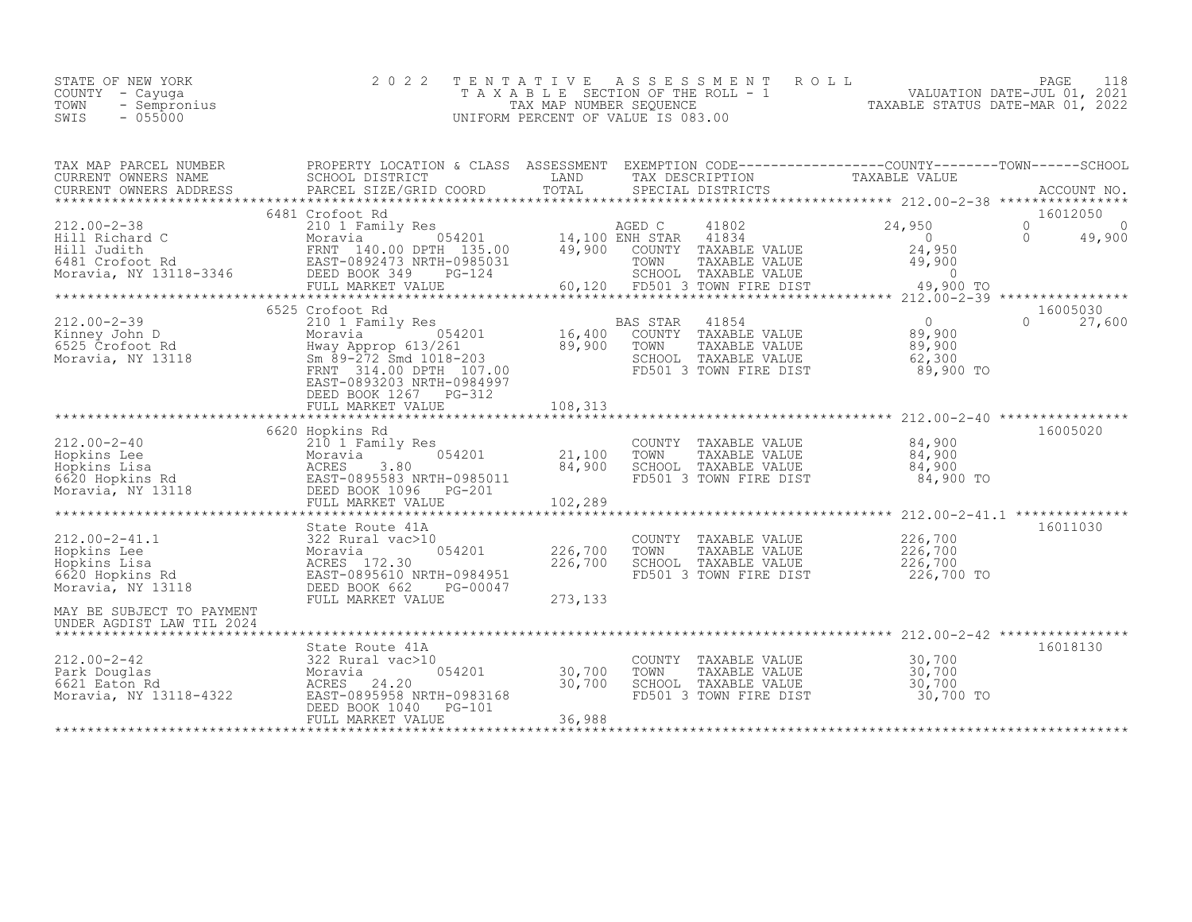STATE OF NEW YORK
COUNTY - Cayuga
TOWN - Sempronius
SWIS - 055000

2022 TENTATIVE ASSESSMENT ROLL
TAXABLE SECTION OF THE ROLL - 1
TAX MAP NUMBER SEQUENCE
UNIFORM PERCENT OF VALUE IS 083.00

VALUATION DATE-JUL 01, 2021
TAXABLE STATUS DATE-MAR 01, 2022

| TAX MAP PARCEL NUMBER / CURRENT OWNERS NAME / CURRENT OWNERS ADDRESS | PROPERTY LOCATION & CLASS / SCHOOL DISTRICT / PARCEL SIZE/GRID COORD | ASSESSMENT LAND | ASSESSMENT TOTAL | EXEMPTION CODE / TAX DESCRIPTION / SPECIAL DISTRICTS | COUNTY TAXABLE VALUE | TOWN | SCHOOL | ACCOUNT NO. |
|---|---|---|---|---|---|---|---|---|
| **212.00-2-38** | 6481 Crofoot Rd | | | | | | | 16012050 |
| Hill Richard C | 210 1 Family Res | | | AGED C 41802 | 24,950 | 0 | 0 | |
| Hill Judith | Moravia 054201 | 14,100 | | ENH STAR 41834 | 0 | 0 | 49,900 | |
| 6481 Crofoot Rd | FRNT 140.00 DPTH 135.00 | | 49,900 | COUNTY TAXABLE VALUE | 24,950 | | | |
| Moravia, NY 13118-3346 | EAST-0892473 NRTH-0985031 | | | TOWN TAXABLE VALUE | 49,900 | | | |
| | DEED BOOK 349 PG-124 | | | SCHOOL TAXABLE VALUE | 0 | | | |
| | FULL MARKET VALUE | | 60,120 | FD501 3 TOWN FIRE DIST | 49,900 TO | | | |
| **212.00-2-39** | 6525 Crofoot Rd | | | | | | | 16005030 |
| Kinney John D | 210 1 Family Res | | | BAS STAR 41854 | 0 | 0 | 27,600 | |
| 6525 Crofoot Rd | Moravia 054201 | 16,400 | | COUNTY TAXABLE VALUE | 89,900 | | | |
| Moravia, NY 13118 | Hway Approp 613/261 | | 89,900 | TOWN TAXABLE VALUE | 89,900 | | | |
| | Sm 89-272 Smd 1018-203 | | | SCHOOL TAXABLE VALUE | 62,300 | | | |
| | FRNT 314.00 DPTH 107.00 | | | FD501 3 TOWN FIRE DIST | 89,900 TO | | | |
| | EAST-0893203 NRTH-0984997 | | | | | | | |
| | DEED BOOK 1267 PG-312 | | | | | | | |
| | FULL MARKET VALUE | | 108,313 | | | | | |
| **212.00-2-40** | 6620 Hopkins Rd | | | | | | | 16005020 |
| Hopkins Lee | 210 1 Family Res | | | COUNTY TAXABLE VALUE | 84,900 | | | |
| Hopkins Lisa | Moravia 054201 | 21,100 | | TOWN TAXABLE VALUE | 84,900 | | | |
| 6620 Hopkins Rd | ACRES 3.80 | | 84,900 | SCHOOL TAXABLE VALUE | 84,900 | | | |
| Moravia, NY 13118 | EAST-0895583 NRTH-0985011 | | | FD501 3 TOWN FIRE DIST | 84,900 TO | | | |
| | DEED BOOK 1096 PG-201 | | | | | | | |
| | FULL MARKET VALUE | | 102,289 | | | | | |
| **212.00-2-41.1** | State Route 41A | | | | | | | 16011030 |
| Hopkins Lee | 322 Rural vac>10 | | | COUNTY TAXABLE VALUE | 226,700 | | | |
| Hopkins Lisa | Moravia 054201 | 226,700 | | TOWN TAXABLE VALUE | 226,700 | | | |
| 6620 Hopkins Rd | ACRES 172.30 | | 226,700 | SCHOOL TAXABLE VALUE | 226,700 | | | |
| Moravia, NY 13118 | EAST-0895610 NRTH-0984951 | | | FD501 3 TOWN FIRE DIST | 226,700 TO | | | |
| | DEED BOOK 662 PG-00047 | | | | | | | |
| | FULL MARKET VALUE | | 273,133 | | | | | |
| MAY BE SUBJECT TO PAYMENT UNDER AGDIST LAW TIL 2024 | | | | | | | | |
| **212.00-2-42** | State Route 41A | | | | | | | 16018130 |
| Park Douglas | 322 Rural vac>10 | | | COUNTY TAXABLE VALUE | 30,700 | | | |
| 6621 Eaton Rd | Moravia 054201 | 30,700 | | TOWN TAXABLE VALUE | 30,700 | | | |
| Moravia, NY 13118-4322 | ACRES 24.20 | | 30,700 | SCHOOL TAXABLE VALUE | 30,700 | | | |
| | EAST-0895958 NRTH-0983168 | | | FD501 3 TOWN FIRE DIST | 30,700 TO | | | |
| | DEED BOOK 1040 PG-101 | | | | | | | |
| | FULL MARKET VALUE | | 36,988 | | | | | |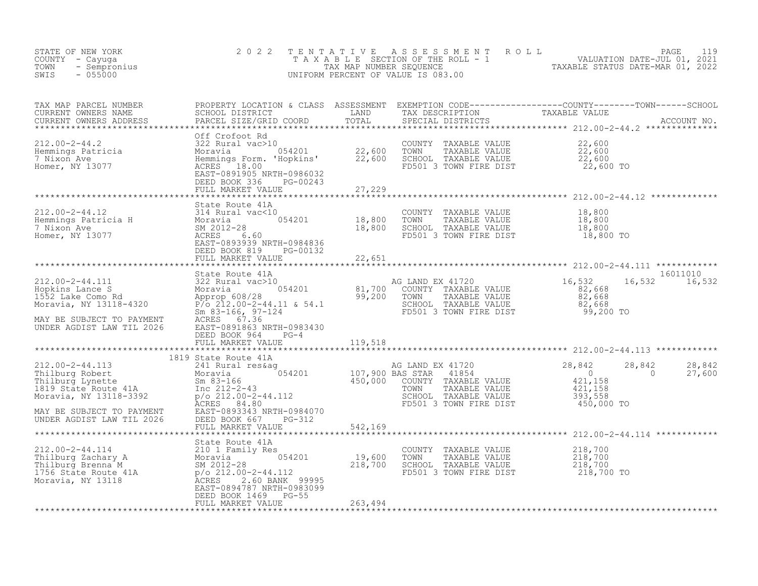STATE OF NEW YORK
COUNTY - Cayuga
TOWN - Sempronius
SWIS - 055000

2022 TENTATIVE ASSESSMENT ROLL
TAXABLE SECTION OF THE ROLL - 1
TAX MAP NUMBER SEQUENCE
UNIFORM PERCENT OF VALUE IS 083.00

VALUATION DATE-JUL 01, 2021
TAXABLE STATUS DATE-MAR 01, 2022

| TAX MAP PARCEL NUMBER / CURRENT OWNERS NAME / CURRENT OWNERS ADDRESS | PROPERTY LOCATION & CLASS / SCHOOL DISTRICT / PARCEL SIZE/GRID COORD | ASSESSMENT LAND | ASSESSMENT TOTAL | EXEMPTION CODE / TAX DESCRIPTION / SPECIAL DISTRICTS | COUNTY TAXABLE VALUE | TOWN | SCHOOL / ACCOUNT NO. |
|---|---|---|---|---|---|---|---|
| **212.00-2-44.2** | Off Crofoot Rd | | | | | | |
| 212.00-2-44.2 | 322 Rural vac>10 | | | COUNTY TAXABLE VALUE | 22,600 | | |
| Hemmings Patricia | Moravia 054201 | 22,600 | | TOWN TAXABLE VALUE | 22,600 | | |
| 7 Nixon Ave | Hemmings Form. 'Hopkins' | | 22,600 | SCHOOL TAXABLE VALUE | 22,600 | | |
| Homer, NY 13077 | ACRES 18.00 | | | FD501 3 TOWN FIRE DIST | 22,600 TO | | |
| | EAST-0891905 NRTH-0986032 | | | | | | |
| | DEED BOOK 336 PG-00243 | | | | | | |
| | FULL MARKET VALUE | | 27,229 | | | | |
| **212.00-2-44.12** | State Route 41A | | | | | | |
| 212.00-2-44.12 | 314 Rural vac<10 | | | COUNTY TAXABLE VALUE | 18,800 | | |
| Hemmings Patricia H | Moravia 054201 | 18,800 | | TOWN TAXABLE VALUE | 18,800 | | |
| 7 Nixon Ave | SM 2012-28 | | 18,800 | SCHOOL TAXABLE VALUE | 18,800 | | |
| Homer, NY 13077 | ACRES 6.60 | | | FD501 3 TOWN FIRE DIST | 18,800 TO | | |
| | EAST-0893939 NRTH-0984836 | | | | | | |
| | DEED BOOK 819 PG-00132 | | | | | | |
| | FULL MARKET VALUE | | 22,651 | | | | |
| **212.00-2-44.111** | State Route 41A | | | | | | 16011010 |
| 212.00-2-44.111 | 322 Rural vac>10 | | | AG LAND EX 41720 | 16,532 | 16,532 | 16,532 |
| Hopkins Lance S | Moravia 054201 | 81,700 | | COUNTY TAXABLE VALUE | 82,668 | | |
| 1552 Lake Como Rd | Approp 608/28 | | 99,200 | TOWN TAXABLE VALUE | 82,668 | | |
| Moravia, NY 13118-4320 | P/o 212.00-2-44.11 & 54.1 | | | SCHOOL TAXABLE VALUE | 82,668 | | |
| | Sm 83-166, 97-124 | | | FD501 3 TOWN FIRE DIST | 99,200 TO | | |
| MAY BE SUBJECT TO PAYMENT | ACRES 67.36 | | | | | | |
| UNDER AGDIST LAW TIL 2026 | EAST-0891863 NRTH-0983430 | | | | | | |
| | DEED BOOK 964 PG-4 | | | | | | |
| | FULL MARKET VALUE | | 119,518 | | | | |
| **212.00-2-44.113** | 1819 State Route 41A | | | | | | |
| 212.00-2-44.113 | 241 Rural res&ag | | | AG LAND EX 41720 | 28,842 | 28,842 | 28,842 |
| Thilburg Robert | Moravia 054201 | 107,900 | | BAS STAR 41854 | 0 | 0 | 27,600 |
| Thilburg Lynette | Sm 83-166 | | 450,000 | COUNTY TAXABLE VALUE | 421,158 | | |
| 1819 State Route 41A | Inc 212-2-43 | | | TOWN TAXABLE VALUE | 421,158 | | |
| Moravia, NY 13118-3392 | p/o 212.00-2-44.112 | | | SCHOOL TAXABLE VALUE | 393,558 | | |
| | ACRES 84.80 | | | FD501 3 TOWN FIRE DIST | 450,000 TO | | |
| MAY BE SUBJECT TO PAYMENT | EAST-0893343 NRTH-0984070 | | | | | | |
| UNDER AGDIST LAW TIL 2026 | DEED BOOK 667 PG-312 | | | | | | |
| | FULL MARKET VALUE | | 542,169 | | | | |
| **212.00-2-44.114** | State Route 41A | | | | | | |
| 212.00-2-44.114 | 210 1 Family Res | | | COUNTY TAXABLE VALUE | 218,700 | | |
| Thilburg Zachary A | Moravia 054201 | 19,600 | | TOWN TAXABLE VALUE | 218,700 | | |
| Thilburg Brenna M | SM 2012-28 | | 218,700 | SCHOOL TAXABLE VALUE | 218,700 | | |
| 1756 State Route 41A | p/o 212.00-2-44.112 | | | FD501 3 TOWN FIRE DIST | 218,700 TO | | |
| Moravia, NY 13118 | ACRES 2.60 BANK 99995 | | | | | | |
| | EAST-0894787 NRTH-0983099 | | | | | | |
| | DEED BOOK 1469 PG-55 | | | | | | |
| | FULL MARKET VALUE | | 263,494 | | | | |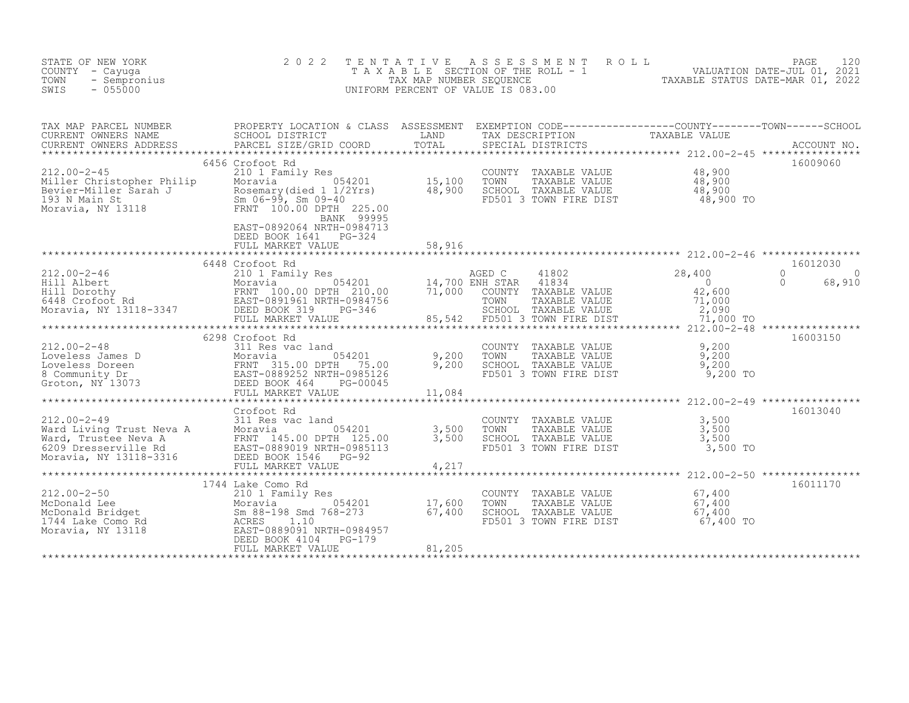STATE OF NEW YORK
COUNTY - Cayuga
TOWN - Sempronius
SWIS - 055000

2 0 2 2 T E N T A T I V E A S S E S S M E N T R O L L
T A X A B L E SECTION OF THE ROLL - 1
TAX MAP NUMBER SEQUENCE
UNIFORM PERCENT OF VALUE IS 083.00

VALUATION DATE-JUL 01, 2021
TAXABLE STATUS DATE-MAR 01, 2022

| TAX MAP PARCEL NUMBER<br>CURRENT OWNERS NAME<br>CURRENT OWNERS ADDRESS | PROPERTY LOCATION & CLASS<br>SCHOOL DISTRICT<br>PARCEL SIZE/GRID COORD | ASSESSMENT<br>LAND<br>TOTAL | EXEMPTION CODE<br>TAX DESCRIPTION<br>SPECIAL DISTRICTS | COUNTY<br>TAXABLE VALUE | TOWN | SCHOOL<br>ACCOUNT NO. |
|---|---|---|---|---|---|---|
| **212.00-2-45** | 6456 Crofoot Rd | | | | | 16009060 |
| 212.00-2-45 | 210 1 Family Res | | COUNTY TAXABLE VALUE | 48,900 | | |
| Miller Christopher Philip | Moravia 054201 | 15,100 | TOWN TAXABLE VALUE | 48,900 | | |
| Bevier-Miller Sarah J | Rosemary(died 1 1/2Yrs) | 48,900 | SCHOOL TAXABLE VALUE | 48,900 | | |
| 193 N Main St | Sm 06-99, Sm 09-40 | | FD501 3 TOWN FIRE DIST | 48,900 TO | | |
| Moravia, NY 13118 | FRNT 100.00 DPTH 225.00 | | | | | |
| | BANK 99995 | | | | | |
| | EAST-0892064 NRTH-0984713 | | | | | |
| | DEED BOOK 1641 PG-324 | | | | | |
| | FULL MARKET VALUE | 58,916 | | | | |
| **212.00-2-46** | 6448 Crofoot Rd | | | | | 16012030 |
| 212.00-2-46 | 210 1 Family Res | | AGED C 41802 | 28,400 | 0 | 0 |
| Hill Albert | Moravia 054201 | 14,700 | ENH STAR 41834 | 0 | 0 | 68,910 |
| Hill Dorothy | FRNT 100.00 DPTH 210.00 | 71,000 | COUNTY TAXABLE VALUE | 42,600 | | |
| 6448 Crofoot Rd | EAST-0891961 NRTH-0984756 | | TOWN TAXABLE VALUE | 71,000 | | |
| Moravia, NY 13118-3347 | DEED BOOK 319 PG-346 | | SCHOOL TAXABLE VALUE | 2,090 | | |
| | FULL MARKET VALUE | 85,542 | FD501 3 TOWN FIRE DIST | 71,000 TO | | |
| **212.00-2-48** | 6298 Crofoot Rd | | | | | 16003150 |
| 212.00-2-48 | 311 Res vac land | | COUNTY TAXABLE VALUE | 9,200 | | |
| Loveless James D | Moravia 054201 | 9,200 | TOWN TAXABLE VALUE | 9,200 | | |
| Loveless Doreen | FRNT 315.00 DPTH 75.00 | 9,200 | SCHOOL TAXABLE VALUE | 9,200 | | |
| 8 Community Dr | EAST-0889252 NRTH-0985126 | | FD501 3 TOWN FIRE DIST | 9,200 TO | | |
| Groton, NY 13073 | DEED BOOK 464 PG-00045 | | | | | |
| | FULL MARKET VALUE | 11,084 | | | | |
| **212.00-2-49** | Crofoot Rd | | | | | 16013040 |
| 212.00-2-49 | 311 Res vac land | | COUNTY TAXABLE VALUE | 3,500 | | |
| Ward Living Trust Neva A | Moravia 054201 | 3,500 | TOWN TAXABLE VALUE | 3,500 | | |
| Ward, Trustee Neva A | FRNT 145.00 DPTH 125.00 | 3,500 | SCHOOL TAXABLE VALUE | 3,500 | | |
| 6209 Dresserville Rd | EAST-0889019 NRTH-0985113 | | FD501 3 TOWN FIRE DIST | 3,500 TO | | |
| Moravia, NY 13118-3316 | DEED BOOK 1546 PG-92 | | | | | |
| | FULL MARKET VALUE | 4,217 | | | | |
| **212.00-2-50** | 1744 Lake Como Rd | | | | | 16011170 |
| 212.00-2-50 | 210 1 Family Res | | COUNTY TAXABLE VALUE | 67,400 | | |
| McDonald Lee | Moravia 054201 | 17,600 | TOWN TAXABLE VALUE | 67,400 | | |
| McDonald Bridget | Sm 88-198 Smd 768-273 | 67,400 | SCHOOL TAXABLE VALUE | 67,400 | | |
| 1744 Lake Como Rd | ACRES 1.10 | | FD501 3 TOWN FIRE DIST | 67,400 TO | | |
| Moravia, NY 13118 | EAST-0889091 NRTH-0984957 | | | | | |
| | DEED BOOK 4104 PG-179 | | | | | |
| | FULL MARKET VALUE | 81,205 | | | | |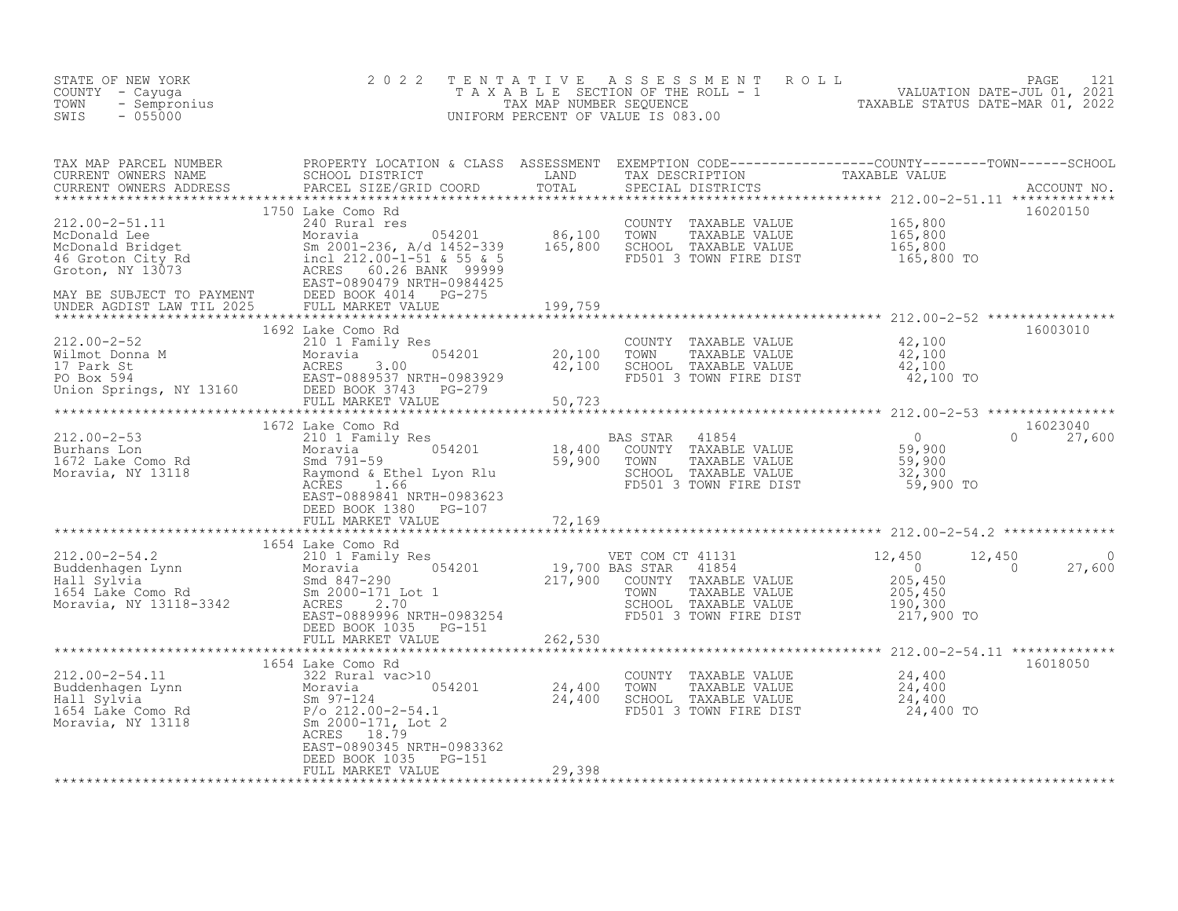STATE OF NEW YORK
COUNTY - Cayuga
TOWN - Sempronius
SWIS - 055000

# 2022 TENTATIVE ASSESSMENT ROLL

TAXABLE SECTION OF THE ROLL - 1
TAX MAP NUMBER SEQUENCE
UNIFORM PERCENT OF VALUE IS 083.00

VALUATION DATE-JUL 01, 2021
TAXABLE STATUS DATE-MAR 01, 2022

| TAX MAP PARCEL NUMBER / CURRENT OWNERS NAME / CURRENT OWNERS ADDRESS | PROPERTY LOCATION & CLASS / SCHOOL DISTRICT / PARCEL SIZE/GRID COORD | ASSESSMENT LAND | ASSESSMENT TOTAL | EXEMPTION CODE / TAX DESCRIPTION / SPECIAL DISTRICTS | COUNTY TAXABLE VALUE | TOWN | SCHOOL | ACCOUNT NO. |
|---|---|---|---|---|---|---|---|---|
| 212.00-2-51.11 | 1750 Lake Como Rd | | | | | | | 16020150 |
| McDonald Lee | 240 Rural res | | | COUNTY TAXABLE VALUE | 165,800 | | | |
| McDonald Bridget | Moravia 054201 | 86,100 | | TOWN TAXABLE VALUE | 165,800 | | | |
| 46 Groton City Rd | Sm 2001-236, A/d 1452-339 | | 165,800 | SCHOOL TAXABLE VALUE | 165,800 | | | |
| Groton, NY 13073 | incl 212.00-1-51 & 55 & 5 | | | FD501 3 TOWN FIRE DIST | 165,800 TO | | | |
| | ACRES 60.26 BANK 99999 | | | | | | | |
| | EAST-0890479 NRTH-0984425 | | | | | | | |
| MAY BE SUBJECT TO PAYMENT | DEED BOOK 4014 PG-275 | | | | | | | |
| UNDER AGDIST LAW TIL 2025 | FULL MARKET VALUE | | 199,759 | | | | | |
| 212.00-2-52 | 1692 Lake Como Rd | | | | | | | 16003010 |
| Wilmot Donna M | 210 1 Family Res | | | COUNTY TAXABLE VALUE | 42,100 | | | |
| 17 Park St | Moravia 054201 | 20,100 | | TOWN TAXABLE VALUE | 42,100 | | | |
| PO Box 594 | ACRES 3.00 | | 42,100 | SCHOOL TAXABLE VALUE | 42,100 | | | |
| Union Springs, NY 13160 | EAST-0889537 NRTH-0983929 | | | FD501 3 TOWN FIRE DIST | 42,100 TO | | | |
| | DEED BOOK 3743 PG-279 | | | | | | | |
| | FULL MARKET VALUE | | 50,723 | | | | | |
| 212.00-2-53 | 1672 Lake Como Rd | | | | | | | 16023040 |
| Burhans Lon | 210 1 Family Res | | | BAS STAR 41854 | 0 | 0 | 27,600 | |
| 1672 Lake Como Rd | Moravia 054201 | 18,400 | | COUNTY TAXABLE VALUE | 59,900 | | | |
| Moravia, NY 13118 | Smd 791-59 | | 59,900 | TOWN TAXABLE VALUE | 59,900 | | | |
| | Raymond & Ethel Lyon Rlu | | | SCHOOL TAXABLE VALUE | 32,300 | | | |
| | ACRES 1.66 | | | FD501 3 TOWN FIRE DIST | 59,900 TO | | | |
| | EAST-0889841 NRTH-0983623 | | | | | | | |
| | DEED BOOK 1380 PG-107 | | | | | | | |
| | FULL MARKET VALUE | | 72,169 | | | | | |
| 212.00-2-54.2 | 1654 Lake Como Rd | | | | | | | |
| Buddenhagen Lynn | 210 1 Family Res | | | VET COM CT 41131 | 12,450 | 12,450 | 0 | |
| Hall Sylvia | Moravia 054201 | 19,700 | | BAS STAR 41854 | 0 | 0 | 27,600 | |
| 1654 Lake Como Rd | Smd 847-290 | | 217,900 | COUNTY TAXABLE VALUE | 205,450 | | | |
| Moravia, NY 13118-3342 | Sm 2000-171 Lot 1 | | | TOWN TAXABLE VALUE | 205,450 | | | |
| | ACRES 2.70 | | | SCHOOL TAXABLE VALUE | 190,300 | | | |
| | EAST-0889996 NRTH-0983254 | | | FD501 3 TOWN FIRE DIST | 217,900 TO | | | |
| | DEED BOOK 1035 PG-151 | | | | | | | |
| | FULL MARKET VALUE | | 262,530 | | | | | |
| 212.00-2-54.11 | 1654 Lake Como Rd | | | | | | | 16018050 |
| Buddenhagen Lynn | 322 Rural vac>10 | | | COUNTY TAXABLE VALUE | 24,400 | | | |
| Hall Sylvia | Moravia 054201 | 24,400 | | TOWN TAXABLE VALUE | 24,400 | | | |
| 1654 Lake Como Rd | Sm 97-124 | | 24,400 | SCHOOL TAXABLE VALUE | 24,400 | | | |
| Moravia, NY 13118 | P/o 212.00-2-54.1 | | | FD501 3 TOWN FIRE DIST | 24,400 TO | | | |
| | Sm 2000-171, Lot 2 | | | | | | | |
| | ACRES 18.79 | | | | | | | |
| | EAST-0890345 NRTH-0983362 | | | | | | | |
| | DEED BOOK 1035 PG-151 | | | | | | | |
| | FULL MARKET VALUE | | 29,398 | | | | | |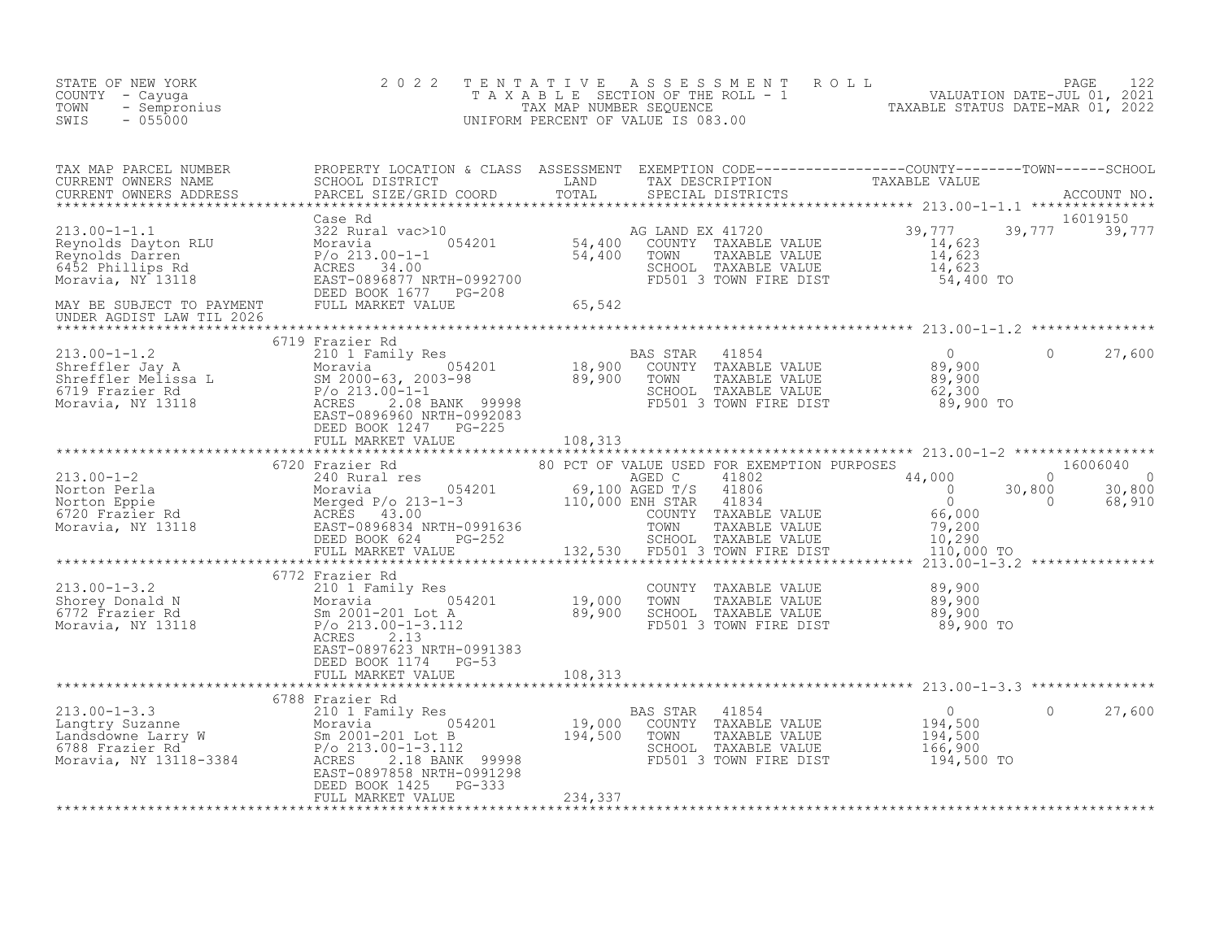STATE OF NEW YORK
COUNTY - Cayuga
TOWN - Sempronius
SWIS - 055000

2022 TENTATIVE ASSESSMENT ROLL
TAXABLE SECTION OF THE ROLL - 1
TAX MAP NUMBER SEQUENCE
UNIFORM PERCENT OF VALUE IS 083.00

VALUATION DATE-JUL 01, 2021
TAXABLE STATUS DATE-MAR 01, 2022

| TAX MAP PARCEL NUMBER / CURRENT OWNERS NAME / CURRENT OWNERS ADDRESS | PROPERTY LOCATION & CLASS / SCHOOL DISTRICT / PARCEL SIZE/GRID COORD | ASSESSMENT LAND / TOTAL | EXEMPTION CODE / TAX DESCRIPTION / SPECIAL DISTRICTS | COUNTY TAXABLE VALUE | TOWN | SCHOOL | ACCOUNT NO. |
|---|---|---|---|---|---|---|---|
| 213.00-1-1.1 | Case Rd | | | | | | 16019150 |
| Reynolds Dayton RLU | 322 Rural vac>10 | | AG LAND EX 41720 | 39,777 | 39,777 | 39,777 | |
| Reynolds Darren | Moravia 054201 | 54,400 | COUNTY TAXABLE VALUE | 14,623 | | | |
| 6452 Phillips Rd | P/o 213.00-1-1 | 54,400 | TOWN TAXABLE VALUE | 14,623 | | | |
| Moravia, NY 13118 | ACRES 34.00 | | SCHOOL TAXABLE VALUE | 14,623 | | | |
| | EAST-0896877 NRTH-0992700 | | FD501 3 TOWN FIRE DIST | 54,400 TO | | | |
| MAY BE SUBJECT TO PAYMENT | DEED BOOK 1677 PG-208 | | | | | | |
| UNDER AGDIST LAW TIL 2026 | FULL MARKET VALUE | 65,542 | | | | | |
| 213.00-1-1.2 | 6719 Frazier Rd | | | | | | |
| Shreffler Jay A | 210 1 Family Res | | BAS STAR 41854 | 0 | 0 | 27,600 | |
| Shreffler Melissa L | Moravia 054201 | 18,900 | COUNTY TAXABLE VALUE | 89,900 | | | |
| 6719 Frazier Rd | SM 2000-63, 2003-98 | 89,900 | TOWN TAXABLE VALUE | 89,900 | | | |
| Moravia, NY 13118 | P/o 213.00-1-1 | | SCHOOL TAXABLE VALUE | 62,300 | | | |
| | ACRES 2.08 BANK 99998 | | FD501 3 TOWN FIRE DIST | 89,900 TO | | | |
| | EAST-0896960 NRTH-0992083 | | | | | | |
| | DEED BOOK 1247 PG-225 | | | | | | |
| | FULL MARKET VALUE | 108,313 | | | | | |
| 213.00-1-2 | 6720 Frazier Rd | | 80 PCT OF VALUE USED FOR EXEMPTION PURPOSES | | | | 16006040 |
| Norton Perla | 240 Rural res | | AGED C 41802 | 44,000 | 0 | 0 | |
| Norton Eppie | Moravia 054201 | 69,100 | AGED T/S 41806 | 0 | 30,800 | 30,800 | |
| 6720 Frazier Rd | Merged P/o 213-1-3 | 110,000 | ENH STAR 41834 | 0 | 0 | 68,910 | |
| Moravia, NY 13118 | ACRES 43.00 | | COUNTY TAXABLE VALUE | 66,000 | | | |
| | EAST-0896834 NRTH-0991636 | | TOWN TAXABLE VALUE | 79,200 | | | |
| | DEED BOOK 624 PG-252 | | SCHOOL TAXABLE VALUE | 10,290 | | | |
| | FULL MARKET VALUE | 132,530 | FD501 3 TOWN FIRE DIST | 110,000 TO | | | |
| 213.00-1-3.2 | 6772 Frazier Rd | | | | | | |
| Shorey Donald N | 210 1 Family Res | | COUNTY TAXABLE VALUE | 89,900 | | | |
| 6772 Frazier Rd | Moravia 054201 | 19,000 | TOWN TAXABLE VALUE | 89,900 | | | |
| Moravia, NY 13118 | Sm 2001-201 Lot A | 89,900 | SCHOOL TAXABLE VALUE | 89,900 | | | |
| | P/o 213.00-1-3.112 | | FD501 3 TOWN FIRE DIST | 89,900 TO | | | |
| | ACRES 2.13 | | | | | | |
| | EAST-0897623 NRTH-0991383 | | | | | | |
| | DEED BOOK 1174 PG-53 | | | | | | |
| | FULL MARKET VALUE | 108,313 | | | | | |
| 213.00-1-3.3 | 6788 Frazier Rd | | | | | | |
| Langtry Suzanne | 210 1 Family Res | | BAS STAR 41854 | 0 | 0 | 27,600 | |
| Landsdowne Larry W | Moravia 054201 | 19,000 | COUNTY TAXABLE VALUE | 194,500 | | | |
| 6788 Frazier Rd | Sm 2001-201 Lot B | 194,500 | TOWN TAXABLE VALUE | 194,500 | | | |
| Moravia, NY 13118-3384 | P/o 213.00-1-3.112 | | SCHOOL TAXABLE VALUE | 166,900 | | | |
| | ACRES 2.18 BANK 99998 | | FD501 3 TOWN FIRE DIST | 194,500 TO | | | |
| | EAST-0897858 NRTH-0991298 | | | | | | |
| | DEED BOOK 1425 PG-333 | | | | | | |
| | FULL MARKET VALUE | 234,337 | | | | | |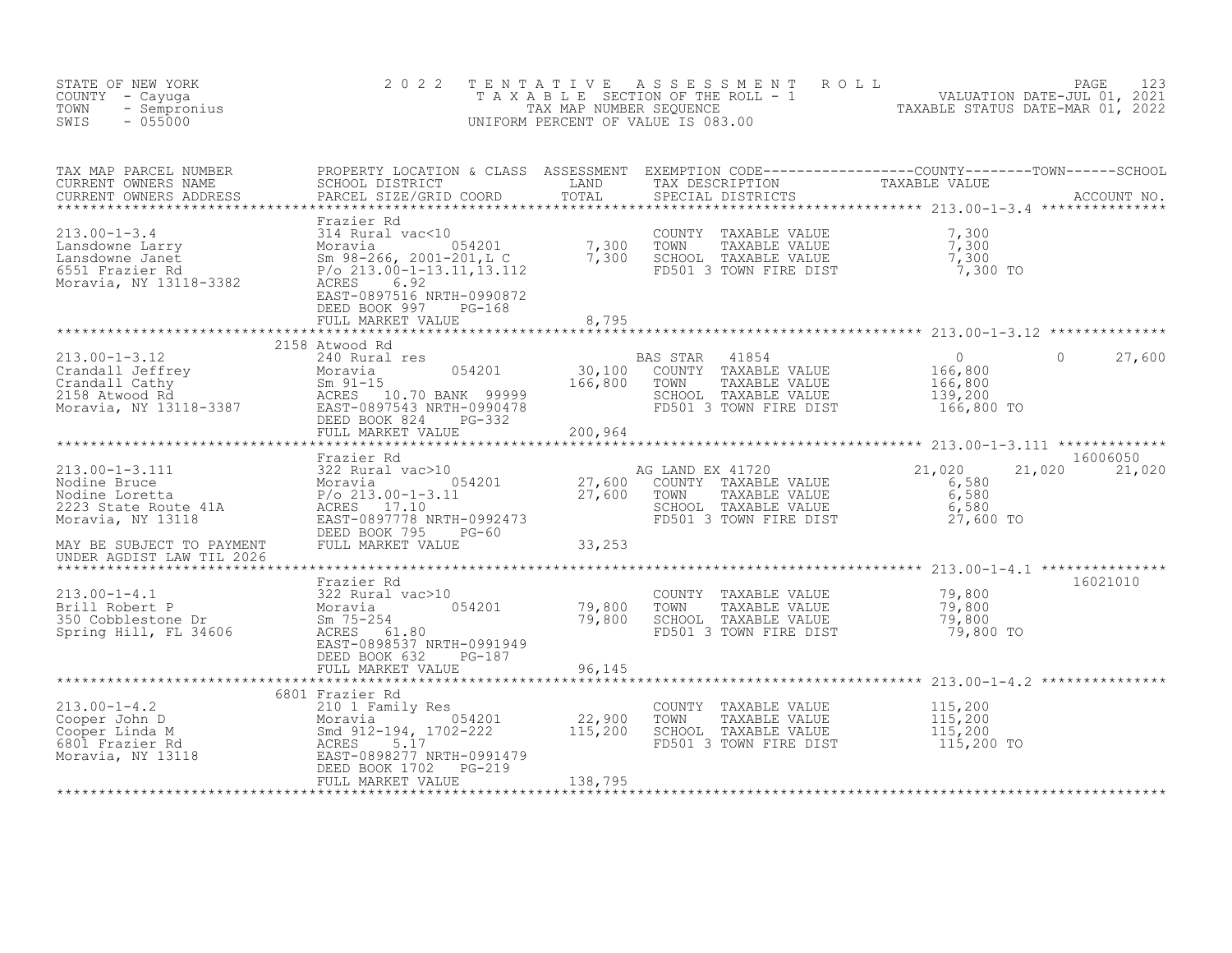STATE OF NEW YORK — 2022 TENTATIVE ASSESSMENT ROLL — TAXABLE SECTION OF THE ROLL - 1
COUNTY - Cayuga — TAX MAP NUMBER SEQUENCE — VALUATION DATE-JUL 01, 2021
TOWN - Sempronius — UNIFORM PERCENT OF VALUE IS 083.00 — TAXABLE STATUS DATE-MAR 01, 2022
SWIS - 055000

| TAX MAP PARCEL NUMBER / CURRENT OWNERS NAME / CURRENT OWNERS ADDRESS | PROPERTY LOCATION & CLASS / SCHOOL DISTRICT / PARCEL SIZE/GRID COORD | ASSESSMENT LAND | TOTAL | EXEMPTION CODE / TAX DESCRIPTION / SPECIAL DISTRICTS | COUNTY TAXABLE VALUE | TOWN | SCHOOL | ACCOUNT NO. |
|---|---|---|---|---|---|---|---|---|
| 213.00-1-3.4 | Frazier Rd | | | | | | | |
| Lansdowne Larry | 314 Rural vac<10 | | | COUNTY TAXABLE VALUE | 7,300 | | | |
| Lansdowne Janet | Moravia 054201 | 7,300 | | TOWN TAXABLE VALUE | 7,300 | | | |
| 6551 Frazier Rd | Sm 98-266, 2001-201,L C | | 7,300 | SCHOOL TAXABLE VALUE | 7,300 | | | |
| Moravia, NY 13118-3382 | P/o 213.00-1-13.11,13.112 | | | FD501 3 TOWN FIRE DIST | 7,300 TO | | | |
| | ACRES 6.92 | | | | | | | |
| | EAST-0897516 NRTH-0990872 | | | | | | | |
| | DEED BOOK 997 PG-168 | | | | | | | |
| | FULL MARKET VALUE | | 8,795 | | | | | |
| 213.00-1-3.12 | 2158 Atwood Rd | | | | | | | |
| Crandall Jeffrey | 240 Rural res | | | BAS STAR 41854 | 0 | 0 | 27,600 | |
| Crandall Cathy | Moravia 054201 | 30,100 | | COUNTY TAXABLE VALUE | 166,800 | | | |
| 2158 Atwood Rd | Sm 91-15 | | 166,800 | TOWN TAXABLE VALUE | 166,800 | | | |
| Moravia, NY 13118-3387 | ACRES 10.70 BANK 99999 | | | SCHOOL TAXABLE VALUE | 139,200 | | | |
| | EAST-0897543 NRTH-0990478 | | | FD501 3 TOWN FIRE DIST | 166,800 TO | | | |
| | DEED BOOK 824 PG-332 | | | | | | | |
| | FULL MARKET VALUE | | 200,964 | | | | | |
| 213.00-1-3.111 | Frazier Rd | | | | | | | 16006050 |
| Nodine Bruce | 322 Rural vac>10 | | | AG LAND EX 41720 | 21,020 | 21,020 | 21,020 | |
| Nodine Loretta | Moravia 054201 | 27,600 | | COUNTY TAXABLE VALUE | 6,580 | | | |
| 2223 State Route 41A | P/o 213.00-1-3.11 | | 27,600 | TOWN TAXABLE VALUE | 6,580 | | | |
| Moravia, NY 13118 | ACRES 17.10 | | | SCHOOL TAXABLE VALUE | 6,580 | | | |
| | EAST-0897778 NRTH-0992473 | | | FD501 3 TOWN FIRE DIST | 27,600 TO | | | |
| | DEED BOOK 795 PG-60 | | | | | | | |
| MAY BE SUBJECT TO PAYMENT UNDER AGDIST LAW TIL 2026 | FULL MARKET VALUE | | 33,253 | | | | | |
| 213.00-1-4.1 | Frazier Rd | | | | | | | 16021010 |
| Brill Robert P | 322 Rural vac>10 | | | COUNTY TAXABLE VALUE | 79,800 | | | |
| 350 Cobblestone Dr | Moravia 054201 | 79,800 | | TOWN TAXABLE VALUE | 79,800 | | | |
| Spring Hill, FL 34606 | Sm 75-254 | | 79,800 | SCHOOL TAXABLE VALUE | 79,800 | | | |
| | ACRES 61.80 | | | FD501 3 TOWN FIRE DIST | 79,800 TO | | | |
| | EAST-0898537 NRTH-0991949 | | | | | | | |
| | DEED BOOK 632 PG-187 | | | | | | | |
| | FULL MARKET VALUE | | 96,145 | | | | | |
| 213.00-1-4.2 | 6801 Frazier Rd | | | | | | | |
| Cooper John D | 210 1 Family Res | | | COUNTY TAXABLE VALUE | 115,200 | | | |
| Cooper Linda M | Moravia 054201 | 22,900 | | TOWN TAXABLE VALUE | 115,200 | | | |
| 6801 Frazier Rd | Smd 912-194, 1702-222 | | 115,200 | SCHOOL TAXABLE VALUE | 115,200 | | | |
| Moravia, NY 13118 | ACRES 5.17 | | | FD501 3 TOWN FIRE DIST | 115,200 TO | | | |
| | EAST-0898277 NRTH-0991479 | | | | | | | |
| | DEED BOOK 1702 PG-219 | | | | | | | |
| | FULL MARKET VALUE | | 138,795 | | | | | |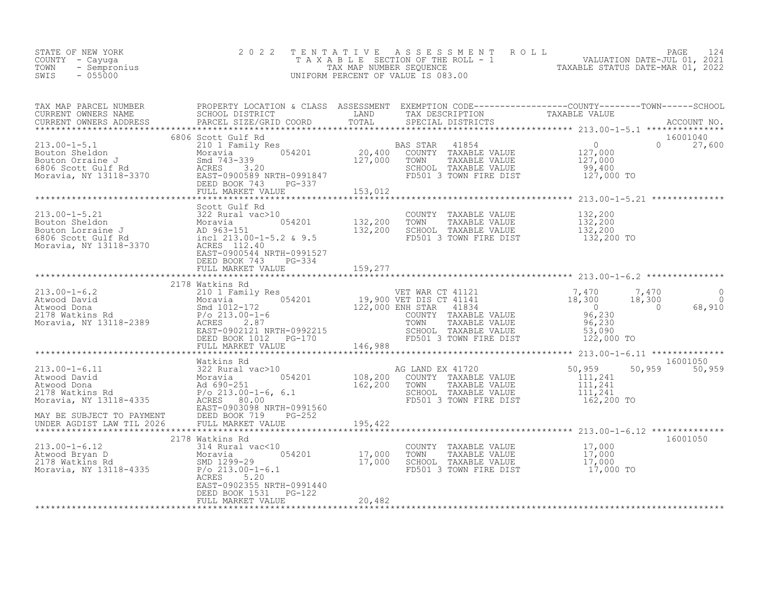STATE OF NEW YORK
COUNTY - Cayuga
TOWN - Sempronius
SWIS - 055000

# 2022 TENTATIVE ASSESSMENT ROLL
TAXABLE SECTION OF THE ROLL - 1
TAX MAP NUMBER SEQUENCE
UNIFORM PERCENT OF VALUE IS 083.00

VALUATION DATE-JUL 01, 2021
TAXABLE STATUS DATE-MAR 01, 2022

| TAX MAP PARCEL NUMBER / CURRENT OWNERS NAME / CURRENT OWNERS ADDRESS | PROPERTY LOCATION & CLASS / SCHOOL DISTRICT / PARCEL SIZE/GRID COORD | ASSESSMENT LAND / TOTAL | EXEMPTION CODE / TAX DESCRIPTION / SPECIAL DISTRICTS | COUNTY TAXABLE VALUE | TOWN | SCHOOL / ACCOUNT NO. |
|---|---|---|---|---|---|---|
| **213.00-1-5.1** | 6806 Scott Gulf Rd | | | | | 16001040 |
| Bouton Sheldon | 210 1 Family Res | | BAS STAR 41854 | 0 | 0 | 27,600 |
| Bouton Orraine J | Moravia 054201 | 20,400 | COUNTY TAXABLE VALUE | 127,000 | | |
| 6806 Scott Gulf Rd | Smd 743-339 | 127,000 | TOWN TAXABLE VALUE | 127,000 | | |
| Moravia, NY 13118-3370 | ACRES 3.20 | | SCHOOL TAXABLE VALUE | 99,400 | | |
| | EAST-0900589 NRTH-0991847 | | FD501 3 TOWN FIRE DIST | 127,000 TO | | |
| | DEED BOOK 743 PG-337 | | | | | |
| | FULL MARKET VALUE | 153,012 | | | | |
| **213.00-1-5.21** | Scott Gulf Rd | | | | | |
| Bouton Sheldon | 322 Rural vac>10 | | COUNTY TAXABLE VALUE | 132,200 | | |
| Bouton Lorraine J | Moravia 054201 | 132,200 | TOWN TAXABLE VALUE | 132,200 | | |
| 6806 Scott Gulf Rd | AD 963-151 | 132,200 | SCHOOL TAXABLE VALUE | 132,200 | | |
| Moravia, NY 13118-3370 | incl 213.00-1-5.2 & 9.5 | | FD501 3 TOWN FIRE DIST | 132,200 TO | | |
| | ACRES 112.40 | | | | | |
| | EAST-0900544 NRTH-0991527 | | | | | |
| | DEED BOOK 743 PG-334 | | | | | |
| | FULL MARKET VALUE | 159,277 | | | | |
| **213.00-1-6.2** | 2178 Watkins Rd | | | | | |
| Atwood David | 210 1 Family Res | | VET WAR CT 41121 | 7,470 | 7,470 | 0 |
| Atwood Dona | Moravia 054201 | 19,900 | VET DIS CT 41141 | 18,300 | 18,300 | 0 |
| 2178 Watkins Rd | Smd 1012-172 | 122,000 | ENH STAR 41834 | 0 | 0 | 68,910 |
| Moravia, NY 13118-2389 | P/o 213.00-1-6 | | COUNTY TAXABLE VALUE | 96,230 | | |
| | ACRES 2.87 | | TOWN TAXABLE VALUE | 96,230 | | |
| | EAST-0902121 NRTH-0992215 | | SCHOOL TAXABLE VALUE | 53,090 | | |
| | DEED BOOK 1012 PG-170 | | FD501 3 TOWN FIRE DIST | 122,000 TO | | |
| | FULL MARKET VALUE | 146,988 | | | | |
| **213.00-1-6.11** | Watkins Rd | | | | | 16001050 |
| Atwood David | 322 Rural vac>10 | | AG LAND EX 41720 | 50,959 | 50,959 | 50,959 |
| Atwood Dona | Moravia 054201 | 108,200 | COUNTY TAXABLE VALUE | 111,241 | | |
| 2178 Watkins Rd | Ad 690-251 | 162,200 | TOWN TAXABLE VALUE | 111,241 | | |
| Moravia, NY 13118-4335 | P/o 213.00-1-6, 6.1 | | SCHOOL TAXABLE VALUE | 111,241 | | |
| | ACRES 80.00 | | FD501 3 TOWN FIRE DIST | 162,200 TO | | |
| MAY BE SUBJECT TO PAYMENT | EAST-0903098 NRTH-0991560 | | | | | |
| UNDER AGDIST LAW TIL 2026 | DEED BOOK 719 PG-252 | | | | | |
| | FULL MARKET VALUE | 195,422 | | | | |
| **213.00-1-6.12** | 2178 Watkins Rd | | | | | 16001050 |
| Atwood Bryan D | 314 Rural vac<10 | | COUNTY TAXABLE VALUE | 17,000 | | |
| 2178 Watkins Rd | Moravia 054201 | 17,000 | TOWN TAXABLE VALUE | 17,000 | | |
| Moravia, NY 13118-4335 | SMD 1299-29 | 17,000 | SCHOOL TAXABLE VALUE | 17,000 | | |
| | P/o 213.00-1-6.1 | | FD501 3 TOWN FIRE DIST | 17,000 TO | | |
| | ACRES 5.20 | | | | | |
| | EAST-0902355 NRTH-0991440 | | | | | |
| | DEED BOOK 1531 PG-122 | | | | | |
| | FULL MARKET VALUE | 20,482 | | | | |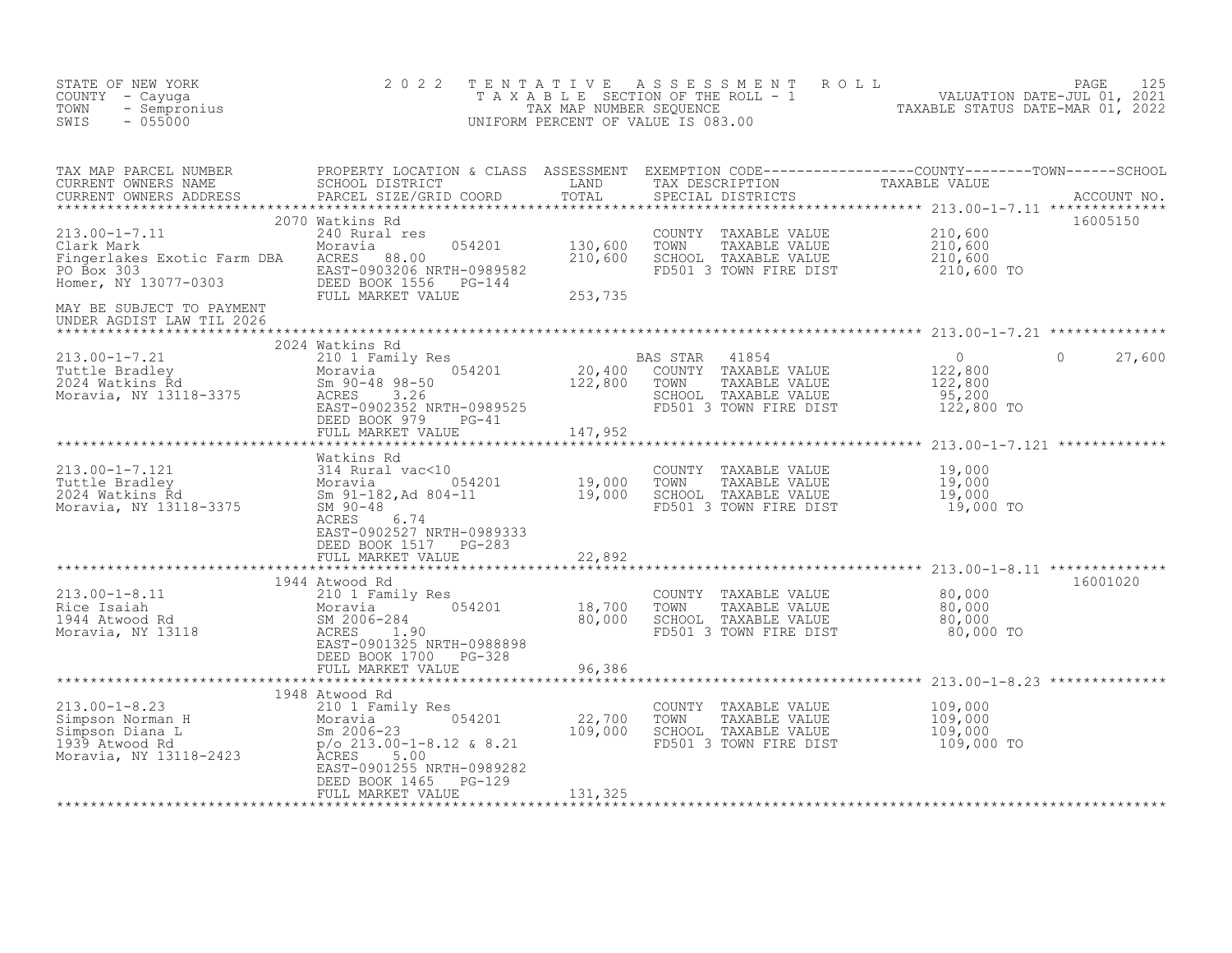STATE OF NEW YORK — 2022 TENTATIVE ASSESSMENT ROLL
COUNTY - Cayuga — TAXABLE SECTION OF THE ROLL - 1 — VALUATION DATE-JUL 01, 2021
TOWN - Sempronius — TAX MAP NUMBER SEQUENCE — TAXABLE STATUS DATE-MAR 01, 2022
SWIS - 055000 — UNIFORM PERCENT OF VALUE IS 083.00

| TAX MAP PARCEL NUMBER / CURRENT OWNERS NAME / CURRENT OWNERS ADDRESS | PROPERTY LOCATION & CLASS / SCHOOL DISTRICT / PARCEL SIZE/GRID COORD | ASSESSMENT LAND / TOTAL | EXEMPTION CODE / TAX DESCRIPTION / SPECIAL DISTRICTS | COUNTY TAXABLE VALUE | TOWN | SCHOOL | ACCOUNT NO. |
|---|---|---|---|---|---|---|---|
| 213.00-1-7.11 | 2070 Watkins Rd | | | | | | 16005150 |
| | 240 Rural res | | COUNTY TAXABLE VALUE | 210,600 | | | |
| Clark Mark | Moravia 054201 | 130,600 | TOWN TAXABLE VALUE | 210,600 | | | |
| Fingerlakes Exotic Farm DBA | ACRES 88.00 | 210,600 | SCHOOL TAXABLE VALUE | 210,600 | | | |
| PO Box 303 | EAST-0903206 NRTH-0989582 | | FD501 3 TOWN FIRE DIST | 210,600 TO | | | |
| Homer, NY 13077-0303 | DEED BOOK 1556 PG-144 | | | | | | |
| | FULL MARKET VALUE | 253,735 | | | | | |
| MAY BE SUBJECT TO PAYMENT UNDER AGDIST LAW TIL 2026 | | | | | | | |
| 213.00-1-7.21 | 2024 Watkins Rd | | | | | | |
| | 210 1 Family Res | | BAS STAR 41854 | 0 | 0 | 27,600 | |
| Tuttle Bradley | Moravia 054201 | 20,400 | COUNTY TAXABLE VALUE | 122,800 | | | |
| 2024 Watkins Rd | Sm 90-48 98-50 | 122,800 | TOWN TAXABLE VALUE | 122,800 | | | |
| Moravia, NY 13118-3375 | ACRES 3.26 | | SCHOOL TAXABLE VALUE | 95,200 | | | |
| | EAST-0902352 NRTH-0989525 | | FD501 3 TOWN FIRE DIST | 122,800 TO | | | |
| | DEED BOOK 979 PG-41 | | | | | | |
| | FULL MARKET VALUE | 147,952 | | | | | |
| 213.00-1-7.121 | Watkins Rd | | | | | | |
| | 314 Rural vac<10 | | COUNTY TAXABLE VALUE | 19,000 | | | |
| Tuttle Bradley | Moravia 054201 | 19,000 | TOWN TAXABLE VALUE | 19,000 | | | |
| 2024 Watkins Rd | Sm 91-182,Ad 804-11 | 19,000 | SCHOOL TAXABLE VALUE | 19,000 | | | |
| Moravia, NY 13118-3375 | SM 90-48 | | FD501 3 TOWN FIRE DIST | 19,000 TO | | | |
| | ACRES 6.74 | | | | | | |
| | EAST-0902527 NRTH-0989333 | | | | | | |
| | DEED BOOK 1517 PG-283 | | | | | | |
| | FULL MARKET VALUE | 22,892 | | | | | |
| 213.00-1-8.11 | 1944 Atwood Rd | | | | | | 16001020 |
| | 210 1 Family Res | | COUNTY TAXABLE VALUE | 80,000 | | | |
| Rice Isaiah | Moravia 054201 | 18,700 | TOWN TAXABLE VALUE | 80,000 | | | |
| 1944 Atwood Rd | SM 2006-284 | 80,000 | SCHOOL TAXABLE VALUE | 80,000 | | | |
| Moravia, NY 13118 | ACRES 1.90 | | FD501 3 TOWN FIRE DIST | 80,000 TO | | | |
| | EAST-0901325 NRTH-0988898 | | | | | | |
| | DEED BOOK 1700 PG-328 | | | | | | |
| | FULL MARKET VALUE | 96,386 | | | | | |
| 213.00-1-8.23 | 1948 Atwood Rd | | | | | | |
| | 210 1 Family Res | | COUNTY TAXABLE VALUE | 109,000 | | | |
| Simpson Norman H | Moravia 054201 | 22,700 | TOWN TAXABLE VALUE | 109,000 | | | |
| Simpson Diana L | Sm 2006-23 | 109,000 | SCHOOL TAXABLE VALUE | 109,000 | | | |
| 1939 Atwood Rd | p/o 213.00-1-8.12 & 8.21 | | FD501 3 TOWN FIRE DIST | 109,000 TO | | | |
| Moravia, NY 13118-2423 | ACRES 5.00 | | | | | | |
| | EAST-0901255 NRTH-0989282 | | | | | | |
| | DEED BOOK 1465 PG-129 | | | | | | |
| | FULL MARKET VALUE | 131,325 | | | | | |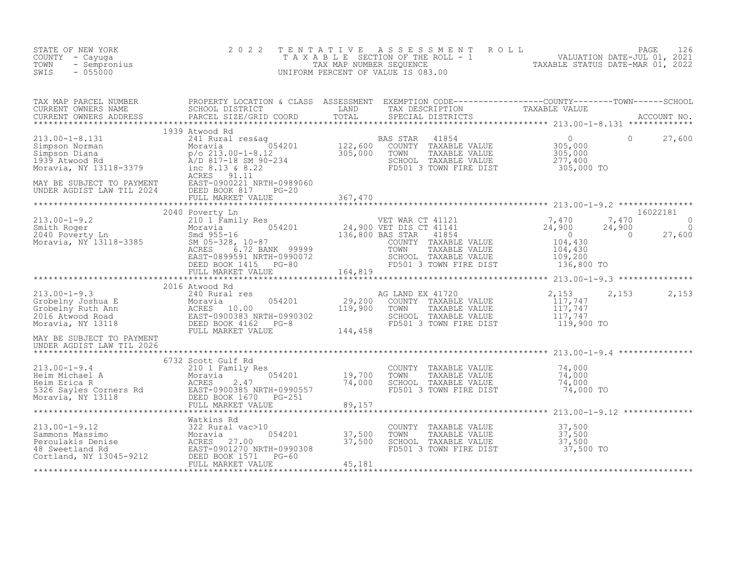STATE OF NEW YORK
COUNTY - Cayuga
TOWN - Sempronius
SWIS - 055000

2022 TENTATIVE ASSESSMENT ROLL
TAXABLE SECTION OF THE ROLL - 1
TAX MAP NUMBER SEQUENCE
UNIFORM PERCENT OF VALUE IS 083.00

VALUATION DATE-JUL 01, 2021
TAXABLE STATUS DATE-MAR 01, 2022

```
TAX MAP PARCEL NUMBER        PROPERTY LOCATION & CLASS  ASSESSMENT  EXEMPTION CODE------------------COUNTY--------TOWN------SCHOOL
CURRENT OWNERS NAME          SCHOOL DISTRICT              LAND      TAX DESCRIPTION              TAXABLE VALUE
CURRENT OWNERS ADDRESS       PARCEL SIZE/GRID COORD       TOTAL     SPECIAL DISTRICTS                                     ACCOUNT NO.
******************************************************************************************** 213.00-1-8.131 *************
                             1939 Atwood Rd
213.00-1-8.131               241 Rural res&ag                       BAS STAR   41854                  0           0      27,600
Simpson Norman               Moravia         054201     122,600     COUNTY  TAXABLE VALUE       305,000
Simpson Diana                p/o 213.00-1-8.12          305,000     TOWN    TAXABLE VALUE       305,000
1939 Atwood Rd               A/D 817-18 SM 90-234                   SCHOOL  TAXABLE VALUE       277,400
Moravia, NY 13118-3379       inc 8.13 & 8.22                        FD501 3 TOWN FIRE DIST       305,000 TO
                             ACRES   91.11
MAY BE SUBJECT TO PAYMENT    EAST-0900221 NRTH-0989060
UNDER AGDIST LAW TIL 2024    DEED BOOK 817    PG-20
                             FULL MARKET VALUE          367,470
******************************************************************************************** 213.00-1-9.2 ***************
                             2040 Poverty Ln                                                                     16022181
213.00-1-9.2                 210 1 Family Res                       VET WAR CT 41121              7,470       7,470           0
Smith Roger                  Moravia         054201      24,900 VET DIS CT 41141             24,900      24,900           0
2040 Poverty Ln              Smd 955-16                 136,800 BAS STAR   41854                  0           0      27,600
Moravia, NY 13118-3385       SM 05-328, 10-87                       COUNTY  TAXABLE VALUE       104,430
                             ACRES    6.72 BANK  99999              TOWN    TAXABLE VALUE       104,430
                             EAST-0899591 NRTH-0990072              SCHOOL  TAXABLE VALUE       109,200
                             DEED BOOK 1415   PG-80                 FD501 3 TOWN FIRE DIST       136,800 TO
                             FULL MARKET VALUE          164,819
******************************************************************************************** 213.00-1-9.3 ***************
                             2016 Atwood Rd
213.00-1-9.3                 240 Rural res                          AG LAND EX 41720              2,153       2,153       2,153
Grobelny Joshua E            Moravia         054201      29,200     COUNTY  TAXABLE VALUE       117,747
Grobelny Ruth Ann            ACRES   10.00              119,900     TOWN    TAXABLE VALUE       117,747
2016 Atwood Road             EAST-0900383 NRTH-0990302              SCHOOL  TAXABLE VALUE       117,747
Moravia, NY 13118            DEED BOOK 4162   PG-8                  FD501 3 TOWN FIRE DIST       119,900 TO
                             FULL MARKET VALUE          144,458
MAY BE SUBJECT TO PAYMENT
UNDER AGDIST LAW TIL 2026
******************************************************************************************** 213.00-1-9.4 ***************
                             6732 Scott Gulf Rd
213.00-1-9.4                 210 1 Family Res                       COUNTY  TAXABLE VALUE        74,000
Heim Michael A               Moravia         054201      19,700     TOWN    TAXABLE VALUE        74,000
Heim Erica R                 ACRES    2.47               74,000     SCHOOL  TAXABLE VALUE        74,000
5326 Sayles Corners Rd       EAST-0900385 NRTH-0990557              FD501 3 TOWN FIRE DIST        74,000 TO
Moravia, NY 13118            DEED BOOK 1670   PG-251
                             FULL MARKET VALUE           89,157
******************************************************************************************** 213.00-1-9.12 **************
                             Watkins Rd
213.00-1-9.12                322 Rural vac>10                       COUNTY  TAXABLE VALUE        37,500
Sammons Massimo              Moravia         054201      37,500     TOWN    TAXABLE VALUE        37,500
Peroulakis Denise            ACRES   27.00               37,500     SCHOOL  TAXABLE VALUE        37,500
48 Sweetland Rd              EAST-0901270 NRTH-0990308              FD501 3 TOWN FIRE DIST        37,500 TO
Cortland, NY 13045-9212      DEED BOOK 1571   PG-60
                             FULL MARKET VALUE           45,181
****************************************************************************************************************************
```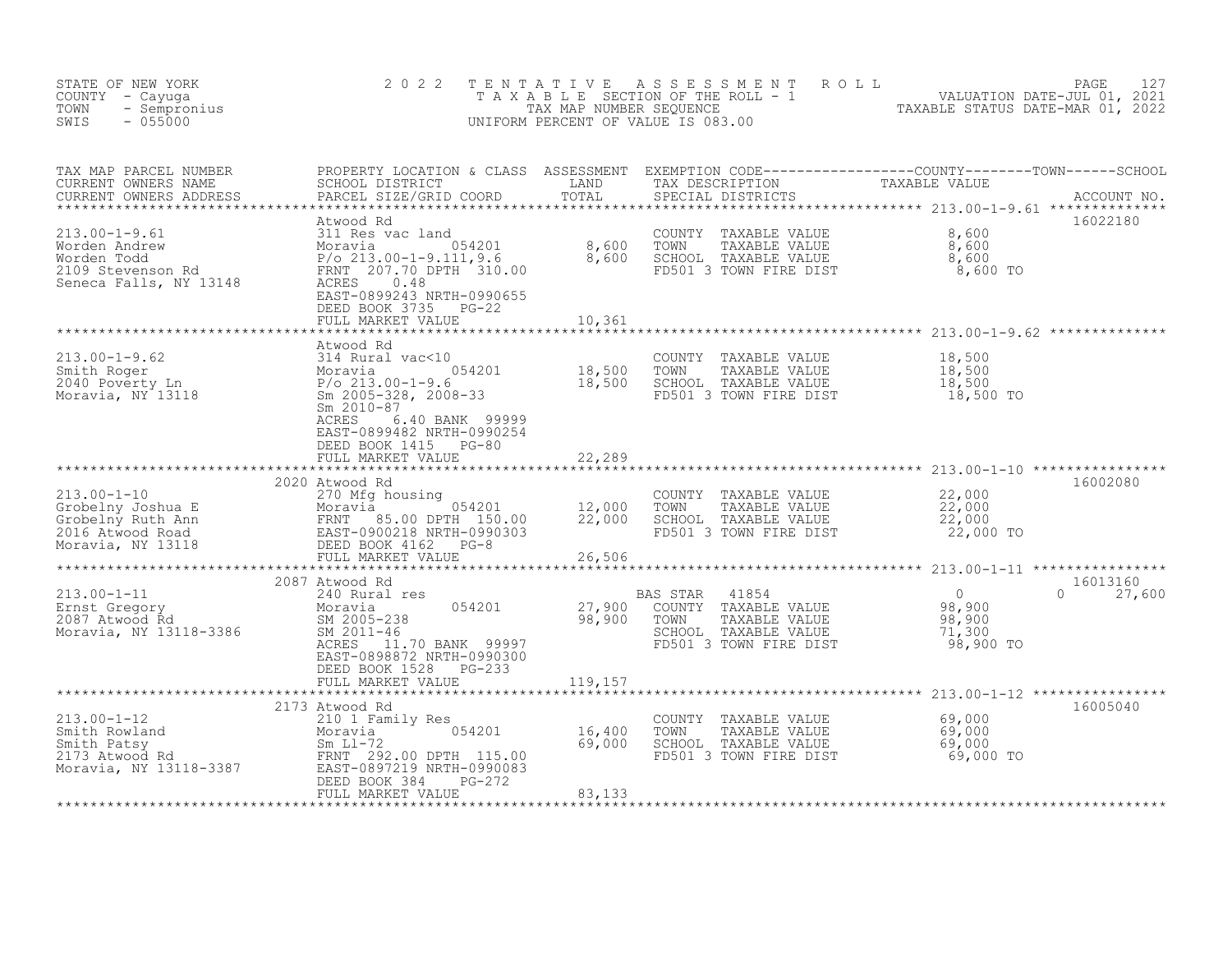STATE OF NEW YORK
COUNTY - Cayuga
TOWN - Sempronius
SWIS - 055000

# 2022 TENTATIVE ASSESSMENT ROLL

TAXABLE SECTION OF THE ROLL - 1
TAX MAP NUMBER SEQUENCE
UNIFORM PERCENT OF VALUE IS 083.00

VALUATION DATE-JUL 01, 2021
TAXABLE STATUS DATE-MAR 01, 2022

| TAX MAP PARCEL NUMBER / CURRENT OWNERS NAME / CURRENT OWNERS ADDRESS | PROPERTY LOCATION & CLASS / SCHOOL DISTRICT / PARCEL SIZE/GRID COORD | ASSESSMENT LAND | TOTAL | EXEMPTION CODE / TAX DESCRIPTION / SPECIAL DISTRICTS | COUNTY TAXABLE VALUE | TOWN | SCHOOL | ACCOUNT NO. |
|---|---|---|---|---|---|---|---|---|
| 213.00-1-9.61 | Atwood Rd | | | | | | | 16022180 |
| Worden Andrew | 311 Res vac land | | | COUNTY TAXABLE VALUE | 8,600 | | | |
| Worden Todd | Moravia 054201 | 8,600 | | TOWN TAXABLE VALUE | 8,600 | | | |
| 2109 Stevenson Rd | P/o 213.00-1-9.111,9.6 | | 8,600 | SCHOOL TAXABLE VALUE | 8,600 | | | |
| Seneca Falls, NY 13148 | FRNT 207.70 DPTH 310.00 | | | FD501 3 TOWN FIRE DIST | 8,600 TO | | | |
| | ACRES 0.48 | | | | | | | |
| | EAST-0899243 NRTH-0990655 | | | | | | | |
| | DEED BOOK 3735 PG-22 | | | | | | | |
| | FULL MARKET VALUE | | 10,361 | | | | | |
| 213.00-1-9.62 | Atwood Rd | | | | | | | |
| Smith Roger | 314 Rural vac<10 | | | COUNTY TAXABLE VALUE | 18,500 | | | |
| 2040 Poverty Ln | Moravia 054201 | 18,500 | | TOWN TAXABLE VALUE | 18,500 | | | |
| Moravia, NY 13118 | P/o 213.00-1-9.6 | | 18,500 | SCHOOL TAXABLE VALUE | 18,500 | | | |
| | Sm 2005-328, 2008-33 | | | FD501 3 TOWN FIRE DIST | 18,500 TO | | | |
| | Sm 2010-87 | | | | | | | |
| | ACRES 6.40 BANK 99999 | | | | | | | |
| | EAST-0899482 NRTH-0990254 | | | | | | | |
| | DEED BOOK 1415 PG-80 | | | | | | | |
| | FULL MARKET VALUE | | 22,289 | | | | | |
| 213.00-1-10 | 2020 Atwood Rd | | | | | | | 16002080 |
| Grobelny Joshua E | 270 Mfg housing | | | COUNTY TAXABLE VALUE | 22,000 | | | |
| Grobelny Ruth Ann | Moravia 054201 | 12,000 | | TOWN TAXABLE VALUE | 22,000 | | | |
| 2016 Atwood Road | FRNT 85.00 DPTH 150.00 | | 22,000 | SCHOOL TAXABLE VALUE | 22,000 | | | |
| Moravia, NY 13118 | EAST-0900218 NRTH-0990303 | | | FD501 3 TOWN FIRE DIST | 22,000 TO | | | |
| | DEED BOOK 4162 PG-8 | | | | | | | |
| | FULL MARKET VALUE | | 26,506 | | | | | |
| 213.00-1-11 | 2087 Atwood Rd | | | | | | | 16013160 |
| Ernst Gregory | 240 Rural res | | | BAS STAR 41854 | 0 | 0 | 27,600 | |
| 2087 Atwood Rd | Moravia 054201 | 27,900 | | COUNTY TAXABLE VALUE | 98,900 | | | |
| Moravia, NY 13118-3386 | SM 2005-238 | | 98,900 | TOWN TAXABLE VALUE | 98,900 | | | |
| | SM 2011-46 | | | SCHOOL TAXABLE VALUE | 71,300 | | | |
| | ACRES 11.70 BANK 99997 | | | FD501 3 TOWN FIRE DIST | 98,900 TO | | | |
| | EAST-0898872 NRTH-0990300 | | | | | | | |
| | DEED BOOK 1528 PG-233 | | | | | | | |
| | FULL MARKET VALUE | | 119,157 | | | | | |
| 213.00-1-12 | 2173 Atwood Rd | | | | | | | 16005040 |
| Smith Rowland | 210 1 Family Res | | | COUNTY TAXABLE VALUE | 69,000 | | | |
| Smith Patsy | Moravia 054201 | 16,400 | | TOWN TAXABLE VALUE | 69,000 | | | |
| 2173 Atwood Rd | Sm Ll-72 | | 69,000 | SCHOOL TAXABLE VALUE | 69,000 | | | |
| Moravia, NY 13118-3387 | FRNT 292.00 DPTH 115.00 | | | FD501 3 TOWN FIRE DIST | 69,000 TO | | | |
| | EAST-0897219 NRTH-0990083 | | | | | | | |
| | DEED BOOK 384 PG-272 | | | | | | | |
| | FULL MARKET VALUE | | 83,133 | | | | | |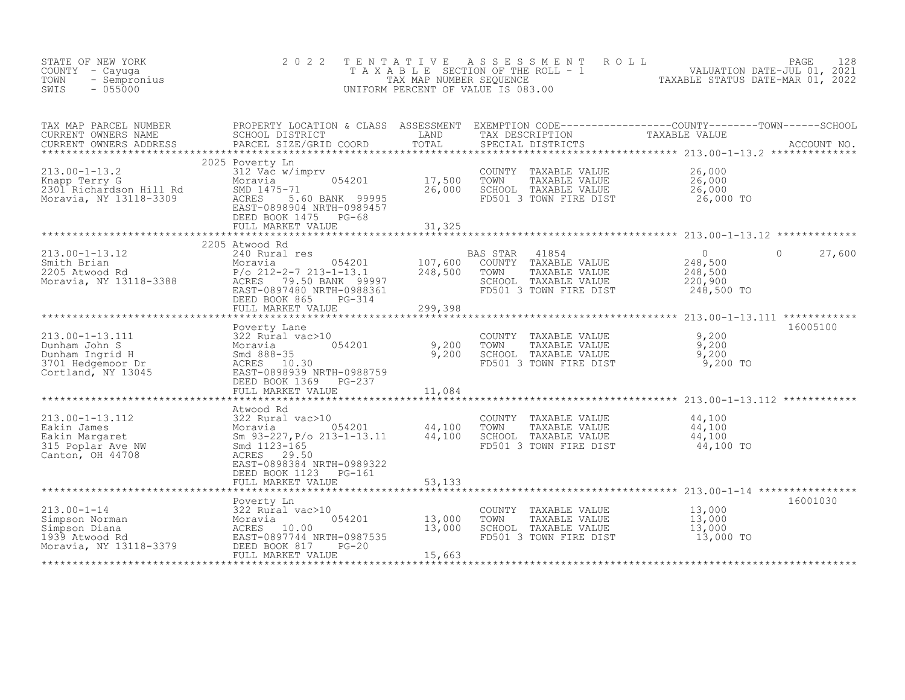STATE OF NEW YORK
COUNTY - Cayuga
TOWN - Sempronius
SWIS - 055000

2022 TENTATIVE ASSESSMENT ROLL
TAXABLE SECTION OF THE ROLL - 1
TAX MAP NUMBER SEQUENCE
UNIFORM PERCENT OF VALUE IS 083.00

VALUATION DATE-JUL 01, 2021
TAXABLE STATUS DATE-MAR 01, 2022

| TAX MAP PARCEL NUMBER / CURRENT OWNERS NAME / CURRENT OWNERS ADDRESS | PROPERTY LOCATION & CLASS / SCHOOL DISTRICT / PARCEL SIZE/GRID COORD | ASSESSMENT LAND | TOTAL | EXEMPTION CODE / TAX DESCRIPTION / SPECIAL DISTRICTS | COUNTY TAXABLE VALUE | TOWN | SCHOOL | ACCOUNT NO. |
|---|---|---|---|---|---|---|---|---|
| 213.00-1-13.2 | 2025 Poverty Ln | | | | | | | |
| Knapp Terry G | 312 Vac w/imprv | | | COUNTY TAXABLE VALUE | 26,000 | | | |
| 2301 Richardson Hill Rd | Moravia 054201 | 17,500 | | TOWN TAXABLE VALUE | 26,000 | | | |
| Moravia, NY 13118-3309 | SMD 1475-71 | | 26,000 | SCHOOL TAXABLE VALUE | 26,000 | | | |
| | ACRES 5.60 BANK 99995 | | | FD501 3 TOWN FIRE DIST | 26,000 TO | | | |
| | EAST-0898904 NRTH-0989457 | | | | | | | |
| | DEED BOOK 1475 PG-68 | | | | | | | |
| | FULL MARKET VALUE | | 31,325 | | | | | |
| 213.00-1-13.12 | 2205 Atwood Rd | | | | | | | |
| Smith Brian | 240 Rural res | | | BAS STAR 41854 | 0 | 0 | 27,600 | |
| 2205 Atwood Rd | Moravia 054201 | 107,600 | | COUNTY TAXABLE VALUE | 248,500 | | | |
| Moravia, NY 13118-3388 | P/o 212-2-7 213-1-13.1 | | 248,500 | TOWN TAXABLE VALUE | 248,500 | | | |
| | ACRES 79.50 BANK 99997 | | | SCHOOL TAXABLE VALUE | 220,900 | | | |
| | EAST-0897480 NRTH-0988361 | | | FD501 3 TOWN FIRE DIST | 248,500 TO | | | |
| | DEED BOOK 865 PG-314 | | | | | | | |
| | FULL MARKET VALUE | | 299,398 | | | | | |
| 213.00-1-13.111 | Poverty Lane | | | | | | | 16005100 |
| Dunham John S | 322 Rural vac>10 | | | COUNTY TAXABLE VALUE | 9,200 | | | |
| Dunham Ingrid H | Moravia 054201 | 9,200 | | TOWN TAXABLE VALUE | 9,200 | | | |
| 3701 Hedgemoor Dr | Smd 888-35 | | 9,200 | SCHOOL TAXABLE VALUE | 9,200 | | | |
| Cortland, NY 13045 | ACRES 10.30 | | | FD501 3 TOWN FIRE DIST | 9,200 TO | | | |
| | EAST-0898939 NRTH-0988759 | | | | | | | |
| | DEED BOOK 1369 PG-237 | | | | | | | |
| | FULL MARKET VALUE | | 11,084 | | | | | |
| 213.00-1-13.112 | Atwood Rd | | | | | | | |
| Eakin James | 322 Rural vac>10 | | | COUNTY TAXABLE VALUE | 44,100 | | | |
| Eakin Margaret | Moravia 054201 | 44,100 | | TOWN TAXABLE VALUE | 44,100 | | | |
| 315 Poplar Ave NW | Sm 93-227,P/o 213-1-13.11 | | 44,100 | SCHOOL TAXABLE VALUE | 44,100 | | | |
| Canton, OH 44708 | Smd 1123-165 | | | FD501 3 TOWN FIRE DIST | 44,100 TO | | | |
| | ACRES 29.50 | | | | | | | |
| | EAST-0898384 NRTH-0989322 | | | | | | | |
| | DEED BOOK 1123 PG-161 | | | | | | | |
| | FULL MARKET VALUE | | 53,133 | | | | | |
| 213.00-1-14 | Poverty Ln | | | | | | | 16001030 |
| Simpson Norman | 322 Rural vac>10 | | | COUNTY TAXABLE VALUE | 13,000 | | | |
| Simpson Diana | Moravia 054201 | 13,000 | | TOWN TAXABLE VALUE | 13,000 | | | |
| 1939 Atwood Rd | ACRES 10.00 | | 13,000 | SCHOOL TAXABLE VALUE | 13,000 | | | |
| Moravia, NY 13118-3379 | EAST-0897744 NRTH-0987535 | | | FD501 3 TOWN FIRE DIST | 13,000 TO | | | |
| | DEED BOOK 817 PG-20 | | | | | | | |
| | FULL MARKET VALUE | | 15,663 | | | | | |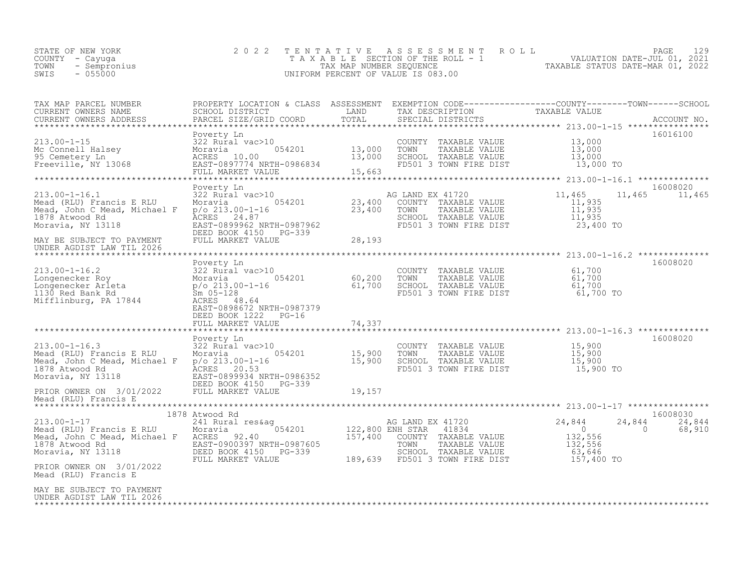STATE OF NEW YORK
COUNTY - Cayuga
TOWN - Sempronius
SWIS - 055000

2022 TENTATIVE ASSESSMENT ROLL
TAXABLE SECTION OF THE ROLL - 1
TAX MAP NUMBER SEQUENCE
UNIFORM PERCENT OF VALUE IS 083.00

VALUATION DATE-JUL 01, 2021
TAXABLE STATUS DATE-MAR 01, 2022

| TAX MAP PARCEL NUMBER / CURRENT OWNERS NAME / CURRENT OWNERS ADDRESS | PROPERTY LOCATION & CLASS / SCHOOL DISTRICT / PARCEL SIZE/GRID COORD | ASSESSMENT LAND | TOTAL | EXEMPTION CODE / TAX DESCRIPTION / SPECIAL DISTRICTS | COUNTY TAXABLE VALUE | TOWN | SCHOOL | ACCOUNT NO. |
|---|---|---|---|---|---|---|---|---|
| 213.00-1-15 | Poverty Ln | | | | | | | 16016100 |
| Mc Connell Halsey | 322 Rural vac>10 | | | COUNTY TAXABLE VALUE | 13,000 | | | |
| 95 Cemetery Ln | Moravia 054201 | 13,000 | | TOWN TAXABLE VALUE | 13,000 | | | |
| Freeville, NY 13068 | ACRES 10.00 | | 13,000 | SCHOOL TAXABLE VALUE | 13,000 | | | |
| | EAST-0897774 NRTH-0986834 | | | FD501 3 TOWN FIRE DIST | 13,000 TO | | | |
| | FULL MARKET VALUE | | 15,663 | | | | | |
| 213.00-1-16.1 | Poverty Ln | | | | | | | 16008020 |
| Mead (RLU) Francis E RLU | 322 Rural vac>10 | | | AG LAND EX 41720 | 11,465 | 11,465 | 11,465 | |
| Mead, John C Mead, Michael F | Moravia 054201 | 23,400 | | COUNTY TAXABLE VALUE | 11,935 | | | |
| 1878 Atwood Rd | p/o 213.00-1-16 | | 23,400 | TOWN TAXABLE VALUE | 11,935 | | | |
| Moravia, NY 13118 | ACRES 24.87 | | | SCHOOL TAXABLE VALUE | 11,935 | | | |
| | EAST-0899962 NRTH-0987962 | | | FD501 3 TOWN FIRE DIST | 23,400 TO | | | |
| MAY BE SUBJECT TO PAYMENT | DEED BOOK 4150 PG-339 | | | | | | | |
| UNDER AGDIST LAW TIL 2026 | FULL MARKET VALUE | | 28,193 | | | | | |
| 213.00-1-16.2 | Poverty Ln | | | | | | | 16008020 |
| Longenecker Roy | 322 Rural vac>10 | | | COUNTY TAXABLE VALUE | 61,700 | | | |
| Longenecker Arleta | Moravia 054201 | 60,200 | | TOWN TAXABLE VALUE | 61,700 | | | |
| 1130 Red Bank Rd | p/o 213.00-1-16 | | 61,700 | SCHOOL TAXABLE VALUE | 61,700 | | | |
| Mifflinburg, PA 17844 | Sm 05-128 | | | FD501 3 TOWN FIRE DIST | 61,700 TO | | | |
| | ACRES 48.64 | | | | | | | |
| | EAST-0898672 NRTH-0987379 | | | | | | | |
| | DEED BOOK 1222 PG-16 | | | | | | | |
| | FULL MARKET VALUE | | 74,337 | | | | | |
| 213.00-1-16.3 | Poverty Ln | | | | | | | 16008020 |
| Mead (RLU) Francis E RLU | 322 Rural vac>10 | | | COUNTY TAXABLE VALUE | 15,900 | | | |
| Mead, John C Mead, Michael F | Moravia 054201 | 15,900 | | TOWN TAXABLE VALUE | 15,900 | | | |
| 1878 Atwood Rd | p/o 213.00-1-16 | | 15,900 | SCHOOL TAXABLE VALUE | 15,900 | | | |
| Moravia, NY 13118 | ACRES 20.53 | | | FD501 3 TOWN FIRE DIST | 15,900 TO | | | |
| | EAST-0899934 NRTH-0986352 | | | | | | | |
| PRIOR OWNER ON 3/01/2022 | DEED BOOK 4150 PG-339 | | | | | | | |
| Mead (RLU) Francis E | FULL MARKET VALUE | | 19,157 | | | | | |
| 213.00-1-17 | 1878 Atwood Rd | | | | | | | 16008030 |
| Mead (RLU) Francis E RLU | 241 Rural res&ag | | | AG LAND EX 41720 | 24,844 | 24,844 | 24,844 | |
| Mead, John C Mead, Michael F | Moravia 054201 | 122,800 | | ENH STAR 41834 | 0 | 0 | 68,910 | |
| 1878 Atwood Rd | ACRES 92.40 | | 157,400 | COUNTY TAXABLE VALUE | 132,556 | | | |
| Moravia, NY 13118 | EAST-0900397 NRTH-0987605 | | | TOWN TAXABLE VALUE | 132,556 | | | |
| | DEED BOOK 4150 PG-339 | | | SCHOOL TAXABLE VALUE | 63,646 | | | |
| PRIOR OWNER ON 3/01/2022 | FULL MARKET VALUE | | 189,639 | FD501 3 TOWN FIRE DIST | 157,400 TO | | | |
| Mead (RLU) Francis E | | | | | | | | |
| MAY BE SUBJECT TO PAYMENT | | | | | | | | |
| UNDER AGDIST LAW TIL 2026 | | | | | | | | |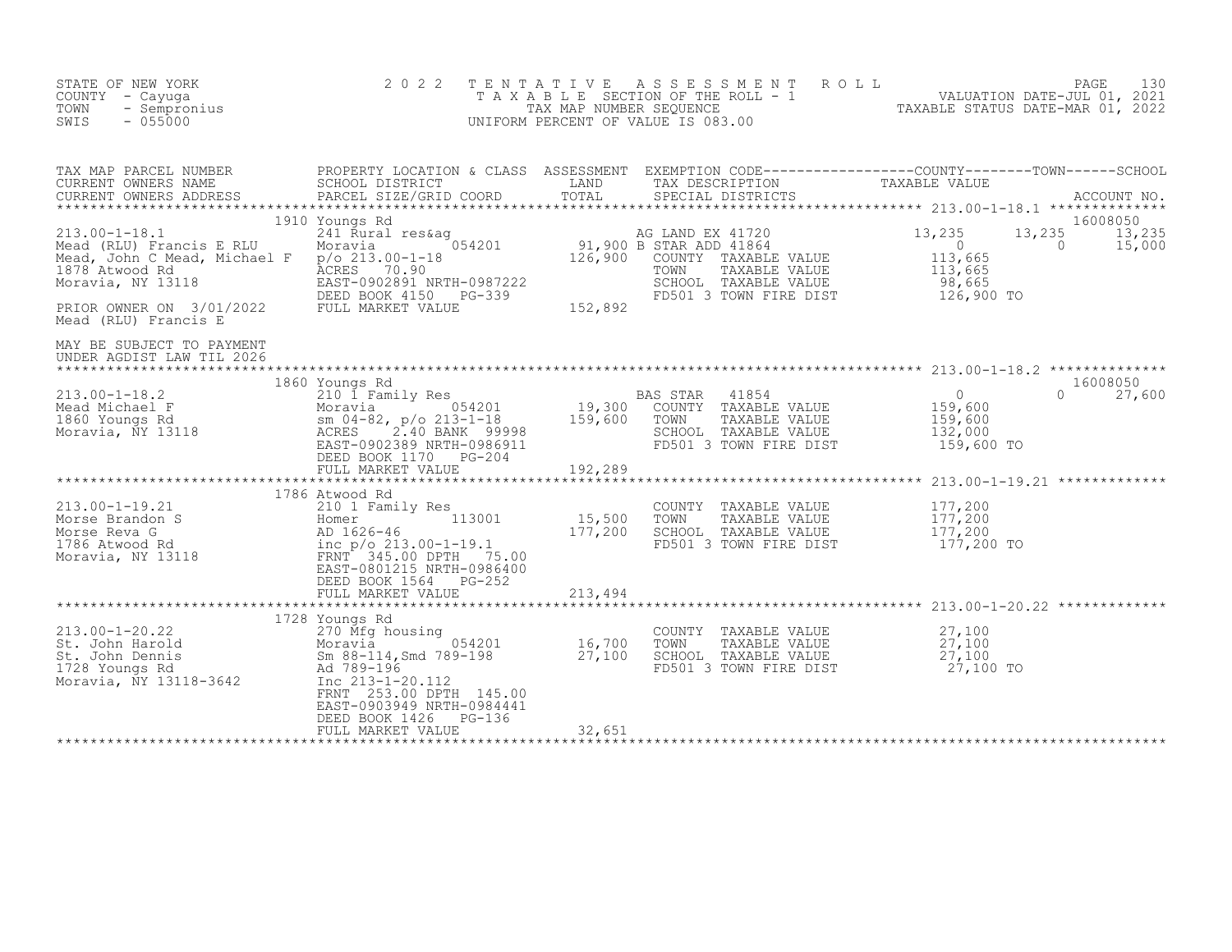STATE OF NEW YORK
COUNTY - Cayuga
TOWN - Sempronius
SWIS - 055000

2022 TENTATIVE ASSESSMENT ROLL
TAXABLE SECTION OF THE ROLL - 1
TAX MAP NUMBER SEQUENCE
UNIFORM PERCENT OF VALUE IS 083.00

VALUATION DATE-JUL 01, 2021
TAXABLE STATUS DATE-MAR 01, 2022

| TAX MAP PARCEL NUMBER / CURRENT OWNERS NAME / CURRENT OWNERS ADDRESS | PROPERTY LOCATION & CLASS / SCHOOL DISTRICT / PARCEL SIZE/GRID COORD | ASSESSMENT LAND / TOTAL | EXEMPTION CODE / TAX DESCRIPTION / SPECIAL DISTRICTS | COUNTY | TOWN | SCHOOL |
|---|---|---|---|---|---|---|
| **213.00-1-18.1** | 1910 Youngs Rd | | | | | ACCOUNT NO. 16008050 |
| 213.00-1-18.1 | 241 Rural res&ag | | AG LAND EX 41720 | 13,235 | 13,235 | 13,235 |
| Mead (RLU) Francis E RLU | Moravia 054201 | 91,900 | B STAR ADD 41864 | 0 | 0 | 15,000 |
| Mead, John C Mead, Michael F | p/o 213.00-1-18 | 126,900 | COUNTY TAXABLE VALUE | 113,665 | | |
| 1878 Atwood Rd | ACRES 70.90 | | TOWN TAXABLE VALUE | | 113,665 | |
| Moravia, NY 13118 | EAST-0902891 NRTH-0987222 | | SCHOOL TAXABLE VALUE | | | 98,665 |
| | DEED BOOK 4150 PG-339 | | FD501 3 TOWN FIRE DIST | 126,900 TO | | |
| PRIOR OWNER ON 3/01/2022 | FULL MARKET VALUE | 152,892 | | | | |
| Mead (RLU) Francis E | | | | | | |
| MAY BE SUBJECT TO PAYMENT UNDER AGDIST LAW TIL 2026 | | | | | | |
| **213.00-1-18.2** | 1860 Youngs Rd | | | | | 16008050 |
| 213.00-1-18.2 | 210 1 Family Res | | BAS STAR 41854 | 0 | 0 | 27,600 |
| Mead Michael F | Moravia 054201 | 19,300 | COUNTY TAXABLE VALUE | 159,600 | | |
| 1860 Youngs Rd | sm 04-82, p/o 213-1-18 | 159,600 | TOWN TAXABLE VALUE | | 159,600 | |
| Moravia, NY 13118 | ACRES 2.40 BANK 99998 | | SCHOOL TAXABLE VALUE | | | 132,000 |
| | EAST-0902389 NRTH-0986911 | | FD501 3 TOWN FIRE DIST | 159,600 TO | | |
| | DEED BOOK 1170 PG-204 | | | | | |
| | FULL MARKET VALUE | 192,289 | | | | |
| **213.00-1-19.21** | 1786 Atwood Rd | | | | | |
| 213.00-1-19.21 | 210 1 Family Res | | COUNTY TAXABLE VALUE | 177,200 | | |
| Morse Brandon S | Homer 113001 | 15,500 | TOWN TAXABLE VALUE | | 177,200 | |
| Morse Reva G | AD 1626-46 | 177,200 | SCHOOL TAXABLE VALUE | | | 177,200 |
| 1786 Atwood Rd | inc p/o 213.00-1-19.1 | | FD501 3 TOWN FIRE DIST | 177,200 TO | | |
| Moravia, NY 13118 | FRNT 345.00 DPTH 75.00 | | | | | |
| | EAST-0801215 NRTH-0986400 | | | | | |
| | DEED BOOK 1564 PG-252 | | | | | |
| | FULL MARKET VALUE | 213,494 | | | | |
| **213.00-1-20.22** | 1728 Youngs Rd | | | | | |
| 213.00-1-20.22 | 270 Mfg housing | | COUNTY TAXABLE VALUE | 27,100 | | |
| St. John Harold | Moravia 054201 | 16,700 | TOWN TAXABLE VALUE | | 27,100 | |
| St. John Dennis | Sm 88-114,Smd 789-198 | 27,100 | SCHOOL TAXABLE VALUE | | | 27,100 |
| 1728 Youngs Rd | Ad 789-196 | | FD501 3 TOWN FIRE DIST | 27,100 TO | | |
| Moravia, NY 13118-3642 | Inc 213-1-20.112 | | | | | |
| | FRNT 253.00 DPTH 145.00 | | | | | |
| | EAST-0903949 NRTH-0984441 | | | | | |
| | DEED BOOK 1426 PG-136 | | | | | |
| | FULL MARKET VALUE | 32,651 | | | | |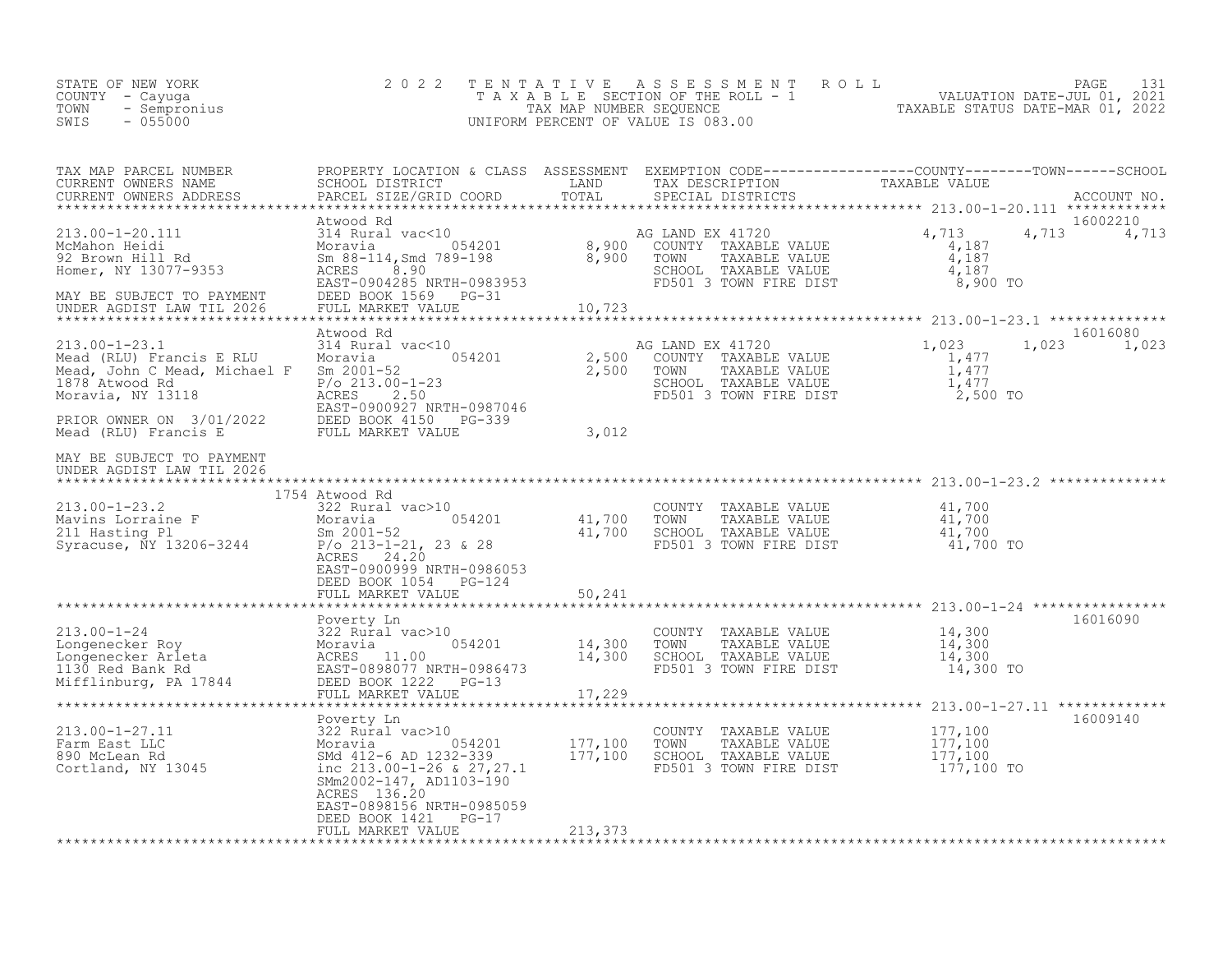STATE OF NEW YORK
COUNTY - Cayuga
TOWN - Sempronius
SWIS - 055000

2 0 2 2 T E N T A T I V E A S S E S S M E N T R O L L
T A X A B L E SECTION OF THE ROLL - 1
TAX MAP NUMBER SEQUENCE
UNIFORM PERCENT OF VALUE IS 083.00

VALUATION DATE-JUL 01, 2021
TAXABLE STATUS DATE-MAR 01, 2022

| TAX MAP PARCEL NUMBER / CURRENT OWNERS NAME / CURRENT OWNERS ADDRESS | PROPERTY LOCATION & CLASS / SCHOOL DISTRICT / PARCEL SIZE/GRID COORD | ASSESSMENT LAND | TOTAL | EXEMPTION CODE / TAX DESCRIPTION / SPECIAL DISTRICTS | COUNTY TAXABLE VALUE | TOWN | SCHOOL | ACCOUNT NO. |
|---|---|---|---|---|---|---|---|---|
| **213.00-1-20.111** | Atwood Rd | | | | | | | 16002210 |
| McMahon Heidi | 314 Rural vac<10 | | | AG LAND EX 41720 | 4,713 | 4,713 | 4,713 | |
| 92 Brown Hill Rd | Moravia 054201 | 8,900 | | COUNTY TAXABLE VALUE | 4,187 | | | |
| Homer, NY 13077-9353 | Sm 88-114,Smd 789-198 | | 8,900 | TOWN TAXABLE VALUE | 4,187 | | | |
| | ACRES 8.90 | | | SCHOOL TAXABLE VALUE | 4,187 | | | |
| | EAST-0904285 NRTH-0983953 | | | FD501 3 TOWN FIRE DIST | 8,900 TO | | | |
| MAY BE SUBJECT TO PAYMENT | DEED BOOK 1569 PG-31 | | | | | | | |
| UNDER AGDIST LAW TIL 2026 | FULL MARKET VALUE | | 10,723 | | | | | |
| **213.00-1-23.1** | Atwood Rd | | | | | | | 16016080 |
| Mead (RLU) Francis E RLU | 314 Rural vac<10 | | | AG LAND EX 41720 | 1,023 | 1,023 | 1,023 | |
| Mead, John C Mead, Michael F | Moravia 054201 | 2,500 | | COUNTY TAXABLE VALUE | 1,477 | | | |
| 1878 Atwood Rd | Sm 2001-52 | | 2,500 | TOWN TAXABLE VALUE | 1,477 | | | |
| Moravia, NY 13118 | P/o 213.00-1-23 | | | SCHOOL TAXABLE VALUE | 1,477 | | | |
| | ACRES 2.50 | | | FD501 3 TOWN FIRE DIST | 2,500 TO | | | |
| | EAST-0900927 NRTH-0987046 | | | | | | | |
| PRIOR OWNER ON 3/01/2022 | DEED BOOK 4150 PG-339 | | | | | | | |
| Mead (RLU) Francis E | FULL MARKET VALUE | | 3,012 | | | | | |
| MAY BE SUBJECT TO PAYMENT | | | | | | | | |
| UNDER AGDIST LAW TIL 2026 | | | | | | | | |
| **213.00-1-23.2** | 1754 Atwood Rd | | | | | | | |
| Mavins Lorraine F | 322 Rural vac>10 | | | COUNTY TAXABLE VALUE | 41,700 | | | |
| 211 Hasting Pl | Moravia 054201 | 41,700 | | TOWN TAXABLE VALUE | 41,700 | | | |
| Syracuse, NY 13206-3244 | Sm 2001-52 | | 41,700 | SCHOOL TAXABLE VALUE | 41,700 | | | |
| | P/o 213-1-21, 23 & 28 | | | FD501 3 TOWN FIRE DIST | 41,700 TO | | | |
| | ACRES 24.20 | | | | | | | |
| | EAST-0900999 NRTH-0986053 | | | | | | | |
| | DEED BOOK 1054 PG-124 | | | | | | | |
| | FULL MARKET VALUE | | 50,241 | | | | | |
| **213.00-1-24** | Poverty Ln | | | | | | | 16016090 |
| Longenecker Roy | 322 Rural vac>10 | | | COUNTY TAXABLE VALUE | 14,300 | | | |
| Longenecker Arleta | Moravia 054201 | 14,300 | | TOWN TAXABLE VALUE | 14,300 | | | |
| 1130 Red Bank Rd | ACRES 11.00 | | 14,300 | SCHOOL TAXABLE VALUE | 14,300 | | | |
| Mifflinburg, PA 17844 | EAST-0898077 NRTH-0986473 | | | FD501 3 TOWN FIRE DIST | 14,300 TO | | | |
| | DEED BOOK 1222 PG-13 | | | | | | | |
| | FULL MARKET VALUE | | 17,229 | | | | | |
| **213.00-1-27.11** | Poverty Ln | | | | | | | 16009140 |
| Farm East LLC | 322 Rural vac>10 | | | COUNTY TAXABLE VALUE | 177,100 | | | |
| 890 McLean Rd | Moravia 054201 | 177,100 | | TOWN TAXABLE VALUE | 177,100 | | | |
| Cortland, NY 13045 | SMd 412-6 AD 1232-339 | | 177,100 | SCHOOL TAXABLE VALUE | 177,100 | | | |
| | inc 213.00-1-26 & 27,27.1 | | | FD501 3 TOWN FIRE DIST | 177,100 TO | | | |
| | SMm2002-147, AD1103-190 | | | | | | | |
| | ACRES 136.20 | | | | | | | |
| | EAST-0898156 NRTH-0985059 | | | | | | | |
| | DEED BOOK 1421 PG-17 | | | | | | | |
| | FULL MARKET VALUE | | 213,373 | | | | | |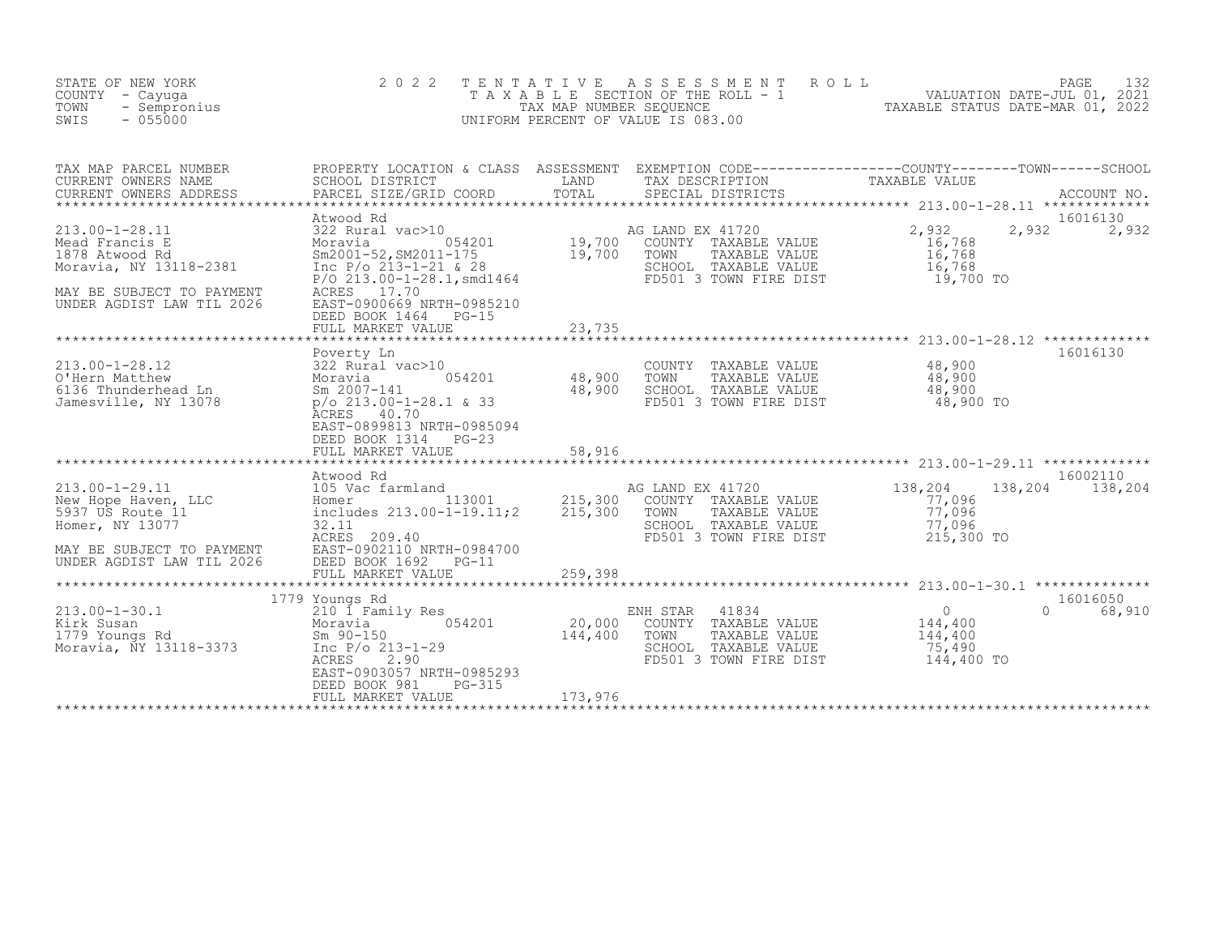STATE OF NEW YORK
COUNTY - Cayuga
TOWN - Sempronius
SWIS - 055000

2022 TENTATIVE ASSESSMENT ROLL
TAXABLE SECTION OF THE ROLL - 1
TAX MAP NUMBER SEQUENCE
UNIFORM PERCENT OF VALUE IS 083.00

VALUATION DATE-JUL 01, 2021
TAXABLE STATUS DATE-MAR 01, 2022

| TAX MAP PARCEL NUMBER / CURRENT OWNERS NAME / CURRENT OWNERS ADDRESS | PROPERTY LOCATION & CLASS / SCHOOL DISTRICT / PARCEL SIZE/GRID COORD | ASSESSMENT LAND | TOTAL | EXEMPTION CODE / TAX DESCRIPTION / SPECIAL DISTRICTS | COUNTY TAXABLE VALUE | TOWN | SCHOOL | ACCOUNT NO. |
|---|---|---|---|---|---|---|---|---|
| 213.00-1-28.11 | Atwood Rd | | | | | | | 16016130 |
| Mead Francis E | 322 Rural vac>10 | | | AG LAND EX 41720 | 2,932 | 2,932 | 2,932 | |
| 1878 Atwood Rd | Moravia 054201 | 19,700 | | COUNTY TAXABLE VALUE | 16,768 | | | |
| Moravia, NY 13118-2381 | Sm2001-52,SM2011-175 | | 19,700 | TOWN TAXABLE VALUE | 16,768 | | | |
| | Inc P/o 213-1-21 & 28 | | | SCHOOL TAXABLE VALUE | 16,768 | | | |
| MAY BE SUBJECT TO PAYMENT | P/O 213.00-1-28.1,smd1464 | | | FD501 3 TOWN FIRE DIST | 19,700 TO | | | |
| UNDER AGDIST LAW TIL 2026 | ACRES 17.70 | | | | | | | |
| | EAST-0900669 NRTH-0985210 | | | | | | | |
| | DEED BOOK 1464 PG-15 | | | | | | | |
| | FULL MARKET VALUE | | 23,735 | | | | | |
| 213.00-1-28.12 | Poverty Ln | | | | | | | 16016130 |
| O'Hern Matthew | 322 Rural vac>10 | | | COUNTY TAXABLE VALUE | 48,900 | | | |
| 6136 Thunderhead Ln | Moravia 054201 | 48,900 | | TOWN TAXABLE VALUE | 48,900 | | | |
| Jamesville, NY 13078 | Sm 2007-141 | | 48,900 | SCHOOL TAXABLE VALUE | 48,900 | | | |
| | p/o 213.00-1-28.1 & 33 | | | FD501 3 TOWN FIRE DIST | 48,900 TO | | | |
| | ACRES 40.70 | | | | | | | |
| | EAST-0899813 NRTH-0985094 | | | | | | | |
| | DEED BOOK 1314 PG-23 | | | | | | | |
| | FULL MARKET VALUE | | 58,916 | | | | | |
| 213.00-1-29.11 | Atwood Rd | | | | | | | 16002110 |
| New Hope Haven, LLC | 105 Vac farmland | | | AG LAND EX 41720 | 138,204 | 138,204 | 138,204 | |
| 5937 US Route 11 | Homer 113001 | 215,300 | | COUNTY TAXABLE VALUE | 77,096 | | | |
| Homer, NY 13077 | includes 213.00-1-19.11;2 | | 215,300 | TOWN TAXABLE VALUE | 77,096 | | | |
| | 32.11 | | | SCHOOL TAXABLE VALUE | 77,096 | | | |
| MAY BE SUBJECT TO PAYMENT | ACRES 209.40 | | | FD501 3 TOWN FIRE DIST | 215,300 TO | | | |
| UNDER AGDIST LAW TIL 2026 | EAST-0902110 NRTH-0984700 | | | | | | | |
| | DEED BOOK 1692 PG-11 | | | | | | | |
| | FULL MARKET VALUE | | 259,398 | | | | | |
| 213.00-1-30.1 | 1779 Youngs Rd | | | | | | | 16016050 |
| Kirk Susan | 210 1 Family Res | | | ENH STAR 41834 | 0 | 0 | 68,910 | |
| 1779 Youngs Rd | Moravia 054201 | 20,000 | | COUNTY TAXABLE VALUE | 144,400 | | | |
| Moravia, NY 13118-3373 | Sm 90-150 | | 144,400 | TOWN TAXABLE VALUE | 144,400 | | | |
| | Inc P/o 213-1-29 | | | SCHOOL TAXABLE VALUE | 75,490 | | | |
| | ACRES 2.90 | | | FD501 3 TOWN FIRE DIST | 144,400 TO | | | |
| | EAST-0903057 NRTH-0985293 | | | | | | | |
| | DEED BOOK 981 PG-315 | | | | | | | |
| | FULL MARKET VALUE | | 173,976 | | | | | |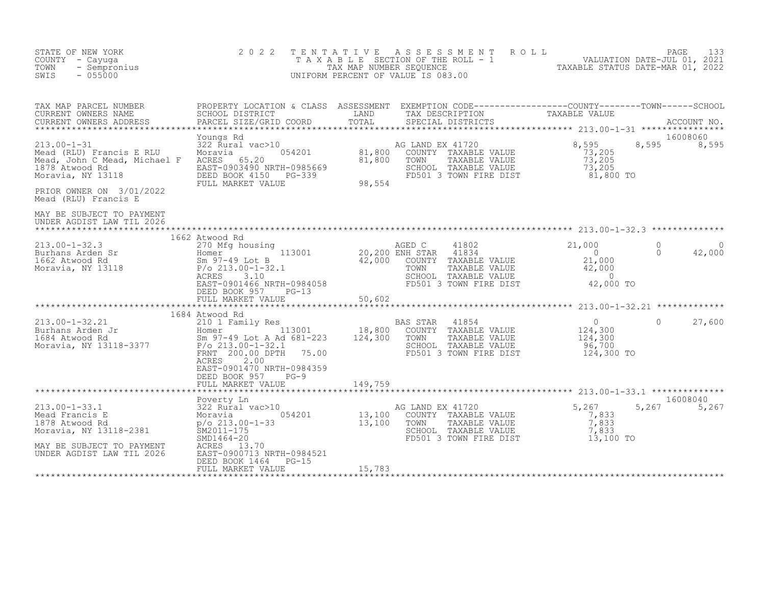STATE OF NEW YORK | COUNTY - Cayuga | TOWN - Sempronius | SWIS - 055000

2022 TENTATIVE ASSESSMENT ROLL
TAXABLE SECTION OF THE ROLL - 1
TAX MAP NUMBER SEQUENCE
UNIFORM PERCENT OF VALUE IS 083.00

VALUATION DATE-JUL 01, 2021
TAXABLE STATUS DATE-MAR 01, 2022

| TAX MAP PARCEL NUMBER / CURRENT OWNERS NAME / CURRENT OWNERS ADDRESS | PROPERTY LOCATION & CLASS / SCHOOL DISTRICT / PARCEL SIZE/GRID COORD | ASSESSMENT LAND / TOTAL | EXEMPTION CODE / TAX DESCRIPTION / SPECIAL DISTRICTS | COUNTY TAXABLE VALUE | TOWN | SCHOOL | ACCOUNT NO. |
|---|---|---|---|---|---|---|---|
| **213.00-1-31** | Youngs Rd | | | | | | 16008060 |
| Mead (RLU) Francis E RLU | 322 Rural vac>10 | | AG LAND EX 41720 | 8,595 | 8,595 | 8,595 | |
| Mead, John C Mead, Michael F | Moravia 054201 | 81,800 | COUNTY TAXABLE VALUE | 73,205 | | | |
| 1878 Atwood Rd | ACRES 65.20 | 81,800 | TOWN TAXABLE VALUE | 73,205 | | | |
| Moravia, NY 13118 | EAST-0903490 NRTH-0985669 | | SCHOOL TAXABLE VALUE | 73,205 | | | |
| | DEED BOOK 4150 PG-339 | | FD501 3 TOWN FIRE DIST | 81,800 TO | | | |
| PRIOR OWNER ON 3/01/2022 | FULL MARKET VALUE | 98,554 | | | | | |
| Mead (RLU) Francis E | | | | | | | |
| MAY BE SUBJECT TO PAYMENT UNDER AGDIST LAW TIL 2026 | | | | | | | |
| **213.00-1-32.3** | 1662 Atwood Rd | | | | | | |
| Burhans Arden Sr | 270 Mfg housing | | AGED C 41802 | 21,000 | 0 | 0 | |
| 1662 Atwood Rd | Homer 113001 | 20,200 | ENH STAR 41834 | 0 | 0 | 42,000 | |
| Moravia, NY 13118 | Sm 97-49 Lot B | 42,000 | COUNTY TAXABLE VALUE | 21,000 | | | |
| | P/o 213.00-1-32.1 | | TOWN TAXABLE VALUE | 42,000 | | | |
| | ACRES 3.10 | | SCHOOL TAXABLE VALUE | 0 | | | |
| | EAST-0901466 NRTH-0984058 | | FD501 3 TOWN FIRE DIST | 42,000 TO | | | |
| | DEED BOOK 957 PG-13 | | | | | | |
| | FULL MARKET VALUE | 50,602 | | | | | |
| **213.00-1-32.21** | 1684 Atwood Rd | | | | | | |
| Burhans Arden Jr | 210 1 Family Res | | BAS STAR 41854 | 0 | 0 | 27,600 | |
| 1684 Atwood Rd | Homer 113001 | 18,800 | COUNTY TAXABLE VALUE | 124,300 | | | |
| Moravia, NY 13118-3377 | Sm 97-49 Lot A Ad 681-223 | 124,300 | TOWN TAXABLE VALUE | 124,300 | | | |
| | P/o 213.00-1-32.1 | | SCHOOL TAXABLE VALUE | 96,700 | | | |
| | FRNT 200.00 DPTH 75.00 | | FD501 3 TOWN FIRE DIST | 124,300 TO | | | |
| | ACRES 2.00 | | | | | | |
| | EAST-0901470 NRTH-0984359 | | | | | | |
| | DEED BOOK 957 PG-9 | | | | | | |
| | FULL MARKET VALUE | 149,759 | | | | | |
| **213.00-1-33.1** | Poverty Ln | | | | | | 16008040 |
| Mead Francis E | 322 Rural vac>10 | | AG LAND EX 41720 | 5,267 | 5,267 | 5,267 | |
| 1878 Atwood Rd | Moravia 054201 | 13,100 | COUNTY TAXABLE VALUE | 7,833 | | | |
| Moravia, NY 13118-2381 | p/o 213.00-1-33 | 13,100 | TOWN TAXABLE VALUE | 7,833 | | | |
| | SM2011-175 | | SCHOOL TAXABLE VALUE | 7,833 | | | |
| | SMD1464-20 | | FD501 3 TOWN FIRE DIST | 13,100 TO | | | |
| MAY BE SUBJECT TO PAYMENT UNDER AGDIST LAW TIL 2026 | ACRES 13.70 | | | | | | |
| | EAST-0900713 NRTH-0984521 | | | | | | |
| | DEED BOOK 1464 PG-15 | | | | | | |
| | FULL MARKET VALUE | 15,783 | | | | | |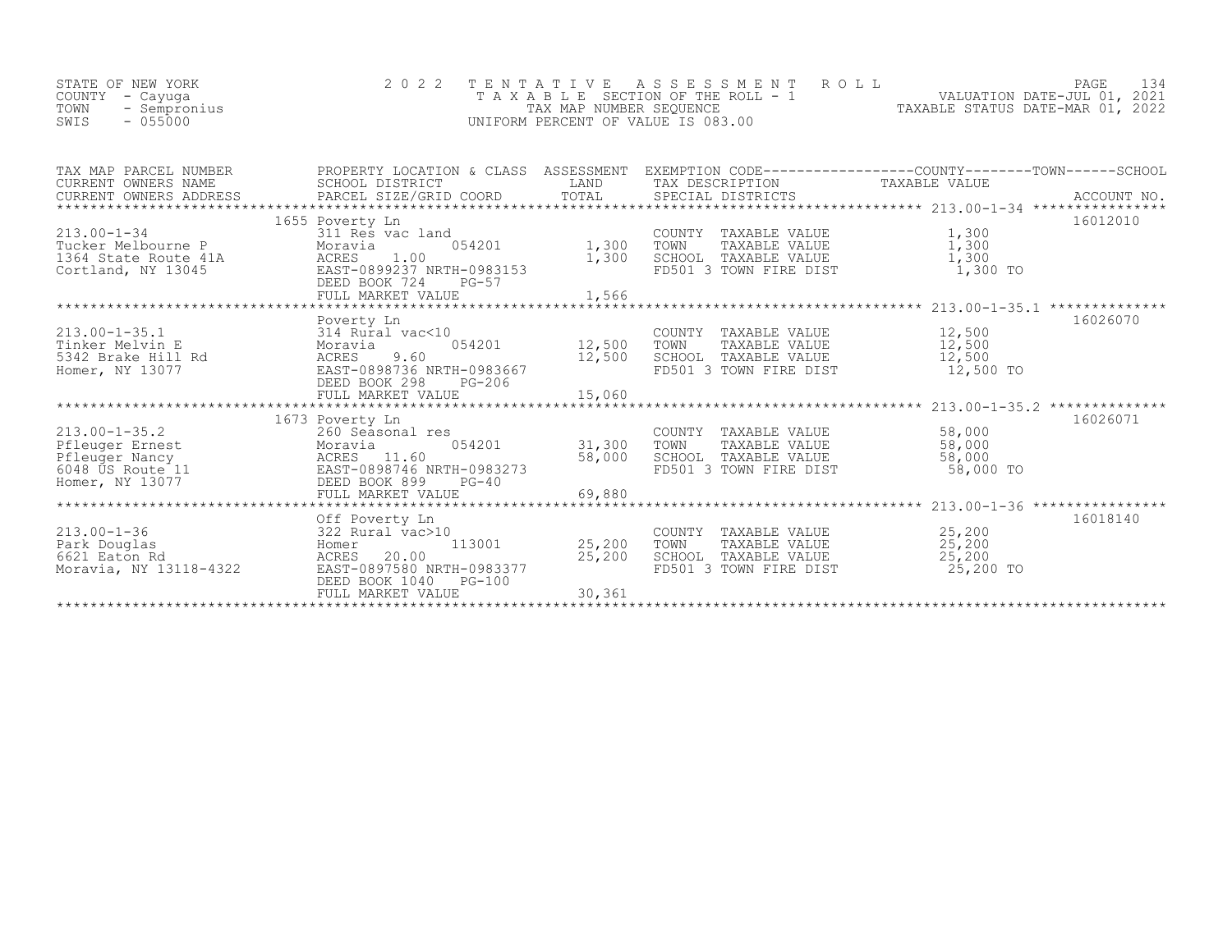STATE OF NEW YORK
COUNTY - Cayuga
TOWN - Sempronius
SWIS - 055000

# 2022 TENTATIVE ASSESSMENT ROLL

TAXABLE SECTION OF THE ROLL - 1
TAX MAP NUMBER SEQUENCE
UNIFORM PERCENT OF VALUE IS 083.00

VALUATION DATE-JUL 01, 2021
TAXABLE STATUS DATE-MAR 01, 2022

| TAX MAP PARCEL NUMBER / CURRENT OWNERS NAME / CURRENT OWNERS ADDRESS | PROPERTY LOCATION & CLASS / SCHOOL DISTRICT / PARCEL SIZE/GRID COORD | ASSESSMENT LAND | TOTAL | EXEMPTION CODE / TAX DESCRIPTION / SPECIAL DISTRICTS | TAXABLE VALUE (COUNTY / TOWN / SCHOOL) | ACCOUNT NO. |
|---|---|---|---|---|---|---|
| **213.00-1-34** | 1655 Poverty Ln | | | | | 16012010 |
| 213.00-1-34 | 311 Res vac land | | | COUNTY TAXABLE VALUE | 1,300 | |
| Tucker Melbourne P | Moravia 054201 | 1,300 | | TOWN TAXABLE VALUE | 1,300 | |
| 1364 State Route 41A | ACRES 1.00 | | 1,300 | SCHOOL TAXABLE VALUE | 1,300 | |
| Cortland, NY 13045 | EAST-0899237 NRTH-0983153 | | | FD501 3 TOWN FIRE DIST | 1,300 TO | |
| | DEED BOOK 724 PG-57 | | | | | |
| | FULL MARKET VALUE | | 1,566 | | | |
| **213.00-1-35.1** | Poverty Ln | | | | | 16026070 |
| 213.00-1-35.1 | 314 Rural vac<10 | | | COUNTY TAXABLE VALUE | 12,500 | |
| Tinker Melvin E | Moravia 054201 | 12,500 | | TOWN TAXABLE VALUE | 12,500 | |
| 5342 Brake Hill Rd | ACRES 9.60 | | 12,500 | SCHOOL TAXABLE VALUE | 12,500 | |
| Homer, NY 13077 | EAST-0898736 NRTH-0983667 | | | FD501 3 TOWN FIRE DIST | 12,500 TO | |
| | DEED BOOK 298 PG-206 | | | | | |
| | FULL MARKET VALUE | | 15,060 | | | |
| **213.00-1-35.2** | 1673 Poverty Ln | | | | | 16026071 |
| 213.00-1-35.2 | 260 Seasonal res | | | COUNTY TAXABLE VALUE | 58,000 | |
| Pfleuger Ernest | Moravia 054201 | 31,300 | | TOWN TAXABLE VALUE | 58,000 | |
| Pfleuger Nancy | ACRES 11.60 | | 58,000 | SCHOOL TAXABLE VALUE | 58,000 | |
| 6048 US Route 11 | EAST-0898746 NRTH-0983273 | | | FD501 3 TOWN FIRE DIST | 58,000 TO | |
| Homer, NY 13077 | DEED BOOK 899 PG-40 | | | | | |
| | FULL MARKET VALUE | | 69,880 | | | |
| **213.00-1-36** | Off Poverty Ln | | | | | 16018140 |
| 213.00-1-36 | 322 Rural vac>10 | | | COUNTY TAXABLE VALUE | 25,200 | |
| Park Douglas | Homer 113001 | 25,200 | | TOWN TAXABLE VALUE | 25,200 | |
| 6621 Eaton Rd | ACRES 20.00 | | 25,200 | SCHOOL TAXABLE VALUE | 25,200 | |
| Moravia, NY 13118-4322 | EAST-0897580 NRTH-0983377 | | | FD501 3 TOWN FIRE DIST | 25,200 TO | |
| | DEED BOOK 1040 PG-100 | | | | | |
| | FULL MARKET VALUE | | 30,361 | | | |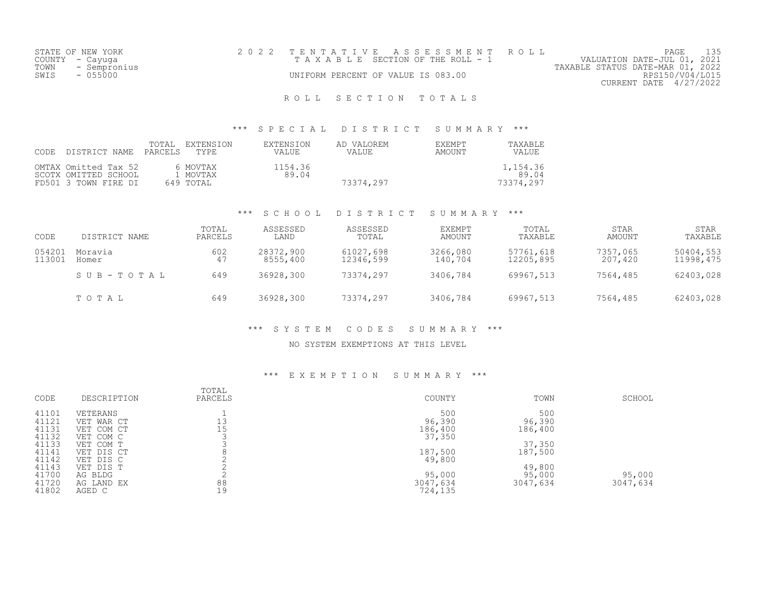## ROLL SECTION TOTALS

### *** SPECIAL DISTRICT SUMMARY ***

| CODE | DISTRICT NAME | TOTAL PARCELS | EXTENSION TYPE | EXTENSION VALUE | AD VALOREM VALUE | EXEMPT AMOUNT | TAXABLE VALUE |
|---|---|---|---|---|---|---|---|
| OMTAX | Omitted Tax 52 | | 6 MOVTAX | 1154.36 | | | 1,154.36 |
| SCOTX | OMITTED SCHOOL | | 1 MOVTAX | 89.04 | | | 89.04 |
| FD501 | 3 TOWN FIRE DI | | 649 TOTAL | | 73374,297 | | 73374,297 |

### *** SCHOOL DISTRICT SUMMARY ***

| CODE | DISTRICT NAME | TOTAL PARCELS | ASSESSED LAND | ASSESSED TOTAL | EXEMPT AMOUNT | TOTAL TAXABLE | STAR AMOUNT | STAR TAXABLE |
|---|---|---|---|---|---|---|---|---|
| 054201 | Moravia | 602 | 28372,900 | 61027,698 | 3266,080 | 57761,618 | 7357,065 | 50404,553 |
| 113001 | Homer | 47 | 8555,400 | 12346,599 | 140,704 | 12205,895 | 207,420 | 11998,475 |
| | S U B - T O T A L | 649 | 36928,300 | 73374,297 | 3406,784 | 69967,513 | 7564,485 | 62403,028 |
| | T O T A L | 649 | 36928,300 | 73374,297 | 3406,784 | 69967,513 | 7564,485 | 62403,028 |

### *** SYSTEM CODES SUMMARY ***

NO SYSTEM EXEMPTIONS AT THIS LEVEL

### *** EXEMPTION SUMMARY ***

| CODE | DESCRIPTION | TOTAL PARCELS | COUNTY | TOWN | SCHOOL |
|---|---|---|---|---|---|
| 41101 | VETERANS | 1 | 500 | 500 | |
| 41121 | VET WAR CT | 13 | 96,390 | 96,390 | |
| 41131 | VET COM CT | 15 | 186,400 | 186,400 | |
| 41132 | VET COM C | 3 | 37,350 | | |
| 41133 | VET COM T | 3 | | 37,350 | |
| 41141 | VET DIS CT | 8 | 187,500 | 187,500 | |
| 41142 | VET DIS C | 2 | 49,800 | | |
| 41143 | VET DIS T | 2 | | 49,800 | |
| 41700 | AG BLDG | 2 | 95,000 | 95,000 | 95,000 |
| 41720 | AG LAND EX | 88 | 3047,634 | 3047,634 | 3047,634 |
| 41802 | AGED C | 19 | 724,135 | | |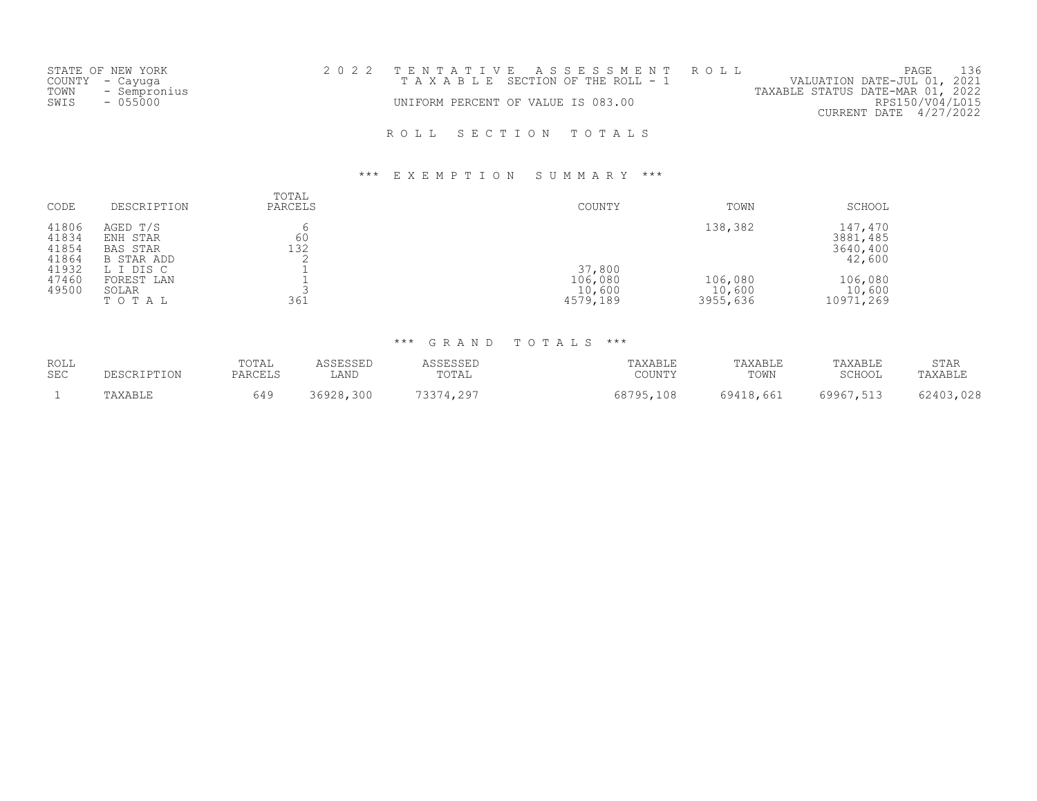STATE OF NEW YORK
COUNTY - Cayuga
TOWN - Sempronius
SWIS - 055000

2022 TENTATIVE ASSESSMENT ROLL
TAXABLE SECTION OF THE ROLL - 1
UNIFORM PERCENT OF VALUE IS 083.00

VALUATION DATE-JUL 01, 2021
TAXABLE STATUS DATE-MAR 01, 2022
RPS150/V04/L015
CURRENT DATE 4/27/2022

# ROLL SECTION TOTALS

## *** EXEMPTION SUMMARY ***

| CODE | DESCRIPTION | TOTAL PARCELS | COUNTY | TOWN | SCHOOL |
|---|---|---|---|---|---|
| 41806 | AGED T/S | 6 | | 138,382 | 147,470 |
| 41834 | ENH STAR | 60 | | | 3881,485 |
| 41854 | BAS STAR | 132 | | | 3640,400 |
| 41864 | B STAR ADD | 2 | | | 42,600 |
| 41932 | L I DIS C | 1 | 37,800 | | |
| 47460 | FOREST LAN | 1 | 106,080 | 106,080 | 106,080 |
| 49500 | SOLAR | 3 | 10,600 | 10,600 | 10,600 |
| | TOTAL | 361 | 4579,189 | 3955,636 | 10971,269 |

## *** GRAND TOTALS ***

| ROLL SEC | DESCRIPTION | TOTAL PARCELS | ASSESSED LAND | ASSESSED TOTAL | TAXABLE COUNTY | TAXABLE TOWN | TAXABLE SCHOOL | STAR TAXABLE |
|---|---|---|---|---|---|---|---|---|
| 1 | TAXABLE | 649 | 36928,300 | 73374,297 | 68795,108 | 69418,661 | 69967,513 | 62403,028 |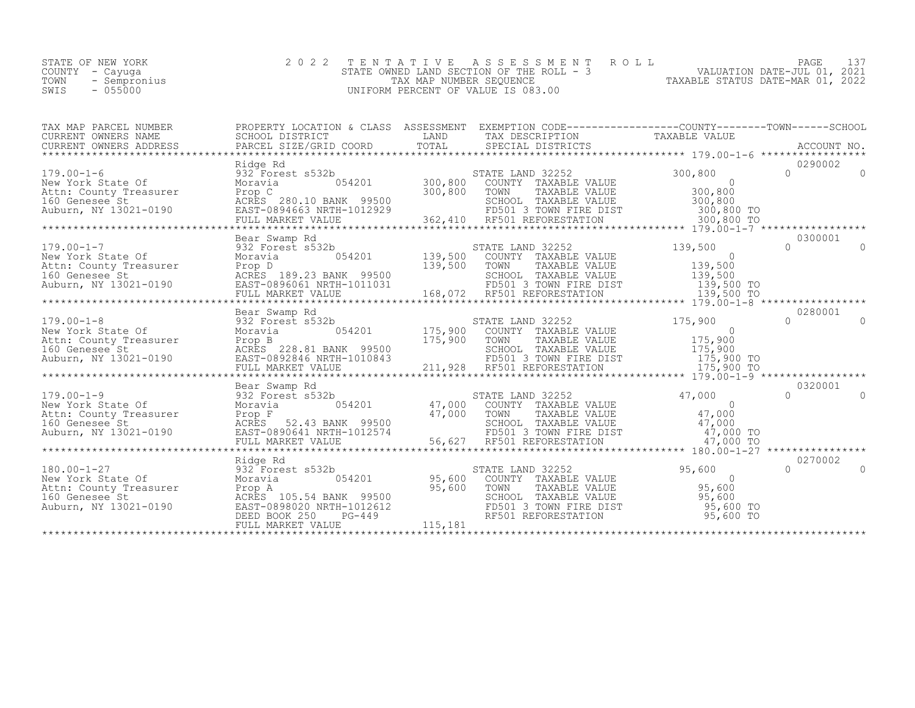STATE OF NEW YORK
COUNTY - Cayuga
TOWN - Sempronius
SWIS - 055000

2022 TENTATIVE ASSESSMENT ROLL
STATE OWNED LAND SECTION OF THE ROLL - 3
TAX MAP NUMBER SEQUENCE
UNIFORM PERCENT OF VALUE IS 083.00

VALUATION DATE-JUL 01, 2021
TAXABLE STATUS DATE-MAR 01, 2022

| TAX MAP PARCEL NUMBER / CURRENT OWNERS NAME / CURRENT OWNERS ADDRESS | PROPERTY LOCATION & CLASS / SCHOOL DISTRICT / PARCEL SIZE/GRID COORD | ASSESSMENT LAND / TOTAL | EXEMPTION CODE / TAX DESCRIPTION / SPECIAL DISTRICTS | COUNTY | TOWN | SCHOOL | ACCOUNT NO. |
|---|---|---|---|---|---|---|---|
| 179.00-1-6 | Ridge Rd | | | | | | 0290002 |
| New York State Of | 932 Forest s532b | | STATE LAND 32252 | 300,800 | 0 | 0 | |
| Attn: County Treasurer | Moravia 054201 | 300,800 | COUNTY TAXABLE VALUE | 0 | | | |
| 160 Genesee St | Prop C | 300,800 | TOWN TAXABLE VALUE | | 300,800 | | |
| Auburn, NY 13021-0190 | ACRES 280.10 BANK 99500 | | SCHOOL TAXABLE VALUE | | | 300,800 | |
| | EAST-0894663 NRTH-1012929 | | FD501 3 TOWN FIRE DIST | 300,800 TO | | | |
| | FULL MARKET VALUE | 362,410 | RF501 REFORESTATION | 300,800 TO | | | |
| 179.00-1-7 | Bear Swamp Rd | | | | | | 0300001 |
| New York State Of | 932 Forest s532b | | STATE LAND 32252 | 139,500 | 0 | 0 | |
| Attn: County Treasurer | Moravia 054201 | 139,500 | COUNTY TAXABLE VALUE | 0 | | | |
| 160 Genesee St | Prop D | 139,500 | TOWN TAXABLE VALUE | | 139,500 | | |
| Auburn, NY 13021-0190 | ACRES 189.23 BANK 99500 | | SCHOOL TAXABLE VALUE | | | 139,500 | |
| | EAST-0896061 NRTH-1011031 | | FD501 3 TOWN FIRE DIST | 139,500 TO | | | |
| | FULL MARKET VALUE | 168,072 | RF501 REFORESTATION | 139,500 TO | | | |
| 179.00-1-8 | Bear Swamp Rd | | | | | | 0280001 |
| New York State Of | 932 Forest s532b | | STATE LAND 32252 | 175,900 | 0 | 0 | |
| Attn: County Treasurer | Moravia 054201 | 175,900 | COUNTY TAXABLE VALUE | 0 | | | |
| 160 Genesee St | Prop B | 175,900 | TOWN TAXABLE VALUE | | 175,900 | | |
| Auburn, NY 13021-0190 | ACRES 228.81 BANK 99500 | | SCHOOL TAXABLE VALUE | | | 175,900 | |
| | EAST-0892846 NRTH-1010843 | | FD501 3 TOWN FIRE DIST | 175,900 TO | | | |
| | FULL MARKET VALUE | 211,928 | RF501 REFORESTATION | 175,900 TO | | | |
| 179.00-1-9 | Bear Swamp Rd | | | | | | 0320001 |
| New York State Of | 932 Forest s532b | | STATE LAND 32252 | 47,000 | 0 | 0 | |
| Attn: County Treasurer | Moravia 054201 | 47,000 | COUNTY TAXABLE VALUE | 0 | | | |
| 160 Genesee St | Prop F | 47,000 | TOWN TAXABLE VALUE | | 47,000 | | |
| Auburn, NY 13021-0190 | ACRES 52.43 BANK 99500 | | SCHOOL TAXABLE VALUE | | | 47,000 | |
| | EAST-0890641 NRTH-1012574 | | FD501 3 TOWN FIRE DIST | 47,000 TO | | | |
| | FULL MARKET VALUE | 56,627 | RF501 REFORESTATION | 47,000 TO | | | |
| 180.00-1-27 | Ridge Rd | | | | | | 0270002 |
| New York State Of | 932 Forest s532b | | STATE LAND 32252 | 95,600 | 0 | 0 | |
| Attn: County Treasurer | Moravia 054201 | 95,600 | COUNTY TAXABLE VALUE | 0 | | | |
| 160 Genesee St | Prop A | 95,600 | TOWN TAXABLE VALUE | | 95,600 | | |
| Auburn, NY 13021-0190 | ACRES 105.54 BANK 99500 | | SCHOOL TAXABLE VALUE | | | 95,600 | |
| | EAST-0898020 NRTH-1012612 | | FD501 3 TOWN FIRE DIST | 95,600 TO | | | |
| | DEED BOOK 250 PG-449 | | RF501 REFORESTATION | 95,600 TO | | | |
| | FULL MARKET VALUE | 115,181 | | | | | |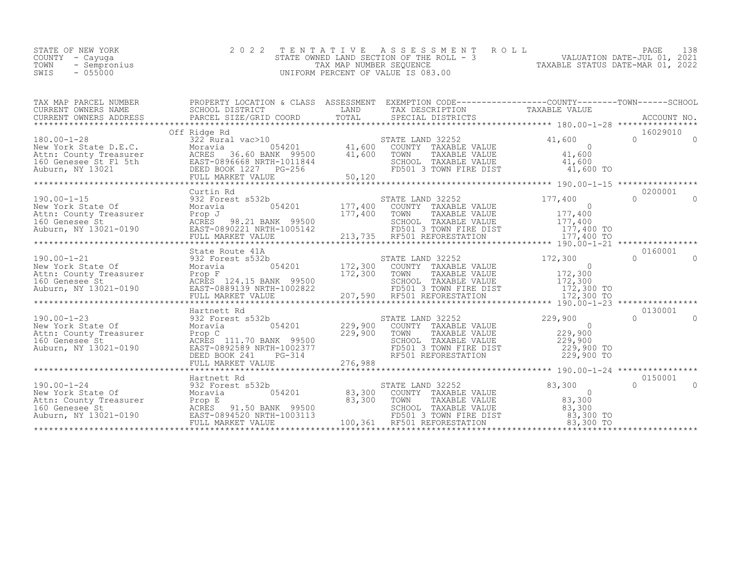STATE OF NEW YORK
COUNTY - Cayuga
TOWN - Sempronius
SWIS - 055000

2022 TENTATIVE ASSESSMENT ROLL
STATE OWNED LAND SECTION OF THE ROLL - 3
TAX MAP NUMBER SEQUENCE
UNIFORM PERCENT OF VALUE IS 083.00

VALUATION DATE-JUL 01, 2021
TAXABLE STATUS DATE-MAR 01, 2022

| TAX MAP PARCEL NUMBER / CURRENT OWNERS NAME / CURRENT OWNERS ADDRESS | PROPERTY LOCATION & CLASS / SCHOOL DISTRICT / PARCEL SIZE/GRID COORD | ASSESSMENT LAND / TOTAL | EXEMPTION CODE / TAX DESCRIPTION / SPECIAL DISTRICTS | COUNTY TAXABLE VALUE | TOWN | SCHOOL / ACCOUNT NO. |
|---|---|---|---|---|---|---|
| 180.00-1-28 | Off Ridge Rd | | | | | 16029010 |
| | 322 Rural vac>10 | | STATE LAND 32252 | 41,600 | 0 | 0 |
| New York State D.E.C. | Moravia 054201 | 41,600 | COUNTY TAXABLE VALUE | 0 | | |
| Attn: County Treasurer | ACRES 36.60 BANK 99500 | 41,600 | TOWN TAXABLE VALUE | 41,600 | | |
| 160 Genesee St Fl 5th | EAST-0896668 NRTH-1011844 | | SCHOOL TAXABLE VALUE | 41,600 | | |
| Auburn, NY 13021 | DEED BOOK 1227 PG-256 | | FD501 3 TOWN FIRE DIST | 41,600 TO | | |
| | FULL MARKET VALUE | 50,120 | | | | |
| 190.00-1-15 | Curtin Rd | | | | | 0200001 |
| | 932 Forest s532b | | STATE LAND 32252 | 177,400 | 0 | 0 |
| New York State Of | Moravia 054201 | 177,400 | COUNTY TAXABLE VALUE | 0 | | |
| Attn: County Treasurer | Prop J | 177,400 | TOWN TAXABLE VALUE | 177,400 | | |
| 160 Genesee St | ACRES 98.21 BANK 99500 | | SCHOOL TAXABLE VALUE | 177,400 | | |
| Auburn, NY 13021-0190 | EAST-0890221 NRTH-1005142 | | FD501 3 TOWN FIRE DIST | 177,400 TO | | |
| | FULL MARKET VALUE | 213,735 | RF501 REFORESTATION | 177,400 TO | | |
| 190.00-1-21 | State Route 41A | | | | | 0160001 |
| | 932 Forest s532b | | STATE LAND 32252 | 172,300 | 0 | 0 |
| New York State Of | Moravia 054201 | 172,300 | COUNTY TAXABLE VALUE | 0 | | |
| Attn: County Treasurer | Prop F | 172,300 | TOWN TAXABLE VALUE | 172,300 | | |
| 160 Genesee St | ACRES 124.15 BANK 99500 | | SCHOOL TAXABLE VALUE | 172,300 | | |
| Auburn, NY 13021-0190 | EAST-0889139 NRTH-1002822 | | FD501 3 TOWN FIRE DIST | 172,300 TO | | |
| | FULL MARKET VALUE | 207,590 | RF501 REFORESTATION | 172,300 TO | | |
| 190.00-1-23 | Hartnett Rd | | | | | 0130001 |
| | 932 Forest s532b | | STATE LAND 32252 | 229,900 | 0 | 0 |
| New York State Of | Moravia 054201 | 229,900 | COUNTY TAXABLE VALUE | 0 | | |
| Attn: County Treasurer | Prop C | 229,900 | TOWN TAXABLE VALUE | 229,900 | | |
| 160 Genesee St | ACRES 111.70 BANK 99500 | | SCHOOL TAXABLE VALUE | 229,900 | | |
| Auburn, NY 13021-0190 | EAST-0892589 NRTH-1002377 | | FD501 3 TOWN FIRE DIST | 229,900 TO | | |
| | DEED BOOK 241 PG-314 | | RF501 REFORESTATION | 229,900 TO | | |
| | FULL MARKET VALUE | 276,988 | | | | |
| 190.00-1-24 | Hartnett Rd | | | | | 0150001 |
| | 932 Forest s532b | | STATE LAND 32252 | 83,300 | 0 | 0 |
| New York State Of | Moravia 054201 | 83,300 | COUNTY TAXABLE VALUE | 0 | | |
| Attn: County Treasurer | Prop E | 83,300 | TOWN TAXABLE VALUE | 83,300 | | |
| 160 Genesee St | ACRES 91.50 BANK 99500 | | SCHOOL TAXABLE VALUE | 83,300 | | |
| Auburn, NY 13021-0190 | EAST-0894520 NRTH-1003113 | | FD501 3 TOWN FIRE DIST | 83,300 TO | | |
| | FULL MARKET VALUE | 100,361 | RF501 REFORESTATION | 83,300 TO | | |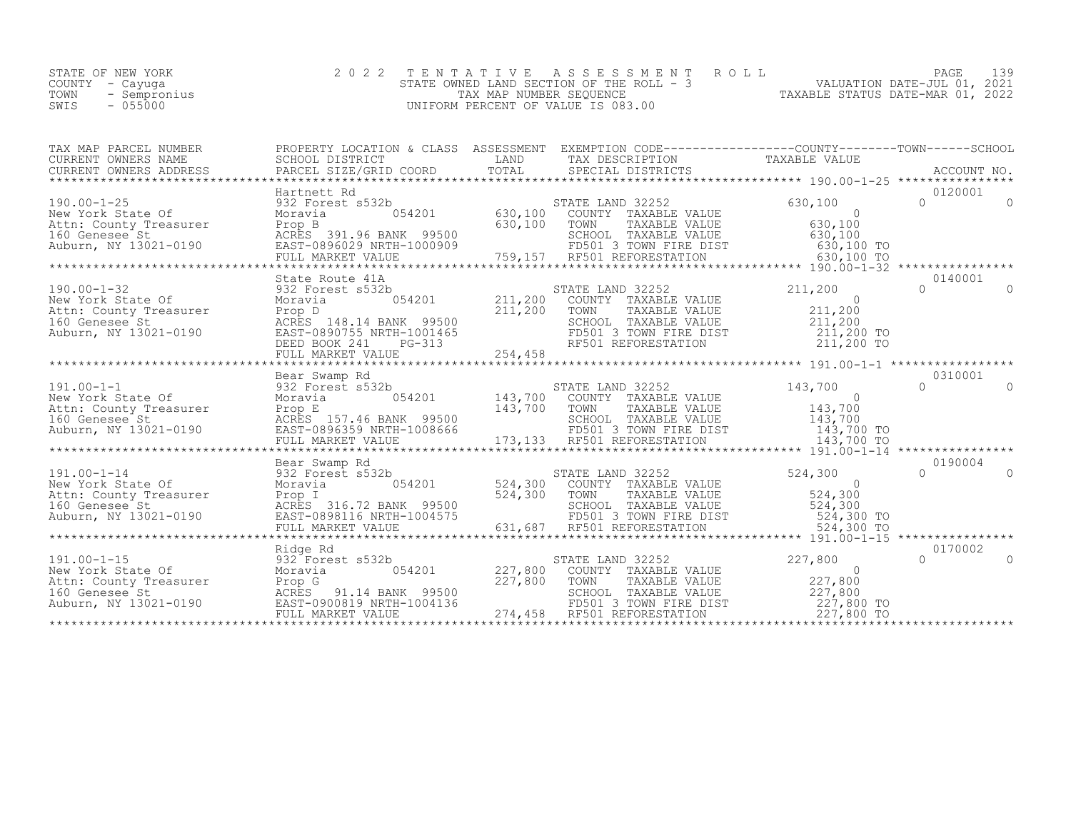STATE OF NEW YORK
COUNTY - Cayuga
TOWN - Sempronius
SWIS - 055000

2022 TENTATIVE ASSESSMENT ROLL
STATE OWNED LAND SECTION OF THE ROLL - 3
TAX MAP NUMBER SEQUENCE
UNIFORM PERCENT OF VALUE IS 083.00

VALUATION DATE-JUL 01, 2021
TAXABLE STATUS DATE-MAR 01, 2022

| TAX MAP PARCEL NUMBER / CURRENT OWNERS NAME / CURRENT OWNERS ADDRESS | PROPERTY LOCATION & CLASS / SCHOOL DISTRICT / PARCEL SIZE/GRID COORD | ASSESSMENT LAND / TOTAL | EXEMPTION CODE / TAX DESCRIPTION / SPECIAL DISTRICTS | COUNTY TAXABLE VALUE | TOWN | SCHOOL / ACCOUNT NO. |
|---|---|---|---|---|---|---|
| 190.00-1-25 | Hartnett Rd | | | | | 0120001 |
| | 932 Forest s532b | | STATE LAND 32252 | 630,100 | 0 | 0 |
| New York State Of | Moravia 054201 | 630,100 | COUNTY TAXABLE VALUE | 0 | | |
| Attn: County Treasurer | Prop B | 630,100 | TOWN TAXABLE VALUE | 630,100 | | |
| 160 Genesee St | ACRES 391.96 BANK 99500 | | SCHOOL TAXABLE VALUE | 630,100 | | |
| Auburn, NY 13021-0190 | EAST-0896029 NRTH-1000909 | | FD501 3 TOWN FIRE DIST | 630,100 TO | | |
| | FULL MARKET VALUE | 759,157 | RF501 REFORESTATION | 630,100 TO | | |
| 190.00-1-32 | State Route 41A | | | | | 0140001 |
| | 932 Forest s532b | | STATE LAND 32252 | 211,200 | 0 | 0 |
| New York State Of | Moravia 054201 | 211,200 | COUNTY TAXABLE VALUE | 0 | | |
| Attn: County Treasurer | Prop D | 211,200 | TOWN TAXABLE VALUE | 211,200 | | |
| 160 Genesee St | ACRES 148.14 BANK 99500 | | SCHOOL TAXABLE VALUE | 211,200 | | |
| Auburn, NY 13021-0190 | EAST-0890755 NRTH-1001465 | | FD501 3 TOWN FIRE DIST | 211,200 TO | | |
| | DEED BOOK 241 PG-313 | | RF501 REFORESTATION | 211,200 TO | | |
| | FULL MARKET VALUE | 254,458 | | | | |
| 191.00-1-1 | Bear Swamp Rd | | | | | 0310001 |
| | 932 Forest s532b | | STATE LAND 32252 | 143,700 | 0 | 0 |
| New York State Of | Moravia 054201 | 143,700 | COUNTY TAXABLE VALUE | 0 | | |
| Attn: County Treasurer | Prop E | 143,700 | TOWN TAXABLE VALUE | 143,700 | | |
| 160 Genesee St | ACRES 157.46 BANK 99500 | | SCHOOL TAXABLE VALUE | 143,700 | | |
| Auburn, NY 13021-0190 | EAST-0896359 NRTH-1008666 | | FD501 3 TOWN FIRE DIST | 143,700 TO | | |
| | FULL MARKET VALUE | 173,133 | RF501 REFORESTATION | 143,700 TO | | |
| 191.00-1-14 | Bear Swamp Rd | | | | | 0190004 |
| | 932 Forest s532b | | STATE LAND 32252 | 524,300 | 0 | 0 |
| New York State Of | Moravia 054201 | 524,300 | COUNTY TAXABLE VALUE | 0 | | |
| Attn: County Treasurer | Prop I | 524,300 | TOWN TAXABLE VALUE | 524,300 | | |
| 160 Genesee St | ACRES 316.72 BANK 99500 | | SCHOOL TAXABLE VALUE | 524,300 | | |
| Auburn, NY 13021-0190 | EAST-0898116 NRTH-1004575 | | FD501 3 TOWN FIRE DIST | 524,300 TO | | |
| | FULL MARKET VALUE | 631,687 | RF501 REFORESTATION | 524,300 TO | | |
| 191.00-1-15 | Ridge Rd | | | | | 0170002 |
| | 932 Forest s532b | | STATE LAND 32252 | 227,800 | 0 | 0 |
| New York State Of | Moravia 054201 | 227,800 | COUNTY TAXABLE VALUE | 0 | | |
| Attn: County Treasurer | Prop G | 227,800 | TOWN TAXABLE VALUE | 227,800 | | |
| 160 Genesee St | ACRES 91.14 BANK 99500 | | SCHOOL TAXABLE VALUE | 227,800 | | |
| Auburn, NY 13021-0190 | EAST-0900819 NRTH-1004136 | | FD501 3 TOWN FIRE DIST | 227,800 TO | | |
| | FULL MARKET VALUE | 274,458 | RF501 REFORESTATION | 227,800 TO | | |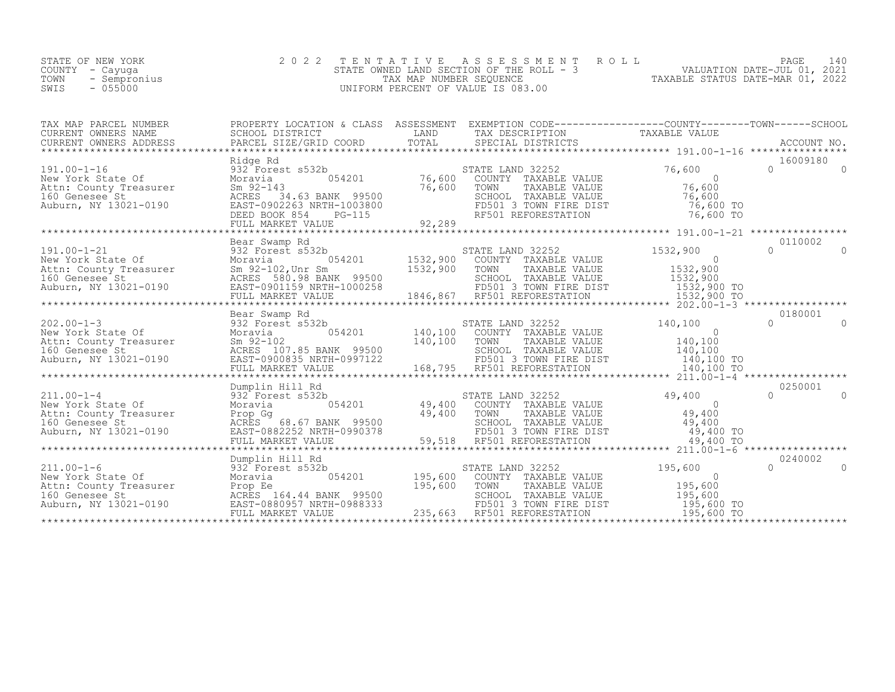STATE OF NEW YORK
COUNTY - Cayuga
TOWN - Sempronius
SWIS - 055000

2 0 2 2 T E N T A T I V E A S S E S S M E N T R O L L
STATE OWNED LAND SECTION OF THE ROLL - 3
TAX MAP NUMBER SEQUENCE
UNIFORM PERCENT OF VALUE IS 083.00

VALUATION DATE-JUL 01, 2021
TAXABLE STATUS DATE-MAR 01, 2022

| TAX MAP PARCEL NUMBER / CURRENT OWNERS NAME / CURRENT OWNERS ADDRESS | PROPERTY LOCATION & CLASS / SCHOOL DISTRICT / PARCEL SIZE/GRID COORD | ASSESSMENT LAND / TOTAL | EXEMPTION CODE / TAX DESCRIPTION / SPECIAL DISTRICTS | COUNTY | TOWN | SCHOOL / ACCOUNT NO. |
|---|---|---|---|---|---|---|
| 191.00-1-16 | Ridge Rd | | | | | 16009180 |
| New York State Of | 932 Forest s532b | | STATE LAND 32252 | 76,600 | 0 | 0 |
| Attn: County Treasurer | Moravia 054201 | 76,600 | COUNTY TAXABLE VALUE | 0 | | |
| 160 Genesee St | Sm 92-143 | 76,600 | TOWN TAXABLE VALUE | 76,600 | | |
| Auburn, NY 13021-0190 | ACRES 34.63 BANK 99500 | | SCHOOL TAXABLE VALUE | 76,600 | | |
| | EAST-0902263 NRTH-1003800 | | FD501 3 TOWN FIRE DIST | 76,600 TO | | |
| | DEED BOOK 854 PG-115 | | RF501 REFORESTATION | 76,600 TO | | |
| | FULL MARKET VALUE | 92,289 | | | | |
| 191.00-1-21 | Bear Swamp Rd | | | | | 0110002 |
| New York State Of | 932 Forest s532b | | STATE LAND 32252 | 1532,900 | 0 | 0 |
| Attn: County Treasurer | Moravia 054201 | 1532,900 | COUNTY TAXABLE VALUE | 0 | | |
| 160 Genesee St | Sm 92-102,Unr Sm | 1532,900 | TOWN TAXABLE VALUE | 1532,900 | | |
| Auburn, NY 13021-0190 | ACRES 580.98 BANK 99500 | | SCHOOL TAXABLE VALUE | 1532,900 | | |
| | EAST-0901159 NRTH-1000258 | | FD501 3 TOWN FIRE DIST | 1532,900 TO | | |
| | FULL MARKET VALUE | 1846,867 | RF501 REFORESTATION | 1532,900 TO | | |
| 202.00-1-3 | Bear Swamp Rd | | | | | 0180001 |
| New York State Of | 932 Forest s532b | | STATE LAND 32252 | 140,100 | 0 | 0 |
| Attn: County Treasurer | Moravia 054201 | 140,100 | COUNTY TAXABLE VALUE | 0 | | |
| 160 Genesee St | Sm 92-102 | 140,100 | TOWN TAXABLE VALUE | 140,100 | | |
| Auburn, NY 13021-0190 | ACRES 107.85 BANK 99500 | | SCHOOL TAXABLE VALUE | 140,100 | | |
| | EAST-0900835 NRTH-0997122 | | FD501 3 TOWN FIRE DIST | 140,100 TO | | |
| | FULL MARKET VALUE | 168,795 | RF501 REFORESTATION | 140,100 TO | | |
| 211.00-1-4 | Dumplin Hill Rd | | | | | 0250001 |
| New York State Of | 932 Forest s532b | | STATE LAND 32252 | 49,400 | 0 | 0 |
| Attn: County Treasurer | Moravia 054201 | 49,400 | COUNTY TAXABLE VALUE | 0 | | |
| 160 Genesee St | Prop Gg | 49,400 | TOWN TAXABLE VALUE | 49,400 | | |
| Auburn, NY 13021-0190 | ACRES 68.67 BANK 99500 | | SCHOOL TAXABLE VALUE | 49,400 | | |
| | EAST-0882252 NRTH-0990378 | | FD501 3 TOWN FIRE DIST | 49,400 TO | | |
| | FULL MARKET VALUE | 59,518 | RF501 REFORESTATION | 49,400 TO | | |
| 211.00-1-6 | Dumplin Hill Rd | | | | | 0240002 |
| New York State Of | 932 Forest s532b | | STATE LAND 32252 | 195,600 | 0 | 0 |
| Attn: County Treasurer | Moravia 054201 | 195,600 | COUNTY TAXABLE VALUE | 0 | | |
| 160 Genesee St | Prop Ee | 195,600 | TOWN TAXABLE VALUE | 195,600 | | |
| Auburn, NY 13021-0190 | ACRES 164.44 BANK 99500 | | SCHOOL TAXABLE VALUE | 195,600 | | |
| | EAST-0880957 NRTH-0988333 | | FD501 3 TOWN FIRE DIST | 195,600 TO | | |
| | FULL MARKET VALUE | 235,663 | RF501 REFORESTATION | 195,600 TO | | |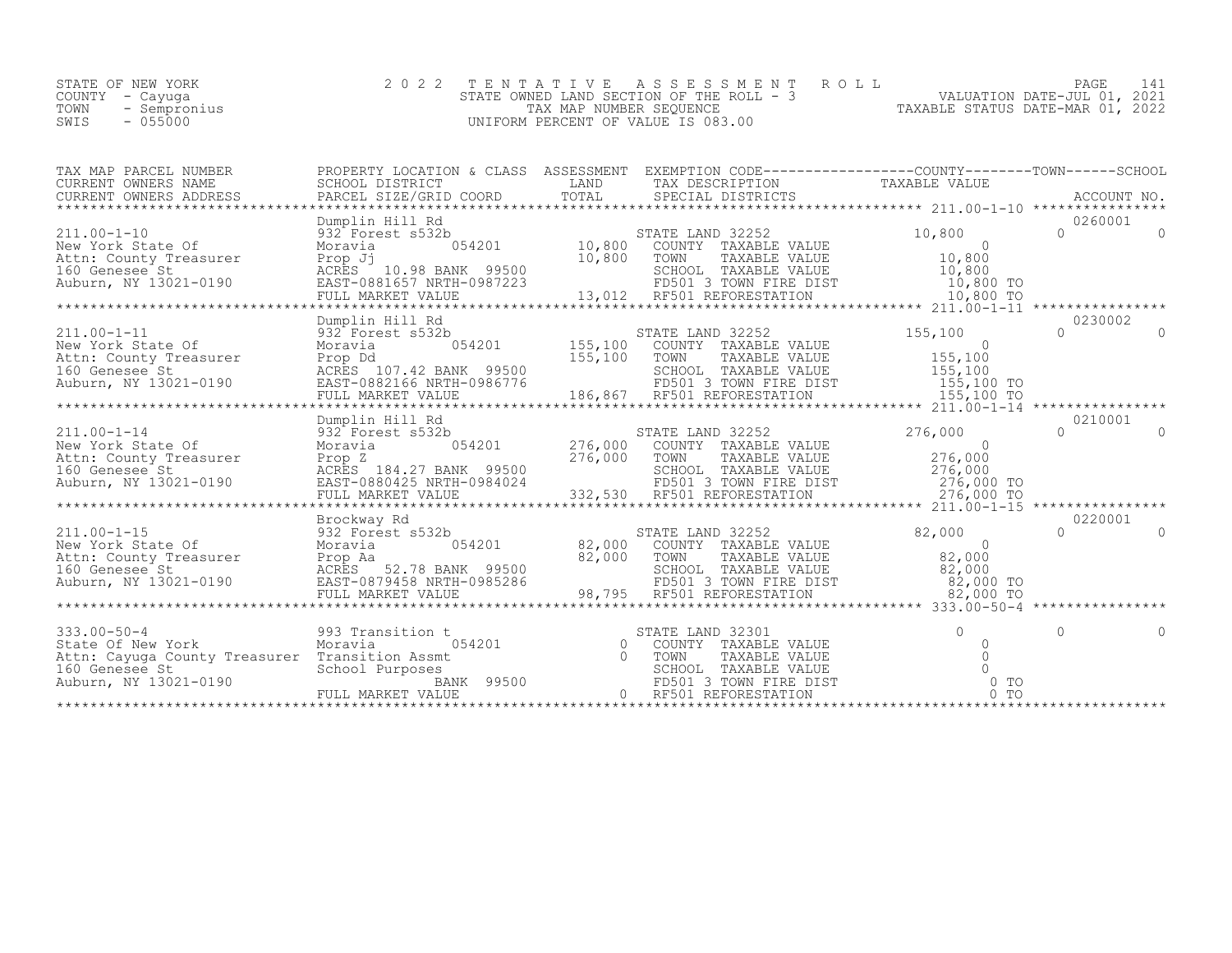STATE OF NEW YORK
COUNTY - Cayuga
TOWN - Sempronius
SWIS - 055000

2022 TENTATIVE ASSESSMENT ROLL
STATE OWNED LAND SECTION OF THE ROLL - 3
TAX MAP NUMBER SEQUENCE
UNIFORM PERCENT OF VALUE IS 083.00

VALUATION DATE-JUL 01, 2021
TAXABLE STATUS DATE-MAR 01, 2022

| TAX MAP PARCEL NUMBER / CURRENT OWNERS NAME / CURRENT OWNERS ADDRESS | PROPERTY LOCATION & CLASS / SCHOOL DISTRICT / PARCEL SIZE/GRID COORD | ASSESSMENT LAND / TOTAL | EXEMPTION CODE / TAX DESCRIPTION / SPECIAL DISTRICTS | COUNTY TAXABLE VALUE | TOWN | SCHOOL / ACCOUNT NO. |
|---|---|---|---|---|---|---|
| 211.00-1-10 | Dumplin Hill Rd | | | | | 0260001 |
| | 932 Forest s532b | | STATE LAND 32252 | 10,800 | 0 | 0 |
| New York State Of | Moravia 054201 | 10,800 | COUNTY TAXABLE VALUE | 0 | | |
| Attn: County Treasurer | Prop Jj | 10,800 | TOWN TAXABLE VALUE | 10,800 | | |
| 160 Genesee St | ACRES 10.98 BANK 99500 | | SCHOOL TAXABLE VALUE | 10,800 | | |
| Auburn, NY 13021-0190 | EAST-0881657 NRTH-0987223 | | FD501 3 TOWN FIRE DIST | 10,800 TO | | |
| | FULL MARKET VALUE | 13,012 | RF501 REFORESTATION | 10,800 TO | | |
| 211.00-1-11 | Dumplin Hill Rd | | | | | 0230002 |
| | 932 Forest s532b | | STATE LAND 32252 | 155,100 | 0 | 0 |
| New York State Of | Moravia 054201 | 155,100 | COUNTY TAXABLE VALUE | 0 | | |
| Attn: County Treasurer | Prop Dd | 155,100 | TOWN TAXABLE VALUE | 155,100 | | |
| 160 Genesee St | ACRES 107.42 BANK 99500 | | SCHOOL TAXABLE VALUE | 155,100 | | |
| Auburn, NY 13021-0190 | EAST-0882166 NRTH-0986776 | | FD501 3 TOWN FIRE DIST | 155,100 TO | | |
| | FULL MARKET VALUE | 186,867 | RF501 REFORESTATION | 155,100 TO | | |
| 211.00-1-14 | Dumplin Hill Rd | | | | | 0210001 |
| | 932 Forest s532b | | STATE LAND 32252 | 276,000 | 0 | 0 |
| New York State Of | Moravia 054201 | 276,000 | COUNTY TAXABLE VALUE | 0 | | |
| Attn: County Treasurer | Prop Z | 276,000 | TOWN TAXABLE VALUE | 276,000 | | |
| 160 Genesee St | ACRES 184.27 BANK 99500 | | SCHOOL TAXABLE VALUE | 276,000 | | |
| Auburn, NY 13021-0190 | EAST-0880425 NRTH-0984024 | | FD501 3 TOWN FIRE DIST | 276,000 TO | | |
| | FULL MARKET VALUE | 332,530 | RF501 REFORESTATION | 276,000 TO | | |
| 211.00-1-15 | Brockway Rd | | | | | 0220001 |
| | 932 Forest s532b | | STATE LAND 32252 | 82,000 | 0 | 0 |
| New York State Of | Moravia 054201 | 82,000 | COUNTY TAXABLE VALUE | 0 | | |
| Attn: County Treasurer | Prop Aa | 82,000 | TOWN TAXABLE VALUE | 82,000 | | |
| 160 Genesee St | ACRES 52.78 BANK 99500 | | SCHOOL TAXABLE VALUE | 82,000 | | |
| Auburn, NY 13021-0190 | EAST-0879458 NRTH-0985286 | | FD501 3 TOWN FIRE DIST | 82,000 TO | | |
| | FULL MARKET VALUE | 98,795 | RF501 REFORESTATION | 82,000 TO | | |
| 333.00-50-4 | 993 Transition t | | STATE LAND 32301 | 0 | 0 | 0 |
| State Of New York | Moravia 054201 | 0 | COUNTY TAXABLE VALUE | 0 | | |
| Attn: Cayuga County Treasurer | Transition Assmt | 0 | TOWN TAXABLE VALUE | 0 | | |
| 160 Genesee St | School Purposes | | SCHOOL TAXABLE VALUE | 0 | | |
| Auburn, NY 13021-0190 | BANK 99500 | | FD501 3 TOWN FIRE DIST | 0 TO | | |
| | FULL MARKET VALUE | 0 | RF501 REFORESTATION | 0 TO | | |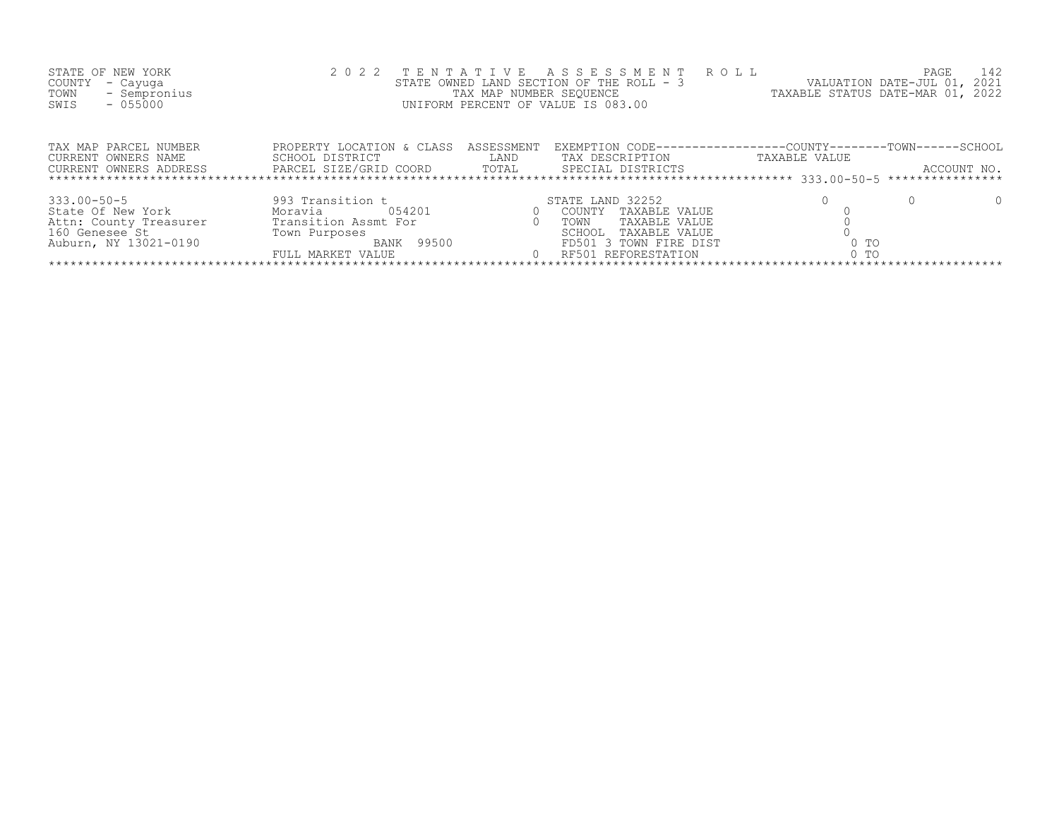STATE OF NEW YORK
COUNTY - Cayuga
TOWN - Sempronius
SWIS - 055000

2 0 2 2 T E N T A T I V E A S S E S S M E N T R O L L
STATE OWNED LAND SECTION OF THE ROLL - 3
TAX MAP NUMBER SEQUENCE
UNIFORM PERCENT OF VALUE IS 083.00

VALUATION DATE-JUL 01, 2021
TAXABLE STATUS DATE-MAR 01, 2022

| TAX MAP PARCEL NUMBER<br>CURRENT OWNERS NAME<br>CURRENT OWNERS ADDRESS | PROPERTY LOCATION & CLASS<br>SCHOOL DISTRICT<br>PARCEL SIZE/GRID COORD | ASSESSMENT<br>LAND<br>TOTAL | EXEMPTION CODE<br>TAX DESCRIPTION<br>SPECIAL DISTRICTS | COUNTY<br>TAXABLE VALUE | TOWN | SCHOOL<br>ACCOUNT NO. |
|---|---|---|---|---|---|---|
| ******** 333.00-50-5 ******** | | | | | | |
| 333.00-50-5 | 993 Transition t | | STATE LAND 32252 | 0 | 0 | 0 |
| State Of New York | Moravia 054201 | 0 | COUNTY TAXABLE VALUE | 0 | | |
| Attn: County Treasurer | Transition Assmt For | 0 | TOWN TAXABLE VALUE | 0 | | |
| 160 Genesee St | Town Purposes | | SCHOOL TAXABLE VALUE | 0 | | |
| Auburn, NY 13021-0190 | BANK 99500 | | FD501 3 TOWN FIRE DIST | 0 TO | | |
| | FULL MARKET VALUE | 0 | RF501 REFORESTATION | 0 TO | | |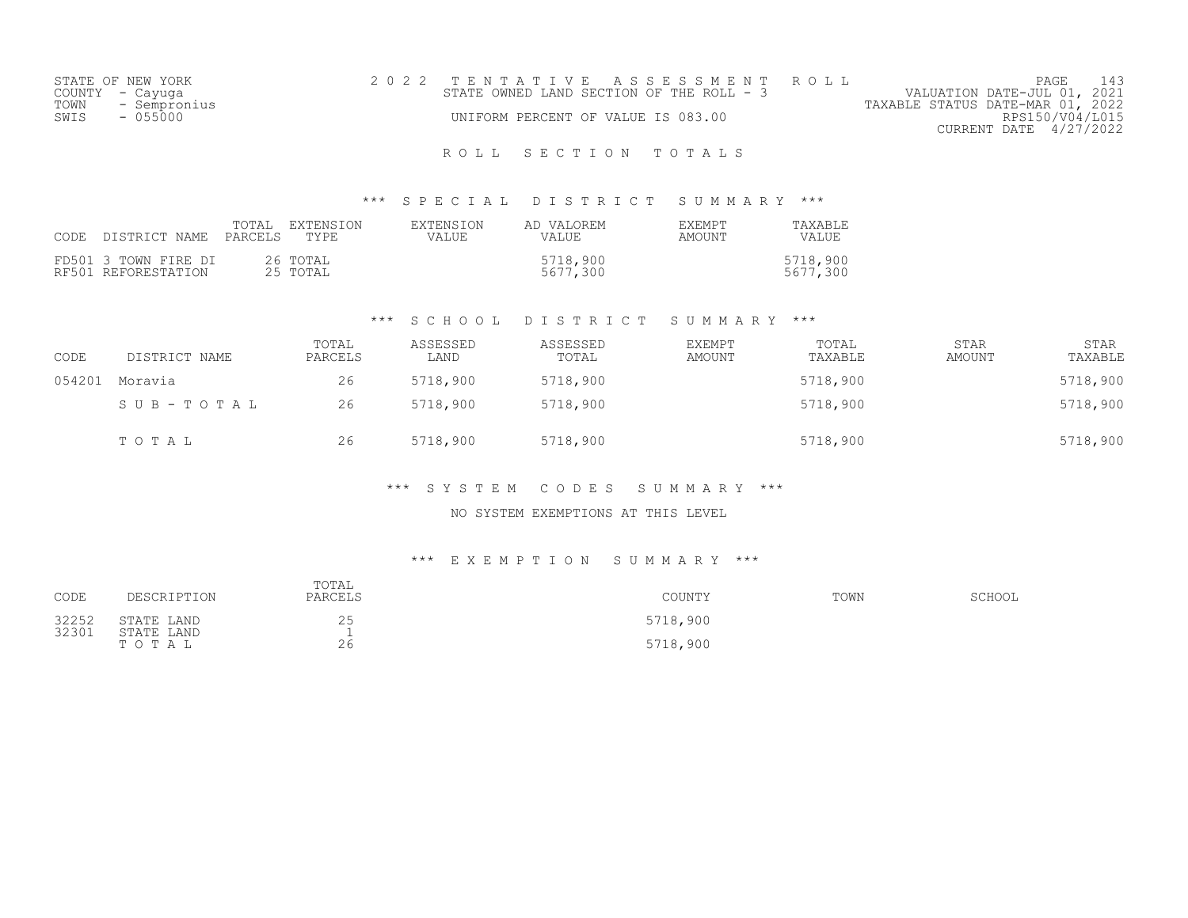STATE OF NEW YORK
COUNTY - Cayuga
TOWN - Sempronius
SWIS - 055000

2 0 2 2 T E N T A T I V E A S S E S S M E N T R O L L
STATE OWNED LAND SECTION OF THE ROLL - 3
UNIFORM PERCENT OF VALUE IS 083.00

VALUATION DATE-JUL 01, 2021
TAXABLE STATUS DATE-MAR 01, 2022
RPS150/V04/L015
CURRENT DATE 4/27/2022

R O L L S E C T I O N T O T A L S

*** S P E C I A L D I S T R I C T S U M M A R Y ***

| CODE | DISTRICT NAME | TOTAL PARCELS | EXTENSION TYPE | EXTENSION VALUE | AD VALOREM VALUE | EXEMPT AMOUNT | TAXABLE VALUE |
|---|---|---|---|---|---|---|---|
| FD501 | 3 TOWN FIRE DI | 26 | TOTAL | | 5718,900 | | 5718,900 |
| RF501 | REFORESTATION | 25 | TOTAL | | 5677,300 | | 5677,300 |

*** S C H O O L D I S T R I C T S U M M A R Y ***

| CODE | DISTRICT NAME | TOTAL PARCELS | ASSESSED LAND | ASSESSED TOTAL | EXEMPT AMOUNT | TOTAL TAXABLE | STAR AMOUNT | STAR TAXABLE |
|---|---|---|---|---|---|---|---|---|
| 054201 | Moravia | 26 | 5718,900 | 5718,900 | | 5718,900 | | 5718,900 |
| | S U B - T O T A L | 26 | 5718,900 | 5718,900 | | 5718,900 | | 5718,900 |
| | T O T A L | 26 | 5718,900 | 5718,900 | | 5718,900 | | 5718,900 |

*** S Y S T E M C O D E S S U M M A R Y ***

NO SYSTEM EXEMPTIONS AT THIS LEVEL

*** E X E M P T I O N S U M M A R Y ***

| CODE | DESCRIPTION | TOTAL PARCELS | COUNTY | TOWN | SCHOOL |
|---|---|---|---|---|---|
| 32252 | STATE LAND | 25 | 5718,900 | | |
| 32301 | STATE LAND | 1 | | | |
| | T O T A L | 26 | 5718,900 | | |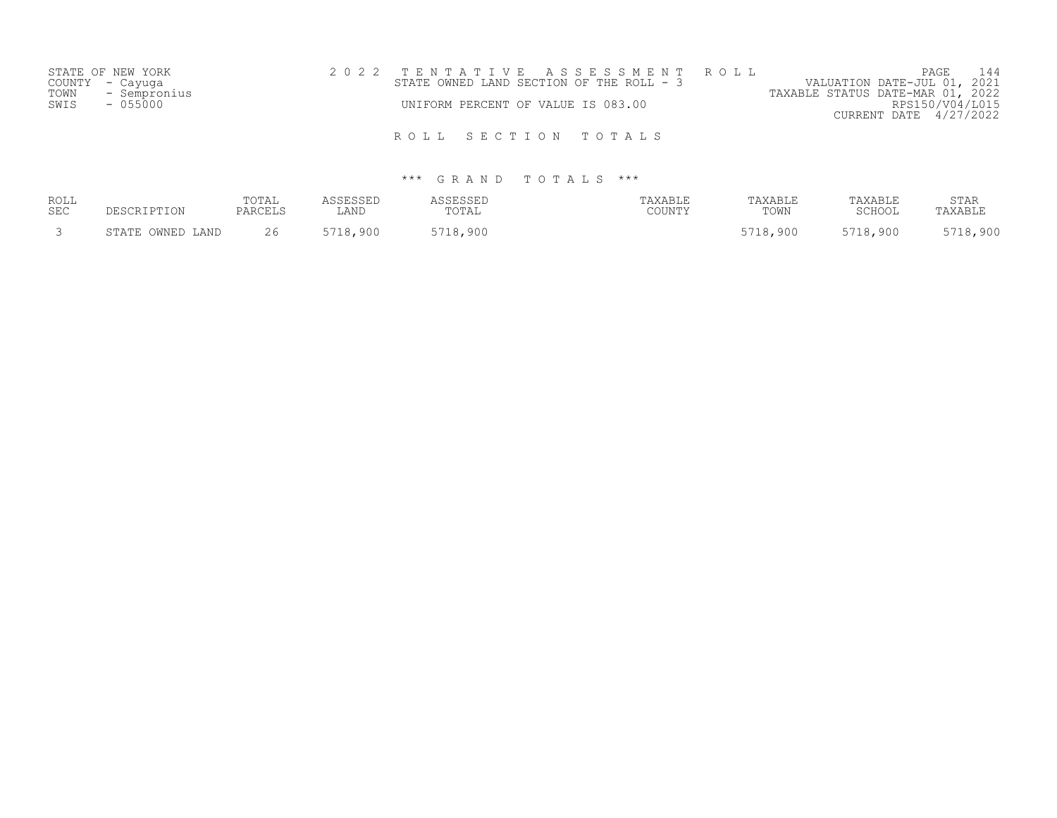STATE OF NEW YORK
COUNTY - Cayuga
TOWN - Sempronius
SWIS - 055000

2 0 2 2 T E N T A T I V E A S S E S S M E N T R O L L
STATE OWNED LAND SECTION OF THE ROLL - 3
UNIFORM PERCENT OF VALUE IS 083.00

VALUATION DATE-JUL 01, 2021
TAXABLE STATUS DATE-MAR 01, 2022
RPS150/V04/L015
CURRENT DATE 4/27/2022

R O L L S E C T I O N T O T A L S

\*\*\* G R A N D T O T A L S \*\*\*

| ROLL SEC | DESCRIPTION | TOTAL PARCELS | ASSESSED LAND | ASSESSED TOTAL | TAXABLE COUNTY | TAXABLE TOWN | TAXABLE SCHOOL | STAR TAXABLE |
|---|---|---|---|---|---|---|---|---|
| 3 | STATE OWNED LAND | 26 | 5718,900 | 5718,900 | | 5718,900 | 5718,900 | 5718,900 |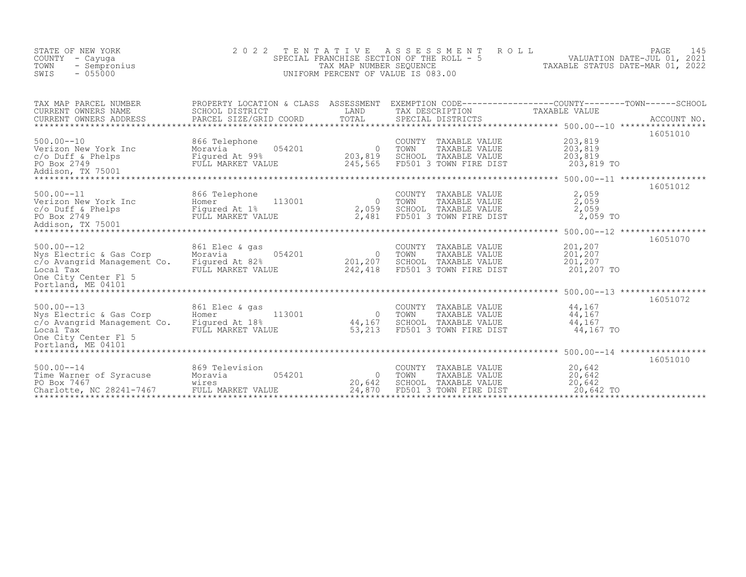STATE OF NEW YORK
COUNTY - Cayuga
TOWN - Sempronius
SWIS - 055000

# 2022 TENTATIVE ASSESSMENT ROLL

SPECIAL FRANCHISE SECTION OF THE ROLL - 5
TAX MAP NUMBER SEQUENCE
UNIFORM PERCENT OF VALUE IS 083.00

VALUATION DATE-JUL 01, 2021
TAXABLE STATUS DATE-MAR 01, 2022

| TAX MAP PARCEL NUMBER / CURRENT OWNERS NAME / CURRENT OWNERS ADDRESS | PROPERTY LOCATION & CLASS / SCHOOL DISTRICT / PARCEL SIZE/GRID COORD | ASSESSMENT LAND / TOTAL | EXEMPTION CODE / TAX DESCRIPTION / SPECIAL DISTRICTS | TAXABLE VALUE (COUNTY / TOWN / SCHOOL) | ACCOUNT NO. |
|---|---|---|---|---|---|
| 500.00--10 | 866 Telephone | | COUNTY TAXABLE VALUE | 203,819 | 16051010 |
| Verizon New York Inc | Moravia 054201 | 0 | TOWN TAXABLE VALUE | 203,819 | |
| c/o Duff & Phelps | Figured At 99% | 203,819 | SCHOOL TAXABLE VALUE | 203,819 | |
| PO Box 2749 | FULL MARKET VALUE | 245,565 | FD501 3 TOWN FIRE DIST | 203,819 TO | |
| Addison, TX 75001 | | | | | |
| 500.00--11 | 866 Telephone | | COUNTY TAXABLE VALUE | 2,059 | 16051012 |
| Verizon New York Inc | Homer 113001 | 0 | TOWN TAXABLE VALUE | 2,059 | |
| c/o Duff & Phelps | Figured At 1% | 2,059 | SCHOOL TAXABLE VALUE | 2,059 | |
| PO Box 2749 | FULL MARKET VALUE | 2,481 | FD501 3 TOWN FIRE DIST | 2,059 TO | |
| Addison, TX 75001 | | | | | |
| 500.00--12 | 861 Elec & gas | | COUNTY TAXABLE VALUE | 201,207 | 16051070 |
| Nys Electric & Gas Corp | Moravia 054201 | 0 | TOWN TAXABLE VALUE | 201,207 | |
| c/o Avangrid Management Co. | Figured At 82% | 201,207 | SCHOOL TAXABLE VALUE | 201,207 | |
| Local Tax | FULL MARKET VALUE | 242,418 | FD501 3 TOWN FIRE DIST | 201,207 TO | |
| One City Center Fl 5 | | | | | |
| Portland, ME 04101 | | | | | |
| 500.00--13 | 861 Elec & gas | | COUNTY TAXABLE VALUE | 44,167 | 16051072 |
| Nys Electric & Gas Corp | Homer 113001 | 0 | TOWN TAXABLE VALUE | 44,167 | |
| c/o Avangrid Management Co. | Figured At 18% | 44,167 | SCHOOL TAXABLE VALUE | 44,167 | |
| Local Tax | FULL MARKET VALUE | 53,213 | FD501 3 TOWN FIRE DIST | 44,167 TO | |
| One City Center Fl 5 | | | | | |
| Portland, ME 04101 | | | | | |
| 500.00--14 | 869 Television | | COUNTY TAXABLE VALUE | 20,642 | 16051010 |
| Time Warner of Syracuse | Moravia 054201 | 0 | TOWN TAXABLE VALUE | 20,642 | |
| PO Box 7467 | wires | 20,642 | SCHOOL TAXABLE VALUE | 20,642 | |
| Charlotte, NC 28241-7467 | FULL MARKET VALUE | 24,870 | FD501 3 TOWN FIRE DIST | 20,642 TO | |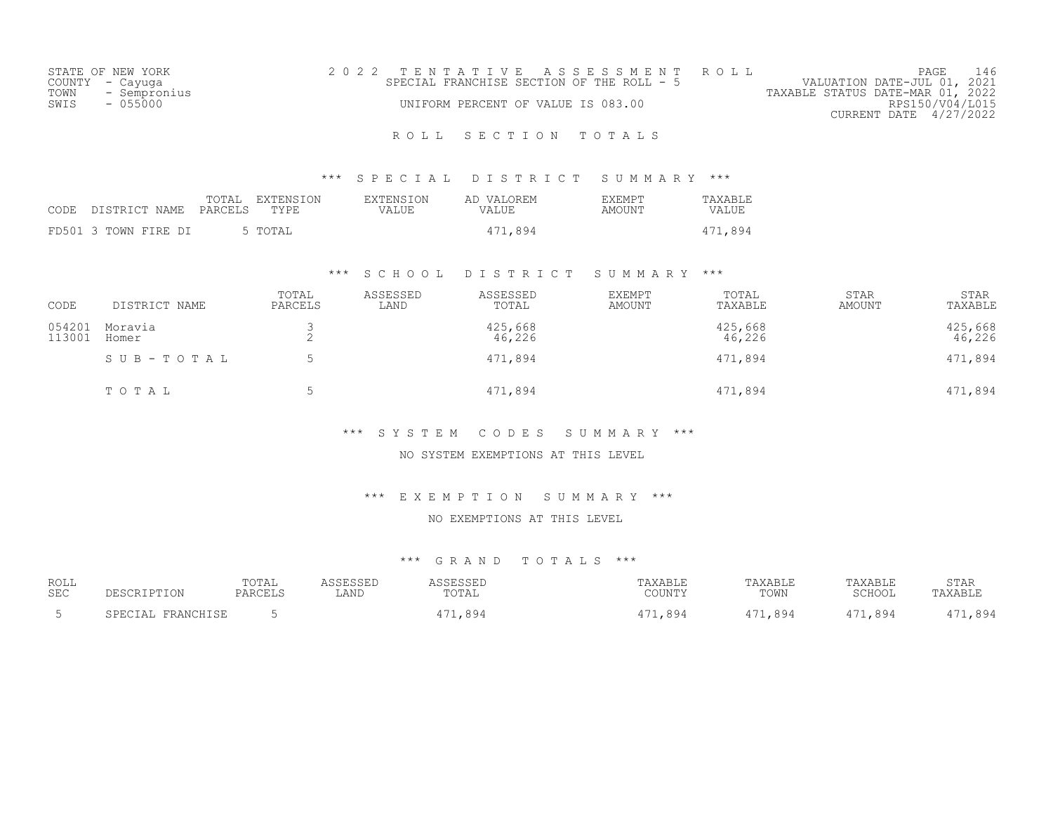STATE OF NEW YORK
COUNTY - Cayuga
TOWN - Sempronius
SWIS - 055000

2 0 2 2 T E N T A T I V E A S S E S S M E N T R O L L
SPECIAL FRANCHISE SECTION OF THE ROLL - 5
UNIFORM PERCENT OF VALUE IS 083.00

VALUATION DATE-JUL 01, 2021
TAXABLE STATUS DATE-MAR 01, 2022
RPS150/V04/L015
CURRENT DATE 4/27/2022

## R O L L S E C T I O N T O T A L S

### *** S P E C I A L D I S T R I C T S U M M A R Y ***

| CODE | DISTRICT NAME | TOTAL PARCELS | EXTENSION TYPE | EXTENSION VALUE | AD VALOREM VALUE | EXEMPT AMOUNT | TAXABLE VALUE |
|---|---|---|---|---|---|---|---|
| FD501 | 3 TOWN FIRE DI | 5 | TOTAL | | 471,894 | | 471,894 |

### *** S C H O O L D I S T R I C T S U M M A R Y ***

| CODE | DISTRICT NAME | TOTAL PARCELS | ASSESSED LAND | ASSESSED TOTAL | EXEMPT AMOUNT | TOTAL TAXABLE | STAR AMOUNT | STAR TAXABLE |
|---|---|---|---|---|---|---|---|---|
| 054201 | Moravia | 3 | | 425,668 | | 425,668 | | 425,668 |
| 113001 | Homer | 2 | | 46,226 | | 46,226 | | 46,226 |
| | S U B - T O T A L | 5 | | 471,894 | | 471,894 | | 471,894 |
| | T O T A L | 5 | | 471,894 | | 471,894 | | 471,894 |

### *** S Y S T E M C O D E S S U M M A R Y ***

NO SYSTEM EXEMPTIONS AT THIS LEVEL

### *** E X E M P T I O N S U M M A R Y ***

NO EXEMPTIONS AT THIS LEVEL

### *** G R A N D T O T A L S ***

| ROLL SEC | DESCRIPTION | TOTAL PARCELS | ASSESSED LAND | ASSESSED TOTAL | TAXABLE COUNTY | TAXABLE TOWN | TAXABLE SCHOOL | STAR TAXABLE |
|---|---|---|---|---|---|---|---|---|
| 5 | SPECIAL FRANCHISE | 5 | | 471,894 | 471,894 | 471,894 | 471,894 | 471,894 |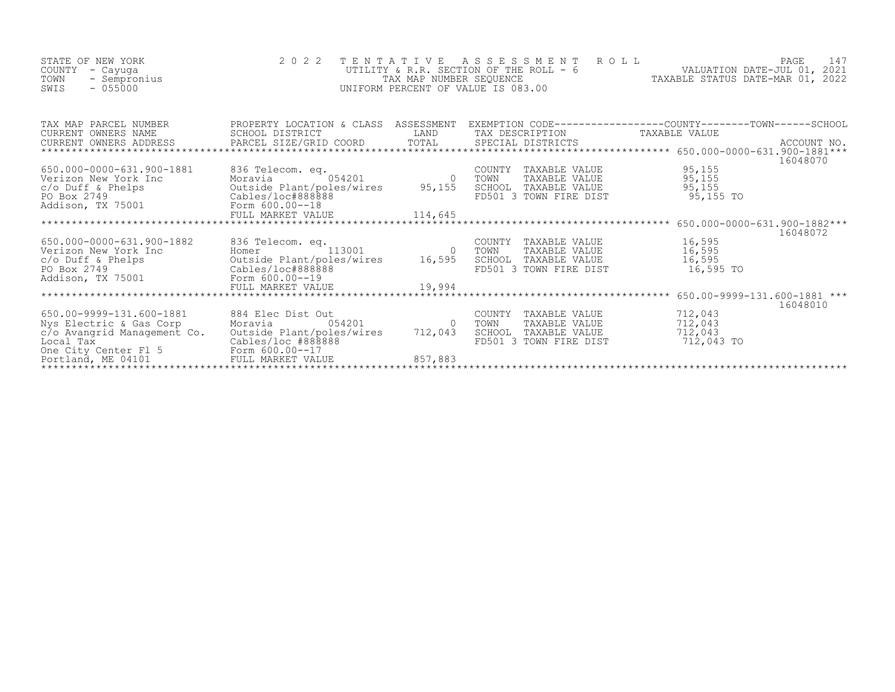STATE OF NEW YORK
COUNTY - Cayuga
TOWN - Sempronius
SWIS - 055000

2022 TENTATIVE ASSESSMENT ROLL
UTILITY & R.R. SECTION OF THE ROLL - 6
TAX MAP NUMBER SEQUENCE
UNIFORM PERCENT OF VALUE IS 083.00

VALUATION DATE-JUL 01, 2021
TAXABLE STATUS DATE-MAR 01, 2022

| TAX MAP PARCEL NUMBER / CURRENT OWNERS NAME / CURRENT OWNERS ADDRESS | PROPERTY LOCATION & CLASS / SCHOOL DISTRICT / PARCEL SIZE/GRID COORD | ASSESSMENT LAND / TOTAL | EXEMPTION CODE / TAX DESCRIPTION / SPECIAL DISTRICTS | COUNTY / TOWN / SCHOOL TAXABLE VALUE | ACCOUNT NO. |
|---|---|---|---|---|---|
| 650.000-0000-631.900-1881 | 836 Telecom. eq. | | COUNTY TAXABLE VALUE | 95,155 | 16048070 |
| Verizon New York Inc | Moravia 054201 | 0 | TOWN TAXABLE VALUE | 95,155 | |
| c/o Duff & Phelps | Outside Plant/poles/wires | 95,155 | SCHOOL TAXABLE VALUE | 95,155 | |
| PO Box 2749 | Cables/loc#888888 | | FD501 3 TOWN FIRE DIST | 95,155 TO | |
| Addison, TX 75001 | Form 600.00--18 | | | | |
| | FULL MARKET VALUE | 114,645 | | | |
| 650.000-0000-631.900-1882 | 836 Telecom. eq. | | COUNTY TAXABLE VALUE | 16,595 | 16048072 |
| Verizon New York Inc | Homer 113001 | 0 | TOWN TAXABLE VALUE | 16,595 | |
| c/o Duff & Phelps | Outside Plant/poles/wires | 16,595 | SCHOOL TAXABLE VALUE | 16,595 | |
| PO Box 2749 | Cables/loc#888888 | | FD501 3 TOWN FIRE DIST | 16,595 TO | |
| Addison, TX 75001 | Form 600.00--19 | | | | |
| | FULL MARKET VALUE | 19,994 | | | |
| 650.00-9999-131.600-1881 | 884 Elec Dist Out | | COUNTY TAXABLE VALUE | 712,043 | 16048010 |
| Nys Electric & Gas Corp | Moravia 054201 | 0 | TOWN TAXABLE VALUE | 712,043 | |
| c/o Avangrid Management Co. | Outside Plant/poles/wires | 712,043 | SCHOOL TAXABLE VALUE | 712,043 | |
| Local Tax | Cables/loc #888888 | | FD501 3 TOWN FIRE DIST | 712,043 TO | |
| One City Center Fl 5 | Form 600.00--17 | | | | |
| Portland, ME 04101 | FULL MARKET VALUE | 857,883 | | | |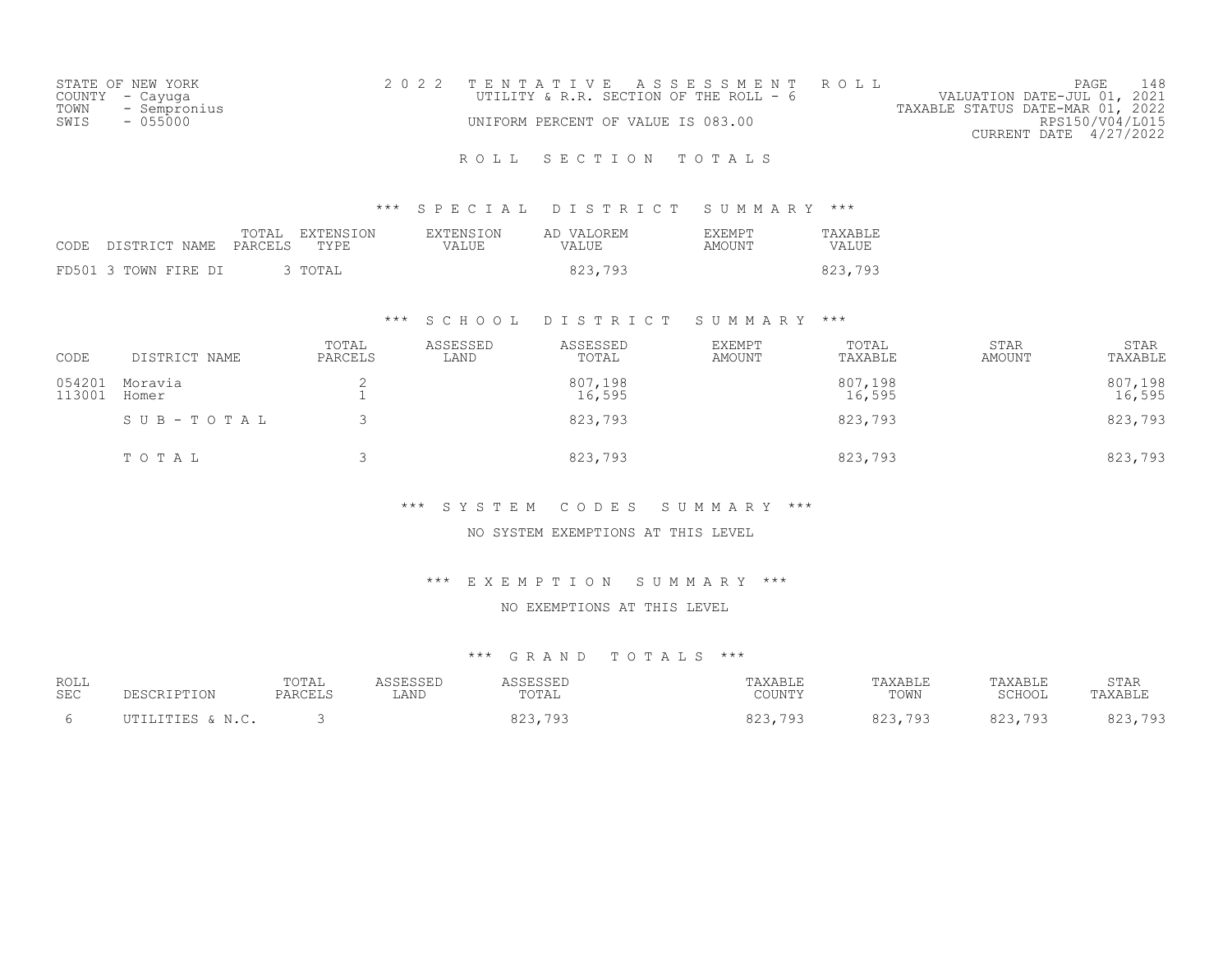STATE OF NEW YORK
COUNTY - Cayuga
TOWN - Sempronius
SWIS - 055000

2 0 2 2 T E N T A T I V E A S S E S S M E N T R O L L
UTILITY & R.R. SECTION OF THE ROLL - 6
UNIFORM PERCENT OF VALUE IS 083.00

VALUATION DATE-JUL 01, 2021
TAXABLE STATUS DATE-MAR 01, 2022
RPS150/V04/L015
CURRENT DATE 4/27/2022

## R O L L S E C T I O N T O T A L S

### *** S P E C I A L D I S T R I C T S U M M A R Y ***

| CODE | DISTRICT NAME | TOTAL PARCELS | EXTENSION TYPE | EXTENSION VALUE | AD VALOREM VALUE | EXEMPT AMOUNT | TAXABLE VALUE |
|---|---|---|---|---|---|---|---|
| FD501 | 3 TOWN FIRE DI | 3 | TOTAL | | 823,793 | | 823,793 |

### *** S C H O O L D I S T R I C T S U M M A R Y ***

| CODE | DISTRICT NAME | TOTAL PARCELS | ASSESSED LAND | ASSESSED TOTAL | EXEMPT AMOUNT | TOTAL TAXABLE | STAR AMOUNT | STAR TAXABLE |
|---|---|---|---|---|---|---|---|---|
| 054201 | Moravia | 2 | | 807,198 | | 807,198 | | 807,198 |
| 113001 | Homer | 1 | | 16,595 | | 16,595 | | 16,595 |
| | S U B - T O T A L | 3 | | 823,793 | | 823,793 | | 823,793 |
| | T O T A L | 3 | | 823,793 | | 823,793 | | 823,793 |

### *** S Y S T E M C O D E S S U M M A R Y ***

NO SYSTEM EXEMPTIONS AT THIS LEVEL

### *** E X E M P T I O N S U M M A R Y ***

NO EXEMPTIONS AT THIS LEVEL

### *** G R A N D T O T A L S ***

| ROLL SEC | DESCRIPTION | TOTAL PARCELS | ASSESSED LAND | ASSESSED TOTAL | TAXABLE COUNTY | TAXABLE TOWN | TAXABLE SCHOOL | STAR TAXABLE |
|---|---|---|---|---|---|---|---|---|
| 6 | UTILITIES & N.C. | 3 | | 823,793 | 823,793 | 823,793 | 823,793 | 823,793 |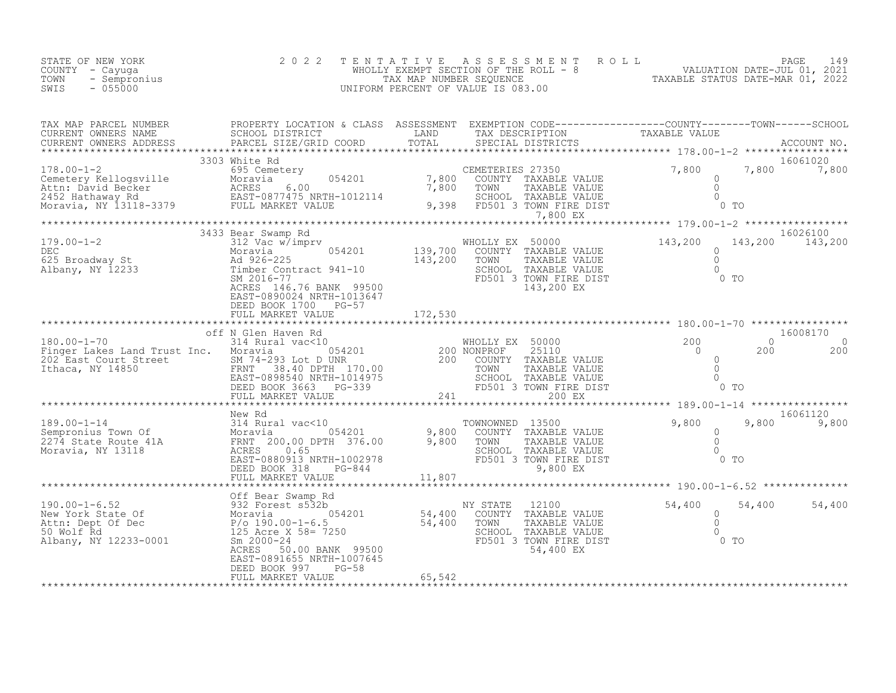STATE OF NEW YORK
COUNTY - Cayuga
TOWN - Sempronius
SWIS - 055000

2022 TENTATIVE ASSESSMENT ROLL
WHOLLY EXEMPT SECTION OF THE ROLL - 8
TAX MAP NUMBER SEQUENCE
UNIFORM PERCENT OF VALUE IS 083.00

VALUATION DATE-JUL 01, 2021
TAXABLE STATUS DATE-MAR 01, 2022

| TAX MAP PARCEL NUMBER / CURRENT OWNERS NAME / CURRENT OWNERS ADDRESS | PROPERTY LOCATION & CLASS / SCHOOL DISTRICT / PARCEL SIZE/GRID COORD | ASSESSMENT LAND / TOTAL | EXEMPTION CODE / TAX DESCRIPTION / SPECIAL DISTRICTS | COUNTY TAXABLE VALUE | TOWN | SCHOOL / ACCOUNT NO. |
|---|---|---|---|---|---|---|
| 178.00-1-2 | 3303 White Rd | | | | | 16061020 |
| Cemetery Kellogsville | 695 Cemetery | | CEMETERIES 27350 | 7,800 | 7,800 | 7,800 |
| Attn: David Becker | Moravia 054201 | 7,800 | COUNTY TAXABLE VALUE | 0 | | |
| 2452 Hathaway Rd | ACRES 6.00 | 7,800 | TOWN TAXABLE VALUE | 0 | | |
| Moravia, NY 13118-3379 | EAST-0877475 NRTH-1012114 | | SCHOOL TAXABLE VALUE | 0 | | |
| | FULL MARKET VALUE | 9,398 | FD501 3 TOWN FIRE DIST 7,800 EX | 0 TO | | |
| 179.00-1-2 | 3433 Bear Swamp Rd | | | | | 16026100 |
| DEC | 312 Vac w/imprv | | WHOLLY EX 50000 | 143,200 | 143,200 | 143,200 |
| 625 Broadway St | Moravia 054201 | 139,700 | COUNTY TAXABLE VALUE | 0 | | |
| Albany, NY 12233 | Ad 926-225 | 143,200 | TOWN TAXABLE VALUE | 0 | | |
| | Timber Contract 941-10 | | SCHOOL TAXABLE VALUE | 0 | | |
| | SM 2016-77 | | FD501 3 TOWN FIRE DIST 143,200 EX | 0 TO | | |
| | ACRES 146.76 BANK 99500 | | | | | |
| | EAST-0890024 NRTH-1013647 | | | | | |
| | DEED BOOK 1700 PG-57 | | | | | |
| | FULL MARKET VALUE | 172,530 | | | | |
| 180.00-1-70 | off N Glen Haven Rd | | | | | 16008170 |
| Finger Lakes Land Trust Inc. | 314 Rural vac<10 | | WHOLLY EX 50000 | 200 | 0 | 0 |
| 202 East Court Street | Moravia 054201 | 200 | NONPROF 25110 | 0 | 200 | 200 |
| Ithaca, NY 14850 | SM 74-293 Lot D UNR | 200 | COUNTY TAXABLE VALUE | 0 | | |
| | FRNT 38.40 DPTH 170.00 | | TOWN TAXABLE VALUE | 0 | | |
| | EAST-0898540 NRTH-1014975 | | SCHOOL TAXABLE VALUE | 0 | | |
| | DEED BOOK 3663 PG-339 | | FD501 3 TOWN FIRE DIST | 0 TO | | |
| | FULL MARKET VALUE | 241 | 200 EX | | | |
| 189.00-1-14 | New Rd | | | | | 16061120 |
| Sempronius Town Of | 314 Rural vac<10 | | TOWNOWNED 13500 | 9,800 | 9,800 | 9,800 |
| 2274 State Route 41A | Moravia 054201 | 9,800 | COUNTY TAXABLE VALUE | 0 | | |
| Moravia, NY 13118 | FRNT 200.00 DPTH 376.00 | 9,800 | TOWN TAXABLE VALUE | 0 | | |
| | ACRES 0.65 | | SCHOOL TAXABLE VALUE | 0 | | |
| | EAST-0880913 NRTH-1002978 | | FD501 3 TOWN FIRE DIST | 0 TO | | |
| | DEED BOOK 318 PG-844 | | 9,800 EX | | | |
| | FULL MARKET VALUE | 11,807 | | | | |
| 190.00-1-6.52 | Off Bear Swamp Rd | | | | | |
| New York State Of | 932 Forest s532b | | NY STATE 12100 | 54,400 | 54,400 | 54,400 |
| Attn: Dept Of Dec | Moravia 054201 | 54,400 | COUNTY TAXABLE VALUE | 0 | | |
| 50 Wolf Rd | P/o 190.00-1-6.5 | 54,400 | TOWN TAXABLE VALUE | 0 | | |
| Albany, NY 12233-0001 | 125 Acre X 58= 7250 | | SCHOOL TAXABLE VALUE | 0 | | |
| | Sm 2000-24 | | FD501 3 TOWN FIRE DIST 54,400 EX | 0 TO | | |
| | ACRES 50.00 BANK 99500 | | | | | |
| | EAST-0891655 NRTH-1007645 | | | | | |
| | DEED BOOK 997 PG-58 | | | | | |
| | FULL MARKET VALUE | 65,542 | | | | |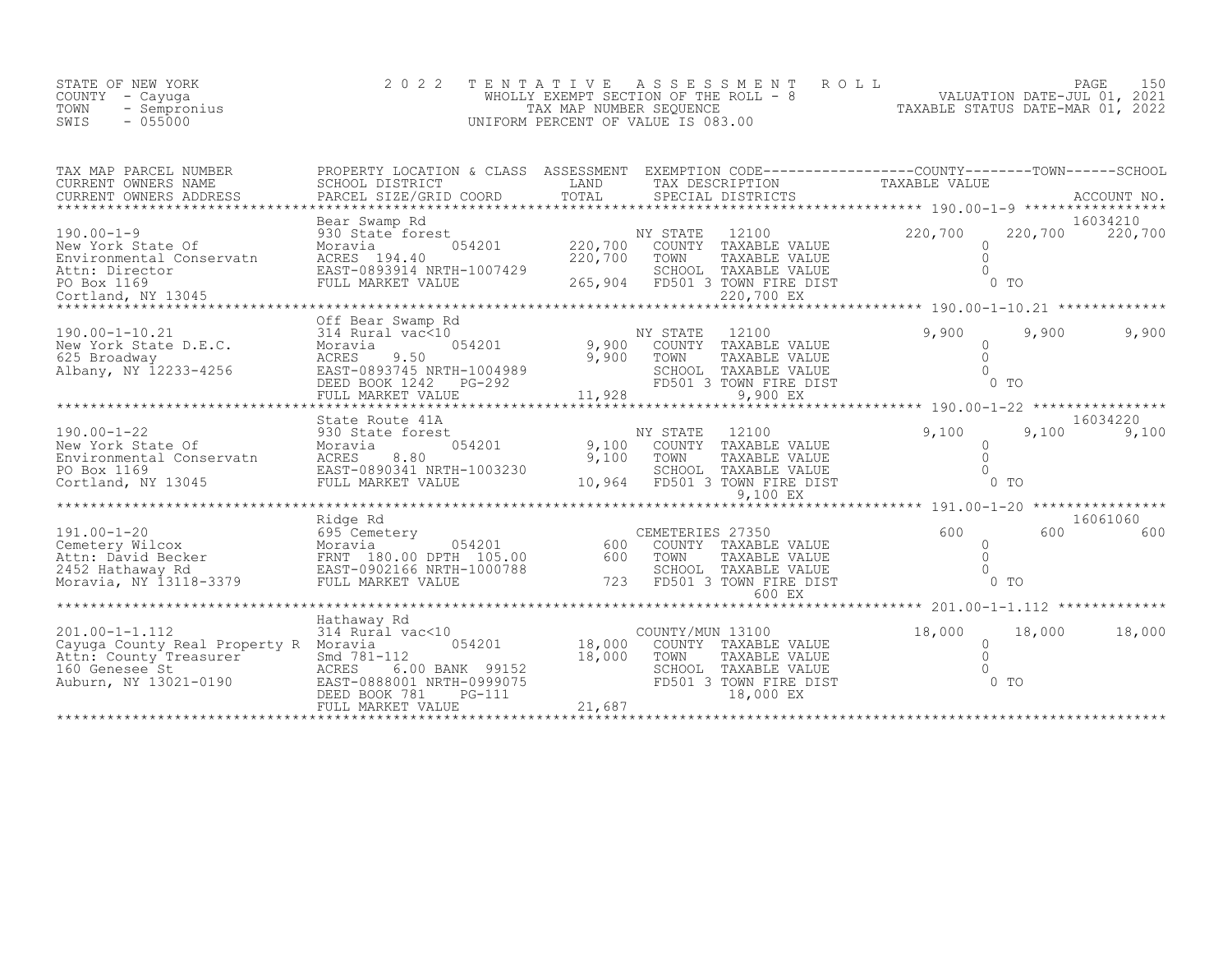STATE OF NEW YORK
COUNTY - Cayuga
TOWN - Sempronius
SWIS - 055000

2 0 2 2 TENTATIVE ASSESSMENT ROLL
WHOLLY EXEMPT SECTION OF THE ROLL - 8
TAX MAP NUMBER SEQUENCE
UNIFORM PERCENT OF VALUE IS 083.00

VALUATION DATE-JUL 01, 2021
TAXABLE STATUS DATE-MAR 01, 2022

| TAX MAP PARCEL NUMBER / CURRENT OWNERS NAME / CURRENT OWNERS ADDRESS | PROPERTY LOCATION & CLASS / SCHOOL DISTRICT / PARCEL SIZE/GRID COORD | ASSESSMENT LAND / TOTAL | EXEMPTION CODE / TAX DESCRIPTION / SPECIAL DISTRICTS | COUNTY TAXABLE VALUE | TOWN | SCHOOL / ACCOUNT NO. |
|---|---|---|---|---|---|---|
| 190.00-1-9 | Bear Swamp Rd | | | | | 16034210 |
| New York State Of | 930 State forest | | NY STATE 12100 | 220,700 | 220,700 | 220,700 |
| Environmental Conservatn | Moravia 054201 | 220,700 | COUNTY TAXABLE VALUE | 0 | | |
| Attn: Director | ACRES 194.40 | 220,700 | TOWN TAXABLE VALUE | 0 | | |
| PO Box 1169 | EAST-0893914 NRTH-1007429 | | SCHOOL TAXABLE VALUE | 0 | | |
| Cortland, NY 13045 | FULL MARKET VALUE | 265,904 | FD501 3 TOWN FIRE DIST 220,700 EX | 0 TO | | |
| 190.00-1-10.21 | Off Bear Swamp Rd | | | | | |
| New York State D.E.C. | 314 Rural vac<10 | | NY STATE 12100 | 9,900 | 9,900 | 9,900 |
| 625 Broadway | Moravia 054201 | 9,900 | COUNTY TAXABLE VALUE | 0 | | |
| Albany, NY 12233-4256 | ACRES 9.50 | 9,900 | TOWN TAXABLE VALUE | 0 | | |
| | EAST-0893745 NRTH-1004989 | | SCHOOL TAXABLE VALUE | 0 | | |
| | DEED BOOK 1242 PG-292 | | FD501 3 TOWN FIRE DIST | 0 TO | | |
| | FULL MARKET VALUE | 11,928 | 9,900 EX | | | |
| 190.00-1-22 | State Route 41A | | | | | 16034220 |
| New York State Of | 930 State forest | | NY STATE 12100 | 9,100 | 9,100 | 9,100 |
| Environmental Conservatn | Moravia 054201 | 9,100 | COUNTY TAXABLE VALUE | 0 | | |
| PO Box 1169 | ACRES 8.80 | 9,100 | TOWN TAXABLE VALUE | 0 | | |
| Cortland, NY 13045 | EAST-0890341 NRTH-1003230 | | SCHOOL TAXABLE VALUE | 0 | | |
| | FULL MARKET VALUE | 10,964 | FD501 3 TOWN FIRE DIST 9,100 EX | 0 TO | | |
| 191.00-1-20 | Ridge Rd | | | | | 16061060 |
| Cemetery Wilcox | 695 Cemetery | | CEMETERIES 27350 | 600 | 600 | 600 |
| Attn: David Becker | Moravia 054201 | 600 | COUNTY TAXABLE VALUE | 0 | | |
| 2452 Hathaway Rd | FRNT 180.00 DPTH 105.00 | 600 | TOWN TAXABLE VALUE | 0 | | |
| Moravia, NY 13118-3379 | EAST-0902166 NRTH-1000788 | | SCHOOL TAXABLE VALUE | 0 | | |
| | FULL MARKET VALUE | 723 | FD501 3 TOWN FIRE DIST 600 EX | 0 TO | | |
| 201.00-1-1.112 | Hathaway Rd | | | | | |
| Cayuga County Real Property R | 314 Rural vac<10 | | COUNTY/MUN 13100 | 18,000 | 18,000 | 18,000 |
| Attn: County Treasurer | Moravia 054201 | 18,000 | COUNTY TAXABLE VALUE | 0 | | |
| 160 Genesee St | Smd 781-112 | 18,000 | TOWN TAXABLE VALUE | 0 | | |
| Auburn, NY 13021-0190 | ACRES 6.00 BANK 99152 | | SCHOOL TAXABLE VALUE | 0 | | |
| | EAST-0888001 NRTH-0999075 | | FD501 3 TOWN FIRE DIST | 0 TO | | |
| | DEED BOOK 781 PG-111 | | 18,000 EX | | | |
| | FULL MARKET VALUE | 21,687 | | | | |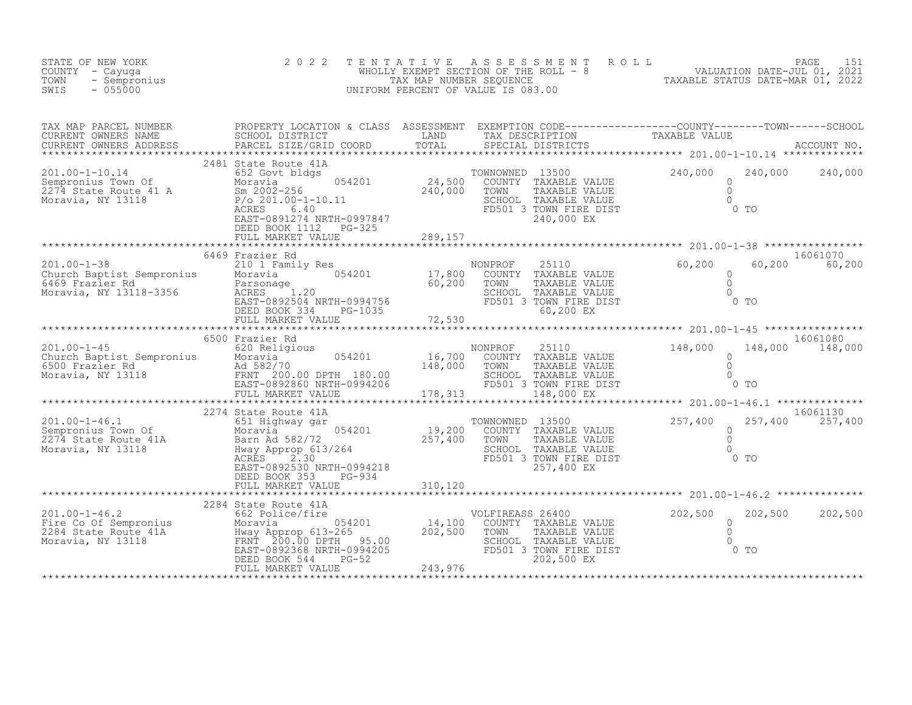STATE OF NEW YORK
COUNTY - Cayuga
TOWN - Sempronius
SWIS - 055000

2 0 2 2 T E N T A T I V E A S S E S S M E N T R O L L
WHOLLY EXEMPT SECTION OF THE ROLL - 8
TAX MAP NUMBER SEQUENCE
UNIFORM PERCENT OF VALUE IS 083.00

VALUATION DATE-JUL 01, 2021
TAXABLE STATUS DATE-MAR 01, 2022

| TAX MAP PARCEL NUMBER / CURRENT OWNERS NAME / CURRENT OWNERS ADDRESS | PROPERTY LOCATION & CLASS / SCHOOL DISTRICT / PARCEL SIZE/GRID COORD | ASSESSMENT LAND / TOTAL | EXEMPTION CODE / TAX DESCRIPTION / SPECIAL DISTRICTS | COUNTY TAXABLE VALUE | TOWN | SCHOOL / ACCOUNT NO. |
|---|---|---|---|---|---|---|
| **201.00-1-10.14** | 2481 State Route 41A | | | | | |
| 201.00-1-10.14 | 652 Govt bldgs | | TOWNOWNED 13500 | 240,000 | 240,000 | 240,000 |
| Sempronius Town Of | Moravia 054201 | 24,500 | COUNTY TAXABLE VALUE | 0 | | |
| 2274 State Route 41 A | Sm 2002-256 | 240,000 | TOWN TAXABLE VALUE | 0 | | |
| Moravia, NY 13118 | P/o 201.00-1-10.11 | | SCHOOL TAXABLE VALUE | 0 | | |
| | ACRES 6.40 | | FD501 3 TOWN FIRE DIST | 0 TO | | |
| | EAST-0891274 NRTH-0997847 | | 240,000 EX | | | |
| | DEED BOOK 1112 PG-325 | | | | | |
| | FULL MARKET VALUE | 289,157 | | | | |
| **201.00-1-38** | 6469 Frazier Rd | | | | | 16061070 |
| 201.00-1-38 | 210 1 Family Res | | NONPROF 25110 | 60,200 | 60,200 | 60,200 |
| Church Baptist Sempronius | Moravia 054201 | 17,800 | COUNTY TAXABLE VALUE | 0 | | |
| 6469 Frazier Rd | Parsonage | 60,200 | TOWN TAXABLE VALUE | 0 | | |
| Moravia, NY 13118-3356 | ACRES 1.20 | | SCHOOL TAXABLE VALUE | 0 | | |
| | EAST-0892504 NRTH-0994756 | | FD501 3 TOWN FIRE DIST | 0 TO | | |
| | DEED BOOK 334 PG-1035 | | 60,200 EX | | | |
| | FULL MARKET VALUE | 72,530 | | | | |
| **201.00-1-45** | 6500 Frazier Rd | | | | | 16061080 |
| 201.00-1-45 | 620 Religious | | NONPROF 25110 | 148,000 | 148,000 | 148,000 |
| Church Baptist Sempronius | Moravia 054201 | 16,700 | COUNTY TAXABLE VALUE | 0 | | |
| 6500 Frazier Rd | Ad 582/70 | 148,000 | TOWN TAXABLE VALUE | 0 | | |
| Moravia, NY 13118 | FRNT 200.00 DPTH 180.00 | | SCHOOL TAXABLE VALUE | 0 | | |
| | EAST-0892860 NRTH-0994206 | | FD501 3 TOWN FIRE DIST | 0 TO | | |
| | FULL MARKET VALUE | 178,313 | 148,000 EX | | | |
| **201.00-1-46.1** | 2274 State Route 41A | | | | | 16061130 |
| 201.00-1-46.1 | 651 Highway gar | | TOWNOWNED 13500 | 257,400 | 257,400 | 257,400 |
| Sempronius Town Of | Moravia 054201 | 19,200 | COUNTY TAXABLE VALUE | 0 | | |
| 2274 State Route 41A | Barn Ad 582/72 | 257,400 | TOWN TAXABLE VALUE | 0 | | |
| Moravia, NY 13118 | Hway Approp 613/264 | | SCHOOL TAXABLE VALUE | 0 | | |
| | ACRES 2.30 | | FD501 3 TOWN FIRE DIST | 0 TO | | |
| | EAST-0892530 NRTH-0994218 | | 257,400 EX | | | |
| | DEED BOOK 353 PG-934 | | | | | |
| | FULL MARKET VALUE | 310,120 | | | | |
| **201.00-1-46.2** | 2284 State Route 41A | | | | | |
| 201.00-1-46.2 | 662 Police/fire | | VOLFIREASS 26400 | 202,500 | 202,500 | 202,500 |
| Fire Co Of Sempronius | Moravia 054201 | 14,100 | COUNTY TAXABLE VALUE | 0 | | |
| 2284 State Route 41A | Hway Approp 613-265 | 202,500 | TOWN TAXABLE VALUE | 0 | | |
| Moravia, NY 13118 | FRNT 200.00 DPTH 95.00 | | SCHOOL TAXABLE VALUE | 0 | | |
| | EAST-0892368 NRTH-0994205 | | FD501 3 TOWN FIRE DIST | 0 TO | | |
| | DEED BOOK 544 PG-52 | | 202,500 EX | | | |
| | FULL MARKET VALUE | 243,976 | | | | |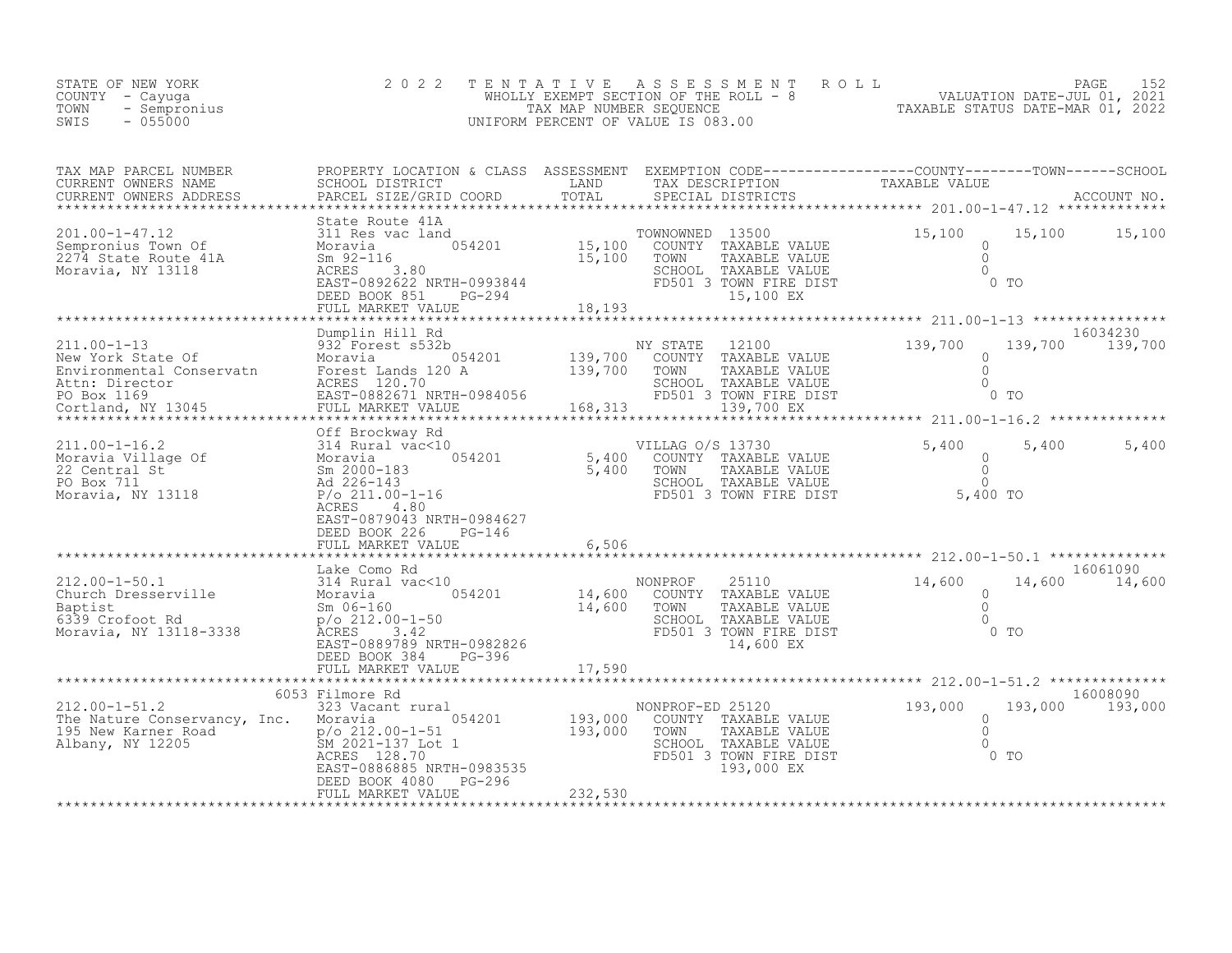STATE OF NEW YORK
COUNTY - Cayuga
TOWN - Sempronius
SWIS - 055000

2022 TENTATIVE ASSESSMENT ROLL
WHOLLY EXEMPT SECTION OF THE ROLL - 8
TAX MAP NUMBER SEQUENCE
UNIFORM PERCENT OF VALUE IS 083.00

VALUATION DATE-JUL 01, 2021
TAXABLE STATUS DATE-MAR 01, 2022

| TAX MAP PARCEL NUMBER / CURRENT OWNERS NAME / CURRENT OWNERS ADDRESS | PROPERTY LOCATION & CLASS / SCHOOL DISTRICT / PARCEL SIZE/GRID COORD | ASSESSMENT LAND / TOTAL | EXEMPTION CODE / TAX DESCRIPTION / SPECIAL DISTRICTS | COUNTY TAXABLE VALUE | TOWN | SCHOOL / ACCOUNT NO. |
|---|---|---|---|---|---|---|
| 201.00-1-47.12 | State Route 41A | | | | | |
| 201.00-1-47.12 | 311 Res vac land | | TOWNOWNED 13500 | 15,100 | 15,100 | 15,100 |
| Sempronius Town Of | Moravia 054201 | 15,100 | COUNTY TAXABLE VALUE | 0 | | |
| 2274 State Route 41A | Sm 92-116 | 15,100 | TOWN TAXABLE VALUE | 0 | | |
| Moravia, NY 13118 | ACRES 3.80 | | SCHOOL TAXABLE VALUE | 0 | | |
| | EAST-0892622 NRTH-0993844 | | FD501 3 TOWN FIRE DIST | 0 TO | | |
| | DEED BOOK 851 PG-294 | | 15,100 EX | | | |
| | FULL MARKET VALUE | 18,193 | | | | |
| 211.00-1-13 | Dumplin Hill Rd | | | | | 16034230 |
| 211.00-1-13 | 932 Forest s532b | | NY STATE 12100 | 139,700 | 139,700 | 139,700 |
| New York State Of | Moravia 054201 | 139,700 | COUNTY TAXABLE VALUE | 0 | | |
| Environmental Conservatn | Forest Lands 120 A | 139,700 | TOWN TAXABLE VALUE | 0 | | |
| Attn: Director | ACRES 120.70 | | SCHOOL TAXABLE VALUE | 0 | | |
| PO Box 1169 | EAST-0882671 NRTH-0984056 | | FD501 3 TOWN FIRE DIST | 0 TO | | |
| Cortland, NY 13045 | FULL MARKET VALUE | 168,313 | 139,700 EX | | | |
| 211.00-1-16.2 | Off Brockway Rd | | | | | |
| 211.00-1-16.2 | 314 Rural vac<10 | | VILLAG O/S 13730 | 5,400 | 5,400 | 5,400 |
| Moravia Village Of | Moravia 054201 | 5,400 | COUNTY TAXABLE VALUE | 0 | | |
| 22 Central St | Sm 2000-183 | 5,400 | TOWN TAXABLE VALUE | 0 | | |
| PO Box 711 | Ad 226-143 | | SCHOOL TAXABLE VALUE | 0 | | |
| Moravia, NY 13118 | P/o 211.00-1-16 | | FD501 3 TOWN FIRE DIST | 5,400 TO | | |
| | ACRES 4.80 | | | | | |
| | EAST-0879043 NRTH-0984627 | | | | | |
| | DEED BOOK 226 PG-146 | | | | | |
| | FULL MARKET VALUE | 6,506 | | | | |
| 212.00-1-50.1 | Lake Como Rd | | | | | 16061090 |
| 212.00-1-50.1 | 314 Rural vac<10 | | NONPROF 25110 | 14,600 | 14,600 | 14,600 |
| Church Dresserville | Moravia 054201 | 14,600 | COUNTY TAXABLE VALUE | 0 | | |
| Baptist | Sm 06-160 | 14,600 | TOWN TAXABLE VALUE | 0 | | |
| 6339 Crofoot Rd | p/o 212.00-1-50 | | SCHOOL TAXABLE VALUE | 0 | | |
| Moravia, NY 13118-3338 | ACRES 3.42 | | FD501 3 TOWN FIRE DIST | 0 TO | | |
| | EAST-0889789 NRTH-0982826 | | 14,600 EX | | | |
| | DEED BOOK 384 PG-396 | | | | | |
| | FULL MARKET VALUE | 17,590 | | | | |
| 212.00-1-51.2 | 6053 Filmore Rd | | | | | 16008090 |
| 212.00-1-51.2 | 323 Vacant rural | | NONPROF-ED 25120 | 193,000 | 193,000 | 193,000 |
| The Nature Conservancy, Inc. | Moravia 054201 | 193,000 | COUNTY TAXABLE VALUE | 0 | | |
| 195 New Karner Road | p/o 212.00-1-51 | 193,000 | TOWN TAXABLE VALUE | 0 | | |
| Albany, NY 12205 | SM 2021-137 Lot 1 | | SCHOOL TAXABLE VALUE | 0 | | |
| | ACRES 128.70 | | FD501 3 TOWN FIRE DIST | 0 TO | | |
| | EAST-0886885 NRTH-0983535 | | 193,000 EX | | | |
| | DEED BOOK 4080 PG-296 | | | | | |
| | FULL MARKET VALUE | 232,530 | | | | |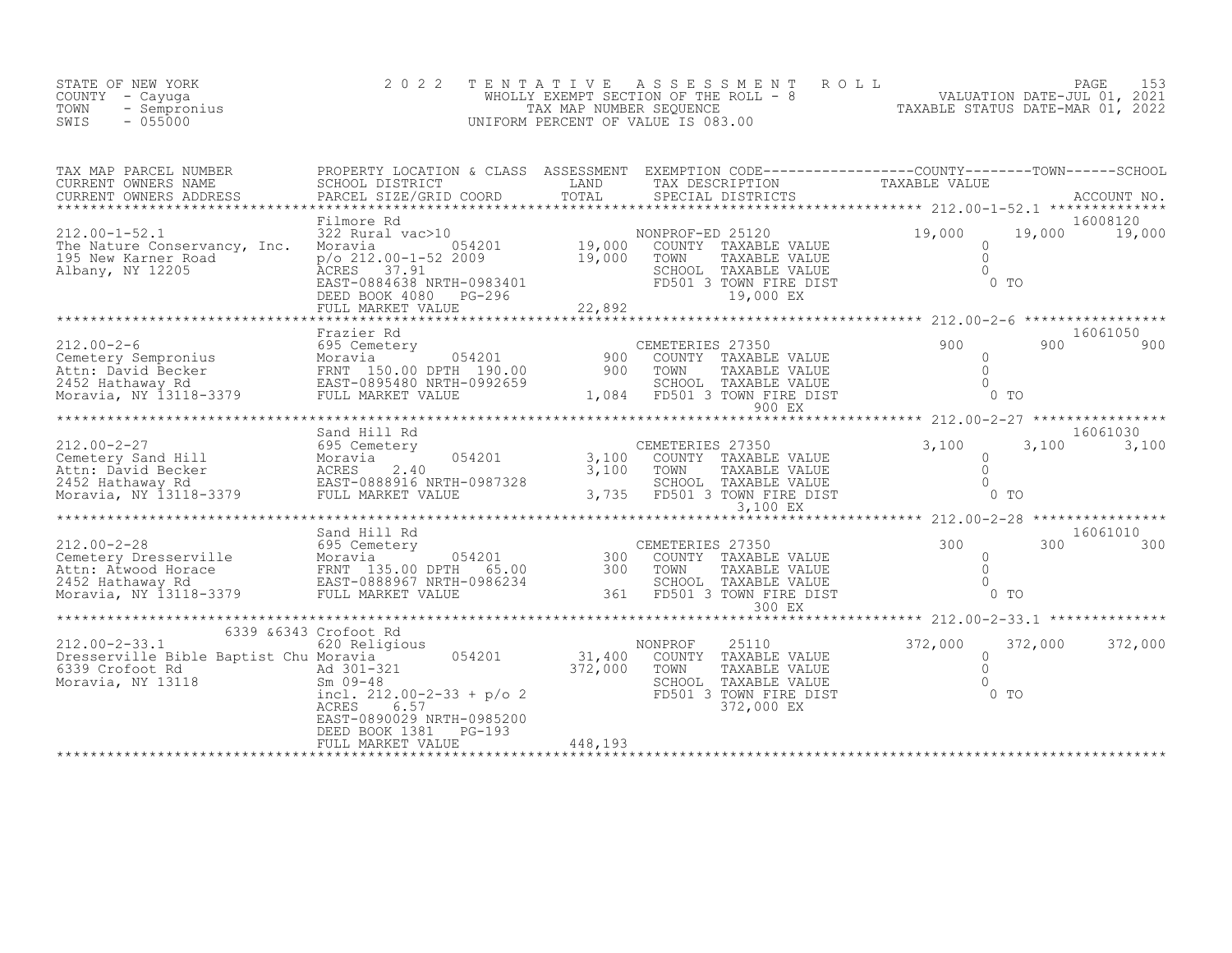STATE OF NEW YORK
COUNTY - Cayuga
TOWN - Sempronius
SWIS - 055000

2022 TENTATIVE ASSESSMENT ROLL
WHOLLY EXEMPT SECTION OF THE ROLL - 8
TAX MAP NUMBER SEQUENCE
UNIFORM PERCENT OF VALUE IS 083.00

VALUATION DATE-JUL 01, 2021
TAXABLE STATUS DATE-MAR 01, 2022

```
TAX MAP PARCEL NUMBER          PROPERTY LOCATION & CLASS  ASSESSMENT  EXEMPTION CODE------------------COUNTY--------TOWN------SCHOOL
CURRENT OWNERS NAME            SCHOOL DISTRICT               LAND      TAX DESCRIPTION              TAXABLE VALUE
CURRENT OWNERS ADDRESS         PARCEL SIZE/GRID COORD        TOTAL     SPECIAL DISTRICTS                                    ACCOUNT NO.
************************************************************************************************************ 212.00-1-52.1 **************
                               Filmore Rd                                                                                   16008120
212.00-1-52.1                  322 Rural vac>10                       NONPROF-ED 25120          19,000       19,000       19,000
The Nature Conservancy, Inc.   Moravia        054201      19,000      COUNTY  TAXABLE VALUE            0
195 New Karner Road            p/o 212.00-1-52 2009       19,000      TOWN    TAXABLE VALUE            0
Albany, NY 12205               ACRES   37.91                          SCHOOL  TAXABLE VALUE            0
                               EAST-0884638 NRTH-0983401              FD501 3 TOWN FIRE DIST              0 TO
                               DEED BOOK 4080   PG-296                         19,000 EX
                               FULL MARKET VALUE           22,892
************************************************************************************************************ 212.00-2-6 *****************
                               Frazier Rd                                                                                   16061050
212.00-2-6                     695 Cemetery                           CEMETERIES 27350            900          900          900
Cemetery Sempronius            Moravia        054201         900      COUNTY  TAXABLE VALUE            0
Attn: David Becker             FRNT 150.00 DPTH 190.00       900      TOWN    TAXABLE VALUE            0
2452 Hathaway Rd               EAST-0895480 NRTH-0992659              SCHOOL  TAXABLE VALUE            0
Moravia, NY 13118-3379         FULL MARKET VALUE           1,084      FD501 3 TOWN FIRE DIST              0 TO
                                                                                  900 EX
************************************************************************************************************ 212.00-2-27 ****************
                               Sand Hill Rd                                                                                 16061030
212.00-2-27                    695 Cemetery                           CEMETERIES 27350          3,100        3,100        3,100
Cemetery Sand Hill             Moravia        054201       3,100      COUNTY  TAXABLE VALUE            0
Attn: David Becker             ACRES    2.40               3,100      TOWN    TAXABLE VALUE            0
2452 Hathaway Rd               EAST-0888916 NRTH-0987328              SCHOOL  TAXABLE VALUE            0
Moravia, NY 13118-3379         FULL MARKET VALUE           3,735      FD501 3 TOWN FIRE DIST              0 TO
                                                                                3,100 EX
************************************************************************************************************ 212.00-2-28 ****************
                               Sand Hill Rd                                                                                 16061010
212.00-2-28                    695 Cemetery                           CEMETERIES 27350            300          300          300
Cemetery Dresserville          Moravia        054201         300      COUNTY  TAXABLE VALUE            0
Attn: Atwood Horace            FRNT 135.00 DPTH  65.00       300      TOWN    TAXABLE VALUE            0
2452 Hathaway Rd               EAST-0888967 NRTH-0986234              SCHOOL  TAXABLE VALUE            0
Moravia, NY 13118-3379         FULL MARKET VALUE             361      FD501 3 TOWN FIRE DIST              0 TO
                                                                                  300 EX
************************************************************************************************************ 212.00-2-33.1 **************
               6339 &6343 Crofoot Rd
212.00-2-33.1                  620 Religious                          NONPROF     25110        372,000      372,000      372,000
Dresserville Bible Baptist Chu Moravia        054201      31,400      COUNTY  TAXABLE VALUE            0
6339 Crofoot Rd                Ad 301-321                372,000      TOWN    TAXABLE VALUE            0
Moravia, NY 13118              Sm 09-48                               SCHOOL  TAXABLE VALUE            0
                               incl. 212.00-2-33 + p/o 2              FD501 3 TOWN FIRE DIST              0 TO
                               ACRES    6.57                                  372,000 EX
                               EAST-0890029 NRTH-0985200
                               DEED BOOK 1381   PG-193
                               FULL MARKET VALUE          448,193
******************************************************************************************************************************************
```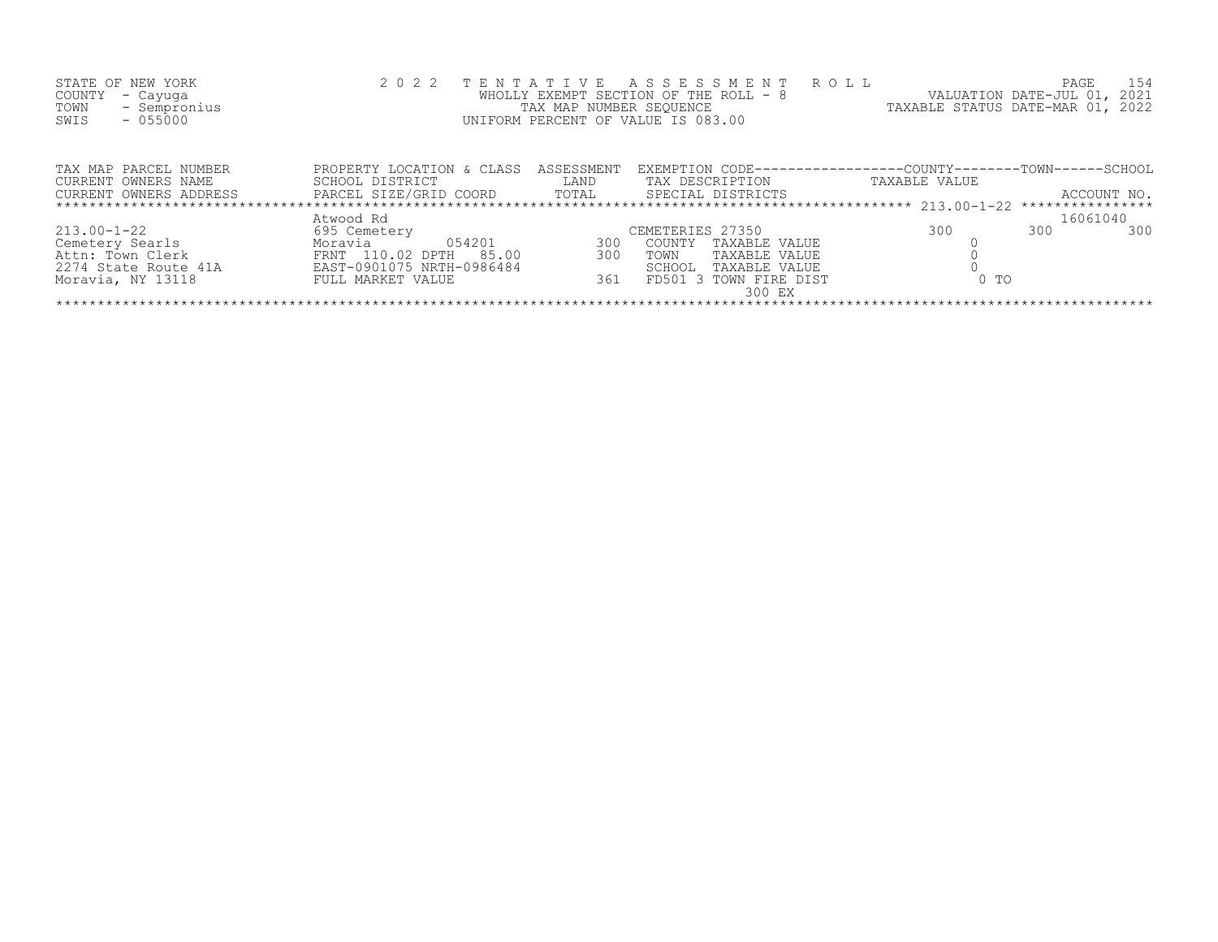STATE OF NEW YORK
COUNTY - Cayuga
TOWN - Sempronius
SWIS - 055000

2 0 2 2 T E N T A T I V E A S S E S S M E N T R O L L
WHOLLY EXEMPT SECTION OF THE ROLL - 8
TAX MAP NUMBER SEQUENCE
UNIFORM PERCENT OF VALUE IS 083.00

VALUATION DATE-JUL 01, 2021
TAXABLE STATUS DATE-MAR 01, 2022

| TAX MAP PARCEL NUMBER / CURRENT OWNERS NAME / CURRENT OWNERS ADDRESS | PROPERTY LOCATION & CLASS / SCHOOL DISTRICT / PARCEL SIZE/GRID COORD | ASSESSMENT LAND / TOTAL | EXEMPTION CODE / TAX DESCRIPTION / SPECIAL DISTRICTS | COUNTY TAXABLE VALUE | TOWN | SCHOOL / ACCOUNT NO. |
|---|---|---|---|---|---|---|
| 213.00-1-22 | Atwood Rd | | | | | 16061040 |
| | 695 Cemetery | | CEMETERIES 27350 | 300 | 300 | 300 |
| Cemetery Searls | Moravia 054201 | 300 | COUNTY TAXABLE VALUE | 0 | | |
| Attn: Town Clerk | FRNT 110.02 DPTH 85.00 | 300 | TOWN TAXABLE VALUE | 0 | | |
| 2274 State Route 41A | EAST-0901075 NRTH-0986484 | | SCHOOL TAXABLE VALUE | 0 | | |
| Moravia, NY 13118 | FULL MARKET VALUE | 361 | FD501 3 TOWN FIRE DIST | 0 TO | | |
| | | | 300 EX | | | |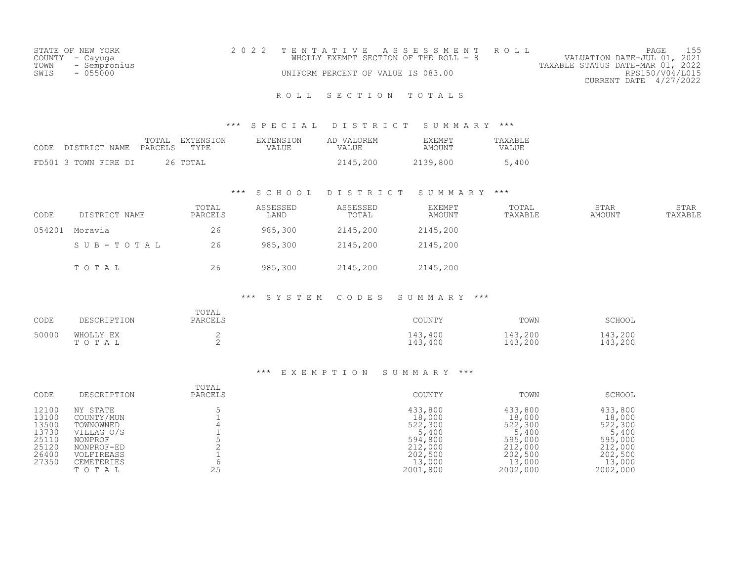STATE OF NEW YORK
COUNTY - Cayuga
TOWN - Sempronius
SWIS - 055000

2022 TENTATIVE ASSESSMENT ROLL
WHOLLY EXEMPT SECTION OF THE ROLL - 8
UNIFORM PERCENT OF VALUE IS 083.00

VALUATION DATE-JUL 01, 2021
TAXABLE STATUS DATE-MAR 01, 2022
RPS150/V04/L015
CURRENT DATE 4/27/2022

## ROLL SECTION TOTALS

### *** SPECIAL DISTRICT SUMMARY ***

| CODE | DISTRICT NAME | TOTAL PARCELS | EXTENSION TYPE | EXTENSION VALUE | AD VALOREM VALUE | EXEMPT AMOUNT | TAXABLE VALUE |
|---|---|---|---|---|---|---|---|
| FD501 | 3 TOWN FIRE DI | 26 | TOTAL | | 2145,200 | 2139,800 | 5,400 |

### *** SCHOOL DISTRICT SUMMARY ***

| CODE | DISTRICT NAME | TOTAL PARCELS | ASSESSED LAND | ASSESSED TOTAL | EXEMPT AMOUNT | TOTAL TAXABLE | STAR AMOUNT | STAR TAXABLE |
|---|---|---|---|---|---|---|---|---|
| 054201 | Moravia | 26 | 985,300 | 2145,200 | 2145,200 | | | |
| | S U B - T O T A L | 26 | 985,300 | 2145,200 | 2145,200 | | | |
| | T O T A L | 26 | 985,300 | 2145,200 | 2145,200 | | | |

### *** SYSTEM CODES SUMMARY ***

| CODE | DESCRIPTION | TOTAL PARCELS | COUNTY | TOWN | SCHOOL |
|---|---|---|---|---|---|
| 50000 | WHOLLY EX | 2 | 143,400 | 143,200 | 143,200 |
| | T O T A L | 2 | 143,400 | 143,200 | 143,200 |

### *** EXEMPTION SUMMARY ***

| CODE | DESCRIPTION | TOTAL PARCELS | COUNTY | TOWN | SCHOOL |
|---|---|---|---|---|---|
| 12100 | NY STATE | 5 | 433,800 | 433,800 | 433,800 |
| 13100 | COUNTY/MUN | 1 | 18,000 | 18,000 | 18,000 |
| 13500 | TOWNOWNED | 4 | 522,300 | 522,300 | 522,300 |
| 13730 | VILLAG O/S | 1 | 5,400 | 5,400 | 5,400 |
| 25110 | NONPROF | 5 | 594,800 | 595,000 | 595,000 |
| 25120 | NONPROF-ED | 2 | 212,000 | 212,000 | 212,000 |
| 26400 | VOLFIREASS | 1 | 202,500 | 202,500 | 202,500 |
| 27350 | CEMETERIES | 6 | 13,000 | 13,000 | 13,000 |
| | T O T A L | 25 | 2001,800 | 2002,000 | 2002,000 |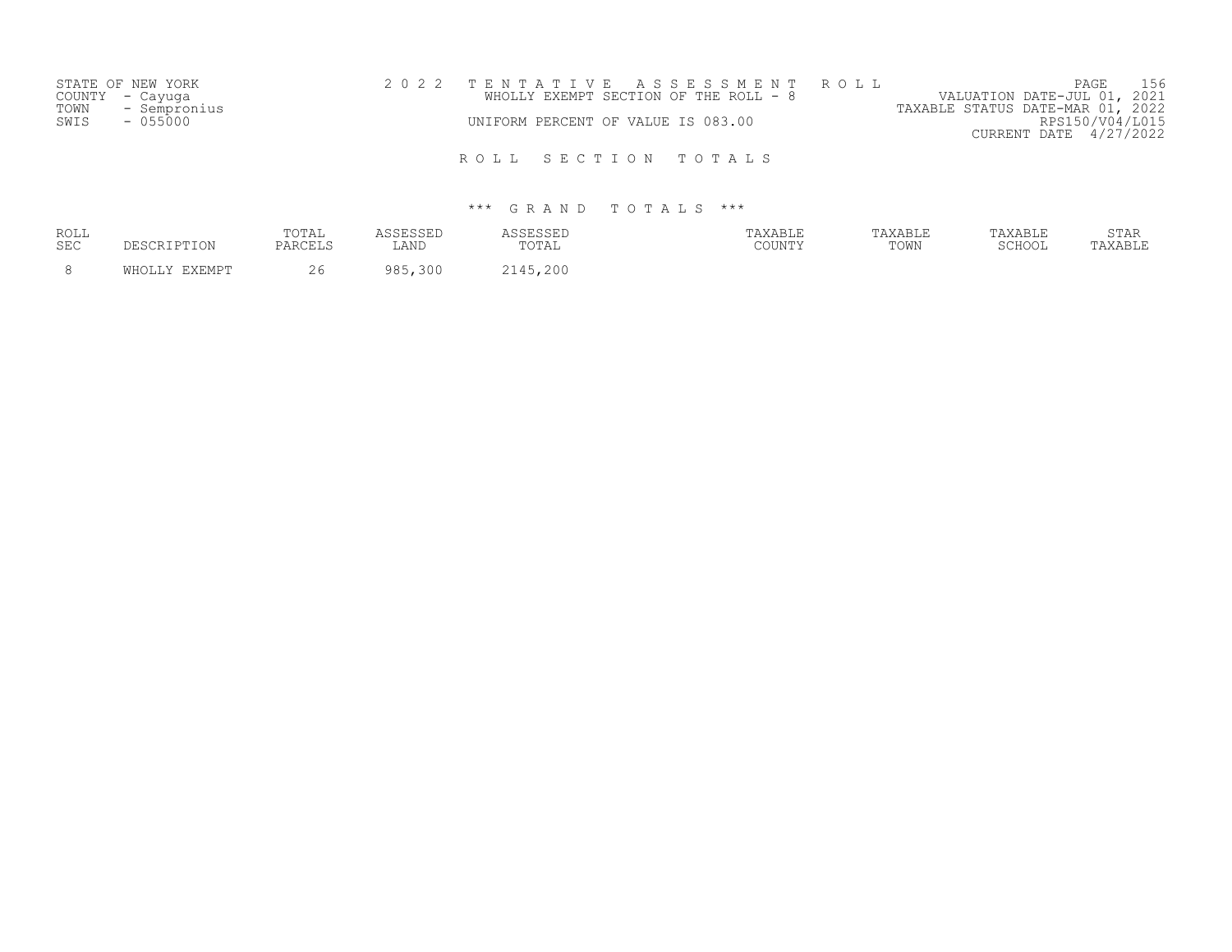STATE OF NEW YORK
COUNTY - Cayuga
TOWN - Sempronius
SWIS - 055000

# 2022 TENTATIVE ASSESSMENT ROLL

WHOLLY EXEMPT SECTION OF THE ROLL - 8

UNIFORM PERCENT OF VALUE IS 083.00

VALUATION DATE-JUL 01, 2021
TAXABLE STATUS DATE-MAR 01, 2022
RPS150/V04/L015
CURRENT DATE 4/27/2022

## ROLL SECTION TOTALS

### *** GRAND TOTALS ***

| ROLL SEC | DESCRIPTION | TOTAL PARCELS | ASSESSED LAND | ASSESSED TOTAL | TAXABLE COUNTY | TAXABLE TOWN | TAXABLE SCHOOL | STAR TAXABLE |
|---|---|---|---|---|---|---|---|---|
| 8 | WHOLLY EXEMPT | 26 | 985,300 | 2145,200 | | | | |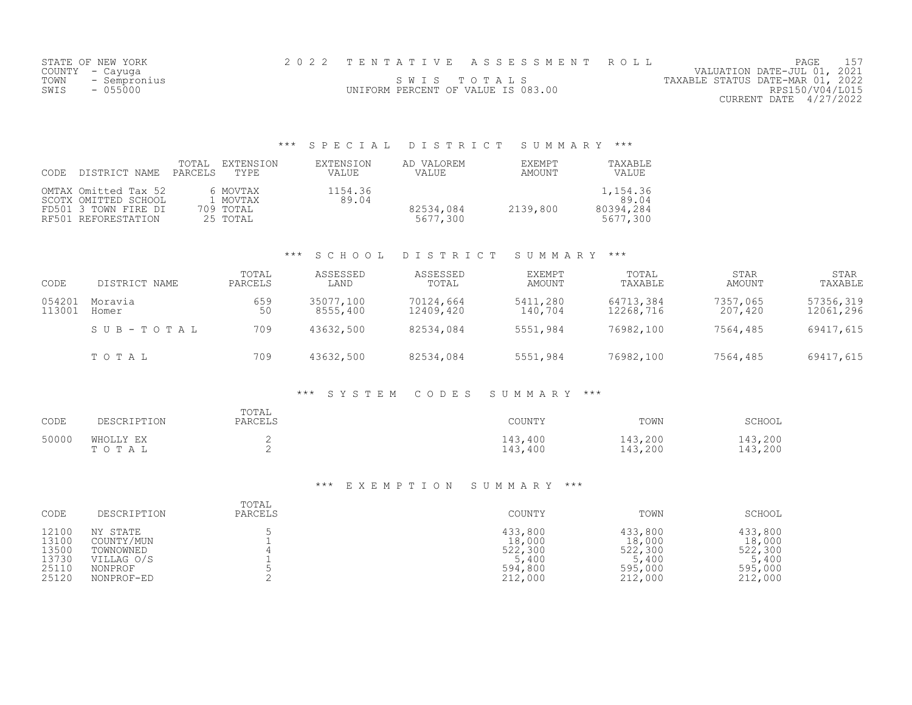STATE OF NEW YORK
COUNTY - Cayuga
TOWN - Sempronius
SWIS - 055000

2 0 2 2 T E N T A T I V E A S S E S S M E N T R O L L

S W I S T O T A L S

UNIFORM PERCENT OF VALUE IS 083.00

VALUATION DATE-JUL 01, 2021
TAXABLE STATUS DATE-MAR 01, 2022
RPS150/V04/L015
CURRENT DATE 4/27/2022

### *** S P E C I A L D I S T R I C T S U M M A R Y ***

| CODE | DISTRICT NAME | TOTAL PARCELS | EXTENSION TYPE | EXTENSION VALUE | AD VALOREM VALUE | EXEMPT AMOUNT | TAXABLE VALUE |
|---|---|---|---|---|---|---|---|
| OMTAX | Omitted Tax 52 | 6 | MOVTAX | 1154.36 | | | 1,154.36 |
| SCOTX | OMITTED SCHOOL | 1 | MOVTAX | 89.04 | | | 89.04 |
| FD501 | 3 TOWN FIRE DI | 709 | TOTAL | | 82534,084 | 2139,800 | 80394,284 |
| RF501 | REFORESTATION | 25 | TOTAL | | 5677,300 | | 5677,300 |

### *** S C H O O L D I S T R I C T S U M M A R Y ***

| CODE | DISTRICT NAME | TOTAL PARCELS | ASSESSED LAND | ASSESSED TOTAL | EXEMPT AMOUNT | TOTAL TAXABLE | STAR AMOUNT | STAR TAXABLE |
|---|---|---|---|---|---|---|---|---|
| 054201 | Moravia | 659 | 35077,100 | 70124,664 | 5411,280 | 64713,384 | 7357,065 | 57356,319 |
| 113001 | Homer | 50 | 8555,400 | 12409,420 | 140,704 | 12268,716 | 207,420 | 12061,296 |
| | S U B - T O T A L | 709 | 43632,500 | 82534,084 | 5551,984 | 76982,100 | 7564,485 | 69417,615 |
| | T O T A L | 709 | 43632,500 | 82534,084 | 5551,984 | 76982,100 | 7564,485 | 69417,615 |

### *** S Y S T E M C O D E S S U M M A R Y ***

| CODE | DESCRIPTION | TOTAL PARCELS | COUNTY | TOWN | SCHOOL |
|---|---|---|---|---|---|
| 50000 | WHOLLY EX | 2 | 143,400 | 143,200 | 143,200 |
| | T O T A L | 2 | 143,400 | 143,200 | 143,200 |

### *** E X E M P T I O N S U M M A R Y ***

| CODE | DESCRIPTION | TOTAL PARCELS | COUNTY | TOWN | SCHOOL |
|---|---|---|---|---|---|
| 12100 | NY STATE | 5 | 433,800 | 433,800 | 433,800 |
| 13100 | COUNTY/MUN | 1 | 18,000 | 18,000 | 18,000 |
| 13500 | TOWNOWNED | 4 | 522,300 | 522,300 | 522,300 |
| 13730 | VILLAG O/S | 1 | 5,400 | 5,400 | 5,400 |
| 25110 | NONPROF | 5 | 594,800 | 595,000 | 595,000 |
| 25120 | NONPROF-ED | 2 | 212,000 | 212,000 | 212,000 |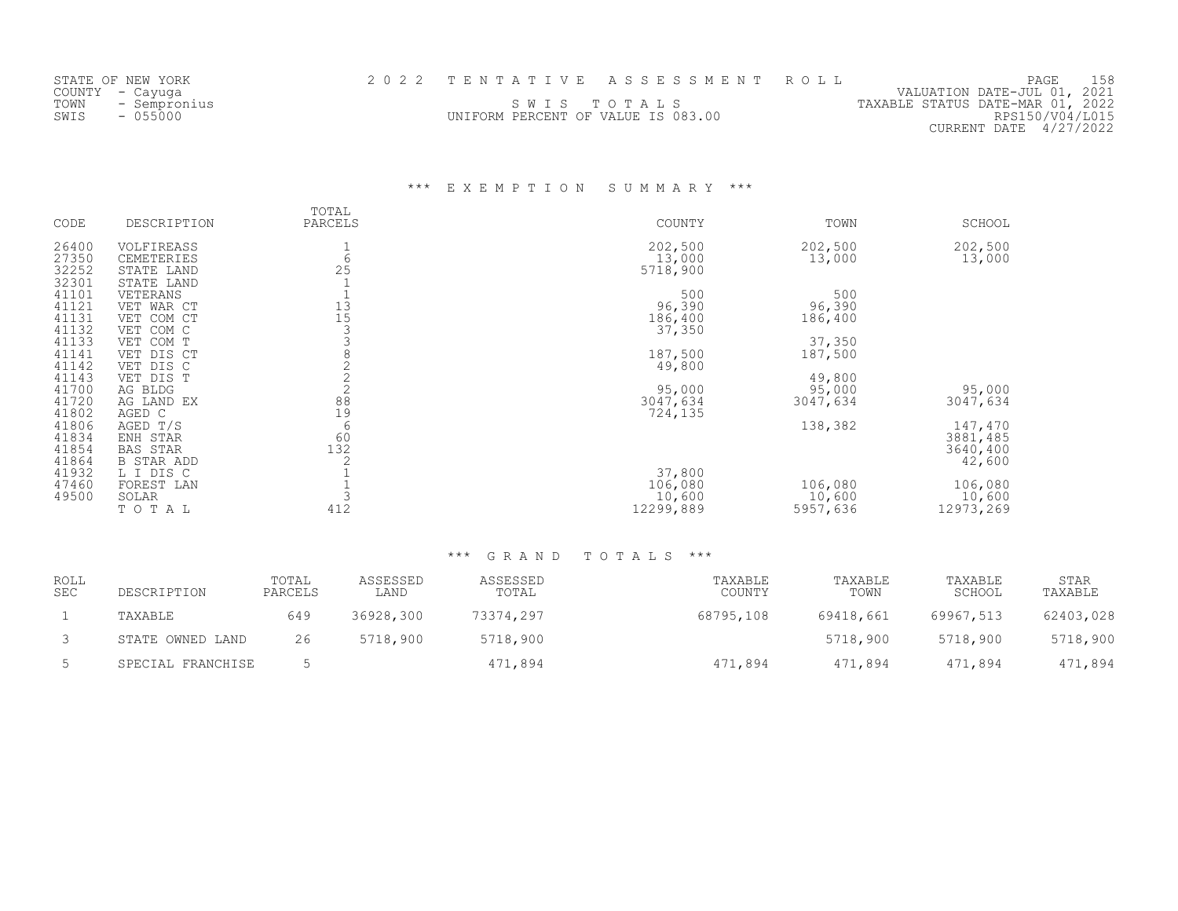STATE OF NEW YORK
COUNTY - Cayuga
TOWN - Sempronius
SWIS - 055000

2 0 2 2 T E N T A T I V E A S S E S S M E N T R O L L

S W I S T O T A L S

UNIFORM PERCENT OF VALUE IS 083.00

VALUATION DATE-JUL 01, 2021
TAXABLE STATUS DATE-MAR 01, 2022
RPS150/V04/L015
CURRENT DATE 4/27/2022

### *** E X E M P T I O N S U M M A R Y ***

| CODE | DESCRIPTION | TOTAL PARCELS | COUNTY | TOWN | SCHOOL |
|---|---|---|---|---|---|
| 26400 | VOLFIREASS | 1 | 202,500 | 202,500 | 202,500 |
| 27350 | CEMETERIES | 6 | 13,000 | 13,000 | 13,000 |
| 32252 | STATE LAND | 25 | 5718,900 | | |
| 32301 | STATE LAND | 1 | | | |
| 41101 | VETERANS | 1 | 500 | 500 | |
| 41121 | VET WAR CT | 13 | 96,390 | 96,390 | |
| 41131 | VET COM CT | 15 | 186,400 | 186,400 | |
| 41132 | VET COM C | 3 | 37,350 | | |
| 41133 | VET COM T | 3 | | 37,350 | |
| 41141 | VET DIS CT | 8 | 187,500 | 187,500 | |
| 41142 | VET DIS C | 2 | 49,800 | | |
| 41143 | VET DIS T | 2 | | 49,800 | |
| 41700 | AG BLDG | 2 | 95,000 | 95,000 | 95,000 |
| 41720 | AG LAND EX | 88 | 3047,634 | 3047,634 | 3047,634 |
| 41802 | AGED C | 19 | 724,135 | | |
| 41806 | AGED T/S | 6 | | 138,382 | 147,470 |
| 41834 | ENH STAR | 60 | | | 3881,485 |
| 41854 | BAS STAR | 132 | | | 3640,400 |
| 41864 | B STAR ADD | 2 | | | 42,600 |
| 41932 | L I DIS C | 1 | 37,800 | | |
| 47460 | FOREST LAN | 1 | 106,080 | 106,080 | 106,080 |
| 49500 | SOLAR | 3 | 10,600 | 10,600 | 10,600 |
| | T O T A L | 412 | 12299,889 | 5957,636 | 12973,269 |

### *** G R A N D T O T A L S ***

| ROLL SEC | DESCRIPTION | TOTAL PARCELS | ASSESSED LAND | ASSESSED TOTAL | TAXABLE COUNTY | TAXABLE TOWN | TAXABLE SCHOOL | STAR TAXABLE |
|---|---|---|---|---|---|---|---|---|
| 1 | TAXABLE | 649 | 36928,300 | 73374,297 | 68795,108 | 69418,661 | 69967,513 | 62403,028 |
| 3 | STATE OWNED LAND | 26 | 5718,900 | 5718,900 | | 5718,900 | 5718,900 | 5718,900 |
| 5 | SPECIAL FRANCHISE | 5 | | 471,894 | 471,894 | 471,894 | 471,894 | 471,894 |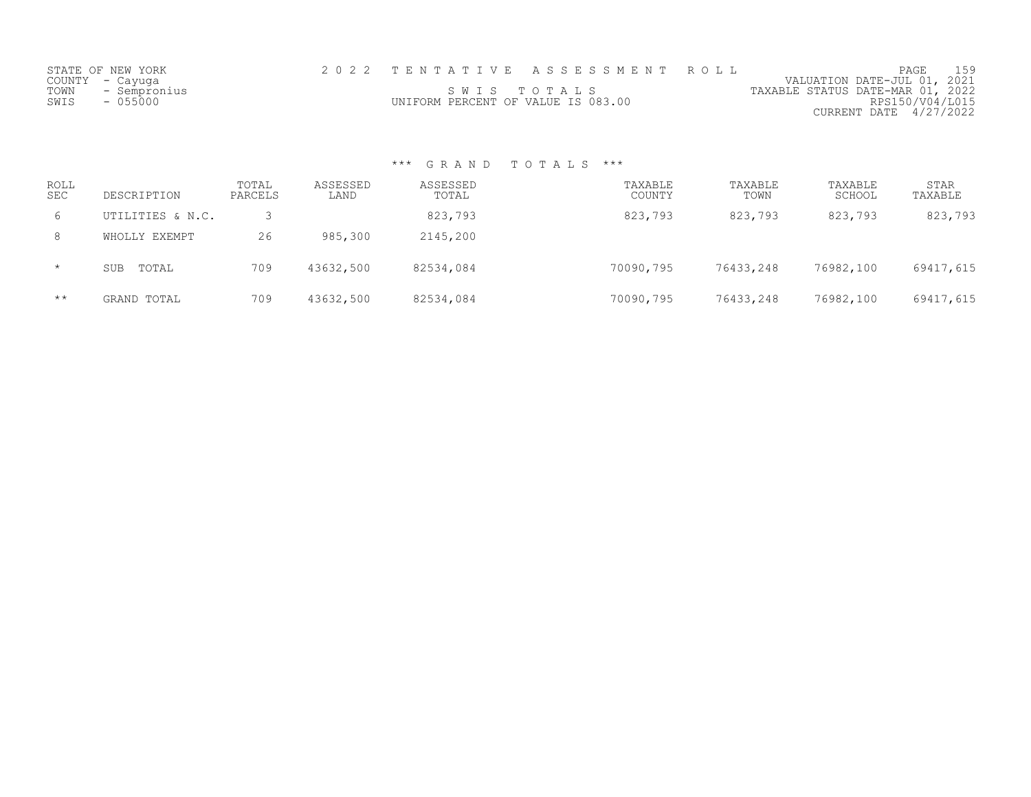STATE OF NEW YORK
COUNTY - Cayuga
TOWN - Sempronius
SWIS - 055000

2 0 2 2 T E N T A T I V E A S S E S S M E N T R O L L

S W I S T O T A L S

UNIFORM PERCENT OF VALUE IS 083.00

VALUATION DATE-JUL 01, 2021
TAXABLE STATUS DATE-MAR 01, 2022
RPS150/V04/L015
CURRENT DATE 4/27/2022

*** G R A N D T O T A L S ***

| ROLL SEC | DESCRIPTION | TOTAL PARCELS | ASSESSED LAND | ASSESSED TOTAL | TAXABLE COUNTY | TAXABLE TOWN | TAXABLE SCHOOL | STAR TAXABLE |
|---|---|---|---|---|---|---|---|---|
| 6 | UTILITIES & N.C. | 3 | | 823,793 | 823,793 | 823,793 | 823,793 | 823,793 |
| 8 | WHOLLY EXEMPT | 26 | 985,300 | 2145,200 | | | | |
| * | SUB TOTAL | 709 | 43632,500 | 82534,084 | 70090,795 | 76433,248 | 76982,100 | 69417,615 |
| ** | GRAND TOTAL | 709 | 43632,500 | 82534,084 | 70090,795 | 76433,248 | 76982,100 | 69417,615 |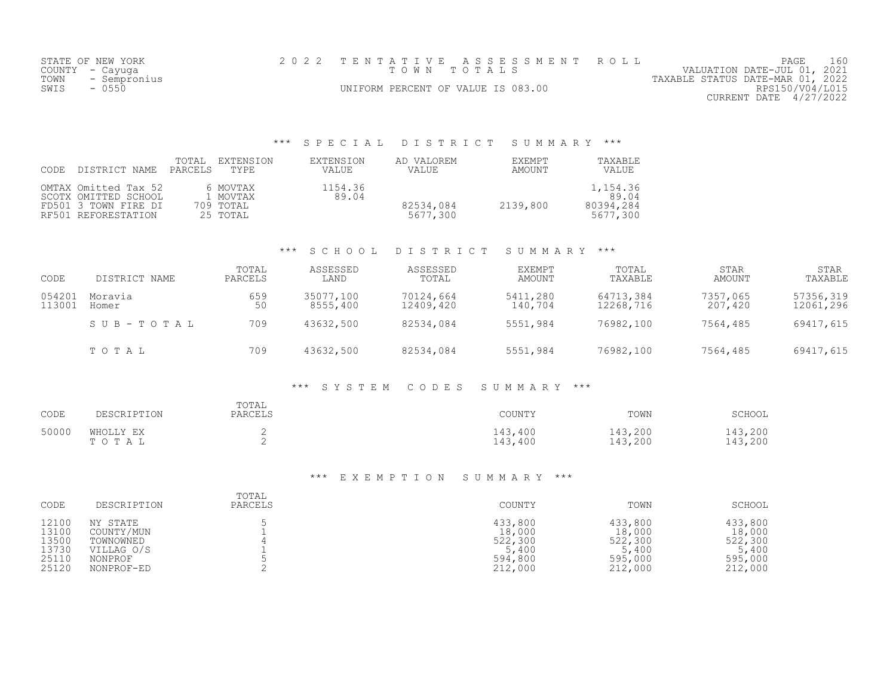STATE OF NEW YORK
COUNTY - Cayuga
TOWN - Sempronius
SWIS - 0550

# 2022 TENTATIVE ASSESSMENT ROLL

TOWN TOTALS

UNIFORM PERCENT OF VALUE IS 083.00

VALUATION DATE-JUL 01, 2021
TAXABLE STATUS DATE-MAR 01, 2022
RPS150/V04/L015
CURRENT DATE 4/27/2022

## *** SPECIAL DISTRICT SUMMARY ***

| CODE | DISTRICT NAME | TOTAL PARCELS | EXTENSION TYPE | EXTENSION VALUE | AD VALOREM VALUE | EXEMPT AMOUNT | TAXABLE VALUE |
|---|---|---|---|---|---|---|---|
| OMTAX | Omitted Tax 52 | 6 | MOVTAX | 1154.36 | | | 1,154.36 |
| SCOTX | OMITTED SCHOOL | 1 | MOVTAX | 89.04 | | | 89.04 |
| FD501 | 3 TOWN FIRE DI | 709 | TOTAL | | 82534,084 | 2139,800 | 80394,284 |
| RF501 | REFORESTATION | 25 | TOTAL | | 5677,300 | | 5677,300 |

## *** SCHOOL DISTRICT SUMMARY ***

| CODE | DISTRICT NAME | TOTAL PARCELS | ASSESSED LAND | ASSESSED TOTAL | EXEMPT AMOUNT | TOTAL TAXABLE | STAR AMOUNT | STAR TAXABLE |
|---|---|---|---|---|---|---|---|---|
| 054201 | Moravia | 659 | 35077,100 | 70124,664 | 5411,280 | 64713,384 | 7357,065 | 57356,319 |
| 113001 | Homer | 50 | 8555,400 | 12409,420 | 140,704 | 12268,716 | 207,420 | 12061,296 |
| | SUB-TOTAL | 709 | 43632,500 | 82534,084 | 5551,984 | 76982,100 | 7564,485 | 69417,615 |
| | TOTAL | 709 | 43632,500 | 82534,084 | 5551,984 | 76982,100 | 7564,485 | 69417,615 |

## *** SYSTEM CODES SUMMARY ***

| CODE | DESCRIPTION | TOTAL PARCELS | COUNTY | TOWN | SCHOOL |
|---|---|---|---|---|---|
| 50000 | WHOLLY EX | 2 | 143,400 | 143,200 | 143,200 |
| | TOTAL | 2 | 143,400 | 143,200 | 143,200 |

## *** EXEMPTION SUMMARY ***

| CODE | DESCRIPTION | TOTAL PARCELS | COUNTY | TOWN | SCHOOL |
|---|---|---|---|---|---|
| 12100 | NY STATE | 5 | 433,800 | 433,800 | 433,800 |
| 13100 | COUNTY/MUN | 1 | 18,000 | 18,000 | 18,000 |
| 13500 | TOWNOWNED | 4 | 522,300 | 522,300 | 522,300 |
| 13730 | VILLAG O/S | 1 | 5,400 | 5,400 | 5,400 |
| 25110 | NONPROF | 5 | 594,800 | 595,000 | 595,000 |
| 25120 | NONPROF-ED | 2 | 212,000 | 212,000 | 212,000 |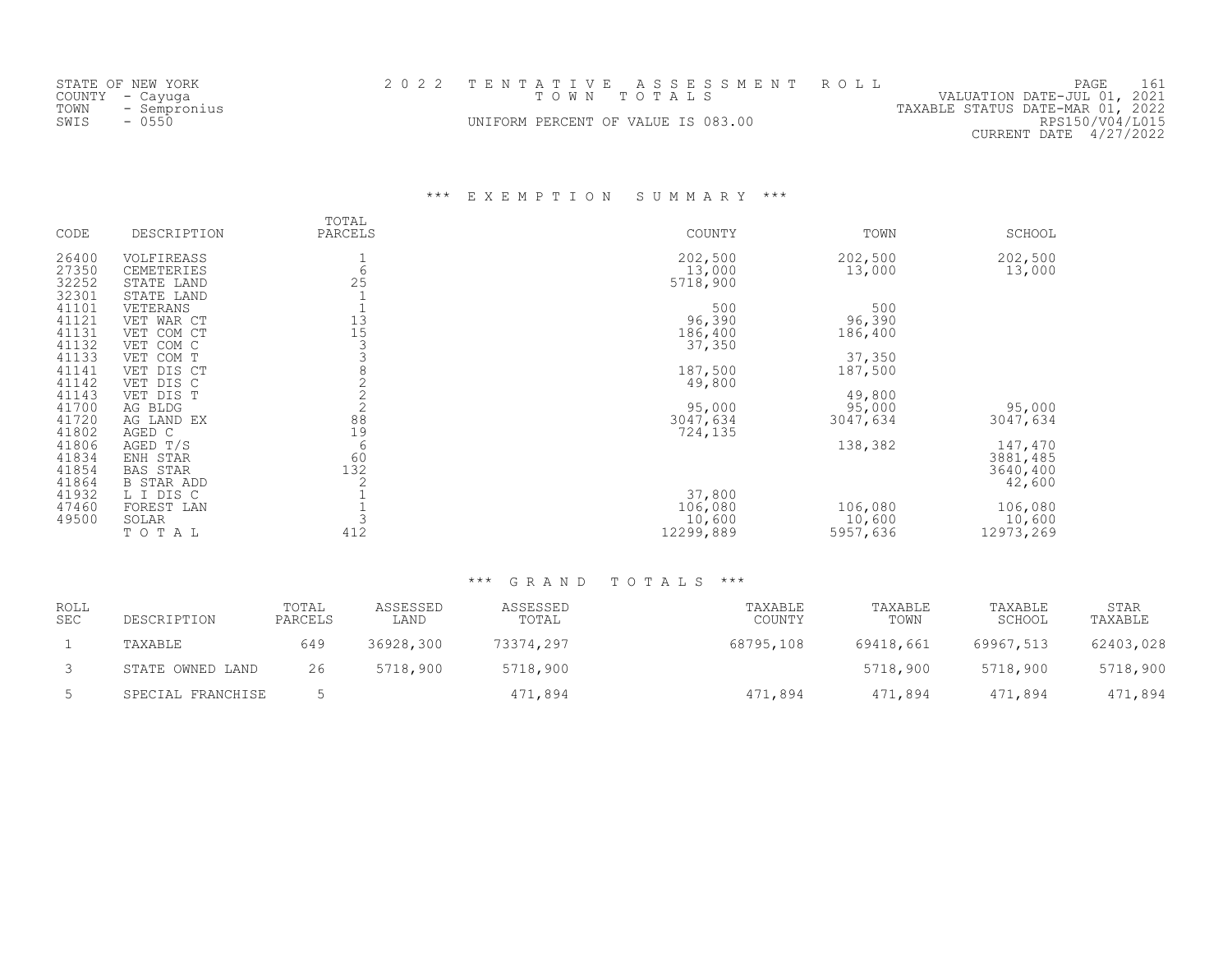STATE OF NEW YORK
COUNTY - Cayuga
TOWN - Sempronius
SWIS - 0550

2 0 2 2 T E N T A T I V E A S S E S S M E N T R O L L
T O W N T O T A L S
UNIFORM PERCENT OF VALUE IS 083.00

VALUATION DATE-JUL 01, 2021
TAXABLE STATUS DATE-MAR 01, 2022
RPS150/V04/L015
CURRENT DATE 4/27/2022

## *** E X E M P T I O N S U M M A R Y ***

| CODE | DESCRIPTION | TOTAL PARCELS | COUNTY | TOWN | SCHOOL |
|---|---|---|---|---|---|
| 26400 | VOLFIREASS | 1 | 202,500 | 202,500 | 202,500 |
| 27350 | CEMETERIES | 6 | 13,000 | 13,000 | 13,000 |
| 32252 | STATE LAND | 25 | 5718,900 | | |
| 32301 | STATE LAND | 1 | | | |
| 41101 | VETERANS | 1 | 500 | 500 | |
| 41121 | VET WAR CT | 13 | 96,390 | 96,390 | |
| 41131 | VET COM CT | 15 | 186,400 | 186,400 | |
| 41132 | VET COM C | 3 | 37,350 | | |
| 41133 | VET COM T | 3 | | 37,350 | |
| 41141 | VET DIS CT | 8 | 187,500 | 187,500 | |
| 41142 | VET DIS C | 2 | 49,800 | | |
| 41143 | VET DIS T | 2 | | 49,800 | |
| 41700 | AG BLDG | 2 | 95,000 | 95,000 | 95,000 |
| 41720 | AG LAND EX | 88 | 3047,634 | 3047,634 | 3047,634 |
| 41802 | AGED C | 19 | 724,135 | | |
| 41806 | AGED T/S | 6 | | 138,382 | 147,470 |
| 41834 | ENH STAR | 60 | | | 3881,485 |
| 41854 | BAS STAR | 132 | | | 3640,400 |
| 41864 | B STAR ADD | 2 | | | 42,600 |
| 41932 | L I DIS C | 1 | 37,800 | | |
| 47460 | FOREST LAN | 1 | 106,080 | 106,080 | 106,080 |
| 49500 | SOLAR | 3 | 10,600 | 10,600 | 10,600 |
| | T O T A L | 412 | 12299,889 | 5957,636 | 12973,269 |

## *** G R A N D T O T A L S ***

| ROLL SEC | DESCRIPTION | TOTAL PARCELS | ASSESSED LAND | ASSESSED TOTAL | TAXABLE COUNTY | TAXABLE TOWN | TAXABLE SCHOOL | STAR TAXABLE |
|---|---|---|---|---|---|---|---|---|
| 1 | TAXABLE | 649 | 36928,300 | 73374,297 | 68795,108 | 69418,661 | 69967,513 | 62403,028 |
| 3 | STATE OWNED LAND | 26 | 5718,900 | 5718,900 | | 5718,900 | 5718,900 | 5718,900 |
| 5 | SPECIAL FRANCHISE | 5 | | 471,894 | 471,894 | 471,894 | 471,894 | 471,894 |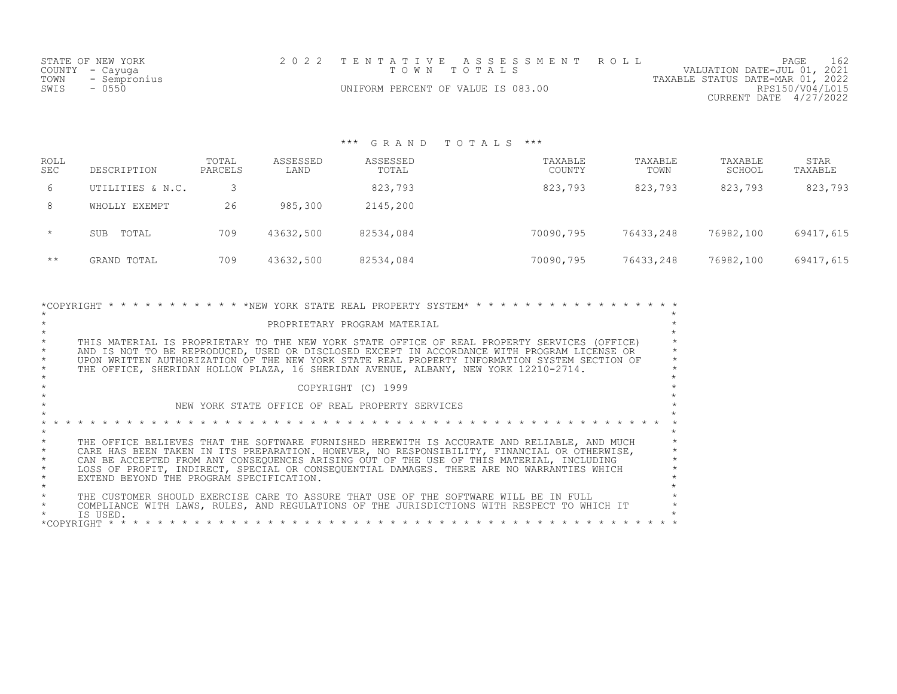STATE OF NEW YORK
COUNTY - Cayuga
TOWN - Sempronius
SWIS - 0550

2 0 2 2 T E N T A T I V E A S S E S S M E N T R O L L
T O W N T O T A L S
UNIFORM PERCENT OF VALUE IS 083.00

VALUATION DATE-JUL 01, 2021
TAXABLE STATUS DATE-MAR 01, 2022
RPS150/V04/L015
CURRENT DATE 4/27/2022

### *** G R A N D T O T A L S ***

| ROLL SEC | DESCRIPTION | TOTAL PARCELS | ASSESSED LAND | ASSESSED TOTAL | TAXABLE COUNTY | TAXABLE TOWN | TAXABLE SCHOOL | STAR TAXABLE |
|---|---|---|---|---|---|---|---|---|
| 6 | UTILITIES & N.C. | 3 | | 823,793 | 823,793 | 823,793 | 823,793 | 823,793 |
| 8 | WHOLLY EXEMPT | 26 | 985,300 | 2145,200 | | | | |
| * | SUB TOTAL | 709 | 43632,500 | 82534,084 | 70090,795 | 76433,248 | 76982,100 | 69417,615 |
| ** | GRAND TOTAL | 709 | 43632,500 | 82534,084 | 70090,795 | 76433,248 | 76982,100 | 69417,615 |

*COPYRIGHT * * * * * * * * * * * *NEW YORK STATE REAL PROPERTY SYSTEM* * * * * * * * * * * * * * * * * *

PROPRIETARY PROGRAM MATERIAL

THIS MATERIAL IS PROPRIETARY TO THE NEW YORK STATE OFFICE OF REAL PROPERTY SERVICES (OFFICE) AND IS NOT TO BE REPRODUCED, USED OR DISCLOSED EXCEPT IN ACCORDANCE WITH PROGRAM LICENSE OR UPON WRITTEN AUTHORIZATION OF THE NEW YORK STATE REAL PROPERTY INFORMATION SYSTEM SECTION OF THE OFFICE, SHERIDAN HOLLOW PLAZA, 16 SHERIDAN AVENUE, ALBANY, NEW YORK 12210-2714.

COPYRIGHT (C) 1999

NEW YORK STATE OFFICE OF REAL PROPERTY SERVICES

THE OFFICE BELIEVES THAT THE SOFTWARE FURNISHED HEREWITH IS ACCURATE AND RELIABLE, AND MUCH CARE HAS BEEN TAKEN IN ITS PREPARATION. HOWEVER, NO RESPONSIBILITY, FINANCIAL OR OTHERWISE, CAN BE ACCEPTED FROM ANY CONSEQUENCES ARISING OUT OF THE USE OF THIS MATERIAL, INCLUDING LOSS OF PROFIT, INDIRECT, SPECIAL OR CONSEQUENTIAL DAMAGES. THERE ARE NO WARRANTIES WHICH EXTEND BEYOND THE PROGRAM SPECIFICATION.

THE CUSTOMER SHOULD EXERCISE CARE TO ASSURE THAT USE OF THE SOFTWARE WILL BE IN FULL COMPLIANCE WITH LAWS, RULES, AND REGULATIONS OF THE JURISDICTIONS WITH RESPECT TO WHICH IT IS USED.

*COPYRIGHT * * * * * * * * * * * * * * * * * * * * * * * * * * * * * * * * * * * * * * * * * * * * *